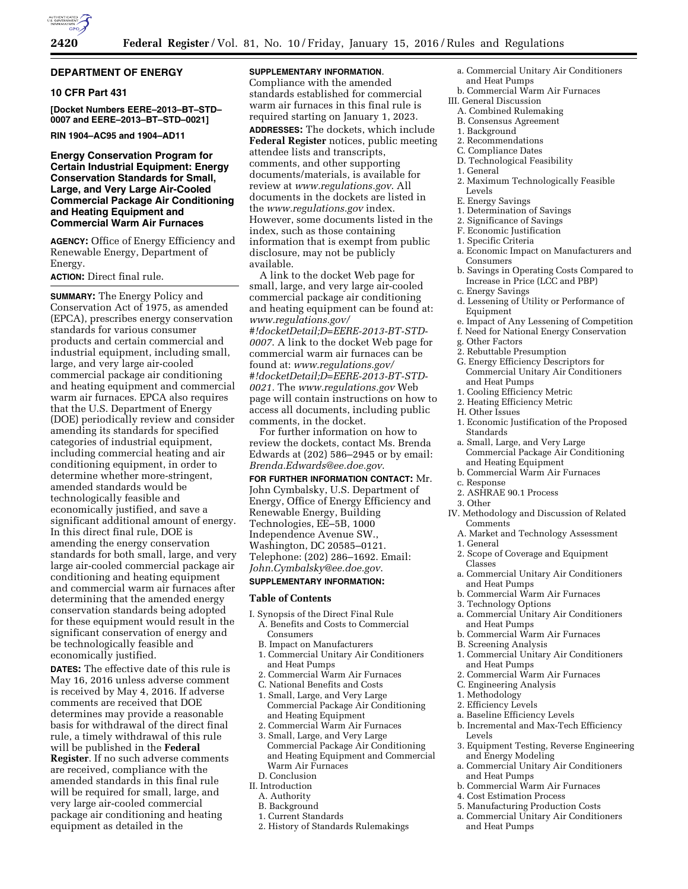## DEPARTMENT OF ENERGY

### 10 CFR Part 431

**[Docket Numbers EERE–2013–BT–STD–0007 and EERE–2013–BT–STD–0021]**

**RIN 1904–AC95 and 1904–AD11**

# Energy Conservation Program for Certain Industrial Equipment: Energy Conservation Standards for Small, Large, and Very Large Air-Cooled Commercial Package Air Conditioning and Heating Equipment and Commercial Warm Air Furnaces

**AGENCY:** Office of Energy Efficiency and Renewable Energy, Department of Energy.

**ACTION:** Direct final rule.

**SUMMARY:** The Energy Policy and Conservation Act of 1975, as amended (EPCA), prescribes energy conservation standards for various consumer products and certain commercial and industrial equipment, including small, large, and very large air-cooled commercial package air conditioning and heating equipment and commercial warm air furnaces. EPCA also requires that the U.S. Department of Energy (DOE) periodically review and consider amending its standards for specified categories of industrial equipment, including commercial heating and air conditioning equipment, in order to determine whether more-stringent, amended standards would be technologically feasible and economically justified, and save a significant additional amount of energy. In this direct final rule, DOE is amending the energy conservation standards for both small, large, and very large air-cooled commercial package air conditioning and heating equipment and commercial warm air furnaces after determining that the amended energy conservation standards being adopted for these equipment would result in the significant conservation of energy and be technologically feasible and economically justified.

**DATES:** The effective date of this rule is May 16, 2016 unless adverse comment is received by May 4, 2016. If adverse comments are received that DOE determines may provide a reasonable basis for withdrawal of the direct final rule, a timely withdrawal of this rule will be published in the **Federal Register**. If no such adverse comments are received, compliance with the amended standards in this final rule will be required for small, large, and very large air-cooled commercial package air conditioning and heating equipment as detailed in the **SUPPLEMENTARY INFORMATION**. Compliance with the amended standards established for commercial warm air furnaces in this final rule is required starting on January 1, 2023.

**ADDRESSES:** The dockets, which include **Federal Register** notices, public meeting attendee lists and transcripts, comments, and other supporting documents/materials, is available for review at *www.regulations.gov*. All documents in the dockets are listed in the *www.regulations.gov* index. However, some documents listed in the index, such as those containing information that is exempt from public disclosure, may not be publicly available.

A link to the docket Web page for small, large, and very large air-cooled commercial package air conditioning and heating equipment can be found at: *www.regulations.gov/#!docketDetail;D=EERE-2013-BT-STD-0007*. A link to the docket Web page for commercial warm air furnaces can be found at: *www.regulations.gov/#!docketDetail;D=EERE-2013-BT-STD-0021*. The *www.regulations.gov* Web page will contain instructions on how to access all documents, including public comments, in the docket.

For further information on how to review the dockets, contact Ms. Brenda Edwards at (202) 586–2945 or by email: *Brenda.Edwards@ee.doe.gov*.

**FOR FURTHER INFORMATION CONTACT:** Mr. John Cymbalsky, U.S. Department of Energy, Office of Energy Efficiency and Renewable Energy, Building Technologies, EE–5B, 1000 Independence Avenue SW., Washington, DC 20585–0121. Telephone: (202) 286–1692. Email: *John.Cymbalsky@ee.doe.gov*.

**SUPPLEMENTARY INFORMATION:**

## Table of Contents

I. Synopsis of the Direct Final Rule
  A. Benefits and Costs to Commercial Consumers
  B. Impact on Manufacturers
  1. Commercial Unitary Air Conditioners and Heat Pumps
  2. Commercial Warm Air Furnaces
  C. National Benefits and Costs
  1. Small, Large, and Very Large Commercial Package Air Conditioning and Heating Equipment
  2. Commercial Warm Air Furnaces
  3. Small, Large, and Very Large Commercial Package Air Conditioning and Heating Equipment and Commercial Warm Air Furnaces
  D. Conclusion
II. Introduction
  A. Authority
  B. Background
  1. Current Standards
  2. History of Standards Rulemakings
  a. Commercial Unitary Air Conditioners and Heat Pumps
  b. Commercial Warm Air Furnaces
III. General Discussion
  A. Combined Rulemaking
  B. Consensus Agreement
  1. Background
  2. Recommendations
  C. Compliance Dates
  D. Technological Feasibility
  1. General
  2. Maximum Technologically Feasible Levels
  E. Energy Savings
  1. Determination of Savings
  2. Significance of Savings
  F. Economic Justification
  1. Specific Criteria
  a. Economic Impact on Manufacturers and Consumers
  b. Savings in Operating Costs Compared to Increase in Price (LCC and PBP)
  c. Energy Savings
  d. Lessening of Utility or Performance of Equipment
  e. Impact of Any Lessening of Competition
  f. Need for National Energy Conservation
  g. Other Factors
  2. Rebuttable Presumption
  G. Energy Efficiency Descriptors for Commercial Unitary Air Conditioners and Heat Pumps
  1. Cooling Efficiency Metric
  2. Heating Efficiency Metric
  H. Other Issues
  1. Economic Justification of the Proposed Standards
  a. Small, Large, and Very Large Commercial Package Air Conditioning and Heating Equipment
  b. Commercial Warm Air Furnaces
  c. Response
  2. ASHRAE 90.1 Process
  3. Other
IV. Methodology and Discussion of Related Comments
  A. Market and Technology Assessment
  1. General
  2. Scope of Coverage and Equipment Classes
  a. Commercial Unitary Air Conditioners and Heat Pumps
  b. Commercial Warm Air Furnaces
  3. Technology Options
  a. Commercial Unitary Air Conditioners and Heat Pumps
  b. Commercial Warm Air Furnaces
  B. Screening Analysis
  1. Commercial Unitary Air Conditioners and Heat Pumps
  2. Commercial Warm Air Furnaces
  C. Engineering Analysis
  1. Methodology
  2. Efficiency Levels
  a. Baseline Efficiency Levels
  b. Incremental and Max-Tech Efficiency Levels
  3. Equipment Testing, Reverse Engineering and Energy Modeling
  a. Commercial Unitary Air Conditioners and Heat Pumps
  b. Commercial Warm Air Furnaces
  4. Cost Estimation Process
  5. Manufacturing Production Costs
  a. Commercial Unitary Air Conditioners and Heat Pumps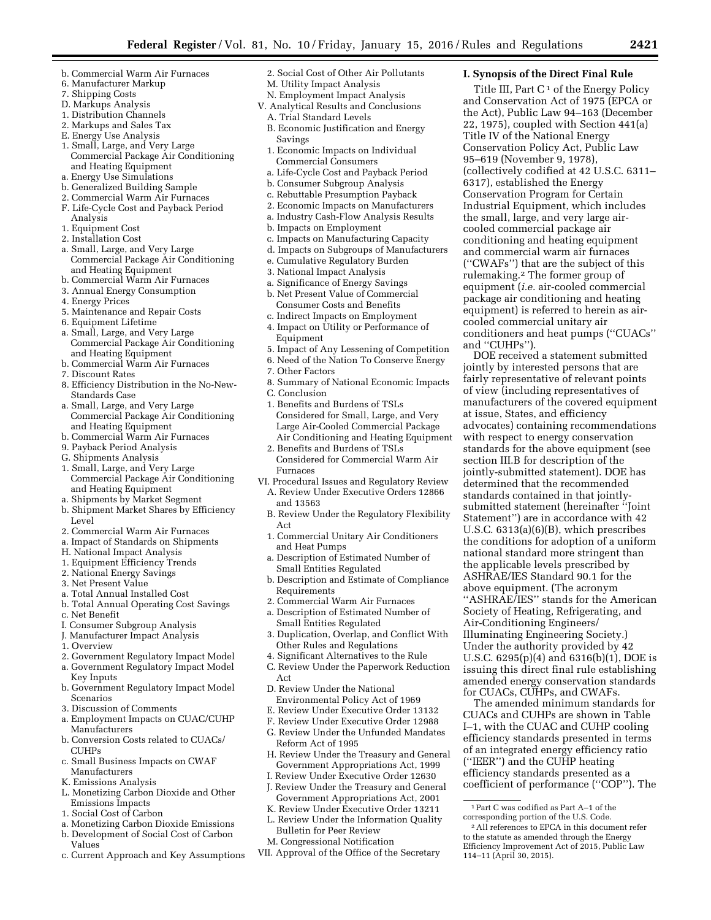b. Commercial Warm Air Furnaces
6. Manufacturer Markup
7. Shipping Costs
D. Markups Analysis
1. Distribution Channels
2. Markups and Sales Tax
E. Energy Use Analysis
1. Small, Large, and Very Large Commercial Package Air Conditioning and Heating Equipment
a. Energy Use Simulations
b. Generalized Building Sample
2. Commercial Warm Air Furnaces
F. Life-Cycle Cost and Payback Period Analysis
1. Equipment Cost
2. Installation Cost
a. Small, Large, and Very Large Commercial Package Air Conditioning and Heating Equipment
b. Commercial Warm Air Furnaces
3. Annual Energy Consumption
4. Energy Prices
5. Maintenance and Repair Costs
6. Equipment Lifetime
a. Small, Large, and Very Large Commercial Package Air Conditioning and Heating Equipment
b. Commercial Warm Air Furnaces
7. Discount Rates
8. Efficiency Distribution in the No-New-Standards Case
a. Small, Large, and Very Large Commercial Package Air Conditioning and Heating Equipment
b. Commercial Warm Air Furnaces
9. Payback Period Analysis
G. Shipments Analysis
1. Small, Large, and Very Large Commercial Package Air Conditioning and Heating Equipment
a. Shipments by Market Segment
b. Shipment Market Shares by Efficiency Level
2. Commercial Warm Air Furnaces
a. Impact of Standards on Shipments
H. National Impact Analysis
1. Equipment Efficiency Trends
2. National Energy Savings
3. Net Present Value
a. Total Annual Installed Cost
b. Total Annual Operating Cost Savings
c. Net Benefit
I. Consumer Subgroup Analysis
J. Manufacturer Impact Analysis
1. Overview
2. Government Regulatory Impact Model
a. Government Regulatory Impact Model Key Inputs
b. Government Regulatory Impact Model Scenarios
3. Discussion of Comments
a. Employment Impacts on CUAC/CUHP Manufacturers
b. Conversion Costs related to CUACs/CUHPs
c. Small Business Impacts on CWAF Manufacturers
K. Emissions Analysis
L. Monetizing Carbon Dioxide and Other Emissions Impacts
1. Social Cost of Carbon
a. Monetizing Carbon Dioxide Emissions
b. Development of Social Cost of Carbon Values
c. Current Approach and Key Assumptions
2. Social Cost of Other Air Pollutants
M. Utility Impact Analysis
N. Employment Impact Analysis
V. Analytical Results and Conclusions
A. Trial Standard Levels
B. Economic Justification and Energy Savings
1. Economic Impacts on Individual Commercial Consumers
a. Life-Cycle Cost and Payback Period
b. Consumer Subgroup Analysis
c. Rebuttable Presumption Payback
2. Economic Impacts on Manufacturers
a. Industry Cash-Flow Analysis Results
b. Impacts on Employment
c. Impacts on Manufacturing Capacity
d. Impacts on Subgroups of Manufacturers
e. Cumulative Regulatory Burden
3. National Impact Analysis
a. Significance of Energy Savings
b. Net Present Value of Commercial Consumer Costs and Benefits
c. Indirect Impacts on Employment
4. Impact on Utility or Performance of Equipment
5. Impact of Any Lessening of Competition
6. Need of the Nation To Conserve Energy
7. Other Factors
8. Summary of National Economic Impacts
C. Conclusion
1. Benefits and Burdens of TSLs Considered for Small, Large, and Very Large Air-Cooled Commercial Package Air Conditioning and Heating Equipment
2. Benefits and Burdens of TSLs Considered for Commercial Warm Air Furnaces
VI. Procedural Issues and Regulatory Review
A. Review Under Executive Orders 12866 and 13563
B. Review Under the Regulatory Flexibility Act
1. Commercial Unitary Air Conditioners and Heat Pumps
a. Description of Estimated Number of Small Entities Regulated
b. Description and Estimate of Compliance Requirements
2. Commercial Warm Air Furnaces
a. Description of Estimated Number of Small Entities Regulated
3. Duplication, Overlap, and Conflict With Other Rules and Regulations
4. Significant Alternatives to the Rule
C. Review Under the Paperwork Reduction Act
D. Review Under the National Environmental Policy Act of 1969
E. Review Under Executive Order 13132
F. Review Under Executive Order 12988
G. Review Under the Unfunded Mandates Reform Act of 1995
H. Review Under the Treasury and General Government Appropriations Act, 1999
I. Review Under Executive Order 12630
J. Review Under the Treasury and General Government Appropriations Act, 2001
K. Review Under Executive Order 13211
L. Review Under the Information Quality Bulletin for Peer Review
M. Congressional Notification
VII. Approval of the Office of the Secretary

## I. Synopsis of the Direct Final Rule

Title III, Part C[1] of the Energy Policy and Conservation Act of 1975 (EPCA or the Act), Public Law 94–163 (December 22, 1975), coupled with Section 441(a) Title IV of the National Energy Conservation Policy Act, Public Law 95–619 (November 9, 1978), (collectively codified at 42 U.S.C. 6311–6317), established the Energy Conservation Program for Certain Industrial Equipment, which includes the small, large, and very large air-cooled commercial package air conditioning and heating equipment and commercial warm air furnaces (''CWAFs'') that are the subject of this rulemaking.[2] The former group of equipment (*i.e.* air-cooled commercial package air conditioning and heating equipment) is referred to herein as air-cooled commercial unitary air conditioners and heat pumps (''CUACs'' and ''CUHPs'').

DOE received a statement submitted jointly by interested persons that are fairly representative of relevant points of view (including representatives of manufacturers of the covered equipment at issue, States, and efficiency advocates) containing recommendations with respect to energy conservation standards for the above equipment (see section III.B for description of the jointly-submitted statement). DOE has determined that the recommended standards contained in that jointly-submitted statement (hereinafter ''Joint Statement'') are in accordance with 42 U.S.C. 6313(a)(6)(B), which prescribes the conditions for adoption of a uniform national standard more stringent than the applicable levels prescribed by ASHRAE/IES Standard 90.1 for the above equipment. (The acronym ''ASHRAE/IES'' stands for the American Society of Heating, Refrigerating, and Air-Conditioning Engineers/Illuminating Engineering Society.) Under the authority provided by 42 U.S.C. 6295(p)(4) and 6316(b)(1), DOE is issuing this direct final rule establishing amended energy conservation standards for CUACs, CUHPs, and CWAFs.

The amended minimum standards for CUACs and CUHPs are shown in Table I–1, with the CUAC and CUHP cooling efficiency standards presented in terms of an integrated energy efficiency ratio (''IEER'') and the CUHP heating efficiency standards presented as a coefficient of performance (''COP''). The

[1] Part C was codified as Part A–1 of the corresponding portion of the U.S. Code.

[2] All references to EPCA in this document refer to the statute as amended through the Energy Efficiency Improvement Act of 2015, Public Law 114–11 (April 30, 2015).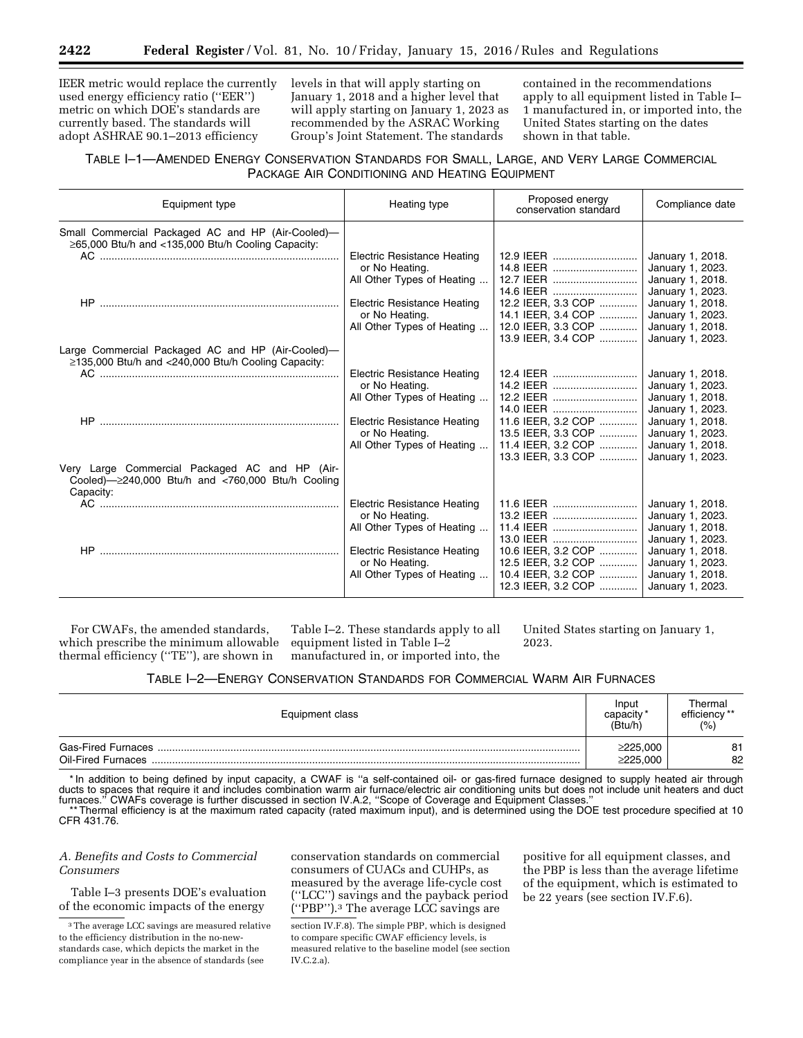IEER metric would replace the currently used energy efficiency ratio (''EER'') metric on which DOE's standards are currently based. The standards will adopt ASHRAE 90.1–2013 efficiency levels in that will apply starting on January 1, 2018 and a higher level that will apply starting on January 1, 2023 as recommended by the ASRAC Working Group's Joint Statement. The standards contained in the recommendations apply to all equipment listed in Table I–1 manufactured in, or imported into, the United States starting on the dates shown in that table.

TABLE I–1—AMENDED ENERGY CONSERVATION STANDARDS FOR SMALL, LARGE, AND VERY LARGE COMMERCIAL PACKAGE AIR CONDITIONING AND HEATING EQUIPMENT

| Equipment type | Heating type | Proposed energy conservation standard | Compliance date |
|---|---|---|---|
| Small Commercial Packaged AC and HP (Air-Cooled)—≥65,000 Btu/h and <135,000 Btu/h Cooling Capacity: | | | |
| AC | Electric Resistance Heating or No Heating. | 12.9 IEER | January 1, 2018. |
| | | 14.8 IEER | January 1, 2023. |
| | All Other Types of Heating | 12.7 IEER | January 1, 2018. |
| | | 14.6 IEER | January 1, 2023. |
| HP | Electric Resistance Heating or No Heating. | 12.2 IEER, 3.3 COP | January 1, 2018. |
| | | 14.1 IEER, 3.4 COP | January 1, 2023. |
| | All Other Types of Heating | 12.0 IEER, 3.3 COP | January 1, 2018. |
| | | 13.9 IEER, 3.4 COP | January 1, 2023. |
| Large Commercial Packaged AC and HP (Air-Cooled)—≥135,000 Btu/h and <240,000 Btu/h Cooling Capacity: | | | |
| AC | Electric Resistance Heating or No Heating. | 12.4 IEER | January 1, 2018. |
| | | 14.2 IEER | January 1, 2023. |
| | All Other Types of Heating | 12.2 IEER | January 1, 2018. |
| | | 14.0 IEER | January 1, 2023. |
| HP | Electric Resistance Heating or No Heating. | 11.6 IEER, 3.2 COP | January 1, 2018. |
| | | 13.5 IEER, 3.3 COP | January 1, 2023. |
| | All Other Types of Heating | 11.4 IEER, 3.2 COP | January 1, 2018. |
| | | 13.3 IEER, 3.3 COP | January 1, 2023. |
| Very Large Commercial Packaged AC and HP (Air-Cooled)—≥240,000 Btu/h and <760,000 Btu/h Cooling Capacity: | | | |
| AC | Electric Resistance Heating or No Heating. | 11.6 IEER | January 1, 2018. |
| | | 13.2 IEER | January 1, 2023. |
| | All Other Types of Heating | 11.4 IEER | January 1, 2018. |
| | | 13.0 IEER | January 1, 2023. |
| HP | Electric Resistance Heating or No Heating. | 10.6 IEER, 3.2 COP | January 1, 2018. |
| | | 12.5 IEER, 3.2 COP | January 1, 2023. |
| | All Other Types of Heating | 10.4 IEER, 3.2 COP | January 1, 2018. |
| | | 12.3 IEER, 3.2 COP | January 1, 2023. |

For CWAFs, the amended standards, which prescribe the minimum allowable thermal efficiency (''TE''), are shown in Table I–2. These standards apply to all equipment listed in Table I–2 manufactured in, or imported into, the United States starting on January 1, 2023.

TABLE I–2—ENERGY CONSERVATION STANDARDS FOR COMMERCIAL WARM AIR FURNACES

| Equipment class | Input capacity* (Btu/h) | Thermal efficiency** (%) |
|---|---|---|
| Gas-Fired Furnaces | ≥225,000 | 81 |
| Oil-Fired Furnaces | ≥225,000 | 82 |

\* In addition to being defined by input capacity, a CWAF is ''a self-contained oil- or gas-fired furnace designed to supply heated air through ducts to spaces that require it and includes combination warm air furnace/electric air conditioning units but does not include unit heaters and duct furnaces.'' CWAFs coverage is further discussed in section IV.A.2, ''Scope of Coverage and Equipment Classes.''

\*\* Thermal efficiency is at the maximum rated capacity (rated maximum input), and is determined using the DOE test procedure specified at 10 CFR 431.76.

### *A. Benefits and Costs to Commercial Consumers*

Table I–3 presents DOE's evaluation of the economic impacts of the energy conservation standards on commercial consumers of CUACs and CUHPs, as measured by the average life-cycle cost (''LCC'') savings and the payback period (''PBP'').[3] The average LCC savings are positive for all equipment classes, and the PBP is less than the average lifetime of the equipment, which is estimated to be 22 years (see section IV.F.6).

[3] The average LCC savings are measured relative to the efficiency distribution in the no-new-standards case, which depicts the market in the compliance year in the absence of standards (see section IV.F.8). The simple PBP, which is designed to compare specific CWAF efficiency levels, is measured relative to the baseline model (see section IV.C.2.a).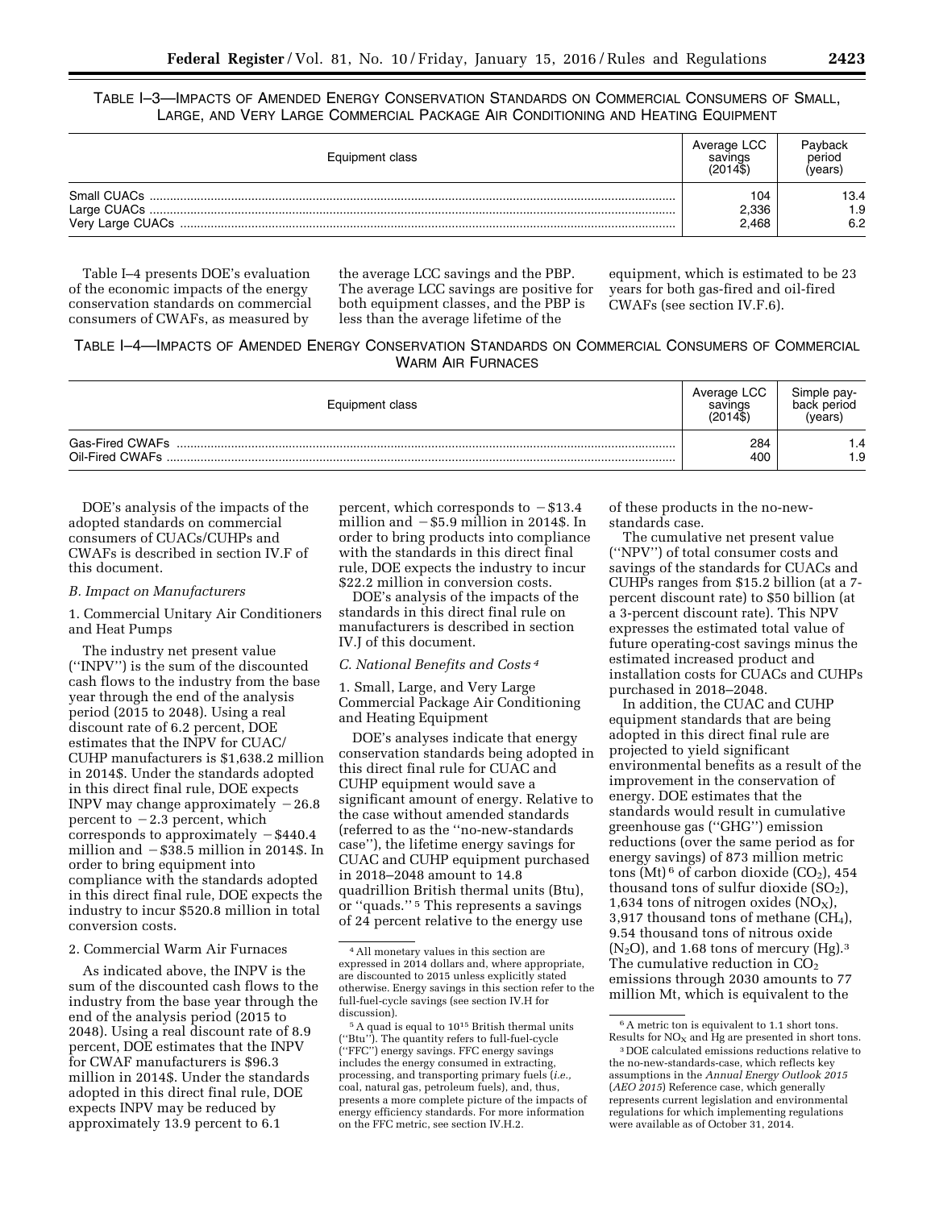TABLE I–3—IMPACTS OF AMENDED ENERGY CONSERVATION STANDARDS ON COMMERCIAL CONSUMERS OF SMALL, LARGE, AND VERY LARGE COMMERCIAL PACKAGE AIR CONDITIONING AND HEATING EQUIPMENT

| Equipment class | Average LCC savings (2014$) | Payback period (years) |
|---|---|---|
| Small CUACs | 104 | 13.4 |
| Large CUACs | 2,336 | 1.9 |
| Very Large CUACs | 2,468 | 6.2 |

Table I–4 presents DOE's evaluation of the economic impacts of the energy conservation standards on commercial consumers of CWAFs, as measured by the average LCC savings and the PBP. The average LCC savings are positive for both equipment classes, and the PBP is less than the average lifetime of the equipment, which is estimated to be 23 years for both gas-fired and oil-fired CWAFs (see section IV.F.6).

TABLE I–4—IMPACTS OF AMENDED ENERGY CONSERVATION STANDARDS ON COMMERCIAL CONSUMERS OF COMMERCIAL WARM AIR FURNACES

| Equipment class | Average LCC savings (2014$) | Simple payback period (years) |
|---|---|---|
| Gas-Fired CWAFs | 284 | 1.4 |
| Oil-Fired CWAFs | 400 | 1.9 |

DOE's analysis of the impacts of the adopted standards on commercial consumers of CUACs/CUHPs and CWAFs is described in section IV.F of this document.

*B. Impact on Manufacturers*

1. Commercial Unitary Air Conditioners and Heat Pumps

The industry net present value (''INPV'') is the sum of the discounted cash flows to the industry from the base year through the end of the analysis period (2015 to 2048). Using a real discount rate of 6.2 percent, DOE estimates that the INPV for CUAC/CUHP manufacturers is $1,638.2 million in 2014$. Under the standards adopted in this direct final rule, DOE expects INPV may change approximately −26.8 percent to −2.3 percent, which corresponds to approximately −$440.4 million and −$38.5 million in 2014$. In order to bring equipment into compliance with the standards adopted in this direct final rule, DOE expects the industry to incur $520.8 million in total conversion costs.

2. Commercial Warm Air Furnaces

As indicated above, the INPV is the sum of the discounted cash flows to the industry from the base year through the end of the analysis period (2015 to 2048). Using a real discount rate of 8.9 percent, DOE estimates that the INPV for CWAF manufacturers is $96.3 million in 2014$. Under the standards adopted in this direct final rule, DOE expects INPV may be reduced by approximately 13.9 percent to 6.1 percent, which corresponds to −$13.4 million and −$5.9 million in 2014$. In order to bring products into compliance with the standards in this direct final rule, DOE expects the industry to incur $22.2 million in conversion costs.

DOE's analysis of the impacts of the standards in this direct final rule on manufacturers is described in section IV.J of this document.

*C. National Benefits and Costs* [4]

1. Small, Large, and Very Large Commercial Package Air Conditioning and Heating Equipment

DOE's analyses indicate that energy conservation standards being adopted in this direct final rule for CUAC and CUHP equipment would save a significant amount of energy. Relative to the case without amended standards (referred to as the ''no-new-standards case''), the lifetime energy savings for CUAC and CUHP equipment purchased in 2018–2048 amount to 14.8 quadrillion British thermal units (Btu), or ''quads.'' [5] This represents a savings of 24 percent relative to the energy use of these products in the no-new-standards case.

The cumulative net present value (''NPV'') of total consumer costs and savings of the standards for CUACs and CUHPs ranges from $15.2 billion (at a 7-percent discount rate) to $50 billion (at a 3-percent discount rate). This NPV expresses the estimated total value of future operating-cost savings minus the estimated increased product and installation costs for CUACs and CUHPs purchased in 2018–2048.

In addition, the CUAC and CUHP equipment standards that are being adopted in this direct final rule are projected to yield significant environmental benefits as a result of the improvement in the conservation of energy. DOE estimates that the standards would result in cumulative greenhouse gas (''GHG'') emission reductions (over the same period as for energy savings) of 873 million metric tons (Mt) [6] of carbon dioxide ($CO_2$), 454 thousand tons of sulfur dioxide ($SO_2$), 1,634 tons of nitrogen oxides ($NO_X$), 3,917 thousand tons of methane ($CH_4$), 9.54 thousand tons of nitrous oxide ($N_2O$), and 1.68 tons of mercury (Hg).[3] The cumulative reduction in $CO_2$ emissions through 2030 amounts to 77 million Mt, which is equivalent to the

---

[4] All monetary values in this section are expressed in 2014 dollars and, where appropriate, are discounted to 2015 unless explicitly stated otherwise. Energy savings in this section refer to the full-fuel-cycle savings (see section IV.H for discussion).

[5] A quad is equal to $10^{15}$ British thermal units (''Btu''). The quantity refers to full-fuel-cycle (''FFC'') energy savings. FFC energy savings includes the energy consumed in extracting, processing, and transporting primary fuels (*i.e.,* coal, natural gas, petroleum fuels), and, thus, presents a more complete picture of the impacts of energy efficiency standards. For more information on the FFC metric, see section IV.H.2.

[6] A metric ton is equivalent to 1.1 short tons. Results for $NO_X$ and Hg are presented in short tons.

[3] DOE calculated emissions reductions relative to the no-new-standards-case, which reflects key assumptions in the *Annual Energy Outlook 2015* (*AEO 2015*) Reference case, which generally represents current legislation and environmental regulations for which implementing regulations were available as of October 31, 2014.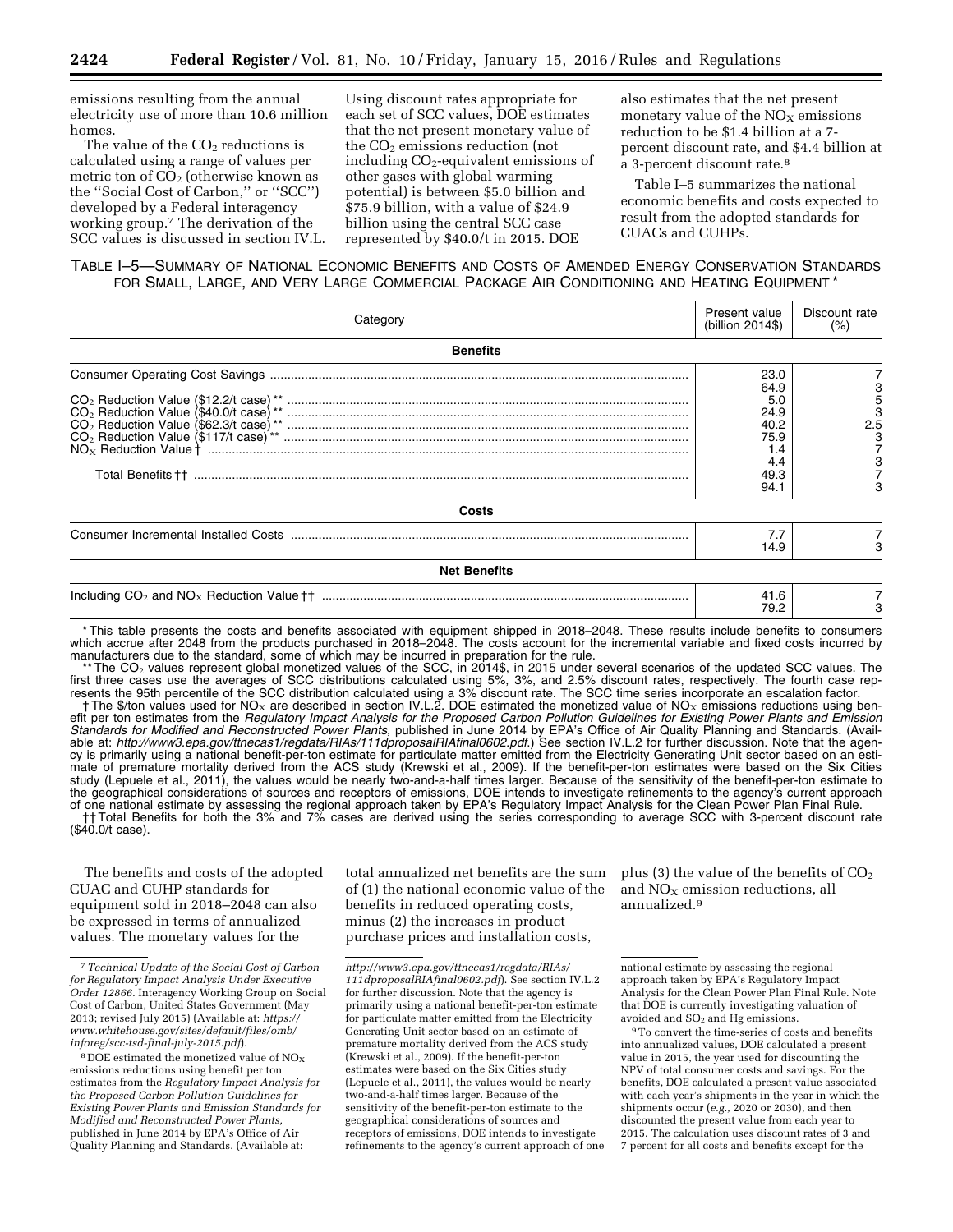emissions resulting from the annual electricity use of more than 10.6 million homes.

The value of the $CO_2$ reductions is calculated using a range of values per metric ton of $CO_2$ (otherwise known as the "Social Cost of Carbon," or "SCC") developed by a Federal interagency working group.[7] The derivation of the SCC values is discussed in section IV.L. Using discount rates appropriate for each set of SCC values, DOE estimates that the net present monetary value of the $CO_2$ emissions reduction (not including $CO_2$-equivalent emissions of other gases with global warming potential) is between $5.0 billion and $75.9 billion, with a value of $24.9 billion using the central SCC case represented by $40.0/t in 2015. DOE also estimates that the net present monetary value of the $NO_X$ emissions reduction to be $1.4 billion at a 7-percent discount rate, and $4.4 billion at a 3-percent discount rate.[8]

Table I–5 summarizes the national economic benefits and costs expected to result from the adopted standards for CUACs and CUHPs.

TABLE I–5—SUMMARY OF NATIONAL ECONOMIC BENEFITS AND COSTS OF AMENDED ENERGY CONSERVATION STANDARDS FOR SMALL, LARGE, AND VERY LARGE COMMERCIAL PACKAGE AIR CONDITIONING AND HEATING EQUIPMENT *

| Category | Present value (billion 2014$) | Discount rate (%) |
|---|---|---|
| **Benefits** | | |
| Consumer Operating Cost Savings | 23.0 | 7 |
| | 64.9 | 3 |
| $CO_2$ Reduction Value ($12.2/t case) ** | 5.0 | 5 |
| $CO_2$ Reduction Value ($40.0/t case) ** | 24.9 | 3 |
| $CO_2$ Reduction Value ($62.3/t case) ** | 40.2 | 2.5 |
| $CO_2$ Reduction Value ($117/t case) ** | 75.9 | 3 |
| $NO_X$ Reduction Value † | 1.4 | 7 |
| | 4.4 | 3 |
| Total Benefits †† | 49.3 | 7 |
| | 94.1 | 3 |
| **Costs** | | |
| Consumer Incremental Installed Costs | 7.7 | 7 |
| | 14.9 | 3 |
| **Net Benefits** | | |
| Including $CO_2$ and $NO_X$ Reduction Value †† | 41.6 | 7 |
| | 79.2 | 3 |

* This table presents the costs and benefits associated with equipment shipped in 2018–2048. These results include benefits to consumers which accrue after 2048 from the products purchased in 2018–2048. The costs account for the incremental variable and fixed costs incurred by manufacturers due to the standard, some of which may be incurred in preparation for the rule.

** The $CO_2$ values represent global monetized values of the SCC, in 2014$, in 2015 under several scenarios of the updated SCC values. The first three cases use the averages of SCC distributions calculated using 5%, 3%, and 2.5% discount rates, respectively. The fourth case represents the 95th percentile of the SCC distribution calculated using a 3% discount rate. The SCC time series incorporate an escalation factor.

† The $/ton values used for $NO_X$ are described in section IV.L.2. DOE estimated the monetized value of $NO_X$ emissions reductions using benefit per ton estimates from the *Regulatory Impact Analysis for the Proposed Carbon Pollution Guidelines for Existing Power Plants and Emission Standards for Modified and Reconstructed Power Plants,* published in June 2014 by EPA's Office of Air Quality Planning and Standards. (Available at: *http://www3.epa.gov/ttnecas1/regdata/RIAs/111dproposalRIAfinal0602.pdf*.) See section IV.L.2 for further discussion. Note that the agency is primarily using a national benefit-per-ton estimate for particulate matter emitted from the Electricity Generating Unit sector based on an estimate of premature mortality derived from the ACS study (Krewski et al., 2009). If the benefit-per-ton estimates were based on the Six Cities study (Lepuele et al., 2011), the values would be nearly two-and-a-half times larger. Because of the sensitivity of the benefit-per-ton estimate to the geographical considerations of sources and receptors of emissions, DOE intends to investigate refinements to the agency's current approach of one national estimate by assessing the regional approach taken by EPA's Regulatory Impact Analysis for the Clean Power Plan Final Rule.

†† Total Benefits for both the 3% and 7% cases are derived using the series corresponding to average SCC with 3-percent discount rate ($40.0/t case).

The benefits and costs of the adopted CUAC and CUHP standards for equipment sold in 2018–2048 can also be expressed in terms of annualized values. The monetary values for the total annualized net benefits are the sum of (1) the national economic value of the benefits in reduced operating costs, minus (2) the increases in product purchase prices and installation costs, plus (3) the value of the benefits of $CO_2$ and $NO_X$ emission reductions, all annualized.[9]

---

[7] *Technical Update of the Social Cost of Carbon for Regulatory Impact Analysis Under Executive Order 12866.* Interagency Working Group on Social Cost of Carbon, United States Government (May 2013; revised July 2015) (Available at: *https://www.whitehouse.gov/sites/default/files/omb/inforeg/scc-tsd-final-july-2015.pdf*).

[8] DOE estimated the monetized value of $NO_X$ emissions reductions using benefit per ton estimates from the *Regulatory Impact Analysis for the Proposed Carbon Pollution Guidelines for Existing Power Plants and Emission Standards for Modified and Reconstructed Power Plants,* published in June 2014 by EPA's Office of Air Quality Planning and Standards. (Available at: *http://www3.epa.gov/ttnecas1/regdata/RIAs/111dproposalRIAfinal0602.pdf*). See section IV.L.2 for further discussion. Note that the agency is primarily using a national benefit-per-ton estimate for particulate matter emitted from the Electricity Generating Unit sector based on an estimate of premature mortality derived from the ACS study (Krewski et al., 2009). If the benefit-per-ton estimates were based on the Six Cities study (Lepuele et al., 2011), the values would be nearly two-and-a-half times larger. Because of the sensitivity of the benefit-per-ton estimate to the geographical considerations of sources and receptors of emissions, DOE intends to investigate refinements to the agency's current approach of one national estimate by assessing the regional approach taken by EPA's Regulatory Impact Analysis for the Clean Power Plan Final Rule. Note that DOE is currently investigating valuation of avoided and $SO_2$ and Hg emissions.

[9] To convert the time-series of costs and benefits into annualized values, DOE calculated a present value in 2015, the year used for discounting the NPV of total consumer costs and savings. For the benefits, DOE calculated a present value associated with each year's shipments in the year in which the shipments occur (*e.g.,* 2020 or 2030), and then discounted the present value from each year to 2015. The calculation uses discount rates of 3 and 7 percent for all costs and benefits except for the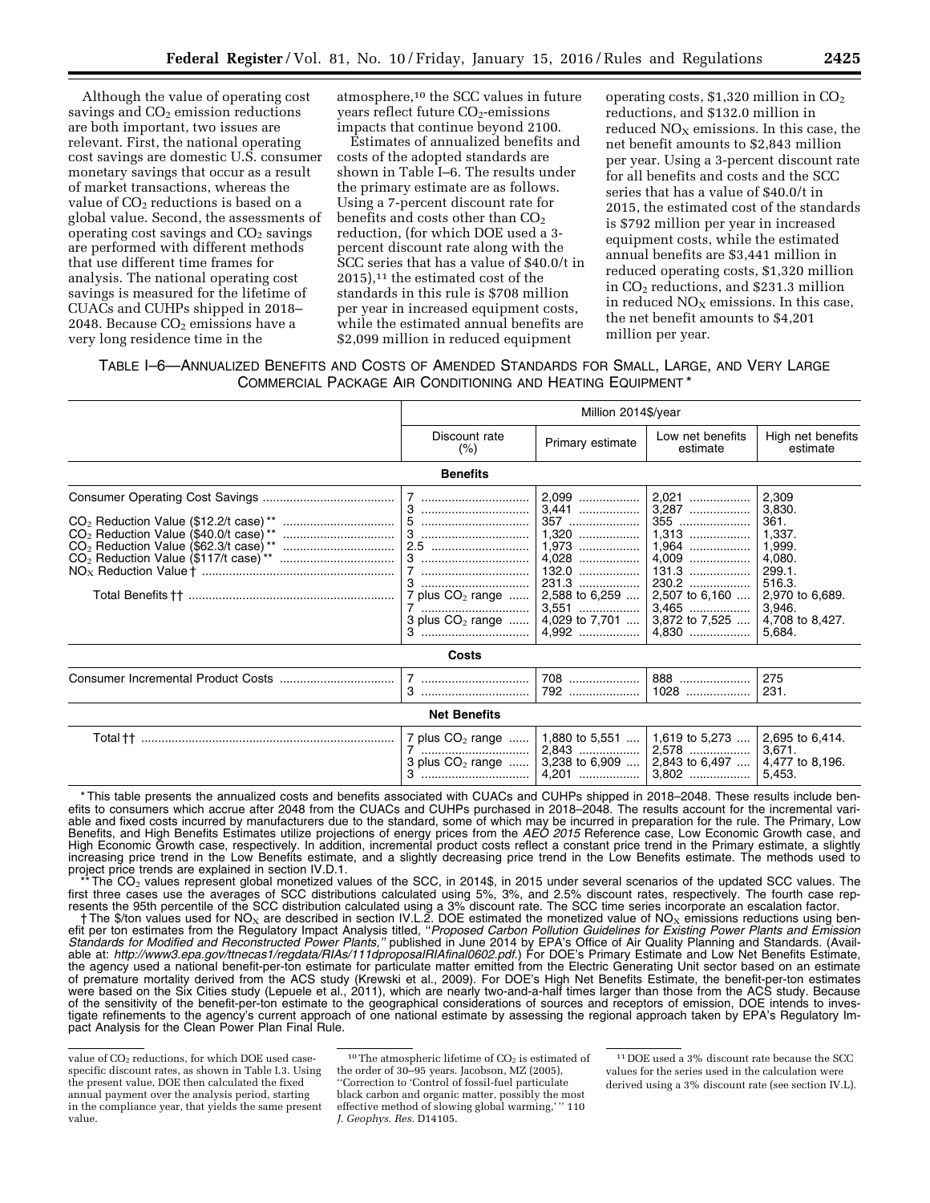Although the value of operating cost savings and $CO_2$ emission reductions are both important, two issues are relevant. First, the national operating cost savings are domestic U.S. consumer monetary savings that occur as a result of market transactions, whereas the value of $CO_2$ reductions is based on a global value. Second, the assessments of operating cost savings and $CO_2$ savings are performed with different methods that use different time frames for analysis. The national operating cost savings is measured for the lifetime of CUACs and CUHPs shipped in 2018–2048. Because $CO_2$ emissions have a very long residence time in the atmosphere,[10] the SCC values in future years reflect future $CO_2$-emissions impacts that continue beyond 2100.

Estimates of annualized benefits and costs of the adopted standards are shown in Table I–6. The results under the primary estimate are as follows. Using a 7-percent discount rate for benefits and costs other than $CO_2$ reduction, (for which DOE used a 3-percent discount rate along with the SCC series that has a value of $40.0/t in 2015),[11] the estimated cost of the standards in this rule is $708 million per year in increased equipment costs, while the estimated annual benefits are $2,099 million in reduced equipment operating costs, $1,320 million in $CO_2$ reductions, and $132.0 million in reduced $NO_X$ emissions. In this case, the net benefit amounts to $2,843 million per year. Using a 3-percent discount rate for all benefits and costs and the SCC series that has a value of $40.0/t in 2015, the estimated cost of the standards is $792 million per year in increased equipment costs, while the estimated annual benefits are $3,441 million in reduced operating costs, $1,320 million in $CO_2$ reductions, and $231.3 million in reduced $NO_X$ emissions. In this case, the net benefit amounts to $4,201 million per year.

TABLE I–6—ANNUALIZED BENEFITS AND COSTS OF AMENDED STANDARDS FOR SMALL, LARGE, AND VERY LARGE COMMERCIAL PACKAGE AIR CONDITIONING AND HEATING EQUIPMENT *

| | Million 2014$/year | | | |
|---|---|---|---|---|
| | Discount rate (%) | Primary estimate | Low net benefits estimate | High net benefits estimate |
| **Benefits** | | | | |
| Consumer Operating Cost Savings | 7 | 2,099 | 2,021 | 2,309 |
| | 3 | 3,441 | 3,287 | 3,830. |
| $CO_2$ Reduction Value ($12.2/t case) ** | 5 | 357 | 355 | 361. |
| $CO_2$ Reduction Value ($40.0/t case) ** | 3 | 1,320 | 1,313 | 1,337. |
| $CO_2$ Reduction Value ($62.3/t case) ** | 2.5 | 1,973 | 1,964 | 1,999. |
| $CO_2$ Reduction Value ($117/t case) ** | 3 | 4,028 | 4,009 | 4,080. |
| $NO_X$ Reduction Value † | 7 | 132.0 | 131.3 | 299.1. |
| | 3 | 231.3 | 230.2 | 516.3. |
| Total Benefits †† | 7 plus $CO_2$ range | 2,588 to 6,259 | 2,507 to 6,160 | 2,970 to 6,689. |
| | 7 | 3,551 | 3,465 | 3,946. |
| | 3 plus $CO_2$ range | 4,029 to 7,701 | 3,872 to 7,525 | 4,708 to 8,427. |
| | 3 | 4,992 | 4,830 | 5,684. |
| **Costs** | | | | |
| Consumer Incremental Product Costs | 7 | 708 | 888 | 275 |
| | 3 | 792 | 1028 | 231. |
| **Net Benefits** | | | | |
| Total †† | 7 plus $CO_2$ range | 1,880 to 5,551 | 1,619 to 5,273 | 2,695 to 6,414. |
| | 7 | 2,843 | 2,578 | 3,671. |
| | 3 plus $CO_2$ range | 3,238 to 6,909 | 2,843 to 6,497 | 4,477 to 8,196. |
| | 3 | 4,201 | 3,802 | 5,453. |

* This table presents the annualized costs and benefits associated with CUACs and CUHPs shipped in 2018–2048. These results include benefits to consumers which accrue after 2048 from the CUACs and CUHPs purchased in 2018–2048. The results account for the incremental variable and fixed costs incurred by manufacturers due to the standard, some of which may be incurred in preparation for the rule. The Primary, Low Benefits, and High Benefits Estimates utilize projections of energy prices from the *AEO 2015* Reference case, Low Economic Growth case, and High Economic Growth case, respectively. In addition, incremental product costs reflect a constant price trend in the Primary estimate, a slightly increasing price trend in the Low Benefits estimate, and a slightly decreasing price trend in the Low Benefits estimate. The methods used to project price trends are explained in section IV.D.1.

** The $CO_2$ values represent global monetized values of the SCC, in 2014$, in 2015 under several scenarios of the updated SCC values. The first three cases use the averages of SCC distributions calculated using 5%, 3%, and 2.5% discount rates, respectively. The fourth case represents the 95th percentile of the SCC distribution calculated using a 3% discount rate. The SCC time series incorporate an escalation factor.

† The $/ton values used for $NO_X$ are described in section IV.L.2. DOE estimated the monetized value of $NO_X$ emissions reductions using benefit per ton estimates from the Regulatory Impact Analysis titled, "*Proposed Carbon Pollution Guidelines for Existing Power Plants and Emission Standards for Modified and Reconstructed Power Plants,*" published in June 2014 by EPA's Office of Air Quality Planning and Standards. (Available at: *http://www3.epa.gov/ttnecas1/regdata/RIAs/111dproposalRIAfinal0602.pdf*.) For DOE's Primary Estimate and Low Net Benefits Estimate, the agency used a national benefit-per-ton estimate for particulate matter emitted from the Electric Generating Unit sector based on an estimate of premature mortality derived from the ACS study (Krewski et al., 2009). For DOE's High Net Benefits Estimate, the benefit-per-ton estimates were based on the Six Cities study (Lepuele et al., 2011), which are nearly two-and-a-half times larger than those from the ACS study. Because of the sensitivity of the benefit-per-ton estimate to the geographical considerations of sources and receptors of emission, DOE intends to investigate refinements to the agency's current approach of one national estimate by assessing the regional approach taken by EPA's Regulatory Impact Analysis for the Clean Power Plan Final Rule.

value of $CO_2$ reductions, for which DOE used case-specific discount rates, as shown in Table I.3. Using the present value, DOE then calculated the fixed annual payment over the analysis period, starting in the compliance year, that yields the same present value.

[10] The atmospheric lifetime of $CO_2$ is estimated of the order of 30–95 years. Jacobson, MZ (2005), "Correction to 'Control of fossil-fuel particulate black carbon and organic matter, possibly the most effective method of slowing global warming,'" 110 *J. Geophys. Res.* D14105.

[11] DOE used a 3% discount rate because the SCC values for the series used in the calculation were derived using a 3% discount rate (see section IV.L).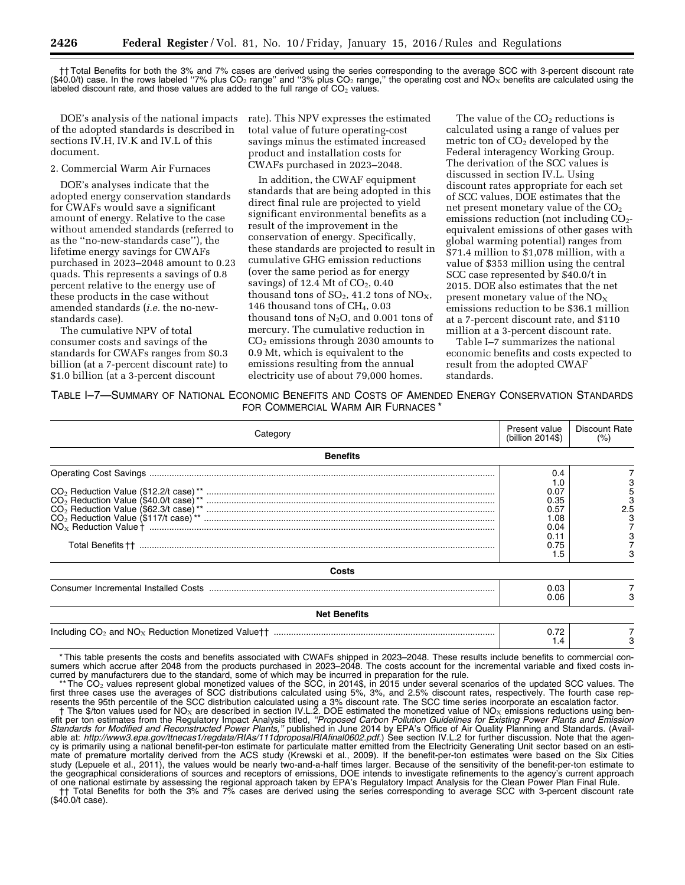†† Total Benefits for both the 3% and 7% cases are derived using the series corresponding to the average SCC with 3-percent discount rate ($40.0/t) case. In the rows labeled "7% plus $CO_2$ range" and "3% plus $CO_2$ range," the operating cost and $NO_X$ benefits are calculated using the labeled discount rate, and those values are added to the full range of $CO_2$ values.

DOE's analysis of the national impacts of the adopted standards is described in sections IV.H, IV.K and IV.L of this document.

2. Commercial Warm Air Furnaces

DOE's analyses indicate that the adopted energy conservation standards for CWAFs would save a significant amount of energy. Relative to the case without amended standards (referred to as the "no-new-standards case"), the lifetime energy savings for CWAFs purchased in 2023–2048 amount to 0.23 quads. This represents a savings of 0.8 percent relative to the energy use of these products in the case without amended standards (*i.e.* the no-new-standards case).

The cumulative NPV of total consumer costs and savings of the standards for CWAFs ranges from $0.3 billion (at a 7-percent discount rate) to $1.0 billion (at a 3-percent discount rate). This NPV expresses the estimated total value of future operating-cost savings minus the estimated increased product and installation costs for CWAFs purchased in 2023–2048.

In addition, the CWAF equipment standards that are being adopted in this direct final rule are projected to yield significant environmental benefits as a result of the improvement in the conservation of energy. Specifically, these standards are projected to result in cumulative GHG emission reductions (over the same period as for energy savings) of 12.4 Mt of $CO_2$, 0.40 thousand tons of $SO_2$, 41.2 tons of $NO_X$, 146 thousand tons of $CH_4$, 0.03 thousand tons of $N_2O$, and 0.001 tons of mercury. The cumulative reduction in $CO_2$ emissions through 2030 amounts to 0.9 Mt, which is equivalent to the emissions resulting from the annual electricity use of about 79,000 homes.

The value of the $CO_2$ reductions is calculated using a range of values per metric ton of $CO_2$ developed by the Federal interagency Working Group. The derivation of the SCC values is discussed in section IV.L. Using discount rates appropriate for each set of SCC values, DOE estimates that the net present monetary value of the $CO_2$ emissions reduction (not including $CO_2$-equivalent emissions of other gases with global warming potential) ranges from $71.4 million to $1,078 million, with a value of $353 million using the central SCC case represented by $40.0/t in 2015. DOE also estimates that the net present monetary value of the $NO_X$ emissions reduction to be $36.1 million at a 7-percent discount rate, and $110 million at a 3-percent discount rate.

Table I–7 summarizes the national economic benefits and costs expected to result from the adopted CWAF standards.

TABLE I–7—SUMMARY OF NATIONAL ECONOMIC BENEFITS AND COSTS OF AMENDED ENERGY CONSERVATION STANDARDS FOR COMMERCIAL WARM AIR FURNACES *

| Category | Present value (billion 2014$) | Discount Rate (%) |
|---|---|---|
| **Benefits** | | |
| Operating Cost Savings | 0.4 | 7 |
| | 1.0 | 3 |
| $CO_2$ Reduction Value ($12.2/t case) ** | 0.07 | 5 |
| $CO_2$ Reduction Value ($40.0/t case) ** | 0.35 | 3 |
| $CO_2$ Reduction Value ($62.3/t case) ** | 0.57 | 2.5 |
| $CO_2$ Reduction Value ($117/t case) ** | 1.08 | 3 |
| $NO_X$ Reduction Value † | 0.04 | 7 |
| | 0.11 | 3 |
| Total Benefits †† | 0.75 | 7 |
| | 1.5 | 3 |
| **Costs** | | |
| Consumer Incremental Installed Costs | 0.03 | 7 |
| | 0.06 | 3 |
| **Net Benefits** | | |
| Including $CO_2$ and $NO_X$ Reduction Monetized Value†† | 0.72 | 7 |
| | 1.4 | 3 |

* This table presents the costs and benefits associated with CWAFs shipped in 2023–2048. These results include benefits to commercial consumers which accrue after 2048 from the products purchased in 2023–2048. The costs account for the incremental variable and fixed costs incurred by manufacturers due to the standard, some of which may be incurred in preparation for the rule.

** The $CO_2$ values represent global monetized values of the SCC, in 2014$, in 2015 under several scenarios of the updated SCC values. The first three cases use the averages of SCC distributions calculated using 5%, 3%, and 2.5% discount rates, respectively. The fourth case represents the 95th percentile of the SCC distribution calculated using a 3% discount rate. The SCC time series incorporate an escalation factor.

† The $/ton values used for $NO_X$ are described in section IV.L.2. DOE estimated the monetized value of $NO_X$ emissions reductions using benefit per ton estimates from the Regulatory Impact Analysis titled, *"Proposed Carbon Pollution Guidelines for Existing Power Plants and Emission Standards for Modified and Reconstructed Power Plants,"* published in June 2014 by EPA's Office of Air Quality Planning and Standards. (Available at: *http://www3.epa.gov/ttnecas1/regdata/RIAs/111dproposalRIAfinal0602.pdf.*) See section IV.L.2 for further discussion. Note that the agency is primarily using a national benefit-per-ton estimate for particulate matter emitted from the Electricity Generating Unit sector based on an estimate of premature mortality derived from the ACS study (Krewski et al., 2009). If the benefit-per-ton estimates were based on the Six Cities study (Lepuele et al., 2011), the values would be nearly two-and-a-half times larger. Because of the sensitivity of the benefit-per-ton estimate to the geographical considerations of sources and receptors of emissions, DOE intends to investigate refinements to the agency's current approach of one national estimate by assessing the regional approach taken by EPA's Regulatory Impact Analysis for the Clean Power Plan Final Rule.

†† Total Benefits for both the 3% and 7% cases are derived using the series corresponding to average SCC with 3-percent discount rate ($40.0/t case).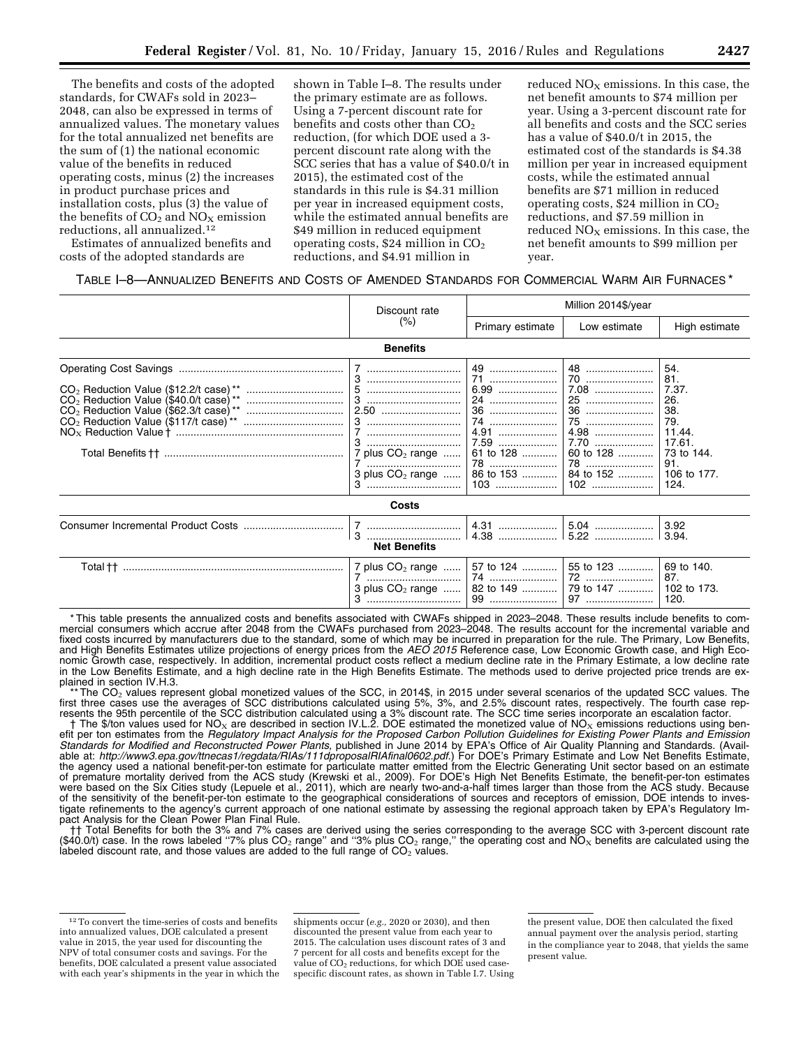The benefits and costs of the adopted standards, for CWAFs sold in 2023–2048, can also be expressed in terms of annualized values. The monetary values for the total annualized net benefits are the sum of (1) the national economic value of the benefits in reduced operating costs, minus (2) the increases in product purchase prices and installation costs, plus (3) the value of the benefits of $CO_2$ and $NO_X$ emission reductions, all annualized.[12]

Estimates of annualized benefits and costs of the adopted standards are shown in Table I–8. The results under the primary estimate are as follows. Using a 7-percent discount rate for benefits and costs other than $CO_2$ reduction, (for which DOE used a 3-percent discount rate along with the SCC series that has a value of $40.0/t in 2015), the estimated cost of the standards in this rule is $4.31 million per year in increased equipment costs, while the estimated annual benefits are $49 million in reduced equipment operating costs, $24 million in $CO_2$ reductions, and $4.91 million in reduced $NO_X$ emissions. In this case, the net benefit amounts to $74 million per year. Using a 3-percent discount rate for all benefits and costs and the SCC series has a value of $40.0/t in 2015, the estimated cost of the standards is $4.38 million per year in increased equipment costs, while the estimated annual benefits are $71 million in reduced operating costs, $24 million in $CO_2$ reductions, and $7.59 million in reduced $NO_X$ emissions. In this case, the net benefit amounts to $99 million per year.

TABLE I–8—ANNUALIZED BENEFITS AND COSTS OF AMENDED STANDARDS FOR COMMERCIAL WARM AIR FURNACES *

| | Discount rate (%) | Million 2014$/year | | |
|---|---|---|---|---|
| | | Primary estimate | Low estimate | High estimate |
| **Benefits** | | | | |
| Operating Cost Savings | 7 | 49 | 48 | 54. |
| | 3 | 71 | 70 | 81. |
| $CO_2$ Reduction Value ($12.2/t case) ** | 5 | 6.99 | 7.08 | 7.37. |
| $CO_2$ Reduction Value ($40.0/t case) ** | 3 | 24 | 25 | 26. |
| $CO_2$ Reduction Value ($62.3/t case) ** | 2.50 | 36 | 36 | 38. |
| $CO_2$ Reduction Value ($117/t case) ** | 3 | 74 | 75 | 79. |
| $NO_X$ Reduction Value † | 7 | 4.91 | 4.98 | 11.44. |
| | 3 | 7.59 | 7.70 | 17.61. |
| Total Benefits †† | 7 plus $CO_2$ range | 61 to 128 | 60 to 128 | 73 to 144. |
| | 7 | 78 | 78 | 91. |
| | 3 plus $CO_2$ range | 86 to 153 | 84 to 152 | 106 to 177. |
| | 3 | 103 | 102 | 124. |
| **Costs** | | | | |
| Consumer Incremental Product Costs | 7 | 4.31 | 5.04 | 3.92 |
| | 3 | 4.38 | 5.22 | 3.94. |
| **Net Benefits** | | | | |
| Total †† | 7 plus $CO_2$ range | 57 to 124 | 55 to 123 | 69 to 140. |
| | 7 | 74 | 72 | 87. |
| | 3 plus $CO_2$ range | 82 to 149 | 79 to 147 | 102 to 173. |
| | 3 | 99 | 97 | 120. |

* This table presents the annualized costs and benefits associated with CWAFs shipped in 2023–2048. These results include benefits to commercial consumers which accrue after 2048 from the CWAFs purchased from 2023–2048. The results account for the incremental variable and fixed costs incurred by manufacturers due to the standard, some of which may be incurred in preparation for the rule. The Primary, Low Benefits, and High Benefits Estimates utilize projections of energy prices from the *AEO 2015* Reference case, Low Economic Growth case, and High Economic Growth case, respectively. In addition, incremental product costs reflect a medium decline rate in the Primary Estimate, a low decline rate in the Low Benefits Estimate, and a high decline rate in the High Benefits Estimate. The methods used to derive projected price trends are explained in section IV.H.3.

** The $CO_2$ values represent global monetized values of the SCC, in 2014$, in 2015 under several scenarios of the updated SCC values. The first three cases use the averages of SCC distributions calculated using 5%, 3%, and 2.5% discount rates, respectively. The fourth case represents the 95th percentile of the SCC distribution calculated using a 3% discount rate. The SCC time series incorporate an escalation factor.

† The $/ton values used for $NO_X$ are described in section IV.L.2. DOE estimated the monetized value of $NO_X$ emissions reductions using benefit per ton estimates from the *Regulatory Impact Analysis for the Proposed Carbon Pollution Guidelines for Existing Power Plants and Emission Standards for Modified and Reconstructed Power Plants,* published in June 2014 by EPA's Office of Air Quality Planning and Standards. (Available at: *http://www3.epa.gov/ttnecas1/regdata/RIAs/111dproposalRIAfinal0602.pdf.*) For DOE's Primary Estimate and Low Net Benefits Estimate, the agency used a national benefit-per-ton estimate for particulate matter emitted from the Electric Generating Unit sector based on an estimate of premature mortality derived from the ACS study (Krewski et al., 2009). For DOE's High Net Benefits Estimate, the benefit-per-ton estimates were based on the Six Cities study (Lepuele et al., 2011), which are nearly two-and-a-half times larger than those from the ACS study. Because of the sensitivity of the benefit-per-ton estimate to the geographical considerations of sources and receptors of emission, DOE intends to investigate refinements to the agency's current approach of one national estimate by assessing the regional approach taken by EPA's Regulatory Impact Analysis for the Clean Power Plan Final Rule.

†† Total Benefits for both the 3% and 7% cases are derived using the series corresponding to the average SCC with 3-percent discount rate ($40.0/t) case. In the rows labeled "7% plus $CO_2$ range" and "3% plus $CO_2$ range," the operating cost and $NO_X$ benefits are calculated using the labeled discount rate, and those values are added to the full range of $CO_2$ values.

[12] To convert the time-series of costs and benefits into annualized values, DOE calculated a present value in 2015, the year used for discounting the NPV of total consumer costs and savings. For the benefits, DOE calculated a present value associated with each year's shipments in the year in which the shipments occur (*e.g.,* 2020 or 2030), and then discounted the present value from each year to 2015. The calculation uses discount rates of 3 and 7 percent for all costs and benefits except for the value of $CO_2$ reductions, for which DOE used case-specific discount rates, as shown in Table I.7. Using the present value, DOE then calculated the fixed annual payment over the analysis period, starting in the compliance year to 2048, that yields the same present value.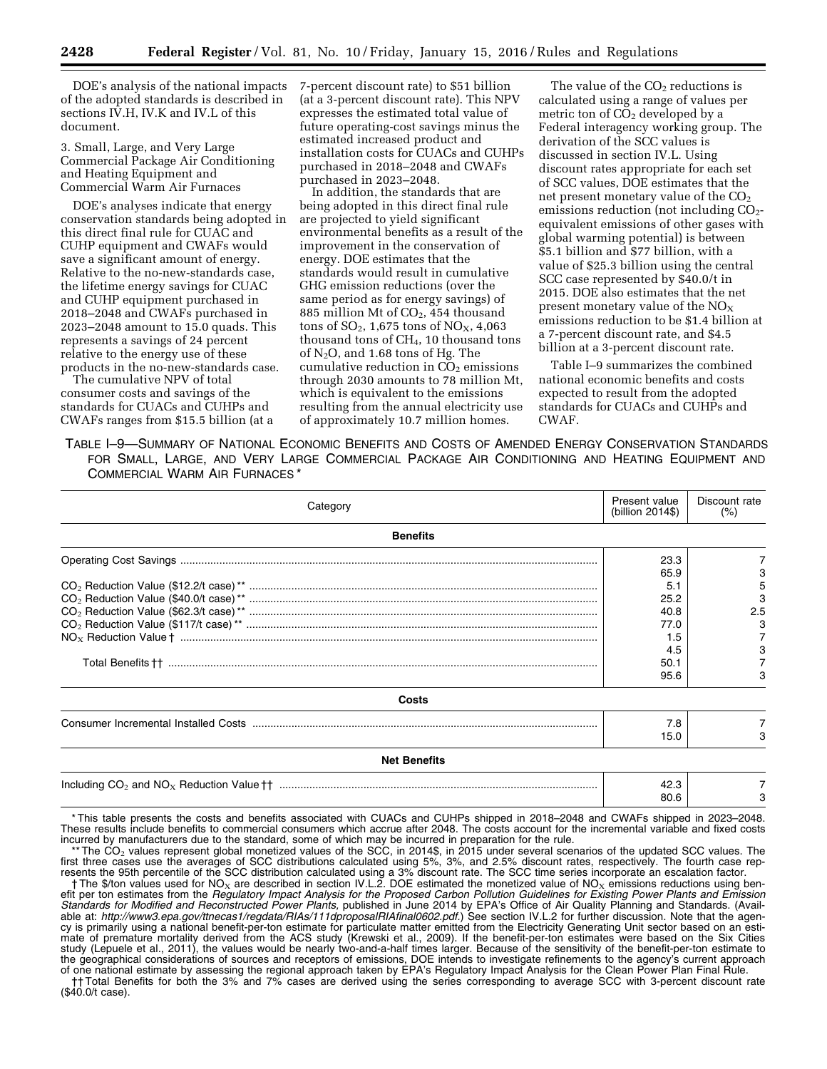DOE's analysis of the national impacts of the adopted standards is described in sections IV.H, IV.K and IV.L of this document.

3. Small, Large, and Very Large Commercial Package Air Conditioning and Heating Equipment and Commercial Warm Air Furnaces

DOE's analyses indicate that energy conservation standards being adopted in this direct final rule for CUAC and CUHP equipment and CWAFs would save a significant amount of energy. Relative to the no-new-standards case, the lifetime energy savings for CUAC and CUHP equipment purchased in 2018–2048 and CWAFs purchased in 2023–2048 amount to 15.0 quads. This represents a savings of 24 percent relative to the energy use of these products in the no-new-standards case.

The cumulative NPV of total consumer costs and savings of the standards for CUACs and CUHPs and CWAFs ranges from $15.5 billion (at a 7-percent discount rate) to $51 billion (at a 3-percent discount rate). This NPV expresses the estimated total value of future operating-cost savings minus the estimated increased product and installation costs for CUACs and CUHPs purchased in 2018–2048 and CWAFs purchased in 2023–2048.

In addition, the standards that are being adopted in this direct final rule are projected to yield significant environmental benefits as a result of the improvement in the conservation of energy. DOE estimates that the standards would result in cumulative GHG emission reductions (over the same period as for energy savings) of 885 million Mt of $CO_2$, 454 thousand tons of $SO_2$, 1,675 tons of $NO_X$, 4,063 thousand tons of $CH_4$, 10 thousand tons of $N_2O$, and 1.68 tons of Hg. The cumulative reduction in $CO_2$ emissions through 2030 amounts to 78 million Mt, which is equivalent to the emissions resulting from the annual electricity use of approximately 10.7 million homes.

The value of the $CO_2$ reductions is calculated using a range of values per metric ton of $CO_2$ developed by a Federal interagency working group. The derivation of the SCC values is discussed in section IV.L. Using discount rates appropriate for each set of SCC values, DOE estimates that the net present monetary value of the $CO_2$ emissions reduction (not including $CO_2$-equivalent emissions of other gases with global warming potential) is between $5.1 billion and $77 billion, with a value of $25.3 billion using the central SCC case represented by $40.0/t in 2015. DOE also estimates that the net present monetary value of the $NO_X$ emissions reduction to be $1.4 billion at a 7-percent discount rate, and $4.5 billion at a 3-percent discount rate.

Table I–9 summarizes the combined national economic benefits and costs expected to result from the adopted standards for CUACs and CUHPs and CWAF.

TABLE I–9—SUMMARY OF NATIONAL ECONOMIC BENEFITS AND COSTS OF AMENDED ENERGY CONSERVATION STANDARDS FOR SMALL, LARGE, AND VERY LARGE COMMERCIAL PACKAGE AIR CONDITIONING AND HEATING EQUIPMENT AND COMMERCIAL WARM AIR FURNACES *

| Category | Present value (billion 2014$) | Discount rate (%) |
|---|---|---|
| **Benefits** | | |
| Operating Cost Savings | 23.3 | 7 |
| | 65.9 | 3 |
| $CO_2$ Reduction Value ($12.2/t case) ** | 5.1 | 5 |
| $CO_2$ Reduction Value ($40.0/t case) ** | 25.2 | 3 |
| $CO_2$ Reduction Value ($62.3/t case) ** | 40.8 | 2.5 |
| $CO_2$ Reduction Value ($117/t case) ** | 77.0 | 3 |
| $NO_X$ Reduction Value † | 1.5 | 7 |
| | 4.5 | 3 |
| Total Benefits †† | 50.1 | 7 |
| | 95.6 | 3 |
| **Costs** | | |
| Consumer Incremental Installed Costs | 7.8 | 7 |
| | 15.0 | 3 |
| **Net Benefits** | | |
| Including $CO_2$ and $NO_X$ Reduction Value †† | 42.3 | 7 |
| | 80.6 | 3 |

* This table presents the costs and benefits associated with CUACs and CUHPs shipped in 2018–2048 and CWAFs shipped in 2023–2048. These results include benefits to commercial consumers which accrue after 2048. The costs account for the incremental variable and fixed costs incurred by manufacturers due to the standard, some of which may be incurred in preparation for the rule.

** The $CO_2$ values represent global monetized values of the SCC, in 2014$, in 2015 under several scenarios of the updated SCC values. The first three cases use the averages of SCC distributions calculated using 5%, 3%, and 2.5% discount rates, respectively. The fourth case represents the 95th percentile of the SCC distribution calculated using a 3% discount rate. The SCC time series incorporate an escalation factor.

† The $/ton values used for $NO_X$ are described in section IV.L.2. DOE estimated the monetized value of $NO_X$ emissions reductions using benefit per ton estimates from the *Regulatory Impact Analysis for the Proposed Carbon Pollution Guidelines for Existing Power Plants and Emission Standards for Modified and Reconstructed Power Plants*, published in June 2014 by EPA's Office of Air Quality Planning and Standards. (Available at: *http://www3.epa.gov/ttnecas1/regdata/RIAs/111dproposalRIAfinal0602.pdf*.) See section IV.L.2 for further discussion. Note that the agency is primarily using a national benefit-per-ton estimate for particulate matter emitted from the Electricity Generating Unit sector based on an estimate of premature mortality derived from the ACS study (Krewski et al., 2009). If the benefit-per-ton estimates were based on the Six Cities study (Lepuele et al., 2011), the values would be nearly two-and-a-half times larger. Because of the sensitivity of the benefit-per-ton estimate to the geographical considerations of sources and receptors of emissions, DOE intends to investigate refinements to the agency's current approach of one national estimate by assessing the regional approach taken by EPA's Regulatory Impact Analysis for the Clean Power Plan Final Rule.

†† Total Benefits for both the 3% and 7% cases are derived using the series corresponding to average SCC with 3-percent discount rate ($40.0/t case).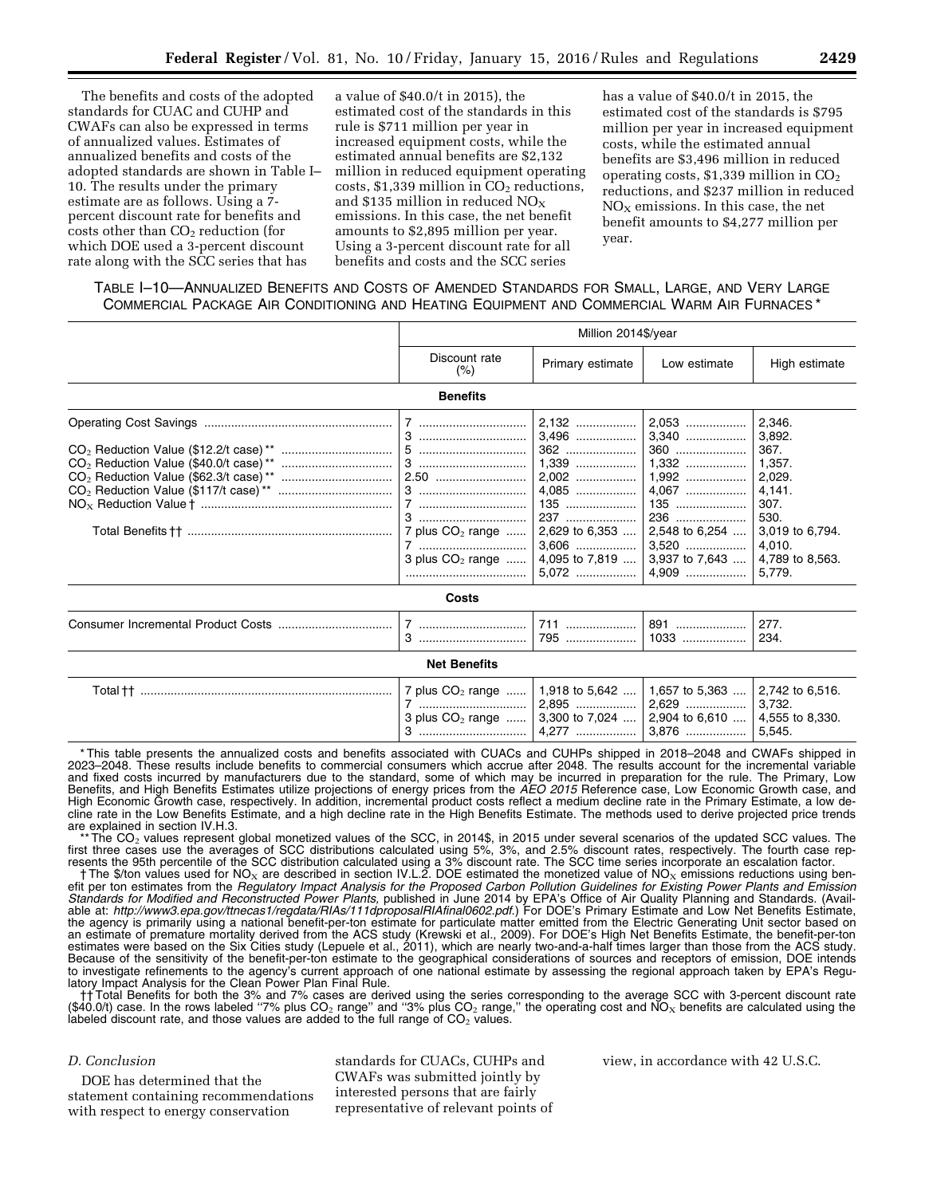The benefits and costs of the adopted standards for CUAC and CUHP and CWAFs can also be expressed in terms of annualized values. Estimates of annualized benefits and costs of the adopted standards are shown in Table I–10. The results under the primary estimate are as follows. Using a 7-percent discount rate for benefits and costs other than $CO_2$ reduction (for which DOE used a 3-percent discount rate along with the SCC series that has a value of $40.0/t in 2015), the estimated cost of the standards in this rule is $711 million per year in increased equipment costs, while the estimated annual benefits are $2,132 million in reduced equipment operating costs, $1,339 million in $CO_2$ reductions, and $135 million in reduced $NO_X$ emissions. In this case, the net benefit amounts to $2,895 million per year. Using a 3-percent discount rate for all benefits and costs and the SCC series has a value of $40.0/t in 2015, the estimated cost of the standards is $795 million per year in increased equipment costs, while the estimated annual benefits are $3,496 million in reduced operating costs, $1,339 million in $CO_2$ reductions, and $237 million in reduced $NO_X$ emissions. In this case, the net benefit amounts to $4,277 million per year.

TABLE I–10—ANNUALIZED BENEFITS AND COSTS OF AMENDED STANDARDS FOR SMALL, LARGE, AND VERY LARGE COMMERCIAL PACKAGE AIR CONDITIONING AND HEATING EQUIPMENT AND COMMERCIAL WARM AIR FURNACES *

| | Million 2014$/year | | | |
|---|---|---|---|---|
| | Discount rate (%) | Primary estimate | Low estimate | High estimate |
| **Benefits** | | | | |
| Operating Cost Savings | 7 | 2,132 | 2,053 | 2,346. |
| | 3 | 3,496 | 3,340 | 3,892. |
| $CO_2$ Reduction Value ($12.2/t case) ** | 5 | 362 | 360 | 367. |
| $CO_2$ Reduction Value ($40.0/t case) ** | 3 | 1,339 | 1,332 | 1,357. |
| $CO_2$ Reduction Value ($62.3/t case) ** | 2.50 | 2,002 | 1,992 | 2,029. |
| $CO_2$ Reduction Value ($117/t case) ** | 3 | 4,085 | 4,067 | 4,141. |
| $NO_X$ Reduction Value † | 7 | 135 | 135 | 307. |
| | 3 | 237 | 236 | 530. |
| Total Benefits †† | 7 plus $CO_2$ range | 2,629 to 6,353 | 2,548 to 6,254 | 3,019 to 6,794. |
| | 7 | 3,606 | 3,520 | 4,010. |
| | 3 plus $CO_2$ range | 4,095 to 7,819 | 3,937 to 7,643 | 4,789 to 8,563. |
| | 3 | 5,072 | 4,909 | 5,779. |
| **Costs** | | | | |
| Consumer Incremental Product Costs | 7 | 711 | 891 | 277. |
| | 3 | 795 | 1033 | 234. |
| **Net Benefits** | | | | |
| Total †† | 7 plus $CO_2$ range | 1,918 to 5,642 | 1,657 to 5,363 | 2,742 to 6,516. |
| | 7 | 2,895 | 2,629 | 3,732. |
| | 3 plus $CO_2$ range | 3,300 to 7,024 | 2,904 to 6,610 | 4,555 to 8,330. |
| | 3 | 4,277 | 3,876 | 5,545. |

* This table presents the annualized costs and benefits associated with CUACs and CUHPs shipped in 2018–2048 and CWAFs shipped in 2023–2048. These results include benefits to commercial consumers which accrue after 2048. The results account for the incremental variable and fixed costs incurred by manufacturers due to the standard, some of which may be incurred in preparation for the rule. The Primary, Low Benefits, and High Benefits Estimates utilize projections of energy prices from the *AEO 2015* Reference case, Low Economic Growth case, and High Economic Growth case, respectively. In addition, incremental product costs reflect a medium decline rate in the Primary Estimate, a low decline rate in the Low Benefits Estimate, and a high decline rate in the High Benefits Estimate. The methods used to derive projected price trends are explained in section IV.H.3.

** The $CO_2$ values represent global monetized values of the SCC, in 2014$, in 2015 under several scenarios of the updated SCC values. The first three cases use the averages of SCC distributions calculated using 5%, 3%, and 2.5% discount rates, respectively. The fourth case represents the 95th percentile of the SCC distribution calculated using a 3% discount rate. The SCC time series incorporate an escalation factor.

† The $/ton values used for $NO_X$ are described in section IV.L.2. DOE estimated the monetized value of $NO_X$ emissions reductions using benefit per ton estimates from the *Regulatory Impact Analysis for the Proposed Carbon Pollution Guidelines for Existing Power Plants and Emission Standards for Modified and Reconstructed Power Plants,* published in June 2014 by EPA's Office of Air Quality Planning and Standards. (Available at: *http://www3.epa.gov/ttnecas1/regdata/RIAs/111dproposalRIAfinal0602.pdf.*) For DOE's Primary Estimate and Low Net Benefits Estimate, the agency is primarily using a national benefit-per-ton estimate for particulate matter emitted from the Electric Generating Unit sector based on an estimate of premature mortality derived from the ACS study (Krewski et al., 2009). For DOE's High Net Benefits Estimate, the benefit-per-ton estimates were based on the Six Cities study (Lepuele et al., 2011), which are nearly two-and-a-half times larger than those from the ACS study. Because of the sensitivity of the benefit-per-ton estimate to the geographical considerations of sources and receptors of emission, DOE intends to investigate refinements to the agency's current approach of one national estimate by assessing the regional approach taken by EPA's Regulatory Impact Analysis for the Clean Power Plan Final Rule.

†† Total Benefits for both the 3% and 7% cases are derived using the series corresponding to the average SCC with 3-percent discount rate ($40.0/t) case. In the rows labeled "7% plus $CO_2$ range" and "3% plus $CO_2$ range," the operating cost and $NO_X$ benefits are calculated using the labeled discount rate, and those values are added to the full range of $CO_2$ values.

### *D. Conclusion*

DOE has determined that the statement containing recommendations with respect to energy conservation standards for CUACs, CUHPs and CWAFs was submitted jointly by interested persons that are fairly representative of relevant points of view, in accordance with 42 U.S.C.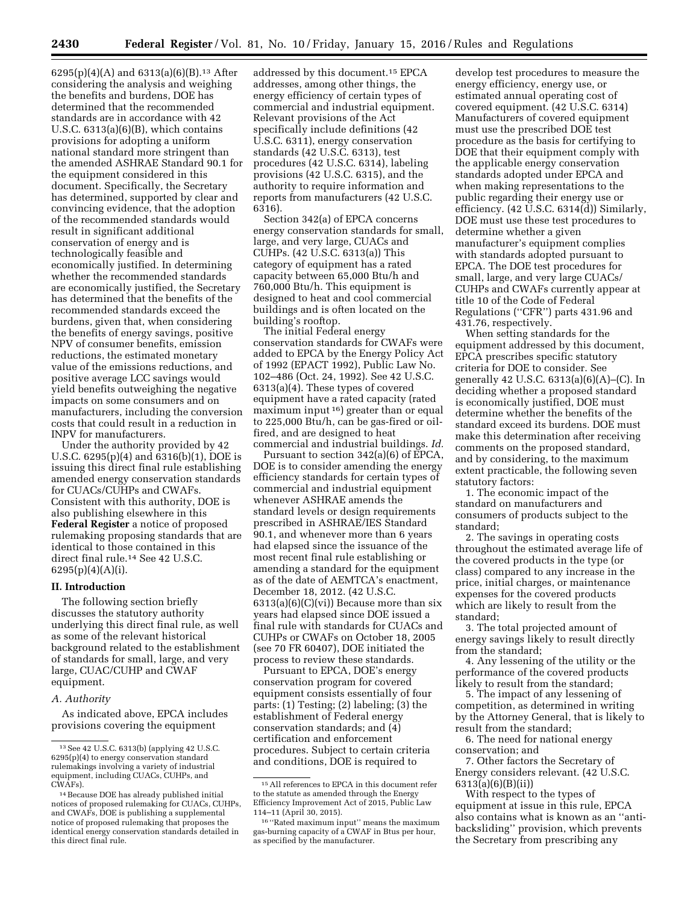6295(p)(4)(A) and 6313(a)(6)(B).[13] After considering the analysis and weighing the benefits and burdens, DOE has determined that the recommended standards are in accordance with 42 U.S.C. 6313(a)(6)(B), which contains provisions for adopting a uniform national standard more stringent than the amended ASHRAE Standard 90.1 for the equipment considered in this document. Specifically, the Secretary has determined, supported by clear and convincing evidence, that the adoption of the recommended standards would result in significant additional conservation of energy and is technologically feasible and economically justified. In determining whether the recommended standards are economically justified, the Secretary has determined that the benefits of the recommended standards exceed the burdens, given that, when considering the benefits of energy savings, positive NPV of consumer benefits, emission reductions, the estimated monetary value of the emissions reductions, and positive average LCC savings would yield benefits outweighing the negative impacts on some consumers and on manufacturers, including the conversion costs that could result in a reduction in INPV for manufacturers.

Under the authority provided by 42 U.S.C. 6295(p)(4) and 6316(b)(1), DOE is issuing this direct final rule establishing amended energy conservation standards for CUACs/CUHPs and CWAFs. Consistent with this authority, DOE is also publishing elsewhere in this **Federal Register** a notice of proposed rulemaking proposing standards that are identical to those contained in this direct final rule.[14] See 42 U.S.C. 6295(p)(4)(A)(i).

## II. Introduction

The following section briefly discusses the statutory authority underlying this direct final rule, as well as some of the relevant historical background related to the establishment of standards for small, large, and very large, CUAC/CUHP and CWAF equipment.

### A. Authority

As indicated above, EPCA includes provisions covering the equipment addressed by this document.[15] EPCA addresses, among other things, the energy efficiency of certain types of commercial and industrial equipment. Relevant provisions of the Act specifically include definitions (42 U.S.C. 6311), energy conservation standards (42 U.S.C. 6313), test procedures (42 U.S.C. 6314), labeling provisions (42 U.S.C. 6315), and the authority to require information and reports from manufacturers (42 U.S.C. 6316).

Section 342(a) of EPCA concerns energy conservation standards for small, large, and very large, CUACs and CUHPs. (42 U.S.C. 6313(a)) This category of equipment has a rated capacity between 65,000 Btu/h and 760,000 Btu/h. This equipment is designed to heat and cool commercial buildings and is often located on the building's rooftop.

The initial Federal energy conservation standards for CWAFs were added to EPCA by the Energy Policy Act of 1992 (EPACT 1992), Public Law No. 102–486 (Oct. 24, 1992). See 42 U.S.C. 6313(a)(4). These types of covered equipment have a rated capacity (rated maximum input[16]) greater than or equal to 225,000 Btu/h, can be gas-fired or oil-fired, and are designed to heat commercial and industrial buildings. *Id.*

Pursuant to section 342(a)(6) of EPCA, DOE is to consider amending the energy efficiency standards for certain types of commercial and industrial equipment whenever ASHRAE amends the standard levels or design requirements prescribed in ASHRAE/IES Standard 90.1, and whenever more than 6 years had elapsed since the issuance of the most recent final rule establishing or amending a standard for the equipment as of the date of AEMTCA's enactment, December 18, 2012. (42 U.S.C. 6313(a)(6)(C)(vi)) Because more than six years had elapsed since DOE issued a final rule with standards for CUACs and CUHPs or CWAFs on October 18, 2005 (see 70 FR 60407), DOE initiated the process to review these standards.

Pursuant to EPCA, DOE's energy conservation program for covered equipment consists essentially of four parts: (1) Testing; (2) labeling; (3) the establishment of Federal energy conservation standards; and (4) certification and enforcement procedures. Subject to certain criteria and conditions, DOE is required to develop test procedures to measure the energy efficiency, energy use, or estimated annual operating cost of covered equipment. (42 U.S.C. 6314) Manufacturers of covered equipment must use the prescribed DOE test procedure as the basis for certifying to DOE that their equipment comply with the applicable energy conservation standards adopted under EPCA and when making representations to the public regarding their energy use or efficiency. (42 U.S.C. 6314(d)) Similarly, DOE must use these test procedures to determine whether a given manufacturer's equipment complies with standards adopted pursuant to EPCA. The DOE test procedures for small, large, and very large CUACs/CUHPs and CWAFs currently appear at title 10 of the Code of Federal Regulations ("CFR") parts 431.96 and 431.76, respectively.

When setting standards for the equipment addressed by this document, EPCA prescribes specific statutory criteria for DOE to consider. See generally 42 U.S.C. 6313(a)(6)(A)–(C). In deciding whether a proposed standard is economically justified, DOE must determine whether the benefits of the standard exceed its burdens. DOE must make this determination after receiving comments on the proposed standard, and by considering, to the maximum extent practicable, the following seven statutory factors:

1. The economic impact of the standard on manufacturers and consumers of products subject to the standard;
2. The savings in operating costs throughout the estimated average life of the covered products in the type (or class) compared to any increase in the price, initial charges, or maintenance expenses for the covered products which are likely to result from the standard;
3. The total projected amount of energy savings likely to result directly from the standard;
4. Any lessening of the utility or the performance of the covered products likely to result from the standard;
5. The impact of any lessening of competition, as determined in writing by the Attorney General, that is likely to result from the standard;
6. The need for national energy conservation; and
7. Other factors the Secretary of Energy considers relevant. (42 U.S.C. 6313(a)(6)(B)(ii))

With respect to the types of equipment at issue in this rule, EPCA also contains what is known as an "anti-backsliding" provision, which prevents the Secretary from prescribing any

---

[13] See 42 U.S.C. 6313(b) (applying 42 U.S.C. 6295(p)(4) to energy conservation standard rulemakings involving a variety of industrial equipment, including CUACs, CUHPs, and CWAFs).

[14] Because DOE has already published initial notices of proposed rulemaking for CUACs, CUHPs, and CWAFs, DOE is publishing a supplemental notice of proposed rulemaking that proposes the identical energy conservation standards detailed in this direct final rule.

[15] All references to EPCA in this document refer to the statute as amended through the Energy Efficiency Improvement Act of 2015, Public Law 114–11 (April 30, 2015).

[16] "Rated maximum input" means the maximum gas-burning capacity of a CWAF in Btus per hour, as specified by the manufacturer.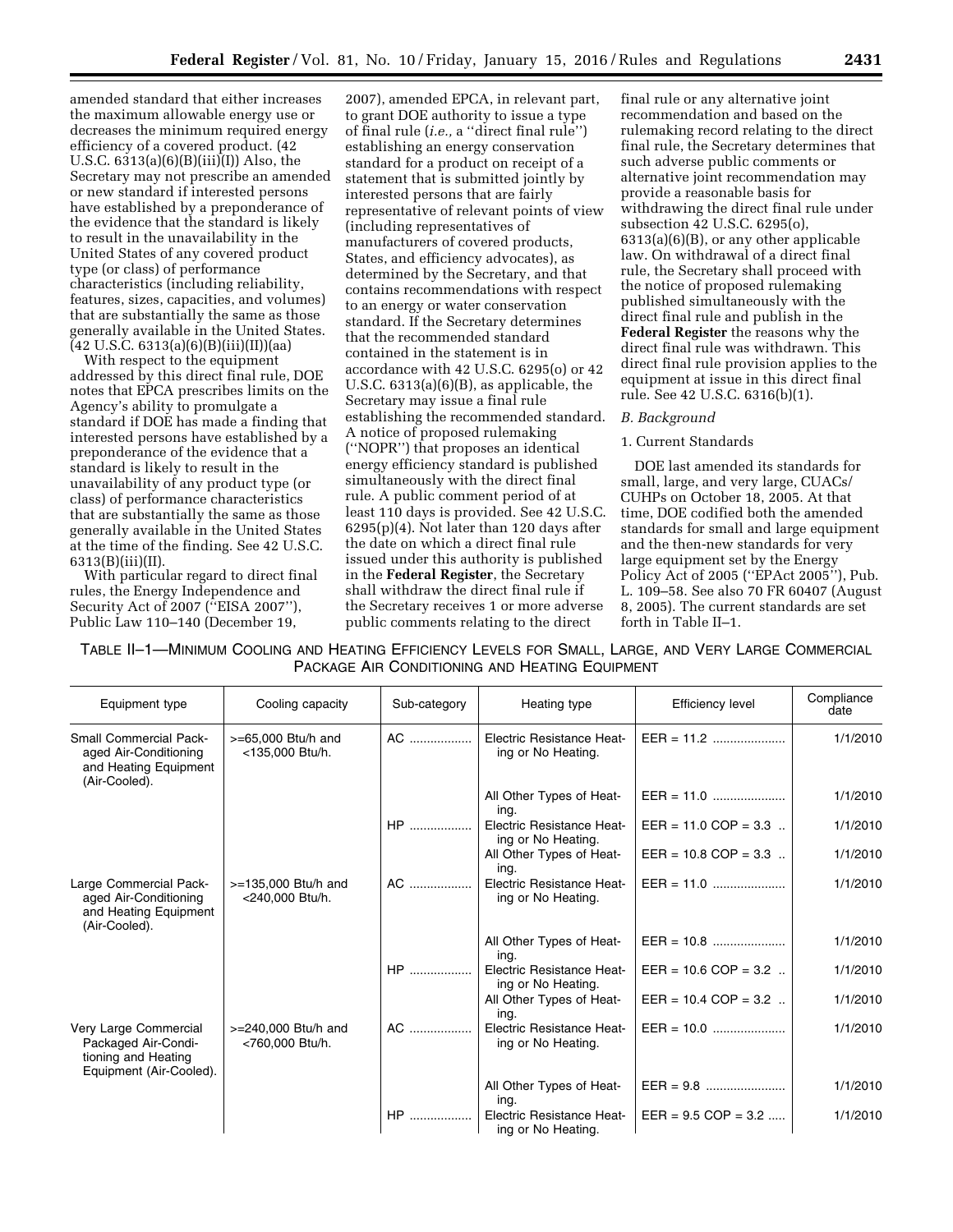amended standard that either increases the maximum allowable energy use or decreases the minimum required energy efficiency of a covered product. (42 U.S.C. 6313(a)(6)(B)(iii)(I)) Also, the Secretary may not prescribe an amended or new standard if interested persons have established by a preponderance of the evidence that the standard is likely to result in the unavailability in the United States of any covered product type (or class) of performance characteristics (including reliability, features, sizes, capacities, and volumes) that are substantially the same as those generally available in the United States. (42 U.S.C. 6313(a)(6)(B)(iii)(II)(aa)

With respect to the equipment addressed by this direct final rule, DOE notes that EPCA prescribes limits on the Agency's ability to promulgate a standard if DOE has made a finding that interested persons have established by a preponderance of the evidence that a standard is likely to result in the unavailability of any product type (or class) of performance characteristics that are substantially the same as those generally available in the United States at the time of the finding. See 42 U.S.C. 6313(B)(iii)(II).

With particular regard to direct final rules, the Energy Independence and Security Act of 2007 (''EISA 2007''), Public Law 110–140 (December 19, 2007), amended EPCA, in relevant part, to grant DOE authority to issue a type of final rule (*i.e.,* a ''direct final rule'') establishing an energy conservation standard for a product on receipt of a statement that is submitted jointly by interested persons that are fairly representative of relevant points of view (including representatives of manufacturers of covered products, States, and efficiency advocates), as determined by the Secretary, and that contains recommendations with respect to an energy or water conservation standard. If the Secretary determines that the recommended standard contained in the statement is in accordance with 42 U.S.C. 6295(o) or 42 U.S.C. 6313(a)(6)(B), as applicable, the Secretary may issue a final rule establishing the recommended standard. A notice of proposed rulemaking (''NOPR'') that proposes an identical energy efficiency standard is published simultaneously with the direct final rule. A public comment period of at least 110 days is provided. See 42 U.S.C. 6295(p)(4). Not later than 120 days after the date on which a direct final rule issued under this authority is published in the **Federal Register**, the Secretary shall withdraw the direct final rule if the Secretary receives 1 or more adverse public comments relating to the direct final rule or any alternative joint recommendation and based on the rulemaking record relating to the direct final rule, the Secretary determines that such adverse public comments or alternative joint recommendation may provide a reasonable basis for withdrawing the direct final rule under subsection 42 U.S.C. 6295(o), 6313(a)(6)(B), or any other applicable law. On withdrawal of a direct final rule, the Secretary shall proceed with the notice of proposed rulemaking published simultaneously with the direct final rule and publish in the **Federal Register** the reasons why the direct final rule was withdrawn. This direct final rule provision applies to the equipment at issue in this direct final rule. See 42 U.S.C. 6316(b)(1).

### *B. Background*

#### 1. Current Standards

DOE last amended its standards for small, large, and very large, CUACs/CUHPs on October 18, 2005. At that time, DOE codified both the amended standards for small and large equipment and the then-new standards for very large equipment set by the Energy Policy Act of 2005 (''EPAct 2005''), Pub. L. 109–58. See also 70 FR 60407 (August 8, 2005). The current standards are set forth in Table II–1.

TABLE II–1—MINIMUM COOLING AND HEATING EFFICIENCY LEVELS FOR SMALL, LARGE, AND VERY LARGE COMMERCIAL PACKAGE AIR CONDITIONING AND HEATING EQUIPMENT

| Equipment type | Cooling capacity | Sub-category | Heating type | Efficiency level | Compliance date |
|---|---|---|---|---|---|
| Small Commercial Packaged Air-Conditioning and Heating Equipment (Air-Cooled). | >=65,000 Btu/h and <135,000 Btu/h. | AC | Electric Resistance Heating or No Heating. | EER = 11.2 | 1/1/2010 |
| | | | All Other Types of Heating. | EER = 11.0 | 1/1/2010 |
| | | HP | Electric Resistance Heating or No Heating. | EER = 11.0 COP = 3.3 | 1/1/2010 |
| | | | All Other Types of Heating. | EER = 10.8 COP = 3.3 | 1/1/2010 |
| Large Commercial Packaged Air-Conditioning and Heating Equipment (Air-Cooled). | >=135,000 Btu/h and <240,000 Btu/h. | AC | Electric Resistance Heating or No Heating. | EER = 11.0 | 1/1/2010 |
| | | | All Other Types of Heating. | EER = 10.8 | 1/1/2010 |
| | | HP | Electric Resistance Heating or No Heating. | EER = 10.6 COP = 3.2 | 1/1/2010 |
| | | | All Other Types of Heating. | EER = 10.4 COP = 3.2 | 1/1/2010 |
| Very Large Commercial Packaged Air-Conditioning and Heating Equipment (Air-Cooled). | >=240,000 Btu/h and <760,000 Btu/h. | AC | Electric Resistance Heating or No Heating. | EER = 10.0 | 1/1/2010 |
| | | | All Other Types of Heating. | EER = 9.8 | 1/1/2010 |
| | | HP | Electric Resistance Heating or No Heating. | EER = 9.5 COP = 3.2 | 1/1/2010 |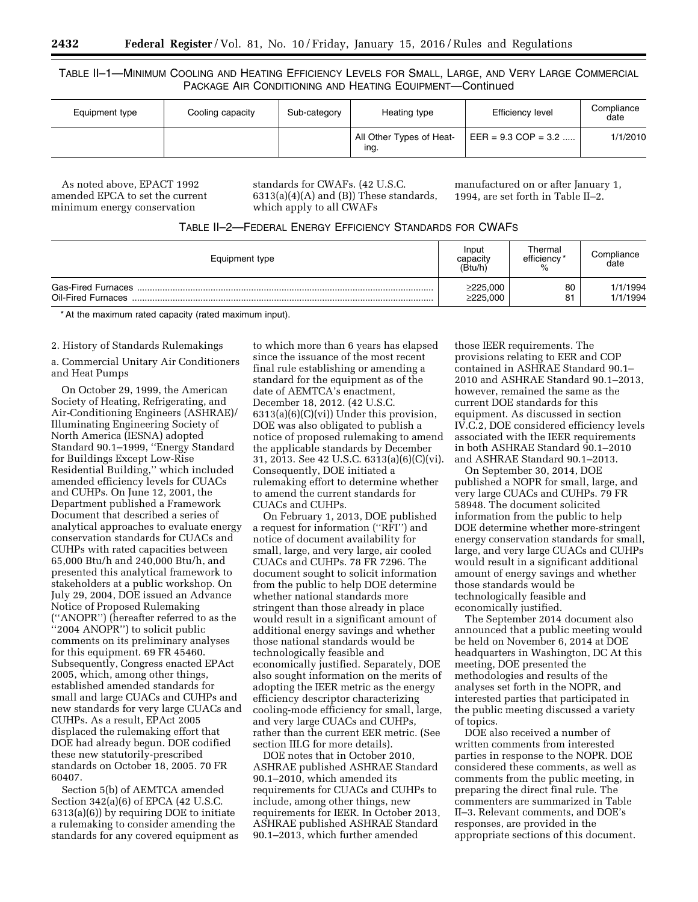TABLE II–1—MINIMUM COOLING AND HEATING EFFICIENCY LEVELS FOR SMALL, LARGE, AND VERY LARGE COMMERCIAL PACKAGE AIR CONDITIONING AND HEATING EQUIPMENT—Continued

| Equipment type | Cooling capacity | Sub-category | Heating type | Efficiency level | Compliance date |
| --- | --- | --- | --- | --- | --- |
| | | | All Other Types of Heating. | EER = 9.3 COP = 3.2 ..... | 1/1/2010 |

As noted above, EPACT 1992 amended EPCA to set the current minimum energy conservation standards for CWAFs. (42 U.S.C. 6313(a)(4)(A) and (B)) These standards, which apply to all CWAFs manufactured on or after January 1, 1994, are set forth in Table II–2.

TABLE II–2—FEDERAL ENERGY EFFICIENCY STANDARDS FOR CWAFS

| Equipment type | Input capacity (Btu/h) | Thermal efficiency * % | Compliance date |
| --- | --- | --- | --- |
| Gas-Fired Furnaces | ≥225,000 | 80 | 1/1/1994 |
| Oil-Fired Furnaces | ≥225,000 | 81 | 1/1/1994 |

* At the maximum rated capacity (rated maximum input).

2. History of Standards Rulemakings

a. Commercial Unitary Air Conditioners and Heat Pumps

On October 29, 1999, the American Society of Heating, Refrigerating, and Air-Conditioning Engineers (ASHRAE)/Illuminating Engineering Society of North America (IESNA) adopted Standard 90.1–1999, ''Energy Standard for Buildings Except Low-Rise Residential Building,'' which included amended efficiency levels for CUACs and CUHPs. On June 12, 2001, the Department published a Framework Document that described a series of analytical approaches to evaluate energy conservation standards for CUACs and CUHPs with rated capacities between 65,000 Btu/h and 240,000 Btu/h, and presented this analytical framework to stakeholders at a public workshop. On July 29, 2004, DOE issued an Advance Notice of Proposed Rulemaking (''ANOPR'') (hereafter referred to as the ''2004 ANOPR'') to solicit public comments on its preliminary analyses for this equipment. 69 FR 45460. Subsequently, Congress enacted EPAct 2005, which, among other things, established amended standards for small and large CUACs and CUHPs and new standards for very large CUACs and CUHPs. As a result, EPAct 2005 displaced the rulemaking effort that DOE had already begun. DOE codified these new statutorily-prescribed standards on October 18, 2005. 70 FR 60407.

Section 5(b) of AEMTCA amended Section 342(a)(6) of EPCA (42 U.S.C. 6313(a)(6)) by requiring DOE to initiate a rulemaking to consider amending the standards for any covered equipment as to which more than 6 years has elapsed since the issuance of the most recent final rule establishing or amending a standard for the equipment as of the date of AEMTCA's enactment, December 18, 2012. (42 U.S.C. 6313(a)(6)(C)(vi)) Under this provision, DOE was also obligated to publish a notice of proposed rulemaking to amend the applicable standards by December 31, 2013. See 42 U.S.C. 6313(a)(6)(C)(vi). Consequently, DOE initiated a rulemaking effort to determine whether to amend the current standards for CUACs and CUHPs.

On February 1, 2013, DOE published a request for information (''RFI'') and notice of document availability for small, large, and very large, air cooled CUACs and CUHPs. 78 FR 7296. The document sought to solicit information from the public to help DOE determine whether national standards more stringent than those already in place would result in a significant amount of additional energy savings and whether those national standards would be technologically feasible and economically justified. Separately, DOE also sought information on the merits of adopting the IEER metric as the energy efficiency descriptor characterizing cooling-mode efficiency for small, large, and very large CUACs and CUHPs, rather than the current EER metric. (See section III.G for more details).

DOE notes that in October 2010, ASHRAE published ASHRAE Standard 90.1–2010, which amended its requirements for CUACs and CUHPs to include, among other things, new requirements for IEER. In October 2013, ASHRAE published ASHRAE Standard 90.1–2013, which further amended those IEER requirements. The provisions relating to EER and COP contained in ASHRAE Standard 90.1–2010 and ASHRAE Standard 90.1–2013, however, remained the same as the current DOE standards for this equipment. As discussed in section IV.C.2, DOE considered efficiency levels associated with the IEER requirements in both ASHRAE Standard 90.1–2010 and ASHRAE Standard 90.1–2013.

On September 30, 2014, DOE published a NOPR for small, large, and very large CUACs and CUHPs. 79 FR 58948. The document solicited information from the public to help DOE determine whether more-stringent energy conservation standards for small, large, and very large CUACs and CUHPs would result in a significant additional amount of energy savings and whether those standards would be technologically feasible and economically justified.

The September 2014 document also announced that a public meeting would be held on November 6, 2014 at DOE headquarters in Washington, DC At this meeting, DOE presented the methodologies and results of the analyses set forth in the NOPR, and interested parties that participated in the public meeting discussed a variety of topics.

DOE also received a number of written comments from interested parties in response to the NOPR. DOE considered these comments, as well as comments from the public meeting, in preparing the direct final rule. The commenters are summarized in Table II–3. Relevant comments, and DOE's responses, are provided in the appropriate sections of this document.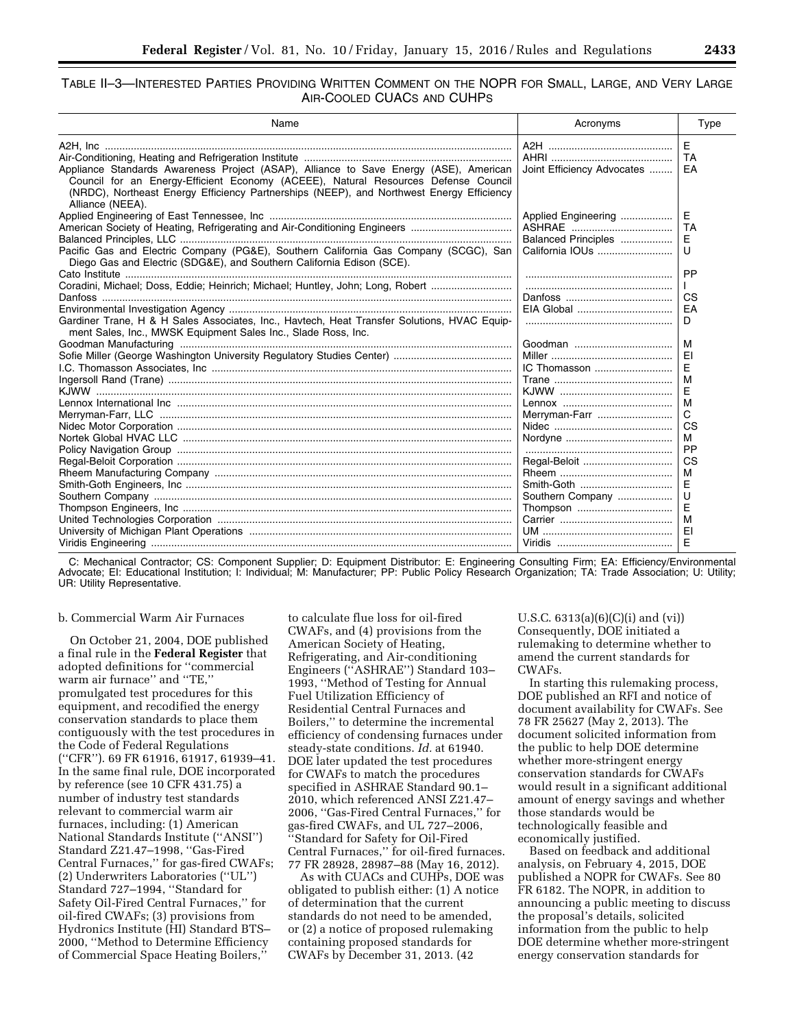TABLE II–3—INTERESTED PARTIES PROVIDING WRITTEN COMMENT ON THE NOPR FOR SMALL, LARGE, AND VERY LARGE AIR-COOLED CUACS AND CUHPS

| Name | Acronyms | Type |
|---|---|---|
| A2H, Inc | A2H | E |
| Air-Conditioning, Heating and Refrigeration Institute | AHRI | TA |
| Appliance Standards Awareness Project (ASAP), Alliance to Save Energy (ASE), American Council for an Energy-Efficient Economy (ACEEE), Natural Resources Defense Council (NRDC), Northeast Energy Efficiency Partnerships (NEEP), and Northwest Energy Efficiency Alliance (NEEA). | Joint Efficiency Advocates | EA |
| Applied Engineering of East Tennessee, Inc | Applied Engineering | E |
| American Society of Heating, Refrigerating and Air-Conditioning Engineers | ASHRAE | TA |
| Balanced Principles, LLC | Balanced Principles | E |
| Pacific Gas and Electric Company (PG&E), Southern California Gas Company (SCGC), San Diego Gas and Electric (SDG&E), and Southern California Edison (SCE). | California IOUs | U |
| Cato Institute | | PP |
| Coradini, Michael; Doss, Eddie; Heinrich; Michael; Huntley, John; Long, Robert | | I |
| Danfoss | Danfoss | CS |
| Environmental Investigation Agency | EIA Global | EA |
| Gardiner Trane, H & H Sales Associates, Inc., Havtech, Heat Transfer Solutions, HVAC Equipment Sales, Inc., MWSK Equipment Sales Inc., Slade Ross, Inc. | | D |
| Goodman Manufacturing | Goodman | M |
| Sofie Miller (George Washington University Regulatory Studies Center) | Miller | EI |
| I.C. Thomasson Associates, Inc | IC Thomasson | E |
| Ingersoll Rand (Trane) | Trane | M |
| KJWW | KJWW | E |
| Lennox International Inc | Lennox | M |
| Merryman-Farr, LLC | Merryman-Farr | C |
| Nidec Motor Corporation | Nidec | CS |
| Nortek Global HVAC LLC | Nordyne | M |
| Policy Navigation Group | | PP |
| Regal-Beloit Corporation | Regal-Beloit | CS |
| Rheem Manufacturing Company | Rheem | M |
| Smith-Goth Engineers, Inc | Smith-Goth | E |
| Southern Company | Southern Company | U |
| Thompson Engineers, Inc | Thompson | E |
| United Technologies Corporation | Carrier | M |
| University of Michigan Plant Operations | UM | EI |
| Viridis Engineering | Viridis | E |

C: Mechanical Contractor; CS: Component Supplier; D: Equipment Distributor: E: Engineering Consulting Firm; EA: Efficiency/Environmental Advocate; EI: Educational Institution; I: Individual; M: Manufacturer; PP: Public Policy Research Organization; TA: Trade Association; U: Utility; UR: Utility Representative.

b. Commercial Warm Air Furnaces

On October 21, 2004, DOE published a final rule in the **Federal Register** that adopted definitions for ''commercial warm air furnace'' and ''TE,'' promulgated test procedures for this equipment, and recodified the energy conservation standards to place them contiguously with the test procedures in the Code of Federal Regulations (''CFR''). 69 FR 61916, 61917, 61939–41. In the same final rule, DOE incorporated by reference (see 10 CFR 431.75) a number of industry test standards relevant to commercial warm air furnaces, including: (1) American National Standards Institute (''ANSI'') Standard Z21.47–1998, ''Gas-Fired Central Furnaces,'' for gas-fired CWAFs; (2) Underwriters Laboratories (''UL'') Standard 727–1994, ''Standard for Safety Oil-Fired Central Furnaces,'' for oil-fired CWAFs; (3) provisions from Hydronics Institute (HI) Standard BTS–2000, ''Method to Determine Efficiency of Commercial Space Heating Boilers,'' to calculate flue loss for oil-fired CWAFs, and (4) provisions from the American Society of Heating, Refrigerating, and Air-conditioning Engineers (''ASHRAE'') Standard 103–1993, ''Method of Testing for Annual Fuel Utilization Efficiency of Residential Central Furnaces and Boilers,'' to determine the incremental efficiency of condensing furnaces under steady-state conditions. *Id.* at 61940. DOE later updated the test procedures for CWAFs to match the procedures specified in ASHRAE Standard 90.1–2010, which referenced ANSI Z21.47–2006, ''Gas-Fired Central Furnaces,'' for gas-fired CWAFs, and UL 727–2006, ''Standard for Safety for Oil-Fired Central Furnaces,'' for oil-fired furnaces. 77 FR 28928, 28987–88 (May 16, 2012).

As with CUACs and CUHPs, DOE was obligated to publish either: (1) A notice of determination that the current standards do not need to be amended, or (2) a notice of proposed rulemaking containing proposed standards for CWAFs by December 31, 2013. (42 U.S.C. 6313(a)(6)(C)(i) and (vi)) Consequently, DOE initiated a rulemaking to determine whether to amend the current standards for CWAFs.

In starting this rulemaking process, DOE published an RFI and notice of document availability for CWAFs. See 78 FR 25627 (May 2, 2013). The document solicited information from the public to help DOE determine whether more-stringent energy conservation standards for CWAFs would result in a significant additional amount of energy savings and whether those standards would be technologically feasible and economically justified.

Based on feedback and additional analysis, on February 4, 2015, DOE published a NOPR for CWAFs. See 80 FR 6182. The NOPR, in addition to announcing a public meeting to discuss the proposal's details, solicited information from the public to help DOE determine whether more-stringent energy conservation standards for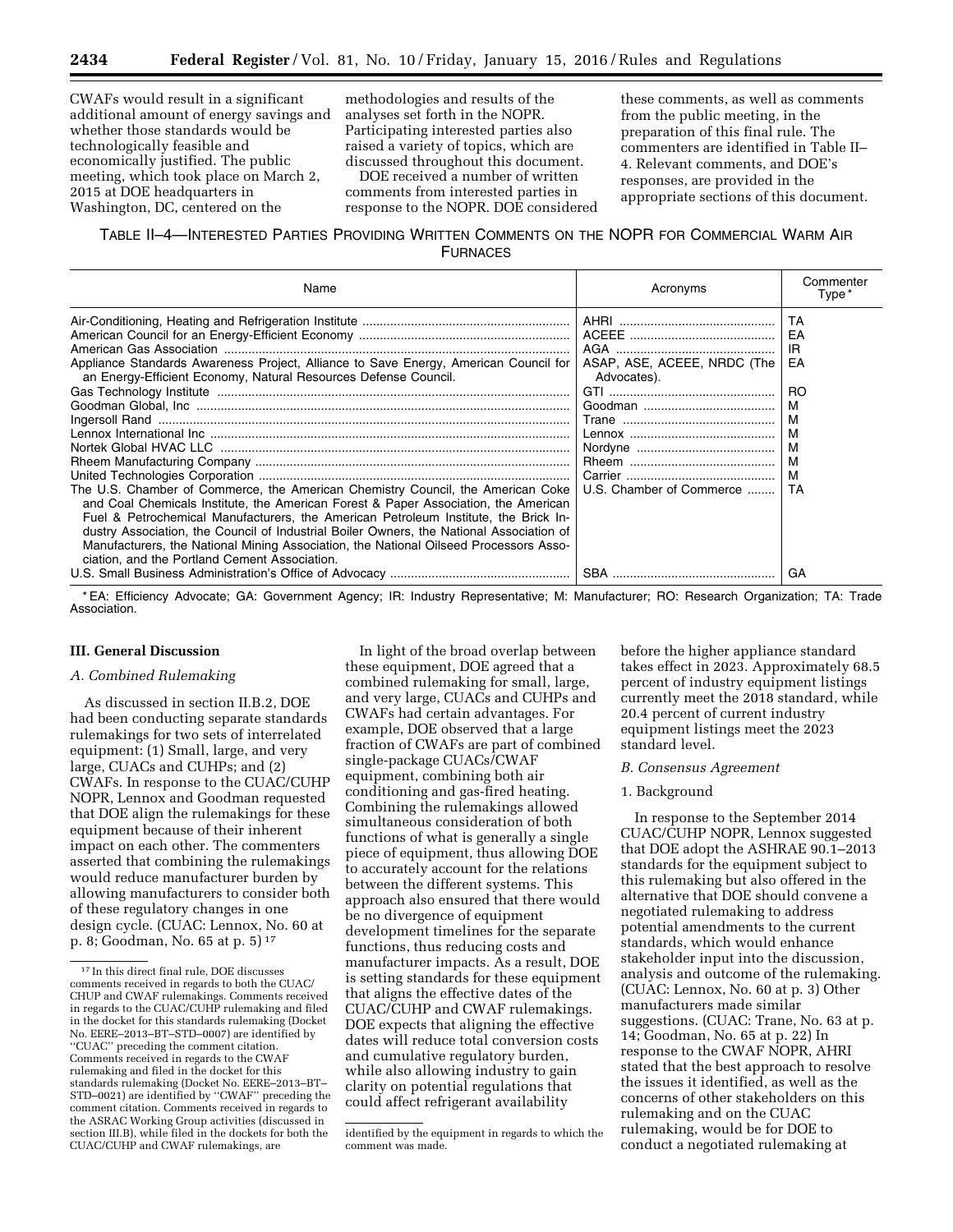CWAFs would result in a significant additional amount of energy savings and whether those standards would be technologically feasible and economically justified. The public meeting, which took place on March 2, 2015 at DOE headquarters in Washington, DC, centered on the methodologies and results of the analyses set forth in the NOPR. Participating interested parties also raised a variety of topics, which are discussed throughout this document.

DOE received a number of written comments from interested parties in response to the NOPR. DOE considered these comments, as well as comments from the public meeting, in the preparation of this final rule. The commenters are identified in Table II–4. Relevant comments, and DOE's responses, are provided in the appropriate sections of this document.

TABLE II–4—INTERESTED PARTIES PROVIDING WRITTEN COMMENTS ON THE NOPR FOR COMMERCIAL WARM AIR FURNACES

| Name | Acronyms | Commenter Type* |
|---|---|---|
| Air-Conditioning, Heating and Refrigeration Institute | AHRI | TA |
| American Council for an Energy-Efficient Economy | ACEEE | EA |
| American Gas Association | AGA | IR |
| Appliance Standards Awareness Project, Alliance to Save Energy, American Council for an Energy-Efficient Economy, Natural Resources Defense Council. | ASAP, ASE, ACEEE, NRDC (The Advocates). | EA |
| Gas Technology Institute | GTI | RO |
| Goodman Global, Inc | Goodman | M |
| Ingersoll Rand | Trane | M |
| Lennox International Inc | Lennox | M |
| Nortek Global HVAC LLC | Nordyne | M |
| Rheem Manufacturing Company | Rheem | M |
| United Technologies Corporation | Carrier | M |
| The U.S. Chamber of Commerce, the American Chemistry Council, the American Coke and Coal Chemicals Institute, the American Forest & Paper Association, the American Fuel & Petrochemical Manufacturers, the American Petroleum Institute, the Brick Industry Association, the Council of Industrial Boiler Owners, the National Association of Manufacturers, the National Mining Association, the National Oilseed Processors Association, and the Portland Cement Association. | U.S. Chamber of Commerce | TA |
| U.S. Small Business Administration's Office of Advocacy | SBA | GA |

* EA: Efficiency Advocate; GA: Government Agency; IR: Industry Representative; M: Manufacturer; RO: Research Organization; TA: Trade Association.

## III. General Discussion

### A. Combined Rulemaking

As discussed in section II.B.2, DOE had been conducting separate standards rulemakings for two sets of interrelated equipment: (1) Small, large, and very large, CUACs and CUHPs; and (2) CWAFs. In response to the CUAC/CUHP NOPR, Lennox and Goodman requested that DOE align the rulemakings for these equipment because of their inherent impact on each other. The commenters asserted that combining the rulemakings would reduce manufacturer burden by allowing manufacturers to consider both of these regulatory changes in one design cycle. (CUAC: Lennox, No. 60 at p. 8; Goodman, No. 65 at p. 5) [17]

In light of the broad overlap between these equipment, DOE agreed that a combined rulemaking for small, large, and very large, CUACs and CUHPs and CWAFs had certain advantages. For example, DOE observed that a large fraction of CWAFs are part of combined single-package CUACs/CWAF equipment, combining both air conditioning and gas-fired heating. Combining the rulemakings allowed simultaneous consideration of both functions of what is generally a single piece of equipment, thus allowing DOE to accurately account for the relations between the different systems. This approach also ensured that there would be no divergence of equipment development timelines for the separate functions, thus reducing costs and manufacturer impacts. As a result, DOE is setting standards for these equipment that aligns the effective dates of the CUAC/CUHP and CWAF rulemakings. DOE expects that aligning the effective dates will reduce total conversion costs and cumulative regulatory burden, while also allowing industry to gain clarity on potential regulations that could affect refrigerant availability before the higher appliance standard takes effect in 2023. Approximately 68.5 percent of industry equipment listings currently meet the 2018 standard, while 20.4 percent of current industry equipment listings meet the 2023 standard level.

### B. Consensus Agreement

#### 1. Background

In response to the September 2014 CUAC/CUHP NOPR, Lennox suggested that DOE adopt the ASHRAE 90.1–2013 standards for the equipment subject to this rulemaking but also offered in the alternative that DOE should convene a negotiated rulemaking to address potential amendments to the current standards, which would enhance stakeholder input into the discussion, analysis and outcome of the rulemaking. (CUAC: Lennox, No. 60 at p. 3) Other manufacturers made similar suggestions. (CUAC: Trane, No. 63 at p. 14; Goodman, No. 65 at p. 22) In response to the CWAF NOPR, AHRI stated that the best approach to resolve the issues it identified, as well as the concerns of other stakeholders on this rulemaking and on the CUAC rulemaking, would be for DOE to conduct a negotiated rulemaking at

[17] In this direct final rule, DOE discusses comments received in regards to both the CUAC/CHUP and CWAF rulemakings. Comments received in regards to the CUAC/CUHP rulemaking and filed in the docket for this standards rulemaking (Docket No. EERE–2013–BT–STD–0007) are identified by "CUAC" preceding the comment citation. Comments received in regards to the CWAF rulemaking and filed in the docket for this standards rulemaking (Docket No. EERE–2013–BT–STD–0021) are identified by "CWAF" preceding the comment citation. Comments received in regards to the ASRAC Working Group activities (discussed in section III.B), while filed in the dockets for both the CUAC/CUHP and CWAF rulemakings, are identified by the equipment in regards to which the comment was made.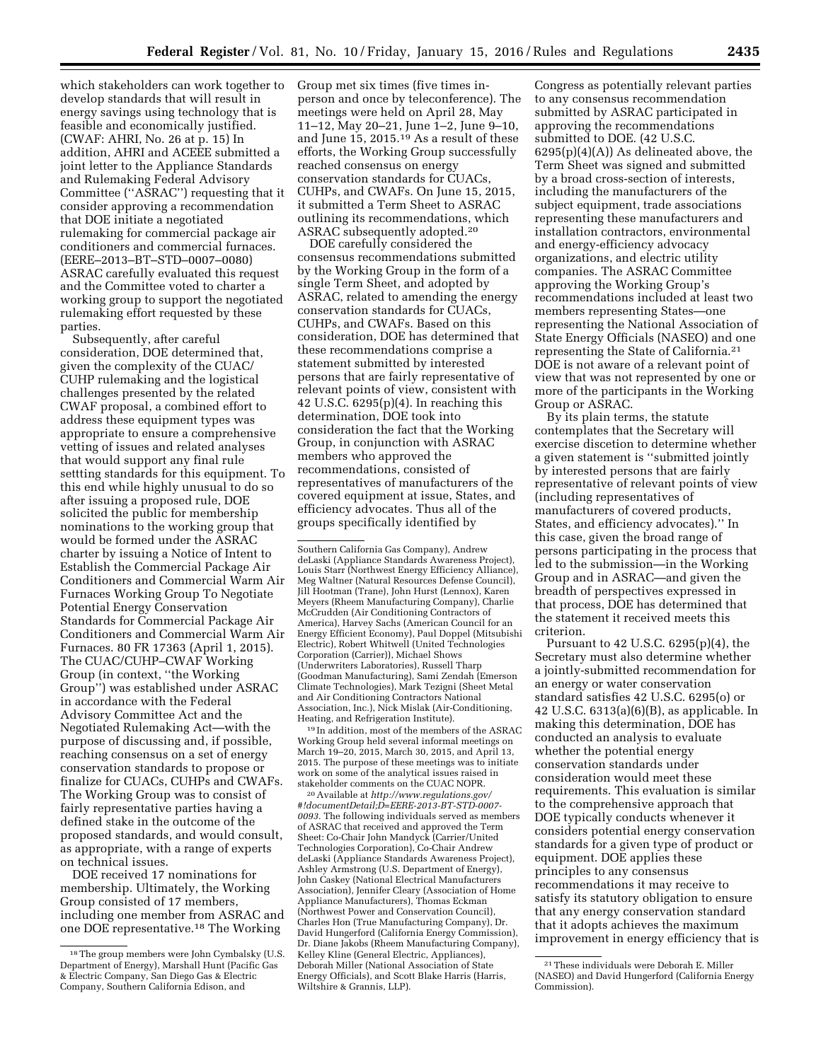which stakeholders can work together to develop standards that will result in energy savings using technology that is feasible and economically justified. (CWAF: AHRI, No. 26 at p. 15) In addition, AHRI and ACEEE submitted a joint letter to the Appliance Standards and Rulemaking Federal Advisory Committee (''ASRAC'') requesting that it consider approving a recommendation that DOE initiate a negotiated rulemaking for commercial package air conditioners and commercial furnaces. (EERE–2013–BT–STD–0007–0080) ASRAC carefully evaluated this request and the Committee voted to charter a working group to support the negotiated rulemaking effort requested by these parties.

Subsequently, after careful consideration, DOE determined that, given the complexity of the CUAC/CUHP rulemaking and the logistical challenges presented by the related CWAF proposal, a combined effort to address these equipment types was appropriate to ensure a comprehensive vetting of issues and related analyses that would support any final rule settting standards for this equipment. To this end while highly unusual to do so after issuing a proposed rule, DOE solicited the public for membership nominations to the working group that would be formed under the ASRAC charter by issuing a Notice of Intent to Establish the Commercial Package Air Conditioners and Commercial Warm Air Furnaces Working Group To Negotiate Potential Energy Conservation Standards for Commercial Package Air Conditioners and Commercial Warm Air Furnaces. 80 FR 17363 (April 1, 2015). The CUAC/CUHP–CWAF Working Group (in context, ''the Working Group'') was established under ASRAC in accordance with the Federal Advisory Committee Act and the Negotiated Rulemaking Act—with the purpose of discussing and, if possible, reaching consensus on a set of energy conservation standards to propose or finalize for CUACs, CUHPs and CWAFs. The Working Group was to consist of fairly representative parties having a defined stake in the outcome of the proposed standards, and would consult, as appropriate, with a range of experts on technical issues.

DOE received 17 nominations for membership. Ultimately, the Working Group consisted of 17 members, including one member from ASRAC and one DOE representative.[18] The Working Group met six times (five times in-person and once by teleconference). The meetings were held on April 28, May 11–12, May 20–21, June 1–2, June 9–10, and June 15, 2015.[19] As a result of these efforts, the Working Group successfully reached consensus on energy conservation standards for CUACs, CUHPs, and CWAFs. On June 15, 2015, it submitted a Term Sheet to ASRAC outlining its recommendations, which ASRAC subsequently adopted.[20]

DOE carefully considered the consensus recommendations submitted by the Working Group in the form of a single Term Sheet, and adopted by ASRAC, related to amending the energy conservation standards for CUACs, CUHPs, and CWAFs. Based on this consideration, DOE has determined that these recommendations comprise a statement submitted by interested persons that are fairly representative of relevant points of view, consistent with 42 U.S.C. 6295(p)(4). In reaching this determination, DOE took into consideration the fact that the Working Group, in conjunction with ASRAC members who approved the recommendations, consisted of representatives of manufacturers of the covered equipment at issue, States, and efficiency advocates. Thus all of the groups specifically identified by Congress as potentially relevant parties to any consensus recommendation submitted by ASRAC participated in approving the recommendations submitted to DOE. (42 U.S.C. 6295(p)(4)(A)) As delineated above, the Term Sheet was signed and submitted by a broad cross-section of interests, including the manufacturers of the subject equipment, trade associations representing these manufacturers and installation contractors, environmental and energy-efficiency advocacy organizations, and electric utility companies. The ASRAC Committee approving the Working Group's recommendations included at least two members representing States—one representing the National Association of State Energy Officials (NASEO) and one representing the State of California.[21] DOE is not aware of a relevant point of view that was not represented by one or more of the participants in the Working Group or ASRAC.

By its plain terms, the statute contemplates that the Secretary will exercise discetion to determine whether a given statement is ''submitted jointly by interested persons that are fairly representative of relevant points of view (including representatives of manufacturers of covered products, States, and efficiency advocates).'' In this case, given the broad range of persons participating in the process that led to the submission—in the Working Group and in ASRAC—and given the breadth of perspectives expressed in that process, DOE has determined that the statement it received meets this criterion.

Pursuant to 42 U.S.C. 6295(p)(4), the Secretary must also determine whether a jointly-submitted recommendation for an energy or water conservation standard satisfies 42 U.S.C. 6295(o) or 42 U.S.C. 6313(a)(6)(B), as applicable. In making this determination, DOE has conducted an analysis to evaluate whether the potential energy conservation standards under consideration would meet these requirements. This evaluation is similar to the comprehensive approach that DOE typically conducts whenever it considers potential energy conservation standards for a given type of product or equipment. DOE applies these principles to any consensus recommendations it may receive to satisfy its statutory obligation to ensure that any energy conservation standard that it adopts achieves the maximum improvement in energy efficiency that is

---

[18] The group members were John Cymbalsky (U.S. Department of Energy), Marshall Hunt (Pacific Gas & Electric Company, San Diego Gas & Electric Company, Southern California Edison, and Southern California Gas Company), Andrew deLaski (Appliance Standards Awareness Project), Louis Starr (Northwest Energy Efficiency Alliance), Meg Waltner (Natural Resources Defense Council), Jill Hootman (Trane), John Hurst (Lennox), Karen Meyers (Rheem Manufacturing Company), Charlie McCrudden (Air Conditioning Contractors of America), Harvey Sachs (American Council for an Energy Efficient Economy), Paul Doppel (Mitsubishi Electric), Robert Whitwell (United Technologies Corporation (Carrier)), Michael Shows (Underwriters Laboratories), Russell Tharp (Goodman Manufacturing), Sami Zendah (Emerson Climate Technologies), Mark Tezigni (Sheet Metal and Air Conditioning Contractors National Association, Inc.), Nick Mislak (Air-Conditioning, Heating, and Refrigeration Institute).

[19] In addition, most of the members of the ASRAC Working Group held several informal meetings on March 19–20, 2015, March 30, 2015, and April 13, 2015. The purpose of these meetings was to initiate work on some of the analytical issues raised in stakeholder comments on the CUAC NOPR.

[20] Available at *http://www.regulations.gov/#!documentDetail;D=EERE-2013-BT-STD-0007-0093*. The following individuals served as members of ASRAC that received and approved the Term Sheet: Co-Chair John Mandyck (Carrier/United Technologies Corporation), Co-Chair Andrew deLaski (Appliance Standards Awareness Project), Ashley Armstrong (U.S. Department of Energy), John Caskey (National Electrical Manufacturers Association), Jennifer Cleary (Association of Home Appliance Manufacturers), Thomas Eckman (Northwest Power and Conservation Council), Charles Hon (True Manufacturing Company), Dr. David Hungerford (California Energy Commission), Dr. Diane Jakobs (Rheem Manufacturing Company), Kelley Kline (General Electric, Appliances), Deborah Miller (National Association of State Energy Officials), and Scott Blake Harris (Harris, Wiltshire & Grannis, LLP).

[21] These individuals were Deborah E. Miller (NASEO) and David Hungerford (California Energy Commission).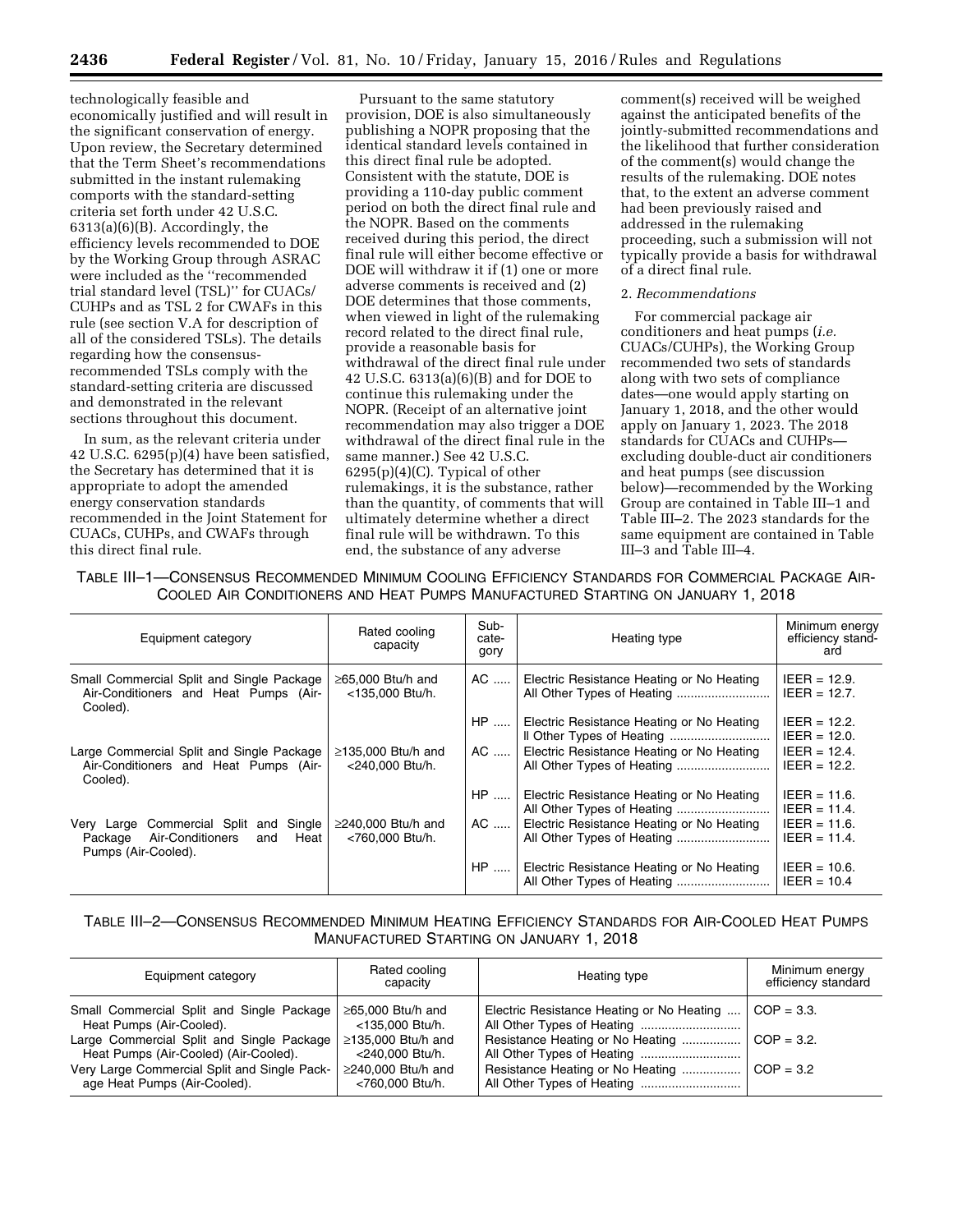technologically feasible and economically justified and will result in the significant conservation of energy. Upon review, the Secretary determined that the Term Sheet's recommendations submitted in the instant rulemaking comports with the standard-setting criteria set forth under 42 U.S.C. 6313(a)(6)(B). Accordingly, the efficiency levels recommended to DOE by the Working Group through ASRAC were included as the ''recommended trial standard level (TSL)'' for CUACs/CUHPs and as TSL 2 for CWAFs in this rule (see section V.A for description of all of the considered TSLs). The details regarding how the consensus-recommended TSLs comply with the standard-setting criteria are discussed and demonstrated in the relevant sections throughout this document.

In sum, as the relevant criteria under 42 U.S.C. 6295(p)(4) have been satisfied, the Secretary has determined that it is appropriate to adopt the amended energy conservation standards recommended in the Joint Statement for CUACs, CUHPs, and CWAFs through this direct final rule.

Pursuant to the same statutory provision, DOE is also simultaneously publishing a NOPR proposing that the identical standard levels contained in this direct final rule be adopted. Consistent with the statute, DOE is providing a 110-day public comment period on both the direct final rule and the NOPR. Based on the comments received during this period, the direct final rule will either become effective or DOE will withdraw it if (1) one or more adverse comments is received and (2) DOE determines that those comments, when viewed in light of the rulemaking record related to the direct final rule, provide a reasonable basis for withdrawal of the direct final rule under 42 U.S.C. 6313(a)(6)(B) and for DOE to continue this rulemaking under the NOPR. (Receipt of an alternative joint recommendation may also trigger a DOE withdrawal of the direct final rule in the same manner.) See 42 U.S.C. 6295(p)(4)(C). Typical of other rulemakings, it is the substance, rather than the quantity, of comments that will ultimately determine whether a direct final rule will be withdrawn. To this end, the substance of any adverse comment(s) received will be weighed against the anticipated benefits of the jointly-submitted recommendations and the likelihood that further consideration of the comment(s) would change the results of the rulemaking. DOE notes that, to the extent an adverse comment had been previously raised and addressed in the rulemaking proceeding, such a submission will not typically provide a basis for withdrawal of a direct final rule.

### 2. *Recommendations*

For commercial package air conditioners and heat pumps (*i.e.* CUACs/CUHPs), the Working Group recommended two sets of standards along with two sets of compliance dates—one would apply starting on January 1, 2018, and the other would apply on January 1, 2023. The 2018 standards for CUACs and CUHPs—excluding double-duct air conditioners and heat pumps (see discussion below)—recommended by the Working Group are contained in Table III–1 and Table III–2. The 2023 standards for the same equipment are contained in Table III–3 and Table III–4.

TABLE III–1—CONSENSUS RECOMMENDED MINIMUM COOLING EFFICIENCY STANDARDS FOR COMMERCIAL PACKAGE AIR-COOLED AIR CONDITIONERS AND HEAT PUMPS MANUFACTURED STARTING ON JANUARY 1, 2018

| Equipment category | Rated cooling capacity | Sub-category | Heating type | Minimum energy efficiency standard |
|---|---|---|---|---|
| Small Commercial Split and Single Package Air-Conditioners and Heat Pumps (Air-Cooled). | ≥65,000 Btu/h and <135,000 Btu/h. | AC | Electric Resistance Heating or No Heating | IEER = 12.9. |
| | | | All Other Types of Heating | IEER = 12.7. |
| | | HP | Electric Resistance Heating or No Heating | IEER = 12.2. |
| | | | ll Other Types of Heating | IEER = 12.0. |
| Large Commercial Split and Single Package Air-Conditioners and Heat Pumps (Air-Cooled). | ≥135,000 Btu/h and <240,000 Btu/h. | AC | Electric Resistance Heating or No Heating | IEER = 12.4. |
| | | | All Other Types of Heating | IEER = 12.2. |
| | | HP | Electric Resistance Heating or No Heating | IEER = 11.6. |
| | | | All Other Types of Heating | IEER = 11.4. |
| Very Large Commercial Split and Single Package Air-Conditioners and Heat Pumps (Air-Cooled). | ≥240,000 Btu/h and <760,000 Btu/h. | AC | Electric Resistance Heating or No Heating | IEER = 11.6. |
| | | | All Other Types of Heating | IEER = 11.4. |
| | | HP | Electric Resistance Heating or No Heating | IEER = 10.6. |
| | | | All Other Types of Heating | IEER = 10.4 |

TABLE III–2—CONSENSUS RECOMMENDED MINIMUM HEATING EFFICIENCY STANDARDS FOR AIR-COOLED HEAT PUMPS MANUFACTURED STARTING ON JANUARY 1, 2018

| Equipment category | Rated cooling capacity | Heating type | Minimum energy efficiency standard |
|---|---|---|---|
| Small Commercial Split and Single Package Heat Pumps (Air-Cooled). | ≥65,000 Btu/h and <135,000 Btu/h. | Electric Resistance Heating or No Heating | COP = 3.3. |
| | | All Other Types of Heating | |
| Large Commercial Split and Single Package Heat Pumps (Air-Cooled) (Air-Cooled). | ≥135,000 Btu/h and <240,000 Btu/h. | Resistance Heating or No Heating | COP = 3.2. |
| | | All Other Types of Heating | |
| Very Large Commercial Split and Single Package Heat Pumps (Air-Cooled). | ≥240,000 Btu/h and <760,000 Btu/h. | Resistance Heating or No Heating | COP = 3.2 |
| | | All Other Types of Heating | |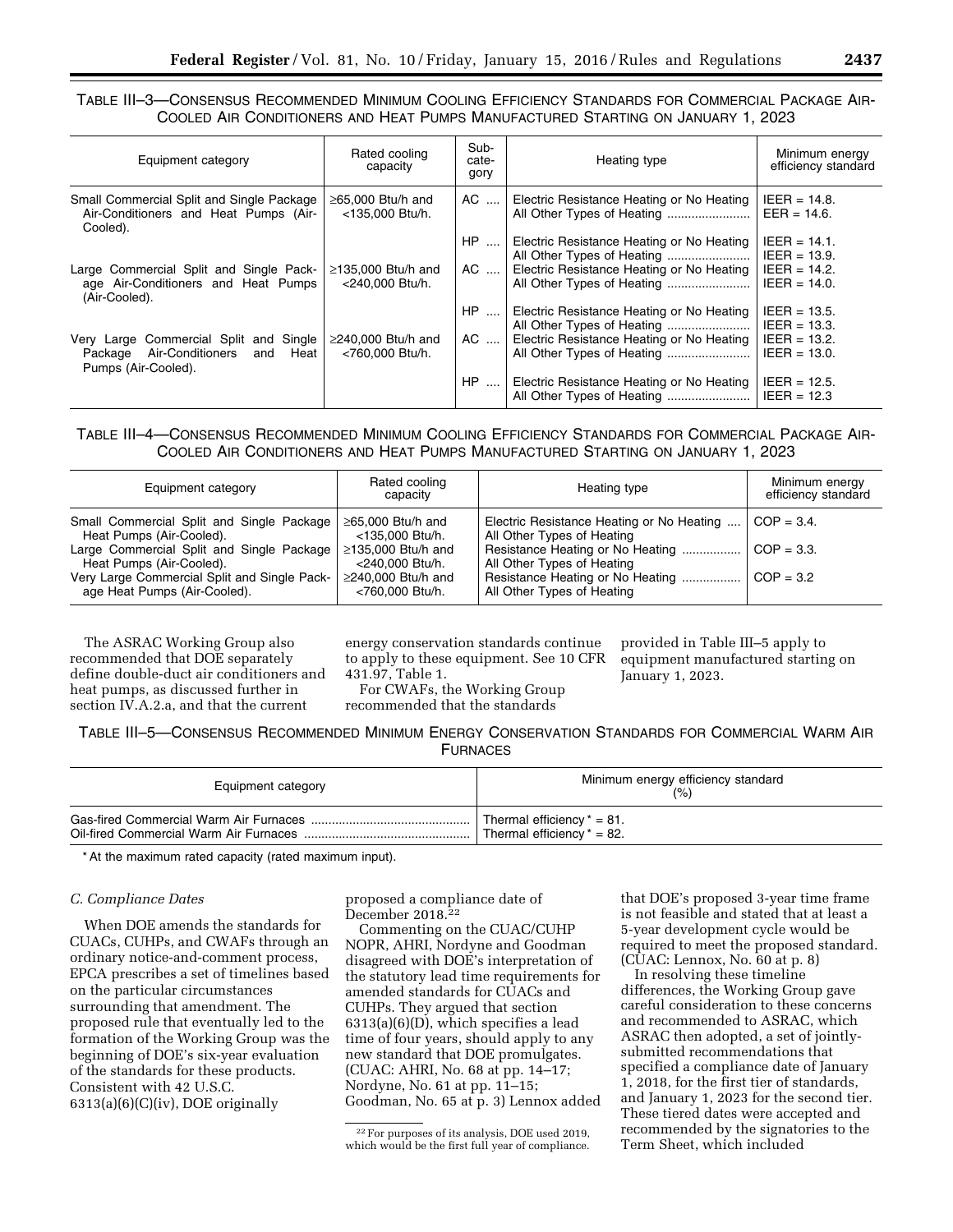TABLE III–3—CONSENSUS RECOMMENDED MINIMUM COOLING EFFICIENCY STANDARDS FOR COMMERCIAL PACKAGE AIR-COOLED AIR CONDITIONERS AND HEAT PUMPS MANUFACTURED STARTING ON JANUARY 1, 2023

| Equipment category | Rated cooling capacity | Sub-category | Heating type | Minimum energy efficiency standard |
|---|---|---|---|---|
| Small Commercial Split and Single Package Air-Conditioners and Heat Pumps (Air-Cooled). | ≥65,000 Btu/h and <135,000 Btu/h. | AC .... | Electric Resistance Heating or No Heating | IEER = 14.8. |
| | | | All Other Types of Heating ........................ | EER = 14.6. |
| | | HP .... | Electric Resistance Heating or No Heating | IEER = 14.1. |
| | | | All Other Types of Heating ........................ | IEER = 13.9. |
| Large Commercial Split and Single Package Air-Conditioners and Heat Pumps (Air-Cooled). | ≥135,000 Btu/h and <240,000 Btu/h. | AC .... | Electric Resistance Heating or No Heating | IEER = 14.2. |
| | | | All Other Types of Heating ........................ | IEER = 14.0. |
| | | HP .... | Electric Resistance Heating or No Heating | IEER = 13.5. |
| | | | All Other Types of Heating ........................ | IEER = 13.3. |
| Very Large Commercial Split and Single Package Air-Conditioners and Heat Pumps (Air-Cooled). | ≥240,000 Btu/h and <760,000 Btu/h. | AC .... | Electric Resistance Heating or No Heating | IEER = 13.2. |
| | | | All Other Types of Heating ........................ | IEER = 13.0. |
| | | HP .... | Electric Resistance Heating or No Heating | IEER = 12.5. |
| | | | All Other Types of Heating ........................ | IEER = 12.3 |

TABLE III–4—CONSENSUS RECOMMENDED MINIMUM COOLING EFFICIENCY STANDARDS FOR COMMERCIAL PACKAGE AIR-COOLED AIR CONDITIONERS AND HEAT PUMPS MANUFACTURED STARTING ON JANUARY 1, 2023

| Equipment category | Rated cooling capacity | Heating type | Minimum energy efficiency standard |
|---|---|---|---|
| Small Commercial Split and Single Package Heat Pumps (Air-Cooled). | ≥65,000 Btu/h and <135,000 Btu/h. | Electric Resistance Heating or No Heating .... All Other Types of Heating | COP = 3.4. |
| Large Commercial Split and Single Package Heat Pumps (Air-Cooled). | ≥135,000 Btu/h and <240,000 Btu/h. | Resistance Heating or No Heating ................. All Other Types of Heating | COP = 3.3. |
| Very Large Commercial Split and Single Package Heat Pumps (Air-Cooled). | ≥240,000 Btu/h and <760,000 Btu/h. | Resistance Heating or No Heating ................. All Other Types of Heating | COP = 3.2 |

The ASRAC Working Group also recommended that DOE separately define double-duct air conditioners and heat pumps, as discussed further in section IV.A.2.a, and that the current energy conservation standards continue to apply to these equipment. See 10 CFR 431.97, Table 1.

For CWAFs, the Working Group recommended that the standards provided in Table III–5 apply to equipment manufactured starting on January 1, 2023.

TABLE III–5—CONSENSUS RECOMMENDED MINIMUM ENERGY CONSERVATION STANDARDS FOR COMMERCIAL WARM AIR FURNACES

| Equipment category | Minimum energy efficiency standard (%) |
|---|---|
| Gas-fired Commercial Warm Air Furnaces ............................................. | Thermal efficiency * = 81. |
| Oil-fired Commercial Warm Air Furnaces ................................................ | Thermal efficiency * = 82. |

* At the maximum rated capacity (rated maximum input).

### C. Compliance Dates

When DOE amends the standards for CUACs, CUHPs, and CWAFs through an ordinary notice-and-comment process, EPCA prescribes a set of timelines based on the particular circumstances surrounding that amendment. The proposed rule that eventually led to the formation of the Working Group was the beginning of DOE's six-year evaluation of the standards for these products. Consistent with 42 U.S.C. 6313(a)(6)(C)(iv), DOE originally proposed a compliance date of December 2018.[22]

Commenting on the CUAC/CUHP NOPR, AHRI, Nordyne and Goodman disagreed with DOE's interpretation of the statutory lead time requirements for amended standards for CUACs and CUHPs. They argued that section 6313(a)(6)(D), which specifies a lead time of four years, should apply to any new standard that DOE promulgates. (CUAC: AHRI, No. 68 at pp. 14–17; Nordyne, No. 61 at pp. 11–15; Goodman, No. 65 at p. 3) Lennox added that DOE's proposed 3-year time frame is not feasible and stated that at least a 5-year development cycle would be required to meet the proposed standard. (CUAC: Lennox, No. 60 at p. 8)

In resolving these timeline differences, the Working Group gave careful consideration to these concerns and recommended to ASRAC, which ASRAC then adopted, a set of jointly-submitted recommendations that specified a compliance date of January 1, 2018, for the first tier of standards, and January 1, 2023 for the second tier. These tiered dates were accepted and recommended by the signatories to the Term Sheet, which included

[22] For purposes of its analysis, DOE used 2019, which would be the first full year of compliance.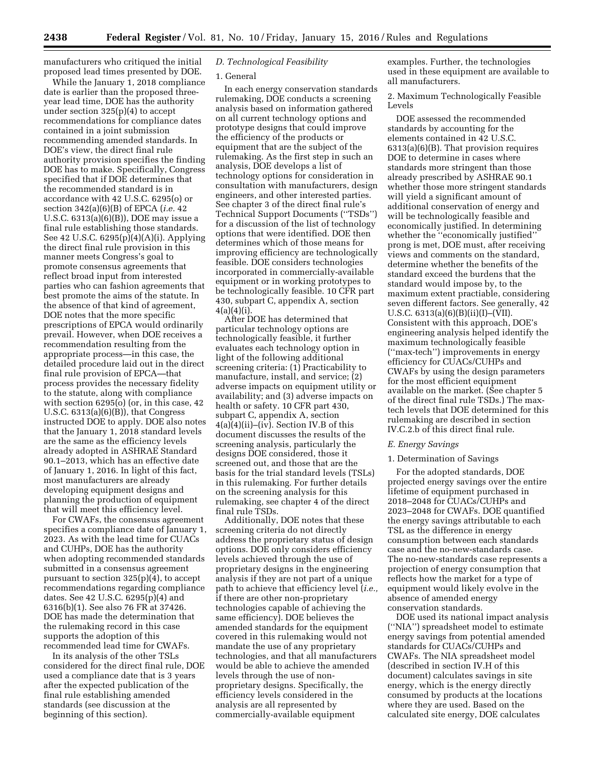manufacturers who critiqued the initial proposed lead times presented by DOE.

While the January 1, 2018 compliance date is earlier than the proposed three-year lead time, DOE has the authority under section 325(p)(4) to accept recommendations for compliance dates contained in a joint submission recommending amended standards. In DOE's view, the direct final rule authority provision specifies the finding DOE has to make. Specifically, Congress specified that if DOE determines that the recommended standard is in accordance with 42 U.S.C. 6295(o) or section 342(a)(6)(B) of EPCA (*i.e.* 42 U.S.C. 6313(a)(6)(B)), DOE may issue a final rule establishing those standards. See 42 U.S.C. 6295(p)(4)(A)(i). Applying the direct final rule provision in this manner meets Congress's goal to promote consensus agreements that reflect broad input from interested parties who can fashion agreements that best promote the aims of the statute. In the absence of that kind of agreement, DOE notes that the more specific prescriptions of EPCA would ordinarily prevail. However, when DOE receives a recommendation resulting from the appropriate process—in this case, the detailed procedure laid out in the direct final rule provision of EPCA—that process provides the necessary fidelity to the statute, along with compliance with section 6295(o) (or, in this case, 42 U.S.C. 6313(a)(6)(B)), that Congress instructed DOE to apply. DOE also notes that the January 1, 2018 standard levels are the same as the efficiency levels already adopted in ASHRAE Standard 90.1–2013, which has an effective date of January 1, 2016. In light of this fact, most manufacturers are already developing equipment designs and planning the production of equipment that will meet this efficiency level.

For CWAFs, the consensus agreement specifies a compliance date of January 1, 2023. As with the lead time for CUACs and CUHPs, DOE has the authority when adopting recommended standards submitted in a consensus agreement pursuant to section 325(p)(4), to accept recommendations regarding compliance dates. See 42 U.S.C. 6295(p)(4) and 6316(b)(1). See also 76 FR at 37426. DOE has made the determination that the rulemaking record in this case supports the adoption of this recommended lead time for CWAFs.

In its analysis of the other TSLs considered for the direct final rule, DOE used a compliance date that is 3 years after the expected publication of the final rule establishing amended standards (see discussion at the beginning of this section).

### *D. Technological Feasibility*

#### 1. General

In each energy conservation standards rulemaking, DOE conducts a screening analysis based on information gathered on all current technology options and prototype designs that could improve the efficiency of the products or equipment that are the subject of the rulemaking. As the first step in such an analysis, DOE develops a list of technology options for consideration in consultation with manufacturers, design engineers, and other interested parties. See chapter 3 of the direct final rule's Technical Support Documents (''TSDs'') for a discussion of the list of technology options that were identified. DOE then determines which of those means for improving efficiency are technologically feasible. DOE considers technologies incorporated in commercially-available equipment or in working prototypes to be technologically feasible. 10 CFR part 430, subpart C, appendix A, section 4(a)(4)(i).

After DOE has determined that particular technology options are technologically feasible, it further evaluates each technology option in light of the following additional screening criteria: (1) Practicability to manufacture, install, and service; (2) adverse impacts on equipment utility or availability; and (3) adverse impacts on health or safety. 10 CFR part 430, subpart C, appendix A, section 4(a)(4)(ii)–(iv). Section IV.B of this document discusses the results of the screening analysis, particularly the designs DOE considered, those it screened out, and those that are the basis for the trial standard levels (TSLs) in this rulemaking. For further details on the screening analysis for this rulemaking, see chapter 4 of the direct final rule TSDs.

Additionally, DOE notes that these screening criteria do not directly address the proprietary status of design options. DOE only considers efficiency levels achieved through the use of proprietary designs in the engineering analysis if they are not part of a unique path to achieve that efficiency level (*i.e.,* if there are other non-proprietary technologies capable of achieving the same efficiency). DOE believes the amended standards for the equipment covered in this rulemaking would not mandate the use of any proprietary technologies, and that all manufacturers would be able to achieve the amended levels through the use of non-proprietary designs. Specifically, the efficiency levels considered in the analysis are all represented by commercially-available equipment examples. Further, the technologies used in these equipment are available to all manufacturers.

#### 2. Maximum Technologically Feasible Levels

DOE assessed the recommended standards by accounting for the elements contained in 42 U.S.C. 6313(a)(6)(B). That provision requires DOE to determine in cases where standards more stringent than those already prescribed by ASHRAE 90.1 whether those more stringent standards will yield a significant amount of additional conservation of energy and will be technologically feasible and economically justified. In determining whether the ''economically justified'' prong is met, DOE must, after receiving views and comments on the standard, determine whether the benefits of the standard exceed the burdens that the standard would impose by, to the maximum extent practiable, considering seven different factors. See generally, 42 U.S.C. 6313(a)(6)(B)(ii)(I)–(VII). Consistent with this approach, DOE's engineering analysis helped identify the maximum technologically feasible (''max-tech'') improvements in energy efficiency for CUACs/CUHPs and CWAFs by using the design parameters for the most efficient equipment available on the market. (See chapter 5 of the direct final rule TSDs.) The max-tech levels that DOE determined for this rulemaking are described in section IV.C.2.b of this direct final rule.

### *E. Energy Savings*

#### 1. Determination of Savings

For the adopted standards, DOE projected energy savings over the entire lifetime of equipment purchased in 2018–2048 for CUACs/CUHPs and 2023–2048 for CWAFs. DOE quantified the energy savings attributable to each TSL as the difference in energy consumption between each standards case and the no-new-standards case. The no-new-standards case represents a projection of energy consumption that reflects how the market for a type of equipment would likely evolve in the absence of amended energy conservation standards.

DOE used its national impact analysis (''NIA'') spreadsheet model to estimate energy savings from potential amended standards for CUACs/CUHPs and CWAFs. The NIA spreadsheet model (described in section IV.H of this document) calculates savings in site energy, which is the energy directly consumed by products at the locations where they are used. Based on the calculated site energy, DOE calculates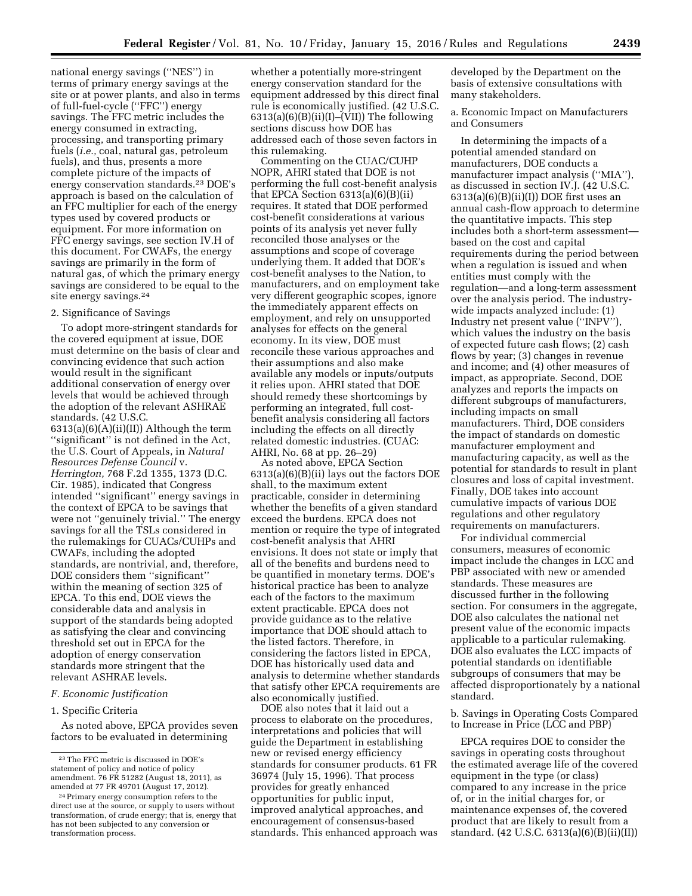national energy savings ("NES") in terms of primary energy savings at the site or at power plants, and also in terms of full-fuel-cycle ("FFC") energy savings. The FFC metric includes the energy consumed in extracting, processing, and transporting primary fuels (*i.e.,* coal, natural gas, petroleum fuels), and thus, presents a more complete picture of the impacts of energy conservation standards.[23] DOE's approach is based on the calculation of an FFC multiplier for each of the energy types used by covered products or equipment. For more information on FFC energy savings, see section IV.H of this document. For CWAFs, the energy savings are primarily in the form of natural gas, of which the primary energy savings are considered to be equal to the site energy savings.[24]

2. Significance of Savings

To adopt more-stringent standards for the covered equipment at issue, DOE must determine on the basis of clear and convincing evidence that such action would result in the significant additional conservation of energy over levels that would be achieved through the adoption of the relevant ASHRAE standards. (42 U.S.C. 6313(a)(6)(A)(ii)(II)) Although the term "significant" is not defined in the Act, the U.S. Court of Appeals, in *Natural Resources Defense Council* v. *Herrington,* 768 F.2d 1355, 1373 (D.C. Cir. 1985), indicated that Congress intended "significant" energy savings in the context of EPCA to be savings that were not "genuinely trivial." The energy savings for all the TSLs considered in the rulemakings for CUACs/CUHPs and CWAFs, including the adopted standards, are nontrivial, and, therefore, DOE considers them "significant" within the meaning of section 325 of EPCA. To this end, DOE views the considerable data and analysis in support of the standards being adopted as satisfying the clear and convincing threshold set out in EPCA for the adoption of energy conservation standards more stringent that the relevant ASHRAE levels.

### F. Economic Justification

1. Specific Criteria

As noted above, EPCA provides seven factors to be evaluated in determining whether a potentially more-stringent energy conservation standard for the equipment addressed by this direct final rule is economically justified. (42 U.S.C. 6313(a)(6)(B)(ii)(I)–(VII)) The following sections discuss how DOE has addressed each of those seven factors in this rulemaking.

Commenting on the CUAC/CUHP NOPR, AHRI stated that DOE is not performing the full cost-benefit analysis that EPCA Section 6313(a)(6)(B)(ii) requires. It stated that DOE performed cost-benefit considerations at various points of its analysis yet never fully reconciled those analyses or the assumptions and scope of coverage underlying them. It added that DOE's cost-benefit analyses to the Nation, to manufacturers, and on employment take very different geographic scopes, ignore the immediately apparent effects on employment, and rely on unsupported analyses for effects on the general economy. In its view, DOE must reconcile these various approaches and their assumptions and also make available any models or inputs/outputs it relies upon. AHRI stated that DOE should remedy these shortcomings by performing an integrated, full cost-benefit analysis considering all factors including the effects on all directly related domestic industries. (CUAC: AHRI, No. 68 at pp. 26–29)

As noted above, EPCA Section 6313(a)(6)(B)(ii) lays out the factors DOE shall, to the maximum extent practicable, consider in determining whether the benefits of a given standard exceed the burdens. EPCA does not mention or require the type of integrated cost-benefit analysis that AHRI envisions. It does not state or imply that all of the benefits and burdens need to be quantified in monetary terms. DOE's historical practice has been to analyze each of the factors to the maximum extent practicable. EPCA does not provide guidance as to the relative importance that DOE should attach to the listed factors. Therefore, in considering the factors listed in EPCA, DOE has historically used data and analysis to determine whether standards that satisfy other EPCA requirements are also economically justified.

DOE also notes that it laid out a process to elaborate on the procedures, interpretations and policies that will guide the Department in establishing new or revised energy efficiency standards for consumer products. 61 FR 36974 (July 15, 1996). That process provides for greatly enhanced opportunities for public input, improved analytical approaches, and encouragement of consensus-based standards. This enhanced approach was developed by the Department on the basis of extensive consultations with many stakeholders.

a. Economic Impact on Manufacturers and Consumers

In determining the impacts of a potential amended standard on manufacturers, DOE conducts a manufacturer impact analysis ("MIA"), as discussed in section IV.J. (42 U.S.C. 6313(a)(6)(B)(ii)(I)) DOE first uses an annual cash-flow approach to determine the quantitative impacts. This step includes both a short-term assessment—based on the cost and capital requirements during the period between when a regulation is issued and when entities must comply with the regulation—and a long-term assessment over the analysis period. The industry-wide impacts analyzed include: (1) Industry net present value ("INPV"), which values the industry on the basis of expected future cash flows; (2) cash flows by year; (3) changes in revenue and income; and (4) other measures of impact, as appropriate. Second, DOE analyzes and reports the impacts on different subgroups of manufacturers, including impacts on small manufacturers. Third, DOE considers the impact of standards on domestic manufacturer employment and manufacturing capacity, as well as the potential for standards to result in plant closures and loss of capital investment. Finally, DOE takes into account cumulative impacts of various DOE regulations and other regulatory requirements on manufacturers.

For individual commercial consumers, measures of economic impact include the changes in LCC and PBP associated with new or amended standards. These measures are discussed further in the following section. For consumers in the aggregate, DOE also calculates the national net present value of the economic impacts applicable to a particular rulemaking. DOE also evaluates the LCC impacts of potential standards on identifiable subgroups of consumers that may be affected disproportionately by a national standard.

b. Savings in Operating Costs Compared to Increase in Price (LCC and PBP)

EPCA requires DOE to consider the savings in operating costs throughout the estimated average life of the covered equipment in the type (or class) compared to any increase in the price of, or in the initial charges for, or maintenance expenses of, the covered product that are likely to result from a standard. (42 U.S.C. 6313(a)(6)(B)(ii)(II))

---

[23] The FFC metric is discussed in DOE's statement of policy and notice of policy amendment. 76 FR 51282 (August 18, 2011), as amended at 77 FR 49701 (August 17, 2012).

[24] Primary energy consumption refers to the direct use at the source, or supply to users without transformation, of crude energy; that is, energy that has not been subjected to any conversion or transformation process.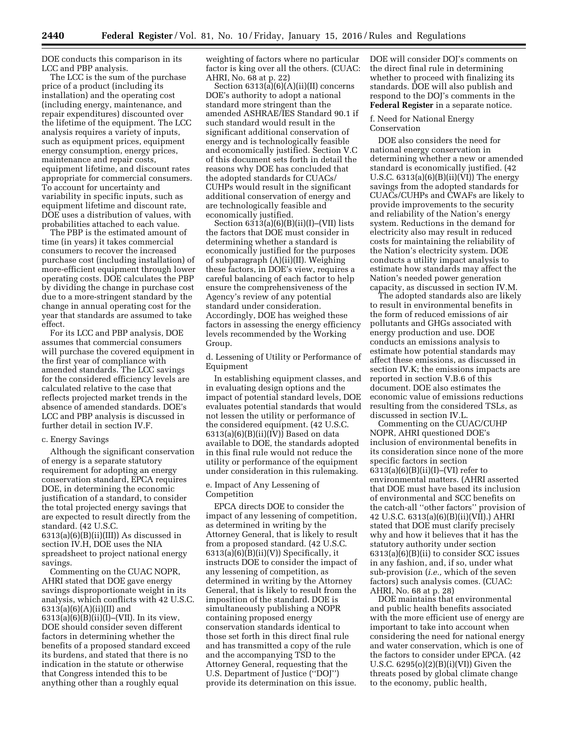DOE conducts this comparison in its LCC and PBP analysis.

The LCC is the sum of the purchase price of a product (including its installation) and the operating cost (including energy, maintenance, and repair expenditures) discounted over the lifetime of the equipment. The LCC analysis requires a variety of inputs, such as equipment prices, equipment energy consumption, energy prices, maintenance and repair costs, equipment lifetime, and discount rates appropriate for commercial consumers. To account for uncertainty and variability in specific inputs, such as equipment lifetime and discount rate, DOE uses a distribution of values, with probabilities attached to each value.

The PBP is the estimated amount of time (in years) it takes commercial consumers to recover the increased purchase cost (including installation) of more-efficient equipment through lower operating costs. DOE calculates the PBP by dividing the change in purchase cost due to a more-stringent standard by the change in annual operating cost for the year that standards are assumed to take effect.

For its LCC and PBP analysis, DOE assumes that commercial consumers will purchase the covered equipment in the first year of compliance with amended standards. The LCC savings for the considered efficiency levels are calculated relative to the case that reflects projected market trends in the absence of amended standards. DOE's LCC and PBP analysis is discussed in further detail in section IV.F.

c. Energy Savings

Although the significant conservation of energy is a separate statutory requirement for adopting an energy conservation standard, EPCA requires DOE, in determining the economic justification of a standard, to consider the total projected energy savings that are expected to result directly from the standard. (42 U.S.C. 6313(a)(6)(B)(ii)(III)) As discussed in section IV.H, DOE uses the NIA spreadsheet to project national energy savings.

Commenting on the CUAC NOPR, AHRI stated that DOE gave energy savings disproportionate weight in its analysis, which conflicts with 42 U.S.C. 6313(a)(6)(A)(ii)(II) and 6313(a)(6)(B)(ii)(I)–(VII). In its view, DOE should consider seven different factors in determining whether the benefits of a proposed standard exceed its burdens, and stated that there is no indication in the statute or otherwise that Congress intended this to be anything other than a roughly equal weighting of factors where no particular factor is king over all the others. (CUAC: AHRI, No. 68 at p. 22)

Section 6313(a)(6)(A)(ii)(II) concerns DOE's authority to adopt a national standard more stringent than the amended ASHRAE/IES Standard 90.1 if such standard would result in the significant additional conservation of energy and is technologically feasible and economically justified. Section V.C of this document sets forth in detail the reasons why DOE has concluded that the adopted standards for CUACs/CUHPs would result in the significant additional conservation of energy and are technologically feasible and economically justified.

Section 6313(a)(6)(B)(ii)(I)–(VII) lists the factors that DOE must consider in determining whether a standard is economically justified for the purposes of subparagraph (A)(ii)(II). Weighing these factors, in DOE's view, requires a careful balancing of each factor to help ensure the comprehensiveness of the Agency's review of any potential standard under consideration. Accordingly, DOE has weighed these factors in assessing the energy efficiency levels recommended by the Working Group.

d. Lessening of Utility or Performance of Equipment

In establishing equipment classes, and in evaluating design options and the impact of potential standard levels, DOE evaluates potential standards that would not lessen the utility or performance of the considered equipment. (42 U.S.C. 6313(a)(6)(B)(ii)(IV)) Based on data available to DOE, the standards adopted in this final rule would not reduce the utility or performance of the equipment under consideration in this rulemaking.

e. Impact of Any Lessening of Competition

EPCA directs DOE to consider the impact of any lessening of competition, as determined in writing by the Attorney General, that is likely to result from a proposed standard. (42 U.S.C. 6313(a)(6)(B)(ii)(V)) Specifically, it instructs DOE to consider the impact of any lessening of competition, as determined in writing by the Attorney General, that is likely to result from the imposition of the standard. DOE is simultaneously publishing a NOPR containing proposed energy conservation standards identical to those set forth in this direct final rule and has transmitted a copy of the rule and the accompanying TSD to the Attorney General, requesting that the U.S. Department of Justice (''DOJ'') provide its determination on this issue. DOE will consider DOJ's comments on the direct final rule in determining whether to proceed with finalizing its standards. DOE will also publish and respond to the DOJ's comments in the **Federal Register** in a separate notice.

f. Need for National Energy Conservation

DOE also considers the need for national energy conservation in determining whether a new or amended standard is economically justified. (42 U.S.C. 6313(a)(6)(B)(ii)(VI)) The energy savings from the adopted standards for CUACs/CUHPs and CWAFs are likely to provide improvements to the security and reliability of the Nation's energy system. Reductions in the demand for electricity also may result in reduced costs for maintaining the reliability of the Nation's electricity system. DOE conducts a utility impact analysis to estimate how standards may affect the Nation's needed power generation capacity, as discussed in section IV.M.

The adopted standards also are likely to result in environmental benefits in the form of reduced emissions of air pollutants and GHGs associated with energy production and use. DOE conducts an emissions analysis to estimate how potential standards may affect these emissions, as discussed in section IV.K; the emissions impacts are reported in section V.B.6 of this document. DOE also estimates the economic value of emissions reductions resulting from the considered TSLs, as discussed in section IV.L.

Commenting on the CUAC/CUHP NOPR, AHRI questioned DOE's inclusion of environmental benefits in its consideration since none of the more specific factors in section 6313(a)(6)(B)(ii)(I)–(VI) refer to environmental matters. (AHRI asserted that DOE must have based its inclusion of environmental and SCC benefits on the catch-all ''other factors'' provision of 42 U.S.C. 6313(a)(6)(B)(ii)(VII).) AHRI stated that DOE must clarify precisely why and how it believes that it has the statutory authority under section 6313(a)(6)(B)(ii) to consider SCC issues in any fashion, and, if so, under what sub-provision (*i.e.,* which of the seven factors) such analysis comes. (CUAC: AHRI, No. 68 at p. 28)

DOE maintains that environmental and public health benefits associated with the more efficient use of energy are important to take into account when considering the need for national energy and water conservation, which is one of the factors to consider under EPCA. (42 U.S.C. 6295(o)(2)(B)(i)(VI)) Given the threats posed by global climate change to the economy, public health,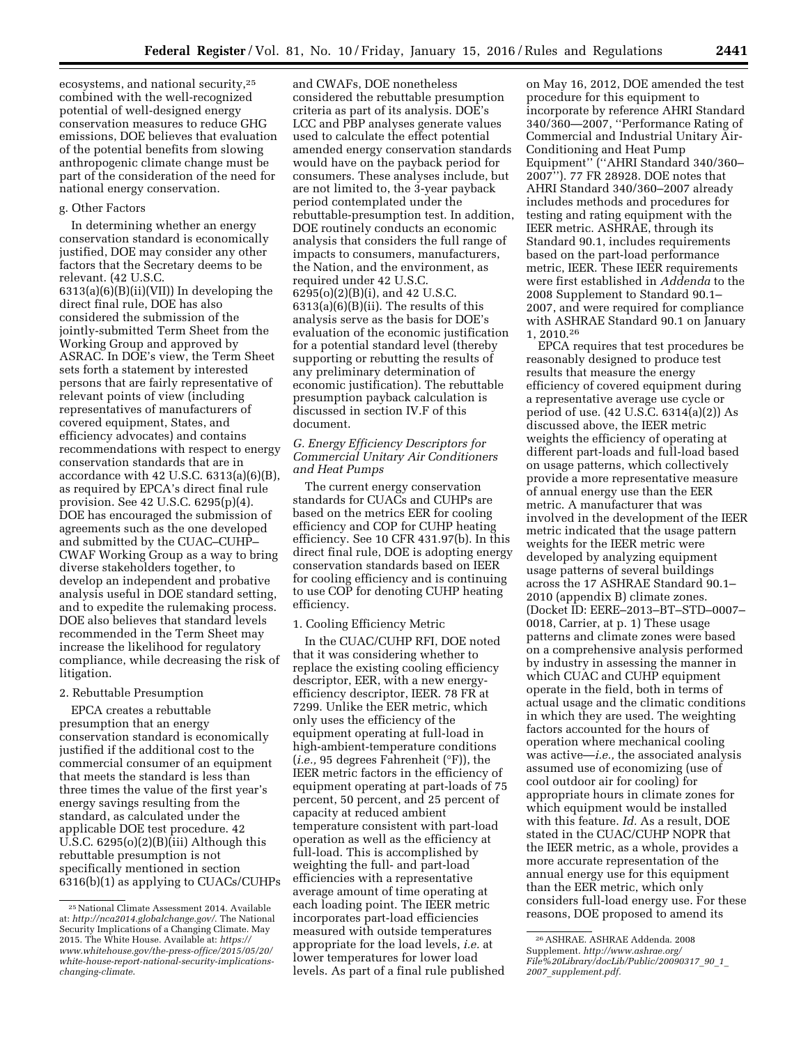ecosystems, and national security,[25] combined with the well-recognized potential of well-designed energy conservation measures to reduce GHG emissions, DOE believes that evaluation of the potential benefits from slowing anthropogenic climate change must be part of the consideration of the need for national energy conservation.

g. Other Factors

In determining whether an energy conservation standard is economically justified, DOE may consider any other factors that the Secretary deems to be relevant. (42 U.S.C. 6313(a)(6)(B)(ii)(VII)) In developing the direct final rule, DOE has also considered the submission of the jointly-submitted Term Sheet from the Working Group and approved by ASRAC. In DOE's view, the Term Sheet sets forth a statement by interested persons that are fairly representative of relevant points of view (including representatives of manufacturers of covered equipment, States, and efficiency advocates) and contains recommendations with respect to energy conservation standards that are in accordance with 42 U.S.C. 6313(a)(6)(B), as required by EPCA's direct final rule provision. See 42 U.S.C. 6295(p)(4). DOE has encouraged the submission of agreements such as the one developed and submitted by the CUAC–CUHP–CWAF Working Group as a way to bring diverse stakeholders together, to develop an independent and probative analysis useful in DOE standard setting, and to expedite the rulemaking process. DOE also believes that standard levels recommended in the Term Sheet may increase the likelihood for regulatory compliance, while decreasing the risk of litigation.

2. Rebuttable Presumption

EPCA creates a rebuttable presumption that an energy conservation standard is economically justified if the additional cost to the commercial consumer of an equipment that meets the standard is less than three times the value of the first year's energy savings resulting from the standard, as calculated under the applicable DOE test procedure. 42 U.S.C. 6295(o)(2)(B)(iii) Although this rebuttable presumption is not specifically mentioned in section 6316(b)(1) as applying to CUACs/CUHPs and CWAFs, DOE nonetheless considered the rebuttable presumption criteria as part of its analysis. DOE's LCC and PBP analyses generate values used to calculate the effect potential amended energy conservation standards would have on the payback period for consumers. These analyses include, but are not limited to, the 3-year payback period contemplated under the rebuttable-presumption test. In addition, DOE routinely conducts an economic analysis that considers the full range of impacts to consumers, manufacturers, the Nation, and the environment, as required under 42 U.S.C. 6295(o)(2)(B)(i), and 42 U.S.C. 6313(a)(6)(B)(ii). The results of this analysis serve as the basis for DOE's evaluation of the economic justification for a potential standard level (thereby supporting or rebutting the results of any preliminary determination of economic justification). The rebuttable presumption payback calculation is discussed in section IV.F of this document.

### *G. Energy Efficiency Descriptors for Commercial Unitary Air Conditioners and Heat Pumps*

The current energy conservation standards for CUACs and CUHPs are based on the metrics EER for cooling efficiency and COP for CUHP heating efficiency. See 10 CFR 431.97(b). In this direct final rule, DOE is adopting energy conservation standards based on IEER for cooling efficiency and is continuing to use COP for denoting CUHP heating efficiency.

1. Cooling Efficiency Metric

In the CUAC/CUHP RFI, DOE noted that it was considering whether to replace the existing cooling efficiency descriptor, EER, with a new energy-efficiency descriptor, IEER. 78 FR at 7299. Unlike the EER metric, which only uses the efficiency of the equipment operating at full-load in high-ambient-temperature conditions (*i.e.,* 95 degrees Fahrenheit (°F)), the IEER metric factors in the efficiency of equipment operating at part-loads of 75 percent, 50 percent, and 25 percent of capacity at reduced ambient temperature consistent with part-load operation as well as the efficiency at full-load. This is accomplished by weighting the full- and part-load efficiencies with a representative average amount of time operating at each loading point. The IEER metric incorporates part-load efficiencies measured with outside temperatures appropriate for the load levels, *i.e.* at lower temperatures for lower load levels. As part of a final rule published on May 16, 2012, DOE amended the test procedure for this equipment to incorporate by reference AHRI Standard 340/360—2007, ''Performance Rating of Commercial and Industrial Unitary Air-Conditioning and Heat Pump Equipment'' (''AHRI Standard 340/360–2007''). 77 FR 28928. DOE notes that AHRI Standard 340/360–2007 already includes methods and procedures for testing and rating equipment with the IEER metric. ASHRAE, through its Standard 90.1, includes requirements based on the part-load performance metric, IEER. These IEER requirements were first established in *Addenda* to the 2008 Supplement to Standard 90.1–2007, and were required for compliance with ASHRAE Standard 90.1 on January 1, 2010.[26]

EPCA requires that test procedures be reasonably designed to produce test results that measure the energy efficiency of covered equipment during a representative average use cycle or period of use. (42 U.S.C. 6314(a)(2)) As discussed above, the IEER metric weights the efficiency of operating at different part-loads and full-load based on usage patterns, which collectively provide a more representative measure of annual energy use than the EER metric. A manufacturer that was involved in the development of the IEER metric indicated that the usage pattern weights for the IEER metric were developed by analyzing equipment usage patterns of several buildings across the 17 ASHRAE Standard 90.1–2010 (appendix B) climate zones. (Docket ID: EERE–2013–BT–STD–0007–0018, Carrier, at p. 1) These usage patterns and climate zones were based on a comprehensive analysis performed by industry in assessing the manner in which CUAC and CUHP equipment operate in the field, both in terms of actual usage and the climatic conditions in which they are used. The weighting factors accounted for the hours of operation where mechanical cooling was active—*i.e.,* the associated analysis assumed use of economizing (use of cool outdoor air for cooling) for appropriate hours in climate zones for which equipment would be installed with this feature. *Id.* As a result, DOE stated in the CUAC/CUHP NOPR that the IEER metric, as a whole, provides a more accurate representation of the annual energy use for this equipment than the EER metric, which only considers full-load energy use. For these reasons, DOE proposed to amend its

---

[25] National Climate Assessment 2014. Available at: *http://nca2014.globalchange.gov/.* The National Security Implications of a Changing Climate. May 2015. The White House. Available at: *https://www.whitehouse.gov/the-press-office/2015/05/20/white-house-report-national-security-implications-changing-climate.*

[26] ASHRAE. ASHRAE Addenda. 2008 Supplement. *http://www.ashrae.org/File%20Library/docLib/Public/20090317_90_1_2007_supplement.pdf.*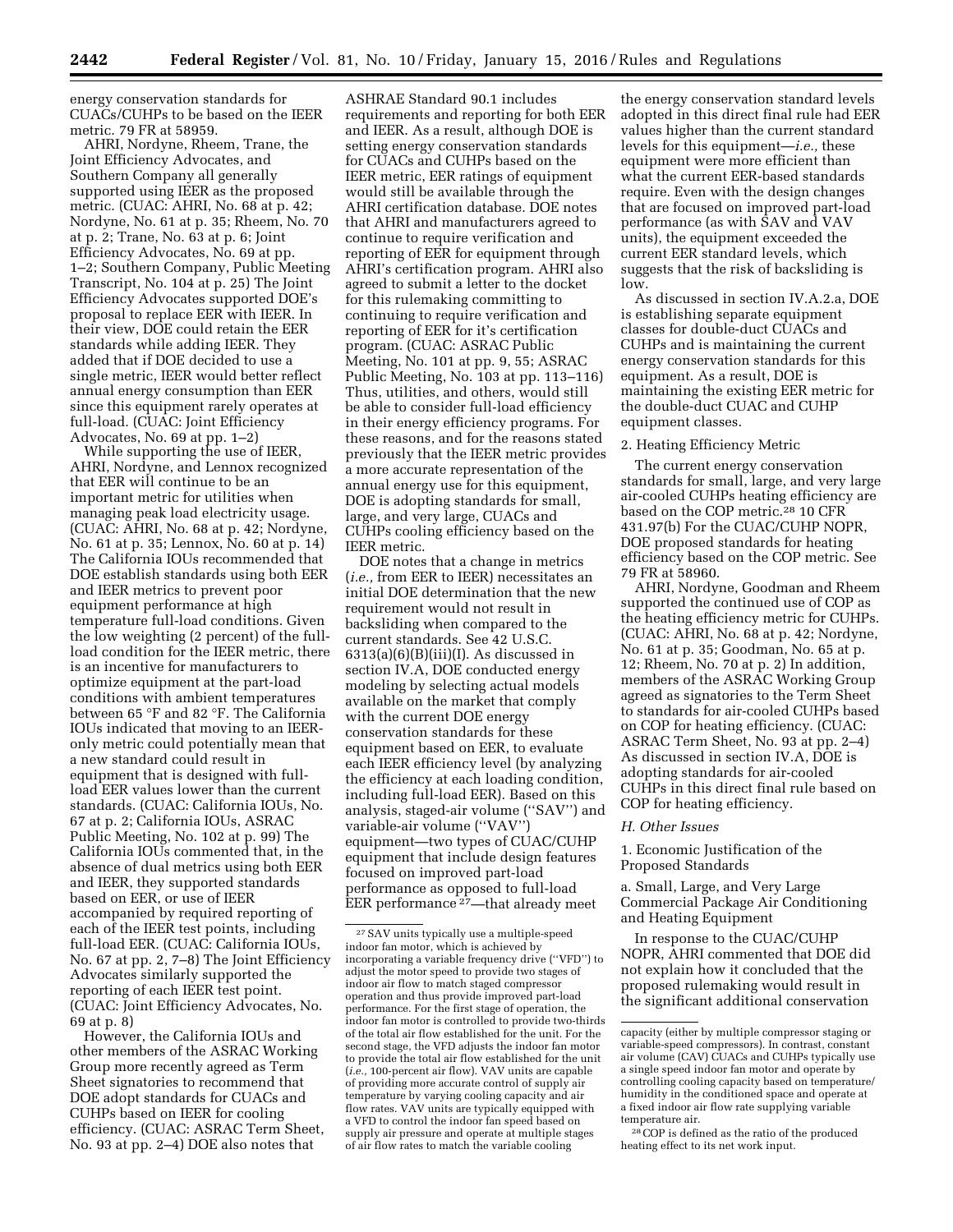energy conservation standards for CUACs/CUHPs to be based on the IEER metric. 79 FR at 58959.

AHRI, Nordyne, Rheem, Trane, the Joint Efficiency Advocates, and Southern Company all generally supported using IEER as the proposed metric. (CUAC: AHRI, No. 68 at p. 42; Nordyne, No. 61 at p. 35; Rheem, No. 70 at p. 2; Trane, No. 63 at p. 6; Joint Efficiency Advocates, No. 69 at pp. 1–2; Southern Company, Public Meeting Transcript, No. 104 at p. 25) The Joint Efficiency Advocates supported DOE's proposal to replace EER with IEER. In their view, DOE could retain the EER standards while adding IEER. They added that if DOE decided to use a single metric, IEER would better reflect annual energy consumption than EER since this equipment rarely operates at full-load. (CUAC: Joint Efficiency Advocates, No. 69 at pp. 1–2)

While supporting the use of IEER, AHRI, Nordyne, and Lennox recognized that EER will continue to be an important metric for utilities when managing peak load electricity usage. (CUAC: AHRI, No. 68 at p. 42; Nordyne, No. 61 at p. 35; Lennox, No. 60 at p. 14) The California IOUs recommended that DOE establish standards using both EER and IEER metrics to prevent poor equipment performance at high temperature full-load conditions. Given the low weighting (2 percent) of the full-load condition for the IEER metric, there is an incentive for manufacturers to optimize equipment at the part-load conditions with ambient temperatures between 65 °F and 82 °F. The California IOUs indicated that moving to an IEER-only metric could potentially mean that a new standard could result in equipment that is designed with full-load EER values lower than the current standards. (CUAC: California IOUs, No. 67 at p. 2; California IOUs, ASRAC Public Meeting, No. 102 at p. 99) The California IOUs commented that, in the absence of dual metrics using both EER and IEER, they supported standards based on EER, or use of IEER accompanied by required reporting of each of the IEER test points, including full-load EER. (CUAC: California IOUs, No. 67 at pp. 2, 7–8) The Joint Efficiency Advocates similarly supported the reporting of each IEER test point. (CUAC: Joint Efficiency Advocates, No. 69 at p. 8)

However, the California IOUs and other members of the ASRAC Working Group more recently agreed as Term Sheet signatories to recommend that DOE adopt standards for CUACs and CUHPs based on IEER for cooling efficiency. (CUAC: ASRAC Term Sheet, No. 93 at pp. 2–4) DOE also notes that ASHRAE Standard 90.1 includes requirements and reporting for both EER and IEER. As a result, although DOE is setting energy conservation standards for CUACs and CUHPs based on the IEER metric, EER ratings of equipment would still be available through the AHRI certification database. DOE notes that AHRI and manufacturers agreed to continue to require verification and reporting of EER for equipment through AHRI's certification program. AHRI also agreed to submit a letter to the docket for this rulemaking committing to continuing to require verification and reporting of EER for it's certification program. (CUAC: ASRAC Public Meeting, No. 101 at pp. 9, 55; ASRAC Public Meeting, No. 103 at pp. 113–116) Thus, utilities, and others, would still be able to consider full-load efficiency in their energy efficiency programs. For these reasons, and for the reasons stated previously that the IEER metric provides a more accurate representation of the annual energy use for this equipment, DOE is adopting standards for small, large, and very large, CUACs and CUHPs cooling efficiency based on the IEER metric.

DOE notes that a change in metrics (*i.e.,* from EER to IEER) necessitates an initial DOE determination that the new requirement would not result in backsliding when compared to the current standards. See 42 U.S.C. 6313(a)(6)(B)(iii)(I). As discussed in section IV.A, DOE conducted energy modeling by selecting actual models available on the market that comply with the current DOE energy conservation standards for these equipment based on EER, to evaluate each IEER efficiency level (by analyzing the efficiency at each loading condition, including full-load EER). Based on this analysis, staged-air volume ("SAV") and variable-air volume ("VAV") equipment—two types of CUAC/CUHP equipment that include design features focused on improved part-load performance as opposed to full-load EER performance[27]—that already meet the energy conservation standard levels adopted in this direct final rule had EER values higher than the current standard levels for this equipment—*i.e.,* these equipment were more efficient than what the current EER-based standards require. Even with the design changes that are focused on improved part-load performance (as with SAV and VAV units), the equipment exceeded the current EER standard levels, which suggests that the risk of backsliding is low.

As discussed in section IV.A.2.a, DOE is establishing separate equipment classes for double-duct CUACs and CUHPs and is maintaining the current energy conservation standards for this equipment. As a result, DOE is maintaining the existing EER metric for the double-duct CUAC and CUHP equipment classes.

2. Heating Efficiency Metric

The current energy conservation standards for small, large, and very large air-cooled CUHPs heating efficiency are based on the COP metric.[28] 10 CFR 431.97(b) For the CUAC/CUHP NOPR, DOE proposed standards for heating efficiency based on the COP metric. See 79 FR at 58960.

AHRI, Nordyne, Goodman and Rheem supported the continued use of COP as the heating efficiency metric for CUHPs. (CUAC: AHRI, No. 68 at p. 42; Nordyne, No. 61 at p. 35; Goodman, No. 65 at p. 12; Rheem, No. 70 at p. 2) In addition, members of the ASRAC Working Group agreed as signatories to the Term Sheet to standards for air-cooled CUHPs based on COP for heating efficiency. (CUAC: ASRAC Term Sheet, No. 93 at pp. 2–4) As discussed in section IV.A, DOE is adopting standards for air-cooled CUHPs in this direct final rule based on COP for heating efficiency.

### *H. Other Issues*

1. Economic Justification of the Proposed Standards

a. Small, Large, and Very Large Commercial Package Air Conditioning and Heating Equipment

In response to the CUAC/CUHP NOPR, AHRI commented that DOE did not explain how it concluded that the proposed rulemaking would result in the significant additional conservation

---

[27] SAV units typically use a multiple-speed indoor fan motor, which is achieved by incorporating a variable frequency drive ("VFD") to adjust the motor speed to provide two stages of indoor air flow to match staged compressor operation and thus provide improved part-load performance. For the first stage of operation, the indoor fan motor is controlled to provide two-thirds of the total air flow established for the unit. For the second stage, the VFD adjusts the indoor fan motor to provide the total air flow established for the unit (*i.e.,* 100-percent air flow). VAV units are capable of providing more accurate control of supply air temperature by varying cooling capacity and air flow rates. VAV units are typically equipped with a VFD to control the indoor fan speed based on supply air pressure and operate at multiple stages of air flow rates to match the variable cooling capacity (either by multiple compressor staging or variable-speed compressors). In contrast, constant air volume (CAV) CUACs and CUHPs typically use a single speed indoor fan motor and operate by controlling cooling capacity based on temperature/humidity in the conditioned space and operate at a fixed indoor air flow rate supplying variable temperature air.

[28] COP is defined as the ratio of the produced heating effect to its net work input.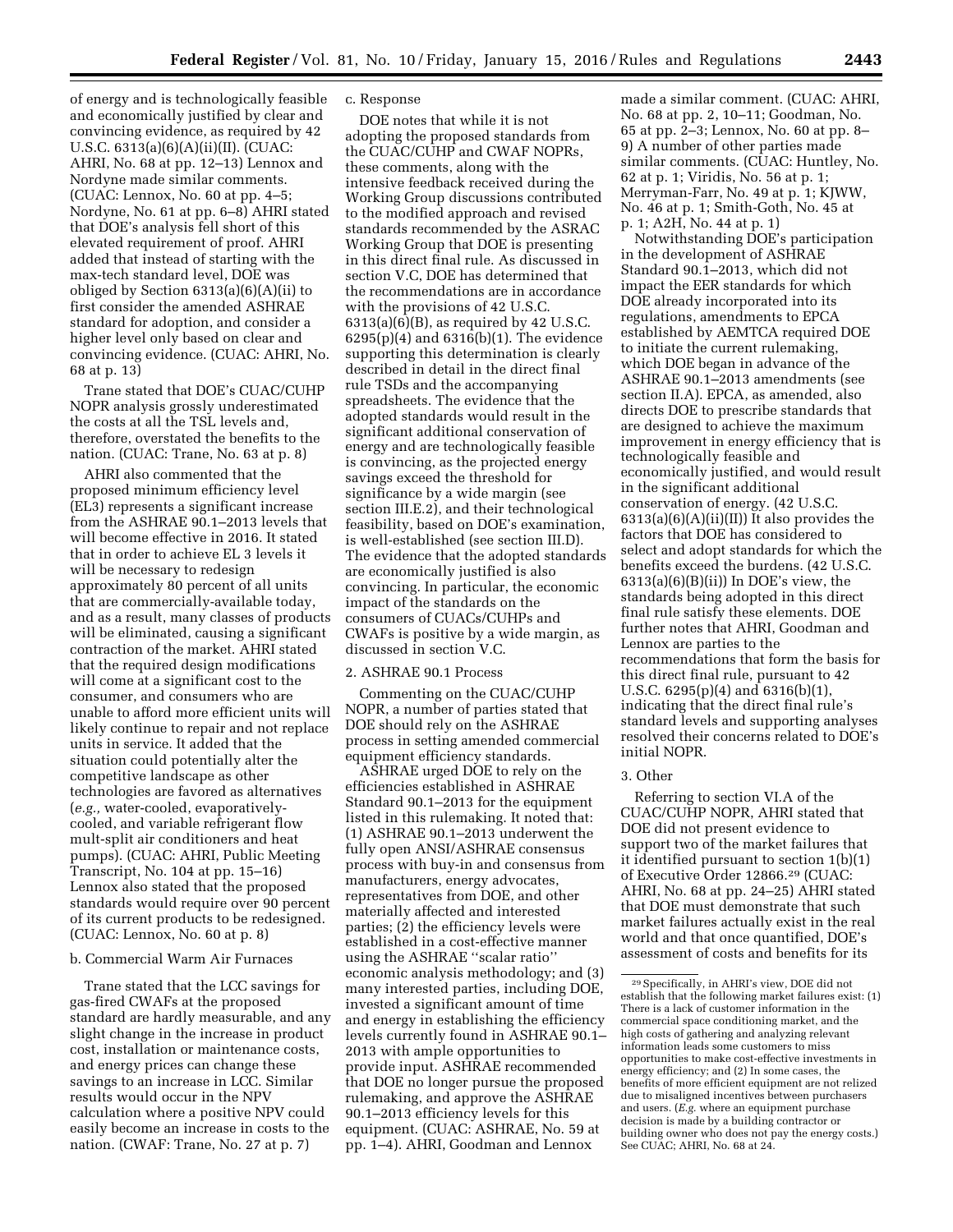of energy and is technologically feasible and economically justified by clear and convincing evidence, as required by 42 U.S.C. 6313(a)(6)(A)(ii)(II). (CUAC: AHRI, No. 68 at pp. 12–13) Lennox and Nordyne made similar comments. (CUAC: Lennox, No. 60 at pp. 4–5; Nordyne, No. 61 at pp. 6–8) AHRI stated that DOE's analysis fell short of this elevated requirement of proof. AHRI added that instead of starting with the max-tech standard level, DOE was obliged by Section 6313(a)(6)(A)(ii) to first consider the amended ASHRAE standard for adoption, and consider a higher level only based on clear and convincing evidence. (CUAC: AHRI, No. 68 at p. 13)

Trane stated that DOE's CUAC/CUHP NOPR analysis grossly underestimated the costs at all the TSL levels and, therefore, overstated the benefits to the nation. (CUAC: Trane, No. 63 at p. 8)

AHRI also commented that the proposed minimum efficiency level (EL3) represents a significant increase from the ASHRAE 90.1–2013 levels that will become effective in 2016. It stated that in order to achieve EL 3 levels it will be necessary to redesign approximately 80 percent of all units that are commercially-available today, and as a result, many classes of products will be eliminated, causing a significant contraction of the market. AHRI stated that the required design modifications will come at a significant cost to the consumer, and consumers who are unable to afford more efficient units will likely continue to repair and not replace units in service. It added that the situation could potentially alter the competitive landscape as other technologies are favored as alternatives (*e.g.,* water-cooled, evaporatively-cooled, and variable refrigerant flow mult-split air conditioners and heat pumps). (CUAC: AHRI, Public Meeting Transcript, No. 104 at pp. 15–16) Lennox also stated that the proposed standards would require over 90 percent of its current products to be redesigned. (CUAC: Lennox, No. 60 at p. 8)

b. Commercial Warm Air Furnaces

Trane stated that the LCC savings for gas-fired CWAFs at the proposed standard are hardly measurable, and any slight change in the increase in product cost, installation or maintenance costs, and energy prices can change these savings to an increase in LCC. Similar results would occur in the NPV calculation where a positive NPV could easily become an increase in costs to the nation. (CWAF: Trane, No. 27 at p. 7)

c. Response

DOE notes that while it is not adopting the proposed standards from the CUAC/CUHP and CWAF NOPRs, these comments, along with the intensive feedback received during the Working Group discussions contributed to the modified approach and revised standards recommended by the ASRAC Working Group that DOE is presenting in this direct final rule. As discussed in section V.C, DOE has determined that the recommendations are in accordance with the provisions of 42 U.S.C. 6313(a)(6)(B), as required by 42 U.S.C. 6295(p)(4) and 6316(b)(1). The evidence supporting this determination is clearly described in detail in the direct final rule TSDs and the accompanying spreadsheets. The evidence that the adopted standards would result in the significant additional conservation of energy and are technologically feasible is convincing, as the projected energy savings exceed the threshold for significance by a wide margin (see section III.E.2), and their technological feasibility, based on DOE's examination, is well-established (see section III.D). The evidence that the adopted standards are economically justified is also convincing. In particular, the economic impact of the standards on the consumers of CUACs/CUHPs and CWAFs is positive by a wide margin, as discussed in section V.C.

2. ASHRAE 90.1 Process

Commenting on the CUAC/CUHP NOPR, a number of parties stated that DOE should rely on the ASHRAE process in setting amended commercial equipment efficiency standards.

ASHRAE urged DOE to rely on the efficiencies established in ASHRAE Standard 90.1–2013 for the equipment listed in this rulemaking. It noted that: (1) ASHRAE 90.1–2013 underwent the fully open ANSI/ASHRAE consensus process with buy-in and consensus from manufacturers, energy advocates, representatives from DOE, and other materially affected and interested parties; (2) the efficiency levels were established in a cost-effective manner using the ASHRAE "scalar ratio" economic analysis methodology; and (3) many interested parties, including DOE, invested a significant amount of time and energy in establishing the efficiency levels currently found in ASHRAE 90.1–2013 with ample opportunities to provide input. ASHRAE recommended that DOE no longer pursue the proposed rulemaking, and approve the ASHRAE 90.1–2013 efficiency levels for this equipment. (CUAC: ASHRAE, No. 59 at pp. 1–4). AHRI, Goodman and Lennox made a similar comment. (CUAC: AHRI, No. 68 at pp. 2, 10–11; Goodman, No. 65 at pp. 2–3; Lennox, No. 60 at pp. 8–9) A number of other parties made similar comments. (CUAC: Huntley, No. 62 at p. 1; Viridis, No. 56 at p. 1; Merryman-Farr, No. 49 at p. 1; KJWW, No. 46 at p. 1; Smith-Goth, No. 45 at p. 1; A2H, No. 44 at p. 1)

Notwithstanding DOE's participation in the development of ASHRAE Standard 90.1–2013, which did not impact the EER standards for which DOE already incorporated into its regulations, amendments to EPCA established by AEMTCA required DOE to initiate the current rulemaking, which DOE began in advance of the ASHRAE 90.1–2013 amendments (see section II.A). EPCA, as amended, also directs DOE to prescribe standards that are designed to achieve the maximum improvement in energy efficiency that is technologically feasible and economically justified, and would result in the significant additional conservation of energy. (42 U.S.C. 6313(a)(6)(A)(ii)(II)) It also provides the factors that DOE has considered to select and adopt standards for which the benefits exceed the burdens. (42 U.S.C. 6313(a)(6)(B)(ii)) In DOE's view, the standards being adopted in this direct final rule satisfy these elements. DOE further notes that AHRI, Goodman and Lennox are parties to the recommendations that form the basis for this direct final rule, pursuant to 42 U.S.C. 6295(p)(4) and 6316(b)(1), indicating that the direct final rule's standard levels and supporting analyses resolved their concerns related to DOE's initial NOPR.

3. Other

Referring to section VI.A of the CUAC/CUHP NOPR, AHRI stated that DOE did not present evidence to support two of the market failures that it identified pursuant to section 1(b)(1) of Executive Order 12866.[29] (CUAC: AHRI, No. 68 at pp. 24–25) AHRI stated that DOE must demonstrate that such market failures actually exist in the real world and that once quantified, DOE's assessment of costs and benefits for its

[29] Specifically, in AHRI's view, DOE did not establish that the following market failures exist: (1) There is a lack of customer information in the commercial space conditioning market, and the high costs of gathering and analyzing relevant information leads some customers to miss opportunities to make cost-effective investments in energy efficiency; and (2) In some cases, the benefits of more efficient equipment are not relized due to misaligned incentives between purchasers and users. (*E.g.* where an equipment purchase decision is made by a building contractor or building owner who does not pay the energy costs.) See CUAC; AHRI, No. 68 at 24.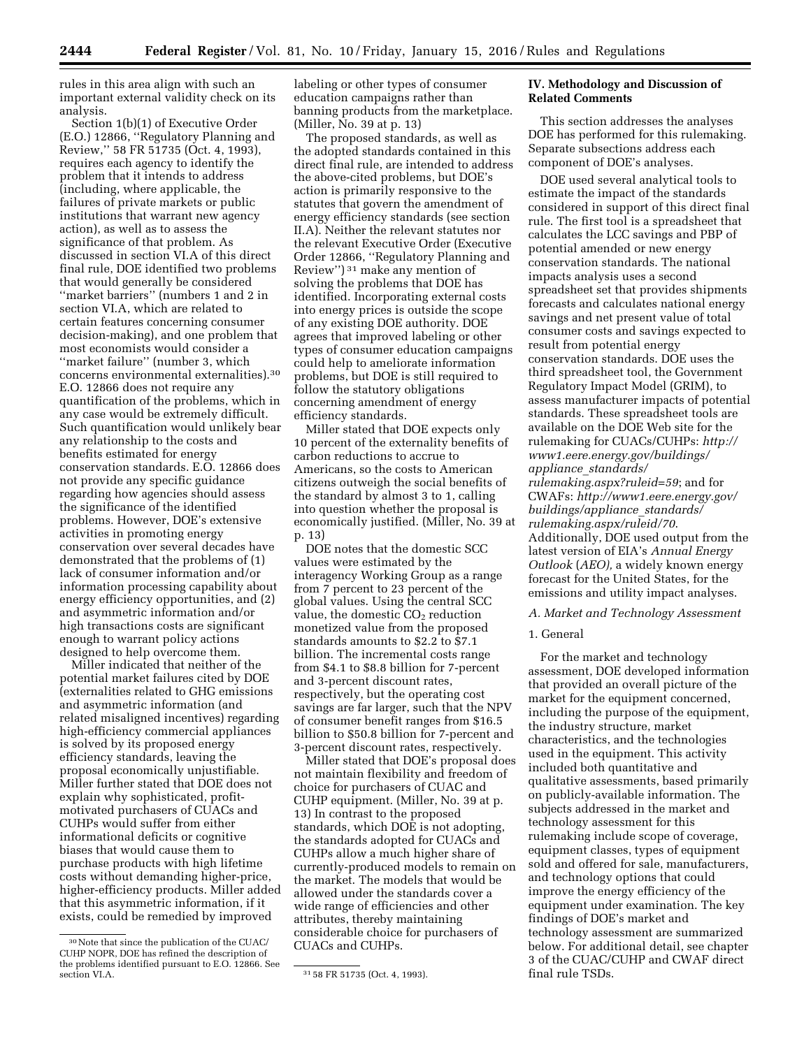rules in this area align with such an important external validity check on its analysis.

Section 1(b)(1) of Executive Order (E.O.) 12866, ''Regulatory Planning and Review,'' 58 FR 51735 (Oct. 4, 1993), requires each agency to identify the problem that it intends to address (including, where applicable, the failures of private markets or public institutions that warrant new agency action), as well as to assess the significance of that problem. As discussed in section VI.A of this direct final rule, DOE identified two problems that would generally be considered ''market barriers'' (numbers 1 and 2 in section VI.A, which are related to certain features concerning consumer decision-making), and one problem that most economists would consider a ''market failure'' (number 3, which concerns environmental externalities).[30] E.O. 12866 does not require any quantification of the problems, which in any case would be extremely difficult. Such quantification would unlikely bear any relationship to the costs and benefits estimated for energy conservation standards. E.O. 12866 does not provide any specific guidance regarding how agencies should assess the significance of the identified problems. However, DOE's extensive activities in promoting energy conservation over several decades have demonstrated that the problems of (1) lack of consumer information and/or information processing capability about energy efficiency opportunities, and (2) and asymmetric information and/or high transactions costs are significant enough to warrant policy actions designed to help overcome them.

Miller indicated that neither of the potential market failures cited by DOE (externalities related to GHG emissions and asymmetric information (and related misaligned incentives) regarding high-efficiency commercial appliances is solved by its proposed energy efficiency standards, leaving the proposal economically unjustifiable. Miller further stated that DOE does not explain why sophisticated, profit-motivated purchasers of CUACs and CUHPs would suffer from either informational deficits or cognitive biases that would cause them to purchase products with high lifetime costs without demanding higher-price, higher-efficiency products. Miller added that this asymmetric information, if it exists, could be remedied by improved labeling or other types of consumer education campaigns rather than banning products from the marketplace. (Miller, No. 39 at p. 13)

The proposed standards, as well as the adopted standards contained in this direct final rule, are intended to address the above-cited problems, but DOE's action is primarily responsive to the statutes that govern the amendment of energy efficiency standards (see section II.A). Neither the relevant statutes nor the relevant Executive Order (Executive Order 12866, ''Regulatory Planning and Review'')[31] make any mention of solving the problems that DOE has identified. Incorporating external costs into energy prices is outside the scope of any existing DOE authority. DOE agrees that improved labeling or other types of consumer education campaigns could help to ameliorate information problems, but DOE is still required to follow the statutory obligations concerning amendment of energy efficiency standards.

Miller stated that DOE expects only 10 percent of the externality benefits of carbon reductions to accrue to Americans, so the costs to American citizens outweigh the social benefits of the standard by almost 3 to 1, calling into question whether the proposal is economically justified. (Miller, No. 39 at p. 13)

DOE notes that the domestic SCC values were estimated by the interagency Working Group as a range from 7 percent to 23 percent of the global values. Using the central SCC value, the domestic $CO_2$ reduction monetized value from the proposed standards amounts to $2.2 to $7.1 billion. The incremental costs range from $4.1 to $8.8 billion for 7-percent and 3-percent discount rates, respectively, but the operating cost savings are far larger, such that the NPV of consumer benefit ranges from $16.5 billion to $50.8 billion for 7-percent and 3-percent discount rates, respectively.

Miller stated that DOE's proposal does not maintain flexibility and freedom of choice for purchasers of CUAC and CUHP equipment. (Miller, No. 39 at p. 13) In contrast to the proposed standards, which DOE is not adopting, the standards adopted for CUACs and CUHPs allow a much higher share of currently-produced models to remain on the market. The models that would be allowed under the standards cover a wide range of efficiencies and other attributes, thereby maintaining considerable choice for purchasers of CUACs and CUHPs.

## IV. Methodology and Discussion of Related Comments

This section addresses the analyses DOE has performed for this rulemaking. Separate subsections address each component of DOE's analyses.

DOE used several analytical tools to estimate the impact of the standards considered in support of this direct final rule. The first tool is a spreadsheet that calculates the LCC savings and PBP of potential amended or new energy conservation standards. The national impacts analysis uses a second spreadsheet set that provides shipments forecasts and calculates national energy savings and net present value of total consumer costs and savings expected to result from potential energy conservation standards. DOE uses the third spreadsheet tool, the Government Regulatory Impact Model (GRIM), to assess manufacturer impacts of potential standards. These spreadsheet tools are available on the DOE Web site for the rulemaking for CUACs/CUHPs: *http://www1.eere.energy.gov/buildings/appliance_standards/rulemaking.aspx?ruleid=59*; and for CWAFs: *http://www1.eere.energy.gov/buildings/appliance_standards/rulemaking.aspx/ruleid/70.* Additionally, DOE used output from the latest version of EIA's *Annual Energy Outlook* (*AEO),* a widely known energy forecast for the United States, for the emissions and utility impact analyses.

### A. Market and Technology Assessment

#### 1. General

For the market and technology assessment, DOE developed information that provided an overall picture of the market for the equipment concerned, including the purpose of the equipment, the industry structure, market characteristics, and the technologies used in the equipment. This activity included both quantitative and qualitative assessments, based primarily on publicly-available information. The subjects addressed in the market and technology assessment for this rulemaking include scope of coverage, equipment classes, types of equipment sold and offered for sale, manufacturers, and technology options that could improve the energy efficiency of the equipment under examination. The key findings of DOE's market and technology assessment are summarized below. For additional detail, see chapter 3 of the CUAC/CUHP and CWAF direct final rule TSDs.

---

[30] Note that since the publication of the CUAC/CUHP NOPR, DOE has refined the description of the problems identified pursuant to E.O. 12866. See section VI.A.

[31] 58 FR 51735 (Oct. 4, 1993).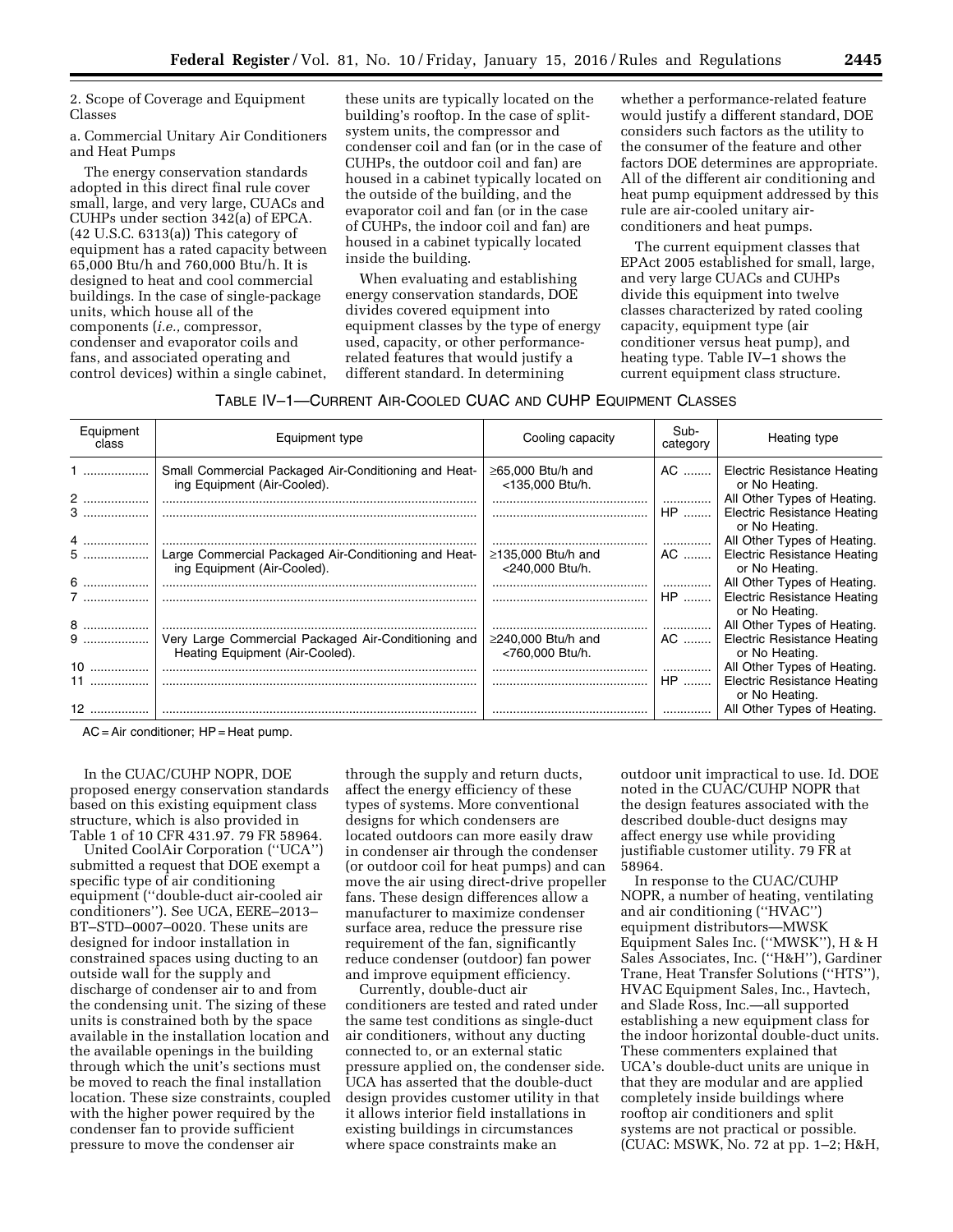2. Scope of Coverage and Equipment Classes

a. Commercial Unitary Air Conditioners and Heat Pumps

The energy conservation standards adopted in this direct final rule cover small, large, and very large, CUACs and CUHPs under section 342(a) of EPCA. (42 U.S.C. 6313(a)) This category of equipment has a rated capacity between 65,000 Btu/h and 760,000 Btu/h. It is designed to heat and cool commercial buildings. In the case of single-package units, which house all of the components (*i.e.,* compressor, condenser and evaporator coils and fans, and associated operating and control devices) within a single cabinet, these units are typically located on the building's rooftop. In the case of split-system units, the compressor and condenser coil and fan (or in the case of CUHPs, the outdoor coil and fan) are housed in a cabinet typically located on the outside of the building, and the evaporator coil and fan (or in the case of CUHPs, the indoor coil and fan) are housed in a cabinet typically located inside the building.

When evaluating and establishing energy conservation standards, DOE divides covered equipment into equipment classes by the type of energy used, capacity, or other performance-related features that would justify a different standard. In determining whether a performance-related feature would justify a different standard, DOE considers such factors as the utility to the consumer of the feature and other factors DOE determines are appropriate. All of the different air conditioning and heat pump equipment addressed by this rule are air-cooled unitary air-conditioners and heat pumps.

The current equipment classes that EPAct 2005 established for small, large, and very large CUACs and CUHPs divide this equipment into twelve classes characterized by rated cooling capacity, equipment type (air conditioner versus heat pump), and heating type. Table IV–1 shows the current equipment class structure.

TABLE IV–1—CURRENT AIR-COOLED CUAC AND CUHP EQUIPMENT CLASSES

| Equipment class | Equipment type | Cooling capacity | Sub-category | Heating type |
|---|---|---|---|---|
| 1 | Small Commercial Packaged Air-Conditioning and Heating Equipment (Air-Cooled). | ≥65,000 Btu/h and <135,000 Btu/h. | AC | Electric Resistance Heating or No Heating. |
| 2 | | | | All Other Types of Heating. |
| 3 | | | HP | Electric Resistance Heating or No Heating. |
| 4 | | | | All Other Types of Heating. |
| 5 | Large Commercial Packaged Air-Conditioning and Heating Equipment (Air-Cooled). | ≥135,000 Btu/h and <240,000 Btu/h. | AC | Electric Resistance Heating or No Heating. |
| 6 | | | | All Other Types of Heating. |
| 7 | | | HP | Electric Resistance Heating or No Heating. |
| 8 | | | | All Other Types of Heating. |
| 9 | Very Large Commercial Packaged Air-Conditioning and Heating Equipment (Air-Cooled). | ≥240,000 Btu/h and <760,000 Btu/h. | AC | Electric Resistance Heating or No Heating. |
| 10 | | | | All Other Types of Heating. |
| 11 | | | HP | Electric Resistance Heating or No Heating. |
| 12 | | | | All Other Types of Heating. |

AC = Air conditioner; HP = Heat pump.

In the CUAC/CUHP NOPR, DOE proposed energy conservation standards based on this existing equipment class structure, which is also provided in Table 1 of 10 CFR 431.97. 79 FR 58964.

United CoolAir Corporation (''UCA'') submitted a request that DOE exempt a specific type of air conditioning equipment (''double-duct air-cooled air conditioners''). See UCA, EERE–2013–BT–STD–0007–0020. These units are designed for indoor installation in constrained spaces using ducting to an outside wall for the supply and discharge of condenser air to and from the condensing unit. The sizing of these units is constrained both by the space available in the installation location and the available openings in the building through which the unit's sections must be moved to reach the final installation location. These size constraints, coupled with the higher power required by the condenser fan to provide sufficient pressure to move the condenser air through the supply and return ducts, affect the energy efficiency of these types of systems. More conventional designs for which condensers are located outdoors can more easily draw in condenser air through the condenser (or outdoor coil for heat pumps) and can move the air using direct-drive propeller fans. These design differences allow a manufacturer to maximize condenser surface area, reduce the pressure rise requirement of the fan, significantly reduce condenser (outdoor) fan power and improve equipment efficiency.

Currently, double-duct air conditioners are tested and rated under the same test conditions as single-duct air conditioners, without any ducting connected to, or an external static pressure applied on, the condenser side. UCA has asserted that the double-duct design provides customer utility in that it allows interior field installations in existing buildings in circumstances where space constraints make an outdoor unit impractical to use. Id. DOE noted in the CUAC/CUHP NOPR that the design features associated with the described double-duct designs may affect energy use while providing justifiable customer utility. 79 FR at 58964.

In response to the CUAC/CUHP NOPR, a number of heating, ventilating and air conditioning (''HVAC'') equipment distributors—MWSK Equipment Sales Inc. (''MWSK''), H & H Sales Associates, Inc. (''H&H''), Gardiner Trane, Heat Transfer Solutions (''HTS''), HVAC Equipment Sales, Inc., Havtech, and Slade Ross, Inc.—all supported establishing a new equipment class for the indoor horizontal double-duct units. These commenters explained that UCA's double-duct units are unique in that they are modular and are applied completely inside buildings where rooftop air conditioners and split systems are not practical or possible. (CUAC: MSWK, No. 72 at pp. 1–2; H&H,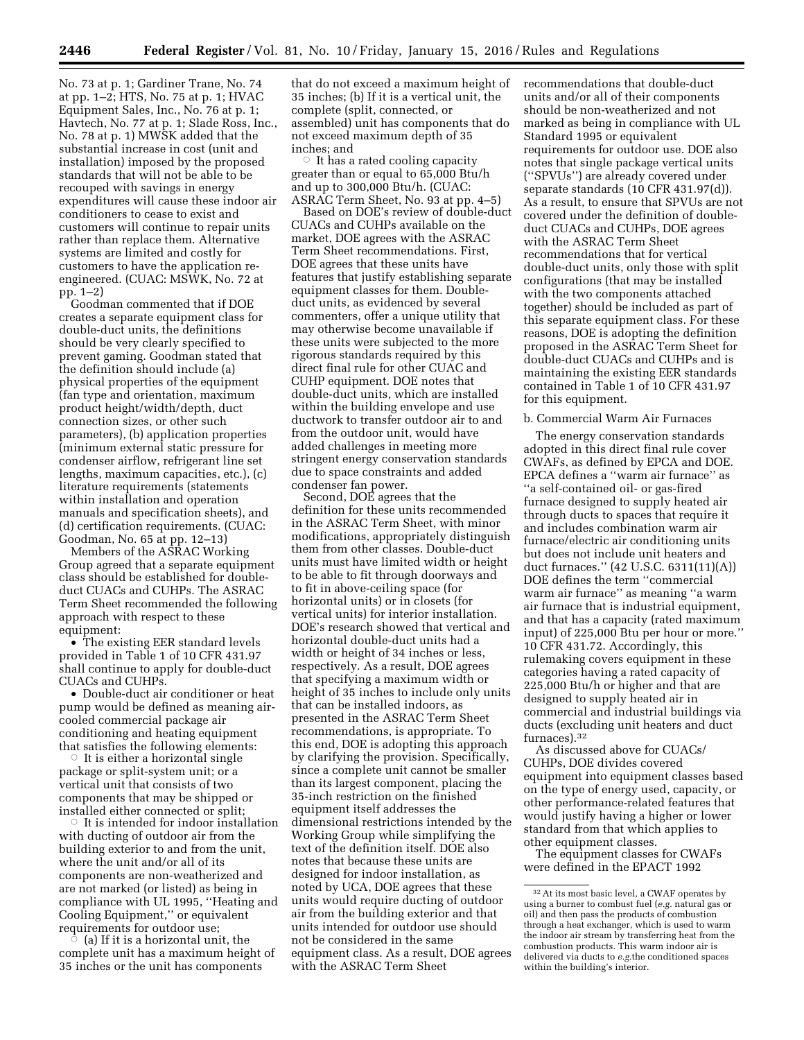No. 73 at p. 1; Gardiner Trane, No. 74 at pp. 1–2; HTS, No. 75 at p. 1; HVAC Equipment Sales, Inc., No. 76 at p. 1; Havtech, No. 77 at p. 1; Slade Ross, Inc., No. 78 at p. 1) MWSK added that the substantial increase in cost (unit and installation) imposed by the proposed standards that will not be able to be recouped with savings in energy expenditures will cause these indoor air conditioners to cease to exist and customers will continue to repair units rather than replace them. Alternative systems are limited and costly for customers to have the application re-engineered. (CUAC: MSWK, No. 72 at pp. 1–2)

Goodman commented that if DOE creates a separate equipment class for double-duct units, the definitions should be very clearly specified to prevent gaming. Goodman stated that the definition should include (a) physical properties of the equipment (fan type and orientation, maximum product height/width/depth, duct connection sizes, or other such parameters), (b) application properties (minimum external static pressure for condenser airflow, refrigerant line set lengths, maximum capacities, etc.), (c) literature requirements (statements within installation and operation manuals and specification sheets), and (d) certification requirements. (CUAC: Goodman, No. 65 at pp. 12–13)

Members of the ASRAC Working Group agreed that a separate equipment class should be established for double-duct CUACs and CUHPs. The ASRAC Term Sheet recommended the following approach with respect to these equipment:

- The existing EER standard levels provided in Table 1 of 10 CFR 431.97 shall continue to apply for double-duct CUACs and CUHPs.
- Double-duct air conditioner or heat pump would be defined as meaning air-cooled commercial package air conditioning and heating equipment that satisfies the following elements:
  - It is either a horizontal single package or split-system unit; or a vertical unit that consists of two components that may be shipped or installed either connected or split;
  - It is intended for indoor installation with ducting of outdoor air from the building exterior to and from the unit, where the unit and/or all of its components are non-weatherized and are not marked (or listed) as being in compliance with UL 1995, ''Heating and Cooling Equipment,'' or equivalent requirements for outdoor use;
  - (a) If it is a horizontal unit, the complete unit has a maximum height of 35 inches or the unit has components that do not exceed a maximum height of 35 inches; (b) If it is a vertical unit, the complete (split, connected, or assembled) unit has components that do not exceed maximum depth of 35 inches; and
  - It has a rated cooling capacity greater than or equal to 65,000 Btu/h and up to 300,000 Btu/h. (CUAC: ASRAC Term Sheet, No. 93 at pp. 4–5)

Based on DOE's review of double-duct CUACs and CUHPs available on the market, DOE agrees with the ASRAC Term Sheet recommendations. First, DOE agrees that these units have features that justify establishing separate equipment classes for them. Double-duct units, as evidenced by several commenters, offer a unique utility that may otherwise become unavailable if these units were subjected to the more rigorous standards required by this direct final rule for other CUAC and CUHP equipment. DOE notes that double-duct units, which are installed within the building envelope and use ductwork to transfer outdoor air to and from the outdoor unit, would have added challenges in meeting more stringent energy conservation standards due to space constraints and added condenser fan power.

Second, DOE agrees that the definition for these units recommended in the ASRAC Term Sheet, with minor modifications, appropriately distinguish them from other classes. Double-duct units must have limited width or height to be able to fit through doorways and to fit in above-ceiling space (for horizontal units) or in closets (for vertical units) for interior installation. DOE's research showed that vertical and horizontal double-duct units had a width or height of 34 inches or less, respectively. As a result, DOE agrees that specifying a maximum width or height of 35 inches to include only units that can be installed indoors, as presented in the ASRAC Term Sheet recommendations, is appropriate. To this end, DOE is adopting this approach by clarifying the provision. Specifically, since a complete unit cannot be smaller than its largest component, placing the 35-inch restriction on the finished equipment itself addresses the dimensional restrictions intended by the Working Group while simplifying the text of the definition itself. DOE also notes that because these units are designed for indoor installation, as noted by UCA, DOE agrees that these units would require ducting of outdoor air from the building exterior and that units intended for outdoor use should not be considered in the same equipment class. As a result, DOE agrees with the ASRAC Term Sheet recommendations that double-duct units and/or all of their components should be non-weatherized and not marked as being in compliance with UL Standard 1995 or equivalent requirements for outdoor use. DOE also notes that single package vertical units (''SPVUs'') are already covered under separate standards (10 CFR 431.97(d)). As a result, to ensure that SPVUs are not covered under the definition of double-duct CUACs and CUHPs, DOE agrees with the ASRAC Term Sheet recommendations that for vertical double-duct units, only those with split configurations (that may be installed with the two components attached together) should be included as part of this separate equipment class. For these reasons, DOE is adopting the definition proposed in the ASRAC Term Sheet for double-duct CUACs and CUHPs and is maintaining the existing EER standards contained in Table 1 of 10 CFR 431.97 for this equipment.

b. Commercial Warm Air Furnaces

The energy conservation standards adopted in this direct final rule cover CWAFs, as defined by EPCA and DOE. EPCA defines a ''warm air furnace'' as ''a self-contained oil- or gas-fired furnace designed to supply heated air through ducts to spaces that require it and includes combination warm air furnace/electric air conditioning units but does not include unit heaters and duct furnaces.'' (42 U.S.C. 6311(11)(A)) DOE defines the term ''commercial warm air furnace'' as meaning ''a warm air furnace that is industrial equipment, and that has a capacity (rated maximum input) of 225,000 Btu per hour or more.'' 10 CFR 431.72. Accordingly, this rulemaking covers equipment in these categories having a rated capacity of 225,000 Btu/h or higher and that are designed to supply heated air in commercial and industrial buildings via ducts (excluding unit heaters and duct furnaces).[32]

As discussed above for CUACs/CUHPs, DOE divides covered equipment into equipment classes based on the type of energy used, capacity, or other performance-related features that would justify having a higher or lower standard from that which applies to other equipment classes.

The equipment classes for CWAFs were defined in the EPACT 1992

[32] At its most basic level, a CWAF operates by using a burner to combust fuel (*e.g.* natural gas or oil) and then pass the products of combustion through a heat exchanger, which is used to warm the indoor air stream by transferring heat from the combustion products. This warm indoor air is delivered via ducts to *e.g.*the conditioned spaces within the building's interior.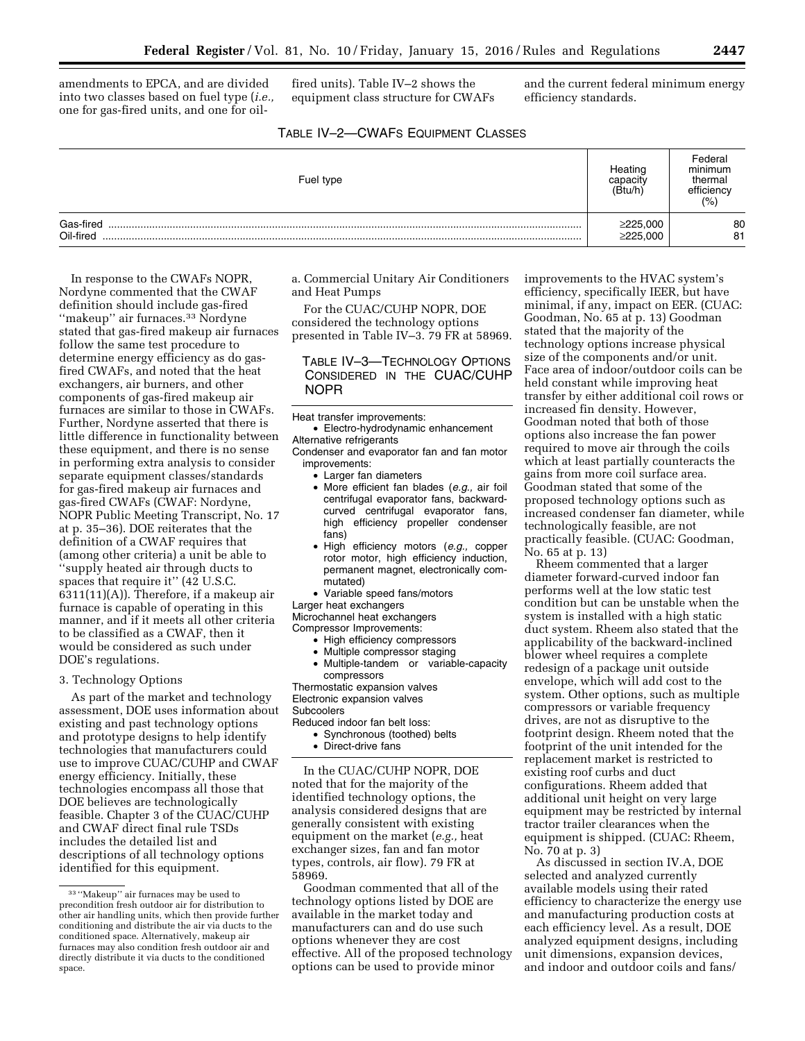amendments to EPCA, and are divided into two classes based on fuel type (*i.e.,* one for gas-fired units, and one for oil-fired units). Table IV–2 shows the equipment class structure for CWAFs and the current federal minimum energy efficiency standards.

TABLE IV–2—CWAFS EQUIPMENT CLASSES

| Fuel type | Heating capacity (Btu/h) | Federal minimum thermal efficiency (%) |
|---|---|---|
| Gas-fired | ≥225,000 | 80 |
| Oil-fired | ≥225,000 | 81 |

In response to the CWAFs NOPR, Nordyne commented that the CWAF definition should include gas-fired ''makeup'' air furnaces.[33] Nordyne stated that gas-fired makeup air furnaces follow the same test procedure to determine energy efficiency as do gas-fired CWAFs, and noted that the heat exchangers, air burners, and other components of gas-fired makeup air furnaces are similar to those in CWAFs. Further, Nordyne asserted that there is little difference in functionality between these equipment, and there is no sense in performing extra analysis to consider separate equipment classes/standards for gas-fired makeup air furnaces and gas-fired CWAFs (CWAF: Nordyne, NOPR Public Meeting Transcript, No. 17 at p. 35–36). DOE reiterates that the definition of a CWAF requires that (among other criteria) a unit be able to ''supply heated air through ducts to spaces that require it'' (42 U.S.C. 6311(11)(A)). Therefore, if a makeup air furnace is capable of operating in this manner, and if it meets all other criteria to be classified as a CWAF, then it would be considered as such under DOE's regulations.

3. Technology Options

As part of the market and technology assessment, DOE uses information about existing and past technology options and prototype designs to help identify technologies that manufacturers could use to improve CUAC/CUHP and CWAF energy efficiency. Initially, these technologies encompass all those that DOE believes are technologically feasible. Chapter 3 of the CUAC/CUHP and CWAF direct final rule TSDs includes the detailed list and descriptions of all technology options identified for this equipment.

[33] ''Makeup'' air furnaces may be used to precondition fresh outdoor air for distribution to other air handling units, which then provide further conditioning and distribute the air via ducts to the conditioned space. Alternatively, makeup air furnaces may also condition fresh outdoor air and directly distribute it via ducts to the conditioned space.

a. Commercial Unitary Air Conditioners and Heat Pumps

For the CUAC/CUHP NOPR, DOE considered the technology options presented in Table IV–3. 79 FR at 58969.

TABLE IV–3—TECHNOLOGY OPTIONS CONSIDERED IN THE CUAC/CUHP NOPR

Heat transfer improvements:
- Electro-hydrodynamic enhancement

Alternative refrigerants

Condenser and evaporator fan and fan motor improvements:
- Larger fan diameters
- More efficient fan blades (*e.g.,* air foil centrifugal evaporator fans, backward-curved centrifugal evaporator fans, high efficiency propeller condenser fans)
- High efficiency motors (*e.g.,* copper rotor motor, high efficiency induction, permanent magnet, electronically commutated)
- Variable speed fans/motors

Larger heat exchangers

Microchannel heat exchangers

Compressor Improvements:
- High efficiency compressors
- Multiple compressor staging
- Multiple-tandem or variable-capacity compressors

Thermostatic expansion valves

Electronic expansion valves

Subcoolers

Reduced indoor fan belt loss:
- Synchronous (toothed) belts
- Direct-drive fans

In the CUAC/CUHP NOPR, DOE noted that for the majority of the identified technology options, the analysis considered designs that are generally consistent with existing equipment on the market (*e.g.,* heat exchanger sizes, fan and fan motor types, controls, air flow). 79 FR at 58969.

Goodman commented that all of the technology options listed by DOE are available in the market today and manufacturers can and do use such options whenever they are cost effective. All of the proposed technology options can be used to provide minor improvements to the HVAC system's efficiency, specifically IEER, but have minimal, if any, impact on EER. (CUAC: Goodman, No. 65 at p. 13) Goodman stated that the majority of the technology options increase physical size of the components and/or unit. Face area of indoor/outdoor coils can be held constant while improving heat transfer by either additional coil rows or increased fin density. However, Goodman noted that both of those options also increase the fan power required to move air through the coils which at least partially counteracts the gains from more coil surface area. Goodman stated that some of the proposed technology options such as increased condenser fan diameter, while technologically feasible, are not practically feasible. (CUAC: Goodman, No. 65 at p. 13)

Rheem commented that a larger diameter forward-curved indoor fan performs well at the low static test condition but can be unstable when the system is installed with a high static duct system. Rheem also stated that the applicability of the backward-inclined blower wheel requires a complete redesign of a package unit outside envelope, which will add cost to the system. Other options, such as multiple compressors or variable frequency drives, are not as disruptive to the footprint design. Rheem noted that the footprint of the unit intended for the replacement market is restricted to existing roof curbs and duct configurations. Rheem added that additional unit height on very large equipment may be restricted by internal tractor trailer clearances when the equipment is shipped. (CUAC: Rheem, No. 70 at p. 3)

As discussed in section IV.A, DOE selected and analyzed currently available models using their rated efficiency to characterize the energy use and manufacturing production costs at each efficiency level. As a result, DOE analyzed equipment designs, including unit dimensions, expansion devices, and indoor and outdoor coils and fans/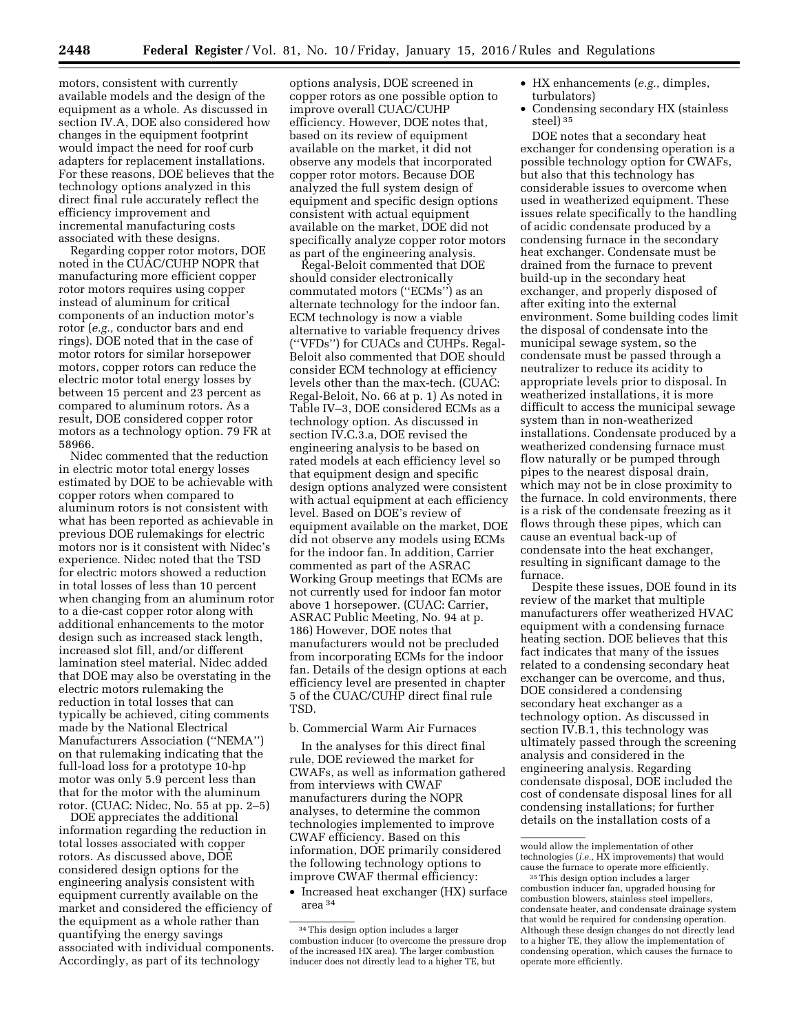motors, consistent with currently available models and the design of the equipment as a whole. As discussed in section IV.A, DOE also considered how changes in the equipment footprint would impact the need for roof curb adapters for replacement installations. For these reasons, DOE believes that the technology options analyzed in this direct final rule accurately reflect the efficiency improvement and incremental manufacturing costs associated with these designs.

Regarding copper rotor motors, DOE noted in the CUAC/CUHP NOPR that manufacturing more efficient copper rotor motors requires using copper instead of aluminum for critical components of an induction motor's rotor (*e.g.,* conductor bars and end rings). DOE noted that in the case of motor rotors for similar horsepower motors, copper rotors can reduce the electric motor total energy losses by between 15 percent and 23 percent as compared to aluminum rotors. As a result, DOE considered copper rotor motors as a technology option. 79 FR at 58966.

Nidec commented that the reduction in electric motor total energy losses estimated by DOE to be achievable with copper rotors when compared to aluminum rotors is not consistent with what has been reported as achievable in previous DOE rulemakings for electric motors nor is it consistent with Nidec's experience. Nidec noted that the TSD for electric motors showed a reduction in total losses of less than 10 percent when changing from an aluminum rotor to a die-cast copper rotor along with additional enhancements to the motor design such as increased stack length, increased slot fill, and/or different lamination steel material. Nidec added that DOE may also be overstating in the electric motors rulemaking the reduction in total losses that can typically be achieved, citing comments made by the National Electrical Manufacturers Association ("NEMA") on that rulemaking indicating that the full-load loss for a prototype 10-hp motor was only 5.9 percent less than that for the motor with the aluminum rotor. (CUAC: Nidec, No. 55 at pp. 2–5)

DOE appreciates the additional information regarding the reduction in total losses associated with copper rotors. As discussed above, DOE considered design options for the engineering analysis consistent with equipment currently available on the market and considered the efficiency of the equipment as a whole rather than quantifying the energy savings associated with individual components. Accordingly, as part of its technology options analysis, DOE screened in copper rotors as one possible option to improve overall CUAC/CUHP efficiency. However, DOE notes that, based on its review of equipment available on the market, it did not observe any models that incorporated copper rotor motors. Because DOE analyzed the full system design of equipment and specific design options consistent with actual equipment available on the market, DOE did not specifically analyze copper rotor motors as part of the engineering analysis.

Regal-Beloit commented that DOE should consider electronically commutated motors ("ECMs") as an alternate technology for the indoor fan. ECM technology is now a viable alternative to variable frequency drives ("VFDs") for CUACs and CUHPs. Regal-Beloit also commented that DOE should consider ECM technology at efficiency levels other than the max-tech. (CUAC: Regal-Beloit, No. 66 at p. 1) As noted in Table IV–3, DOE considered ECMs as a technology option. As discussed in section IV.C.3.a, DOE revised the engineering analysis to be based on rated models at each efficiency level so that equipment design and specific design options analyzed were consistent with actual equipment at each efficiency level. Based on DOE's review of equipment available on the market, DOE did not observe any models using ECMs for the indoor fan. In addition, Carrier commented as part of the ASRAC Working Group meetings that ECMs are not currently used for indoor fan motor above 1 horsepower. (CUAC: Carrier, ASRAC Public Meeting, No. 94 at p. 186) However, DOE notes that manufacturers would not be precluded from incorporating ECMs for the indoor fan. Details of the design options at each efficiency level are presented in chapter 5 of the CUAC/CUHP direct final rule TSD.

b. Commercial Warm Air Furnaces

In the analyses for this direct final rule, DOE reviewed the market for CWAFs, as well as information gathered from interviews with CWAF manufacturers during the NOPR analyses, to determine the common technologies implemented to improve CWAF efficiency. Based on this information, DOE primarily considered the following technology options to improve CWAF thermal efficiency:

- Increased heat exchanger (HX) surface area [34]
- HX enhancements (*e.g.,* dimples, turbulators)
- Condensing secondary HX (stainless steel) [35]

DOE notes that a secondary heat exchanger for condensing operation is a possible technology option for CWAFs, but also that this technology has considerable issues to overcome when used in weatherized equipment. These issues relate specifically to the handling of acidic condensate produced by a condensing furnace in the secondary heat exchanger. Condensate must be drained from the furnace to prevent build-up in the secondary heat exchanger, and properly disposed of after exiting into the external environment. Some building codes limit the disposal of condensate into the municipal sewage system, so the condensate must be passed through a neutralizer to reduce its acidity to appropriate levels prior to disposal. In weatherized installations, it is more difficult to access the municipal sewage system than in non-weatherized installations. Condensate produced by a weatherized condensing furnace must flow naturally or be pumped through pipes to the nearest disposal drain, which may not be in close proximity to the furnace. In cold environments, there is a risk of the condensate freezing as it flows through these pipes, which can cause an eventual back-up of condensate into the heat exchanger, resulting in significant damage to the furnace.

Despite these issues, DOE found in its review of the market that multiple manufacturers offer weatherized HVAC equipment with a condensing furnace heating section. DOE believes that this fact indicates that many of the issues related to a condensing secondary heat exchanger can be overcome, and thus, DOE considered a condensing secondary heat exchanger as a technology option. As discussed in section IV.B.1, this technology was ultimately passed through the screening analysis and considered in the engineering analysis. Regarding condensate disposal, DOE included the cost of condensate disposal lines for all condensing installations; for further details on the installation costs of a

[34] This design option includes a larger combustion inducer (to overcome the pressure drop of the increased HX area). The larger combustion inducer does not directly lead to a higher TE, but would allow the implementation of other technologies (*i.e.,* HX improvements) that would cause the furnace to operate more efficiently.

[35] This design option includes a larger combustion inducer fan, upgraded housing for combustion blowers, stainless steel impellers, condensate heater, and condensate drainage system that would be required for condensing operation. Although these design changes do not directly lead to a higher TE, they allow the implementation of condensing operation, which causes the furnace to operate more efficiently.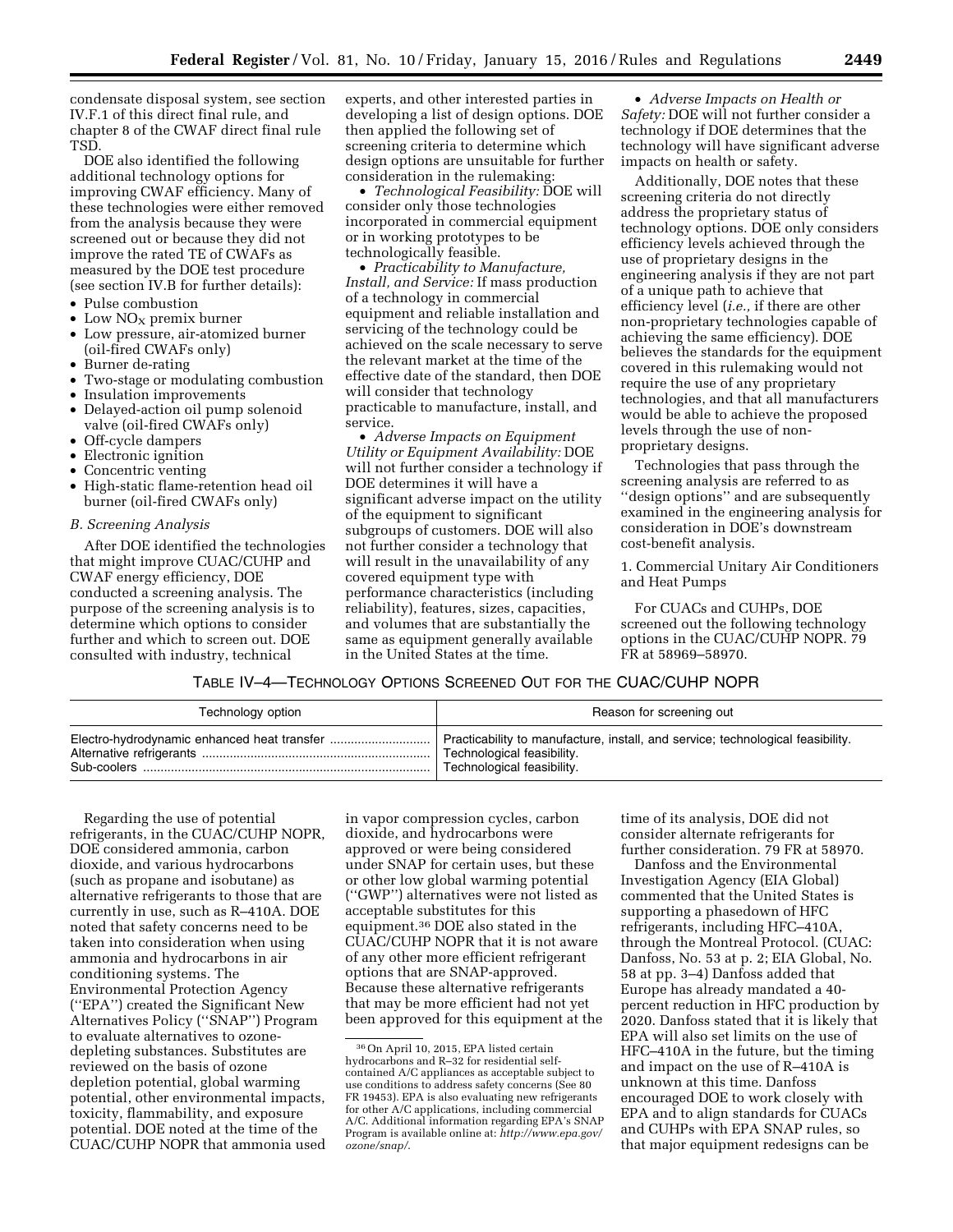condensate disposal system, see section IV.F.1 of this direct final rule, and chapter 8 of the CWAF direct final rule TSD.

DOE also identified the following additional technology options for improving CWAF efficiency. Many of these technologies were either removed from the analysis because they were screened out or because they did not improve the rated TE of CWAFs as measured by the DOE test procedure (see section IV.B for further details):

- Pulse combustion
- Low $NO_X$ premix burner
- Low pressure, air-atomized burner (oil-fired CWAFs only)
- Burner de-rating
- Two-stage or modulating combustion
- Insulation improvements
- Delayed-action oil pump solenoid valve (oil-fired CWAFs only)
- Off-cycle dampers
- Electronic ignition
- Concentric venting
- High-static flame-retention head oil burner (oil-fired CWAFs only)

### B. Screening Analysis

After DOE identified the technologies that might improve CUAC/CUHP and CWAF energy efficiency, DOE conducted a screening analysis. The purpose of the screening analysis is to determine which options to consider further and which to screen out. DOE consulted with industry, technical experts, and other interested parties in developing a list of design options. DOE then applied the following set of screening criteria to determine which design options are unsuitable for further consideration in the rulemaking:

- *Technological Feasibility:* DOE will consider only those technologies incorporated in commercial equipment or in working prototypes to be technologically feasible.
- *Practicability to Manufacture, Install, and Service:* If mass production of a technology in commercial equipment and reliable installation and servicing of the technology could be achieved on the scale necessary to serve the relevant market at the time of the effective date of the standard, then DOE will consider that technology practicable to manufacture, install, and service.
- *Adverse Impacts on Equipment Utility or Equipment Availability:* DOE will not further consider a technology if DOE determines it will have a significant adverse impact on the utility of the equipment to significant subgroups of customers. DOE will also not further consider a technology that will result in the unavailability of any covered equipment type with performance characteristics (including reliability), features, sizes, capacities, and volumes that are substantially the same as equipment generally available in the United States at the time.
- *Adverse Impacts on Health or Safety:* DOE will not further consider a technology if DOE determines that the technology will have significant adverse impacts on health or safety.

Additionally, DOE notes that these screening criteria do not directly address the proprietary status of technology options. DOE only considers efficiency levels achieved through the use of proprietary designs in the engineering analysis if they are not part of a unique path to achieve that efficiency level (*i.e.,* if there are other non-proprietary technologies capable of achieving the same efficiency). DOE believes the standards for the equipment covered in this rulemaking would not require the use of any proprietary technologies, and that all manufacturers would be able to achieve the proposed levels through the use of non-proprietary designs.

Technologies that pass through the screening analysis are referred to as "design options" and are subsequently examined in the engineering analysis for consideration in DOE's downstream cost-benefit analysis.

#### 1. Commercial Unitary Air Conditioners and Heat Pumps

For CUACs and CUHPs, DOE screened out the following technology options in the CUAC/CUHP NOPR. 79 FR at 58969–58970.

TABLE IV–4—TECHNOLOGY OPTIONS SCREENED OUT FOR THE CUAC/CUHP NOPR

| Technology option | Reason for screening out |
| --- | --- |
| Electro-hydrodynamic enhanced heat transfer | Practicability to manufacture, install, and service; technological feasibility. |
| Alternative refrigerants | Technological feasibility. |
| Sub-coolers | Technological feasibility. |

Regarding the use of potential refrigerants, in the CUAC/CUHP NOPR, DOE considered ammonia, carbon dioxide, and various hydrocarbons (such as propane and isobutane) as alternative refrigerants to those that are currently in use, such as R–410A. DOE noted that safety concerns need to be taken into consideration when using ammonia and hydrocarbons in air conditioning systems. The Environmental Protection Agency ("EPA") created the Significant New Alternatives Policy ("SNAP") Program to evaluate alternatives to ozone-depleting substances. Substitutes are reviewed on the basis of ozone depletion potential, global warming potential, other environmental impacts, toxicity, flammability, and exposure potential. DOE noted at the time of the CUAC/CUHP NOPR that ammonia used in vapor compression cycles, carbon dioxide, and hydrocarbons were approved or were being considered under SNAP for certain uses, but these or other low global warming potential ("GWP") alternatives were not listed as acceptable substitutes for this equipment.[36] DOE also stated in the CUAC/CUHP NOPR that it is not aware of any other more efficient refrigerant options that are SNAP-approved. Because these alternative refrigerants that may be more efficient had not yet been approved for this equipment at the time of its analysis, DOE did not consider alternate refrigerants for further consideration. 79 FR at 58970.

Danfoss and the Environmental Investigation Agency (EIA Global) commented that the United States is supporting a phasedown of HFC refrigerants, including HFC–410A, through the Montreal Protocol. (CUAC: Danfoss, No. 53 at p. 2; EIA Global, No. 58 at pp. 3–4) Danfoss added that Europe has already mandated a 40-percent reduction in HFC production by 2020. Danfoss stated that it is likely that EPA will also set limits on the use of HFC–410A in the future, but the timing and impact on the use of R–410A is unknown at this time. Danfoss encouraged DOE to work closely with EPA and to align standards for CUACs and CUHPs with EPA SNAP rules, so that major equipment redesigns can be

[36] On April 10, 2015, EPA listed certain hydrocarbons and R–32 for residential self-contained A/C appliances as acceptable subject to use conditions to address safety concerns (See 80 FR 19453). EPA is also evaluating new refrigerants for other A/C applications, including commercial A/C. Additional information regarding EPA's SNAP Program is available online at: *http://www.epa.gov/ozone/snap/.*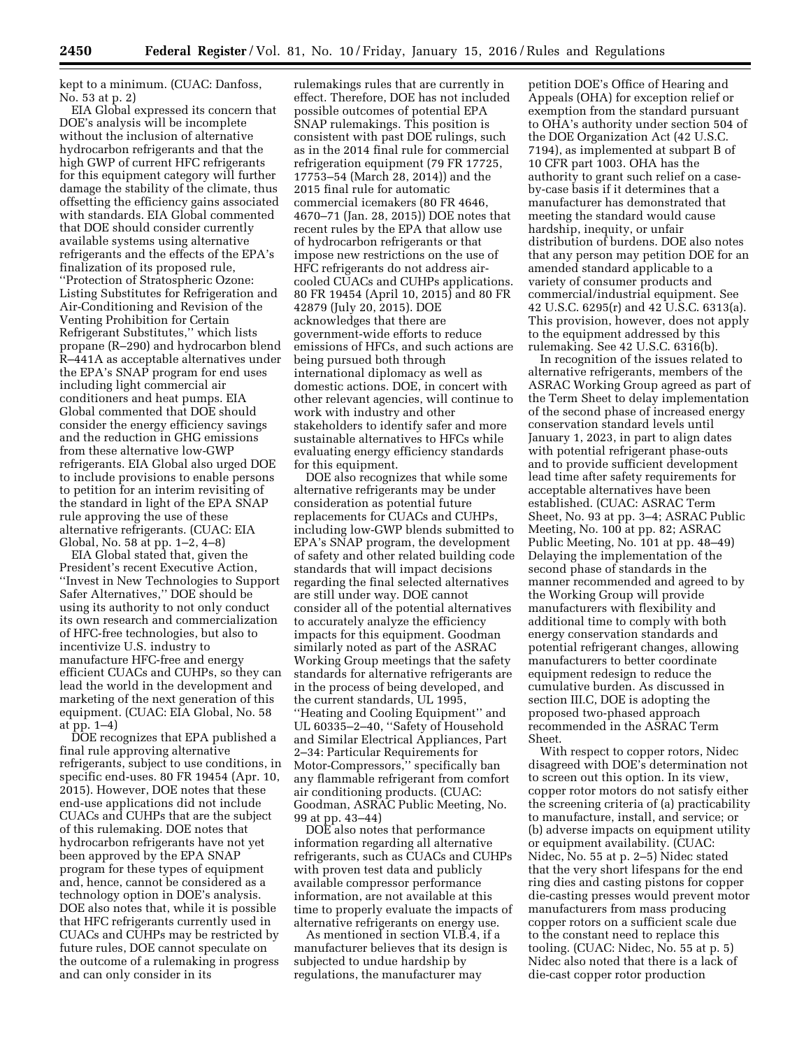kept to a minimum. (CUAC: Danfoss, No. 53 at p. 2)

EIA Global expressed its concern that DOE's analysis will be incomplete without the inclusion of alternative hydrocarbon refrigerants and that the high GWP of current HFC refrigerants for this equipment category will further damage the stability of the climate, thus offsetting the efficiency gains associated with standards. EIA Global commented that DOE should consider currently available systems using alternative refrigerants and the effects of the EPA's finalization of its proposed rule, ''Protection of Stratospheric Ozone: Listing Substitutes for Refrigeration and Air-Conditioning and Revision of the Venting Prohibition for Certain Refrigerant Substitutes,'' which lists propane (R–290) and hydrocarbon blend R–441A as acceptable alternatives under the EPA's SNAP program for end uses including light commercial air conditioners and heat pumps. EIA Global commented that DOE should consider the energy efficiency savings and the reduction in GHG emissions from these alternative low-GWP refrigerants. EIA Global also urged DOE to include provisions to enable persons to petition for an interim revisiting of the standard in light of the EPA SNAP rule approving the use of these alternative refrigerants. (CUAC: EIA Global, No. 58 at pp. 1–2, 4–8)

EIA Global stated that, given the President's recent Executive Action, ''Invest in New Technologies to Support Safer Alternatives,'' DOE should be using its authority to not only conduct its own research and commercialization of HFC-free technologies, but also to incentivize U.S. industry to manufacture HFC-free and energy efficient CUACs and CUHPs, so they can lead the world in the development and marketing of the next generation of this equipment. (CUAC: EIA Global, No. 58 at pp. 1–4)

DOE recognizes that EPA published a final rule approving alternative refrigerants, subject to use conditions, in specific end-uses. 80 FR 19454 (Apr. 10, 2015). However, DOE notes that these end-use applications did not include CUACs and CUHPs that are the subject of this rulemaking. DOE notes that hydrocarbon refrigerants have not yet been approved by the EPA SNAP program for these types of equipment and, hence, cannot be considered as a technology option in DOE's analysis. DOE also notes that, while it is possible that HFC refrigerants currently used in CUACs and CUHPs may be restricted by future rules, DOE cannot speculate on the outcome of a rulemaking in progress and can only consider in its rulemakings rules that are currently in effect. Therefore, DOE has not included possible outcomes of potential EPA SNAP rulemakings. This position is consistent with past DOE rulings, such as in the 2014 final rule for commercial refrigeration equipment (79 FR 17725, 17753–54 (March 28, 2014)) and the 2015 final rule for automatic commercial icemakers (80 FR 4646, 4670–71 (Jan. 28, 2015)) DOE notes that recent rules by the EPA that allow use of hydrocarbon refrigerants or that impose new restrictions on the use of HFC refrigerants do not address air-cooled CUACs and CUHPs applications. 80 FR 19454 (April 10, 2015) and 80 FR 42879 (July 20, 2015). DOE acknowledges that there are government-wide efforts to reduce emissions of HFCs, and such actions are being pursued both through international diplomacy as well as domestic actions. DOE, in concert with other relevant agencies, will continue to work with industry and other stakeholders to identify safer and more sustainable alternatives to HFCs while evaluating energy efficiency standards for this equipment.

DOE also recognizes that while some alternative refrigerants may be under consideration as potential future replacements for CUACs and CUHPs, including low-GWP blends submitted to EPA's SNAP program, the development of safety and other related building code standards that will impact decisions regarding the final selected alternatives are still under way. DOE cannot consider all of the potential alternatives to accurately analyze the efficiency impacts for this equipment. Goodman similarly noted as part of the ASRAC Working Group meetings that the safety standards for alternative refrigerants are in the process of being developed, and the current standards, UL 1995, ''Heating and Cooling Equipment'' and UL 60335–2–40, ''Safety of Household and Similar Electrical Appliances, Part 2–34: Particular Requirements for Motor-Compressors,'' specifically ban any flammable refrigerant from comfort air conditioning products. (CUAC: Goodman, ASRAC Public Meeting, No. 99 at pp. 43–44)

DOE also notes that performance information regarding all alternative refrigerants, such as CUACs and CUHPs with proven test data and publicly available compressor performance information, are not available at this time to properly evaluate the impacts of alternative refrigerants on energy use.

As mentioned in section VI.B.4, if a manufacturer believes that its design is subjected to undue hardship by regulations, the manufacturer may petition DOE's Office of Hearing and Appeals (OHA) for exception relief or exemption from the standard pursuant to OHA's authority under section 504 of the DOE Organization Act (42 U.S.C. 7194), as implemented at subpart B of 10 CFR part 1003. OHA has the authority to grant such relief on a case-by-case basis if it determines that a manufacturer has demonstrated that meeting the standard would cause hardship, inequity, or unfair distribution of burdens. DOE also notes that any person may petition DOE for an amended standard applicable to a variety of consumer products and commercial/industrial equipment. See 42 U.S.C. 6295(r) and 42 U.S.C. 6313(a). This provision, however, does not apply to the equipment addressed by this rulemaking. See 42 U.S.C. 6316(b).

In recognition of the issues related to alternative refrigerants, members of the ASRAC Working Group agreed as part of the Term Sheet to delay implementation of the second phase of increased energy conservation standard levels until January 1, 2023, in part to align dates with potential refrigerant phase-outs and to provide sufficient development lead time after safety requirements for acceptable alternatives have been established. (CUAC: ASRAC Term Sheet, No. 93 at pp. 3–4; ASRAC Public Meeting, No. 100 at pp. 82; ASRAC Public Meeting, No. 101 at pp. 48–49) Delaying the implementation of the second phase of standards in the manner recommended and agreed to by the Working Group will provide manufacturers with flexibility and additional time to comply with both energy conservation standards and potential refrigerant changes, allowing manufacturers to better coordinate equipment redesign to reduce the cumulative burden. As discussed in section III.C, DOE is adopting the proposed two-phased approach recommended in the ASRAC Term Sheet.

With respect to copper rotors, Nidec disagreed with DOE's determination not to screen out this option. In its view, copper rotor motors do not satisfy either the screening criteria of (a) practicability to manufacture, install, and service; or (b) adverse impacts on equipment utility or equipment availability. (CUAC: Nidec, No. 55 at p. 2–5) Nidec stated that the very short lifespans for the end ring dies and casting pistons for copper die-casting presses would prevent motor manufacturers from mass producing copper rotors on a sufficient scale due to the constant need to replace this tooling. (CUAC: Nidec, No. 55 at p. 5) Nidec also noted that there is a lack of die-cast copper rotor production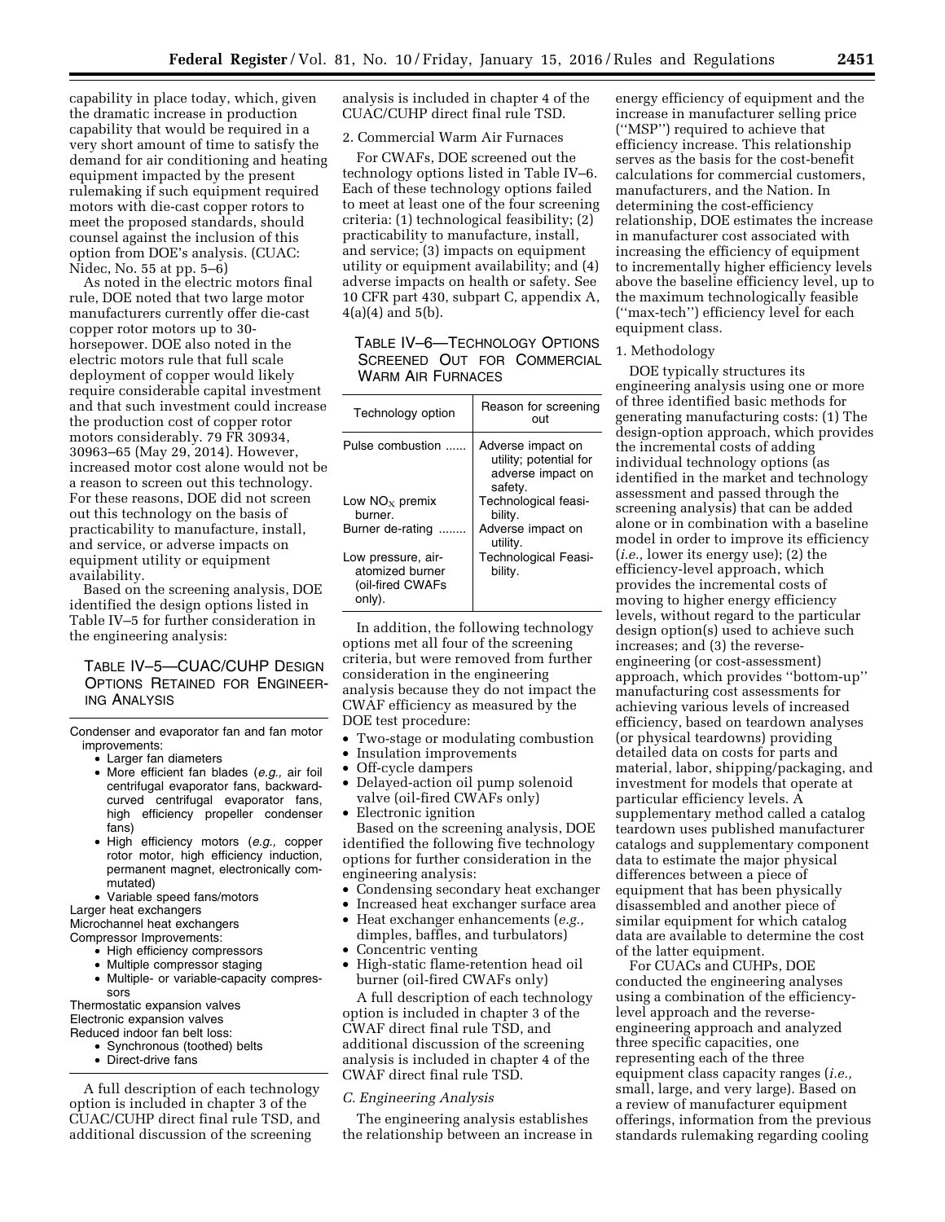capability in place today, which, given the dramatic increase in production capability that would be required in a very short amount of time to satisfy the demand for air conditioning and heating equipment impacted by the present rulemaking if such equipment required motors with die-cast copper rotors to meet the proposed standards, should counsel against the inclusion of this option from DOE's analysis. (CUAC: Nidec, No. 55 at pp. 5–6)

As noted in the electric motors final rule, DOE noted that two large motor manufacturers currently offer die-cast copper rotor motors up to 30-horsepower. DOE also noted in the electric motors rule that full scale deployment of copper would likely require considerable capital investment and that such investment could increase the production cost of copper rotor motors considerably. 79 FR 30934, 30963–65 (May 29, 2014). However, increased motor cost alone would not be a reason to screen out this technology. For these reasons, DOE did not screen out this technology on the basis of practicability to manufacture, install, and service, or adverse impacts on equipment utility or equipment availability.

Based on the screening analysis, DOE identified the design options listed in Table IV–5 for further consideration in the engineering analysis:

TABLE IV–5—CUAC/CUHP DESIGN OPTIONS RETAINED FOR ENGINEERING ANALYSIS

- Condenser and evaporator fan and fan motor improvements:
  - Larger fan diameters
  - More efficient fan blades (*e.g.,* air foil centrifugal evaporator fans, backward-curved centrifugal evaporator fans, high efficiency propeller condenser fans)
  - High efficiency motors (*e.g.,* copper rotor motor, high efficiency induction, permanent magnet, electronically commutated)
  - Variable speed fans/motors
- Larger heat exchangers
- Microchannel heat exchangers
- Compressor Improvements:
  - High efficiency compressors
  - Multiple compressor staging
  - Multiple- or variable-capacity compressors
- Thermostatic expansion valves
- Electronic expansion valves
- Reduced indoor fan belt loss:
  - Synchronous (toothed) belts
  - Direct-drive fans

A full description of each technology option is included in chapter 3 of the CUAC/CUHP direct final rule TSD, and additional discussion of the screening analysis is included in chapter 4 of the CUAC/CUHP direct final rule TSD.

2. Commercial Warm Air Furnaces

For CWAFs, DOE screened out the technology options listed in Table IV–6. Each of these technology options failed to meet at least one of the four screening criteria: (1) technological feasibility; (2) practicability to manufacture, install, and service; (3) impacts on equipment utility or equipment availability; and (4) adverse impacts on health or safety. See 10 CFR part 430, subpart C, appendix A, 4(a)(4) and 5(b).

TABLE IV–6—TECHNOLOGY OPTIONS SCREENED OUT FOR COMMERCIAL WARM AIR FURNACES

| Technology option | Reason for screening out |
|---|---|
| Pulse combustion | Adverse impact on utility; potential for adverse impact on safety. |
| Low $NO_X$ premix burner. | Technological feasibility. |
| Burner de-rating | Adverse impact on utility. |
| Low pressure, air-atomized burner (oil-fired CWAFs only). | Technological Feasibility. |

In addition, the following technology options met all four of the screening criteria, but were removed from further consideration in the engineering analysis because they do not impact the CWAF efficiency as measured by the DOE test procedure:

- Two-stage or modulating combustion
- Insulation improvements
- Off-cycle dampers
- Delayed-action oil pump solenoid valve (oil-fired CWAFs only)
- Electronic ignition

Based on the screening analysis, DOE identified the following five technology options for further consideration in the engineering analysis:

- Condensing secondary heat exchanger
- Increased heat exchanger surface area
- Heat exchanger enhancements (*e.g.,* dimples, baffles, and turbulators)
- Concentric venting
- High-static flame-retention head oil burner (oil-fired CWAFs only)

A full description of each technology option is included in chapter 3 of the CWAF direct final rule TSD, and additional discussion of the screening analysis is included in chapter 4 of the CWAF direct final rule TSD.

### *C. Engineering Analysis*

The engineering analysis establishes the relationship between an increase in energy efficiency of equipment and the increase in manufacturer selling price (''MSP'') required to achieve that efficiency increase. This relationship serves as the basis for the cost-benefit calculations for commercial customers, manufacturers, and the Nation. In determining the cost-efficiency relationship, DOE estimates the increase in manufacturer cost associated with increasing the efficiency of equipment to incrementally higher efficiency levels above the baseline efficiency level, up to the maximum technologically feasible (''max-tech'') efficiency level for each equipment class.

1. Methodology

DOE typically structures its engineering analysis using one or more of three identified basic methods for generating manufacturing costs: (1) The design-option approach, which provides the incremental costs of adding individual technology options (as identified in the market and technology assessment and passed through the screening analysis) that can be added alone or in combination with a baseline model in order to improve its efficiency (*i.e.,* lower its energy use); (2) the efficiency-level approach, which provides the incremental costs of moving to higher energy efficiency levels, without regard to the particular design option(s) used to achieve such increases; and (3) the reverse-engineering (or cost-assessment) approach, which provides ''bottom-up'' manufacturing cost assessments for achieving various levels of increased efficiency, based on teardown analyses (or physical teardowns) providing detailed data on costs for parts and material, labor, shipping/packaging, and investment for models that operate at particular efficiency levels. A supplementary method called a catalog teardown uses published manufacturer catalogs and supplementary component data to estimate the major physical differences between a piece of equipment that has been physically disassembled and another piece of similar equipment for which catalog data are available to determine the cost of the latter equipment.

For CUACs and CUHPs, DOE conducted the engineering analyses using a combination of the efficiency-level approach and the reverse-engineering approach and analyzed three specific capacities, one representing each of the three equipment class capacity ranges (*i.e.,* small, large, and very large). Based on a review of manufacturer equipment offerings, information from the previous standards rulemaking regarding cooling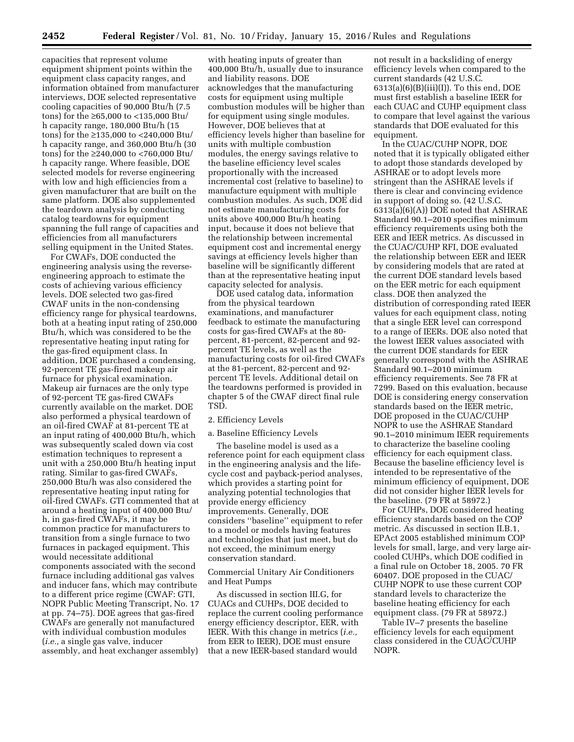capacities that represent volume equipment shipment points within the equipment class capacity ranges, and information obtained from manufacturer interviews, DOE selected representative cooling capacities of 90,000 Btu/h (7.5 tons) for the ≥65,000 to <135,000 Btu/h capacity range, 180,000 Btu/h (15 tons) for the ≥135,000 to <240,000 Btu/h capacity range, and 360,000 Btu/h (30 tons) for the ≥240,000 to <760,000 Btu/h capacity range. Where feasible, DOE selected models for reverse engineering with low and high efficiencies from a given manufacturer that are built on the same platform. DOE also supplemented the teardown analysis by conducting catalog teardowns for equipment spanning the full range of capacities and efficiencies from all manufacturers selling equipment in the United States.

For CWAFs, DOE conducted the engineering analysis using the reverse-engineering approach to estimate the costs of achieving various efficiency levels. DOE selected two gas-fired CWAF units in the non-condensing efficiency range for physical teardowns, both at a heating input rating of 250,000 Btu/h, which was considered to be the representative heating input rating for the gas-fired equipment class. In addition, DOE purchased a condensing, 92-percent TE gas-fired makeup air furnace for physical examination. Makeup air furnaces are the only type of 92-percent TE gas-fired CWAFs currently available on the market. DOE also performed a physical teardown of an oil-fired CWAF at 81-percent TE at an input rating of 400,000 Btu/h, which was subsequently scaled down via cost estimation techniques to represent a unit with a 250,000 Btu/h heating input rating. Similar to gas-fired CWAFs, 250,000 Btu/h was also considered the representative heating input rating for oil-fired CWAFs. GTI commented that at around a heating input of 400,000 Btu/h, in gas-fired CWAFs, it may be common practice for manufacturers to transition from a single furnace to two furnaces in packaged equipment. This would necessitate additional components associated with the second furnace including additional gas valves and inducer fans, which may contribute to a different price regime (CWAF: GTI, NOPR Public Meeting Transcript, No. 17 at pp. 74–75). DOE agrees that gas-fired CWAFs are generally not manufactured with individual combustion modules (*i.e.,* a single gas valve, inducer assembly, and heat exchanger assembly) with heating inputs of greater than 400,000 Btu/h, usually due to insurance and liability reasons. DOE acknowledges that the manufacturing costs for equipment using multiple combustion modules will be higher than for equipment using single modules. However, DOE believes that at efficiency levels higher than baseline for units with multiple combustion modules, the energy savings relative to the baseline efficiency level scales proportionally with the increased incremental cost (relative to baseline) to manufacture equipment with multiple combustion modules. As such, DOE did not estimate manufacturing costs for units above 400,000 Btu/h heating input, because it does not believe that the relationship between incremental equipment cost and incremental energy savings at efficiency levels higher than baseline will be significantly different than at the representative heating input capacity selected for analysis.

DOE used catalog data, information from the physical teardown examinations, and manufacturer feedback to estimate the manufacturing costs for gas-fired CWAFs at the 80-percent, 81-percent, 82-percent and 92-percent TE levels, as well as the manufacturing costs for oil-fired CWAFs at the 81-percent, 82-percent and 92-percent TE levels. Additional detail on the teardowns performed is provided in chapter 5 of the CWAF direct final rule TSD.

2. Efficiency Levels

a. Baseline Efficiency Levels

The baseline model is used as a reference point for each equipment class in the engineering analysis and the life-cycle cost and payback-period analyses, which provides a starting point for analyzing potential technologies that provide energy efficiency improvements. Generally, DOE considers ''baseline'' equipment to refer to a model or models having features and technologies that just meet, but do not exceed, the minimum energy conservation standard.

Commercial Unitary Air Conditioners and Heat Pumps

As discussed in section III.G, for CUACs and CUHPs, DOE decided to replace the current cooling performance energy efficiency descriptor, EER, with IEER. With this change in metrics (*i.e.,* from EER to IEER), DOE must ensure that a new IEER-based standard would not result in a backsliding of energy efficiency levels when compared to the current standards (42 U.S.C. 6313(a)(6)(B)(iii)(I)). To this end, DOE must first establish a baseline IEER for each CUAC and CUHP equipment class to compare that level against the various standards that DOE evaluated for this equipment.

In the CUAC/CUHP NOPR, DOE noted that it is typically obligated either to adopt those standards developed by ASHRAE or to adopt levels more stringent than the ASHRAE levels if there is clear and convincing evidence in support of doing so. (42 U.S.C. 6313(a)(6)(A)) DOE noted that ASHRAE Standard 90.1–2010 specifies minimum efficiency requirements using both the EER and IEER metrics. As discussed in the CUAC/CUHP RFI, DOE evaluated the relationship between EER and IEER by considering models that are rated at the current DOE standard levels based on the EER metric for each equipment class. DOE then analyzed the distribution of corresponding rated IEER values for each equipment class, noting that a single EER level can correspond to a range of IEERs. DOE also noted that the lowest IEER values associated with the current DOE standards for EER generally correspond with the ASHRAE Standard 90.1–2010 minimum efficiency requirements. See 78 FR at 7299. Based on this evaluation, because DOE is considering energy conservation standards based on the IEER metric, DOE proposed in the CUAC/CUHP NOPR to use the ASHRAE Standard 90.1–2010 minimum IEER requirements to characterize the baseline cooling efficiency for each equipment class. Because the baseline efficiency level is intended to be representative of the minimum efficiency of equipment, DOE did not consider higher IEER levels for the baseline. (79 FR at 58972.)

For CUHPs, DOE considered heating efficiency standards based on the COP metric. As discussed in section II.B.1, EPAct 2005 established minimum COP levels for small, large, and very large air-cooled CUHPs, which DOE codified in a final rule on October 18, 2005. 70 FR 60407. DOE proposed in the CUAC/CUHP NOPR to use these current COP standard levels to characterize the baseline heating efficiency for each equipment class. (79 FR at 58972.)

Table IV–7 presents the baseline efficiency levels for each equipment class considered in the CUAC/CUHP NOPR.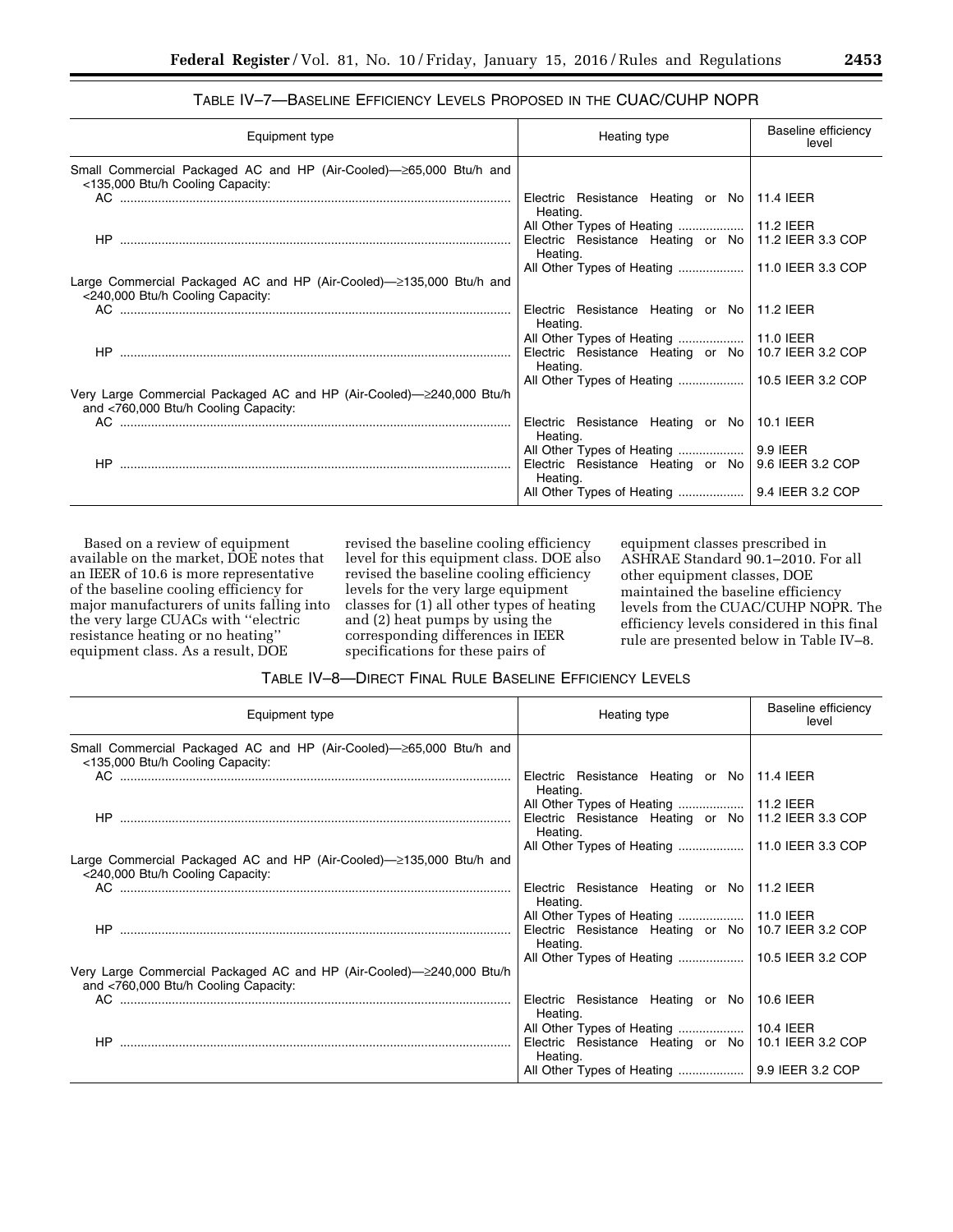TABLE IV–7—BASELINE EFFICIENCY LEVELS PROPOSED IN THE CUAC/CUHP NOPR

| Equipment type | Heating type | Baseline efficiency level |
|---|---|---|
| Small Commercial Packaged AC and HP (Air-Cooled)—≥65,000 Btu/h and <135,000 Btu/h Cooling Capacity: | | |
| AC | Electric Resistance Heating or No Heating. | 11.4 IEER |
| | All Other Types of Heating | 11.2 IEER |
| HP | Electric Resistance Heating or No Heating. | 11.2 IEER 3.3 COP |
| | All Other Types of Heating | 11.0 IEER 3.3 COP |
| Large Commercial Packaged AC and HP (Air-Cooled)—≥135,000 Btu/h and <240,000 Btu/h Cooling Capacity: | | |
| AC | Electric Resistance Heating or No Heating. | 11.2 IEER |
| | All Other Types of Heating | 11.0 IEER |
| HP | Electric Resistance Heating or No Heating. | 10.7 IEER 3.2 COP |
| | All Other Types of Heating | 10.5 IEER 3.2 COP |
| Very Large Commercial Packaged AC and HP (Air-Cooled)—≥240,000 Btu/h and <760,000 Btu/h Cooling Capacity: | | |
| AC | Electric Resistance Heating or No Heating. | 10.1 IEER |
| | All Other Types of Heating | 9.9 IEER |
| HP | Electric Resistance Heating or No Heating. | 9.6 IEER 3.2 COP |
| | All Other Types of Heating | 9.4 IEER 3.2 COP |

Based on a review of equipment available on the market, DOE notes that an IEER of 10.6 is more representative of the baseline cooling efficiency for major manufacturers of units falling into the very large CUACs with ''electric resistance heating or no heating'' equipment class. As a result, DOE revised the baseline cooling efficiency level for this equipment class. DOE also revised the baseline cooling efficiency levels for the very large equipment classes for (1) all other types of heating and (2) heat pumps by using the corresponding differences in IEER specifications for these pairs of equipment classes prescribed in ASHRAE Standard 90.1–2010. For all other equipment classes, DOE maintained the baseline efficiency levels from the CUAC/CUHP NOPR. The efficiency levels considered in this final rule are presented below in Table IV–8.

TABLE IV–8—DIRECT FINAL RULE BASELINE EFFICIENCY LEVELS

| Equipment type | Heating type | Baseline efficiency level |
|---|---|---|
| Small Commercial Packaged AC and HP (Air-Cooled)—≥65,000 Btu/h and <135,000 Btu/h Cooling Capacity: | | |
| AC | Electric Resistance Heating or No Heating. | 11.4 IEER |
| | All Other Types of Heating | 11.2 IEER |
| HP | Electric Resistance Heating or No Heating. | 11.2 IEER 3.3 COP |
| | All Other Types of Heating | 11.0 IEER 3.3 COP |
| Large Commercial Packaged AC and HP (Air-Cooled)—≥135,000 Btu/h and <240,000 Btu/h Cooling Capacity: | | |
| AC | Electric Resistance Heating or No Heating. | 11.2 IEER |
| | All Other Types of Heating | 11.0 IEER |
| HP | Electric Resistance Heating or No Heating. | 10.7 IEER 3.2 COP |
| | All Other Types of Heating | 10.5 IEER 3.2 COP |
| Very Large Commercial Packaged AC and HP (Air-Cooled)—≥240,000 Btu/h and <760,000 Btu/h Cooling Capacity: | | |
| AC | Electric Resistance Heating or No Heating. | 10.6 IEER |
| | All Other Types of Heating | 10.4 IEER |
| HP | Electric Resistance Heating or No Heating. | 10.1 IEER 3.2 COP |
| | All Other Types of Heating | 9.9 IEER 3.2 COP |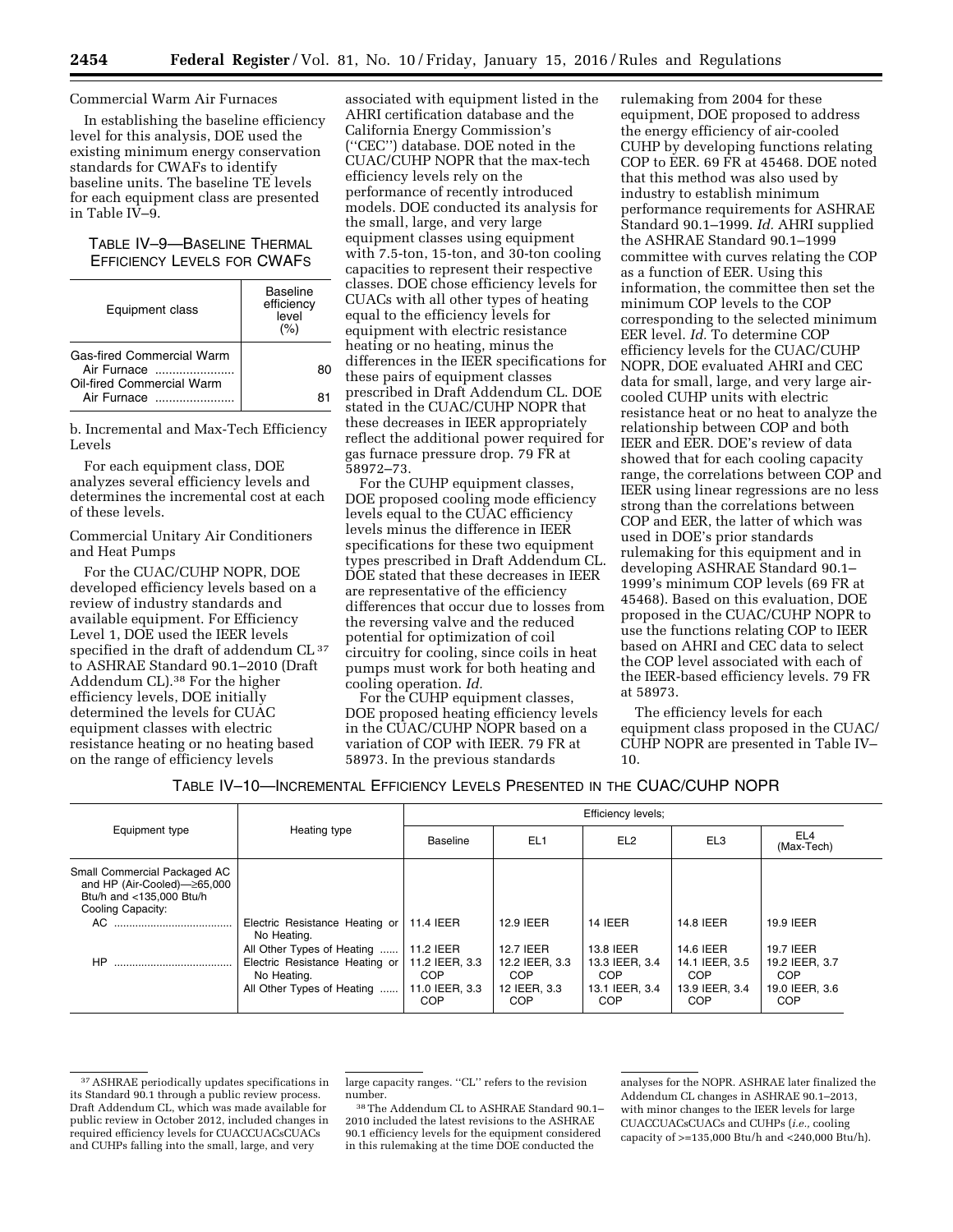Commercial Warm Air Furnaces

In establishing the baseline efficiency level for this analysis, DOE used the existing minimum energy conservation standards for CWAFs to identify baseline units. The baseline TE levels for each equipment class are presented in Table IV–9.

TABLE IV–9—BASELINE THERMAL EFFICIENCY LEVELS FOR CWAFS

| Equipment class | Baseline efficiency level (%) |
|---|---|
| Gas-fired Commercial Warm Air Furnace | 80 |
| Oil-fired Commercial Warm Air Furnace | 81 |

b. Incremental and Max-Tech Efficiency Levels

For each equipment class, DOE analyzes several efficiency levels and determines the incremental cost at each of these levels.

Commercial Unitary Air Conditioners and Heat Pumps

For the CUAC/CUHP NOPR, DOE developed efficiency levels based on a review of industry standards and available equipment. For Efficiency Level 1, DOE used the IEER levels specified in the draft of addendum CL [37] to ASHRAE Standard 90.1–2010 (Draft Addendum CL).[38] For the higher efficiency levels, DOE initially determined the levels for CUAC equipment classes with electric resistance heating or no heating based on the range of efficiency levels associated with equipment listed in the AHRI certification database and the California Energy Commission's (''CEC'') database. DOE noted in the CUAC/CUHP NOPR that the max-tech efficiency levels rely on the performance of recently introduced models. DOE conducted its analysis for the small, large, and very large equipment classes using equipment with 7.5-ton, 15-ton, and 30-ton cooling capacities to represent their respective classes. DOE chose efficiency levels for CUACs with all other types of heating equal to the efficiency levels for equipment with electric resistance heating or no heating, minus the differences in the IEER specifications for these pairs of equipment classes prescribed in Draft Addendum CL. DOE stated in the CUAC/CUHP NOPR that these decreases in IEER appropriately reflect the additional power required for gas furnace pressure drop. 79 FR at 58972–73.

For the CUHP equipment classes, DOE proposed cooling mode efficiency levels equal to the CUAC efficiency levels minus the difference in IEER specifications for these two equipment types prescribed in Draft Addendum CL. DOE stated that these decreases in IEER are representative of the efficiency differences that occur due to losses from the reversing valve and the reduced potential for optimization of coil circuitry for cooling, since coils in heat pumps must work for both heating and cooling operation. *Id.*

For the CUHP equipment classes, DOE proposed heating efficiency levels in the CUAC/CUHP NOPR based on a variation of COP with IEER. 79 FR at 58973. In the previous standards rulemaking from 2004 for these equipment, DOE proposed to address the energy efficiency of air-cooled CUHP by developing functions relating COP to EER. 69 FR at 45468. DOE noted that this method was also used by industry to establish minimum performance requirements for ASHRAE Standard 90.1–1999. *Id.* AHRI supplied the ASHRAE Standard 90.1–1999 committee with curves relating the COP as a function of EER. Using this information, the committee then set the minimum COP levels to the COP corresponding to the selected minimum EER level. *Id.* To determine COP efficiency levels for the CUAC/CUHP NOPR, DOE evaluated AHRI and CEC data for small, large, and very large air-cooled CUHP units with electric resistance heat or no heat to analyze the relationship between COP and both IEER and EER. DOE's review of data showed that for each cooling capacity range, the correlations between COP and IEER using linear regressions are no less strong than the correlations between COP and EER, the latter of which was used in DOE's prior standards rulemaking for this equipment and in developing ASHRAE Standard 90.1–1999's minimum COP levels (69 FR at 45468). Based on this evaluation, DOE proposed in the CUAC/CUHP NOPR to use the functions relating COP to IEER based on AHRI and CEC data to select the COP level associated with each of the IEER-based efficiency levels. 79 FR at 58973.

The efficiency levels for each equipment class proposed in the CUAC/CUHP NOPR are presented in Table IV–10.

TABLE IV–10—INCREMENTAL EFFICIENCY LEVELS PRESENTED IN THE CUAC/CUHP NOPR

| Equipment type | Heating type | Efficiency levels; | | | | |
|---|---|---|---|---|---|---|
| | | Baseline | EL1 | EL2 | EL3 | EL4 (Max-Tech) |
| Small Commercial Packaged AC and HP (Air-Cooled)—≥65,000 Btu/h and <135,000 Btu/h Cooling Capacity: | | | | | | |
| AC | Electric Resistance Heating or No Heating. | 11.4 IEER | 12.9 IEER | 14 IEER | 14.8 IEER | 19.9 IEER |
| | All Other Types of Heating | 11.2 IEER | 12.7 IEER | 13.8 IEER | 14.6 IEER | 19.7 IEER |
| HP | Electric Resistance Heating or No Heating. | 11.2 IEER, 3.3 COP | 12.2 IEER, 3.3 COP | 13.3 IEER, 3.4 COP | 14.1 IEER, 3.5 COP | 19.2 IEER, 3.7 COP |
| | All Other Types of Heating | 11.0 IEER, 3.3 COP | 12 IEER, 3.3 COP | 13.1 IEER, 3.4 COP | 13.9 IEER, 3.4 COP | 19.0 IEER, 3.6 COP |

[37] ASHRAE periodically updates specifications in its Standard 90.1 through a public review process. Draft Addendum CL, which was made available for public review in October 2012, included changes in required efficiency levels for CUACCUACsCUACs and CUHPs falling into the small, large, and very large capacity ranges. ''CL'' refers to the revision number.

[38] The Addendum CL to ASHRAE Standard 90.1–2010 included the latest revisions to the ASHRAE 90.1 efficiency levels for the equipment considered in this rulemaking at the time DOE conducted the analyses for the NOPR. ASHRAE later finalized the Addendum CL changes in ASHRAE 90.1–2013, with minor changes to the IEER levels for large CUACCUACsCUACs and CUHPs (*i.e.*, cooling capacity of >=135,000 Btu/h and <240,000 Btu/h).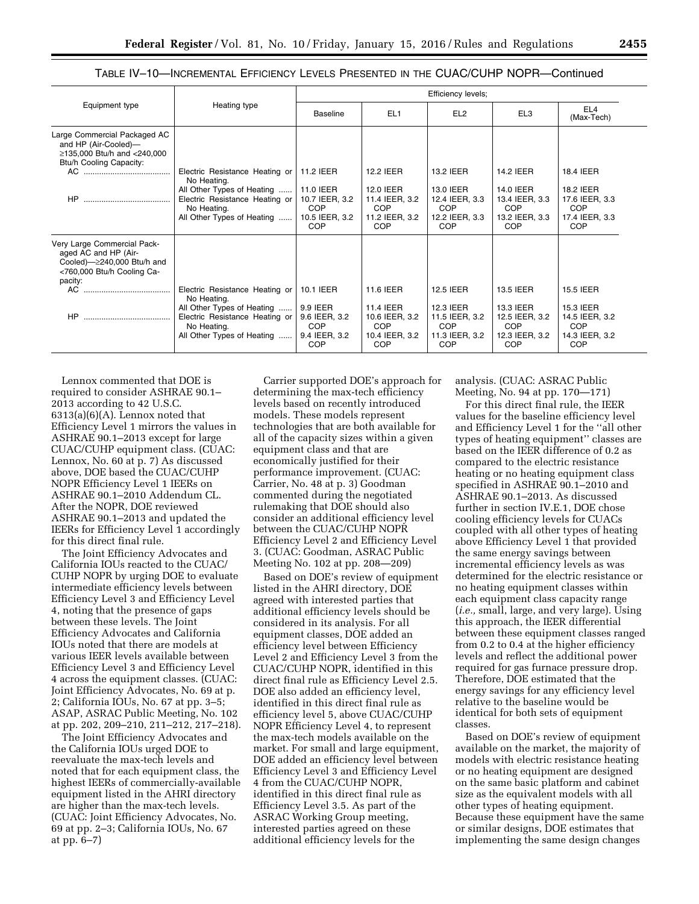TABLE IV–10—INCREMENTAL EFFICIENCY LEVELS PRESENTED IN THE CUAC/CUHP NOPR—Continued

| Equipment type | Heating type | Efficiency levels; | | | | |
|---|---|---|---|---|---|---|
| | | Baseline | EL1 | EL2 | EL3 | EL4 (Max-Tech) |
| Large Commercial Packaged AC and HP (Air-Cooled)—≥135,000 Btu/h and <240,000 Btu/h Cooling Capacity: | | | | | | |
| AC | Electric Resistance Heating or No Heating. | 11.2 IEER | 12.2 IEER | 13.2 IEER | 14.2 IEER | 18.4 IEER |
| | All Other Types of Heating | 11.0 IEER | 12.0 IEER | 13.0 IEER | 14.0 IEER | 18.2 IEER |
| HP | Electric Resistance Heating or No Heating. | 10.7 IEER, 3.2 COP | 11.4 IEER, 3.2 COP | 12.4 IEER, 3.3 COP | 13.4 IEER, 3.3 COP | 17.6 IEER, 3.3 COP |
| | All Other Types of Heating | 10.5 IEER, 3.2 COP | 11.2 IEER, 3.2 COP | 12.2 IEER, 3.3 COP | 13.2 IEER, 3.3 COP | 17.4 IEER, 3.3 COP |
| Very Large Commercial Packaged AC and HP (Air-Cooled)—≥240,000 Btu/h and <760,000 Btu/h Cooling Capacity: | | | | | | |
| AC | Electric Resistance Heating or No Heating. | 10.1 IEER | 11.6 IEER | 12.5 IEER | 13.5 IEER | 15.5 IEER |
| | All Other Types of Heating | 9.9 IEER | 11.4 IEER | 12.3 IEER | 13.3 IEER | 15.3 IEER |
| HP | Electric Resistance Heating or No Heating. | 9.6 IEER, 3.2 COP | 10.6 IEER, 3.2 COP | 11.5 IEER, 3.2 COP | 12.5 IEER, 3.2 COP | 14.5 IEER, 3.2 COP |
| | All Other Types of Heating | 9.4 IEER, 3.2 COP | 10.4 IEER, 3.2 COP | 11.3 IEER, 3.2 COP | 12.3 IEER, 3.2 COP | 14.3 IEER, 3.2 COP |

Lennox commented that DOE is required to consider ASHRAE 90.1–2013 according to 42 U.S.C. 6313(a)(6)(A). Lennox noted that Efficiency Level 1 mirrors the values in ASHRAE 90.1–2013 except for large CUAC/CUHP equipment class. (CUAC: Lennox, No. 60 at p. 7) As discussed above, DOE based the CUAC/CUHP NOPR Efficiency Level 1 IEERs on ASHRAE 90.1–2010 Addendum CL. After the NOPR, DOE reviewed ASHRAE 90.1–2013 and updated the IEERs for Efficiency Level 1 accordingly for this direct final rule.

The Joint Efficiency Advocates and California IOUs reacted to the CUAC/CUHP NOPR by urging DOE to evaluate intermediate efficiency levels between Efficiency Level 3 and Efficiency Level 4, noting that the presence of gaps between these levels. The Joint Efficiency Advocates and California IOUs noted that there are models at various IEER levels available between Efficiency Level 3 and Efficiency Level 4 across the equipment classes. (CUAC: Joint Efficiency Advocates, No. 69 at p. 2; California IOUs, No. 67 at pp. 3–5; ASAP, ASRAC Public Meeting, No. 102 at pp. 202, 209–210, 211–212, 217–218).

The Joint Efficiency Advocates and the California IOUs urged DOE to reevaluate the max-tech levels and noted that for each equipment class, the highest IEERs of commercially-available equipment listed in the AHRI directory are higher than the max-tech levels. (CUAC: Joint Efficiency Advocates, No. 69 at pp. 2–3; California IOUs, No. 67 at pp. 6–7)

Carrier supported DOE's approach for determining the max-tech efficiency levels based on recently introduced models. These models represent technologies that are both available for all of the capacity sizes within a given equipment class and that are economically justified for their performance improvement. (CUAC: Carrier, No. 48 at p. 3) Goodman commented during the negotiated rulemaking that DOE should also consider an additional efficiency level between the CUAC/CUHP NOPR Efficiency Level 2 and Efficiency Level 3. (CUAC: Goodman, ASRAC Public Meeting No. 102 at pp. 208—209)

Based on DOE's review of equipment listed in the AHRI directory, DOE agreed with interested parties that additional efficiency levels should be considered in its analysis. For all equipment classes, DOE added an efficiency level between Efficiency Level 2 and Efficiency Level 3 from the CUAC/CUHP NOPR, identified in this direct final rule as Efficiency Level 2.5. DOE also added an efficiency level, identified in this direct final rule as efficiency level 5, above CUAC/CUHP NOPR Efficiency Level 4, to represent the max-tech models available on the market. For small and large equipment, DOE added an efficiency level between Efficiency Level 3 and Efficiency Level 4 from the CUAC/CUHP NOPR, identified in this direct final rule as Efficiency Level 3.5. As part of the ASRAC Working Group meeting, interested parties agreed on these additional efficiency levels for the analysis. (CUAC: ASRAC Public Meeting, No. 94 at pp. 170—171)

For this direct final rule, the IEER values for the baseline efficiency level and Efficiency Level 1 for the ''all other types of heating equipment'' classes are based on the IEER difference of 0.2 as compared to the electric resistance heating or no heating equipment class specified in ASHRAE 90.1–2010 and ASHRAE 90.1–2013. As discussed further in section IV.E.1, DOE chose cooling efficiency levels for CUACs coupled with all other types of heating above Efficiency Level 1 that provided the same energy savings between incremental efficiency levels as was determined for the electric resistance or no heating equipment classes within each equipment class capacity range (*i.e.,* small, large, and very large). Using this approach, the IEER differential between these equipment classes ranged from 0.2 to 0.4 at the higher efficiency levels and reflect the additional power required for gas furnace pressure drop. Therefore, DOE estimated that the energy savings for any efficiency level relative to the baseline would be identical for both sets of equipment classes.

Based on DOE's review of equipment available on the market, the majority of models with electric resistance heating or no heating equipment are designed on the same basic platform and cabinet size as the equivalent models with all other types of heating equipment. Because these equipment have the same or similar designs, DOE estimates that implementing the same design changes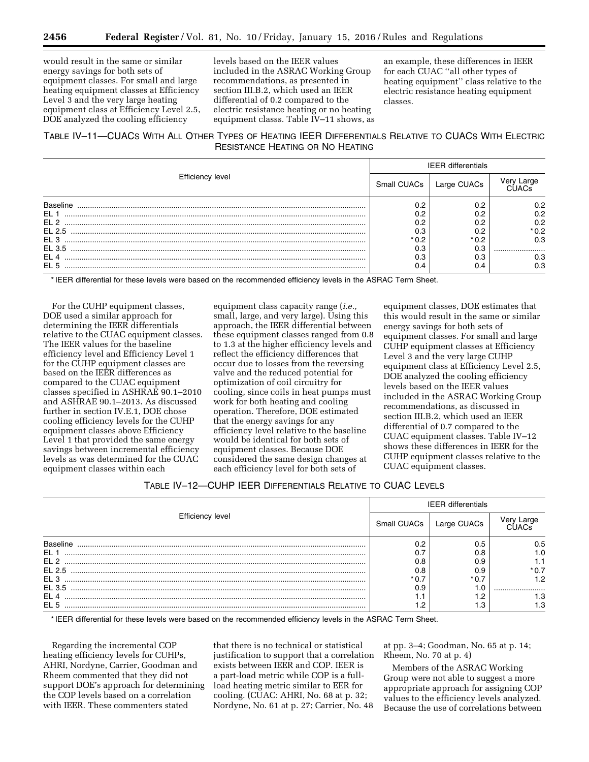would result in the same or similar energy savings for both sets of equipment classes. For small and large heating equipment classes at Efficiency Level 3 and the very large heating equipment class at Efficiency Level 2.5, DOE analyzed the cooling efficiency levels based on the IEER values included in the ASRAC Working Group recommendations, as presented in section III.B.2, which used an IEER differential of 0.2 compared to the electric resistance heating or no heating equipment classs. Table IV–11 shows, as an example, these differences in IEER for each CUAC ''all other types of heating equipment'' class relative to the electric resistance heating equipment classes.

TABLE IV–11—CUACS WITH ALL OTHER TYPES OF HEATING IEER DIFFERENTIALS RELATIVE TO CUACS WITH ELECTRIC RESISTANCE HEATING OR NO HEATING

| Efficiency level | IEER differentials | | |
|---|---|---|---|
| | Small CUACs | Large CUACs | Very Large CUACs |
| Baseline | 0.2 | 0.2 | 0.2 |
| EL 1 | 0.2 | 0.2 | 0.2 |
| EL 2 | 0.2 | 0.2 | 0.2 |
| EL 2.5 | 0.3 | 0.2 | *0.2 |
| EL 3 | *0.2 | *0.2 | 0.3 |
| EL 3.5 | 0.3 | 0.3 | |
| EL 4 | 0.3 | 0.3 | 0.3 |
| EL 5 | 0.4 | 0.4 | 0.3 |

* IEER differential for these levels were based on the recommended efficiency levels in the ASRAC Term Sheet.

For the CUHP equipment classes, DOE used a similar approach for determining the IEER differentials relative to the CUAC equipment classes. The IEER values for the baseline efficiency level and Efficiency Level 1 for the CUHP equipment classes are based on the IEER differences as compared to the CUAC equipment classes specified in ASHRAE 90.1–2010 and ASHRAE 90.1–2013. As discussed further in section IV.E.1, DOE chose cooling efficiency levels for the CUHP equipment classes above Efficiency Level 1 that provided the same energy savings between incremental efficiency levels as was determined for the CUAC equipment classes within each equipment class capacity range (*i.e.,* small, large, and very large). Using this approach, the IEER differential between these equipment classes ranged from 0.8 to 1.3 at the higher efficiency levels and reflect the efficiency differences that occur due to losses from the reversing valve and the reduced potential for optimization of coil circuitry for cooling, since coils in heat pumps must work for both heating and cooling operation. Therefore, DOE estimated that the energy savings for any efficiency level relative to the baseline would be identical for both sets of equipment classes. Because DOE considered the same design changes at each efficiency level for both sets of equipment classes, DOE estimates that this would result in the same or similar energy savings for both sets of equipment classes. For small and large CUHP equipment classes at Efficiency Level 3 and the very large CUHP equipment class at Efficiency Level 2.5, DOE analyzed the cooling efficiency levels based on the IEER values included in the ASRAC Working Group recommendations, as discussed in section III.B.2, which used an IEER differential of 0.7 compared to the CUAC equipment classes. Table IV–12 shows these differences in IEER for the CUHP equipment classes relative to the CUAC equipment classes.

TABLE IV–12—CUHP IEER DIFFERENTIALS RELATIVE TO CUAC LEVELS

| Efficiency level | IEER differentials | | |
|---|---|---|---|
| | Small CUACs | Large CUACs | Very Large CUACs |
| Baseline | 0.2 | 0.5 | 0.5 |
| EL 1 | 0.7 | 0.8 | 1.0 |
| EL 2 | 0.8 | 0.9 | 1.1 |
| EL 2.5 | 0.8 | 0.9 | *0.7 |
| EL 3 | *0.7 | *0.7 | 1.2 |
| EL 3.5 | 0.9 | 1.0 | |
| EL 4 | 1.1 | 1.2 | 1.3 |
| EL 5 | 1.2 | 1.3 | 1.3 |

* IEER differential for these levels were based on the recommended efficiency levels in the ASRAC Term Sheet.

Regarding the incremental COP heating efficiency levels for CUHPs, AHRI, Nordyne, Carrier, Goodman and Rheem commented that they did not support DOE's approach for determining the COP levels based on a correlation with IEER. These commenters stated that there is no technical or statistical justification to support that a correlation exists between IEER and COP. IEER is a part-load metric while COP is a full-load heating metric similar to EER for cooling. (CUAC: AHRI, No. 68 at p. 32; Nordyne, No. 61 at p. 27; Carrier, No. 48 at pp. 3–4; Goodman, No. 65 at p. 14; Rheem, No. 70 at p. 4)

Members of the ASRAC Working Group were not able to suggest a more appropriate approach for assigning COP values to the efficiency levels analyzed. Because the use of correlations between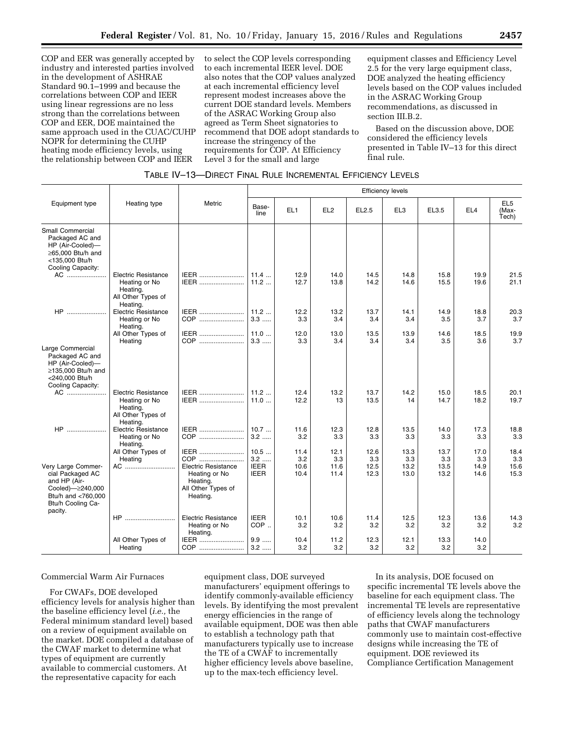COP and EER was generally accepted by industry and interested parties involved in the development of ASHRAE Standard 90.1–1999 and because the correlations between COP and IEER using linear regressions are no less strong than the correlations between COP and EER, DOE maintained the same approach used in the CUAC/CUHP NOPR for determining the CUHP heating mode efficiency levels, using the relationship between COP and IEER to select the COP levels corresponding to each incremental IEER level. DOE also notes that the COP values analyzed at each incremental efficiency level represent modest increases above the current DOE standard levels. Members of the ASRAC Working Group also agreed as Term Sheet signatories to recommend that DOE adopt standards to increase the stringency of the requirements for COP. At Efficiency Level 3 for the small and large equipment classes and Efficiency Level 2.5 for the very large equipment class, DOE analyzed the heating efficiency levels based on the COP values included in the ASRAC Working Group recommendations, as discussed in section III.B.2.

Based on the discussion above, DOE considered the efficiency levels presented in Table IV–13 for this direct final rule.

TABLE IV–13—DIRECT FINAL RULE INCREMENTAL EFFICIENCY LEVELS

| Equipment type | Heating type | Metric | Efficiency levels | | | | | | | |
|---|---|---|---|---|---|---|---|---|---|---|
| | | | Baseline | EL1 | EL2 | EL2.5 | EL3 | EL3.5 | EL4 | EL5 (Max-Tech) |
| Small Commercial Packaged AC and HP (Air-Cooled)—≥65,000 Btu/h and <135,000 Btu/h Cooling Capacity: | | | | | | | | | | |
| AC | Electric Resistance Heating or No Heating. | IEER | 11.4 | 12.9 | 14.0 | 14.5 | 14.8 | 15.8 | 19.9 | 21.5 |
| | All Other Types of Heating. | IEER | 11.2 | 12.7 | 13.8 | 14.2 | 14.6 | 15.5 | 19.6 | 21.1 |
| HP | Electric Resistance Heating or No Heating. | IEER | 11.2 | 12.2 | 13.2 | 13.7 | 14.1 | 14.9 | 18.8 | 20.3 |
| | | COP | 3.3 | 3.3 | 3.4 | 3.4 | 3.4 | 3.5 | 3.7 | 3.7 |
| | All Other Types of Heating | IEER | 11.0 | 12.0 | 13.0 | 13.5 | 13.9 | 14.6 | 18.5 | 19.9 |
| | | COP | 3.3 | 3.3 | 3.4 | 3.4 | 3.4 | 3.5 | 3.6 | 3.7 |
| Large Commercial Packaged AC and HP (Air-Cooled)—≥135,000 Btu/h and <240,000 Btu/h Cooling Capacity: | | | | | | | | | | |
| AC | Electric Resistance Heating or No Heating. | IEER | 11.2 | 12.4 | 13.2 | 13.7 | 14.2 | 15.0 | 18.5 | 20.1 |
| | All Other Types of Heating. | IEER | 11.0 | 12.2 | 13 | 13.5 | 14 | 14.7 | 18.2 | 19.7 |
| HP | Electric Resistance Heating or No Heating. | IEER | 10.7 | 11.6 | 12.3 | 12.8 | 13.5 | 14.0 | 17.3 | 18.8 |
| | | COP | 3.2 | 3.2 | 3.3 | 3.3 | 3.3 | 3.3 | 3.3 | 3.3 |
| | All Other Types of Heating | IEER | 10.5 | 11.4 | 12.1 | 12.6 | 13.3 | 13.7 | 17.0 | 18.4 |
| | | COP | 3.2 | 3.2 | 3.3 | 3.3 | 3.3 | 3.3 | 3.3 | 3.3 |
| Very Large Commercial Packaged AC and HP (Air-Cooled)—≥240,000 Btu/h and <760,000 Btu/h Cooling Capacity. | AC | Electric Resistance Heating or No Heating. | IEER | 10.6 | 11.6 | 12.5 | 13.2 | 13.5 | 14.9 | 15.6 |
| | | All Other Types of Heating. | IEER | 10.4 | 11.4 | 12.3 | 13.0 | 13.2 | 14.6 | 15.3 |
| | HP | Electric Resistance Heating or No Heating. | IEER | 10.1 | 10.6 | 11.4 | 12.5 | 12.3 | 13.6 | 14.3 |
| | | | COP | 3.2 | 3.2 | 3.2 | 3.2 | 3.2 | 3.2 | 3.2 |
| | All Other Types of Heating | IEER | 9.9 | 10.4 | 11.2 | 12.3 | 12.1 | 13.3 | 14.0 | |
| | | COP | 3.2 | 3.2 | 3.2 | 3.2 | 3.2 | 3.2 | 3.2 | |

Commercial Warm Air Furnaces

For CWAFs, DOE developed efficiency levels for analysis higher than the baseline efficiency level (*i.e.,* the Federal minimum standard level) based on a review of equipment available on the market. DOE compiled a database of the CWAF market to determine what types of equipment are currently available to commercial customers. At the representative capacity for each equipment class, DOE surveyed manufacturers' equipment offerings to identify commonly-available efficiency levels. By identifying the most prevalent energy efficiencies in the range of available equipment, DOE was then able to establish a technology path that manufacturers typically use to increase the TE of a CWAF to incrementally higher efficiency levels above baseline, up to the max-tech efficiency level.

In its analysis, DOE focused on specific incremental TE levels above the baseline for each equipment class. The incremental TE levels are representative of efficiency levels along the technology paths that CWAF manufacturers commonly use to maintain cost-effective designs while increasing the TE of equipment. DOE reviewed its Compliance Certification Management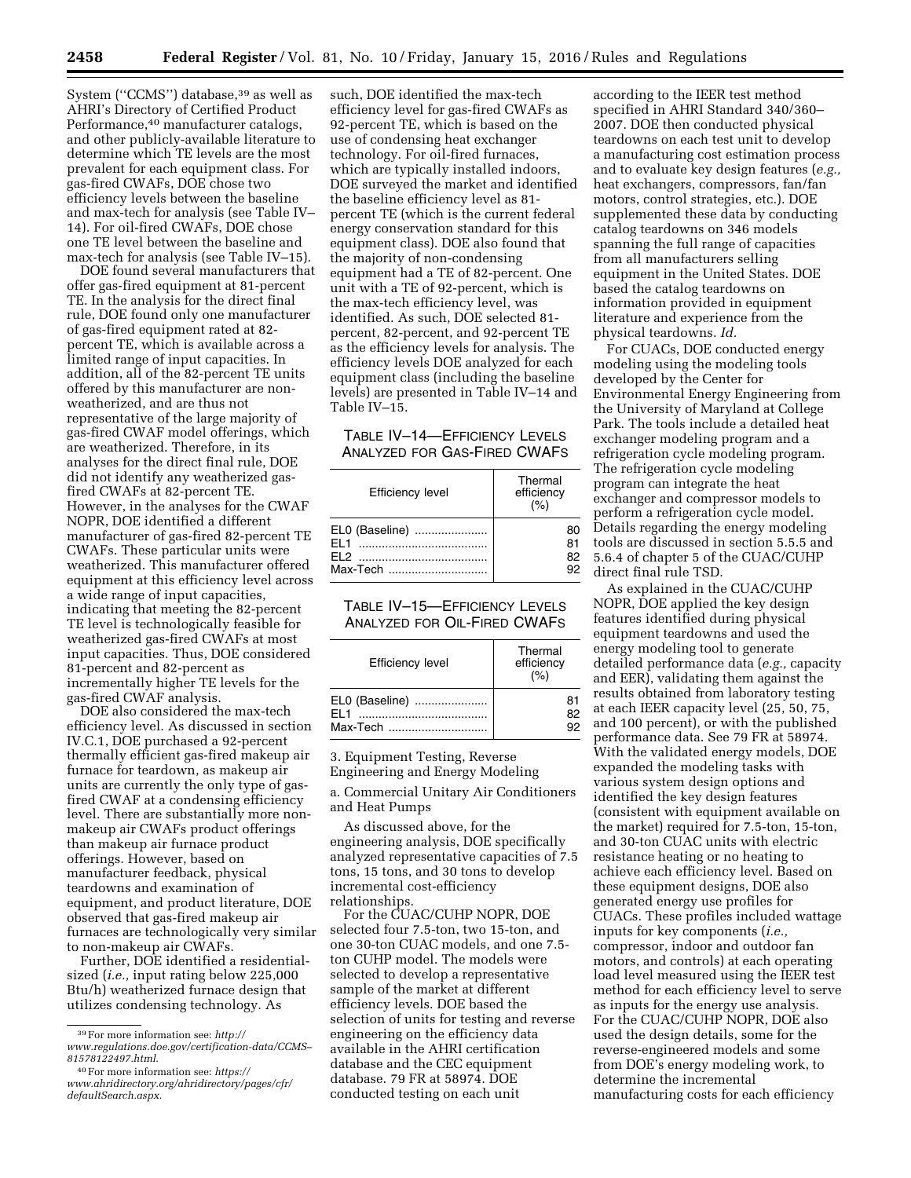System ("CCMS") database,[39] as well as AHRI's Directory of Certified Product Performance,[40] manufacturer catalogs, and other publicly-available literature to determine which TE levels are the most prevalent for each equipment class. For gas-fired CWAFs, DOE chose two efficiency levels between the baseline and max-tech for analysis (see Table IV–14). For oil-fired CWAFs, DOE chose one TE level between the baseline and max-tech for analysis (see Table IV–15).

DOE found several manufacturers that offer gas-fired equipment at 81-percent TE. In the analysis for the direct final rule, DOE found only one manufacturer of gas-fired equipment rated at 82-percent TE, which is available across a limited range of input capacities. In addition, all of the 82-percent TE units offered by this manufacturer are non-weatherized, and are thus not representative of the large majority of gas-fired CWAF model offerings, which are weatherized. Therefore, in its analyses for the direct final rule, DOE did not identify any weatherized gas-fired CWAFs at 82-percent TE. However, in the analyses for the CWAF NOPR, DOE identified a different manufacturer of gas-fired 82-percent TE CWAFs. These particular units were weatherized. This manufacturer offered equipment at this efficiency level across a wide range of input capacities, indicating that meeting the 82-percent TE level is technologically feasible for weatherized gas-fired CWAFs at most input capacities. Thus, DOE considered 81-percent and 82-percent as incrementally higher TE levels for the gas-fired CWAF analysis.

DOE also considered the max-tech efficiency level. As discussed in section IV.C.1, DOE purchased a 92-percent thermally efficient gas-fired makeup air furnace for teardown, as makeup air units are currently the only type of gas-fired CWAF at a condensing efficiency level. There are substantially more non-makeup air CWAFs product offerings than makeup air furnace product offerings. However, based on manufacturer feedback, physical teardowns and examination of equipment, and product literature, DOE observed that gas-fired makeup air furnaces are technologically very similar to non-makeup air CWAFs.

Further, DOE identified a residential-sized (*i.e.,* input rating below 225,000 Btu/h) weatherized furnace design that utilizes condensing technology. As such, DOE identified the max-tech efficiency level for gas-fired CWAFs as 92-percent TE, which is based on the use of condensing heat exchanger technology. For oil-fired furnaces, which are typically installed indoors, DOE surveyed the market and identified the baseline efficiency level as 81-percent TE (which is the current federal energy conservation standard for this equipment class). DOE also found that the majority of non-condensing equipment had a TE of 82-percent. One unit with a TE of 92-percent, which is the max-tech efficiency level, was identified. As such, DOE selected 81-percent, 82-percent, and 92-percent TE as the efficiency levels for analysis. The efficiency levels DOE analyzed for each equipment class (including the baseline levels) are presented in Table IV–14 and Table IV–15.

TABLE IV–14—EFFICIENCY LEVELS ANALYZED FOR GAS-FIRED CWAFS

| Efficiency level | Thermal efficiency (%) |
|---|---|
| EL0 (Baseline) | 80 |
| EL1 | 81 |
| EL2 | 82 |
| Max-Tech | 92 |

TABLE IV–15—EFFICIENCY LEVELS ANALYZED FOR OIL-FIRED CWAFS

| Efficiency level | Thermal efficiency (%) |
|---|---|
| EL0 (Baseline) | 81 |
| EL1 | 82 |
| Max-Tech | 92 |

3. Equipment Testing, Reverse Engineering and Energy Modeling

a. Commercial Unitary Air Conditioners and Heat Pumps

As discussed above, for the engineering analysis, DOE specifically analyzed representative capacities of 7.5 tons, 15 tons, and 30 tons to develop incremental cost-efficiency relationships.

For the CUAC/CUHP NOPR, DOE selected four 7.5-ton, two 15-ton, and one 30-ton CUAC models, and one 7.5-ton CUHP model. The models were selected to develop a representative sample of the market at different efficiency levels. DOE based the selection of units for testing and reverse engineering on the efficiency data available in the AHRI certification database and the CEC equipment database. 79 FR at 58974. DOE conducted testing on each unit according to the IEER test method specified in AHRI Standard 340/360–2007. DOE then conducted physical teardowns on each test unit to develop a manufacturing cost estimation process and to evaluate key design features (*e.g.,* heat exchangers, compressors, fan/fan motors, control strategies, etc.). DOE supplemented these data by conducting catalog teardowns on 346 models spanning the full range of capacities from all manufacturers selling equipment in the United States. DOE based the catalog teardowns on information provided in equipment literature and experience from the physical teardowns. *Id.*

For CUACs, DOE conducted energy modeling using the modeling tools developed by the Center for Environmental Energy Engineering from the University of Maryland at College Park. The tools include a detailed heat exchanger modeling program and a refrigeration cycle modeling program. The refrigeration cycle modeling program can integrate the heat exchanger and compressor models to perform a refrigeration cycle model. Details regarding the energy modeling tools are discussed in section 5.5.5 and 5.6.4 of chapter 5 of the CUAC/CUHP direct final rule TSD.

As explained in the CUAC/CUHP NOPR, DOE applied the key design features identified during physical equipment teardowns and used the energy modeling tool to generate detailed performance data (*e.g.,* capacity and EER), validating them against the results obtained from laboratory testing at each IEER capacity level (25, 50, 75, and 100 percent), or with the published performance data. See 79 FR at 58974. With the validated energy models, DOE expanded the modeling tasks with various system design options and identified the key design features (consistent with equipment available on the market) required for 7.5-ton, 15-ton, and 30-ton CUAC units with electric resistance heating or no heating to achieve each efficiency level. Based on these equipment designs, DOE also generated energy use profiles for CUACs. These profiles included wattage inputs for key components (*i.e.,* compressor, indoor and outdoor fan motors, and controls) at each operating load level measured using the IEER test method for each efficiency level to serve as inputs for the energy use analysis. For the CUAC/CUHP NOPR, DOE also used the design details, some for the reverse-engineered models and some from DOE's energy modeling work, to determine the incremental manufacturing costs for each efficiency

[39] For more information see: *http://www.regulations.doe.gov/certification-data/CCMS–81578122497.html.*

[40] For more information see: *https://www.ahridirectory.org/ahridirectory/pages/cfr/defaultSearch.aspx.*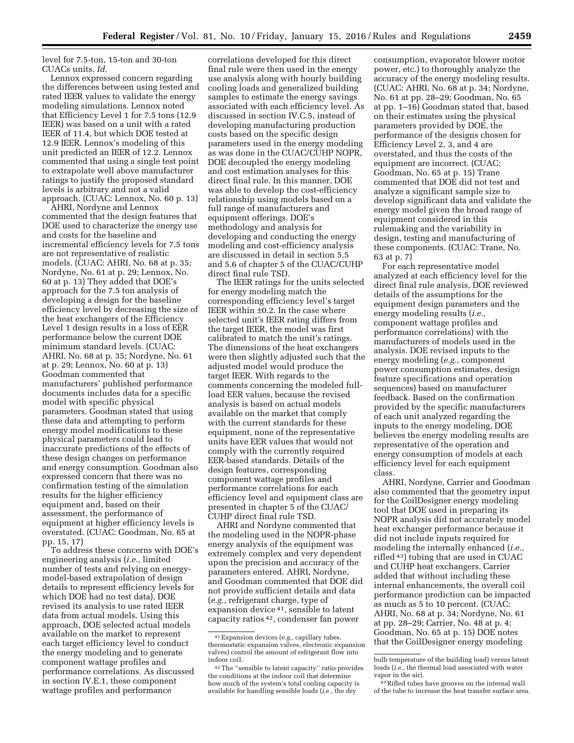level for 7.5-ton, 15-ton and 30-ton CUACs units. *Id.*

Lennox expressed concern regarding the differences between using tested and rated IEER values to validate the energy modeling simulations. Lennox noted that Efficiency Level 1 for 7.5 tons (12.9 IEER) was based on a unit with a rated IEER of 11.4, but which DOE tested at 12.9 IEER. Lennox's modeling of this unit predicted an IEER of 12.2. Lennox commented that using a single test point to extrapolate well above manufacturer ratings to justify the proposed standard levels is arbitrary and not a valid approach. (CUAC: Lennox, No. 60 at p. 13)

AHRI, Nordyne and Lennox commented that the design features that DOE used to characterize the energy use and costs for the baseline and incremental efficiency levels for 7.5 tons are not representative of realistic models. (CUAC: AHRI, No. 68 at p. 35; Nordyne, No. 61 at p. 29; Lennox, No. 60 at p. 13) They added that DOE's approach for the 7.5 ton analysis of developing a design for the baseline efficiency level by decreasing the size of the heat exchangers of the Efficiency Level 1 design results in a loss of EER performance below the current DOE minimum standard levels. (CUAC: AHRI, No. 68 at p. 35; Nordyne, No. 61 at p. 29; Lennox, No. 60 at p. 13) Goodman commented that manufacturers' published performance documents includes data for a specific model with specific physical parameters. Goodman stated that using these data and attempting to perform energy model modifications to these physical parameters could lead to inaccurate predictions of the effects of these design changes on performance and energy consumption. Goodman also expressed concern that there was no confirmation testing of the simulation results for the higher efficiency equipment and, based on their assessment, the performance of equipment at higher efficiency levels is overstated. (CUAC: Goodman, No. 65 at pp. 15, 17)

To address these concerns with DOE's engineering analysis (*i.e.,* limited number of tests and relying on energy-model-based extrapolation of design details to represent efficiency levels for which DOE had no test data), DOE revised its analysis to use rated IEER data from actual models. Using this approach, DOE selected actual models available on the market to represent each target efficiency level to conduct the energy modeling and to generate component wattage profiles and performance correlations. As discussed in section IV.E.1, these component wattage profiles and performance correlations developed for this direct final rule were then used in the energy use analysis along with hourly building cooling loads and generalized building samples to estimate the energy savings associated with each efficiency level. As discussed in section IV.C.5, instead of developing manufacturing production costs based on the specific design parameters used in the energy modeling as was done in the CUAC/CUHP NOPR, DOE decoupled the energy modeling and cost estimation analyses for this direct final rule. In this manner, DOE was able to develop the cost-efficiency relationship using models based on a full range of manufacturers and equipment offerings. DOE's methodology and analysis for developing and conducting the energy modeling and cost-efficiency analysis are discussed in detail in section 5.5 and 5.6 of chapter 5 of the CUAC/CUHP direct final rule TSD.

The IEER ratings for the units selected for energy modeling match the corresponding efficiency level's target IEER within ±0.2. In the case where selected unit's IEER rating differs from the target IEER, the model was first calibrated to match the unit's ratings. The dimensions of the heat exchangers were then slightly adjusted such that the adjusted model would produce the target IEER. With regards to the comments concerning the modeled full-load EER values, because the revised analysis is based on actual models available on the market that comply with the current standards for these equipment, none of the representative units have EER values that would not comply with the currently required EER-based standards. Details of the design features, corresponding component wattage profiles and performance correlations for each efficiency level and equipment class are presented in chapter 5 of the CUAC/CUHP direct final rule TSD.

AHRI and Nordyne commented that the modeling used in the NOPR-phase energy analysis of the equipment was extremely complex and very dependent upon the precision and accuracy of the parameters entered. AHRI, Nordyne, and Goodman commented that DOE did not provide sufficient details and data (*e.g.,* refrigerant charge, type of expansion device[41], sensible to latent capacity ratios[42], condenser fan power consumption, evaporator blower motor power, etc.) to thoroughly analyze the accuracy of the energy modeling results. (CUAC: AHRI, No. 68 at p. 34; Nordyne, No. 61 at pp. 28–29; Goodman, No. 65 at pp. 1–16) Goodman stated that, based on their estimates using the physical parameters provided by DOE, the performance of the designs chosen for Efficiency Level 2, 3, and 4 are overstated, and thus the costs of the equipment are incorrect. (CUAC: Goodman, No. 65 at p. 15) Trane commented that DOE did not test and analyze a significant sample size to develop significant data and validate the energy model given the broad range of equipment considered in this rulemaking and the variability in design, testing and manufacturing of these components. (CUAC: Trane, No. 63 at p. 7)

For each representative model analyzed at each efficiency level for the direct final rule analysis, DOE reviewed details of the assumptions for the equipment design parameters and the energy modeling results (*i.e.,* component wattage profiles and performance correlations) with the manufacturers of models used in the analysis. DOE revised inputs to the energy modeling (*e.g.,* component power consumption estimates, design feature specifications and operation sequences) based on manufacturer feedback. Based on the confirmation provided by the specific manufacturers of each unit analyzed regarding the inputs to the energy modeling, DOE believes the energy modeling results are representative of the operation and energy consumption of models at each efficiency level for each equipment class.

AHRI, Nordyne, Carrier and Goodman also commented that the geometry input for the CoilDesigner energy modeling tool that DOE used in preparing its NOPR analysis did not accurately model heat exchanger performance because it did not include inputs required for modeling the internally enhanced (*i.e.,* rifled[43]) tubing that are used in CUAC and CUHP heat exchangers. Carrier added that without including these internal enhancements, the overall coil performance prediction can be impacted as much as 5 to 10 percent. (CUAC: AHRI, No. 68 at p. 34; Nordyne, No. 61 at pp. 28–29; Carrier, No. 48 at p. 4; Goodman, No. 65 at p. 15) DOE notes that the CoilDesigner energy modeling

---

[41] Expansion devices (*e.g.,* capillary tubes, thermostatic expansion valves, electronic expansion valves) control the amount of refrigerant flow into indoor coil.

[42] The "sensible to latent capacity" ratio provides the conditions at the indoor coil that determine how much of the system's total cooling capacity is available for handling sensible loads (*i.e.,* the dry bulb temperature of the building load) versus latent loads (*i.e.,* the thermal load associated with water vapor in the air).

[43] Rifled tubes have grooves on the internal wall of the tube to increase the heat transfer surface area.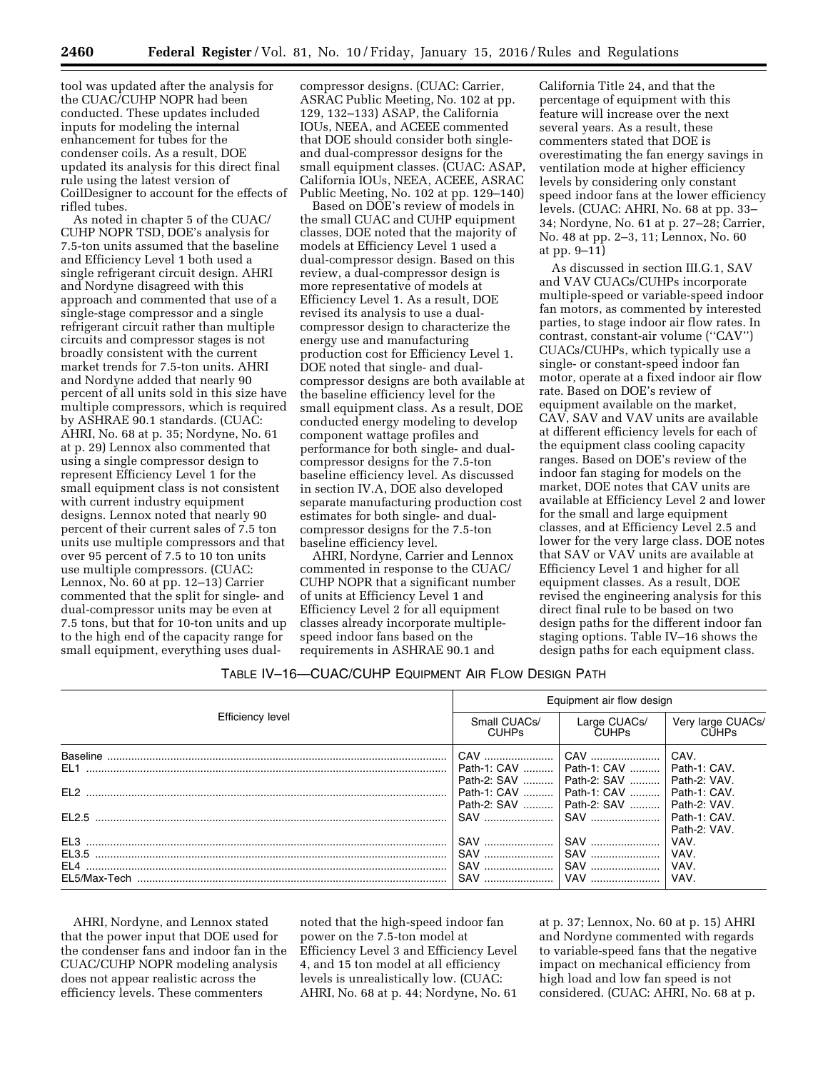tool was updated after the analysis for the CUAC/CUHP NOPR had been conducted. These updates included inputs for modeling the internal enhancement for tubes for the condenser coils. As a result, DOE updated its analysis for this direct final rule using the latest version of CoilDesigner to account for the effects of rifled tubes.

As noted in chapter 5 of the CUAC/CUHP NOPR TSD, DOE's analysis for 7.5-ton units assumed that the baseline and Efficiency Level 1 both used a single refrigerant circuit design. AHRI and Nordyne disagreed with this approach and commented that use of a single-stage compressor and a single refrigerant circuit rather than multiple circuits and compressor stages is not broadly consistent with the current market trends for 7.5-ton units. AHRI and Nordyne added that nearly 90 percent of all units sold in this size have multiple compressors, which is required by ASHRAE 90.1 standards. (CUAC: AHRI, No. 68 at p. 35; Nordyne, No. 61 at p. 29) Lennox also commented that using a single compressor design to represent Efficiency Level 1 for the small equipment class is not consistent with current industry equipment designs. Lennox noted that nearly 90 percent of their current sales of 7.5 ton units use multiple compressors and that over 95 percent of 7.5 to 10 ton units use multiple compressors. (CUAC: Lennox, No. 60 at pp. 12–13) Carrier commented that the split for single- and dual-compressor units may be even at 7.5 tons, but that for 10-ton units and up to the high end of the capacity range for small equipment, everything uses dual-compressor designs. (CUAC: Carrier, ASRAC Public Meeting, No. 102 at pp. 129, 132–133) ASAP, the California IOUs, NEEA, and ACEEE commented that DOE should consider both single- and dual-compressor designs for the small equipment classes. (CUAC: ASAP, California IOUs, NEEA, ACEEE, ASRAC Public Meeting, No. 102 at pp. 129–140)

Based on DOE's review of models in the small CUAC and CUHP equipment classes, DOE noted that the majority of models at Efficiency Level 1 used a dual-compressor design. Based on this review, a dual-compressor design is more representative of models at Efficiency Level 1. As a result, DOE revised its analysis to use a dual-compressor design to characterize the energy use and manufacturing production cost for Efficiency Level 1. DOE noted that single- and dual-compressor designs are both available at the baseline efficiency level for the small equipment class. As a result, DOE conducted energy modeling to develop component wattage profiles and performance for both single- and dual-compressor designs for the 7.5-ton baseline efficiency level. As discussed in section IV.A, DOE also developed separate manufacturing production cost estimates for both single- and dual-compressor designs for the 7.5-ton baseline efficiency level.

AHRI, Nordyne, Carrier and Lennox commented in response to the CUAC/CUHP NOPR that a significant number of units at Efficiency Level 1 and Efficiency Level 2 for all equipment classes already incorporate multiple-speed indoor fans based on the requirements in ASHRAE 90.1 and California Title 24, and that the percentage of equipment with this feature will increase over the next several years. As a result, these commenters stated that DOE is overestimating the fan energy savings in ventilation mode at higher efficiency levels by considering only constant speed indoor fans at the lower efficiency levels. (CUAC: AHRI, No. 68 at pp. 33–34; Nordyne, No. 61 at p. 27–28; Carrier, No. 48 at pp. 2–3, 11; Lennox, No. 60 at pp. 9–11)

As discussed in section III.G.1, SAV and VAV CUACs/CUHPs incorporate multiple-speed or variable-speed indoor fan motors, as commented by interested parties, to stage indoor air flow rates. In contrast, constant-air volume ("CAV") CUACs/CUHPs, which typically use a single- or constant-speed indoor fan motor, operate at a fixed indoor air flow rate. Based on DOE's review of equipment available on the market, CAV, SAV and VAV units are available at different efficiency levels for each of the equipment class cooling capacity ranges. Based on DOE's review of the indoor fan staging for models on the market, DOE notes that CAV units are available at Efficiency Level 2 and lower for the small and large equipment classes, and at Efficiency Level 2.5 and lower for the very large class. DOE notes that SAV or VAV units are available at Efficiency Level 1 and higher for all equipment classes. As a result, DOE revised the engineering analysis for this direct final rule to be based on two design paths for the different indoor fan staging options. Table IV–16 shows the design paths for each equipment class.

TABLE IV–16—CUAC/CUHP EQUIPMENT AIR FLOW DESIGN PATH

| Efficiency level | Equipment air flow design | | |
|---|---|---|---|
| | Small CUACs/CUHPs | Large CUACs/CUHPs | Very large CUACs/CUHPs |
| Baseline | CAV | CAV | CAV. |
| EL1 | Path-1: CAV<br>Path-2: SAV | Path-1: CAV<br>Path-2: SAV | Path-1: CAV.<br>Path-2: VAV. |
| EL2 | Path-1: CAV<br>Path-2: SAV | Path-1: CAV<br>Path-2: SAV | Path-1: CAV.<br>Path-2: VAV. |
| EL2.5 | SAV | SAV | Path-1: CAV.<br>Path-2: VAV. |
| EL3 | SAV | SAV | VAV. |
| EL3.5 | SAV | SAV | VAV. |
| EL4 | SAV | SAV | VAV. |
| EL5/Max-Tech | SAV | VAV | VAV. |

AHRI, Nordyne, and Lennox stated that the power input that DOE used for the condenser fans and indoor fan in the CUAC/CUHP NOPR modeling analysis does not appear realistic across the efficiency levels. These commenters noted that the high-speed indoor fan power on the 7.5-ton model at Efficiency Level 3 and Efficiency Level 4, and 15 ton model at all efficiency levels is unrealistically low. (CUAC: AHRI, No. 68 at p. 44; Nordyne, No. 61 at p. 37; Lennox, No. 60 at p. 15) AHRI and Nordyne commented with regards to variable-speed fans that the negative impact on mechanical efficiency from high load and low fan speed is not considered. (CUAC: AHRI, No. 68 at p.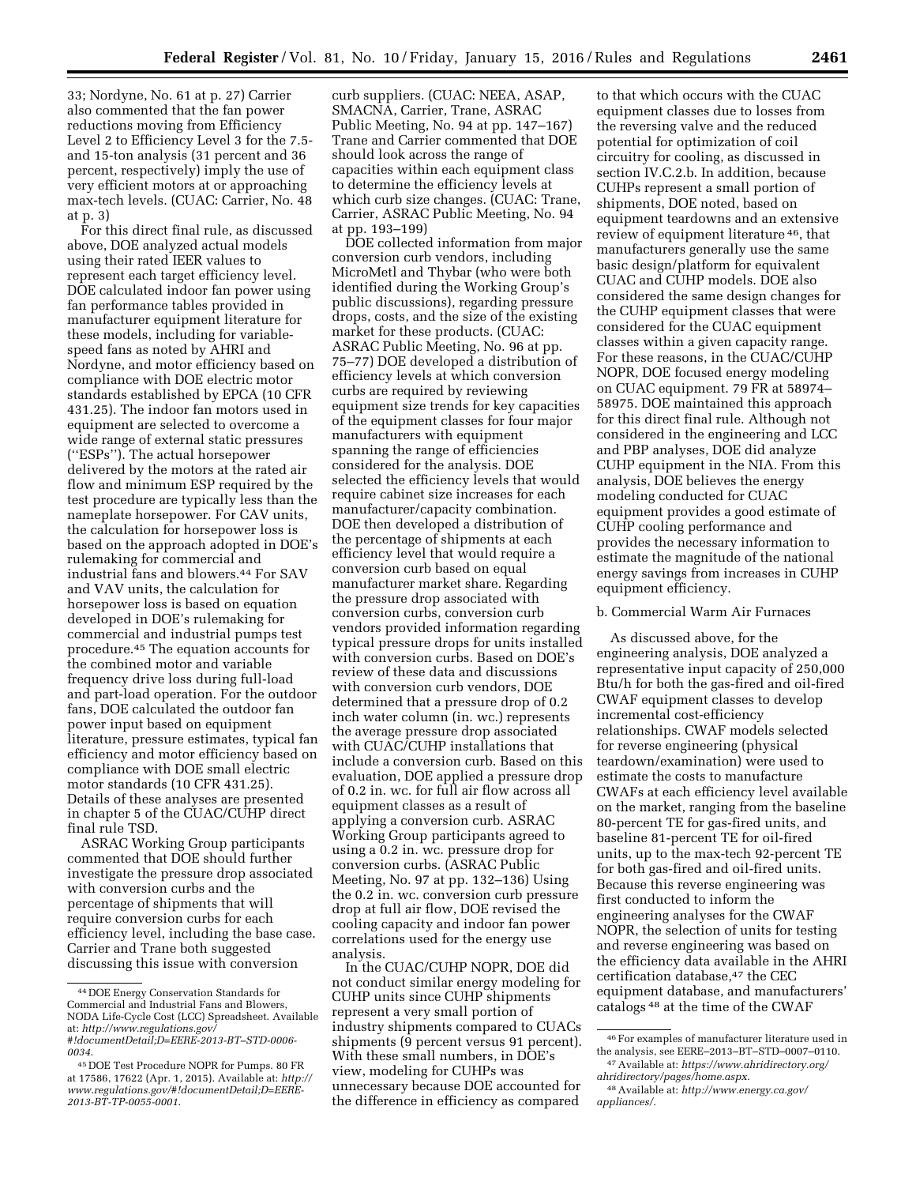33; Nordyne, No. 61 at p. 27) Carrier also commented that the fan power reductions moving from Efficiency Level 2 to Efficiency Level 3 for the 7.5- and 15-ton analysis (31 percent and 36 percent, respectively) imply the use of very efficient motors at or approaching max-tech levels. (CUAC: Carrier, No. 48 at p. 3)

For this direct final rule, as discussed above, DOE analyzed actual models using their rated IEER values to represent each target efficiency level. DOE calculated indoor fan power using fan performance tables provided in manufacturer equipment literature for these models, including for variable-speed fans as noted by AHRI and Nordyne, and motor efficiency based on compliance with DOE electric motor standards established by EPCA (10 CFR 431.25). The indoor fan motors used in equipment are selected to overcome a wide range of external static pressures ("ESPs"). The actual horsepower delivered by the motors at the rated air flow and minimum ESP required by the test procedure are typically less than the nameplate horsepower. For CAV units, the calculation for horsepower loss is based on the approach adopted in DOE's rulemaking for commercial and industrial fans and blowers.[44] For SAV and VAV units, the calculation for horsepower loss is based on equation developed in DOE's rulemaking for commercial and industrial pumps test procedure.[45] The equation accounts for the combined motor and variable frequency drive loss during full-load and part-load operation. For the outdoor fans, DOE calculated the outdoor fan power input based on equipment literature, pressure estimates, typical fan efficiency and motor efficiency based on compliance with DOE small electric motor standards (10 CFR 431.25). Details of these analyses are presented in chapter 5 of the CUAC/CUHP direct final rule TSD.

ASRAC Working Group participants commented that DOE should further investigate the pressure drop associated with conversion curbs and the percentage of shipments that will require conversion curbs for each efficiency level, including the base case. Carrier and Trane both suggested discussing this issue with conversion curb suppliers. (CUAC: NEEA, ASAP, SMACNA, Carrier, Trane, ASRAC Public Meeting, No. 94 at pp. 147–167) Trane and Carrier commented that DOE should look across the range of capacities within each equipment class to determine the efficiency levels at which curb size changes. (CUAC: Trane, Carrier, ASRAC Public Meeting, No. 94 at pp. 193–199)

DOE collected information from major conversion curb vendors, including MicroMetl and Thybar (who were both identified during the Working Group's public discussions), regarding pressure drops, costs, and the size of the existing market for these products. (CUAC: ASRAC Public Meeting, No. 96 at pp. 75–77) DOE developed a distribution of efficiency levels at which conversion curbs are required by reviewing equipment size trends for key capacities of the equipment classes for four major manufacturers with equipment spanning the range of efficiencies considered for the analysis. DOE selected the efficiency levels that would require cabinet size increases for each manufacturer/capacity combination. DOE then developed a distribution of the percentage of shipments at each efficiency level that would require a conversion curb based on equal manufacturer market share. Regarding the pressure drop associated with conversion curbs, conversion curb vendors provided information regarding typical pressure drops for units installed with conversion curbs. Based on DOE's review of these data and discussions with conversion curb vendors, DOE determined that a pressure drop of 0.2 inch water column (in. wc.) represents the average pressure drop associated with CUAC/CUHP installations that include a conversion curb. Based on this evaluation, DOE applied a pressure drop of 0.2 in. wc. for full air flow across all equipment classes as a result of applying a conversion curb. ASRAC Working Group participants agreed to using a 0.2 in. wc. pressure drop for conversion curbs. (ASRAC Public Meeting, No. 97 at pp. 132–136) Using the 0.2 in. wc. conversion curb pressure drop at full air flow, DOE revised the cooling capacity and indoor fan power correlations used for the energy use analysis.

In the CUAC/CUHP NOPR, DOE did not conduct similar energy modeling for CUHP units since CUHP shipments represent a very small portion of industry shipments compared to CUACs shipments (9 percent versus 91 percent). With these small numbers, in DOE's view, modeling for CUHPs was unnecessary because DOE accounted for the difference in efficiency as compared to that which occurs with the CUAC equipment classes due to losses from the reversing valve and the reduced potential for optimization of coil circuitry for cooling, as discussed in section IV.C.2.b. In addition, because CUHPs represent a small portion of shipments, DOE noted, based on equipment teardowns and an extensive review of equipment literature[46], that manufacturers generally use the same basic design/platform for equivalent CUAC and CUHP models. DOE also considered the same design changes for the CUHP equipment classes that were considered for the CUAC equipment classes within a given capacity range. For these reasons, in the CUAC/CUHP NOPR, DOE focused energy modeling on CUAC equipment. 79 FR at 58974–58975. DOE maintained this approach for this direct final rule. Although not considered in the engineering and LCC and PBP analyses, DOE did analyze CUHP equipment in the NIA. From this analysis, DOE believes the energy modeling conducted for CUAC equipment provides a good estimate of CUHP cooling performance and provides the necessary information to estimate the magnitude of the national energy savings from increases in CUHP equipment efficiency.

b. Commercial Warm Air Furnaces

As discussed above, for the engineering analysis, DOE analyzed a representative input capacity of 250,000 Btu/h for both the gas-fired and oil-fired CWAF equipment classes to develop incremental cost-efficiency relationships. CWAF models selected for reverse engineering (physical teardown/examination) were used to estimate the costs to manufacture CWAFs at each efficiency level available on the market, ranging from the baseline 80-percent TE for gas-fired units, and baseline 81-percent TE for oil-fired units, up to the max-tech 92-percent TE for both gas-fired and oil-fired units. Because this reverse engineering was first conducted to inform the engineering analyses for the CWAF NOPR, the selection of units for testing and reverse engineering was based on the efficiency data available in the AHRI certification database,[47] the CEC equipment database, and manufacturers' catalogs[48] at the time of the CWAF

---

[44] DOE Energy Conservation Standards for Commercial and Industrial Fans and Blowers, NODA Life-Cycle Cost (LCC) Spreadsheet. Available at: *http://www.regulations.gov/#!documentDetail;D=EERE-2013-BT-STD-0006-0034*.

[45] DOE Test Procedure NOPR for Pumps. 80 FR at 17586, 17622 (Apr. 1, 2015). Available at: *http://www.regulations.gov/#!documentDetail;D=EERE-2013-BT-TP-0055-0001*.

[46] For examples of manufacturer literature used in the analysis, see EERE–2013–BT–STD–0007–0110.

[47] Available at: *https://www.ahridirectory.org/ahridirectory/pages/home.aspx*.

[48] Available at: *http://www.energy.ca.gov/appliances/*.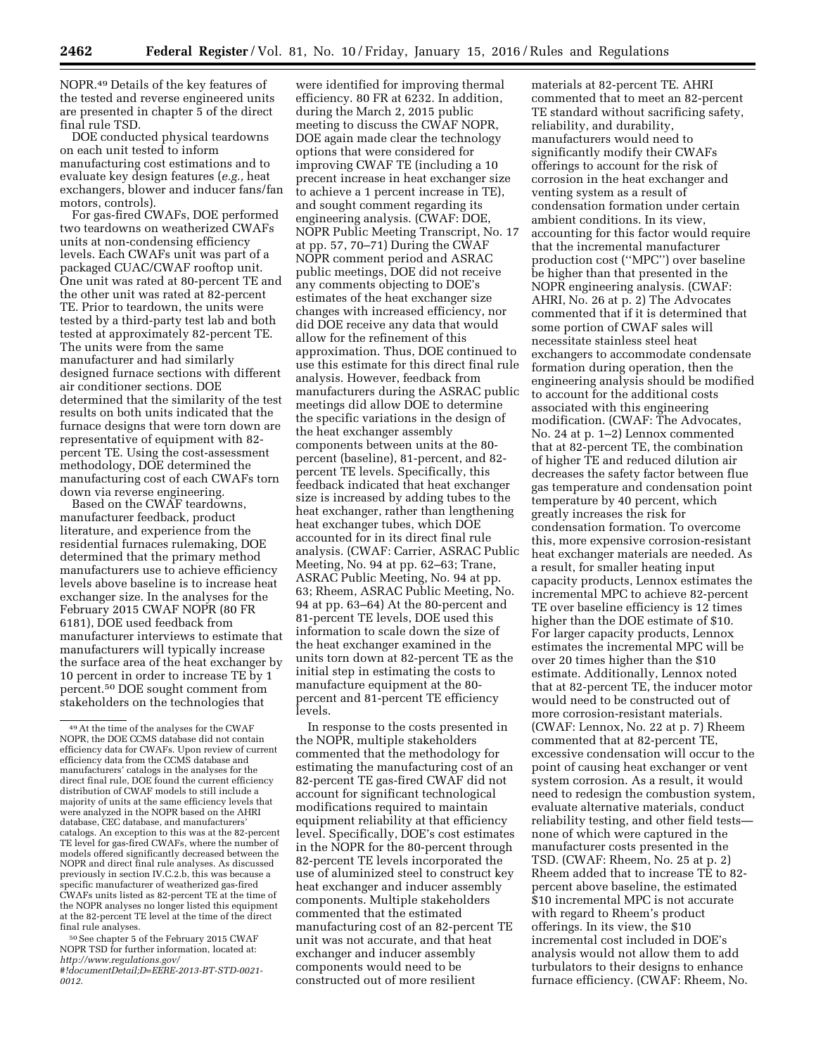NOPR.[49] Details of the key features of the tested and reverse engineered units are presented in chapter 5 of the direct final rule TSD.

DOE conducted physical teardowns on each unit tested to inform manufacturing cost estimations and to evaluate key design features (*e.g.,* heat exchangers, blower and inducer fans/fan motors, controls).

For gas-fired CWAFs, DOE performed two teardowns on weatherized CWAFs units at non-condensing efficiency levels. Each CWAFs unit was part of a packaged CUAC/CWAF rooftop unit. One unit was rated at 80-percent TE and the other unit was rated at 82-percent TE. Prior to teardown, the units were tested by a third-party test lab and both tested at approximately 82-percent TE. The units were from the same manufacturer and had similarly designed furnace sections with different air conditioner sections. DOE determined that the similarity of the test results on both units indicated that the furnace designs that were torn down are representative of equipment with 82-percent TE. Using the cost-assessment methodology, DOE determined the manufacturing cost of each CWAFs torn down via reverse engineering.

Based on the CWAF teardowns, manufacturer feedback, product literature, and experience from the residential furnaces rulemaking, DOE determined that the primary method manufacturers use to achieve efficiency levels above baseline is to increase heat exchanger size. In the analyses for the February 2015 CWAF NOPR (80 FR 6181), DOE used feedback from manufacturer interviews to estimate that manufacturers will typically increase the surface area of the heat exchanger by 10 percent in order to increase TE by 1 percent.[50] DOE sought comment from stakeholders on the technologies that were identified for improving thermal efficiency. 80 FR at 6232. In addition, during the March 2, 2015 public meeting to discuss the CWAF NOPR, DOE again made clear the technology options that were considered for improving CWAF TE (including a 10 precent increase in heat exchanger size to achieve a 1 percent increase in TE), and sought comment regarding its engineering analysis. (CWAF: DOE, NOPR Public Meeting Transcript, No. 17 at pp. 57, 70–71) During the CWAF NOPR comment period and ASRAC public meetings, DOE did not receive any comments objecting to DOE's estimates of the heat exchanger size changes with increased efficiency, nor did DOE receive any data that would allow for the refinement of this approximation. Thus, DOE continued to use this estimate for this direct final rule analysis. However, feedback from manufacturers during the ASRAC public meetings did allow DOE to determine the specific variations in the design of the heat exchanger assembly components between units at the 80-percent (baseline), 81-percent, and 82-percent TE levels. Specifically, this feedback indicated that heat exchanger size is increased by adding tubes to the heat exchanger, rather than lengthening heat exchanger tubes, which DOE accounted for in its direct final rule analysis. (CWAF: Carrier, ASRAC Public Meeting, No. 94 at pp. 62–63; Trane, ASRAC Public Meeting, No. 94 at pp. 63; Rheem, ASRAC Public Meeting, No. 94 at pp. 63–64) At the 80-percent and 81-percent TE levels, DOE used this information to scale down the size of the heat exchanger examined in the units torn down at 82-percent TE as the initial step in estimating the costs to manufacture equipment at the 80-percent and 81-percent TE efficiency levels.

In response to the costs presented in the NOPR, multiple stakeholders commented that the methodology for estimating the manufacturing cost of an 82-percent TE gas-fired CWAF did not account for significant technological modifications required to maintain equipment reliability at that efficiency level. Specifically, DOE's cost estimates in the NOPR for the 80-percent through 82-percent TE levels incorporated the use of aluminized steel to construct key heat exchanger and inducer assembly components. Multiple stakeholders commented that the estimated manufacturing cost of an 82-percent TE unit was not accurate, and that heat exchanger and inducer assembly components would need to be constructed out of more resilient materials at 82-percent TE. AHRI commented that to meet an 82-percent TE standard without sacrificing safety, reliability, and durability, manufacturers would need to significantly modify their CWAFs offerings to account for the risk of corrosion in the heat exchanger and venting system as a result of condensation formation under certain ambient conditions. In its view, accounting for this factor would require that the incremental manufacturer production cost (''MPC'') over baseline be higher than that presented in the NOPR engineering analysis. (CWAF: AHRI, No. 26 at p. 2) The Advocates commented that if it is determined that some portion of CWAF sales will necessitate stainless steel heat exchangers to accommodate condensate formation during operation, then the engineering analysis should be modified to account for the additional costs associated with this engineering modification. (CWAF: The Advocates, No. 24 at p. 1–2) Lennox commented that at 82-percent TE, the combination of higher TE and reduced dilution air decreases the safety factor between flue gas temperature and condensation point temperature by 40 percent, which greatly increases the risk for condensation formation. To overcome this, more expensive corrosion-resistant heat exchanger materials are needed. As a result, for smaller heating input capacity products, Lennox estimates the incremental MPC to achieve 82-percent TE over baseline efficiency is 12 times higher than the DOE estimate of $10. For larger capacity products, Lennox estimates the incremental MPC will be over 20 times higher than the $10 estimate. Additionally, Lennox noted that at 82-percent TE, the inducer motor would need to be constructed out of more corrosion-resistant materials. (CWAF: Lennox, No. 22 at p. 7) Rheem commented that at 82-percent TE, excessive condensation will occur to the point of causing heat exchanger or vent system corrosion. As a result, it would need to redesign the combustion system, evaluate alternative materials, conduct reliability testing, and other field tests—none of which were captured in the manufacturer costs presented in the TSD. (CWAF: Rheem, No. 25 at p. 2) Rheem added that to increase TE to 82-percent above baseline, the estimated $10 incremental MPC is not accurate with regard to Rheem's product offerings. In its view, the $10 incremental cost included in DOE's analysis would not allow them to add turbulators to their designs to enhance furnace efficiency. (CWAF: Rheem, No.

[49] At the time of the analyses for the CWAF NOPR, the DOE CCMS database did not contain efficiency data for CWAFs. Upon review of current efficiency data from the CCMS database and manufacturers' catalogs in the analyses for the direct final rule, DOE found the current efficiency distribution of CWAF models to still include a majority of units at the same efficiency levels that were analyzed in the NOPR based on the AHRI database, CEC database, and manufacturers' catalogs. An exception to this was at the 82-percent TE level for gas-fired CWAFs, where the number of models offered significantly decreased between the NOPR and direct final rule analyses. As discussed previously in section IV.C.2.b, this was because a specific manufacturer of weatherized gas-fired CWAFs units listed as 82-percent TE at the time of the NOPR analyses no longer listed this equipment at the 82-percent TE level at the time of the direct final rule analyses.

[50] See chapter 5 of the February 2015 CWAF NOPR TSD for further information, located at: *http://www.regulations.gov/#!documentDetail;D=EERE-2013-BT-STD-0021-0012.*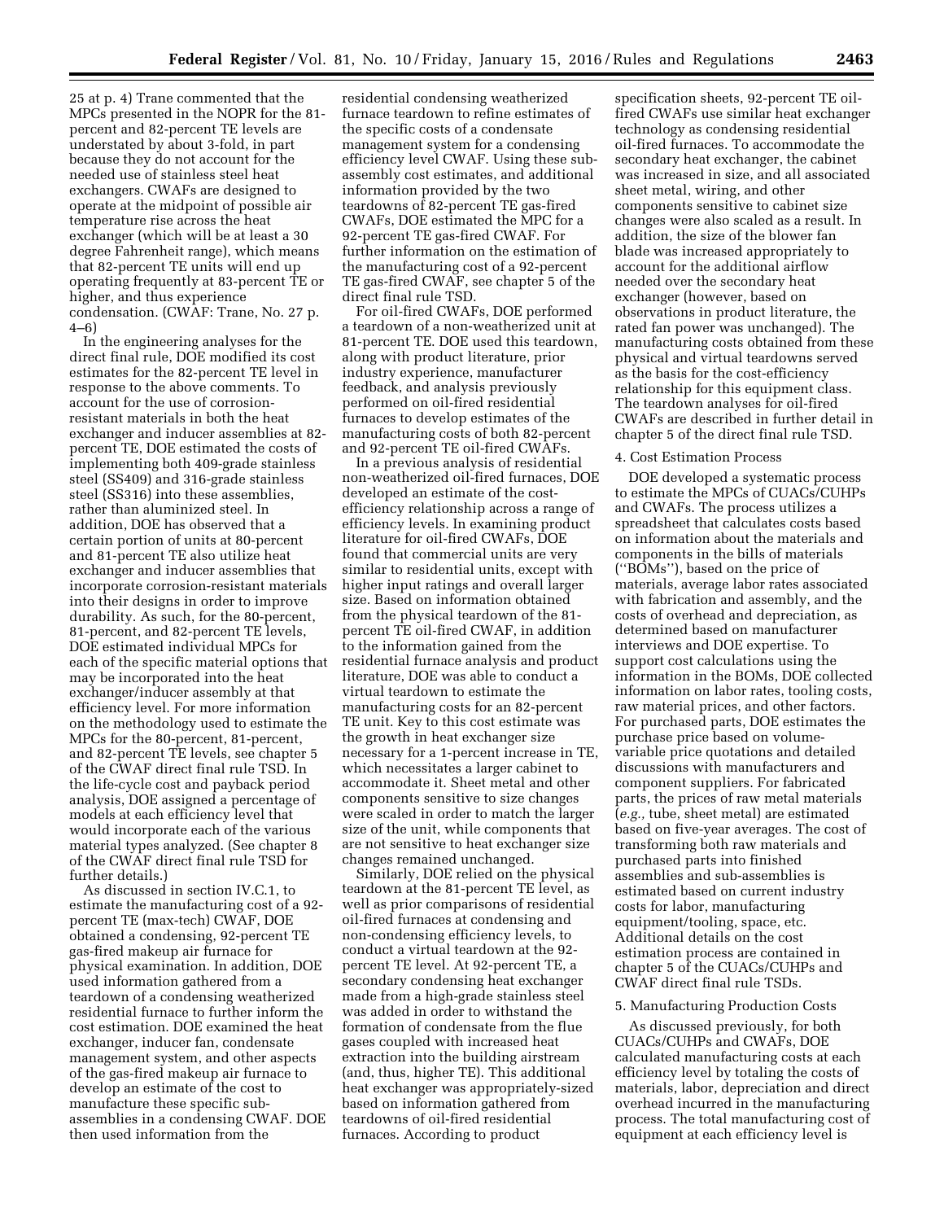25 at p. 4) Trane commented that the MPCs presented in the NOPR for the 81-percent and 82-percent TE levels are understated by about 3-fold, in part because they do not account for the needed use of stainless steel heat exchangers. CWAFs are designed to operate at the midpoint of possible air temperature rise across the heat exchanger (which will be at least a 30 degree Fahrenheit range), which means that 82-percent TE units will end up operating frequently at 83-percent TE or higher, and thus experience condensation. (CWAF: Trane, No. 27 p. 4–6)

In the engineering analyses for the direct final rule, DOE modified its cost estimates for the 82-percent TE level in response to the above comments. To account for the use of corrosion-resistant materials in both the heat exchanger and inducer assemblies at 82-percent TE, DOE estimated the costs of implementing both 409-grade stainless steel (SS409) and 316-grade stainless steel (SS316) into these assemblies, rather than aluminized steel. In addition, DOE has observed that a certain portion of units at 80-percent and 81-percent TE also utilize heat exchanger and inducer assemblies that incorporate corrosion-resistant materials into their designs in order to improve durability. As such, for the 80-percent, 81-percent, and 82-percent TE levels, DOE estimated individual MPCs for each of the specific material options that may be incorporated into the heat exchanger/inducer assembly at that efficiency level. For more information on the methodology used to estimate the MPCs for the 80-percent, 81-percent, and 82-percent TE levels, see chapter 5 of the CWAF direct final rule TSD. In the life-cycle cost and payback period analysis, DOE assigned a percentage of models at each efficiency level that would incorporate each of the various material types analyzed. (See chapter 8 of the CWAF direct final rule TSD for further details.)

As discussed in section IV.C.1, to estimate the manufacturing cost of a 92-percent TE (max-tech) CWAF, DOE obtained a condensing, 92-percent TE gas-fired makeup air furnace for physical examination. In addition, DOE used information gathered from a teardown of a condensing weatherized residential furnace to further inform the cost estimation. DOE examined the heat exchanger, inducer fan, condensate management system, and other aspects of the gas-fired makeup air furnace to develop an estimate of the cost to manufacture these specific sub-assemblies in a condensing CWAF. DOE then used information from the residential condensing weatherized furnace teardown to refine estimates of the specific costs of a condensate management system for a condensing efficiency level CWAF. Using these sub-assembly cost estimates, and additional information provided by the two teardowns of 82-percent TE gas-fired CWAFs, DOE estimated the MPC for a 92-percent TE gas-fired CWAF. For further information on the estimation of the manufacturing cost of a 92-percent TE gas-fired CWAF, see chapter 5 of the direct final rule TSD.

For oil-fired CWAFs, DOE performed a teardown of a non-weatherized unit at 81-percent TE. DOE used this teardown, along with product literature, prior industry experience, manufacturer feedback, and analysis previously performed on oil-fired residential furnaces to develop estimates of the manufacturing costs of both 82-percent and 92-percent TE oil-fired CWAFs.

In a previous analysis of residential non-weatherized oil-fired furnaces, DOE developed an estimate of the cost-efficiency relationship across a range of efficiency levels. In examining product literature for oil-fired CWAFs, DOE found that commercial units are very similar to residential units, except with higher input ratings and overall larger size. Based on information obtained from the physical teardown of the 81-percent TE oil-fired CWAF, in addition to the information gained from the residential furnace analysis and product literature, DOE was able to conduct a virtual teardown to estimate the manufacturing costs for an 82-percent TE unit. Key to this cost estimate was the growth in heat exchanger size necessary for a 1-percent increase in TE, which necessitates a larger cabinet to accommodate it. Sheet metal and other components sensitive to size changes were scaled in order to match the larger size of the unit, while components that are not sensitive to heat exchanger size changes remained unchanged.

Similarly, DOE relied on the physical teardown at the 81-percent TE level, as well as prior comparisons of residential oil-fired furnaces at condensing and non-condensing efficiency levels, to conduct a virtual teardown at the 92-percent TE level. At 92-percent TE, a secondary condensing heat exchanger made from a high-grade stainless steel was added in order to withstand the formation of condensate from the flue gases coupled with increased heat extraction into the building airstream (and, thus, higher TE). This additional heat exchanger was appropriately-sized based on information gathered from teardowns of oil-fired residential furnaces. According to product specification sheets, 92-percent TE oil-fired CWAFs use similar heat exchanger technology as condensing residential oil-fired furnaces. To accommodate the secondary heat exchanger, the cabinet was increased in size, and all associated sheet metal, wiring, and other components sensitive to cabinet size changes were also scaled as a result. In addition, the size of the blower fan blade was increased appropriately to account for the additional airflow needed over the secondary heat exchanger (however, based on observations in product literature, the rated fan power was unchanged). The manufacturing costs obtained from these physical and virtual teardowns served as the basis for the cost-efficiency relationship for this equipment class. The teardown analyses for oil-fired CWAFs are described in further detail in chapter 5 of the direct final rule TSD.

4. Cost Estimation Process

DOE developed a systematic process to estimate the MPCs of CUACs/CUHPs and CWAFs. The process utilizes a spreadsheet that calculates costs based on information about the materials and components in the bills of materials (''BOMs''), based on the price of materials, average labor rates associated with fabrication and assembly, and the costs of overhead and depreciation, as determined based on manufacturer interviews and DOE expertise. To support cost calculations using the information in the BOMs, DOE collected information on labor rates, tooling costs, raw material prices, and other factors. For purchased parts, DOE estimates the purchase price based on volume-variable price quotations and detailed discussions with manufacturers and component suppliers. For fabricated parts, the prices of raw metal materials (*e.g.,* tube, sheet metal) are estimated based on five-year averages. The cost of transforming both raw materials and purchased parts into finished assemblies and sub-assemblies is estimated based on current industry costs for labor, manufacturing equipment/tooling, space, etc. Additional details on the cost estimation process are contained in chapter 5 of the CUACs/CUHPs and CWAF direct final rule TSDs.

5. Manufacturing Production Costs

As discussed previously, for both CUACs/CUHPs and CWAFs, DOE calculated manufacturing costs at each efficiency level by totaling the costs of materials, labor, depreciation and direct overhead incurred in the manufacturing process. The total manufacturing cost of equipment at each efficiency level is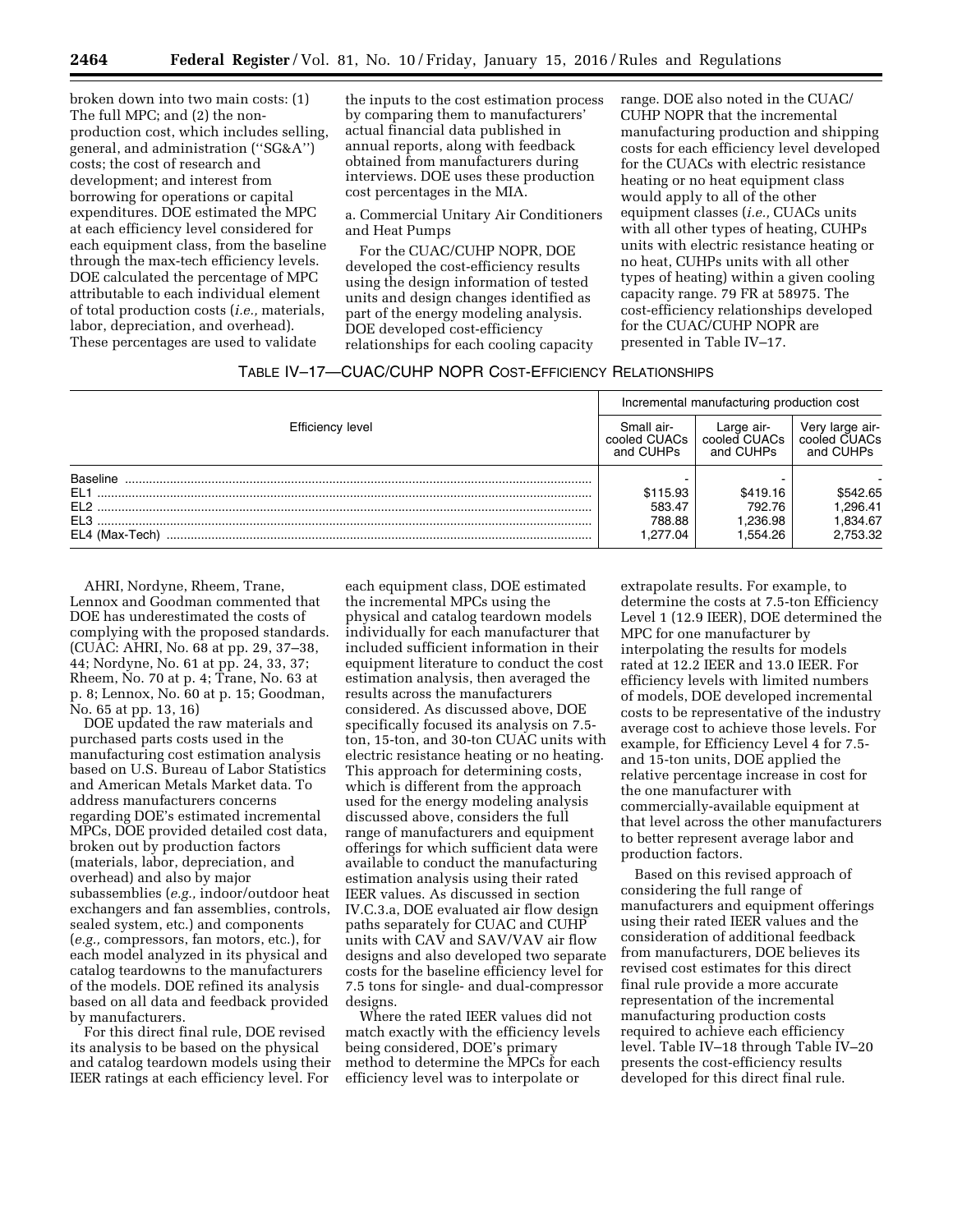broken down into two main costs: (1) The full MPC; and (2) the non-production cost, which includes selling, general, and administration (''SG&A'') costs; the cost of research and development; and interest from borrowing for operations or capital expenditures. DOE estimated the MPC at each efficiency level considered for each equipment class, from the baseline through the max-tech efficiency levels. DOE calculated the percentage of MPC attributable to each individual element of total production costs (*i.e.,* materials, labor, depreciation, and overhead). These percentages are used to validate the inputs to the cost estimation process by comparing them to manufacturers' actual financial data published in annual reports, along with feedback obtained from manufacturers during interviews. DOE uses these production cost percentages in the MIA.

a. Commercial Unitary Air Conditioners and Heat Pumps

For the CUAC/CUHP NOPR, DOE developed the cost-efficiency results using the design information of tested units and design changes identified as part of the energy modeling analysis. DOE developed cost-efficiency relationships for each cooling capacity range. DOE also noted in the CUAC/CUHP NOPR that the incremental manufacturing production and shipping costs for each efficiency level developed for the CUACs with electric resistance heating or no heat equipment class would apply to all of the other equipment classes (*i.e.,* CUACs units with all other types of heating, CUHPs units with electric resistance heating or no heat, CUHPs units with all other types of heating) within a given cooling capacity range. 79 FR at 58975. The cost-efficiency relationships developed for the CUAC/CUHP NOPR are presented in Table IV–17.

TABLE IV–17—CUAC/CUHP NOPR COST-EFFICIENCY RELATIONSHIPS

| Efficiency level | Incremental manufacturing production cost | | |
|---|---|---|---|
| | Small air-cooled CUACs and CUHPs | Large air-cooled CUACs and CUHPs | Very large air-cooled CUACs and CUHPs |
| Baseline | - | - | - |
| EL1 | $115.93 | $419.16 | $542.65 |
| EL2 | 583.47 | 792.76 | 1,296.41 |
| EL3 | 788.88 | 1,236.98 | 1,834.67 |
| EL4 (Max-Tech) | 1,277.04 | 1,554.26 | 2,753.32 |

AHRI, Nordyne, Rheem, Trane, Lennox and Goodman commented that DOE has underestimated the costs of complying with the proposed standards. (CUAC: AHRI, No. 68 at pp. 29, 37–38, 44; Nordyne, No. 61 at pp. 24, 33, 37; Rheem, No. 70 at p. 4; Trane, No. 63 at p. 8; Lennox, No. 60 at p. 15; Goodman, No. 65 at pp. 13, 16)

DOE updated the raw materials and purchased parts costs used in the manufacturing cost estimation analysis based on U.S. Bureau of Labor Statistics and American Metals Market data. To address manufacturers concerns regarding DOE's estimated incremental MPCs, DOE provided detailed cost data, broken out by production factors (materials, labor, depreciation, and overhead) and also by major subassemblies (*e.g.,* indoor/outdoor heat exchangers and fan assemblies, controls, sealed system, etc.) and components (*e.g.,* compressors, fan motors, etc.), for each model analyzed in its physical and catalog teardowns to the manufacturers of the models. DOE refined its analysis based on all data and feedback provided by manufacturers.

For this direct final rule, DOE revised its analysis to be based on the physical and catalog teardown models using their IEER ratings at each efficiency level. For each equipment class, DOE estimated the incremental MPCs using the physical and catalog teardown models individually for each manufacturer that included sufficient information in their equipment literature to conduct the cost estimation analysis, then averaged the results across the manufacturers considered. As discussed above, DOE specifically focused its analysis on 7.5-ton, 15-ton, and 30-ton CUAC units with electric resistance heating or no heating. This approach for determining costs, which is different from the approach used for the energy modeling analysis discussed above, considers the full range of manufacturers and equipment offerings for which sufficient data were available to conduct the manufacturing estimation analysis using their rated IEER values. As discussed in section IV.C.3.a, DOE evaluated air flow design paths separately for CUAC and CUHP units with CAV and SAV/VAV air flow designs and also developed two separate costs for the baseline efficiency level for 7.5 tons for single- and dual-compressor designs.

Where the rated IEER values did not match exactly with the efficiency levels being considered, DOE's primary method to determine the MPCs for each efficiency level was to interpolate or extrapolate results. For example, to determine the costs at 7.5-ton Efficiency Level 1 (12.9 IEER), DOE determined the MPC for one manufacturer by interpolating the results for models rated at 12.2 IEER and 13.0 IEER. For efficiency levels with limited numbers of models, DOE developed incremental costs to be representative of the industry average cost to achieve those levels. For example, for Efficiency Level 4 for 7.5- and 15-ton units, DOE applied the relative percentage increase in cost for the one manufacturer with commercially-available equipment at that level across the other manufacturers to better represent average labor and production factors.

Based on this revised approach of considering the full range of manufacturers and equipment offerings using their rated IEER values and the consideration of additional feedback from manufacturers, DOE believes its revised cost estimates for this direct final rule provide a more accurate representation of the incremental manufacturing production costs required to achieve each efficiency level. Table IV–18 through Table IV–20 presents the cost-efficiency results developed for this direct final rule.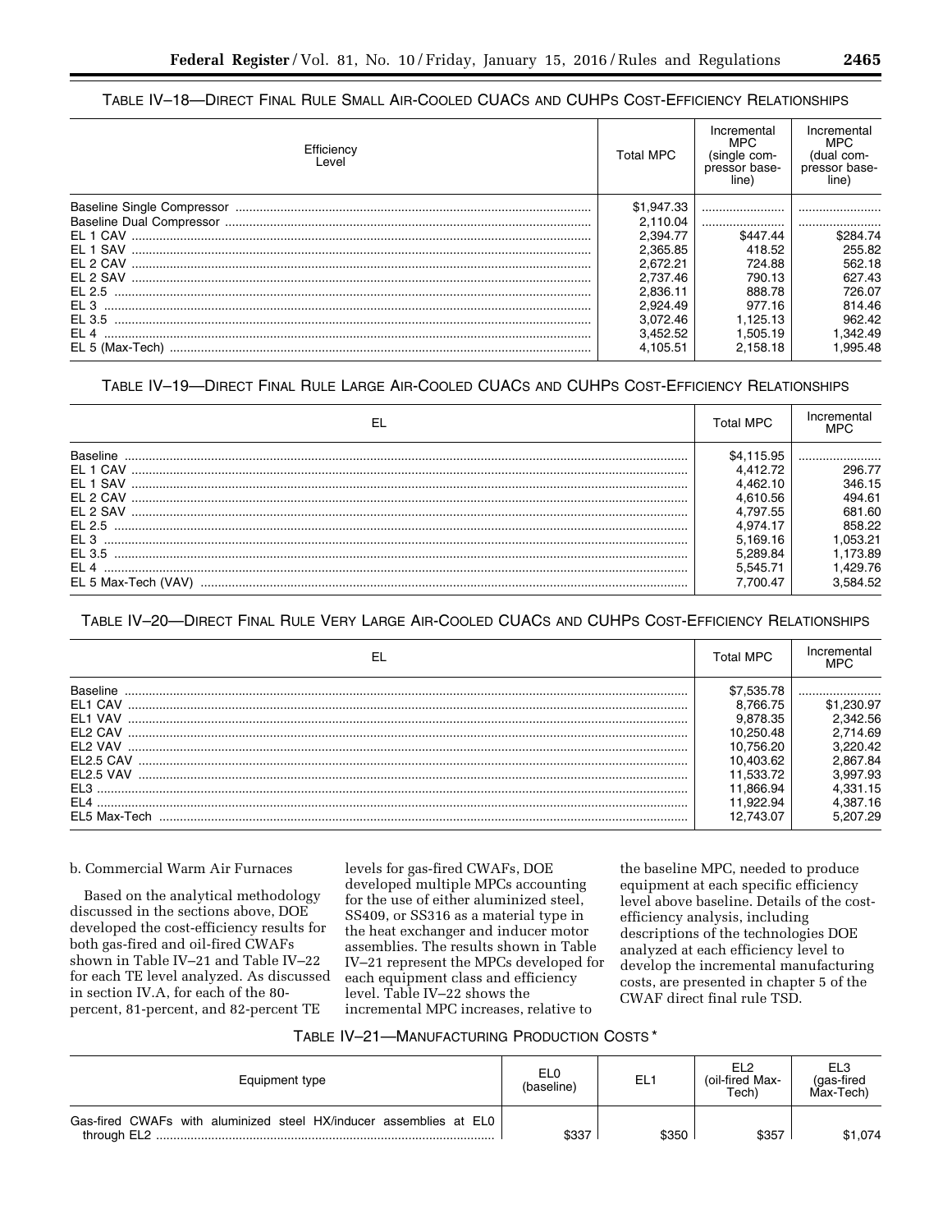TABLE IV–18—DIRECT FINAL RULE SMALL AIR-COOLED CUACS AND CUHPS COST-EFFICIENCY RELATIONSHIPS

| Efficiency Level | Total MPC | Incremental MPC (single compressor baseline) | Incremental MPC (dual compressor baseline) |
|---|---|---|---|
| Baseline Single Compressor | $1,947.33 | | |
| Baseline Dual Compressor | 2,110.04 | | |
| EL 1 CAV | 2,394.77 | $447.44 | $284.74 |
| EL 1 SAV | 2,365.85 | 418.52 | 255.82 |
| EL 2 CAV | 2,672.21 | 724.88 | 562.18 |
| EL 2 SAV | 2,737.46 | 790.13 | 627.43 |
| EL 2.5 | 2,836.11 | 888.78 | 726.07 |
| EL 3 | 2,924.49 | 977.16 | 814.46 |
| EL 3.5 | 3,072.46 | 1,125.13 | 962.42 |
| EL 4 | 3,452.52 | 1,505.19 | 1,342.49 |
| EL 5 (Max-Tech) | 4,105.51 | 2,158.18 | 1,995.48 |

TABLE IV–19—DIRECT FINAL RULE LARGE AIR-COOLED CUACS AND CUHPS COST-EFFICIENCY RELATIONSHIPS

| EL | Total MPC | Incremental MPC |
|---|---|---|
| Baseline | $4,115.95 | |
| EL 1 CAV | 4,412.72 | 296.77 |
| EL 1 SAV | 4,462.10 | 346.15 |
| EL 2 CAV | 4,610.56 | 494.61 |
| EL 2 SAV | 4,797.55 | 681.60 |
| EL 2.5 | 4,974.17 | 858.22 |
| EL 3 | 5,169.16 | 1,053.21 |
| EL 3.5 | 5,289.84 | 1,173.89 |
| EL 4 | 5,545.71 | 1,429.76 |
| EL 5 Max-Tech (VAV) | 7,700.47 | 3,584.52 |

TABLE IV–20—DIRECT FINAL RULE VERY LARGE AIR-COOLED CUACS AND CUHPS COST-EFFICIENCY RELATIONSHIPS

| EL | Total MPC | Incremental MPC |
|---|---|---|
| Baseline | $7,535.78 | |
| EL1 CAV | 8,766.75 | $1,230.97 |
| EL1 VAV | 9,878.35 | 2,342.56 |
| EL2 CAV | 10,250.48 | 2,714.69 |
| EL2 VAV | 10,756.20 | 3,220.42 |
| EL2.5 CAV | 10,403.62 | 2,867.84 |
| EL2.5 VAV | 11,533.72 | 3,997.93 |
| EL3 | 11,866.94 | 4,331.15 |
| EL4 | 11,922.94 | 4,387.16 |
| EL5 Max-Tech | 12,743.07 | 5,207.29 |

b. Commercial Warm Air Furnaces

Based on the analytical methodology discussed in the sections above, DOE developed the cost-efficiency results for both gas-fired and oil-fired CWAFs shown in Table IV–21 and Table IV–22 for each TE level analyzed. As discussed in section IV.A, for each of the 80-percent, 81-percent, and 82-percent TE levels for gas-fired CWAFs, DOE developed multiple MPCs accounting for the use of either aluminized steel, SS409, or SS316 as a material type in the heat exchanger and inducer motor assemblies. The results shown in Table IV–21 represent the MPCs developed for each equipment class and efficiency level. Table IV–22 shows the incremental MPC increases, relative to the baseline MPC, needed to produce equipment at each specific efficiency level above baseline. Details of the cost-efficiency analysis, including descriptions of the technologies DOE analyzed at each efficiency level to develop the incremental manufacturing costs, are presented in chapter 5 of the CWAF direct final rule TSD.

TABLE IV–21—MANUFACTURING PRODUCTION COSTS *

| Equipment type | EL0 (baseline) | EL1 | EL2 (oil-fired Max-Tech) | EL3 (gas-fired Max-Tech) |
|---|---|---|---|---|
| Gas-fired CWAFs with aluminized steel HX/inducer assemblies at EL0 through EL2 | $337 | $350 | $357 | $1,074 |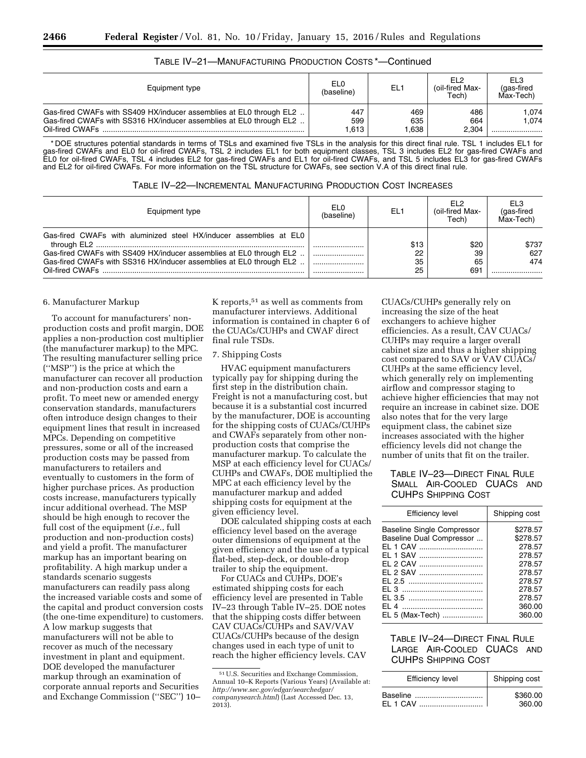TABLE IV–21—MANUFACTURING PRODUCTION COSTS *—Continued

| Equipment type | EL0 (baseline) | EL1 | EL2 (oil-fired Max-Tech) | EL3 (gas-fired Max-Tech) |
|---|---|---|---|---|
| Gas-fired CWAFs with SS409 HX/inducer assemblies at EL0 through EL2 | 447 | 469 | 486 | 1,074 |
| Gas-fired CWAFs with SS316 HX/inducer assemblies at EL0 through EL2 | 599 | 635 | 664 | 1,074 |
| Oil-fired CWAFs | 1,613 | 1,638 | 2,304 | |

* DOE structures potential standards in terms of TSLs and examined five TSLs in the analysis for this direct final rule. TSL 1 includes EL1 for gas-fired CWAFs and EL0 for oil-fired CWAFs, TSL 2 includes EL1 for both equipment classes, TSL 3 includes EL2 for gas-fired CWAFs and EL0 for oil-fired CWAFs, TSL 4 includes EL2 for gas-fired CWAFs and EL1 for oil-fired CWAFs, and TSL 5 includes EL3 for gas-fired CWAFs and EL2 for oil-fired CWAFs. For more information on the TSL structure for CWAFs, see section V.A of this direct final rule.

TABLE IV–22—INCREMENTAL MANUFACTURING PRODUCTION COST INCREASES

| Equipment type | EL0 (baseline) | EL1 | EL2 (oil-fired Max-Tech) | EL3 (gas-fired Max-Tech) |
|---|---|---|---|---|
| Gas-fired CWAFs with aluminized steel HX/inducer assemblies at EL0 through EL2 | | $13 | $20 | $737 |
| Gas-fired CWAFs with SS409 HX/inducer assemblies at EL0 through EL2 | | 22 | 39 | 627 |
| Gas-fired CWAFs with SS316 HX/inducer assemblies at EL0 through EL2 | | 35 | 65 | 474 |
| Oil-fired CWAFs | | 25 | 691 | |

6. Manufacturer Markup

To account for manufacturers' non-production costs and profit margin, DOE applies a non-production cost multiplier (the manufacturer markup) to the MPC. The resulting manufacturer selling price (''MSP'') is the price at which the manufacturer can recover all production and non-production costs and earn a profit. To meet new or amended energy conservation standards, manufacturers often introduce design changes to their equipment lines that result in increased MPCs. Depending on competitive pressures, some or all of the increased production costs may be passed from manufacturers to retailers and eventually to customers in the form of higher purchase prices. As production costs increase, manufacturers typically incur additional overhead. The MSP should be high enough to recover the full cost of the equipment (*i.e.*, full production and non-production costs) and yield a profit. The manufacturer markup has an important bearing on profitability. A high markup under a standards scenario suggests manufacturers can readily pass along the increased variable costs and some of the capital and product conversion costs (the one-time expenditure) to customers. A low markup suggests that manufacturers will not be able to recover as much of the necessary investment in plant and equipment. DOE developed the manufacturer markup through an examination of corporate annual reports and Securities and Exchange Commission (''SEC'') 10–K reports,[51] as well as comments from manufacturer interviews. Additional information is contained in chapter 6 of the CUACs/CUHPs and CWAF direct final rule TSDs.

7. Shipping Costs

HVAC equipment manufacturers typically pay for shipping during the first step in the distribution chain. Freight is not a manufacturing cost, but because it is a substantial cost incurred by the manufacturer, DOE is accounting for the shipping costs of CUACs/CUHPs and CWAFs separately from other non-production costs that comprise the manufacturer markup. To calculate the MSP at each efficiency level for CUACs/CUHPs and CWAFs, DOE multiplied the MPC at each efficiency level by the manufacturer markup and added shipping costs for equipment at the given efficiency level.

DOE calculated shipping costs at each efficiency level based on the average outer dimensions of equipment at the given efficiency and the use of a typical flat-bed, step-deck, or double-drop trailer to ship the equipment.

For CUACs and CUHPs, DOE's estimated shipping costs for each efficiency level are presented in Table IV–23 through Table IV–25. DOE notes that the shipping costs differ between CAV CUACs/CUHPs and SAV/VAV CUACs/CUHPs because of the design changes used in each type of unit to reach the higher efficiency levels. CAV CUACs/CUHPs generally rely on increasing the size of the heat exchangers to achieve higher efficiencies. As a result, CAV CUACs/CUHPs may require a larger overall cabinet size and thus a higher shipping cost compared to SAV or VAV CUACs/CUHPs at the same efficiency level, which generally rely on implementing airflow and compressor staging to achieve higher efficiencies that may not require an increase in cabinet size. DOE also notes that for the very large equipment class, the cabinet size increases associated with the higher efficiency levels did not change the number of units that fit on the trailer.

[51] U.S. Securities and Exchange Commission, Annual 10–K Reports (Various Years) (Available at: *http://www.sec.gov/edgar/searchedgar/companysearch.html*) (Last Accessed Dec. 13, 2013).

TABLE IV–23—DIRECT FINAL RULE SMALL AIR-COOLED CUACS AND CUHPS SHIPPING COST

| Efficiency level | Shipping cost |
|---|---|
| Baseline Single Compressor | $278.57 |
| Baseline Dual Compressor | $278.57 |
| EL 1 CAV | 278.57 |
| EL 1 SAV | 278.57 |
| EL 2 CAV | 278.57 |
| EL 2 SAV | 278.57 |
| EL 2.5 | 278.57 |
| EL 3 | 278.57 |
| EL 3.5 | 278.57 |
| EL 4 | 360.00 |
| EL 5 (Max-Tech) | 360.00 |

TABLE IV–24—DIRECT FINAL RULE LARGE AIR-COOLED CUACS AND CUHPS SHIPPING COST

| Efficiency level | Shipping cost |
|---|---|
| Baseline | $360.00 |
| EL 1 CAV | 360.00 |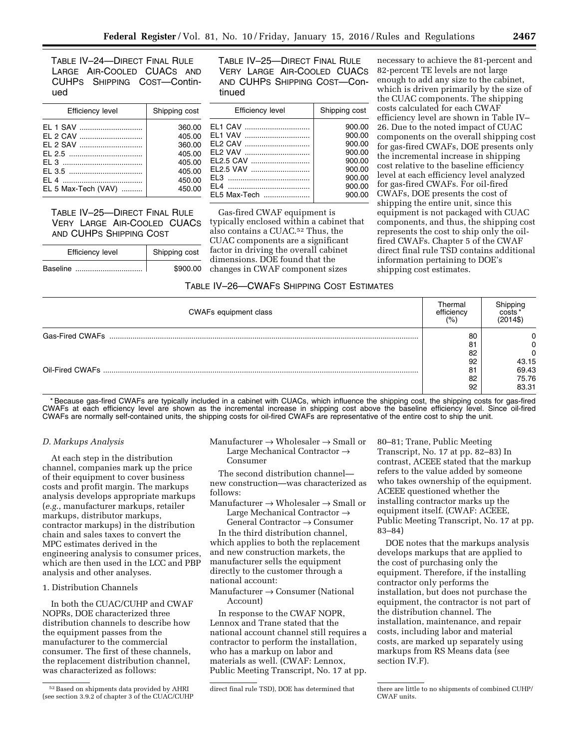TABLE IV–24—DIRECT FINAL RULE LARGE AIR-COOLED CUACS AND CUHPS SHIPPING COST—Continued

| Efficiency level | Shipping cost |
|---|---|
| EL 1 SAV | 360.00 |
| EL 2 CAV | 405.00 |
| EL 2 SAV | 360.00 |
| EL 2.5 | 405.00 |
| EL 3 | 405.00 |
| EL 3.5 | 405.00 |
| EL 4 | 450.00 |
| EL 5 Max-Tech (VAV) | 450.00 |

TABLE IV–25—DIRECT FINAL RULE VERY LARGE AIR-COOLED CUACS AND CUHPS SHIPPING COST

| Efficiency level | Shipping cost |
|---|---|
| Baseline | $900.00 |
| EL1 CAV | 900.00 |
| EL1 VAV | 900.00 |
| EL2 CAV | 900.00 |
| EL2 VAV | 900.00 |
| EL2.5 CAV | 900.00 |
| EL2.5 VAV | 900.00 |
| EL3 | 900.00 |
| EL4 | 900.00 |
| EL5 Max-Tech | 900.00 |

Gas-fired CWAF equipment is typically enclosed within a cabinet that also contains a CUAC.[52] Thus, the CUAC components are a significant factor in driving the overall cabinet dimensions. DOE found that the changes in CWAF component sizes necessary to achieve the 81-percent and 82-percent TE levels are not large enough to add any size to the cabinet, which is driven primarily by the size of the CUAC components. The shipping costs calculated for each CWAF efficiency level are shown in Table IV–26. Due to the noted impact of CUAC components on the overall shipping cost for gas-fired CWAFs, DOE presents only the incremental increase in shipping cost relative to the baseline efficiency level at each efficiency level analyzed for gas-fired CWAFs. For oil-fired CWAFs, DOE presents the cost of shipping the entire unit, since this equipment is not packaged with CUAC components, and thus, the shipping cost represents the cost to ship only the oil-fired CWAFs. Chapter 5 of the CWAF direct final rule TSD contains additional information pertaining to DOE's shipping cost estimates.

TABLE IV–26—CWAFS SHIPPING COST ESTIMATES

| CWAFs equipment class | Thermal efficiency (%) | Shipping costs* (2014$) |
|---|---|---|
| Gas-Fired CWAFs | 80 | 0 |
| | 81 | 0 |
| | 82 | 0 |
| | 92 | 43.15 |
| Oil-Fired CWAFs | 81 | 69.43 |
| | 82 | 75.76 |
| | 92 | 83.31 |

* Because gas-fired CWAFs are typically included in a cabinet with CUACs, which influence the shipping cost, the shipping costs for gas-fired CWAFs at each efficiency level are shown as the incremental increase in shipping cost above the baseline efficiency level. Since oil-fired CWAFs are normally self-contained units, the shipping costs for oil-fired CWAFs are representative of the entire cost to ship the unit.

### D. Markups Analysis

At each step in the distribution channel, companies mark up the price of their equipment to cover business costs and profit margin. The markups analysis develops appropriate markups (*e.g.*, manufacturer markups, retailer markups, distributor markups, contractor markups) in the distribution chain and sales taxes to convert the MPC estimates derived in the engineering analysis to consumer prices, which are then used in the LCC and PBP analysis and other analyses.

#### 1. Distribution Channels

In both the CUAC/CUHP and CWAF NOPRs, DOE characterized three distribution channels to describe how the equipment passes from the manufacturer to the commercial consumer. The first of these channels, the replacement distribution channel, was characterized as follows:

Manufacturer → Wholesaler → Small or Large Mechanical Contractor → Consumer

The second distribution channel—new construction—was characterized as follows:

Manufacturer → Wholesaler → Small or Large Mechanical Contractor → General Contractor → Consumer

In the third distribution channel, which applies to both the replacement and new construction markets, the manufacturer sells the equipment directly to the customer through a national account:

Manufacturer → Consumer (National Account)

In response to the CWAF NOPR, Lennox and Trane stated that the national account channel still requires a contractor to perform the installation, who has a markup on labor and materials as well. (CWAF: Lennox, Public Meeting Transcript, No. 17 at pp. 80–81; Trane, Public Meeting Transcript, No. 17 at pp. 82–83) In contrast, ACEEE stated that the markup refers to the value added by someone who takes ownership of the equipment. ACEEE questioned whether the installing contractor marks up the equipment itself. (CWAF: ACEEE, Public Meeting Transcript, No. 17 at pp. 83–84)

DOE notes that the markups analysis develops markups that are applied to the cost of purchasing only the equipment. Therefore, if the installing contractor only performs the installation, but does not purchase the equipment, the contractor is not part of the distribution channel. The installation, maintenance, and repair costs, including labor and material costs, are marked up separately using markups from RS Means data (see section IV.F).

[52] Based on shipments data provided by AHRI (see section 3.9.2 of chapter 3 of the CUAC/CUHP direct final rule TSD), DOE has determined that there are little to no shipments of combined CUHP/CWAF units.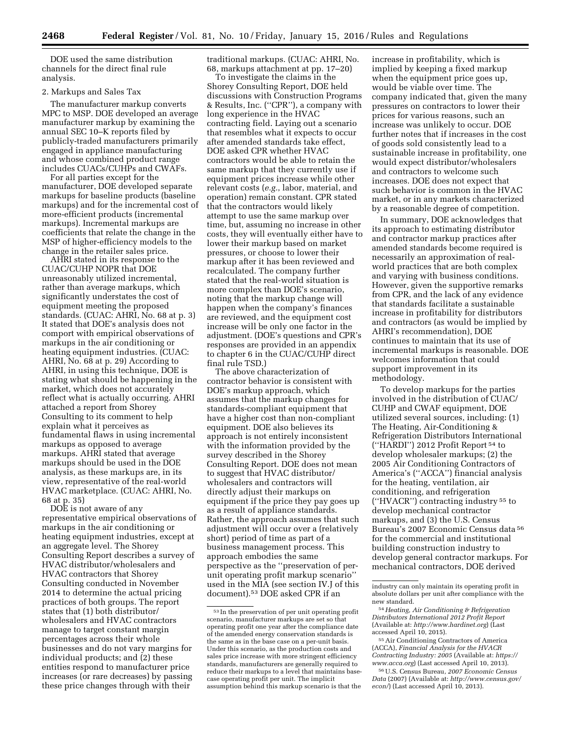DOE used the same distribution channels for the direct final rule analysis.

2. Markups and Sales Tax

The manufacturer markup converts MPC to MSP. DOE developed an average manufacturer markup by examining the annual SEC 10–K reports filed by publicly-traded manufacturers primarily engaged in appliance manufacturing and whose combined product range includes CUACs/CUHPs and CWAFs.

For all parties except for the manufacturer, DOE developed separate markups for baseline products (baseline markups) and for the incremental cost of more-efficient products (incremental markups). Incremental markups are coefficients that relate the change in the MSP of higher-efficiency models to the change in the retailer sales price.

AHRI stated in its response to the CUAC/CUHP NOPR that DOE unreasonably utilized incremental, rather than average markups, which significantly understates the cost of equipment meeting the proposed standards. (CUAC: AHRI, No. 68 at p. 3) It stated that DOE's analysis does not comport with empirical observations of markups in the air conditioning or heating equipment industries. (CUAC: AHRI, No. 68 at p. 29) According to AHRI, in using this technique, DOE is stating what should be happening in the market, which does not accurately reflect what is actually occurring. AHRI attached a report from Shorey Consulting to its comment to help explain what it perceives as fundamental flaws in using incremental markups as opposed to average markups. AHRI stated that average markups should be used in the DOE analysis, as these markups are, in its view, representative of the real-world HVAC marketplace. (CUAC: AHRI, No. 68 at p. 35)

DOE is not aware of any representative empirical observations of markups in the air conditioning or heating equipment industries, except at an aggregate level. The Shorey Consulting Report describes a survey of HVAC distributor/wholesalers and HVAC contractors that Shorey Consulting conducted in November 2014 to determine the actual pricing practices of both groups. The report states that (1) both distributor/wholesalers and HVAC contractors manage to target constant margin percentages across their whole businesses and do not vary margins for individual products; and (2) these entities respond to manufacturer price increases (or rare decreases) by passing these price changes through with their traditional markups. (CUAC: AHRI, No. 68, markups attachment at pp. 17–20)

To investigate the claims in the Shorey Consulting Report, DOE held discussions with Construction Programs & Results, Inc. (''CPR''), a company with long experience in the HVAC contracting field. Laying out a scenario that resembles what it expects to occur after amended standards take effect, DOE asked CPR whether HVAC contractors would be able to retain the same markup that they currently use if equipment prices increase while other relevant costs (*e.g.*, labor, material, and operation) remain constant. CPR stated that the contractors would likely attempt to use the same markup over time, but, assuming no increase in other costs, they will eventually either have to lower their markup based on market pressures, or choose to lower their markup after it has been reviewed and recalculated. The company further stated that the real-world situation is more complex than DOE's scenario, noting that the markup change will happen when the company's finances are reviewed, and the equipment cost increase will be only one factor in the adjustment. (DOE's questions and CPR's responses are provided in an appendix to chapter 6 in the CUAC/CUHP direct final rule TSD.)

The above characterization of contractor behavior is consistent with DOE's markup approach, which assumes that the markup changes for standards-compliant equipment that have a higher cost than non-compliant equipment. DOE also believes its approach is not entirely inconsistent with the information provided by the survey described in the Shorey Consulting Report. DOE does not mean to suggest that HVAC distributor/wholesalers and contractors will directly adjust their markups on equipment if the price they pay goes up as a result of appliance standards. Rather, the approach assumes that such adjustment will occur over a (relatively short) period of time as part of a business management process. This approach embodies the same perspective as the ''preservation of per-unit operating profit markup scenario'' used in the MIA (see section IV.J of this document).[53] DOE asked CPR if an increase in profitability, which is implied by keeping a fixed markup when the equipment price goes up, would be viable over time. The company indicated that, given the many pressures on contractors to lower their prices for various reasons, such an increase was unlikely to occur. DOE further notes that if increases in the cost of goods sold consistently lead to a sustainable increase in profitability, one would expect distributor/wholesalers and contractors to welcome such increases. DOE does not expect that such behavior is common in the HVAC market, or in any markets characterized by a reasonable degree of competition.

In summary, DOE acknowledges that its approach to estimating distributor and contractor markup practices after amended standards become required is necessarily an approximation of real-world practices that are both complex and varying with business conditions. However, given the supportive remarks from CPR, and the lack of any evidence that standards facilitate a sustainable increase in profitability for distributors and contractors (as would be implied by AHRI's recommendation), DOE continues to maintain that its use of incremental markups is reasonable. DOE welcomes information that could support improvement in its methodology.

To develop markups for the parties involved in the distribution of CUAC/CUHP and CWAF equipment, DOE utilized several sources, including: (1) The Heating, Air-Conditioning & Refrigeration Distributors International (''HARDI'') 2012 Profit Report[54] to develop wholesaler markups; (2) the 2005 Air Conditioning Contractors of America's (''ACCA'') financial analysis for the heating, ventilation, air conditioning, and refrigeration (''HVACR'') contracting industry[55] to develop mechanical contractor markups, and (3) the U.S. Census Bureau's 2007 Economic Census data[56] for the commercial and institutional building construction industry to develop general contractor markups. For mechanical contractors, DOE derived

---

[53] In the preservation of per unit operating profit scenario, manufacturer markups are set so that operating profit one year after the compliance date of the amended energy conservation standards is the same as in the base case on a per-unit basis. Under this scenario, as the production costs and sales price increase with more stringent efficiency standards, manufacturers are generally required to reduce their markups to a level that maintains base-case operating profit per unit. The implicit assumption behind this markup scenario is that the industry can only maintain its operating profit in absolute dollars per unit after compliance with the new standard.

[54] *Heating, Air Conditioning & Refrigeration Distributors International 2012 Profit Report* (Available at: *http://www.hardinet.org*) (Last accessed April 10, 2015).

[55] Air Conditioning Contractors of America (ACCA), *Financial Analysis for the HVACR Contracting Industry: 2005* (Available at: *https://www.acca.org*) (Last accessed April 10, 2013).

[56] U.S. Census Bureau, *2007 Economic Census Data* (2007) (Available at: *http://www.census.gov/econ/*) (Last accessed April 10, 2013).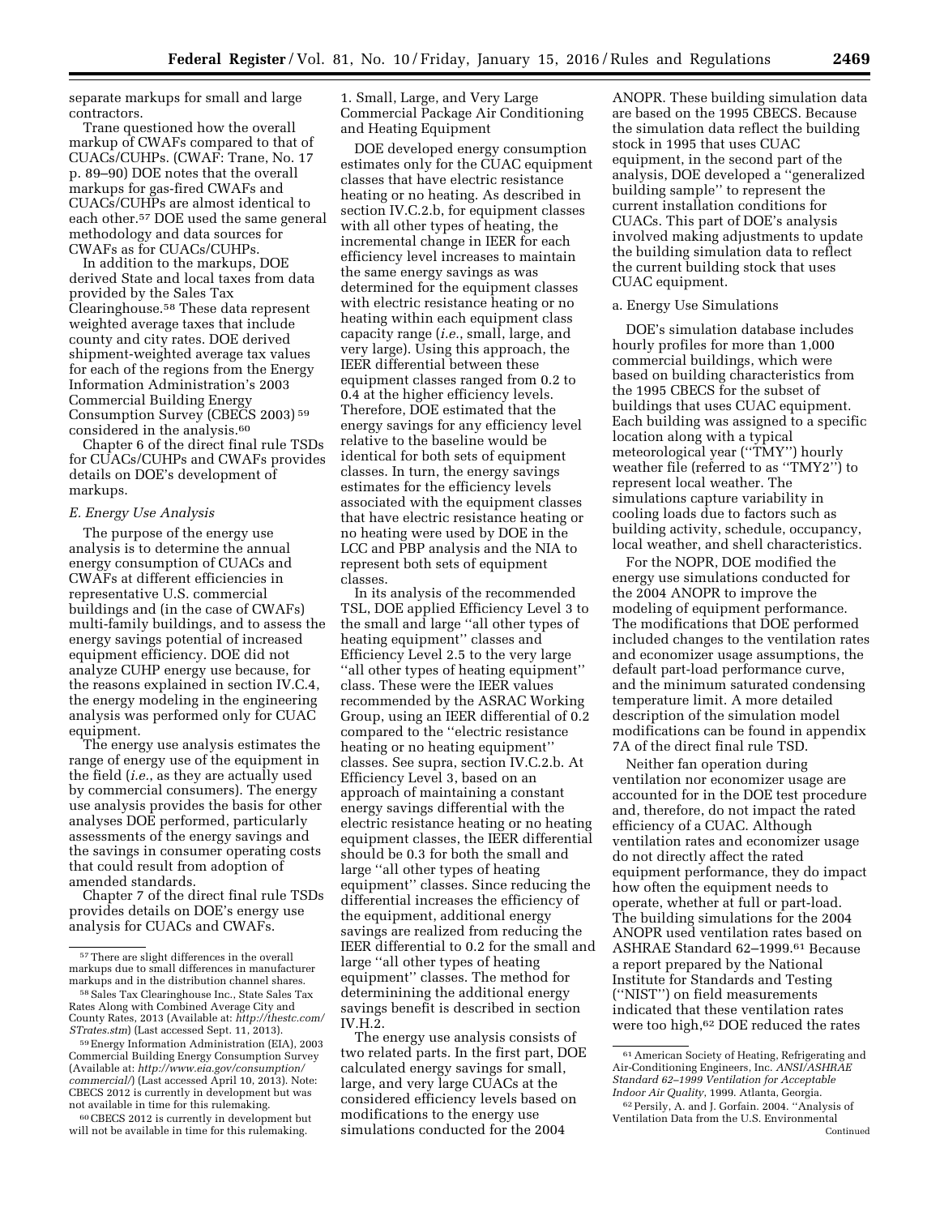separate markups for small and large contractors.

Trane questioned how the overall markup of CWAFs compared to that of CUACs/CUHPs. (CWAF: Trane, No. 17 p. 89–90) DOE notes that the overall markups for gas-fired CWAFs and CUACs/CUHPs are almost identical to each other.[57] DOE used the same general methodology and data sources for CWAFs as for CUACs/CUHPs.

In addition to the markups, DOE derived State and local taxes from data provided by the Sales Tax Clearinghouse.[58] These data represent weighted average taxes that include county and city rates. DOE derived shipment-weighted average tax values for each of the regions from the Energy Information Administration's 2003 Commercial Building Energy Consumption Survey (CBECS 2003) [59] considered in the analysis.[60]

Chapter 6 of the direct final rule TSDs for CUACs/CUHPs and CWAFs provides details on DOE's development of markups.

### *E. Energy Use Analysis*

The purpose of the energy use analysis is to determine the annual energy consumption of CUACs and CWAFs at different efficiencies in representative U.S. commercial buildings and (in the case of CWAFs) multi-family buildings, and to assess the energy savings potential of increased equipment efficiency. DOE did not analyze CUHP energy use because, for the reasons explained in section IV.C.4, the energy modeling in the engineering analysis was performed only for CUAC equipment.

The energy use analysis estimates the range of energy use of the equipment in the field (*i.e.*, as they are actually used by commercial consumers). The energy use analysis provides the basis for other analyses DOE performed, particularly assessments of the energy savings and the savings in consumer operating costs that could result from adoption of amended standards.

Chapter 7 of the direct final rule TSDs provides details on DOE's energy use analysis for CUACs and CWAFs.

#### 1. Small, Large, and Very Large Commercial Package Air Conditioning and Heating Equipment

DOE developed energy consumption estimates only for the CUAC equipment classes that have electric resistance heating or no heating. As described in section IV.C.2.b, for equipment classes with all other types of heating, the incremental change in IEER for each efficiency level increases to maintain the same energy savings as was determined for the equipment classes with electric resistance heating or no heating within each equipment class capacity range (*i.e.*, small, large, and very large). Using this approach, the IEER differential between these equipment classes ranged from 0.2 to 0.4 at the higher efficiency levels. Therefore, DOE estimated that the energy savings for any efficiency level relative to the baseline would be identical for both sets of equipment classes. In turn, the energy savings estimates for the efficiency levels associated with the equipment classes that have electric resistance heating or no heating were used by DOE in the LCC and PBP analysis and the NIA to represent both sets of equipment classes.

In its analysis of the recommended TSL, DOE applied Efficiency Level 3 to the small and large ''all other types of heating equipment'' classes and Efficiency Level 2.5 to the very large ''all other types of heating equipment'' class. These were the IEER values recommended by the ASRAC Working Group, using an IEER differential of 0.2 compared to the ''electric resistance heating or no heating equipment'' classes. See supra, section IV.C.2.b. At Efficiency Level 3, based on an approach of maintaining a constant energy savings differential with the electric resistance heating or no heating equipment classes, the IEER differential should be 0.3 for both the small and large ''all other types of heating equipment'' classes. Since reducing the differential increases the efficiency of the equipment, additional energy savings are realized from reducing the IEER differential to 0.2 for the small and large ''all other types of heating equipment'' classes. The method for determinining the additional energy savings benefit is described in section IV.H.2.

The energy use analysis consists of two related parts. In the first part, DOE calculated energy savings for small, large, and very large CUACs at the considered efficiency levels based on modifications to the energy use simulations conducted for the 2004 ANOPR. These building simulation data are based on the 1995 CBECS. Because the simulation data reflect the building stock in 1995 that uses CUAC equipment, in the second part of the analysis, DOE developed a ''generalized building sample'' to represent the current installation conditions for CUACs. This part of DOE's analysis involved making adjustments to update the building simulation data to reflect the current building stock that uses CUAC equipment.

##### a. Energy Use Simulations

DOE's simulation database includes hourly profiles for more than 1,000 commercial buildings, which were based on building characteristics from the 1995 CBECS for the subset of buildings that uses CUAC equipment. Each building was assigned to a specific location along with a typical meteorological year (''TMY'') hourly weather file (referred to as ''TMY2'') to represent local weather. The simulations capture variability in cooling loads due to factors such as building activity, schedule, occupancy, local weather, and shell characteristics.

For the NOPR, DOE modified the energy use simulations conducted for the 2004 ANOPR to improve the modeling of equipment performance. The modifications that DOE performed included changes to the ventilation rates and economizer usage assumptions, the default part-load performance curve, and the minimum saturated condensing temperature limit. A more detailed description of the simulation model modifications can be found in appendix 7A of the direct final rule TSD.

Neither fan operation during ventilation nor economizer usage are accounted for in the DOE test procedure and, therefore, do not impact the rated efficiency of a CUAC. Although ventilation rates and economizer usage do not directly affect the rated equipment performance, they do impact how often the equipment needs to operate, whether at full or part-load. The building simulations for the 2004 ANOPR used ventilation rates based on ASHRAE Standard 62–1999.[61] Because a report prepared by the National Institute for Standards and Testing (''NIST'') on field measurements indicated that these ventilation rates were too high,[62] DOE reduced the rates

---

[57] There are slight differences in the overall markups due to small differences in manufacturer markups and in the distribution channel shares.

[58] Sales Tax Clearinghouse Inc., State Sales Tax Rates Along with Combined Average City and County Rates, 2013 (Available at: *http://thestc.com/STrates.stm*) (Last accessed Sept. 11, 2013).

[59] Energy Information Administration (EIA), 2003 Commercial Building Energy Consumption Survey (Available at: *http://www.eia.gov/consumption/commercial/*) (Last accessed April 10, 2013). Note: CBECS 2012 is currently in development but was not available in time for this rulemaking.

[60] CBECS 2012 is currently in development but will not be available in time for this rulemaking.

[61] American Society of Heating, Refrigerating and Air-Conditioning Engineers, Inc. *ANSI/ASHRAE Standard 62–1999 Ventilation for Acceptable Indoor Air Quality*, 1999. Atlanta, Georgia.

[62] Persily, A. and J. Gorfain. 2004. ''Analysis of Ventilation Data from the U.S. Environmental Continued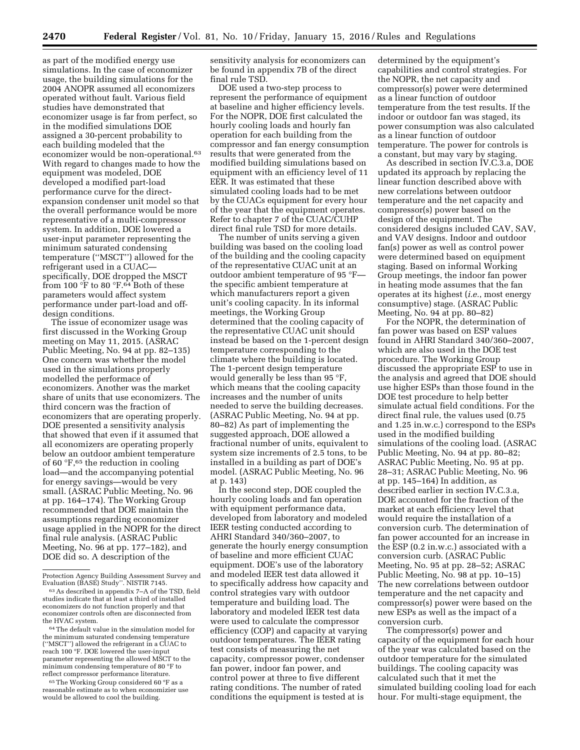as part of the modified energy use simulations. In the case of economizer usage, the building simulations for the 2004 ANOPR assumed all economizers operated without fault. Various field studies have demonstrated that economizer usage is far from perfect, so in the modified simulations DOE assigned a 30-percent probability to each building modeled that the economizer would be non-operational.[63] With regard to changes made to how the equipment was modeled, DOE developed a modified part-load performance curve for the direct-expansion condenser unit model so that the overall performance would be more representative of a multi-compressor system. In addition, DOE lowered a user-input parameter representing the minimum saturated condensing temperature (''MSCT'') allowed for the refrigerant used in a CUAC—specifically, DOE dropped the MSCT from 100 °F to 80 °F.[64] Both of these parameters would affect system performance under part-load and off-design conditions.

The issue of economizer usage was first discussed in the Working Group meeting on May 11, 2015. (ASRAC Public Meeting, No. 94 at pp. 82–135) One concern was whether the model used in the simulations properly modelled the performace of economizers. Another was the market share of units that use economizers. The third concern was the fraction of economizers that are operating properly. DOE presented a sensitivity analysis that showed that even if it assumed that all economizers are operating properly below an outdoor ambient temperature of 60 °F,[65] the reduction in cooling load—and the accompanying potential for energy savings—would be very small. (ASRAC Public Meeting, No. 96 at pp. 164–174). The Working Group recommended that DOE maintain the assumptions regarding economizer usage applied in the NOPR for the direct final rule analysis. (ASRAC Public Meeting, No. 96 at pp. 177–182), and DOE did so. A description of the sensitivity analysis for economizers can be found in appendix 7B of the direct final rule TSD.

DOE used a two-step process to represent the performance of equipment at baseline and higher efficiency levels. For the NOPR, DOE first calculated the hourly cooling loads and hourly fan operation for each building from the compressor and fan energy consumption results that were generated from the modified building simulations based on equipment with an efficiency level of 11 EER. It was estimated that these simulated cooling loads had to be met by the CUACs equipment for every hour of the year that the equipment operates. Refer to chapter 7 of the CUAC/CUHP direct final rule TSD for more details.

The number of units serving a given building was based on the cooling load of the building and the cooling capacity of the representative CUAC unit at an outdoor ambient temperature of 95 °F—the specific ambient temperature at which manufacturers report a given unit's cooling capacity. In its informal meetings, the Working Group determined that the cooling capacity of the representative CUAC unit should instead be based on the 1-percent design temperature corresponding to the climate where the building is located. The 1-percent design temperature would generally be less than 95 °F, which means that the cooling capacity increases and the number of units needed to serve the building decreases. (ASRAC Public Meeting, No. 94 at pp. 80–82) As part of implementing the suggested approach, DOE allowed a fractional number of units, equivalent to system size increments of 2.5 tons, to be installed in a building as part of DOE's model. (ASRAC Public Meeting, No. 96 at p. 143)

In the second step, DOE coupled the hourly cooling loads and fan operation with equipment performance data, developed from laboratory and modeled IEER testing conducted according to AHRI Standard 340/360–2007, to generate the hourly energy consumption of baseline and more efficient CUAC equipment. DOE's use of the laboratory and modeled IEER test data allowed it to specifically address how capacity and control strategies vary with outdoor temperature and building load. The laboratory and modeled IEER test data were used to calculate the compressor efficiency (COP) and capacity at varying outdoor temperatures. The IEER rating test consists of measuring the net capacity, compressor power, condenser fan power, indoor fan power, and control power at three to five different rating conditions. The number of rated conditions the equipment is tested at is determined by the equipment's capabilities and control strategies. For the NOPR, the net capacity and compressor(s) power were determined as a linear function of outdoor temperature from the test results. If the indoor or outdoor fan was staged, its power consumption was also calculated as a linear function of outdoor temperature. The power for controls is a constant, but may vary by staging.

As described in section IV.C.3.a, DOE updated its approach by replacing the linear function described above with new correlations between outdoor temperature and the net capacity and compressor(s) power based on the design of the equipment. The considered designs included CAV, SAV, and VAV designs. Indoor and outdoor fan(s) power as well as control power were determined based on equipment staging. Based on informal Working Group meetings, the indoor fan power in heating mode assumes that the fan operates at its highest (*i.e.*, most energy consumptive) stage. (ASRAC Public Meeting, No. 94 at pp. 80–82)

For the NOPR, the determination of fan power was based on ESP values found in AHRI Standard 340/360–2007, which are also used in the DOE test procedure. The Working Group discussed the appropriate ESP to use in the analysis and agreed that DOE should use higher ESPs than those found in the DOE test procedure to help better simulate actual field conditions. For the direct final rule, the values used (0.75 and 1.25 in.w.c.) correspond to the ESPs used in the modified building simulations of the cooling load. (ASRAC Public Meeting, No. 94 at pp. 80–82; ASRAC Public Meeting, No. 95 at pp. 28–31; ASRAC Public Meeting, No. 96 at pp. 145–164) In addition, as described earlier in section IV.C.3.a, DOE accounted for the fraction of the market at each efficiency level that would require the installation of a conversion curb. The determination of fan power accounted for an increase in the ESP (0.2 in.w.c.) associated with a conversion curb. (ASRAC Public Meeting, No. 95 at pp. 28–52; ASRAC Public Meeting, No. 98 at pp. 10–15) The new correlations between outdoor temperature and the net capacity and compressor(s) power were based on the new ESPs as well as the impact of a conversion curb.

The compressor(s) power and capacity of the equipment for each hour of the year was calculated based on the outdoor temperature for the simulated buildings. The cooling capacity was calculated such that it met the simulated building cooling load for each hour. For multi-stage equipment, the

---

Protection Agency Building Assessment Survey and Evaluation (BASE) Study''. NISTIR 7145.

[63] As described in appendix 7–A of the TSD, field studies indicate that at least a third of installed economizers do not function properly and that economizer controls often are disconnected from the HVAC system.

[64] The default value in the simulation model for the minimum saturated condensing temperature (''MSCT'') allowed the refrigerant in a CUAC to reach 100 °F. DOE lowered the user-input parameter representing the allowed MSCT to the minimum condensing temperature of 80 °F to reflect compressor performance literature.

[65] The Working Group considered 60 °F as a reasonable estimate as to when economizer use would be allowed to cool the building.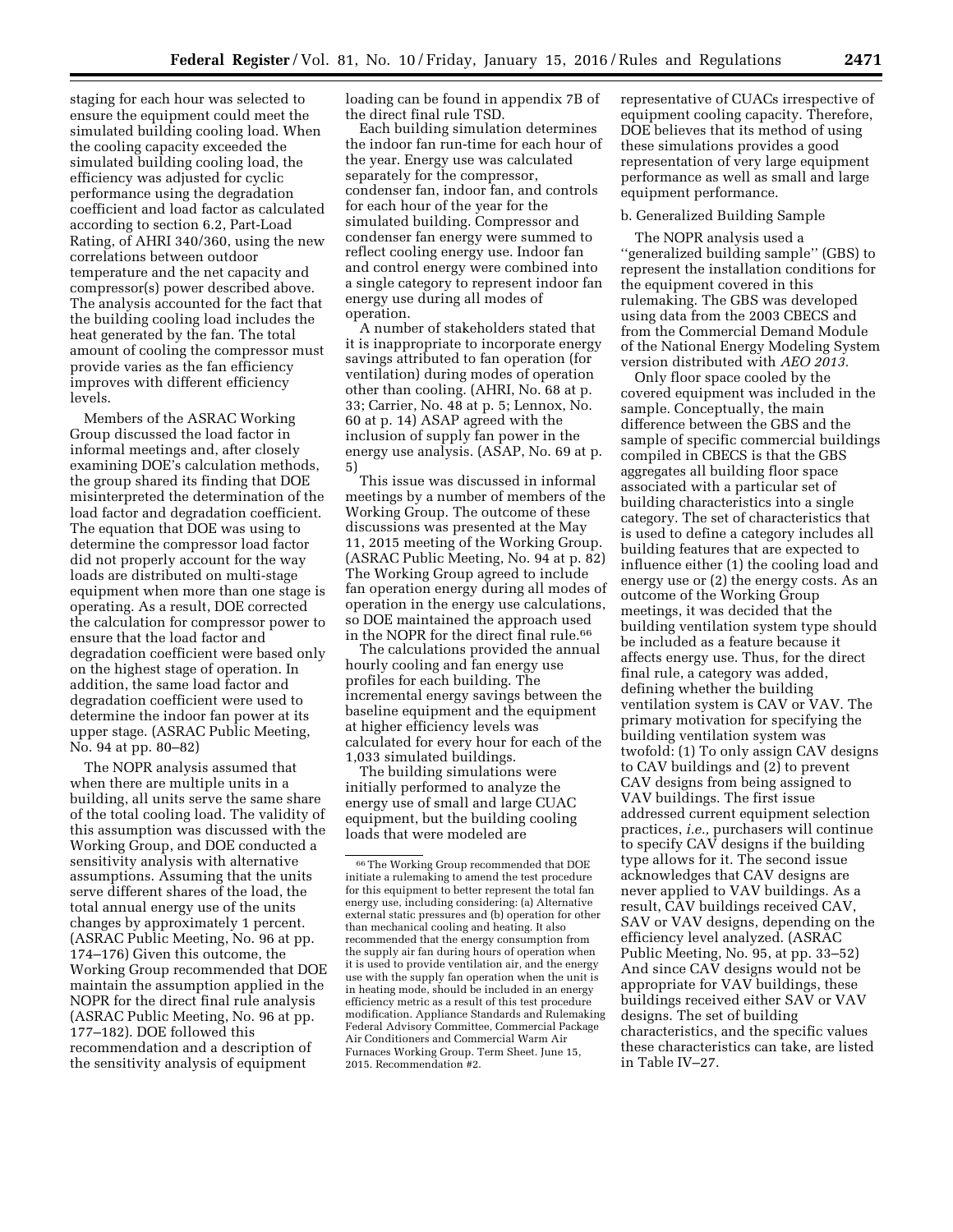staging for each hour was selected to ensure the equipment could meet the simulated building cooling load. When the cooling capacity exceeded the simulated building cooling load, the efficiency was adjusted for cyclic performance using the degradation coefficient and load factor as calculated according to section 6.2, Part-Load Rating, of AHRI 340/360, using the new correlations between outdoor temperature and the net capacity and compressor(s) power described above. The analysis accounted for the fact that the building cooling load includes the heat generated by the fan. The total amount of cooling the compressor must provide varies as the fan efficiency improves with different efficiency levels.

Members of the ASRAC Working Group discussed the load factor in informal meetings and, after closely examining DOE's calculation methods, the group shared its finding that DOE misinterpreted the determination of the load factor and degradation coefficient. The equation that DOE was using to determine the compressor load factor did not properly account for the way loads are distributed on multi-stage equipment when more than one stage is operating. As a result, DOE corrected the calculation for compressor power to ensure that the load factor and degradation coefficient were based only on the highest stage of operation. In addition, the same load factor and degradation coefficient were used to determine the indoor fan power at its upper stage. (ASRAC Public Meeting, No. 94 at pp. 80–82)

The NOPR analysis assumed that when there are multiple units in a building, all units serve the same share of the total cooling load. The validity of this assumption was discussed with the Working Group, and DOE conducted a sensitivity analysis with alternative assumptions. Assuming that the units serve different shares of the load, the total annual energy use of the units changes by approximately 1 percent. (ASRAC Public Meeting, No. 96 at pp. 174–176) Given this outcome, the Working Group recommended that DOE maintain the assumption applied in the NOPR for the direct final rule analysis (ASRAC Public Meeting, No. 96 at pp. 177–182). DOE followed this recommendation and a description of the sensitivity analysis of equipment loading can be found in appendix 7B of the direct final rule TSD.

Each building simulation determines the indoor fan run-time for each hour of the year. Energy use was calculated separately for the compressor, condenser fan, indoor fan, and controls for each hour of the year for the simulated building. Compressor and condenser fan energy were summed to reflect cooling energy use. Indoor fan and control energy were combined into a single category to represent indoor fan energy use during all modes of operation.

A number of stakeholders stated that it is inappropriate to incorporate energy savings attributed to fan operation (for ventilation) during modes of operation other than cooling. (AHRI, No. 68 at p. 33; Carrier, No. 48 at p. 5; Lennox, No. 60 at p. 14) ASAP agreed with the inclusion of supply fan power in the energy use analysis. (ASAP, No. 69 at p. 5)

This issue was discussed in informal meetings by a number of members of the Working Group. The outcome of these discussions was presented at the May 11, 2015 meeting of the Working Group. (ASRAC Public Meeting, No. 94 at p. 82) The Working Group agreed to include fan operation energy during all modes of operation in the energy use calculations, so DOE maintained the approach used in the NOPR for the direct final rule.[66]

The calculations provided the annual hourly cooling and fan energy use profiles for each building. The incremental energy savings between the baseline equipment and the equipment at higher efficiency levels was calculated for every hour for each of the 1,033 simulated buildings.

The building simulations were initially performed to analyze the energy use of small and large CUAC equipment, but the building cooling loads that were modeled are representative of CUACs irrespective of equipment cooling capacity. Therefore, DOE believes that its method of using these simulations provides a good representation of very large equipment performance as well as small and large equipment performance.

b. Generalized Building Sample

The NOPR analysis used a "generalized building sample" (GBS) to represent the installation conditions for the equipment covered in this rulemaking. The GBS was developed using data from the 2003 CBECS and from the Commercial Demand Module of the National Energy Modeling System version distributed with *AEO 2013.*

Only floor space cooled by the covered equipment was included in the sample. Conceptually, the main difference between the GBS and the sample of specific commercial buildings compiled in CBECS is that the GBS aggregates all building floor space associated with a particular set of building characteristics into a single category. The set of characteristics that is used to define a category includes all building features that are expected to influence either (1) the cooling load and energy use or (2) the energy costs. As an outcome of the Working Group meetings, it was decided that the building ventilation system type should be included as a feature because it affects energy use. Thus, for the direct final rule, a category was added, defining whether the building ventilation system is CAV or VAV. The primary motivation for specifying the building ventilation system was twofold: (1) To only assign CAV designs to CAV buildings and (2) to prevent CAV designs from being assigned to VAV buildings. The first issue addressed current equipment selection practices, *i.e.,* purchasers will continue to specify CAV designs if the building type allows for it. The second issue acknowledges that CAV designs are never applied to VAV buildings. As a result, CAV buildings received CAV, SAV or VAV designs, depending on the efficiency level analyzed. (ASRAC Public Meeting, No. 95, at pp. 33–52) And since CAV designs would not be appropriate for VAV buildings, these buildings received either SAV or VAV designs. The set of building characteristics, and the specific values these characteristics can take, are listed in Table IV–27.

[66] The Working Group recommended that DOE initiate a rulemaking to amend the test procedure for this equipment to better represent the total fan energy use, including considering: (a) Alternative external static pressures and (b) operation for other than mechanical cooling and heating. It also recommended that the energy consumption from the supply air fan during hours of operation when it is used to provide ventilation air, and the energy use with the supply fan operation when the unit is in heating mode, should be included in an energy efficiency metric as a result of this test procedure modification. Appliance Standards and Rulemaking Federal Advisory Committee, Commercial Package Air Conditioners and Commercial Warm Air Furnaces Working Group. Term Sheet. June 15, 2015. Recommendation #2.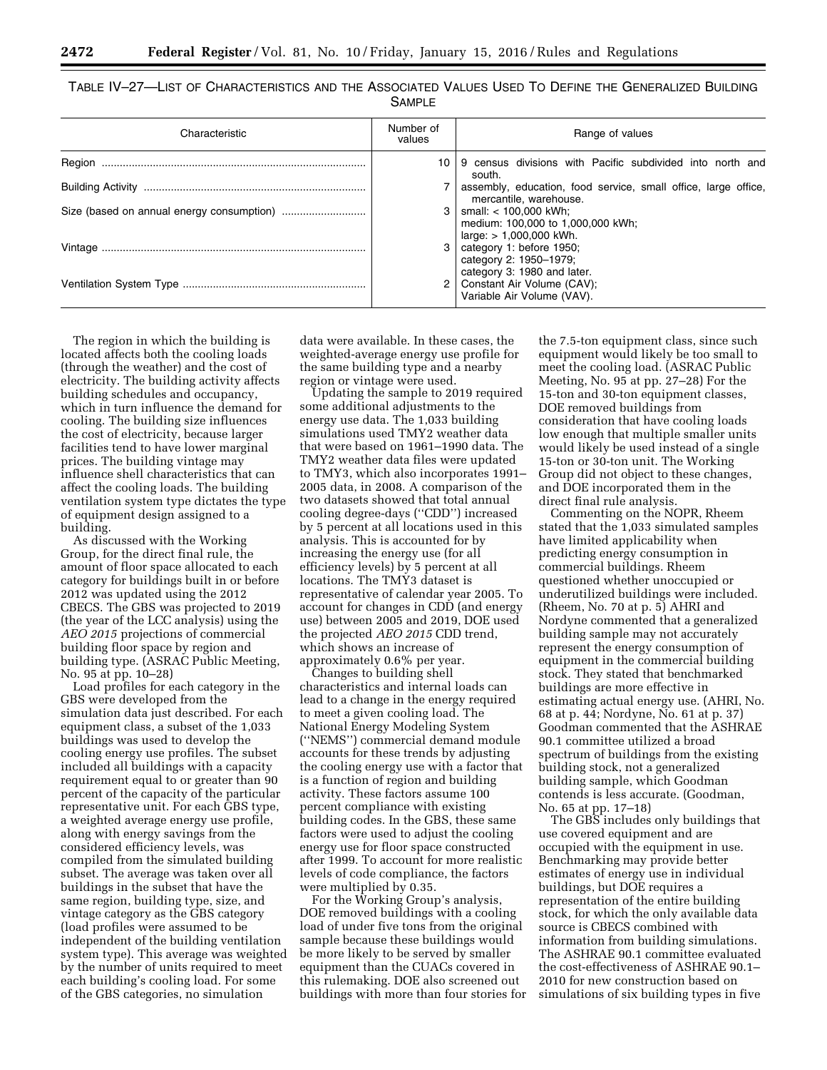TABLE IV–27—LIST OF CHARACTERISTICS AND THE ASSOCIATED VALUES USED TO DEFINE THE GENERALIZED BUILDING SAMPLE

| Characteristic | Number of values | Range of values |
|---|---|---|
| Region | 10 | 9 census divisions with Pacific subdivided into north and south. |
| Building Activity | 7 | assembly, education, food service, small office, large office, mercantile, warehouse. |
| Size (based on annual energy consumption) | 3 | small: < 100,000 kWh; medium: 100,000 to 1,000,000 kWh; large: > 1,000,000 kWh. |
| Vintage | 3 | category 1: before 1950; category 2: 1950–1979; category 3: 1980 and later. |
| Ventilation System Type | 2 | Constant Air Volume (CAV); Variable Air Volume (VAV). |

The region in which the building is located affects both the cooling loads (through the weather) and the cost of electricity. The building activity affects building schedules and occupancy, which in turn influence the demand for cooling. The building size influences the cost of electricity, because larger facilities tend to have lower marginal prices. The building vintage may influence shell characteristics that can affect the cooling loads. The building ventilation system type dictates the type of equipment design assigned to a building.

As discussed with the Working Group, for the direct final rule, the amount of floor space allocated to each category for buildings built in or before 2012 was updated using the 2012 CBECS. The GBS was projected to 2019 (the year of the LCC analysis) using the *AEO 2015* projections of commercial building floor space by region and building type. (ASRAC Public Meeting, No. 95 at pp. 10–28)

Load profiles for each category in the GBS were developed from the simulation data just described. For each equipment class, a subset of the 1,033 buildings was used to develop the cooling energy use profiles. The subset included all buildings with a capacity requirement equal to or greater than 90 percent of the capacity of the particular representative unit. For each GBS type, a weighted average energy use profile, along with energy savings from the considered efficiency levels, was compiled from the simulated building subset. The average was taken over all buildings in the subset that have the same region, building type, size, and vintage category as the GBS category (load profiles were assumed to be independent of the building ventilation system type). This average was weighted by the number of units required to meet each building's cooling load. For some of the GBS categories, no simulation data were available. In these cases, the weighted-average energy use profile for the same building type and a nearby region or vintage were used.

Updating the sample to 2019 required some additional adjustments to the energy use data. The 1,033 building simulations used TMY2 weather data that were based on 1961–1990 data. The TMY2 weather data files were updated to TMY3, which also incorporates 1991–2005 data, in 2008. A comparison of the two datasets showed that total annual cooling degree-days (''CDD'') increased by 5 percent at all locations used in this analysis. This is accounted for by increasing the energy use (for all efficiency levels) by 5 percent at all locations. The TMY3 dataset is representative of calendar year 2005. To account for changes in CDD (and energy use) between 2005 and 2019, DOE used the projected *AEO 2015* CDD trend, which shows an increase of approximately 0.6% per year.

Changes to building shell characteristics and internal loads can lead to a change in the energy required to meet a given cooling load. The National Energy Modeling System (''NEMS'') commercial demand module accounts for these trends by adjusting the cooling energy use with a factor that is a function of region and building activity. These factors assume 100 percent compliance with existing building codes. In the GBS, these same factors were used to adjust the cooling energy use for floor space constructed after 1999. To account for more realistic levels of code compliance, the factors were multiplied by 0.35.

For the Working Group's analysis, DOE removed buildings with a cooling load of under five tons from the original sample because these buildings would be more likely to be served by smaller equipment than the CUACs covered in this rulemaking. DOE also screened out buildings with more than four stories for the 7.5-ton equipment class, since such equipment would likely be too small to meet the cooling load. (ASRAC Public Meeting, No. 95 at pp. 27–28) For the 15-ton and 30-ton equipment classes, DOE removed buildings from consideration that have cooling loads low enough that multiple smaller units would likely be used instead of a single 15-ton or 30-ton unit. The Working Group did not object to these changes, and DOE incorporated them in the direct final rule analysis.

Commenting on the NOPR, Rheem stated that the 1,033 simulated samples have limited applicability when predicting energy consumption in commercial buildings. Rheem questioned whether unoccupied or underutilized buildings were included. (Rheem, No. 70 at p. 5) AHRI and Nordyne commented that a generalized building sample may not accurately represent the energy consumption of equipment in the commercial building stock. They stated that benchmarked buildings are more effective in estimating actual energy use. (AHRI, No. 68 at p. 44; Nordyne, No. 61 at p. 37) Goodman commented that the ASHRAE 90.1 committee utilized a broad spectrum of buildings from the existing building stock, not a generalized building sample, which Goodman contends is less accurate. (Goodman, No. 65 at pp. 17–18)

The GBS includes only buildings that use covered equipment and are occupied with the equipment in use. Benchmarking may provide better estimates of energy use in individual buildings, but DOE requires a representation of the entire building stock, for which the only available data source is CBECS combined with information from building simulations. The ASHRAE 90.1 committee evaluated the cost-effectiveness of ASHRAE 90.1–2010 for new construction based on simulations of six building types in five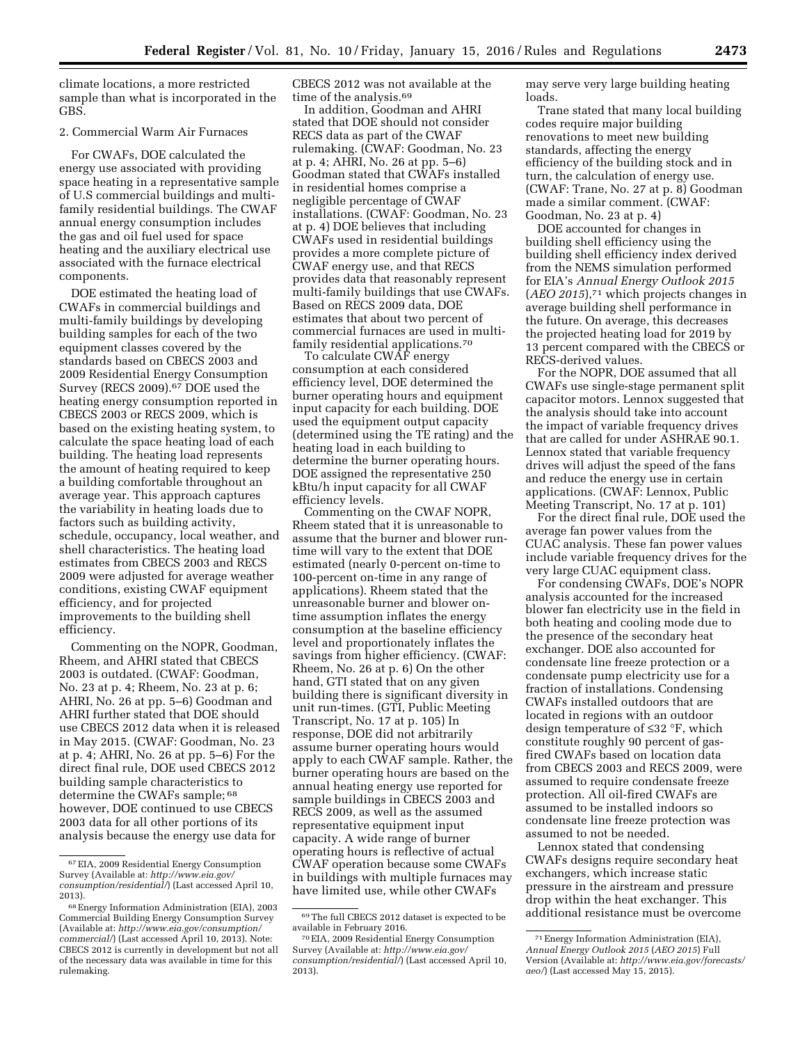climate locations, a more restricted sample than what is incorporated in the GBS.

2. Commercial Warm Air Furnaces

For CWAFs, DOE calculated the energy use associated with providing space heating in a representative sample of U.S commercial buildings and multi-family residential buildings. The CWAF annual energy consumption includes the gas and oil fuel used for space heating and the auxiliary electrical use associated with the furnace electrical components.

DOE estimated the heating load of CWAFs in commercial buildings and multi-family buildings by developing building samples for each of the two equipment classes covered by the standards based on CBECS 2003 and 2009 Residential Energy Consumption Survey (RECS 2009).[67] DOE used the heating energy consumption reported in CBECS 2003 or RECS 2009, which is based on the existing heating system, to calculate the space heating load of each building. The heating load represents the amount of heating required to keep a building comfortable throughout an average year. This approach captures the variability in heating loads due to factors such as building activity, schedule, occupancy, local weather, and shell characteristics. The heating load estimates from CBECS 2003 and RECS 2009 were adjusted for average weather conditions, existing CWAF equipment efficiency, and for projected improvements to the building shell efficiency.

Commenting on the NOPR, Goodman, Rheem, and AHRI stated that CBECS 2003 is outdated. (CWAF: Goodman, No. 23 at p. 4; Rheem, No. 23 at p. 6; AHRI, No. 26 at pp. 5–6) Goodman and AHRI further stated that DOE should use CBECS 2012 data when it is released in May 2015. (CWAF: Goodman, No. 23 at p. 4; AHRI, No. 26 at pp. 5–6) For the direct final rule, DOE used CBECS 2012 building sample characteristics to determine the CWAFs sample;[68] however, DOE continued to use CBECS 2003 data for all other portions of its analysis because the energy use data for CBECS 2012 was not available at the time of the analysis.[69]

In addition, Goodman and AHRI stated that DOE should not consider RECS data as part of the CWAF rulemaking. (CWAF: Goodman, No. 23 at p. 4; AHRI, No. 26 at pp. 5–6) Goodman stated that CWAFs installed in residential homes comprise a negligible percentage of CWAF installations. (CWAF: Goodman, No. 23 at p. 4) DOE believes that including CWAFs used in residential buildings provides a more complete picture of CWAF energy use, and that RECS provides data that reasonably represent multi-family buildings that use CWAFs. Based on RECS 2009 data, DOE estimates that about two percent of commercial furnaces are used in multi-family residential applications.[70]

To calculate CWAF energy consumption at each considered efficiency level, DOE determined the burner operating hours and equipment input capacity for each building. DOE used the equipment output capacity (determined using the TE rating) and the heating load in each building to determine the burner operating hours. DOE assigned the representative 250 kBtu/h input capacity for all CWAF efficiency levels.

Commenting on the CWAF NOPR, Rheem stated that it is unreasonable to assume that the burner and blower run-time will vary to the extent that DOE estimated (nearly 0-percent on-time to 100-percent on-time in any range of applications). Rheem stated that the unreasonable burner and blower on-time assumption inflates the energy consumption at the baseline efficiency level and proportionately inflates the savings from higher efficiency. (CWAF: Rheem, No. 26 at p. 6) On the other hand, GTI stated that on any given building there is significant diversity in unit run-times. (GTI, Public Meeting Transcript, No. 17 at p. 105) In response, DOE did not arbitrarily assume burner operating hours would apply to each CWAF sample. Rather, the burner operating hours are based on the annual heating energy use reported for sample buildings in CBECS 2003 and RECS 2009, as well as the assumed representative equipment input capacity. A wide range of burner operating hours is reflective of actual CWAF operation because some CWAFs in buildings with multiple furnaces may have limited use, while other CWAFs may serve very large building heating loads.

Trane stated that many local building codes require major building renovations to meet new building standards, affecting the energy efficiency of the building stock and in turn, the calculation of energy use. (CWAF: Trane, No. 27 at p. 8) Goodman made a similar comment. (CWAF: Goodman, No. 23 at p. 4)

DOE accounted for changes in building shell efficiency using the building shell efficiency index derived from the NEMS simulation performed for EIA's *Annual Energy Outlook 2015* (*AEO 2015*),[71] which projects changes in average building shell performance in the future. On average, this decreases the projected heating load for 2019 by 13 percent compared with the CBECS or RECS-derived values.

For the NOPR, DOE assumed that all CWAFs use single-stage permanent split capacitor motors. Lennox suggested that the analysis should take into account the impact of variable frequency drives that are called for under ASHRAE 90.1. Lennox stated that variable frequency drives will adjust the speed of the fans and reduce the energy use in certain applications. (CWAF: Lennox, Public Meeting Transcript, No. 17 at p. 101)

For the direct final rule, DOE used the average fan power values from the CUAC analysis. These fan power values include variable frequency drives for the very large CUAC equipment class.

For condensing CWAFs, DOE's NOPR analysis accounted for the increased blower fan electricity use in the field in both heating and cooling mode due to the presence of the secondary heat exchanger. DOE also accounted for condensate line freeze protection or a condensate pump electricity use for a fraction of installations. Condensing CWAFs installed outdoors that are located in regions with an outdoor design temperature of ≤32 °F, which constitute roughly 90 percent of gas-fired CWAFs based on location data from CBECS 2003 and RECS 2009, were assumed to require condensate freeze protection. All oil-fired CWAFs are assumed to be installed indoors so condensate line freeze protection was assumed to not be needed.

Lennox stated that condensing CWAFs designs require secondary heat exchangers, which increase static pressure in the airstream and pressure drop within the heat exchanger. This additional resistance must be overcome

[67] EIA, 2009 Residential Energy Consumption Survey (Available at: *http://www.eia.gov/consumption/residential/*) (Last accessed April 10, 2013).

[68] Energy Information Administration (EIA), 2003 Commercial Building Energy Consumption Survey (Available at: *http://www.eia.gov/consumption/commercial/*) (Last accessed April 10, 2013). Note: CBECS 2012 is currently in development but not all of the necessary data was available in time for this rulemaking.

[69] The full CBECS 2012 dataset is expected to be available in February 2016.

[70] EIA, 2009 Residential Energy Consumption Survey (Available at: *http://www.eia.gov/consumption/residential/*) (Last accessed April 10, 2013).

[71] Energy Information Administration (EIA), *Annual Energy Outlook 2015* (*AEO 2015*) Full Version (Available at: *http://www.eia.gov/forecasts/aeo/*) (Last accessed May 15, 2015).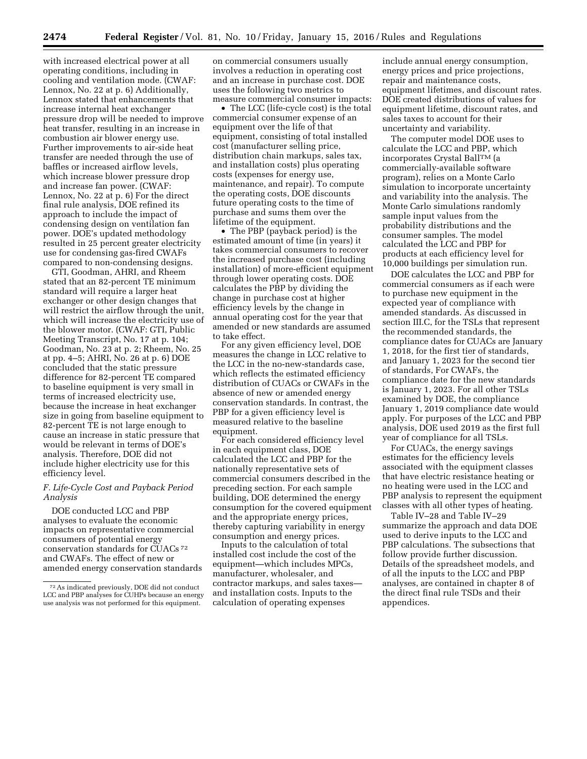with increased electrical power at all operating conditions, including in cooling and ventilation mode. (CWAF: Lennox, No. 22 at p. 6) Additionally, Lennox stated that enhancements that increase internal heat exchanger pressure drop will be needed to improve heat transfer, resulting in an increase in combustion air blower energy use. Further improvements to air-side heat transfer are needed through the use of baffles or increased airflow levels, which increase blower pressure drop and increase fan power. (CWAF: Lennox, No. 22 at p. 6) For the direct final rule analysis, DOE refined its approach to include the impact of condensing design on ventilation fan power. DOE's updated methodology resulted in 25 percent greater electricity use for condensing gas-fired CWAFs compared to non-condensing designs.

GTI, Goodman, AHRI, and Rheem stated that an 82-percent TE minimum standard will require a larger heat exchanger or other design changes that will restrict the airflow through the unit, which will increase the electricity use of the blower motor. (CWAF: GTI, Public Meeting Transcript, No. 17 at p. 104; Goodman, No. 23 at p. 2; Rheem, No. 25 at pp. 4–5; AHRI, No. 26 at p. 6) DOE concluded that the static pressure difference for 82-percent TE compared to baseline equipment is very small in terms of increased electricity use, because the increase in heat exchanger size in going from baseline equipment to 82-percent TE is not large enough to cause an increase in static pressure that would be relevant in terms of DOE's analysis. Therefore, DOE did not include higher electricity use for this efficiency level.

### *F. Life-Cycle Cost and Payback Period Analysis*

DOE conducted LCC and PBP analyses to evaluate the economic impacts on representative commercial consumers of potential energy conservation standards for CUACs[72] and CWAFs. The effect of new or amended energy conservation standards on commercial consumers usually involves a reduction in operating cost and an increase in purchase cost. DOE uses the following two metrics to measure commercial consumer impacts:

- The LCC (life-cycle cost) is the total commercial consumer expense of an equipment over the life of that equipment, consisting of total installed cost (manufacturer selling price, distribution chain markups, sales tax, and installation costs) plus operating costs (expenses for energy use, maintenance, and repair). To compute the operating costs, DOE discounts future operating costs to the time of purchase and sums them over the lifetime of the equipment.
- The PBP (payback period) is the estimated amount of time (in years) it takes commercial consumers to recover the increased purchase cost (including installation) of more-efficient equipment through lower operating costs. DOE calculates the PBP by dividing the change in purchase cost at higher efficiency levels by the change in annual operating cost for the year that amended or new standards are assumed to take effect.

For any given efficiency level, DOE measures the change in LCC relative to the LCC in the no-new-standards case, which reflects the estimated efficiency distribution of CUACs or CWAFs in the absence of new or amended energy conservation standards. In contrast, the PBP for a given efficiency level is measured relative to the baseline equipment.

For each considered efficiency level in each equipment class, DOE calculated the LCC and PBP for the nationally representative sets of commercial consumers described in the preceding section. For each sample building, DOE determined the energy consumption for the covered equipment and the appropriate energy prices, thereby capturing variability in energy consumption and energy prices.

Inputs to the calculation of total installed cost include the cost of the equipment—which includes MPCs, manufacturer, wholesaler, and contractor markups, and sales taxes—and installation costs. Inputs to the calculation of operating expenses include annual energy consumption, energy prices and price projections, repair and maintenance costs, equipment lifetimes, and discount rates. DOE created distributions of values for equipment lifetime, discount rates, and sales taxes to account for their uncertainty and variability.

The computer model DOE uses to calculate the LCC and PBP, which incorporates Crystal Ball™ (a commercially-available software program), relies on a Monte Carlo simulation to incorporate uncertainty and variability into the analysis. The Monte Carlo simulations randomly sample input values from the probability distributions and the consumer samples. The model calculated the LCC and PBP for products at each efficiency level for 10,000 buildings per simulation run.

DOE calculates the LCC and PBP for commercial consumers as if each were to purchase new equipment in the expected year of compliance with amended standards. As discussed in section III.C, for the TSLs that represent the recommended standards, the compliance dates for CUACs are January 1, 2018, for the first tier of standards, and January 1, 2023 for the second tier of standards, For CWAFs, the compliance date for the new standards is January 1, 2023. For all other TSLs examined by DOE, the compliance January 1, 2019 compliance date would apply. For purposes of the LCC and PBP analysis, DOE used 2019 as the first full year of compliance for all TSLs.

For CUACs, the energy savings estimates for the efficiency levels associated with the equipment classes that have electric resistance heating or no heating were used in the LCC and PBP analysis to represent the equipment classes with all other types of heating.

Table IV–28 and Table IV–29 summarize the approach and data DOE used to derive inputs to the LCC and PBP calculations. The subsections that follow provide further discussion. Details of the spreadsheet models, and of all the inputs to the LCC and PBP analyses, are contained in chapter 8 of the direct final rule TSDs and their appendices.

[72] As indicated previously, DOE did not conduct LCC and PBP analyses for CUHPs because an energy use analysis was not performed for this equipment.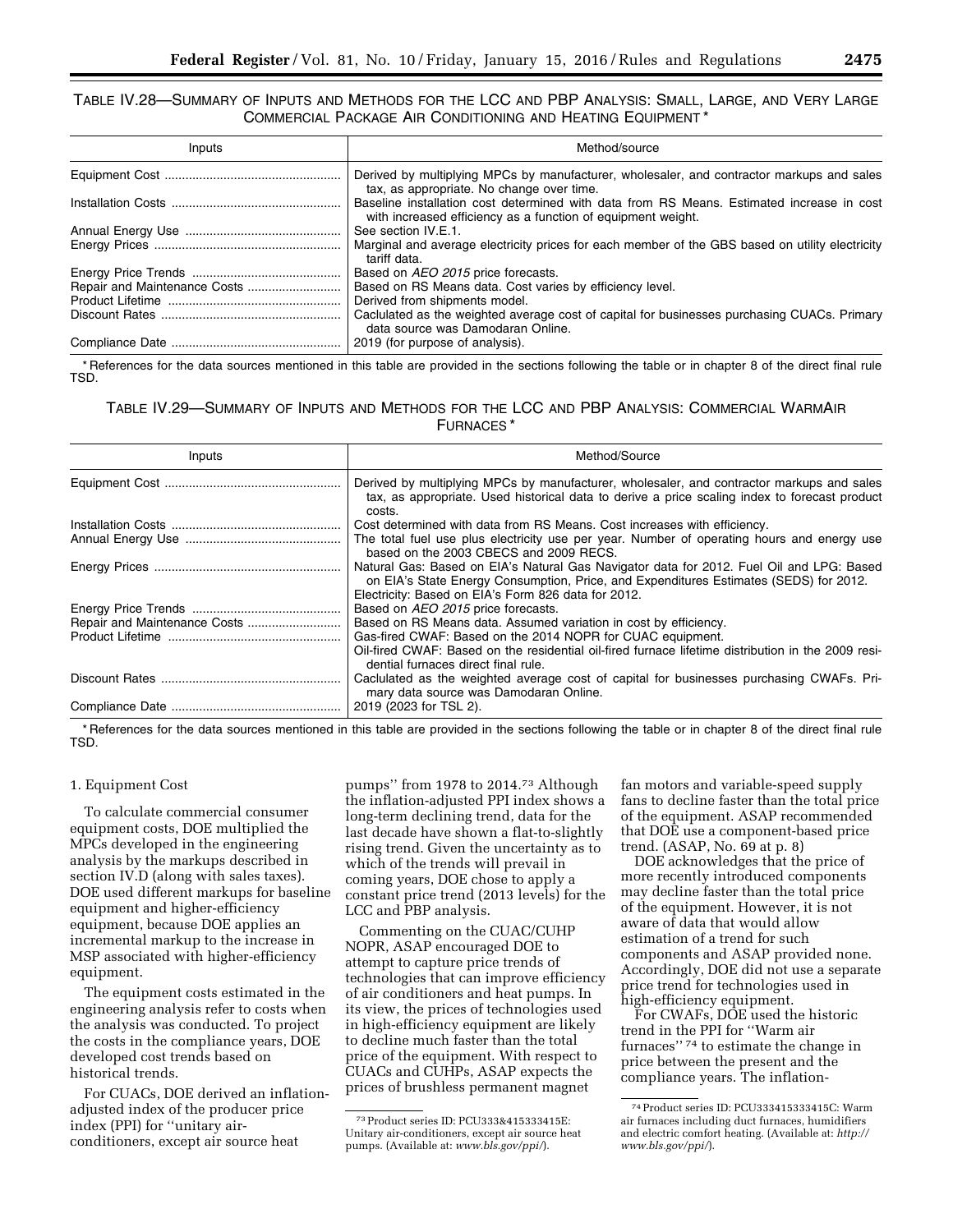TABLE IV.28—SUMMARY OF INPUTS AND METHODS FOR THE LCC AND PBP ANALYSIS: SMALL, LARGE, AND VERY LARGE COMMERCIAL PACKAGE AIR CONDITIONING AND HEATING EQUIPMENT *

| Inputs | Method/source |
|---|---|
| Equipment Cost | Derived by multiplying MPCs by manufacturer, wholesaler, and contractor markups and sales tax, as appropriate. No change over time. |
| Installation Costs | Baseline installation cost determined with data from RS Means. Estimated increase in cost with increased efficiency as a function of equipment weight. |
| Annual Energy Use | See section IV.E.1. |
| Energy Prices | Marginal and average electricity prices for each member of the GBS based on utility electricity tariff data. |
| Energy Price Trends | Based on *AEO 2015* price forecasts. |
| Repair and Maintenance Costs | Based on RS Means data. Cost varies by efficiency level. |
| Product Lifetime | Derived from shipments model. |
| Discount Rates | Caclulated as the weighted average cost of capital for businesses purchasing CUACs. Primary data source was Damodaran Online. |
| Compliance Date | 2019 (for purpose of analysis). |

* References for the data sources mentioned in this table are provided in the sections following the table or in chapter 8 of the direct final rule TSD.

TABLE IV.29—SUMMARY OF INPUTS AND METHODS FOR THE LCC AND PBP ANALYSIS: COMMERCIAL WARMAIR FURNACES *

| Inputs | Method/Source |
|---|---|
| Equipment Cost | Derived by multiplying MPCs by manufacturer, wholesaler, and contractor markups and sales tax, as appropriate. Used historical data to derive a price scaling index to forecast product costs. |
| Installation Costs | Cost determined with data from RS Means. Cost increases with efficiency. |
| Annual Energy Use | The total fuel use plus electricity use per year. Number of operating hours and energy use based on the 2003 CBECS and 2009 RECS. |
| Energy Prices | Natural Gas: Based on EIA's Natural Gas Navigator data for 2012. Fuel Oil and LPG: Based on EIA's State Energy Consumption, Price, and Expenditures Estimates (SEDS) for 2012. Electricity: Based on EIA's Form 826 data for 2012. |
| Energy Price Trends | Based on *AEO 2015* price forecasts. |
| Repair and Maintenance Costs | Based on RS Means data. Assumed variation in cost by efficiency. |
| Product Lifetime | Gas-fired CWAF: Based on the 2014 NOPR for CUAC equipment. Oil-fired CWAF: Based on the residential oil-fired furnace lifetime distribution in the 2009 residential furnaces direct final rule. |
| Discount Rates | Caclulated as the weighted average cost of capital for businesses purchasing CWAFs. Primary data source was Damodaran Online. |
| Compliance Date | 2019 (2023 for TSL 2). |

* References for the data sources mentioned in this table are provided in the sections following the table or in chapter 8 of the direct final rule TSD.

1. Equipment Cost

To calculate commercial consumer equipment costs, DOE multiplied the MPCs developed in the engineering analysis by the markups described in section IV.D (along with sales taxes). DOE used different markups for baseline equipment and higher-efficiency equipment, because DOE applies an incremental markup to the increase in MSP associated with higher-efficiency equipment.

The equipment costs estimated in the engineering analysis refer to costs when the analysis was conducted. To project the costs in the compliance years, DOE developed cost trends based on historical trends.

For CUACs, DOE derived an inflation-adjusted index of the producer price index (PPI) for "unitary air-conditioners, except air source heat pumps" from 1978 to 2014.[73] Although the inflation-adjusted PPI index shows a long-term declining trend, data for the last decade have shown a flat-to-slightly rising trend. Given the uncertainty as to which of the trends will prevail in coming years, DOE chose to apply a constant price trend (2013 levels) for the LCC and PBP analysis.

Commenting on the CUAC/CUHP NOPR, ASAP encouraged DOE to attempt to capture price trends of technologies that can improve efficiency of air conditioners and heat pumps. In its view, the prices of technologies used in high-efficiency equipment are likely to decline much faster than the total price of the equipment. With respect to CUACs and CUHPs, ASAP expects the prices of brushless permanent magnet fan motors and variable-speed supply fans to decline faster than the total price of the equipment. ASAP recommended that DOE use a component-based price trend. (ASAP, No. 69 at p. 8)

DOE acknowledges that the price of more recently introduced components may decline faster than the total price of the equipment. However, it is not aware of data that would allow estimation of a trend for such components and ASAP provided none. Accordingly, DOE did not use a separate price trend for technologies used in high-efficiency equipment.

For CWAFs, DOE used the historic trend in the PPI for "Warm air furnaces" [74] to estimate the change in price between the present and the compliance years. The inflation-

[73] Product series ID: PCU333&415333415E: Unitary air-conditioners, except air source heat pumps. (Available at: *www.bls.gov/ppi/*).

[74] Product series ID: PCU333415333415C: Warm air furnaces including duct furnaces, humidifiers and electric comfort heating. (Available at: *http://www.bls.gov/ppi/*).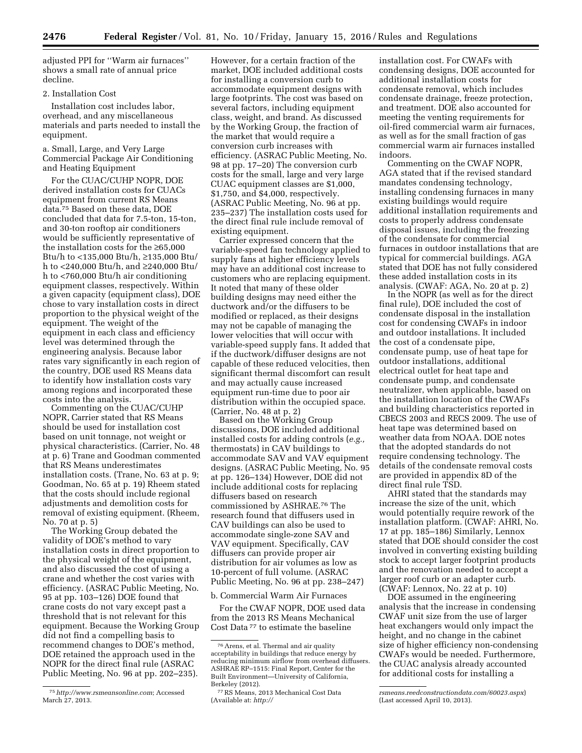adjusted PPI for "Warm air furnaces" shows a small rate of annual price decline.

2. Installation Cost

Installation cost includes labor, overhead, and any miscellaneous materials and parts needed to install the equipment.

a. Small, Large, and Very Large Commercial Package Air Conditioning and Heating Equipment

For the CUAC/CUHP NOPR, DOE derived installation costs for CUACs equipment from current RS Means data.[75] Based on these data, DOE concluded that data for 7.5-ton, 15-ton, and 30-ton rooftop air conditioners would be sufficiently representative of the installation costs for the ≥65,000 Btu/h to <135,000 Btu/h, ≥135,000 Btu/h to <240,000 Btu/h, and ≥240,000 Btu/h to <760,000 Btu/h air conditioning equipment classes, respectively. Within a given capacity (equipment class), DOE chose to vary installation costs in direct proportion to the physical weight of the equipment. The weight of the equipment in each class and efficiency level was determined through the engineering analysis. Because labor rates vary significantly in each region of the country, DOE used RS Means data to identify how installation costs vary among regions and incorporated these costs into the analysis.

Commenting on the CUAC/CUHP NOPR, Carrier stated that RS Means should be used for installation cost based on unit tonnage, not weight or physical characteristics. (Carrier, No. 48 at p. 6) Trane and Goodman commented that RS Means underestimates installation costs. (Trane, No. 63 at p. 9; Goodman, No. 65 at p. 19) Rheem stated that the costs should include regional adjustments and demolition costs for removal of existing equipment. (Rheem, No. 70 at p. 5)

The Working Group debated the validity of DOE's method to vary installation costs in direct proportion to the physical weight of the equipment, and also discussed the cost of using a crane and whether the cost varies with efficiency. (ASRAC Public Meeting, No. 95 at pp. 103–126) DOE found that crane costs do not vary except past a threshold that is not relevant for this equipment. Because the Working Group did not find a compelling basis to recommend changes to DOE's method, DOE retained the approach used in the NOPR for the direct final rule (ASRAC Public Meeting, No. 96 at pp. 202–235). However, for a certain fraction of the market, DOE included additional costs for installing a conversion curb to accommodate equipment designs with large footprints. The cost was based on several factors, including equipment class, weight, and brand. As discussed by the Working Group, the fraction of the market that would require a conversion curb increases with efficiency. (ASRAC Public Meeting, No. 98 at pp. 17–20) The conversion curb costs for the small, large and very large CUAC equipment classes are $1,000, $1,750, and $4,000, respectively. (ASRAC Public Meeting, No. 96 at pp. 235–237) The installation costs used for the direct final rule include removal of existing equipment.

Carrier expressed concern that the variable-speed fan technology applied to supply fans at higher efficiency levels may have an additional cost increase to customers who are replacing equipment. It noted that many of these older building designs may need either the ductwork and/or the diffusers to be modified or replaced, as their designs may not be capable of managing the lower velocities that will occur with variable-speed supply fans. It added that if the ductwork/diffuser designs are not capable of these reduced velocities, then significant thermal discomfort can result and may actually cause increased equipment run-time due to poor air distribution within the occupied space. (Carrier, No. 48 at p. 2)

Based on the Working Group discussions, DOE included additional installed costs for adding controls (*e.g.,* thermostats) in CAV buildings to accommodate SAV and VAV equipment designs. (ASRAC Public Meeting, No. 95 at pp. 126–134) However, DOE did not include additional costs for replacing diffusers based on research commissioned by ASHRAE.[76] The research found that diffusers used in CAV buildings can also be used to accommodate single-zone SAV and VAV equipment. Specifically, CAV diffusers can provide proper air distribution for air volumes as low as 10-percent of full volume. (ASRAC Public Meeting, No. 96 at pp. 238–247)

b. Commercial Warm Air Furnaces

For the CWAF NOPR, DOE used data from the 2013 RS Means Mechanical Cost Data[77] to estimate the baseline installation cost. For CWAFs with condensing designs, DOE accounted for additional installation costs for condensate removal, which includes condensate drainage, freeze protection, and treatment. DOE also accounted for meeting the venting requirements for oil-fired commercial warm air furnaces, as well as for the small fraction of gas commercial warm air furnaces installed indoors.

Commenting on the CWAF NOPR, AGA stated that if the revised standard mandates condensing technology, installing condensing furnaces in many existing buildings would require additional installation requirements and costs to properly address condensate disposal issues, including the freezing of the condensate for commercial furnaces in outdoor installations that are typical for commercial buildings. AGA stated that DOE has not fully considered these added installation costs in its analysis. (CWAF: AGA, No. 20 at p. 2)

In the NOPR (as well as for the direct final rule), DOE included the cost of condensate disposal in the installation cost for condensing CWAFs in indoor and outdoor installations. It included the cost of a condensate pipe, condensate pump, use of heat tape for outdoor installations, additional electrical outlet for heat tape and condensate pump, and condensate neutralizer, when applicable, based on the installation location of the CWAFs and building characteristics reported in CBECS 2003 and RECS 2009. The use of heat tape was determined based on weather data from NOAA. DOE notes that the adopted standards do not require condensing technology. The details of the condensate removal costs are provided in appendix 8D of the direct final rule TSD.

AHRI stated that the standards may increase the size of the unit, which would potentially require rework of the installation platform. (CWAF: AHRI, No. 17 at pp. 185–186) Similarly, Lennox stated that DOE should consider the cost involved in converting existing building stock to accept larger footprint products and the renovation needed to accept a larger roof curb or an adapter curb. (CWAF: Lennox, No. 22 at p. 10)

DOE assumed in the engineering analysis that the increase in condensing CWAF unit size from the use of larger heat exchangers would only impact the height, and no change in the cabinet size of higher efficiency non-condensing CWAFs would be needed. Furthermore, the CUAC analysis already accounted for additional costs for installing a

---

[75] *http://www.rsmeansonline.com*; Accessed March 27, 2013.

[76] Arens, et al. Thermal and air quality acceptability in buildings that reduce energy by reducing minimum airflow from overhead diffusers. ASHRAE RP–1515: Final Report, Center for the Built Environment—University of California, Berkeley (2012).

[77] RS Means, 2013 Mechanical Cost Data (Available at: *http://rsmeans.reedconstructiondata.com/60023.aspx*) (Last accessed April 10, 2013).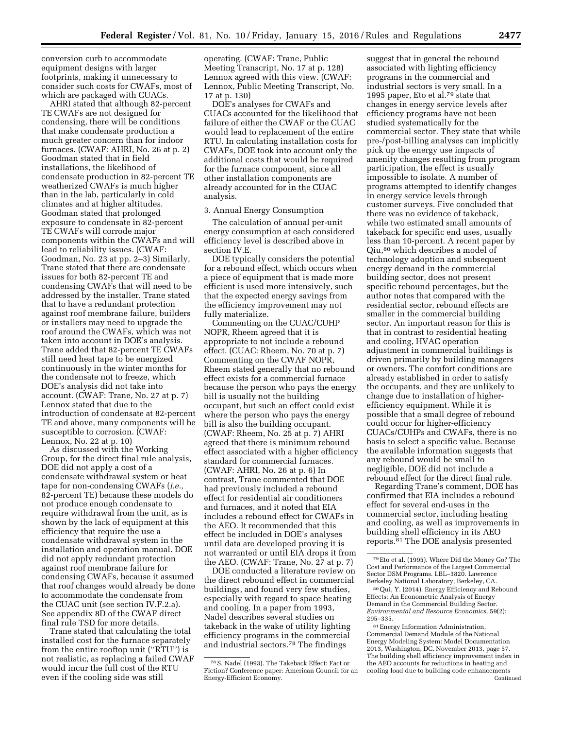conversion curb to accommodate equipment designs with larger footprints, making it unnecessary to consider such costs for CWAFs, most of which are packaged with CUACs.

AHRI stated that although 82-percent TE CWAFs are not designed for condensing, there will be conditions that make condensate production a much greater concern than for indoor furnaces. (CWAF: AHRI, No. 26 at p. 2) Goodman stated that in field installations, the likelihood of condensate production in 82-percent TE weatherized CWAFs is much higher than in the lab, particularly in cold climates and at higher altitudes. Goodman stated that prolonged exposure to condensate in 82-percent TE CWAFs will corrode major components within the CWAFs and will lead to reliability issues. (CWAF: Goodman, No. 23 at pp. 2–3) Similarly, Trane stated that there are condensate issues for both 82-percent TE and condensing CWAFs that will need to be addressed by the installer. Trane stated that to have a redundant protection against roof membrane failure, builders or installers may need to upgrade the roof around the CWAFs, which was not taken into account in DOE's analysis. Trane added that 82-percent TE CWAFs still need heat tape to be energized continuously in the winter months for the condensate not to freeze, which DOE's analysis did not take into account. (CWAF: Trane, No. 27 at p. 7) Lennox stated that due to the introduction of condensate at 82-percent TE and above, many components will be susceptible to corrosion. (CWAF: Lennox, No. 22 at p. 10)

As discussed with the Working Group, for the direct final rule analysis, DOE did not apply a cost of a condensate withdrawal system or heat tape for non-condensing CWAFs (*i.e.,* 82-percent TE) because these models do not produce enough condensate to require withdrawal from the unit, as is shown by the lack of equipment at this efficiency that require the use a condensate withdrawal system in the installation and operation manual. DOE did not apply redundant protection against roof membrane failure for condensing CWAFs, because it assumed that roof changes would already be done to accommodate the condensate from the CUAC unit (see section IV.F.2.a). See appendix 8D of the CWAF direct final rule TSD for more details.

Trane stated that calculating the total installed cost for the furnace separately from the entire rooftop unit (''RTU'') is not realistic, as replacing a failed CWAF would incur the full cost of the RTU even if the cooling side was still operating. (CWAF: Trane, Public Meeting Transcript, No. 17 at p. 128) Lennox agreed with this view. (CWAF: Lennox, Public Meeting Transcript, No. 17 at p. 130)

DOE's analyses for CWAFs and CUACs accounted for the likelihood that failure of either the CWAF or the CUAC would lead to replacement of the entire RTU. In calculating installation costs for CWAFs, DOE took into account only the additional costs that would be required for the furnace component, since all other installation components are already accounted for in the CUAC analysis.

3. Annual Energy Consumption

The calculation of annual per-unit energy consumption at each considered efficiency level is described above in section IV.E.

DOE typically considers the potential for a rebound effect, which occurs when a piece of equipment that is made more efficient is used more intensively, such that the expected energy savings from the efficiency improvement may not fully materialize.

Commenting on the CUAC/CUHP NOPR, Rheem agreed that it is appropriate to not include a rebound effect. (CUAC: Rheem, No. 70 at p. 7) Commenting on the CWAF NOPR, Rheem stated generally that no rebound effect exists for a commercial furnace because the person who pays the energy bill is usually not the building occupant, but such an effect could exist where the person who pays the energy bill is also the building occupant. (CWAF: Rheem, No. 25 at p. 7) AHRI agreed that there is minimum rebound effect associated with a higher efficiency standard for commercial furnaces. (CWAF: AHRI, No. 26 at p. 6) In contrast, Trane commented that DOE had previously included a rebound effect for residential air conditioners and furnaces, and it noted that EIA includes a rebound effect for CWAFs in the AEO. It recommended that this effect be included in DOE's analyses until data are developed proving it is not warranted or until EIA drops it from the AEO. (CWAF: Trane, No. 27 at p. 7)

DOE conducted a literature review on the direct rebound effect in commercial buildings, and found very few studies, especially with regard to space heating and cooling. In a paper from 1993, Nadel describes several studies on takeback in the wake of utility lighting efficiency programs in the commercial and industrial sectors.[78] The findings suggest that in general the rebound associated with lighting efficiency programs in the commercial and industrial sectors is very small. In a 1995 paper, Eto et al.[79] state that changes in energy service levels after efficiency programs have not been studied systematically for the commercial sector. They state that while pre-/post-billing analyses can implicitly pick up the energy use impacts of amenity changes resulting from program participation, the effect is usually impossible to isolate. A number of programs attempted to identify changes in energy service levels through customer surveys. Five concluded that there was no evidence of takeback, while two estimated small amounts of takeback for specific end uses, usually less than 10-percent. A recent paper by Qiu,[80] which describes a model of technology adoption and subsequent energy demand in the commercial building sector, does not present specific rebound percentages, but the author notes that compared with the residential sector, rebound effects are smaller in the commercial building sector. An important reason for this is that in contrast to residential heating and cooling, HVAC operation adjustment in commercial buildings is driven primarily by building managers or owners. The comfort conditions are already established in order to satisfy the occupants, and they are unlikely to change due to installation of higher-efficiency equipment. While it is possible that a small degree of rebound could occur for higher-efficiency CUACs/CUHPs and CWAFs, there is no basis to select a specific value. Because the available information suggests that any rebound would be small to negligible, DOE did not include a rebound effect for the direct final rule.

Regarding Trane's comment, DOE has confirmed that EIA includes a rebound effect for several end-uses in the commercial sector, including heating and cooling, as well as improvements in building shell efficiency in its AEO reports.[81] The DOE analysis presented

---

[78] S. Nadel (1993). The Takeback Effect: Fact or Fiction? Conference paper: American Council for an Energy-Efficient Economy.

[79] Eto et al. (1995). Where Did the Money Go? The Cost and Performance of the Largest Commercial Sector DSM Programs. LBL–3820. Lawrence Berkeley National Laboratory, Berkeley, CA.

[80] Qui, Y. (2014). Energy Efficiency and Rebound Effects: An Econometric Analysis of Energy Demand in the Commercial Building Sector. *Environmental and Resource Economics,* 59(2): 295–335.

[81] Energy Information Administration, Commercial Demand Module of the National Energy Modeling System: Model Documentation 2013, Washington, DC, November 2013, page 57. The building shell efficiency improvement index in the AEO accounts for reductions in heating and cooling load due to building code enhancements Continued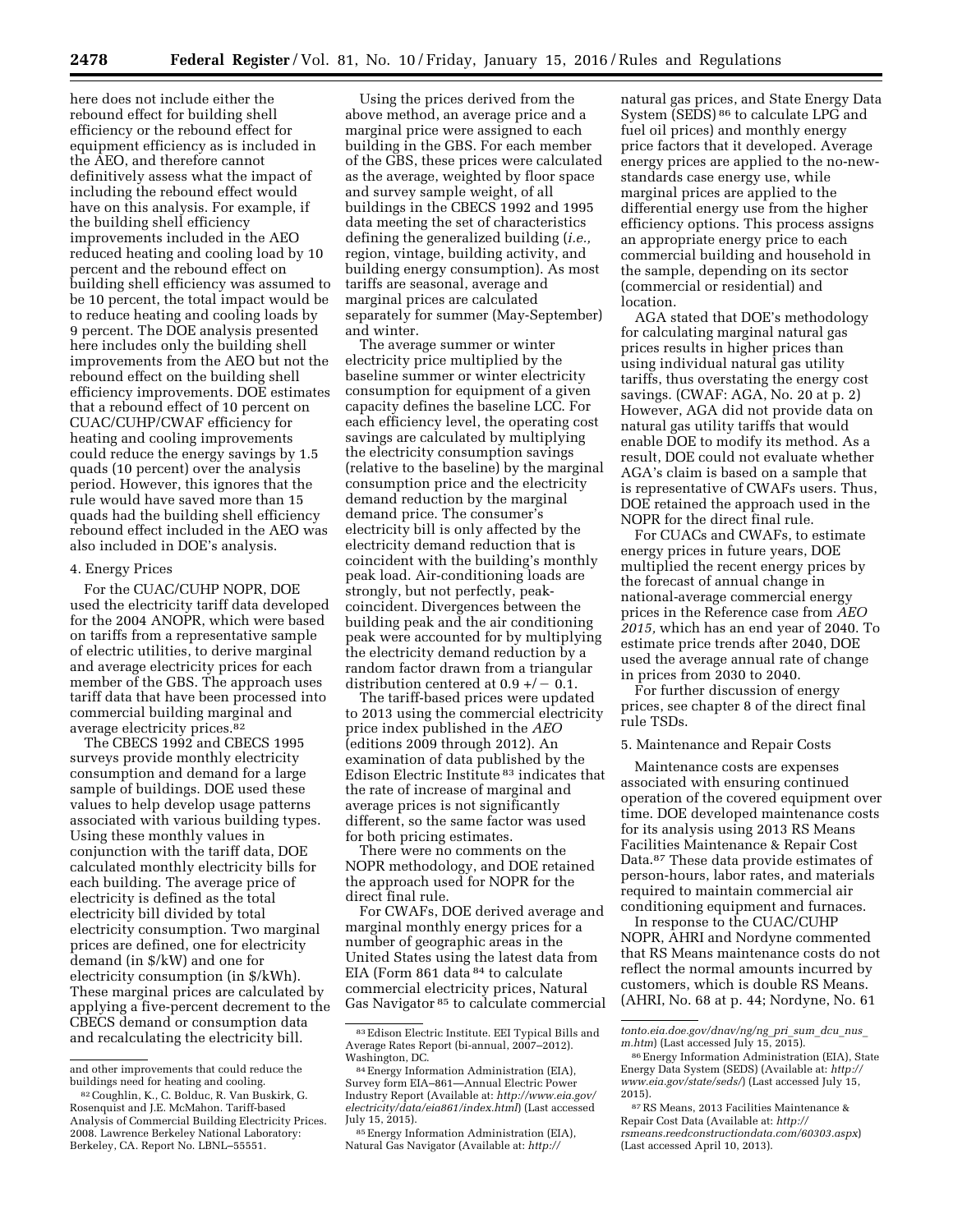here does not include either the rebound effect for building shell efficiency or the rebound effect for equipment efficiency as is included in the AEO, and therefore cannot definitively assess what the impact of including the rebound effect would have on this analysis. For example, if the building shell efficiency improvements included in the AEO reduced heating and cooling load by 10 percent and the rebound effect on building shell efficiency was assumed to be 10 percent, the total impact would be to reduce heating and cooling loads by 9 percent. The DOE analysis presented here includes only the building shell improvements from the AEO but not the rebound effect on the building shell efficiency improvements. DOE estimates that a rebound effect of 10 percent on CUAC/CUHP/CWAF efficiency for heating and cooling improvements could reduce the energy savings by 1.5 quads (10 percent) over the analysis period. However, this ignores that the rule would have saved more than 15 quads had the building shell efficiency rebound effect included in the AEO was also included in DOE's analysis.

4. Energy Prices

For the CUAC/CUHP NOPR, DOE used the electricity tariff data developed for the 2004 ANOPR, which were based on tariffs from a representative sample of electric utilities, to derive marginal and average electricity prices for each member of the GBS. The approach uses tariff data that have been processed into commercial building marginal and average electricity prices.[82]

The CBECS 1992 and CBECS 1995 surveys provide monthly electricity consumption and demand for a large sample of buildings. DOE used these values to help develop usage patterns associated with various building types. Using these monthly values in conjunction with the tariff data, DOE calculated monthly electricity bills for each building. The average price of electricity is defined as the total electricity bill divided by total electricity consumption. Two marginal prices are defined, one for electricity demand (in $/kW) and one for electricity consumption (in $/kWh). These marginal prices are calculated by applying a five-percent decrement to the CBECS demand or consumption data and recalculating the electricity bill.

Using the prices derived from the above method, an average price and a marginal price were assigned to each building in the GBS. For each member of the GBS, these prices were calculated as the average, weighted by floor space and survey sample weight, of all buildings in the CBECS 1992 and 1995 data meeting the set of characteristics defining the generalized building (*i.e.,* region, vintage, building activity, and building energy consumption). As most tariffs are seasonal, average and marginal prices are calculated separately for summer (May-September) and winter.

The average summer or winter electricity price multiplied by the baseline summer or winter electricity consumption for equipment of a given capacity defines the baseline LCC. For each efficiency level, the operating cost savings are calculated by multiplying the electricity consumption savings (relative to the baseline) by the marginal consumption price and the electricity demand reduction by the marginal demand price. The consumer's electricity bill is only affected by the electricity demand reduction that is coincident with the building's monthly peak load. Air-conditioning loads are strongly, but not perfectly, peak-coincident. Divergences between the building peak and the air conditioning peak were accounted for by multiplying the electricity demand reduction by a random factor drawn from a triangular distribution centered at 0.9 +/− 0.1.

The tariff-based prices were updated to 2013 using the commercial electricity price index published in the *AEO* (editions 2009 through 2012). An examination of data published by the Edison Electric Institute[83] indicates that the rate of increase of marginal and average prices is not significantly different, so the same factor was used for both pricing estimates.

There were no comments on the NOPR methodology, and DOE retained the approach used for NOPR for the direct final rule.

For CWAFs, DOE derived average and marginal monthly energy prices for a number of geographic areas in the United States using the latest data from EIA (Form 861 data[84] to calculate commercial electricity prices, Natural Gas Navigator[85] to calculate commercial natural gas prices, and State Energy Data System (SEDS)[86] to calculate LPG and fuel oil prices) and monthly energy price factors that it developed. Average energy prices are applied to the no-new-standards case energy use, while marginal prices are applied to the differential energy use from the higher efficiency options. This process assigns an appropriate energy price to each commercial building and household in the sample, depending on its sector (commercial or residential) and location.

AGA stated that DOE's methodology for calculating marginal natural gas prices results in higher prices than using individual natural gas utility tariffs, thus overstating the energy cost savings. (CWAF: AGA, No. 20 at p. 2) However, AGA did not provide data on natural gas utility tariffs that would enable DOE to modify its method. As a result, DOE could not evaluate whether AGA's claim is based on a sample that is representative of CWAFs users. Thus, DOE retained the approach used in the NOPR for the direct final rule.

For CUACs and CWAFs, to estimate energy prices in future years, DOE multiplied the recent energy prices by the forecast of annual change in national-average commercial energy prices in the Reference case from *AEO 2015*, which has an end year of 2040. To estimate price trends after 2040, DOE used the average annual rate of change in prices from 2030 to 2040.

For further discussion of energy prices, see chapter 8 of the direct final rule TSDs.

5. Maintenance and Repair Costs

Maintenance costs are expenses associated with ensuring continued operation of the covered equipment over time. DOE developed maintenance costs for its analysis using 2013 RS Means Facilities Maintenance & Repair Cost Data.[87] These data provide estimates of person-hours, labor rates, and materials required to maintain commercial air conditioning equipment and furnaces.

In response to the CUAC/CUHP NOPR, AHRI and Nordyne commented that RS Means maintenance costs do not reflect the normal amounts incurred by customers, which is double RS Means. (AHRI, No. 68 at p. 44; Nordyne, No. 61

---

and other improvements that could reduce the buildings need for heating and cooling.

[82] Coughlin, K., C. Bolduc, R. Van Buskirk, G. Rosenquist and J.E. McMahon. Tariff-based Analysis of Commercial Building Electricity Prices. 2008. Lawrence Berkeley National Laboratory: Berkeley, CA. Report No. LBNL–55551.

[83] Edison Electric Institute. EEI Typical Bills and Average Rates Report (bi-annual, 2007–2012). Washington, DC.

[84] Energy Information Administration (EIA), Survey form EIA–861—Annual Electric Power Industry Report (Available at: *http://www.eia.gov/electricity/data/eia861/index.html*) (Last accessed July 15, 2015).

[85] Energy Information Administration (EIA), Natural Gas Navigator (Available at: *http://tonto.eia.doe.gov/dnav/ng/ng_pri_sum_dcu_nus_m.htm*) (Last accessed July 15, 2015).

[86] Energy Information Administration (EIA), State Energy Data System (SEDS) (Available at: *http://www.eia.gov/state/seds/*) (Last accessed July 15, 2015).

[87] RS Means, 2013 Facilities Maintenance & Repair Cost Data (Available at: *http://rsmeans.reedconstructiondata.com/60303.aspx*) (Last accessed April 10, 2013).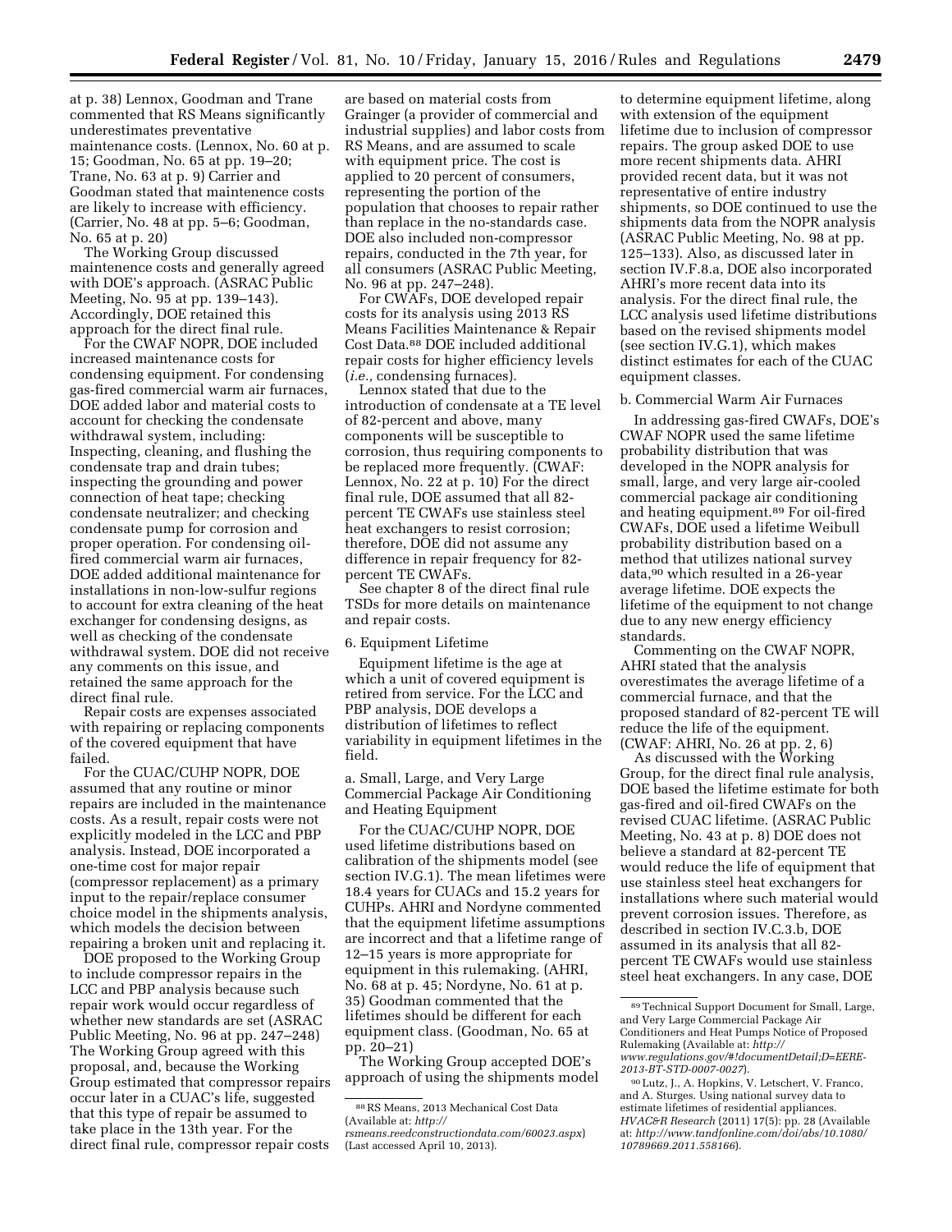at p. 38) Lennox, Goodman and Trane commented that RS Means significantly underestimates preventative maintenance costs. (Lennox, No. 60 at p. 15; Goodman, No. 65 at pp. 19–20; Trane, No. 63 at p. 9) Carrier and Goodman stated that maintenence costs are likely to increase with efficiency. (Carrier, No. 48 at pp. 5–6; Goodman, No. 65 at p. 20)

The Working Group discussed maintenence costs and generally agreed with DOE's approach. (ASRAC Public Meeting, No. 95 at pp. 139–143). Accordingly, DOE retained this approach for the direct final rule.

For the CWAF NOPR, DOE included increased maintenance costs for condensing equipment. For condensing gas-fired commercial warm air furnaces, DOE added labor and material costs to account for checking the condensate withdrawal system, including: Inspecting, cleaning, and flushing the condensate trap and drain tubes; inspecting the grounding and power connection of heat tape; checking condensate neutralizer; and checking condensate pump for corrosion and proper operation. For condensing oil-fired commercial warm air furnaces, DOE added additional maintenance for installations in non-low-sulfur regions to account for extra cleaning of the heat exchanger for condensing designs, as well as checking of the condensate withdrawal system. DOE did not receive any comments on this issue, and retained the same approach for the direct final rule.

Repair costs are expenses associated with repairing or replacing components of the covered equipment that have failed.

For the CUAC/CUHP NOPR, DOE assumed that any routine or minor repairs are included in the maintenance costs. As a result, repair costs were not explicitly modeled in the LCC and PBP analysis. Instead, DOE incorporated a one-time cost for major repair (compressor replacement) as a primary input to the repair/replace consumer choice model in the shipments analysis, which models the decision between repairing a broken unit and replacing it.

DOE proposed to the Working Group to include compressor repairs in the LCC and PBP analysis because such repair work would occur regardless of whether new standards are set (ASRAC Public Meeting, No. 96 at pp. 247–248) The Working Group agreed with this proposal, and, because the Working Group estimated that compressor repairs occur later in a CUAC's life, suggested that this type of repair be assumed to take place in the 13th year. For the direct final rule, compressor repair costs are based on material costs from Grainger (a provider of commercial and industrial supplies) and labor costs from RS Means, and are assumed to scale with equipment price. The cost is applied to 20 percent of consumers, representing the portion of the population that chooses to repair rather than replace in the no-standards case. DOE also included non-compressor repairs, conducted in the 7th year, for all consumers (ASRAC Public Meeting, No. 96 at pp. 247–248).

For CWAFs, DOE developed repair costs for its analysis using 2013 RS Means Facilities Maintenance & Repair Cost Data.[88] DOE included additional repair costs for higher efficiency levels (*i.e.,* condensing furnaces).

Lennox stated that due to the introduction of condensate at a TE level of 82-percent and above, many components will be susceptible to corrosion, thus requiring components to be replaced more frequently. (CWAF: Lennox, No. 22 at p. 10) For the direct final rule, DOE assumed that all 82-percent TE CWAFs use stainless steel heat exchangers to resist corrosion; therefore, DOE did not assume any difference in repair frequency for 82-percent TE CWAFs.

See chapter 8 of the direct final rule TSDs for more details on maintenance and repair costs.

6. Equipment Lifetime

Equipment lifetime is the age at which a unit of covered equipment is retired from service. For the LCC and PBP analysis, DOE develops a distribution of lifetimes to reflect variability in equipment lifetimes in the field.

a. Small, Large, and Very Large Commercial Package Air Conditioning and Heating Equipment

For the CUAC/CUHP NOPR, DOE used lifetime distributions based on calibration of the shipments model (see section IV.G.1). The mean lifetimes were 18.4 years for CUACs and 15.2 years for CUHPs. AHRI and Nordyne commented that the equipment lifetime assumptions are incorrect and that a lifetime range of 12–15 years is more appropriate for equipment in this rulemaking. (AHRI, No. 68 at p. 45; Nordyne, No. 61 at p. 35) Goodman commented that the lifetimes should be different for each equipment class. (Goodman, No. 65 at pp. 20–21)

The Working Group accepted DOE's approach of using the shipments model to determine equipment lifetime, along with extension of the equipment lifetime due to inclusion of compressor repairs. The group asked DOE to use more recent shipments data. AHRI provided recent data, but it was not representative of entire industry shipments, so DOE continued to use the shipments data from the NOPR analysis (ASRAC Public Meeting, No. 98 at pp. 125–133). Also, as discussed later in section IV.F.8.a, DOE also incorporated AHRI's more recent data into its analysis. For the direct final rule, the LCC analysis used lifetime distributions based on the revised shipments model (see section IV.G.1), which makes distinct estimates for each of the CUAC equipment classes.

b. Commercial Warm Air Furnaces

In addressing gas-fired CWAFs, DOE's CWAF NOPR used the same lifetime probability distribution that was developed in the NOPR analysis for small, large, and very large air-cooled commercial package air conditioning and heating equipment.[89] For oil-fired CWAFs, DOE used a lifetime Weibull probability distribution based on a method that utilizes national survey data,[90] which resulted in a 26-year average lifetime. DOE expects the lifetime of the equipment to not change due to any new energy efficiency standards.

Commenting on the CWAF NOPR, AHRI stated that the analysis overestimates the average lifetime of a commercial furnace, and that the proposed standard of 82-percent TE will reduce the life of the equipment. (CWAF: AHRI, No. 26 at pp. 2, 6)

As discussed with the Working Group, for the direct final rule analysis, DOE based the lifetime estimate for both gas-fired and oil-fired CWAFs on the revised CUAC lifetime. (ASRAC Public Meeting, No. 43 at p. 8) DOE does not believe a standard at 82-percent TE would reduce the life of equipment that use stainless steel heat exchangers for installations where such material would prevent corrosion issues. Therefore, as described in section IV.C.3.b, DOE assumed in its analysis that all 82-percent TE CWAFs would use stainless steel heat exchangers. In any case, DOE

---

[88] RS Means, 2013 Mechanical Cost Data (Available at: *http://rsmeans.reedconstructiondata.com/60023.aspx*) (Last accessed April 10, 2013).

[89] Technical Support Document for Small, Large, and Very Large Commercial Package Air Conditioners and Heat Pumps Notice of Proposed Rulemaking (Available at: *http://www.regulations.gov/#!documentDetail;D=EERE-2013-BT-STD-0007-0027*).

[90] Lutz, J., A. Hopkins, V. Letschert, V. Franco, and A. Sturges. Using national survey data to estimate lifetimes of residential appliances. *HVAC&R Research* (2011) 17(5): pp. 28 (Available at: *http://www.tandfonline.com/doi/abs/10.1080/10789669.2011.558166*).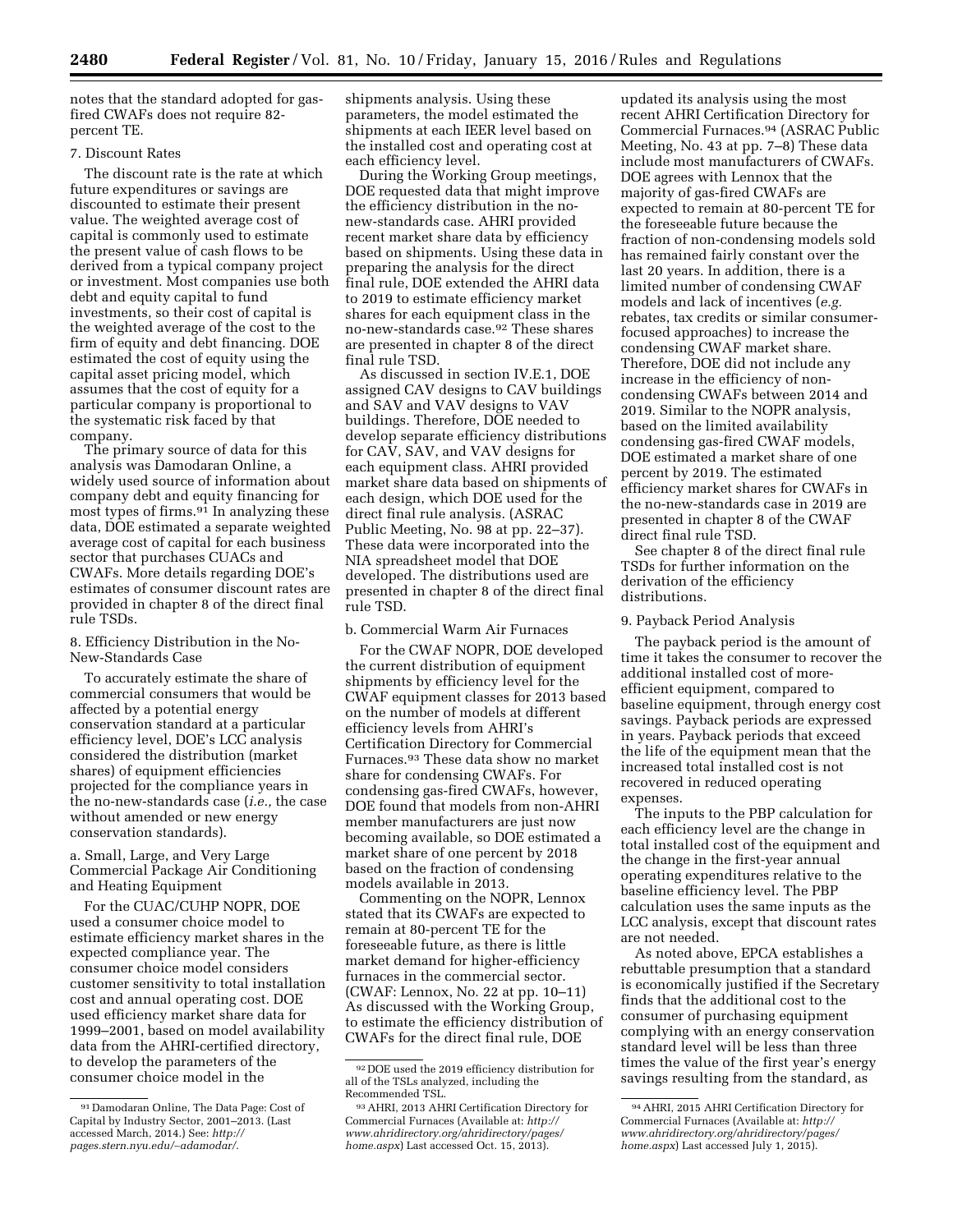notes that the standard adopted for gas-fired CWAFs does not require 82-percent TE.

### 7. Discount Rates

The discount rate is the rate at which future expenditures or savings are discounted to estimate their present value. The weighted average cost of capital is commonly used to estimate the present value of cash flows to be derived from a typical company project or investment. Most companies use both debt and equity capital to fund investments, so their cost of capital is the weighted average of the cost to the firm of equity and debt financing. DOE estimated the cost of equity using the capital asset pricing model, which assumes that the cost of equity for a particular company is proportional to the systematic risk faced by that company.

The primary source of data for this analysis was Damodaran Online, a widely used source of information about company debt and equity financing for most types of firms.[91] In analyzing these data, DOE estimated a separate weighted average cost of capital for each business sector that purchases CUACs and CWAFs. More details regarding DOE's estimates of consumer discount rates are provided in chapter 8 of the direct final rule TSDs.

### 8. Efficiency Distribution in the No-New-Standards Case

To accurately estimate the share of commercial consumers that would be affected by a potential energy conservation standard at a particular efficiency level, DOE's LCC analysis considered the distribution (market shares) of equipment efficiencies projected for the compliance years in the no-new-standards case (*i.e.,* the case without amended or new energy conservation standards).

#### a. Small, Large, and Very Large Commercial Package Air Conditioning and Heating Equipment

For the CUAC/CUHP NOPR, DOE used a consumer choice model to estimate efficiency market shares in the expected compliance year. The consumer choice model considers customer sensitivity to total installation cost and annual operating cost. DOE used efficiency market share data for 1999–2001, based on model availability data from the AHRI-certified directory, to develop the parameters of the consumer choice model in the shipments analysis. Using these parameters, the model estimated the shipments at each IEER level based on the installed cost and operating cost at each efficiency level.

During the Working Group meetings, DOE requested data that might improve the efficiency distribution in the no-new-standards case. AHRI provided recent market share data by efficiency based on shipments. Using these data in preparing the analysis for the direct final rule, DOE extended the AHRI data to 2019 to estimate efficiency market shares for each equipment class in the no-new-standards case.[92] These shares are presented in chapter 8 of the direct final rule TSD.

As discussed in section IV.E.1, DOE assigned CAV designs to CAV buildings and SAV and VAV designs to VAV buildings. Therefore, DOE needed to develop separate efficiency distributions for CAV, SAV, and VAV designs for each equipment class. AHRI provided market share data based on shipments of each design, which DOE used for the direct final rule analysis. (ASRAC Public Meeting, No. 98 at pp. 22–37). These data were incorporated into the NIA spreadsheet model that DOE developed. The distributions used are presented in chapter 8 of the direct final rule TSD.

#### b. Commercial Warm Air Furnaces

For the CWAF NOPR, DOE developed the current distribution of equipment shipments by efficiency level for the CWAF equipment classes for 2013 based on the number of models at different efficiency levels from AHRI's Certification Directory for Commercial Furnaces.[93] These data show no market share for condensing CWAFs. For condensing gas-fired CWAFs, however, DOE found that models from non-AHRI member manufacturers are just now becoming available, so DOE estimated a market share of one percent by 2018 based on the fraction of condensing models available in 2013.

Commenting on the NOPR, Lennox stated that its CWAFs are expected to remain at 80-percent TE for the foreseeable future, as there is little market demand for higher-efficiency furnaces in the commercial sector. (CWAF: Lennox, No. 22 at pp. 10–11) As discussed with the Working Group, to estimate the efficiency distribution of CWAFs for the direct final rule, DOE updated its analysis using the most recent AHRI Certification Directory for Commercial Furnaces.[94] (ASRAC Public Meeting, No. 43 at pp. 7–8) These data include most manufacturers of CWAFs. DOE agrees with Lennox that the majority of gas-fired CWAFs are expected to remain at 80-percent TE for the foreseeable future because the fraction of non-condensing models sold has remained fairly constant over the last 20 years. In addition, there is a limited number of condensing CWAF models and lack of incentives (*e.g.* rebates, tax credits or similar consumer-focused approaches) to increase the condensing CWAF market share. Therefore, DOE did not include any increase in the efficiency of non-condensing CWAFs between 2014 and 2019. Similar to the NOPR analysis, based on the limited availability condensing gas-fired CWAF models, DOE estimated a market share of one percent by 2019. The estimated efficiency market shares for CWAFs in the no-new-standards case in 2019 are presented in chapter 8 of the CWAF direct final rule TSD.

See chapter 8 of the direct final rule TSDs for further information on the derivation of the efficiency distributions.

### 9. Payback Period Analysis

The payback period is the amount of time it takes the consumer to recover the additional installed cost of more-efficient equipment, compared to baseline equipment, through energy cost savings. Payback periods are expressed in years. Payback periods that exceed the life of the equipment mean that the increased total installed cost is not recovered in reduced operating expenses.

The inputs to the PBP calculation for each efficiency level are the change in total installed cost of the equipment and the change in the first-year annual operating expenditures relative to the baseline efficiency level. The PBP calculation uses the same inputs as the LCC analysis, except that discount rates are not needed.

As noted above, EPCA establishes a rebuttable presumption that a standard is economically justified if the Secretary finds that the additional cost to the consumer of purchasing equipment complying with an energy conservation standard level will be less than three times the value of the first year's energy savings resulting from the standard, as

---

[91] Damodaran Online, The Data Page: Cost of Capital by Industry Sector, 2001–2013. (Last accessed March, 2014.) See: *http://pages.stern.nyu.edu/~adamodar/*.

[92] DOE used the 2019 efficiency distribution for all of the TSLs analyzed, including the Recommended TSL.

[93] AHRI, 2013 AHRI Certification Directory for Commercial Furnaces (Available at: *http://www.ahridirectory.org/ahridirectory/pages/home.aspx*) Last accessed Oct. 15, 2013).

[94] AHRI, 2015 AHRI Certification Directory for Commercial Furnaces (Available at: *http://www.ahridirectory.org/ahridirectory/pages/home.aspx*) Last accessed July 1, 2015).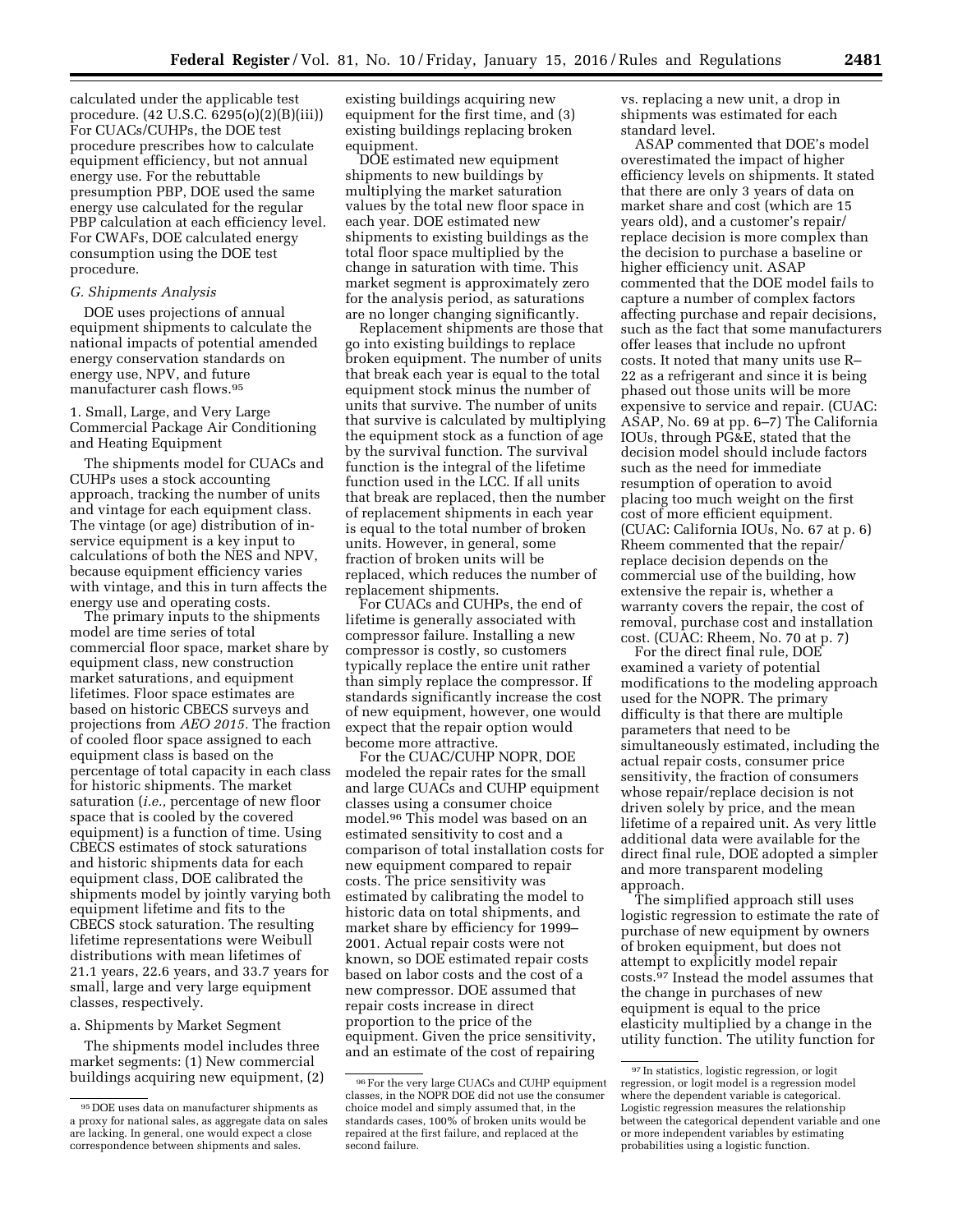calculated under the applicable test procedure. (42 U.S.C. 6295(o)(2)(B)(iii)) For CUACs/CUHPs, the DOE test procedure prescribes how to calculate equipment efficiency, but not annual energy use. For the rebuttable presumption PBP, DOE used the same energy use calculated for the regular PBP calculation at each efficiency level. For CWAFs, DOE calculated energy consumption using the DOE test procedure.

### *G. Shipments Analysis*

DOE uses projections of annual equipment shipments to calculate the national impacts of potential amended energy conservation standards on energy use, NPV, and future manufacturer cash flows.[95]

#### 1. Small, Large, and Very Large Commercial Package Air Conditioning and Heating Equipment

The shipments model for CUACs and CUHPs uses a stock accounting approach, tracking the number of units and vintage for each equipment class. The vintage (or age) distribution of in-service equipment is a key input to calculations of both the NES and NPV, because equipment efficiency varies with vintage, and this in turn affects the energy use and operating costs.

The primary inputs to the shipments model are time series of total commercial floor space, market share by equipment class, new construction market saturations, and equipment lifetimes. Floor space estimates are based on historic CBECS surveys and projections from *AEO 2015.* The fraction of cooled floor space assigned to each equipment class is based on the percentage of total capacity in each class for historic shipments. The market saturation (*i.e.,* percentage of new floor space that is cooled by the covered equipment) is a function of time. Using CBECS estimates of stock saturations and historic shipments data for each equipment class, DOE calibrated the shipments model by jointly varying both equipment lifetime and fits to the CBECS stock saturation. The resulting lifetime representations were Weibull distributions with mean lifetimes of 21.1 years, 22.6 years, and 33.7 years for small, large and very large equipment classes, respectively.

##### a. Shipments by Market Segment

The shipments model includes three market segments: (1) New commercial buildings acquiring new equipment, (2) existing buildings acquiring new equipment for the first time, and (3) existing buildings replacing broken equipment.

DOE estimated new equipment shipments to new buildings by multiplying the market saturation values by the total new floor space in each year. DOE estimated new shipments to existing buildings as the total floor space multiplied by the change in saturation with time. This market segment is approximately zero for the analysis period, as saturations are no longer changing significantly.

Replacement shipments are those that go into existing buildings to replace broken equipment. The number of units that break each year is equal to the total equipment stock minus the number of units that survive. The number of units that survive is calculated by multiplying the equipment stock as a function of age by the survival function. The survival function is the integral of the lifetime function used in the LCC. If all units that break are replaced, then the number of replacement shipments in each year is equal to the total number of broken units. However, in general, some fraction of broken units will be replaced, which reduces the number of replacement shipments.

For CUACs and CUHPs, the end of lifetime is generally associated with compressor failure. Installing a new compressor is costly, so customers typically replace the entire unit rather than simply replace the compressor. If standards significantly increase the cost of new equipment, however, one would expect that the repair option would become more attractive.

For the CUAC/CUHP NOPR, DOE modeled the repair rates for the small and large CUACs and CUHP equipment classes using a consumer choice model.[96] This model was based on an estimated sensitivity to cost and a comparison of total installation costs for new equipment compared to repair costs. The price sensitivity was estimated by calibrating the model to historic data on total shipments, and market share by efficiency for 1999–2001. Actual repair costs were not known, so DOE estimated repair costs based on labor costs and the cost of a new compressor. DOE assumed that repair costs increase in direct proportion to the price of the equipment. Given the price sensitivity, and an estimate of the cost of repairing vs. replacing a new unit, a drop in shipments was estimated for each standard level.

ASAP commented that DOE's model overestimated the impact of higher efficiency levels on shipments. It stated that there are only 3 years of data on market share and cost (which are 15 years old), and a customer's repair/replace decision is more complex than the decision to purchase a baseline or higher efficiency unit. ASAP commented that the DOE model fails to capture a number of complex factors affecting purchase and repair decisions, such as the fact that some manufacturers offer leases that include no upfront costs. It noted that many units use R–22 as a refrigerant and since it is being phased out those units will be more expensive to service and repair. (CUAC: ASAP, No. 69 at pp. 6–7) The California IOUs, through PG&E, stated that the decision model should include factors such as the need for immediate resumption of operation to avoid placing too much weight on the first cost of more efficient equipment. (CUAC: California IOUs, No. 67 at p. 6) Rheem commented that the repair/replace decision depends on the commercial use of the building, how extensive the repair is, whether a warranty covers the repair, the cost of removal, purchase cost and installation cost. (CUAC: Rheem, No. 70 at p. 7)

For the direct final rule, DOE examined a variety of potential modifications to the modeling approach used for the NOPR. The primary difficulty is that there are multiple parameters that need to be simultaneously estimated, including the actual repair costs, consumer price sensitivity, the fraction of consumers whose repair/replace decision is not driven solely by price, and the mean lifetime of a repaired unit. As very little additional data were available for the direct final rule, DOE adopted a simpler and more transparent modeling approach.

The simplified approach still uses logistic regression to estimate the rate of purchase of new equipment by owners of broken equipment, but does not attempt to explicitly model repair costs.[97] Instead the model assumes that the change in purchases of new equipment is equal to the price elasticity multiplied by a change in the utility function. The utility function for

---

[95] DOE uses data on manufacturer shipments as a proxy for national sales, as aggregate data on sales are lacking. In general, one would expect a close correspondence between shipments and sales.

[96] For the very large CUACs and CUHP equipment classes, in the NOPR DOE did not use the consumer choice model and simply assumed that, in the standards cases, 100% of broken units would be repaired at the first failure, and replaced at the second failure.

[97] In statistics, logistic regression, or logit regression, or logit model is a regression model where the dependent variable is categorical. Logistic regression measures the relationship between the categorical dependent variable and one or more independent variables by estimating probabilities using a logistic function.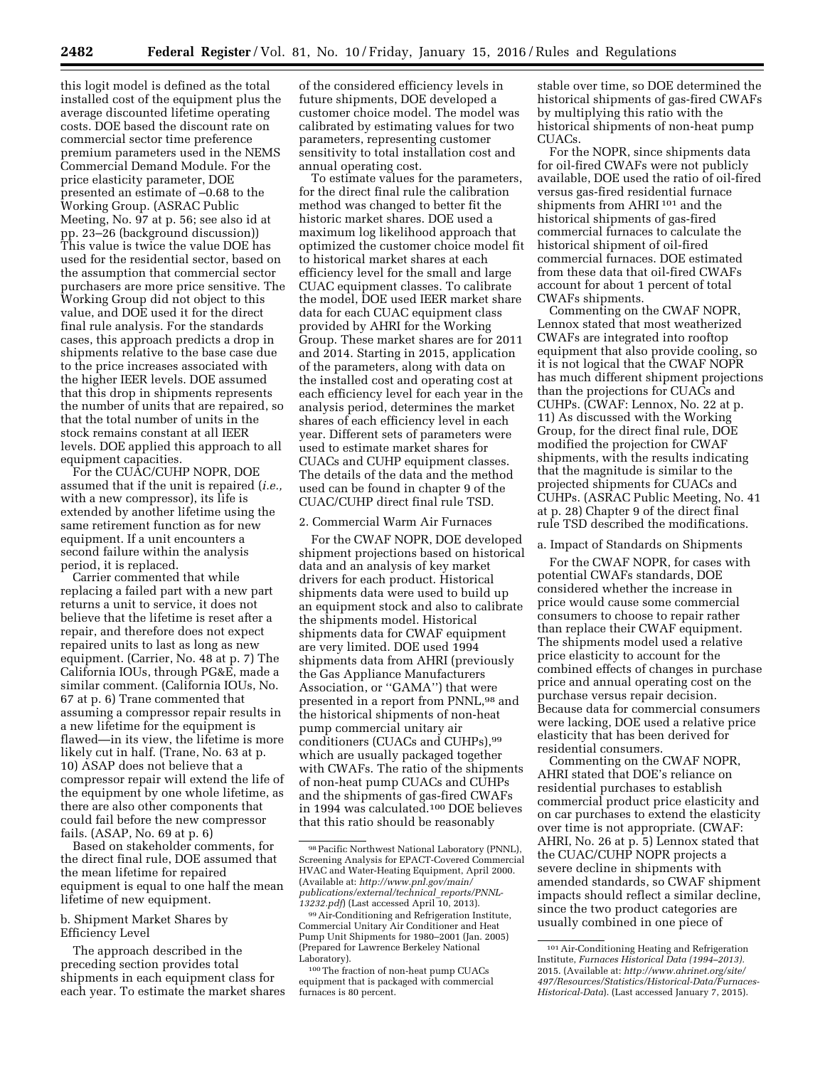this logit model is defined as the total installed cost of the equipment plus the average discounted lifetime operating costs. DOE based the discount rate on commercial sector time preference premium parameters used in the NEMS Commercial Demand Module. For the price elasticity parameter, DOE presented an estimate of –0.68 to the Working Group. (ASRAC Public Meeting, No. 97 at p. 56; see also id at pp. 23–26 (background discussion)) This value is twice the value DOE has used for the residential sector, based on the assumption that commercial sector purchasers are more price sensitive. The Working Group did not object to this value, and DOE used it for the direct final rule analysis. For the standards cases, this approach predicts a drop in shipments relative to the base case due to the price increases associated with the higher IEER levels. DOE assumed that this drop in shipments represents the number of units that are repaired, so that the total number of units in the stock remains constant at all IEER levels. DOE applied this approach to all equipment capacities.

For the CUAC/CUHP NOPR, DOE assumed that if the unit is repaired (*i.e.,* with a new compressor), its life is extended by another lifetime using the same retirement function as for new equipment. If a unit encounters a second failure within the analysis period, it is replaced.

Carrier commented that while replacing a failed part with a new part returns a unit to service, it does not believe that the lifetime is reset after a repair, and therefore does not expect repaired units to last as long as new equipment. (Carrier, No. 48 at p. 7) The California IOUs, through PG&E, made a similar comment. (California IOUs, No. 67 at p. 6) Trane commented that assuming a compressor repair results in a new lifetime for the equipment is flawed—in its view, the lifetime is more likely cut in half. (Trane, No. 63 at p. 10) ASAP does not believe that a compressor repair will extend the life of the equipment by one whole lifetime, as there are also other components that could fail before the new compressor fails. (ASAP, No. 69 at p. 6)

Based on stakeholder comments, for the direct final rule, DOE assumed that the mean lifetime for repaired equipment is equal to one half the mean lifetime of new equipment.

b. Shipment Market Shares by Efficiency Level

The approach described in the preceding section provides total shipments in each equipment class for each year. To estimate the market shares of the considered efficiency levels in future shipments, DOE developed a customer choice model. The model was calibrated by estimating values for two parameters, representing customer sensitivity to total installation cost and annual operating cost.

To estimate values for the parameters, for the direct final rule the calibration method was changed to better fit the historic market shares. DOE used a maximum log likelihood approach that optimized the customer choice model fit to historical market shares at each efficiency level for the small and large CUAC equipment classes. To calibrate the model, DOE used IEER market share data for each CUAC equipment class provided by AHRI for the Working Group. These market shares are for 2011 and 2014. Starting in 2015, application of the parameters, along with data on the installed cost and operating cost at each efficiency level for each year in the analysis period, determines the market shares of each efficiency level in each year. Different sets of parameters were used to estimate market shares for CUACs and CUHP equipment classes. The details of the data and the method used can be found in chapter 9 of the CUAC/CUHP direct final rule TSD.

2. Commercial Warm Air Furnaces

For the CWAF NOPR, DOE developed shipment projections based on historical data and an analysis of key market drivers for each product. Historical shipments data were used to build up an equipment stock and also to calibrate the shipments model. Historical shipments data for CWAF equipment are very limited. DOE used 1994 shipments data from AHRI (previously the Gas Appliance Manufacturers Association, or "GAMA") that were presented in a report from PNNL,[98] and the historical shipments of non-heat pump commercial unitary air conditioners (CUACs and CUHPs),[99] which are usually packaged together with CWAFs. The ratio of the shipments of non-heat pump CUACs and CUHPs and the shipments of gas-fired CWAFs in 1994 was calculated.[100] DOE believes that this ratio should be reasonably stable over time, so DOE determined the historical shipments of gas-fired CWAFs by multiplying this ratio with the historical shipments of non-heat pump CUACs.

For the NOPR, since shipments data for oil-fired CWAFs were not publicly available, DOE used the ratio of oil-fired versus gas-fired residential furnace shipments from AHRI[101] and the historical shipments of gas-fired commercial furnaces to calculate the historical shipment of oil-fired commercial furnaces. DOE estimated from these data that oil-fired CWAFs account for about 1 percent of total CWAFs shipments.

Commenting on the CWAF NOPR, Lennox stated that most weatherized CWAFs are integrated into rooftop equipment that also provide cooling, so it is not logical that the CWAF NOPR has much different shipment projections than the projections for CUACs and CUHPs. (CWAF: Lennox, No. 22 at p. 11) As discussed with the Working Group, for the direct final rule, DOE modified the projection for CWAF shipments, with the results indicating that the magnitude is similar to the projected shipments for CUACs and CUHPs. (ASRAC Public Meeting, No. 41 at p. 28) Chapter 9 of the direct final rule TSD described the modifications.

a. Impact of Standards on Shipments

For the CWAF NOPR, for cases with potential CWAFs standards, DOE considered whether the increase in price would cause some commercial consumers to choose to repair rather than replace their CWAF equipment. The shipments model used a relative price elasticity to account for the combined effects of changes in purchase price and annual operating cost on the purchase versus repair decision. Because data for commercial consumers were lacking, DOE used a relative price elasticity that has been derived for residential consumers.

Commenting on the CWAF NOPR, AHRI stated that DOE's reliance on residential purchases to establish commercial product price elasticity and on car purchases to extend the elasticity over time is not appropriate. (CWAF: AHRI, No. 26 at p. 5) Lennox stated that the CUAC/CUHP NOPR projects a severe decline in shipments with amended standards, so CWAF shipment impacts should reflect a similar decline, since the two product categories are usually combined in one piece of

[98] Pacific Northwest National Laboratory (PNNL), Screening Analysis for EPACT-Covered Commercial HVAC and Water-Heating Equipment, April 2000. (Available at: *http://www.pnl.gov/main/publications/external/technical_reports/PNNL-13232.pdf*) (Last accessed April 10, 2013).

[99] Air-Conditioning and Refrigeration Institute, Commercial Unitary Air Conditioner and Heat Pump Unit Shipments for 1980–2001 (Jan. 2005) (Prepared for Lawrence Berkeley National Laboratory).

[100] The fraction of non-heat pump CUACs equipment that is packaged with commercial furnaces is 80 percent.

[101] Air-Conditioning Heating and Refrigeration Institute, *Furnaces Historical Data (1994–2013).* 2015. (Available at: *http://www.ahrinet.org/site/497/Resources/Statistics/Historical-Data/Furnaces-Historical-Data*). (Last accessed January 7, 2015).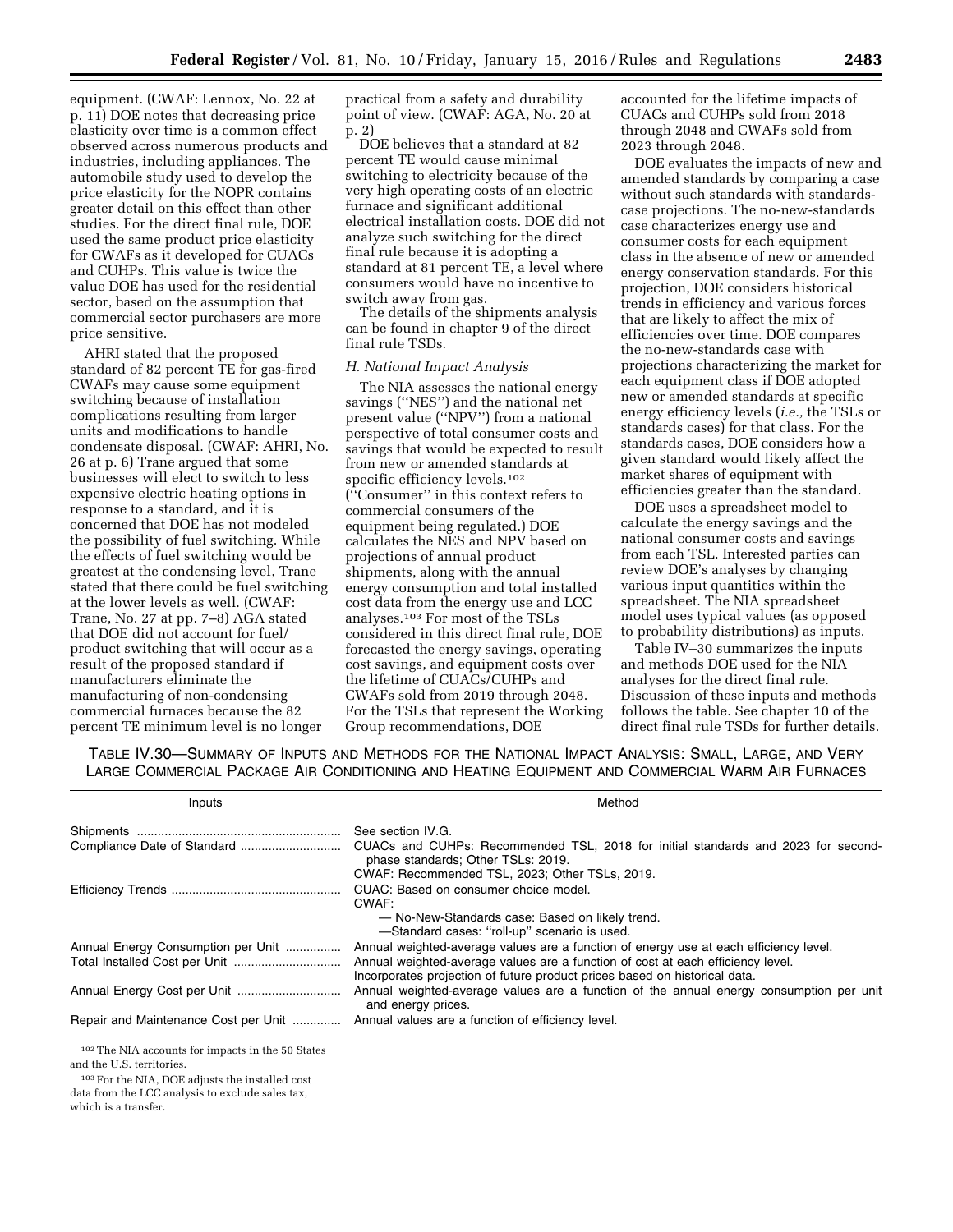equipment. (CWAF: Lennox, No. 22 at p. 11) DOE notes that decreasing price elasticity over time is a common effect observed across numerous products and industries, including appliances. The automobile study used to develop the price elasticity for the NOPR contains greater detail on this effect than other studies. For the direct final rule, DOE used the same product price elasticity for CWAFs as it developed for CUACs and CUHPs. This value is twice the value DOE has used for the residential sector, based on the assumption that commercial sector purchasers are more price sensitive.

AHRI stated that the proposed standard of 82 percent TE for gas-fired CWAFs may cause some equipment switching because of installation complications resulting from larger units and modifications to handle condensate disposal. (CWAF: AHRI, No. 26 at p. 6) Trane argued that some businesses will elect to switch to less expensive electric heating options in response to a standard, and it is concerned that DOE has not modeled the possibility of fuel switching. While the effects of fuel switching would be greatest at the condensing level, Trane stated that there could be fuel switching at the lower levels as well. (CWAF: Trane, No. 27 at pp. 7–8) AGA stated that DOE did not account for fuel/product switching that will occur as a result of the proposed standard if manufacturers eliminate the manufacturing of non-condensing commercial furnaces because the 82 percent TE minimum level is no longer practical from a safety and durability point of view. (CWAF: AGA, No. 20 at p. 2)

DOE believes that a standard at 82 percent TE would cause minimal switching to electricity because of the very high operating costs of an electric furnace and significant additional electrical installation costs. DOE did not analyze such switching for the direct final rule because it is adopting a standard at 81 percent TE, a level where consumers would have no incentive to switch away from gas.

The details of the shipments analysis can be found in chapter 9 of the direct final rule TSDs.

### *H. National Impact Analysis*

The NIA assesses the national energy savings (''NES'') and the national net present value (''NPV'') from a national perspective of total consumer costs and savings that would be expected to result from new or amended standards at specific efficiency levels.[102] (''Consumer'' in this context refers to commercial consumers of the equipment being regulated.) DOE calculates the NES and NPV based on projections of annual product shipments, along with the annual energy consumption and total installed cost data from the energy use and LCC analyses.[103] For most of the TSLs considered in this direct final rule, DOE forecasted the energy savings, operating cost savings, and equipment costs over the lifetime of CUACs/CUHPs and CWAFs sold from 2019 through 2048. For the TSLs that represent the Working Group recommendations, DOE accounted for the lifetime impacts of CUACs and CUHPs sold from 2018 through 2048 and CWAFs sold from 2023 through 2048.

DOE evaluates the impacts of new and amended standards by comparing a case without such standards with standards-case projections. The no-new-standards case characterizes energy use and consumer costs for each equipment class in the absence of new or amended energy conservation standards. For this projection, DOE considers historical trends in efficiency and various forces that are likely to affect the mix of efficiencies over time. DOE compares the no-new-standards case with projections characterizing the market for each equipment class if DOE adopted new or amended standards at specific energy efficiency levels (*i.e.,* the TSLs or standards cases) for that class. For the standards cases, DOE considers how a given standard would likely affect the market shares of equipment with efficiencies greater than the standard.

DOE uses a spreadsheet model to calculate the energy savings and the national consumer costs and savings from each TSL. Interested parties can review DOE's analyses by changing various input quantities within the spreadsheet. The NIA spreadsheet model uses typical values (as opposed to probability distributions) as inputs.

Table IV–30 summarizes the inputs and methods DOE used for the NIA analyses for the direct final rule. Discussion of these inputs and methods follows the table. See chapter 10 of the direct final rule TSDs for further details.

TABLE IV.30—SUMMARY OF INPUTS AND METHODS FOR THE NATIONAL IMPACT ANALYSIS: SMALL, LARGE, AND VERY LARGE COMMERCIAL PACKAGE AIR CONDITIONING AND HEATING EQUIPMENT AND COMMERCIAL WARM AIR FURNACES

| Inputs | Method |
|---|---|
| Shipments | See section IV.G. |
| Compliance Date of Standard | CUACs and CUHPs: Recommended TSL, 2018 for initial standards and 2023 for second-phase standards; Other TSLs: 2019.<br>CWAF: Recommended TSL, 2023; Other TSLs, 2019. |
| Efficiency Trends | CUAC: Based on consumer choice model.<br>CWAF:<br>— No-New-Standards case: Based on likely trend.<br>—Standard cases: ''roll-up'' scenario is used. |
| Annual Energy Consumption per Unit | Annual weighted-average values are a function of energy use at each efficiency level. |
| Total Installed Cost per Unit | Annual weighted-average values are a function of cost at each efficiency level.<br>Incorporates projection of future product prices based on historical data. |
| Annual Energy Cost per Unit | Annual weighted-average values are a function of the annual energy consumption per unit and energy prices. |
| Repair and Maintenance Cost per Unit | Annual values are a function of efficiency level. |

[102] The NIA accounts for impacts in the 50 States and the U.S. territories.

[103] For the NIA, DOE adjusts the installed cost data from the LCC analysis to exclude sales tax, which is a transfer.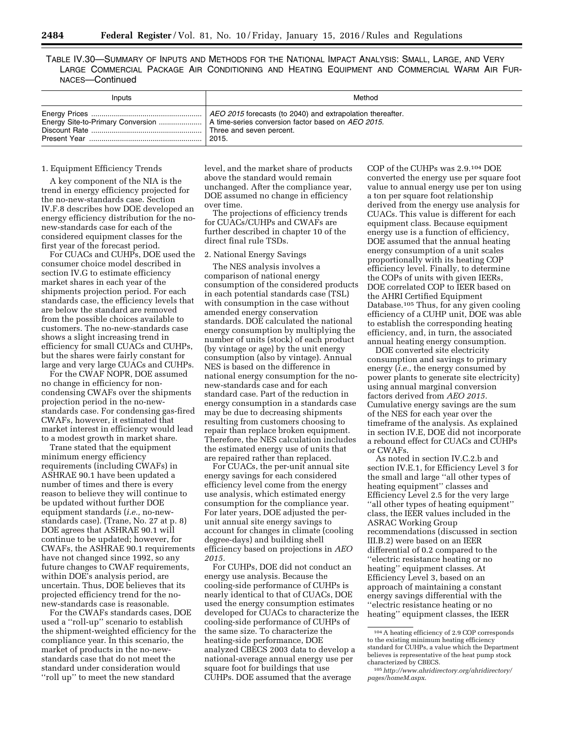TABLE IV.30—SUMMARY OF INPUTS AND METHODS FOR THE NATIONAL IMPACT ANALYSIS: SMALL, LARGE, AND VERY LARGE COMMERCIAL PACKAGE AIR CONDITIONING AND HEATING EQUIPMENT AND COMMERCIAL WARM AIR FURNACES—Continued

| Inputs | Method |
| --- | --- |
| Energy Prices | *AEO 2015* forecasts (to 2040) and extrapolation thereafter. |
| Energy Site-to-Primary Conversion | A time-series conversion factor based on *AEO 2015.* |
| Discount Rate | Three and seven percent. |
| Present Year | 2015. |

1. Equipment Efficiency Trends

A key component of the NIA is the trend in energy efficiency projected for the no-new-standards case. Section IV.F.8 describes how DOE developed an energy efficiency distribution for the no-new-standards case for each of the considered equipment classes for the first year of the forecast period.

For CUACs and CUHPs, DOE used the consumer choice model described in section IV.G to estimate efficiency market shares in each year of the shipments projection period. For each standards case, the efficiency levels that are below the standard are removed from the possible choices available to customers. The no-new-standards case shows a slight increasing trend in efficiency for small CUACs and CUHPs, but the shares were fairly constant for large and very large CUACs and CUHPs.

For the CWAF NOPR, DOE assumed no change in efficiency for non-condensing CWAFs over the shipments projection period in the no-new-standards case. For condensing gas-fired CWAFs, however, it estimated that market interest in efficiency would lead to a modest growth in market share.

Trane stated that the equipment minimum energy efficiency requirements (including CWAFs) in ASHRAE 90.1 have been updated a number of times and there is every reason to believe they will continue to be updated without further DOE equipment standards (*i.e.,* no-new-standards case). (Trane, No. 27 at p. 8) DOE agrees that ASHRAE 90.1 will continue to be updated; however, for CWAFs, the ASHRAE 90.1 requirements have not changed since 1992, so any future changes to CWAF requirements, within DOE's analysis period, are uncertain. Thus, DOE believes that its projected efficiency trend for the no-new-standards case is reasonable.

For the CWAFs standards cases, DOE used a "roll-up" scenario to establish the shipment-weighted efficiency for the compliance year. In this scenario, the market of products in the no-new-standards case that do not meet the standard under consideration would "roll up" to meet the new standard level, and the market share of products above the standard would remain unchanged. After the compliance year, DOE assumed no change in efficiency over time.

The projections of efficiency trends for CUACs/CUHPs and CWAFs are further described in chapter 10 of the direct final rule TSDs.

2. National Energy Savings

The NES analysis involves a comparison of national energy consumption of the considered products in each potential standards case (TSL) with consumption in the case without amended energy conservation standards. DOE calculated the national energy consumption by multiplying the number of units (stock) of each product (by vintage or age) by the unit energy consumption (also by vintage). Annual NES is based on the difference in national energy consumption for the no-new-standards case and for each standard case. Part of the reduction in energy consumption in a standards case may be due to decreasing shipments resulting from customers choosing to repair than replace broken equipment. Therefore, the NES calculation includes the estimated energy use of units that are repaired rather than replaced.

For CUACs, the per-unit annual site energy savings for each considered efficiency level come from the energy use analysis, which estimated energy consumption for the compliance year. For later years, DOE adjusted the per-unit annual site energy savings to account for changes in climate (cooling degree-days) and building shell efficiency based on projections in *AEO 2015.*

For CUHPs, DOE did not conduct an energy use analysis. Because the cooling-side performance of CUHPs is nearly identical to that of CUACs, DOE used the energy consumption estimates developed for CUACs to characterize the cooling-side performance of CUHPs of the same size. To characterize the heating-side performance, DOE analyzed CBECS 2003 data to develop a national-average annual energy use per square foot for buildings that use CUHPs. DOE assumed that the average COP of the CUHPs was 2.9.[104] DOE converted the energy use per square foot value to annual energy use per ton using a ton per square foot relationship derived from the energy use analysis for CUACs. This value is different for each equipment class. Because equipment energy use is a function of efficiency, DOE assumed that the annual heating energy consumption of a unit scales proportionally with its heating COP efficiency level. Finally, to determine the COPs of units with given IEERs, DOE correlated COP to IEER based on the AHRI Certified Equipment Database.[105] Thus, for any given cooling efficiency of a CUHP unit, DOE was able to establish the corresponding heating efficiency, and, in turn, the associated annual heating energy consumption.

DOE converted site electricity consumption and savings to primary energy (*i.e.,* the energy consumed by power plants to generate site electricity) using annual marginal conversion factors derived from *AEO 2015.* Cumulative energy savings are the sum of the NES for each year over the timeframe of the analysis. As explained in section IV.E, DOE did not incorporate a rebound effect for CUACs and CUHPs or CWAFs.

As noted in section IV.C.2.b and section IV.E.1, for Efficiency Level 3 for the small and large "all other types of heating equipment" classes and Efficiency Level 2.5 for the very large "all other types of heating equipment" class, the IEER values included in the ASRAC Working Group recommendations (discussed in section III.B.2) were based on an IEER differential of 0.2 compared to the "electric resistance heating or no heating" equipment classes. At Efficiency Level 3, based on an approach of maintaining a constant energy savings differential with the "electric resistance heating or no heating" equipment classes, the IEER

[104] A heating efficiency of 2.9 COP corresponds to the existing minimum heating efficiency standard for CUHPs, a value which the Department believes is representative of the heat pump stock characterized by CBECS.

[105] *http://www.ahridirectory.org/ahridirectory/pages/homeM.aspx.*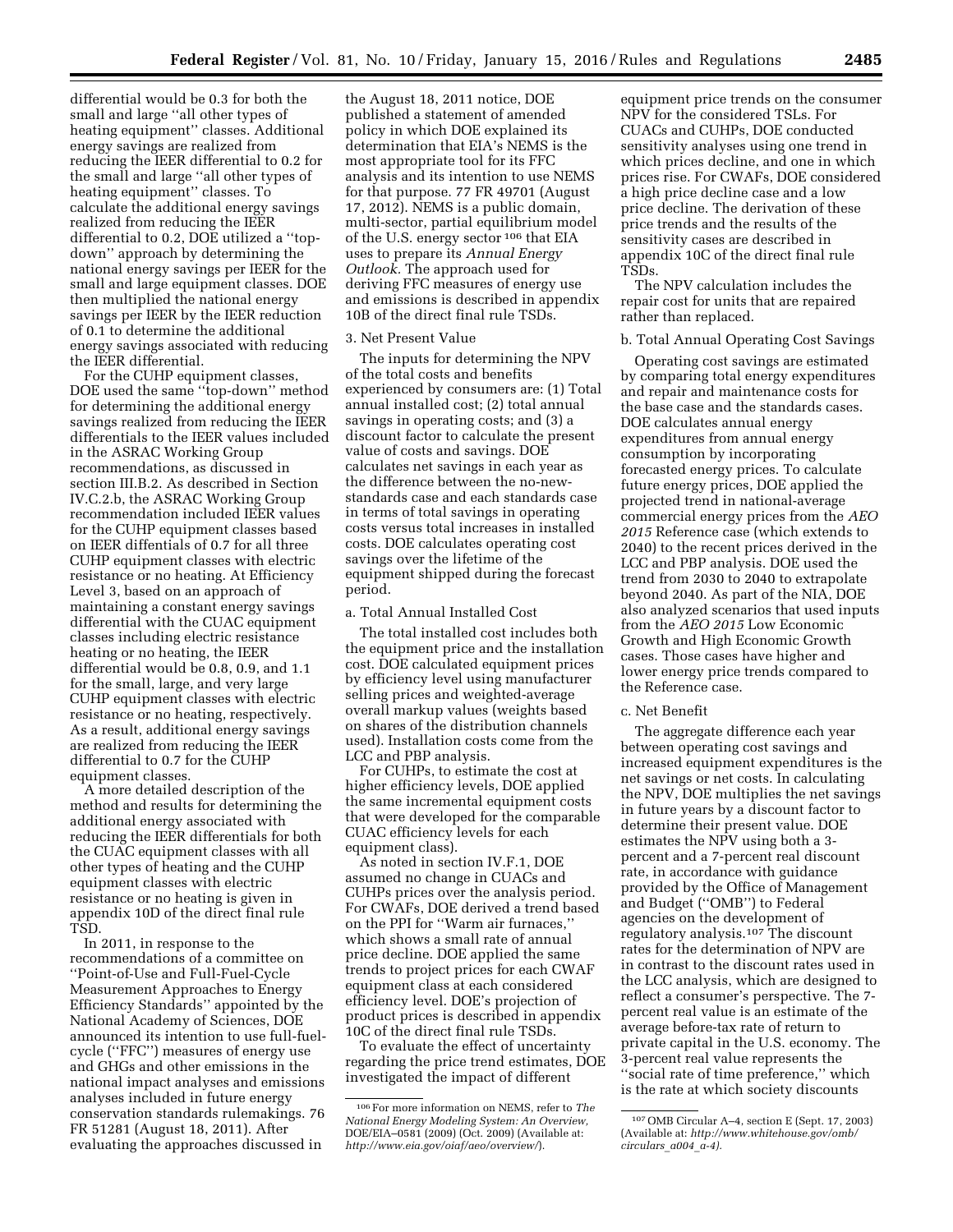differential would be 0.3 for both the small and large ''all other types of heating equipment'' classes. Additional energy savings are realized from reducing the IEER differential to 0.2 for the small and large ''all other types of heating equipment'' classes. To calculate the additional energy savings realized from reducing the IEER differential to 0.2, DOE utilized a ''top-down'' approach by determining the national energy savings per IEER for the small and large equipment classes. DOE then multiplied the national energy savings per IEER by the IEER reduction of 0.1 to determine the additional energy savings associated with reducing the IEER differential.

For the CUHP equipment classes, DOE used the same ''top-down'' method for determining the additional energy savings realized from reducing the IEER differentials to the IEER values included in the ASRAC Working Group recommendations, as discussed in section III.B.2. As described in Section IV.C.2.b, the ASRAC Working Group recommendation included IEER values for the CUHP equipment classes based on IEER diffentials of 0.7 for all three CUHP equipment classes with electric resistance or no heating. At Efficiency Level 3, based on an approach of maintaining a constant energy savings differential with the CUAC equipment classes including electric resistance heating or no heating, the IEER differential would be 0.8, 0.9, and 1.1 for the small, large, and very large CUHP equipment classes with electric resistance or no heating, respectively. As a result, additional energy savings are realized from reducing the IEER differential to 0.7 for the CUHP equipment classes.

A more detailed description of the method and results for determining the additional energy associated with reducing the IEER differentials for both the CUAC equipment classes with all other types of heating and the CUHP equipment classes with electric resistance or no heating is given in appendix 10D of the direct final rule TSD.

In 2011, in response to the recommendations of a committee on ''Point-of-Use and Full-Fuel-Cycle Measurement Approaches to Energy Efficiency Standards'' appointed by the National Academy of Sciences, DOE announced its intention to use full-fuel-cycle (''FFC'') measures of energy use and GHGs and other emissions in the national impact analyses and emissions analyses included in future energy conservation standards rulemakings. 76 FR 51281 (August 18, 2011). After evaluating the approaches discussed in the August 18, 2011 notice, DOE published a statement of amended policy in which DOE explained its determination that EIA's NEMS is the most appropriate tool for its FFC analysis and its intention to use NEMS for that purpose. 77 FR 49701 (August 17, 2012). NEMS is a public domain, multi-sector, partial equilibrium model of the U.S. energy sector [106] that EIA uses to prepare its *Annual Energy Outlook.* The approach used for deriving FFC measures of energy use and emissions is described in appendix 10B of the direct final rule TSDs.

3. Net Present Value

The inputs for determining the NPV of the total costs and benefits experienced by consumers are: (1) Total annual installed cost; (2) total annual savings in operating costs; and (3) a discount factor to calculate the present value of costs and savings. DOE calculates net savings in each year as the difference between the no-new-standards case and each standards case in terms of total savings in operating costs versus total increases in installed costs. DOE calculates operating cost savings over the lifetime of the equipment shipped during the forecast period.

a. Total Annual Installed Cost

The total installed cost includes both the equipment price and the installation cost. DOE calculated equipment prices by efficiency level using manufacturer selling prices and weighted-average overall markup values (weights based on shares of the distribution channels used). Installation costs come from the LCC and PBP analysis.

For CUHPs, to estimate the cost at higher efficiency levels, DOE applied the same incremental equipment costs that were developed for the comparable CUAC efficiency levels for each equipment class).

As noted in section IV.F.1, DOE assumed no change in CUACs and CUHPs prices over the analysis period. For CWAFs, DOE derived a trend based on the PPI for ''Warm air furnaces,'' which shows a small rate of annual price decline. DOE applied the same trends to project prices for each CWAF equipment class at each considered efficiency level. DOE's projection of product prices is described in appendix 10C of the direct final rule TSDs.

To evaluate the effect of uncertainty regarding the price trend estimates, DOE investigated the impact of different equipment price trends on the consumer NPV for the considered TSLs. For CUACs and CUHPs, DOE conducted sensitivity analyses using one trend in which prices decline, and one in which prices rise. For CWAFs, DOE considered a high price decline case and a low price decline. The derivation of these price trends and the results of the sensitivity cases are described in appendix 10C of the direct final rule TSDs.

The NPV calculation includes the repair cost for units that are repaired rather than replaced.

b. Total Annual Operating Cost Savings

Operating cost savings are estimated by comparing total energy expenditures and repair and maintenance costs for the base case and the standards cases. DOE calculates annual energy expenditures from annual energy consumption by incorporating forecasted energy prices. To calculate future energy prices, DOE applied the projected trend in national-average commercial energy prices from the *AEO 2015* Reference case (which extends to 2040) to the recent prices derived in the LCC and PBP analysis. DOE used the trend from 2030 to 2040 to extrapolate beyond 2040. As part of the NIA, DOE also analyzed scenarios that used inputs from the *AEO 2015* Low Economic Growth and High Economic Growth cases. Those cases have higher and lower energy price trends compared to the Reference case.

c. Net Benefit

The aggregate difference each year between operating cost savings and increased equipment expenditures is the net savings or net costs. In calculating the NPV, DOE multiplies the net savings in future years by a discount factor to determine their present value. DOE estimates the NPV using both a 3-percent and a 7-percent real discount rate, in accordance with guidance provided by the Office of Management and Budget (''OMB'') to Federal agencies on the development of regulatory analysis.[107] The discount rates for the determination of NPV are in contrast to the discount rates used in the LCC analysis, which are designed to reflect a consumer's perspective. The 7-percent real value is an estimate of the average before-tax rate of return to private capital in the U.S. economy. The 3-percent real value represents the ''social rate of time preference,'' which is the rate at which society discounts

[106] For more information on NEMS, refer to *The National Energy Modeling System: An Overview,* DOE/EIA–0581 (2009) (Oct. 2009) (Available at: *http://www.eia.gov/oiaf/aeo/overview/*).

[107] OMB Circular A–4, section E (Sept. 17, 2003) (Available at: *http://www.whitehouse.gov/omb/circulars_a004_a-4).*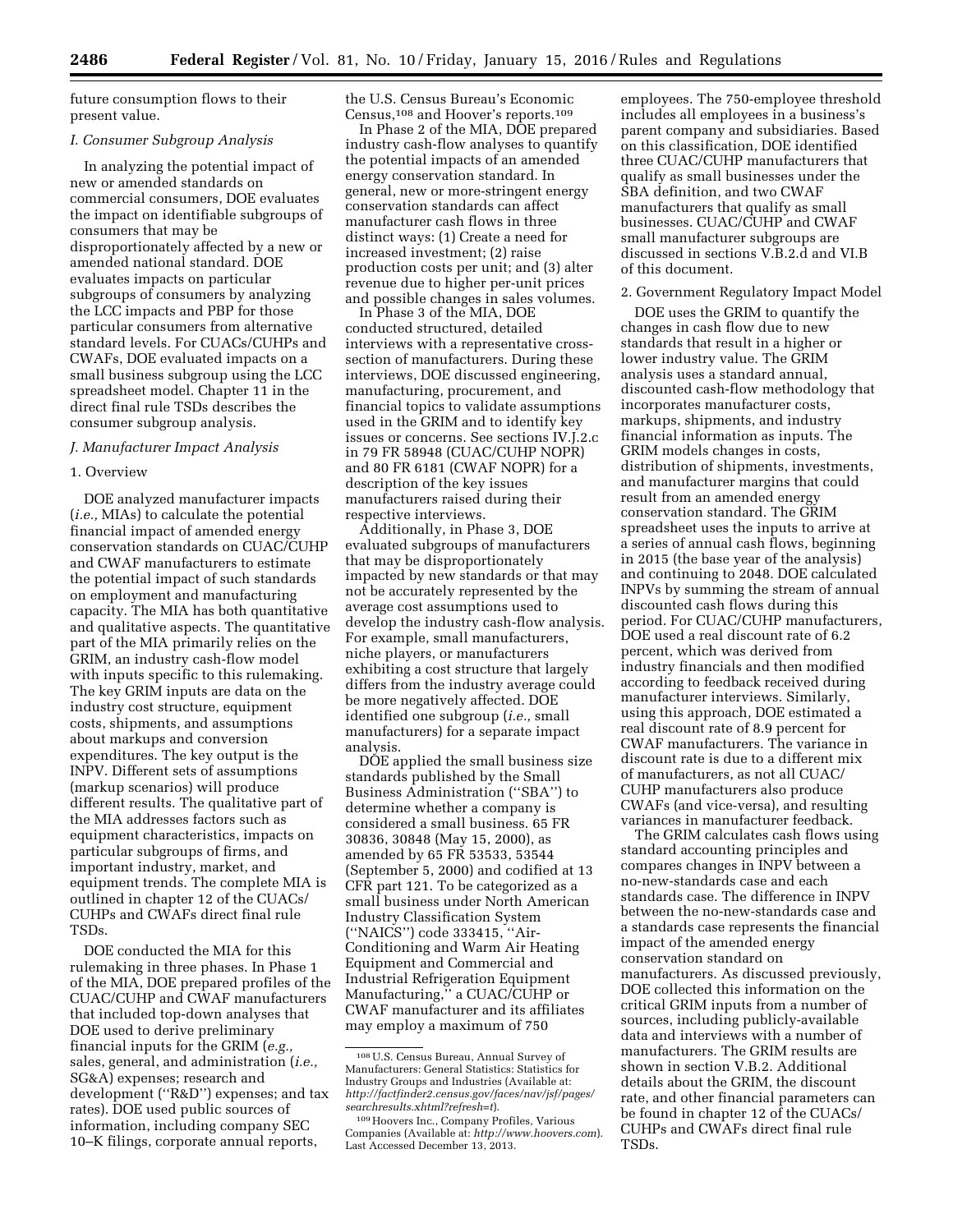future consumption flows to their present value.

### *I. Consumer Subgroup Analysis*

In analyzing the potential impact of new or amended standards on commercial consumers, DOE evaluates the impact on identifiable subgroups of consumers that may be disproportionately affected by a new or amended national standard. DOE evaluates impacts on particular subgroups of consumers by analyzing the LCC impacts and PBP for those particular consumers from alternative standard levels. For CUACs/CUHPs and CWAFs, DOE evaluated impacts on a small business subgroup using the LCC spreadsheet model. Chapter 11 in the direct final rule TSDs describes the consumer subgroup analysis.

### *J. Manufacturer Impact Analysis*

#### 1. Overview

DOE analyzed manufacturer impacts (*i.e.,* MIAs) to calculate the potential financial impact of amended energy conservation standards on CUAC/CUHP and CWAF manufacturers to estimate the potential impact of such standards on employment and manufacturing capacity. The MIA has both quantitative and qualitative aspects. The quantitative part of the MIA primarily relies on the GRIM, an industry cash-flow model with inputs specific to this rulemaking. The key GRIM inputs are data on the industry cost structure, equipment costs, shipments, and assumptions about markups and conversion expenditures. The key output is the INPV. Different sets of assumptions (markup scenarios) will produce different results. The qualitative part of the MIA addresses factors such as equipment characteristics, impacts on particular subgroups of firms, and important industry, market, and equipment trends. The complete MIA is outlined in chapter 12 of the CUACs/CUHPs and CWAFs direct final rule TSDs.

DOE conducted the MIA for this rulemaking in three phases. In Phase 1 of the MIA, DOE prepared profiles of the CUAC/CUHP and CWAF manufacturers that included top-down analyses that DOE used to derive preliminary financial inputs for the GRIM (*e.g.,* sales, general, and administration (*i.e.,* SG&A) expenses; research and development (''R&D'') expenses; and tax rates). DOE used public sources of information, including company SEC 10–K filings, corporate annual reports, the U.S. Census Bureau's Economic Census,[108] and Hoover's reports.[109]

In Phase 2 of the MIA, DOE prepared industry cash-flow analyses to quantify the potential impacts of an amended energy conservation standard. In general, new or more-stringent energy conservation standards can affect manufacturer cash flows in three distinct ways: (1) Create a need for increased investment; (2) raise production costs per unit; and (3) alter revenue due to higher per-unit prices and possible changes in sales volumes.

In Phase 3 of the MIA, DOE conducted structured, detailed interviews with a representative cross-section of manufacturers. During these interviews, DOE discussed engineering, manufacturing, procurement, and financial topics to validate assumptions used in the GRIM and to identify key issues or concerns. See sections IV.J.2.c in 79 FR 58948 (CUAC/CUHP NOPR) and 80 FR 6181 (CWAF NOPR) for a description of the key issues manufacturers raised during their respective interviews.

Additionally, in Phase 3, DOE evaluated subgroups of manufacturers that may be disproportionately impacted by new standards or that may not be accurately represented by the average cost assumptions used to develop the industry cash-flow analysis. For example, small manufacturers, niche players, or manufacturers exhibiting a cost structure that largely differs from the industry average could be more negatively affected. DOE identified one subgroup (*i.e.,* small manufacturers) for a separate impact analysis.

DOE applied the small business size standards published by the Small Business Administration (''SBA'') to determine whether a company is considered a small business. 65 FR 30836, 30848 (May 15, 2000), as amended by 65 FR 53533, 53544 (September 5, 2000) and codified at 13 CFR part 121. To be categorized as a small business under North American Industry Classification System (''NAICS'') code 333415, ''Air-Conditioning and Warm Air Heating Equipment and Commercial and Industrial Refrigeration Equipment Manufacturing,'' a CUAC/CUHP or CWAF manufacturer and its affiliates may employ a maximum of 750 employees. The 750-employee threshold includes all employees in a business's parent company and subsidiaries. Based on this classification, DOE identified three CUAC/CUHP manufacturers that qualify as small businesses under the SBA definition, and two CWAF manufacturers that qualify as small businesses. CUAC/CUHP and CWAF small manufacturer subgroups are discussed in sections V.B.2.d and VI.B of this document.

#### 2. Government Regulatory Impact Model

DOE uses the GRIM to quantify the changes in cash flow due to new standards that result in a higher or lower industry value. The GRIM analysis uses a standard annual, discounted cash-flow methodology that incorporates manufacturer costs, markups, shipments, and industry financial information as inputs. The GRIM models changes in costs, distribution of shipments, investments, and manufacturer margins that could result from an amended energy conservation standard. The GRIM spreadsheet uses the inputs to arrive at a series of annual cash flows, beginning in 2015 (the base year of the analysis) and continuing to 2048. DOE calculated INPVs by summing the stream of annual discounted cash flows during this period. For CUAC/CUHP manufacturers, DOE used a real discount rate of 6.2 percent, which was derived from industry financials and then modified according to feedback received during manufacturer interviews. Similarly, using this approach, DOE estimated a real discount rate of 8.9 percent for CWAF manufacturers. The variance in discount rate is due to a different mix of manufacturers, as not all CUAC/CUHP manufacturers also produce CWAFs (and vice-versa), and resulting variances in manufacturer feedback.

The GRIM calculates cash flows using standard accounting principles and compares changes in INPV between a no-new-standards case and each standards case. The difference in INPV between the no-new-standards case and a standards case represents the financial impact of the amended energy conservation standard on manufacturers. As discussed previously, DOE collected this information on the critical GRIM inputs from a number of sources, including publicly-available data and interviews with a number of manufacturers. The GRIM results are shown in section V.B.2. Additional details about the GRIM, the discount rate, and other financial parameters can be found in chapter 12 of the CUACs/CUHPs and CWAFs direct final rule TSDs.

---

[108] U.S. Census Bureau, Annual Survey of Manufacturers: General Statistics: Statistics for Industry Groups and Industries (Available at: *http://factfinder2.census.gov/faces/nav/jsf/pages/searchresults.xhtml?refresh=t*).

[109] Hoovers Inc., Company Profiles, Various Companies (Available at: *http://www.hoovers.com*). Last Accessed December 13, 2013.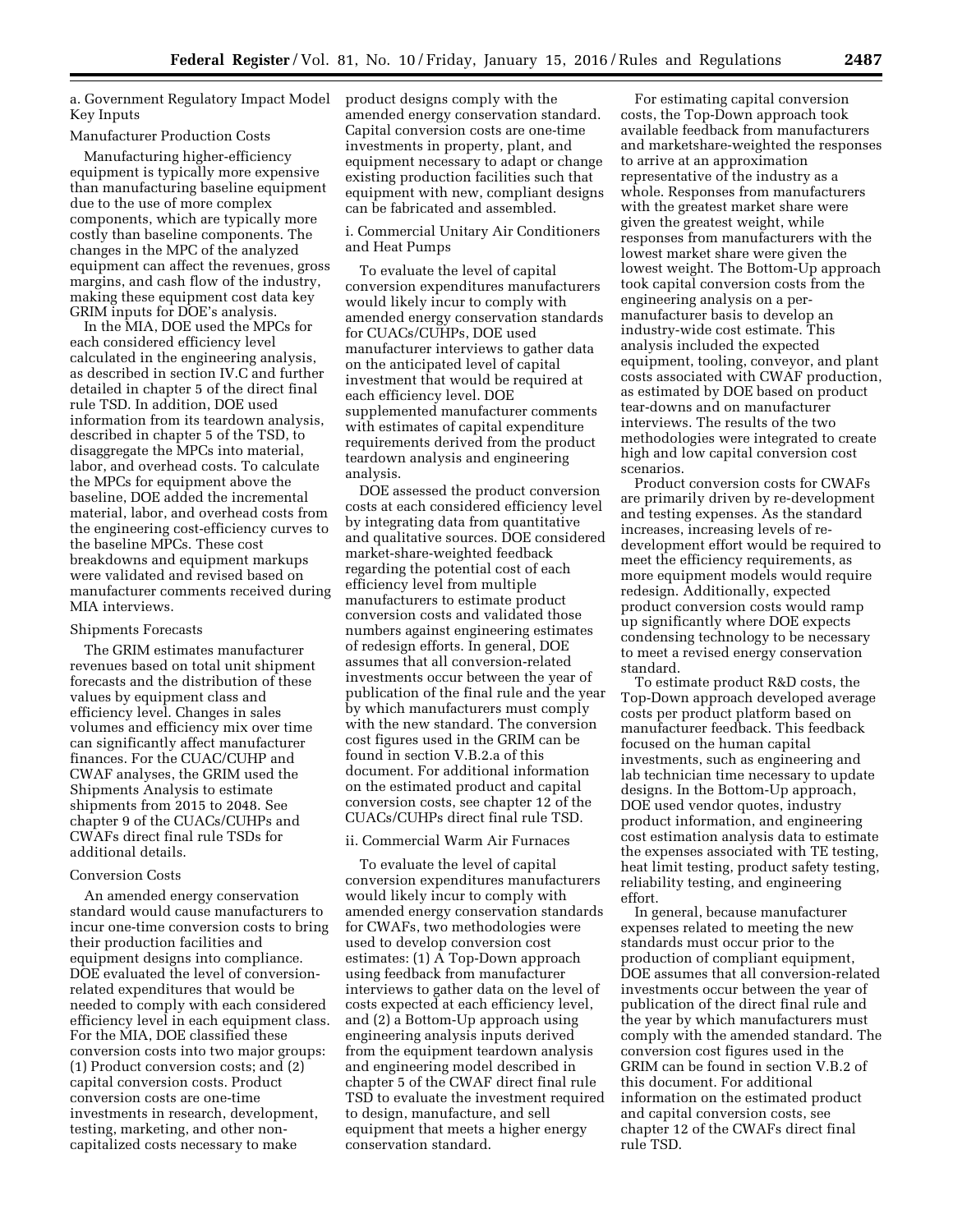a. Government Regulatory Impact Model Key Inputs

Manufacturer Production Costs

Manufacturing higher-efficiency equipment is typically more expensive than manufacturing baseline equipment due to the use of more complex components, which are typically more costly than baseline components. The changes in the MPC of the analyzed equipment can affect the revenues, gross margins, and cash flow of the industry, making these equipment cost data key GRIM inputs for DOE's analysis.

In the MIA, DOE used the MPCs for each considered efficiency level calculated in the engineering analysis, as described in section IV.C and further detailed in chapter 5 of the direct final rule TSD. In addition, DOE used information from its teardown analysis, described in chapter 5 of the TSD, to disaggregate the MPCs into material, labor, and overhead costs. To calculate the MPCs for equipment above the baseline, DOE added the incremental material, labor, and overhead costs from the engineering cost-efficiency curves to the baseline MPCs. These cost breakdowns and equipment markups were validated and revised based on manufacturer comments received during MIA interviews.

Shipments Forecasts

The GRIM estimates manufacturer revenues based on total unit shipment forecasts and the distribution of these values by equipment class and efficiency level. Changes in sales volumes and efficiency mix over time can significantly affect manufacturer finances. For the CUAC/CUHP and CWAF analyses, the GRIM used the Shipments Analysis to estimate shipments from 2015 to 2048. See chapter 9 of the CUACs/CUHPs and CWAFs direct final rule TSDs for additional details.

Conversion Costs

An amended energy conservation standard would cause manufacturers to incur one-time conversion costs to bring their production facilities and equipment designs into compliance. DOE evaluated the level of conversion-related expenditures that would be needed to comply with each considered efficiency level in each equipment class. For the MIA, DOE classified these conversion costs into two major groups: (1) Product conversion costs; and (2) capital conversion costs. Product conversion costs are one-time investments in research, development, testing, marketing, and other non-capitalized costs necessary to make product designs comply with the amended energy conservation standard. Capital conversion costs are one-time investments in property, plant, and equipment necessary to adapt or change existing production facilities such that equipment with new, compliant designs can be fabricated and assembled.

i. Commercial Unitary Air Conditioners and Heat Pumps

To evaluate the level of capital conversion expenditures manufacturers would likely incur to comply with amended energy conservation standards for CUACs/CUHPs, DOE used manufacturer interviews to gather data on the anticipated level of capital investment that would be required at each efficiency level. DOE supplemented manufacturer comments with estimates of capital expenditure requirements derived from the product teardown analysis and engineering analysis.

DOE assessed the product conversion costs at each considered efficiency level by integrating data from quantitative and qualitative sources. DOE considered market-share-weighted feedback regarding the potential cost of each efficiency level from multiple manufacturers to estimate product conversion costs and validated those numbers against engineering estimates of redesign efforts. In general, DOE assumes that all conversion-related investments occur between the year of publication of the final rule and the year by which manufacturers must comply with the new standard. The conversion cost figures used in the GRIM can be found in section V.B.2.a of this document. For additional information on the estimated product and capital conversion costs, see chapter 12 of the CUACs/CUHPs direct final rule TSD.

ii. Commercial Warm Air Furnaces

To evaluate the level of capital conversion expenditures manufacturers would likely incur to comply with amended energy conservation standards for CWAFs, two methodologies were used to develop conversion cost estimates: (1) A Top-Down approach using feedback from manufacturer interviews to gather data on the level of costs expected at each efficiency level, and (2) a Bottom-Up approach using engineering analysis inputs derived from the equipment teardown analysis and engineering model described in chapter 5 of the CWAF direct final rule TSD to evaluate the investment required to design, manufacture, and sell equipment that meets a higher energy conservation standard.

For estimating capital conversion costs, the Top-Down approach took available feedback from manufacturers and marketshare-weighted the responses to arrive at an approximation representative of the industry as a whole. Responses from manufacturers with the greatest market share were given the greatest weight, while responses from manufacturers with the lowest market share were given the lowest weight. The Bottom-Up approach took capital conversion costs from the engineering analysis on a per-manufacturer basis to develop an industry-wide cost estimate. This analysis included the expected equipment, tooling, conveyor, and plant costs associated with CWAF production, as estimated by DOE based on product tear-downs and on manufacturer interviews. The results of the two methodologies were integrated to create high and low capital conversion cost scenarios.

Product conversion costs for CWAFs are primarily driven by re-development and testing expenses. As the standard increases, increasing levels of re-development effort would be required to meet the efficiency requirements, as more equipment models would require redesign. Additionally, expected product conversion costs would ramp up significantly where DOE expects condensing technology to be necessary to meet a revised energy conservation standard.

To estimate product R&D costs, the Top-Down approach developed average costs per product platform based on manufacturer feedback. This feedback focused on the human capital investments, such as engineering and lab technician time necessary to update designs. In the Bottom-Up approach, DOE used vendor quotes, industry product information, and engineering cost estimation analysis data to estimate the expenses associated with TE testing, heat limit testing, product safety testing, reliability testing, and engineering effort.

In general, because manufacturer expenses related to meeting the new standards must occur prior to the production of compliant equipment, DOE assumes that all conversion-related investments occur between the year of publication of the direct final rule and the year by which manufacturers must comply with the amended standard. The conversion cost figures used in the GRIM can be found in section V.B.2 of this document. For additional information on the estimated product and capital conversion costs, see chapter 12 of the CWAFs direct final rule TSD.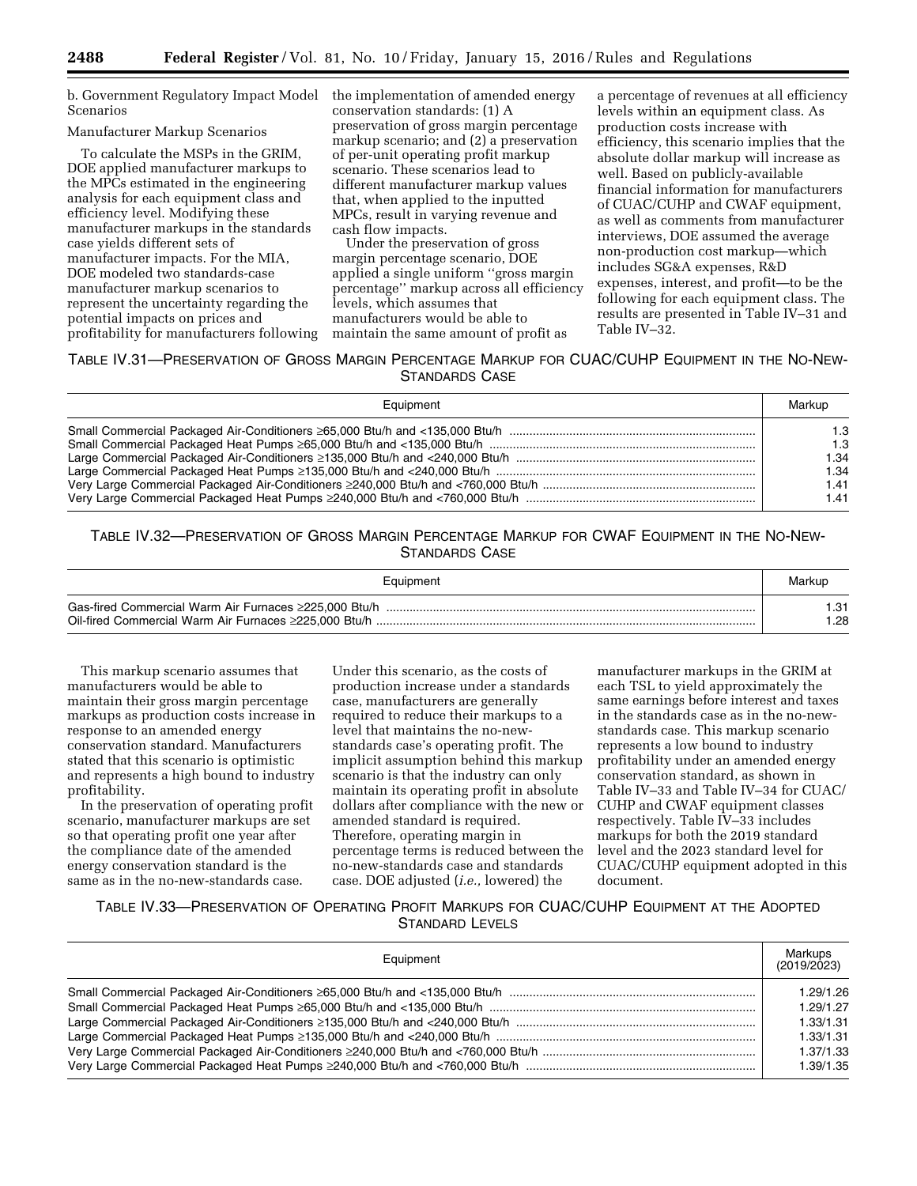b. Government Regulatory Impact Model Scenarios

Manufacturer Markup Scenarios

To calculate the MSPs in the GRIM, DOE applied manufacturer markups to the MPCs estimated in the engineering analysis for each equipment class and efficiency level. Modifying these manufacturer markups in the standards case yields different sets of manufacturer impacts. For the MIA, DOE modeled two standards-case manufacturer markup scenarios to represent the uncertainty regarding the potential impacts on prices and profitability for manufacturers following the implementation of amended energy conservation standards: (1) A preservation of gross margin percentage markup scenario; and (2) a preservation of per-unit operating profit markup scenario. These scenarios lead to different manufacturer markup values that, when applied to the inputted MPCs, result in varying revenue and cash flow impacts.

Under the preservation of gross margin percentage scenario, DOE applied a single uniform "gross margin percentage" markup across all efficiency levels, which assumes that manufacturers would be able to maintain the same amount of profit as a percentage of revenues at all efficiency levels within an equipment class. As production costs increase with efficiency, this scenario implies that the absolute dollar markup will increase as well. Based on publicly-available financial information for manufacturers of CUAC/CUHP and CWAF equipment, as well as comments from manufacturer interviews, DOE assumed the average non-production cost markup—which includes SG&A expenses, R&D expenses, interest, and profit—to be the following for each equipment class. The results are presented in Table IV–31 and Table IV–32.

TABLE IV.31—PRESERVATION OF GROSS MARGIN PERCENTAGE MARKUP FOR CUAC/CUHP EQUIPMENT IN THE NO-NEW-STANDARDS CASE

| Equipment | Markup |
|---|---|
| Small Commercial Packaged Air-Conditioners ≥65,000 Btu/h and <135,000 Btu/h | 1.3 |
| Small Commercial Packaged Heat Pumps ≥65,000 Btu/h and <135,000 Btu/h | 1.3 |
| Large Commercial Packaged Air-Conditioners ≥135,000 Btu/h and <240,000 Btu/h | 1.34 |
| Large Commercial Packaged Heat Pumps ≥135,000 Btu/h and <240,000 Btu/h | 1.34 |
| Very Large Commercial Packaged Air-Conditioners ≥240,000 Btu/h and <760,000 Btu/h | 1.41 |
| Very Large Commercial Packaged Heat Pumps ≥240,000 Btu/h and <760,000 Btu/h | 1.41 |

TABLE IV.32—PRESERVATION OF GROSS MARGIN PERCENTAGE MARKUP FOR CWAF EQUIPMENT IN THE NO-NEW-STANDARDS CASE

| Equipment | Markup |
|---|---|
| Gas-fired Commercial Warm Air Furnaces ≥225,000 Btu/h | 1.31 |
| Oil-fired Commercial Warm Air Furnaces ≥225,000 Btu/h | 1.28 |

This markup scenario assumes that manufacturers would be able to maintain their gross margin percentage markups as production costs increase in response to an amended energy conservation standard. Manufacturers stated that this scenario is optimistic and represents a high bound to industry profitability.

In the preservation of operating profit scenario, manufacturer markups are set so that operating profit one year after the compliance date of the amended energy conservation standard is the same as in the no-new-standards case. Under this scenario, as the costs of production increase under a standards case, manufacturers are generally required to reduce their markups to a level that maintains the no-new-standards case's operating profit. The implicit assumption behind this markup scenario is that the industry can only maintain its operating profit in absolute dollars after compliance with the new or amended standard is required. Therefore, operating margin in percentage terms is reduced between the no-new-standards case and standards case. DOE adjusted (*i.e.,* lowered) the manufacturer markups in the GRIM at each TSL to yield approximately the same earnings before interest and taxes in the standards case as in the no-new-standards case. This markup scenario represents a low bound to industry profitability under an amended energy conservation standard, as shown in Table IV–33 and Table IV–34 for CUAC/CUHP and CWAF equipment classes respectively. Table IV–33 includes markups for both the 2019 standard level and the 2023 standard level for CUAC/CUHP equipment adopted in this document.

TABLE IV.33—PRESERVATION OF OPERATING PROFIT MARKUPS FOR CUAC/CUHP EQUIPMENT AT THE ADOPTED STANDARD LEVELS

| Equipment | Markups (2019/2023) |
|---|---|
| Small Commercial Packaged Air-Conditioners ≥65,000 Btu/h and <135,000 Btu/h | 1.29/1.26 |
| Small Commercial Packaged Heat Pumps ≥65,000 Btu/h and <135,000 Btu/h | 1.29/1.27 |
| Large Commercial Packaged Air-Conditioners ≥135,000 Btu/h and <240,000 Btu/h | 1.33/1.31 |
| Large Commercial Packaged Heat Pumps ≥135,000 Btu/h and <240,000 Btu/h | 1.33/1.31 |
| Very Large Commercial Packaged Air-Conditioners ≥240,000 Btu/h and <760,000 Btu/h | 1.37/1.33 |
| Very Large Commercial Packaged Heat Pumps ≥240,000 Btu/h and <760,000 Btu/h | 1.39/1.35 |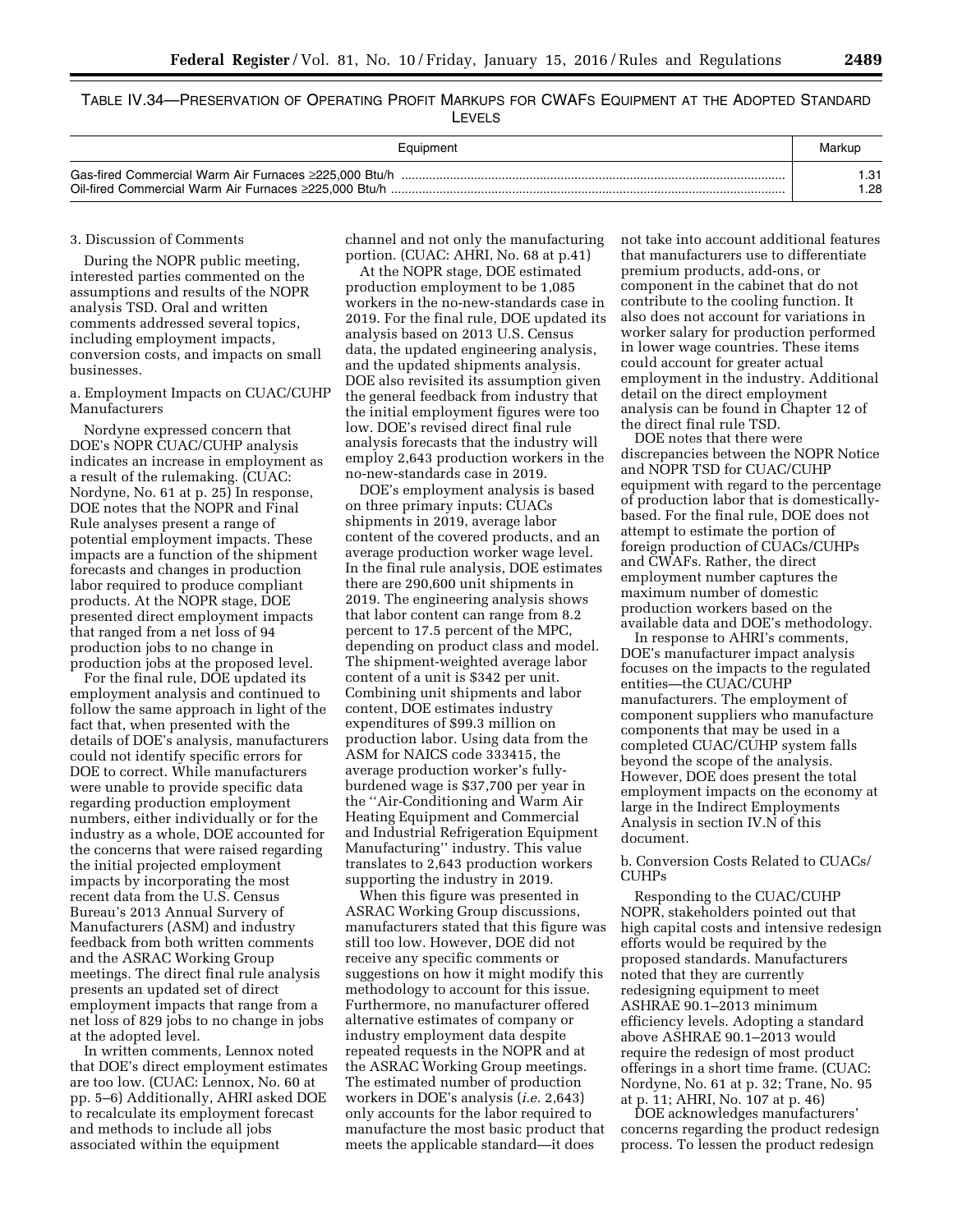TABLE IV.34—PRESERVATION OF OPERATING PROFIT MARKUPS FOR CWAFS EQUIPMENT AT THE ADOPTED STANDARD LEVELS

| Equipment | Markup |
| --- | --- |
| Gas-fired Commercial Warm Air Furnaces ≥225,000 Btu/h | 1.31 |
| Oil-fired Commercial Warm Air Furnaces ≥225,000 Btu/h | 1.28 |

3. Discussion of Comments

During the NOPR public meeting, interested parties commented on the assumptions and results of the NOPR analysis TSD. Oral and written comments addressed several topics, including employment impacts, conversion costs, and impacts on small businesses.

a. Employment Impacts on CUAC/CUHP Manufacturers

Nordyne expressed concern that DOE's NOPR CUAC/CUHP analysis indicates an increase in employment as a result of the rulemaking. (CUAC: Nordyne, No. 61 at p. 25) In response, DOE notes that the NOPR and Final Rule analyses present a range of potential employment impacts. These impacts are a function of the shipment forecasts and changes in production labor required to produce compliant products. At the NOPR stage, DOE presented direct employment impacts that ranged from a net loss of 94 production jobs to no change in production jobs at the proposed level.

For the final rule, DOE updated its employment analysis and continued to follow the same approach in light of the fact that, when presented with the details of DOE's analysis, manufacturers could not identify specific errors for DOE to correct. While manufacturers were unable to provide specific data regarding production employment numbers, either individually or for the industry as a whole, DOE accounted for the concerns that were raised regarding the initial projected employment impacts by incorporating the most recent data from the U.S. Census Bureau's 2013 Annual Survery of Manufacturers (ASM) and industry feedback from both written comments and the ASRAC Working Group meetings. The direct final rule analysis presents an updated set of direct employment impacts that range from a net loss of 829 jobs to no change in jobs at the adopted level.

In written comments, Lennox noted that DOE's direct employment estimates are too low. (CUAC: Lennox, No. 60 at pp. 5–6) Additionally, AHRI asked DOE to recalculate its employment forecast and methods to include all jobs associated within the equipment channel and not only the manufacturing portion. (CUAC: AHRI, No. 68 at p.41)

At the NOPR stage, DOE estimated production employment to be 1,085 workers in the no-new-standards case in 2019. For the final rule, DOE updated its analysis based on 2013 U.S. Census data, the updated engineering analysis, and the updated shipments analysis. DOE also revisited its assumption given the general feedback from industry that the initial employment figures were too low. DOE's revised direct final rule analysis forecasts that the industry will employ 2,643 production workers in the no-new-standards case in 2019.

DOE's employment analysis is based on three primary inputs: CUACs shipments in 2019, average labor content of the covered products, and an average production worker wage level. In the final rule analysis, DOE estimates there are 290,600 unit shipments in 2019. The engineering analysis shows that labor content can range from 8.2 percent to 17.5 percent of the MPC, depending on product class and model. The shipment-weighted average labor content of a unit is $342 per unit. Combining unit shipments and labor content, DOE estimates industry expenditures of $99.3 million on production labor. Using data from the ASM for NAICS code 333415, the average production worker's fully-burdened wage is $37,700 per year in the ''Air-Conditioning and Warm Air Heating Equipment and Commercial and Industrial Refrigeration Equipment Manufacturing'' industry. This value translates to 2,643 production workers supporting the industry in 2019.

When this figure was presented in ASRAC Working Group discussions, manufacturers stated that this figure was still too low. However, DOE did not receive any specific comments or suggestions on how it might modify this methodology to account for this issue. Furthermore, no manufacturer offered alternative estimates of company or industry employment data despite repeated requests in the NOPR and at the ASRAC Working Group meetings. The estimated number of production workers in DOE's analysis (*i.e.* 2,643) only accounts for the labor required to manufacture the most basic product that meets the applicable standard—it does not take into account additional features that manufacturers use to differentiate premium products, add-ons, or component in the cabinet that do not contribute to the cooling function. It also does not account for variations in worker salary for production performed in lower wage countries. These items could account for greater actual employment in the industry. Additional detail on the direct employment analysis can be found in Chapter 12 of the direct final rule TSD.

DOE notes that there were discrepancies between the NOPR Notice and NOPR TSD for CUAC/CUHP equipment with regard to the percentage of production labor that is domestically-based. For the final rule, DOE does not attempt to estimate the portion of foreign production of CUACs/CUHPs and CWAFs. Rather, the direct employment number captures the maximum number of domestic production workers based on the available data and DOE's methodology.

In response to AHRI's comments, DOE's manufacturer impact analysis focuses on the impacts to the regulated entities—the CUAC/CUHP manufacturers. The employment of component suppliers who manufacture components that may be used in a completed CUAC/CUHP system falls beyond the scope of the analysis. However, DOE does present the total employment impacts on the economy at large in the Indirect Employments Analysis in section IV.N of this document.

b. Conversion Costs Related to CUACs/CUHPs

Responding to the CUAC/CUHP NOPR, stakeholders pointed out that high capital costs and intensive redesign efforts would be required by the proposed standards. Manufacturers noted that they are currently redesigning equipment to meet ASHRAE 90.1–2013 minimum efficiency levels. Adopting a standard above ASHRAE 90.1–2013 would require the redesign of most product offerings in a short time frame. (CUAC: Nordyne, No. 61 at p. 32; Trane, No. 95 at p. 11; AHRI, No. 107 at p. 46)

DOE acknowledges manufacturers' concerns regarding the product redesign process. To lessen the product redesign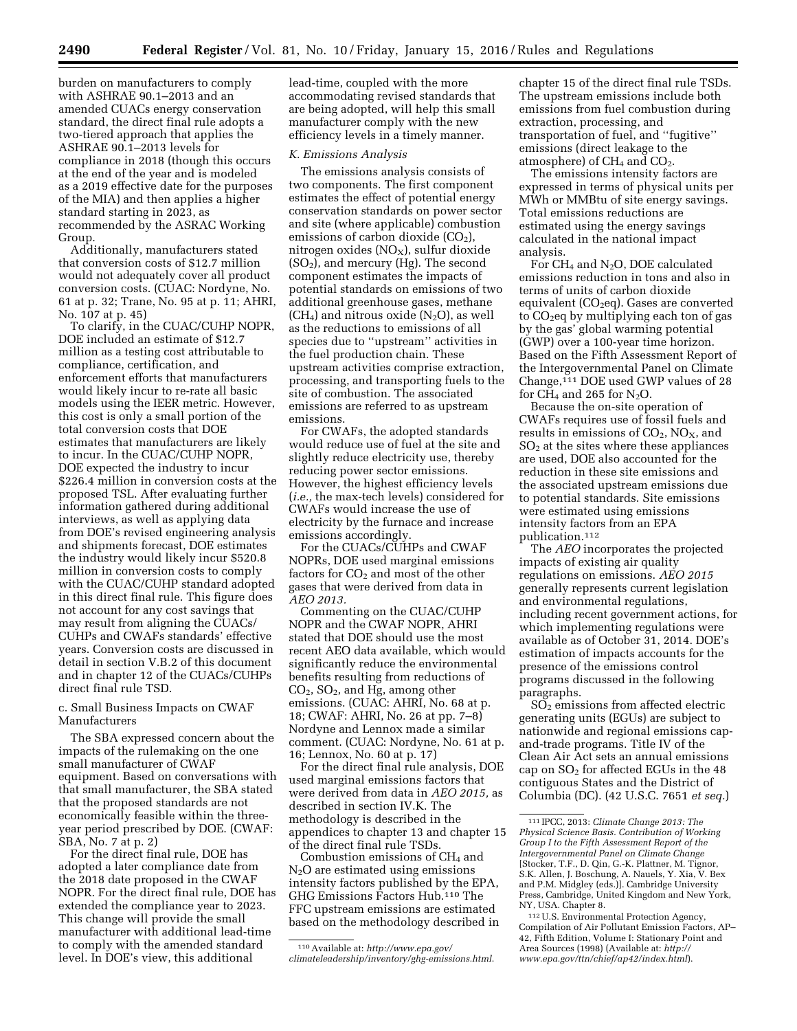burden on manufacturers to comply with ASHRAE 90.1–2013 and an amended CUACs energy conservation standard, the direct final rule adopts a two-tiered approach that applies the ASHRAE 90.1–2013 levels for compliance in 2018 (though this occurs at the end of the year and is modeled as a 2019 effective date for the purposes of the MIA) and then applies a higher standard starting in 2023, as recommended by the ASRAC Working Group.

Additionally, manufacturers stated that conversion costs of $12.7 million would not adequately cover all product conversion costs. (CUAC: Nordyne, No. 61 at p. 32; Trane, No. 95 at p. 11; AHRI, No. 107 at p. 45)

To clarify, in the CUAC/CUHP NOPR, DOE included an estimate of $12.7 million as a testing cost attributable to compliance, certification, and enforcement efforts that manufacturers would likely incur to re-rate all basic models using the IEER metric. However, this cost is only a small portion of the total conversion costs that DOE estimates that manufacturers are likely to incur. In the CUAC/CUHP NOPR, DOE expected the industry to incur $226.4 million in conversion costs at the proposed TSL. After evaluating further information gathered during additional interviews, as well as applying data from DOE's revised engineering analysis and shipments forecast, DOE estimates the industry would likely incur $520.8 million in conversion costs to comply with the CUAC/CUHP standard adopted in this direct final rule. This figure does not account for any cost savings that may result from aligning the CUACs/CUHPs and CWAFs standards' effective years. Conversion costs are discussed in detail in section V.B.2 of this document and in chapter 12 of the CUACs/CUHPs direct final rule TSD.

c. Small Business Impacts on CWAF Manufacturers

The SBA expressed concern about the impacts of the rulemaking on the one small manufacturer of CWAF equipment. Based on conversations with that small manufacturer, the SBA stated that the proposed standards are not economically feasible within the three-year period prescribed by DOE. (CWAF: SBA, No. 7 at p. 2)

For the direct final rule, DOE has adopted a later compliance date from the 2018 date proposed in the CWAF NOPR. For the direct final rule, DOE has extended the compliance year to 2023. This change will provide the small manufacturer with additional lead-time to comply with the amended standard level. In DOE's view, this additional lead-time, coupled with the more accommodating revised standards that are being adopted, will help this small manufacturer comply with the new efficiency levels in a timely manner.

### K. Emissions Analysis

The emissions analysis consists of two components. The first component estimates the effect of potential energy conservation standards on power sector and site (where applicable) combustion emissions of carbon dioxide ($CO_2$), nitrogen oxides ($NO_X$), sulfur dioxide ($SO_2$), and mercury (Hg). The second component estimates the impacts of potential standards on emissions of two additional greenhouse gases, methane ($CH_4$) and nitrous oxide ($N_2O$), as well as the reductions to emissions of all species due to "upstream" activities in the fuel production chain. These upstream activities comprise extraction, processing, and transporting fuels to the site of combustion. The associated emissions are referred to as upstream emissions.

For CWAFs, the adopted standards would reduce use of fuel at the site and slightly reduce electricity use, thereby reducing power sector emissions. However, the highest efficiency levels (*i.e.,* the max-tech levels) considered for CWAFs would increase the use of electricity by the furnace and increase emissions accordingly.

For the CUACs/CUHPs and CWAF NOPRs, DOE used marginal emissions factors for $CO_2$ and most of the other gases that were derived from data in *AEO 2013.*

Commenting on the CUAC/CUHP NOPR and the CWAF NOPR, AHRI stated that DOE should use the most recent AEO data available, which would significantly reduce the environmental benefits resulting from reductions of $CO_2$, $SO_2$, and Hg, among other emissions. (CUAC: AHRI, No. 68 at p. 18; CWAF: AHRI, No. 26 at pp. 7–8) Nordyne and Lennox made a similar comment. (CUAC: Nordyne, No. 61 at p. 16; Lennox, No. 60 at p. 17)

For the direct final rule analysis, DOE used marginal emissions factors that were derived from data in *AEO 2015,* as described in section IV.K. The methodology is described in the appendices to chapter 13 and chapter 15 of the direct final rule TSDs.

Combustion emissions of $CH_4$ and $N_2O$ are estimated using emissions intensity factors published by the EPA, GHG Emissions Factors Hub.[110] The FFC upstream emissions are estimated based on the methodology described in chapter 15 of the direct final rule TSDs. The upstream emissions include both emissions from fuel combustion during extraction, processing, and transportation of fuel, and "fugitive" emissions (direct leakage to the atmosphere) of $CH_4$ and $CO_2$.

The emissions intensity factors are expressed in terms of physical units per MWh or MMBtu of site energy savings. Total emissions reductions are estimated using the energy savings calculated in the national impact analysis.

For $CH_4$ and $N_2O$, DOE calculated emissions reduction in tons and also in terms of units of carbon dioxide equivalent ($CO_2$eq). Gases are converted to $CO_2$eq by multiplying each ton of gas by the gas' global warming potential (GWP) over a 100-year time horizon. Based on the Fifth Assessment Report of the Intergovernmental Panel on Climate Change,[111] DOE used GWP values of 28 for $CH_4$ and 265 for $N_2O$.

Because the on-site operation of CWAFs requires use of fossil fuels and results in emissions of $CO_2$, $NO_X$, and $SO_2$ at the sites where these appliances are used, DOE also accounted for the reduction in these site emissions and the associated upstream emissions due to potential standards. Site emissions were estimated using emissions intensity factors from an EPA publication.[112]

The *AEO* incorporates the projected impacts of existing air quality regulations on emissions. *AEO 2015* generally represents current legislation and environmental regulations, including recent government actions, for which implementing regulations were available as of October 31, 2014. DOE's estimation of impacts accounts for the presence of the emissions control programs discussed in the following paragraphs.

$SO_2$ emissions from affected electric generating units (EGUs) are subject to nationwide and regional emissions cap-and-trade programs. Title IV of the Clean Air Act sets an annual emissions cap on $SO_2$ for affected EGUs in the 48 contiguous States and the District of Columbia (DC). (42 U.S.C. 7651 *et seq.*)

---

[110] Available at: *http://www.epa.gov/climateleadership/inventory/ghg-emissions.html.*

[111] IPCC, 2013: *Climate Change 2013: The Physical Science Basis. Contribution of Working Group I to the Fifth Assessment Report of the Intergovernmental Panel on Climate Change* [Stocker, T.F., D. Qin, G.-K. Plattner, M. Tignor, S.K. Allen, J. Boschung, A. Nauels, Y. Xia, V. Bex and P.M. Midgley (eds.)]. Cambridge University Press, Cambridge, United Kingdom and New York, NY, USA. Chapter 8.

[112] U.S. Environmental Protection Agency, Compilation of Air Pollutant Emission Factors, AP–42, Fifth Edition, Volume I: Stationary Point and Area Sources (1998) (Available at: *http://www.epa.gov/ttn/chief/ap42/index.html*).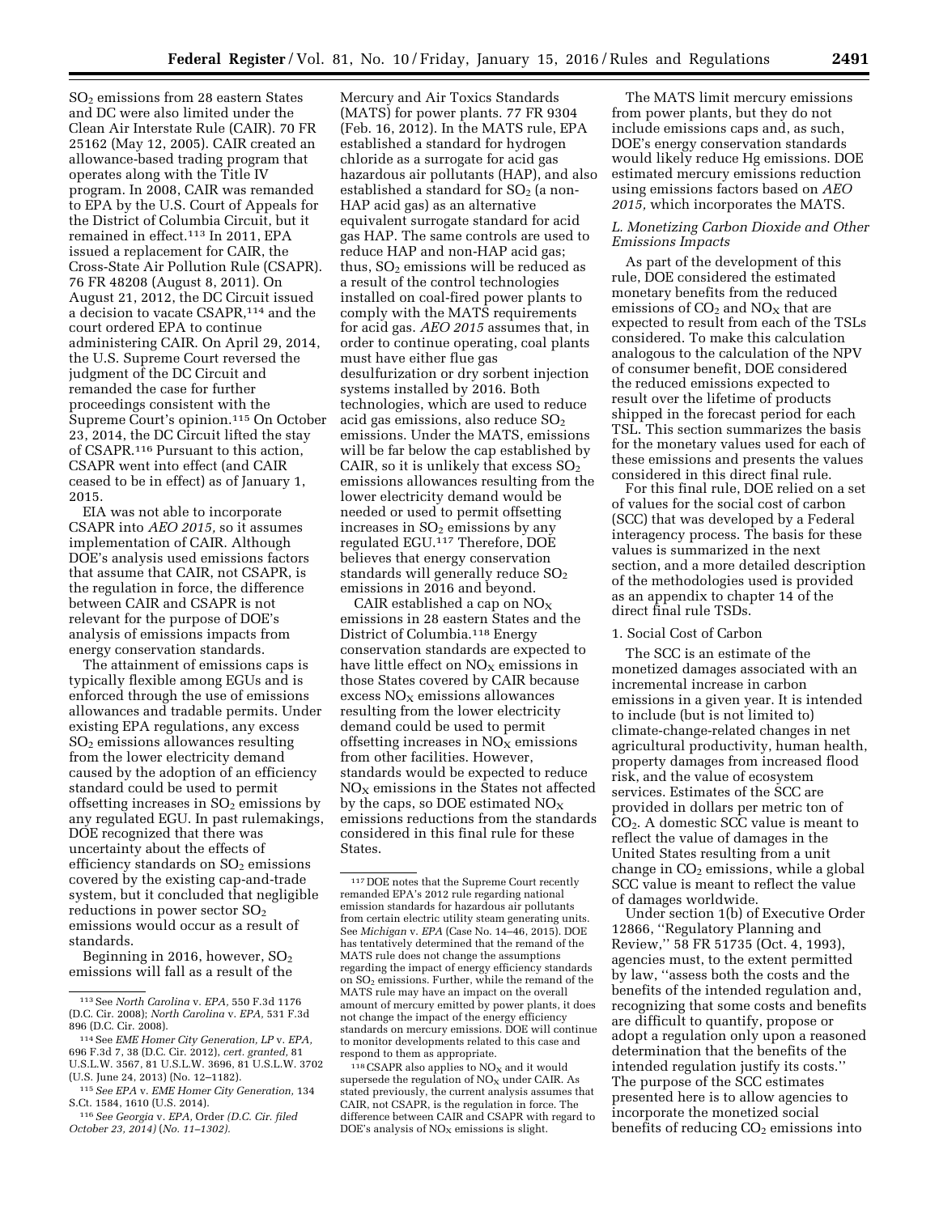$SO_2$ emissions from 28 eastern States and DC were also limited under the Clean Air Interstate Rule (CAIR). 70 FR 25162 (May 12, 2005). CAIR created an allowance-based trading program that operates along with the Title IV program. In 2008, CAIR was remanded to EPA by the U.S. Court of Appeals for the District of Columbia Circuit, but it remained in effect.[113] In 2011, EPA issued a replacement for CAIR, the Cross-State Air Pollution Rule (CSAPR). 76 FR 48208 (August 8, 2011). On August 21, 2012, the DC Circuit issued a decision to vacate CSAPR,[114] and the court ordered EPA to continue administering CAIR. On April 29, 2014, the U.S. Supreme Court reversed the judgment of the DC Circuit and remanded the case for further proceedings consistent with the Supreme Court's opinion.[115] On October 23, 2014, the DC Circuit lifted the stay of CSAPR.[116] Pursuant to this action, CSAPR went into effect (and CAIR ceased to be in effect) as of January 1, 2015.

EIA was not able to incorporate CSAPR into *AEO 2015,* so it assumes implementation of CAIR. Although DOE's analysis used emissions factors that assume that CAIR, not CSAPR, is the regulation in force, the difference between CAIR and CSAPR is not relevant for the purpose of DOE's analysis of emissions impacts from energy conservation standards.

The attainment of emissions caps is typically flexible among EGUs and is enforced through the use of emissions allowances and tradable permits. Under existing EPA regulations, any excess $SO_2$ emissions allowances resulting from the lower electricity demand caused by the adoption of an efficiency standard could be used to permit offsetting increases in $SO_2$ emissions by any regulated EGU. In past rulemakings, DOE recognized that there was uncertainty about the effects of efficiency standards on $SO_2$ emissions covered by the existing cap-and-trade system, but it concluded that negligible reductions in power sector $SO_2$ emissions would occur as a result of standards.

Beginning in 2016, however, $SO_2$ emissions will fall as a result of the Mercury and Air Toxics Standards (MATS) for power plants. 77 FR 9304 (Feb. 16, 2012). In the MATS rule, EPA established a standard for hydrogen chloride as a surrogate for acid gas hazardous air pollutants (HAP), and also established a standard for $SO_2$ (a non-HAP acid gas) as an alternative equivalent surrogate standard for acid gas HAP. The same controls are used to reduce HAP and non-HAP acid gas; thus, $SO_2$ emissions will be reduced as a result of the control technologies installed on coal-fired power plants to comply with the MATS requirements for acid gas. *AEO 2015* assumes that, in order to continue operating, coal plants must have either flue gas desulfurization or dry sorbent injection systems installed by 2016. Both technologies, which are used to reduce acid gas emissions, also reduce $SO_2$ emissions. Under the MATS, emissions will be far below the cap established by CAIR, so it is unlikely that excess $SO_2$ emissions allowances resulting from the lower electricity demand would be needed or used to permit offsetting increases in $SO_2$ emissions by any regulated EGU.[117] Therefore, DOE believes that energy conservation standards will generally reduce $SO_2$ emissions in 2016 and beyond.

CAIR established a cap on $NO_X$ emissions in 28 eastern States and the District of Columbia.[118] Energy conservation standards are expected to have little effect on $NO_X$ emissions in those States covered by CAIR because excess $NO_X$ emissions allowances resulting from the lower electricity demand could be used to permit offsetting increases in $NO_X$ emissions from other facilities. However, standards would be expected to reduce $NO_X$ emissions in the States not affected by the caps, so DOE estimated $NO_X$ emissions reductions from the standards considered in this final rule for these States.

The MATS limit mercury emissions from power plants, but they do not include emissions caps and, as such, DOE's energy conservation standards would likely reduce Hg emissions. DOE estimated mercury emissions reduction using emissions factors based on *AEO 2015,* which incorporates the MATS.

### L. Monetizing Carbon Dioxide and Other Emissions Impacts

As part of the development of this rule, DOE considered the estimated monetary benefits from the reduced emissions of $CO_2$ and $NO_X$ that are expected to result from each of the TSLs considered. To make this calculation analogous to the calculation of the NPV of consumer benefit, DOE considered the reduced emissions expected to result over the lifetime of products shipped in the forecast period for each TSL. This section summarizes the basis for the monetary values used for each of these emissions and presents the values considered in this direct final rule.

For this final rule, DOE relied on a set of values for the social cost of carbon (SCC) that was developed by a Federal interagency process. The basis for these values is summarized in the next section, and a more detailed description of the methodologies used is provided as an appendix to chapter 14 of the direct final rule TSDs.

#### 1. Social Cost of Carbon

The SCC is an estimate of the monetized damages associated with an incremental increase in carbon emissions in a given year. It is intended to include (but is not limited to) climate-change-related changes in net agricultural productivity, human health, property damages from increased flood risk, and the value of ecosystem services. Estimates of the SCC are provided in dollars per metric ton of $CO_2$. A domestic SCC value is meant to reflect the value of damages in the United States resulting from a unit change in $CO_2$ emissions, while a global SCC value is meant to reflect the value of damages worldwide.

Under section 1(b) of Executive Order 12866, ''Regulatory Planning and Review,'' 58 FR 51735 (Oct. 4, 1993), agencies must, to the extent permitted by law, ''assess both the costs and the benefits of the intended regulation and, recognizing that some costs and benefits are difficult to quantify, propose or adopt a regulation only upon a reasoned determination that the benefits of the intended regulation justify its costs.'' The purpose of the SCC estimates presented here is to allow agencies to incorporate the monetized social benefits of reducing $CO_2$ emissions into

---

[113] See *North Carolina* v. *EPA,* 550 F.3d 1176 (D.C. Cir. 2008); *North Carolina* v. *EPA,* 531 F.3d 896 (D.C. Cir. 2008).

[114] See *EME Homer City Generation, LP* v. *EPA,* 696 F.3d 7, 38 (D.C. Cir. 2012), *cert. granted,* 81 U.S.L.W. 3567, 81 U.S.L.W. 3696, 81 U.S.L.W. 3702 (U.S. June 24, 2013) (No. 12–1182).

[115] *See EPA* v. *EME Homer City Generation,* 134 S.Ct. 1584, 1610 (U.S. 2014).

[116] *See Georgia* v. *EPA,* Order *(D.C. Cir. filed October 23, 2014)* (*No. 11–1302).*

[117] DOE notes that the Supreme Court recently remanded EPA's 2012 rule regarding national emission standards for hazardous air pollutants from certain electric utility steam generating units. See *Michigan* v. *EPA* (Case No. 14–46, 2015). DOE has tentatively determined that the remand of the MATS rule does not change the assumptions regarding the impact of energy efficiency standards on $SO_2$ emissions. Further, while the remand of the MATS rule may have an impact on the overall amount of mercury emitted by power plants, it does not change the impact of the energy efficiency standards on mercury emissions. DOE will continue to monitor developments related to this case and respond to them as appropriate.

[118] CSAPR also applies to $NO_X$ and it would supersede the regulation of $NO_X$ under CAIR. As stated previously, the current analysis assumes that CAIR, not CSAPR, is the regulation in force. The difference between CAIR and CSAPR with regard to DOE's analysis of $NO_X$ emissions is slight.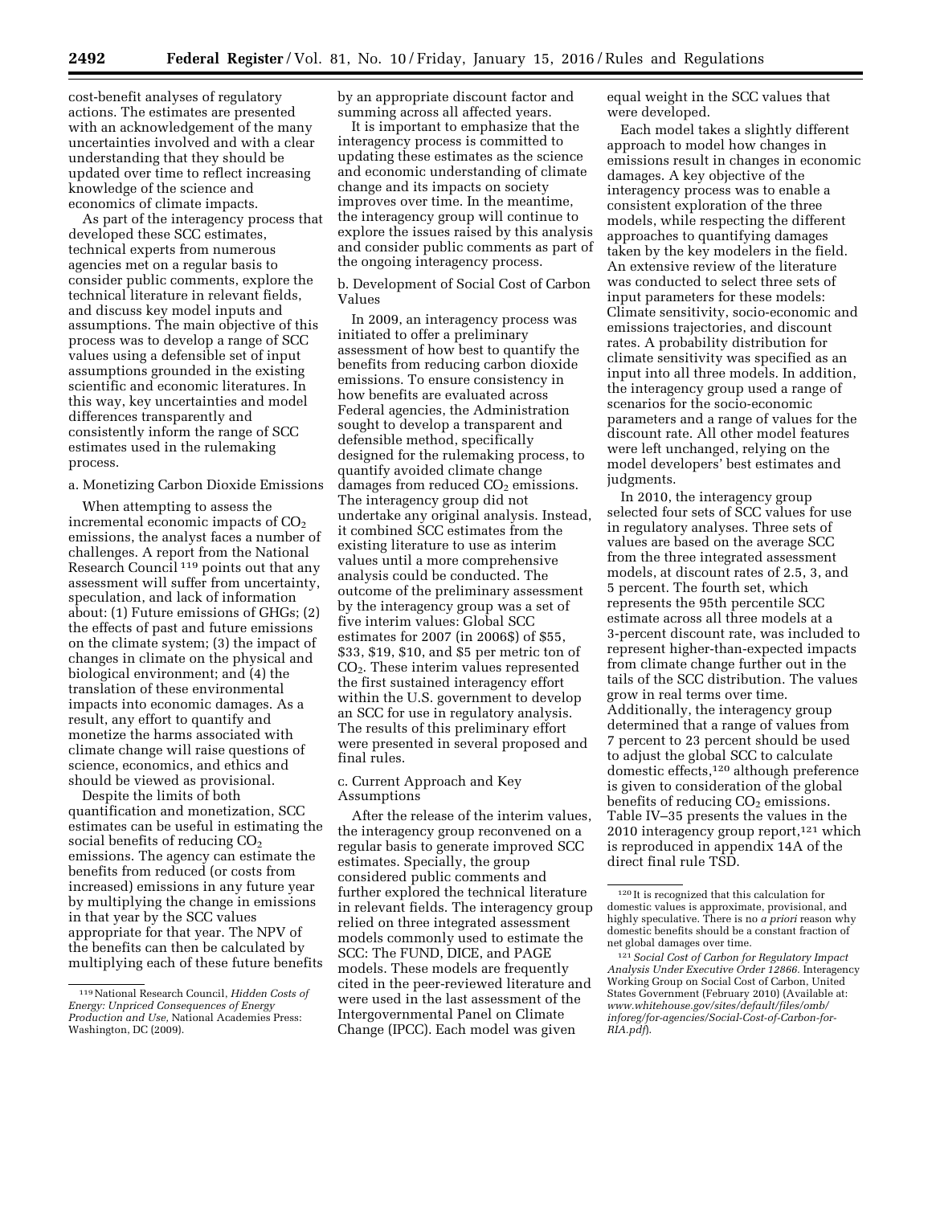cost-benefit analyses of regulatory actions. The estimates are presented with an acknowledgement of the many uncertainties involved and with a clear understanding that they should be updated over time to reflect increasing knowledge of the science and economics of climate impacts.

As part of the interagency process that developed these SCC estimates, technical experts from numerous agencies met on a regular basis to consider public comments, explore the technical literature in relevant fields, and discuss key model inputs and assumptions. The main objective of this process was to develop a range of SCC values using a defensible set of input assumptions grounded in the existing scientific and economic literatures. In this way, key uncertainties and model differences transparently and consistently inform the range of SCC estimates used in the rulemaking process.

a. Monetizing Carbon Dioxide Emissions

When attempting to assess the incremental economic impacts of $CO_2$ emissions, the analyst faces a number of challenges. A report from the National Research Council[119] points out that any assessment will suffer from uncertainty, speculation, and lack of information about: (1) Future emissions of GHGs; (2) the effects of past and future emissions on the climate system; (3) the impact of changes in climate on the physical and biological environment; and (4) the translation of these environmental impacts into economic damages. As a result, any effort to quantify and monetize the harms associated with climate change will raise questions of science, economics, and ethics and should be viewed as provisional.

Despite the limits of both quantification and monetization, SCC estimates can be useful in estimating the social benefits of reducing $CO_2$ emissions. The agency can estimate the benefits from reduced (or costs from increased) emissions in any future year by multiplying the change in emissions in that year by the SCC values appropriate for that year. The NPV of the benefits can then be calculated by multiplying each of these future benefits by an appropriate discount factor and summing across all affected years.

It is important to emphasize that the interagency process is committed to updating these estimates as the science and economic understanding of climate change and its impacts on society improves over time. In the meantime, the interagency group will continue to explore the issues raised by this analysis and consider public comments as part of the ongoing interagency process.

b. Development of Social Cost of Carbon Values

In 2009, an interagency process was initiated to offer a preliminary assessment of how best to quantify the benefits from reducing carbon dioxide emissions. To ensure consistency in how benefits are evaluated across Federal agencies, the Administration sought to develop a transparent and defensible method, specifically designed for the rulemaking process, to quantify avoided climate change damages from reduced $CO_2$ emissions. The interagency group did not undertake any original analysis. Instead, it combined SCC estimates from the existing literature to use as interim values until a more comprehensive analysis could be conducted. The outcome of the preliminary assessment by the interagency group was a set of five interim values: Global SCC estimates for 2007 (in 2006$) of $55, $33, $19, $10, and $5 per metric ton of $CO_2$. These interim values represented the first sustained interagency effort within the U.S. government to develop an SCC for use in regulatory analysis. The results of this preliminary effort were presented in several proposed and final rules.

c. Current Approach and Key Assumptions

After the release of the interim values, the interagency group reconvened on a regular basis to generate improved SCC estimates. Specially, the group considered public comments and further explored the technical literature in relevant fields. The interagency group relied on three integrated assessment models commonly used to estimate the SCC: The FUND, DICE, and PAGE models. These models are frequently cited in the peer-reviewed literature and were used in the last assessment of the Intergovernmental Panel on Climate Change (IPCC). Each model was given equal weight in the SCC values that were developed.

Each model takes a slightly different approach to model how changes in emissions result in changes in economic damages. A key objective of the interagency process was to enable a consistent exploration of the three models, while respecting the different approaches to quantifying damages taken by the key modelers in the field. An extensive review of the literature was conducted to select three sets of input parameters for these models: Climate sensitivity, socio-economic and emissions trajectories, and discount rates. A probability distribution for climate sensitivity was specified as an input into all three models. In addition, the interagency group used a range of scenarios for the socio-economic parameters and a range of values for the discount rate. All other model features were left unchanged, relying on the model developers' best estimates and judgments.

In 2010, the interagency group selected four sets of SCC values for use in regulatory analyses. Three sets of values are based on the average SCC from the three integrated assessment models, at discount rates of 2.5, 3, and 5 percent. The fourth set, which represents the 95th percentile SCC estimate across all three models at a 3-percent discount rate, was included to represent higher-than-expected impacts from climate change further out in the tails of the SCC distribution. The values grow in real terms over time. Additionally, the interagency group determined that a range of values from 7 percent to 23 percent should be used to adjust the global SCC to calculate domestic effects,[120] although preference is given to consideration of the global benefits of reducing $CO_2$ emissions. Table IV–35 presents the values in the 2010 interagency group report,[121] which is reproduced in appendix 14A of the direct final rule TSD.

---

[119] National Research Council, *Hidden Costs of Energy: Unpriced Consequences of Energy Production and Use,* National Academies Press: Washington, DC (2009).

[120] It is recognized that this calculation for domestic values is approximate, provisional, and highly speculative. There is no *a priori* reason why domestic benefits should be a constant fraction of net global damages over time.

[121] *Social Cost of Carbon for Regulatory Impact Analysis Under Executive Order 12866.* Interagency Working Group on Social Cost of Carbon, United States Government (February 2010) (Available at: *www.whitehouse.gov/sites/default/files/omb/inforeg/for-agencies/Social-Cost-of-Carbon-for-RIA.pdf*).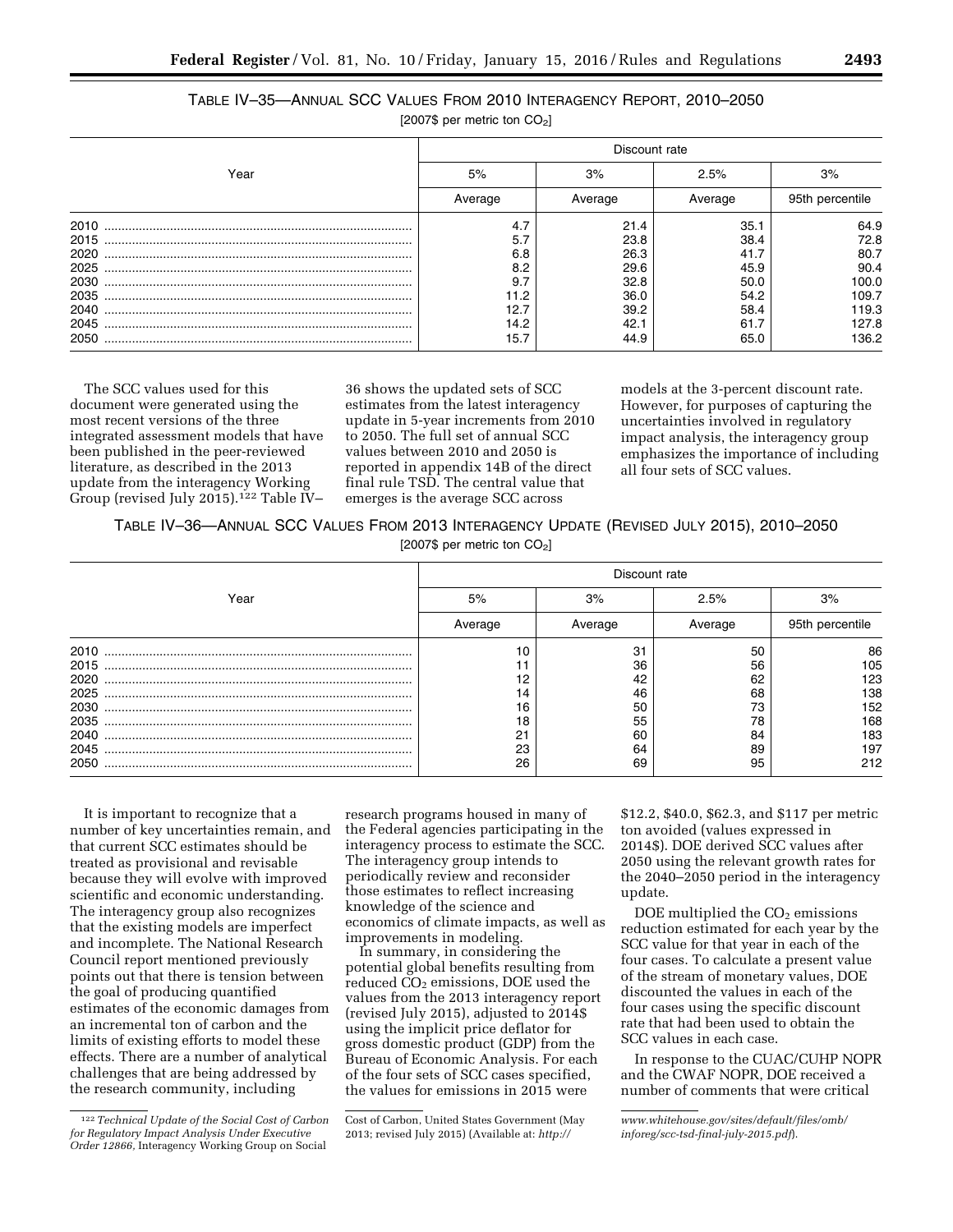TABLE IV–35—ANNUAL SCC VALUES FROM 2010 INTERAGENCY REPORT, 2010–2050

[2007$ per metric ton $CO_2$]

| Year | Discount rate | | | |
|---|---|---|---|---|
| | 5% | 3% | 2.5% | 3% |
| | Average | Average | Average | 95th percentile |
| 2010 | 4.7 | 21.4 | 35.1 | 64.9 |
| 2015 | 5.7 | 23.8 | 38.4 | 72.8 |
| 2020 | 6.8 | 26.3 | 41.7 | 80.7 |
| 2025 | 8.2 | 29.6 | 45.9 | 90.4 |
| 2030 | 9.7 | 32.8 | 50.0 | 100.0 |
| 2035 | 11.2 | 36.0 | 54.2 | 109.7 |
| 2040 | 12.7 | 39.2 | 58.4 | 119.3 |
| 2045 | 14.2 | 42.1 | 61.7 | 127.8 |
| 2050 | 15.7 | 44.9 | 65.0 | 136.2 |

The SCC values used for this document were generated using the most recent versions of the three integrated assessment models that have been published in the peer-reviewed literature, as described in the 2013 update from the interagency Working Group (revised July 2015).[122] Table IV–36 shows the updated sets of SCC estimates from the latest interagency update in 5-year increments from 2010 to 2050. The full set of annual SCC values between 2010 and 2050 is reported in appendix 14B of the direct final rule TSD. The central value that emerges is the average SCC across models at the 3-percent discount rate. However, for purposes of capturing the uncertainties involved in regulatory impact analysis, the interagency group emphasizes the importance of including all four sets of SCC values.

TABLE IV–36—ANNUAL SCC VALUES FROM 2013 INTERAGENCY UPDATE (REVISED JULY 2015), 2010–2050

[2007$ per metric ton $CO_2$]

| Year | Discount rate | | | |
|---|---|---|---|---|
| | 5% | 3% | 2.5% | 3% |
| | Average | Average | Average | 95th percentile |
| 2010 | 10 | 31 | 50 | 86 |
| 2015 | 11 | 36 | 56 | 105 |
| 2020 | 12 | 42 | 62 | 123 |
| 2025 | 14 | 46 | 68 | 138 |
| 2030 | 16 | 50 | 73 | 152 |
| 2035 | 18 | 55 | 78 | 168 |
| 2040 | 21 | 60 | 84 | 183 |
| 2045 | 23 | 64 | 89 | 197 |
| 2050 | 26 | 69 | 95 | 212 |

It is important to recognize that a number of key uncertainties remain, and that current SCC estimates should be treated as provisional and revisable because they will evolve with improved scientific and economic understanding. The interagency group also recognizes that the existing models are imperfect and incomplete. The National Research Council report mentioned previously points out that there is tension between the goal of producing quantified estimates of the economic damages from an incremental ton of carbon and the limits of existing efforts to model these effects. There are a number of analytical challenges that are being addressed by the research community, including research programs housed in many of the Federal agencies participating in the interagency process to estimate the SCC. The interagency group intends to periodically review and reconsider those estimates to reflect increasing knowledge of the science and economics of climate impacts, as well as improvements in modeling.

In summary, in considering the potential global benefits resulting from reduced $CO_2$ emissions, DOE used the values from the 2013 interagency report (revised July 2015), adjusted to 2014$ using the implicit price deflator for gross domestic product (GDP) from the Bureau of Economic Analysis. For each of the four sets of SCC cases specified, the values for emissions in 2015 were $12.2, $40.0, $62.3, and $117 per metric ton avoided (values expressed in 2014$). DOE derived SCC values after 2050 using the relevant growth rates for the 2040–2050 period in the interagency update.

DOE multiplied the $CO_2$ emissions reduction estimated for each year by the SCC value for that year in each of the four cases. To calculate a present value of the stream of monetary values, DOE discounted the values in each of the four cases using the specific discount rate that had been used to obtain the SCC values in each case.

In response to the CUAC/CUHP NOPR and the CWAF NOPR, DOE received a number of comments that were critical

[122] *Technical Update of the Social Cost of Carbon for Regulatory Impact Analysis Under Executive Order 12866*, Interagency Working Group on Social Cost of Carbon, United States Government (May 2013; revised July 2015) (Available at: *http://www.whitehouse.gov/sites/default/files/omb/inforeg/scc-tsd-final-july-2015.pdf*).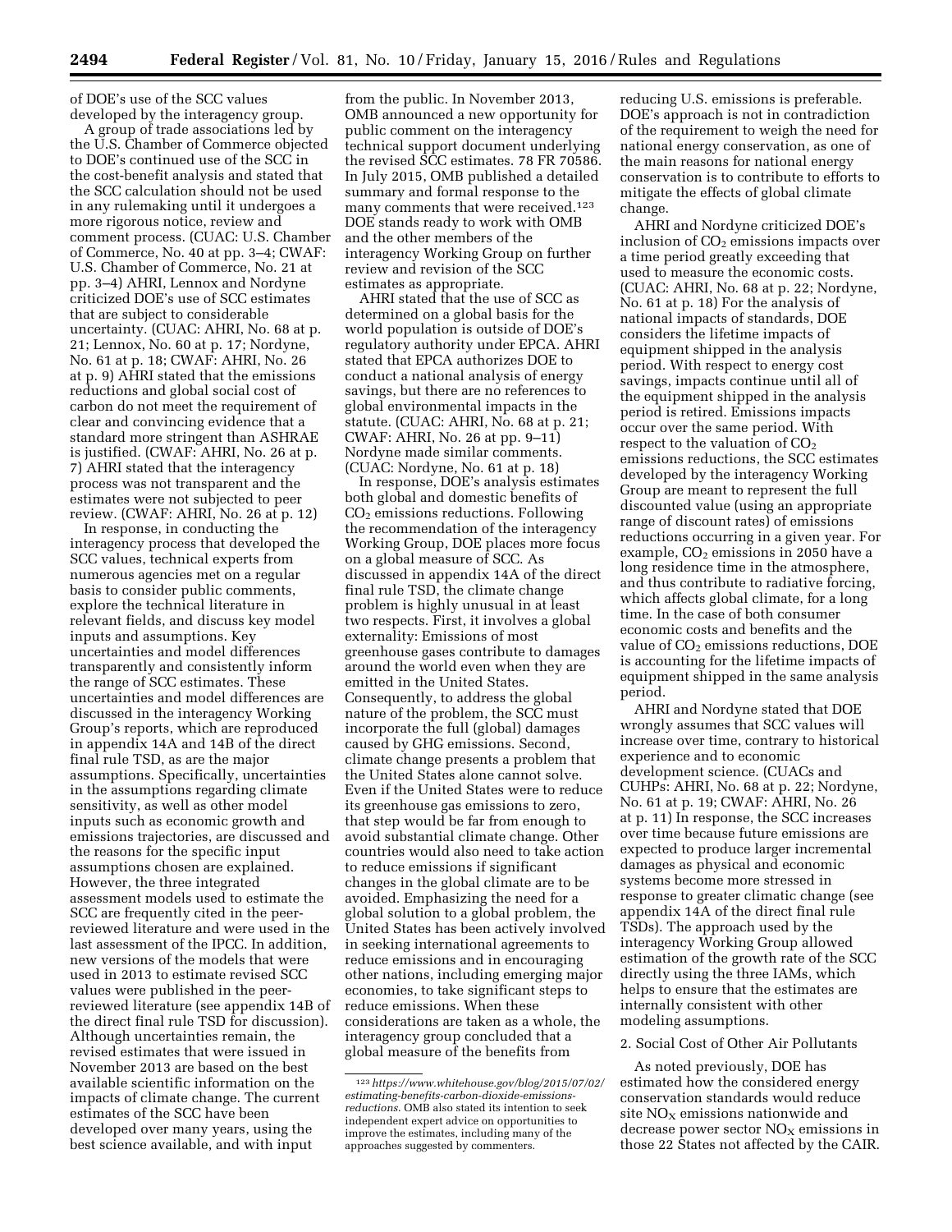of DOE's use of the SCC values developed by the interagency group.

A group of trade associations led by the U.S. Chamber of Commerce objected to DOE's continued use of the SCC in the cost-benefit analysis and stated that the SCC calculation should not be used in any rulemaking until it undergoes a more rigorous notice, review and comment process. (CUAC: U.S. Chamber of Commerce, No. 40 at pp. 3–4; CWAF: U.S. Chamber of Commerce, No. 21 at pp. 3–4) AHRI, Lennox and Nordyne criticized DOE's use of SCC estimates that are subject to considerable uncertainty. (CUAC: AHRI, No. 68 at p. 21; Lennox, No. 60 at p. 17; Nordyne, No. 61 at p. 18; CWAF: AHRI, No. 26 at p. 9) AHRI stated that the emissions reductions and global social cost of carbon do not meet the requirement of clear and convincing evidence that a standard more stringent than ASHRAE is justified. (CWAF: AHRI, No. 26 at p. 7) AHRI stated that the interagency process was not transparent and the estimates were not subjected to peer review. (CWAF: AHRI, No. 26 at p. 12)

In response, in conducting the interagency process that developed the SCC values, technical experts from numerous agencies met on a regular basis to consider public comments, explore the technical literature in relevant fields, and discuss key model inputs and assumptions. Key uncertainties and model differences transparently and consistently inform the range of SCC estimates. These uncertainties and model differences are discussed in the interagency Working Group's reports, which are reproduced in appendix 14A and 14B of the direct final rule TSD, as are the major assumptions. Specifically, uncertainties in the assumptions regarding climate sensitivity, as well as other model inputs such as economic growth and emissions trajectories, are discussed and the reasons for the specific input assumptions chosen are explained. However, the three integrated assessment models used to estimate the SCC are frequently cited in the peer-reviewed literature and were used in the last assessment of the IPCC. In addition, new versions of the models that were used in 2013 to estimate revised SCC values were published in the peer-reviewed literature (see appendix 14B of the direct final rule TSD for discussion). Although uncertainties remain, the revised estimates that were issued in November 2013 are based on the best available scientific information on the impacts of climate change. The current estimates of the SCC have been developed over many years, using the best science available, and with input from the public. In November 2013, OMB announced a new opportunity for public comment on the interagency technical support document underlying the revised SCC estimates. 78 FR 70586. In July 2015, OMB published a detailed summary and formal response to the many comments that were received.[123] DOE stands ready to work with OMB and the other members of the interagency Working Group on further review and revision of the SCC estimates as appropriate.

AHRI stated that the use of SCC as determined on a global basis for the world population is outside of DOE's regulatory authority under EPCA. AHRI stated that EPCA authorizes DOE to conduct a national analysis of energy savings, but there are no references to global environmental impacts in the statute. (CUAC: AHRI, No. 68 at p. 21; CWAF: AHRI, No. 26 at pp. 9–11) Nordyne made similar comments. (CUAC: Nordyne, No. 61 at p. 18)

In response, DOE's analysis estimates both global and domestic benefits of $CO_2$ emissions reductions. Following the recommendation of the interagency Working Group, DOE places more focus on a global measure of SCC. As discussed in appendix 14A of the direct final rule TSD, the climate change problem is highly unusual in at least two respects. First, it involves a global externality: Emissions of most greenhouse gases contribute to damages around the world even when they are emitted in the United States. Consequently, to address the global nature of the problem, the SCC must incorporate the full (global) damages caused by GHG emissions. Second, climate change presents a problem that the United States alone cannot solve. Even if the United States were to reduce its greenhouse gas emissions to zero, that step would be far from enough to avoid substantial climate change. Other countries would also need to take action to reduce emissions if significant changes in the global climate are to be avoided. Emphasizing the need for a global solution to a global problem, the United States has been actively involved in seeking international agreements to reduce emissions and in encouraging other nations, including emerging major economies, to take significant steps to reduce emissions. When these considerations are taken as a whole, the interagency group concluded that a global measure of the benefits from reducing U.S. emissions is preferable. DOE's approach is not in contradiction of the requirement to weigh the need for national energy conservation, as one of the main reasons for national energy conservation is to contribute to efforts to mitigate the effects of global climate change.

AHRI and Nordyne criticized DOE's inclusion of $CO_2$ emissions impacts over a time period greatly exceeding that used to measure the economic costs. (CUAC: AHRI, No. 68 at p. 22; Nordyne, No. 61 at p. 18) For the analysis of national impacts of standards, DOE considers the lifetime impacts of equipment shipped in the analysis period. With respect to energy cost savings, impacts continue until all of the equipment shipped in the analysis period is retired. Emissions impacts occur over the same period. With respect to the valuation of $CO_2$ emissions reductions, the SCC estimates developed by the interagency Working Group are meant to represent the full discounted value (using an appropriate range of discount rates) of emissions reductions occurring in a given year. For example, $CO_2$ emissions in 2050 have a long residence time in the atmosphere, and thus contribute to radiative forcing, which affects global climate, for a long time. In the case of both consumer economic costs and benefits and the value of $CO_2$ emissions reductions, DOE is accounting for the lifetime impacts of equipment shipped in the same analysis period.

AHRI and Nordyne stated that DOE wrongly assumes that SCC values will increase over time, contrary to historical experience and to economic development science. (CUACs and CUHPs: AHRI, No. 68 at p. 22; Nordyne, No. 61 at p. 19; CWAF: AHRI, No. 26 at p. 11) In response, the SCC increases over time because future emissions are expected to produce larger incremental damages as physical and economic systems become more stressed in response to greater climatic change (see appendix 14A of the direct final rule TSDs). The approach used by the interagency Working Group allowed estimation of the growth rate of the SCC directly using the three IAMs, which helps to ensure that the estimates are internally consistent with other modeling assumptions.

### 2. Social Cost of Other Air Pollutants

As noted previously, DOE has estimated how the considered energy conservation standards would reduce site $NO_X$ emissions nationwide and decrease power sector $NO_X$ emissions in those 22 States not affected by the CAIR.

[123] *https://www.whitehouse.gov/blog/2015/07/02/estimating-benefits-carbon-dioxide-emissions-reductions*. OMB also stated its intention to seek independent expert advice on opportunities to improve the estimates, including many of the approaches suggested by commenters.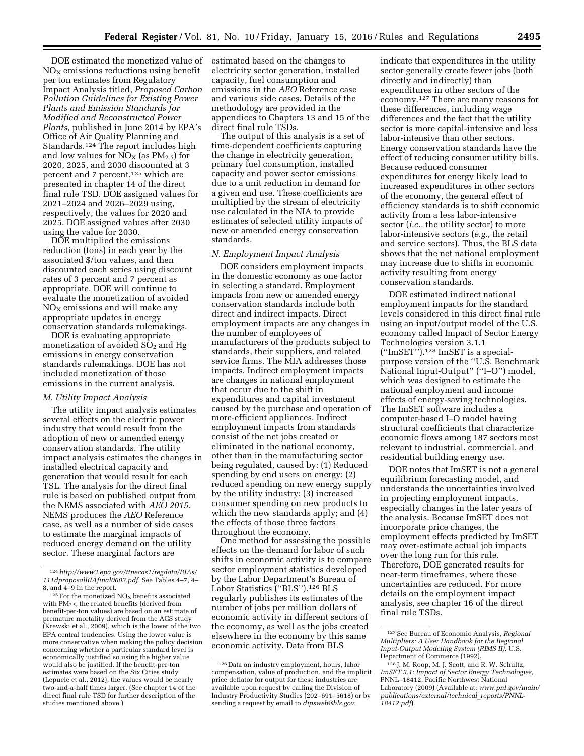DOE estimated the monetized value of $NO_X$ emissions reductions using benefit per ton estimates from Regulatory Impact Analysis titled, *Proposed Carbon Pollution Guidelines for Existing Power Plants and Emission Standards for Modified and Reconstructed Power Plants,* published in June 2014 by EPA's Office of Air Quality Planning and Standards.[124] The report includes high and low values for $NO_X$ (as $PM_{2.5}$) for 2020, 2025, and 2030 discounted at 3 percent and 7 percent,[125] which are presented in chapter 14 of the direct final rule TSD. DOE assigned values for 2021–2024 and 2026–2029 using, respectively, the values for 2020 and 2025. DOE assigned values after 2030 using the value for 2030.

DOE multiplied the emissions reduction (tons) in each year by the associated $/ton values, and then discounted each series using discount rates of 3 percent and 7 percent as appropriate. DOE will continue to evaluate the monetization of avoided $NO_X$ emissions and will make any appropriate updates in energy conservation standards rulemakings.

DOE is evaluating appropriate monetization of avoided $SO_2$ and Hg emissions in energy conservation standards rulemakings. DOE has not included monetization of those emissions in the current analysis.

### *M. Utility Impact Analysis*

The utility impact analysis estimates several effects on the electric power industry that would result from the adoption of new or amended energy conservation standards. The utility impact analysis estimates the changes in installed electrical capacity and generation that would result for each TSL. The analysis for the direct final rule is based on published output from the NEMS associated with *AEO 2015*. NEMS produces the *AEO* Reference case, as well as a number of side cases to estimate the marginal impacts of reduced energy demand on the utility sector. These marginal factors are estimated based on the changes to electricity sector generation, installed capacity, fuel consumption and emissions in the *AEO* Reference case and various side cases. Details of the methodology are provided in the appendices to Chapters 13 and 15 of the direct final rule TSDs.

The output of this analysis is a set of time-dependent coefficients capturing the change in electricity generation, primary fuel consumption, installed capacity and power sector emissions due to a unit reduction in demand for a given end use. These coefficients are multiplied by the stream of electricity use calculated in the NIA to provide estimates of selected utility impacts of new or amended energy conservation standards.

### *N. Employment Impact Analysis*

DOE considers employment impacts in the domestic economy as one factor in selecting a standard. Employment impacts from new or amended energy conservation standards include both direct and indirect impacts. Direct employment impacts are any changes in the number of employees of manufacturers of the products subject to standards, their suppliers, and related service firms. The MIA addresses those impacts. Indirect employment impacts are changes in national employment that occur due to the shift in expenditures and capital investment caused by the purchase and operation of more-efficient appliances. Indirect employment impacts from standards consist of the net jobs created or eliminated in the national economy, other than in the manufacturing sector being regulated, caused by: (1) Reduced spending by end users on energy; (2) reduced spending on new energy supply by the utility industry; (3) increased consumer spending on new products to which the new standards apply; and (4) the effects of those three factors throughout the economy.

One method for assessing the possible effects on the demand for labor of such shifts in economic activity is to compare sector employment statistics developed by the Labor Department's Bureau of Labor Statistics ("BLS").[126] BLS regularly publishes its estimates of the number of jobs per million dollars of economic activity in different sectors of the economy, as well as the jobs created elsewhere in the economy by this same economic activity. Data from BLS indicate that expenditures in the utility sector generally create fewer jobs (both directly and indirectly) than expenditures in other sectors of the economy.[127] There are many reasons for these differences, including wage differences and the fact that the utility sector is more capital-intensive and less labor-intensive than other sectors. Energy conservation standards have the effect of reducing consumer utility bills. Because reduced consumer expenditures for energy likely lead to increased expenditures in other sectors of the economy, the general effect of efficiency standards is to shift economic activity from a less labor-intensive sector (*i.e.,* the utility sector) to more labor-intensive sectors (*e.g.,* the retail and service sectors). Thus, the BLS data shows that the net national employment may increase due to shifts in economic activity resulting from energy conservation standards.

DOE estimated indirect national employment impacts for the standard levels considered in this direct final rule using an input/output model of the U.S. economy called Impact of Sector Energy Technologies version 3.1.1 ("ImSET").[128] ImSET is a special-purpose version of the "U.S. Benchmark National Input-Output" ("I–O") model, which was designed to estimate the national employment and income effects of energy-saving technologies. The ImSET software includes a computer-based I–O model having structural coefficients that characterize economic flows among 187 sectors most relevant to industrial, commercial, and residential building energy use.

DOE notes that ImSET is not a general equilibrium forecasting model, and understands the uncertainties involved in projecting employment impacts, especially changes in the later years of the analysis. Because ImSET does not incorporate price changes, the employment effects predicted by ImSET may over-estimate actual job impacts over the long run for this rule. Therefore, DOE generated results for near-term timeframes, where these uncertainties are reduced. For more details on the employment impact analysis, see chapter 16 of the direct final rule TSDs.

---

[124] *http://www3.epa.gov/ttnecas1/regdata/RIAs/111dproposalRIAfinal0602.pdf.* See Tables 4–7, 4–8, and 4–9 in the report.

[125] For the monetized $NO_X$ benefits associated with $PM_{2.5}$, the related benefits (derived from benefit-per-ton values) are based on an estimate of premature mortality derived from the ACS study (Krewski et al., 2009), which is the lower of the two EPA central tendencies. Using the lower value is more conservative when making the policy decision concerning whether a particular standard level is economically justified so using the higher value would also be justified. If the benefit-per-ton estimates were based on the Six Cities study (Lepuele et al., 2012), the values would be nearly two-and-a-half times larger. (See chapter 14 of the direct final rule TSD for further description of the studies mentioned above.)

[126] Data on industry employment, hours, labor compensation, value of production, and the implicit price deflator for output for these industries are available upon request by calling the Division of Industry Productivity Studies (202–691–5618) or by sending a request by email to *dipsweb@bls.gov*.

[127] See Bureau of Economic Analysis, *Regional Multipliers: A User Handbook for the Regional Input-Output Modeling System (RIMS II),* U.S. Department of Commerce (1992).

[128] J. M. Roop, M. J. Scott, and R. W. Schultz, *ImSET 3.1: Impact of Sector Energy Technologies,* PNNL–18412, Pacific Northwest National Laboratory (2009) (Available at: *www.pnl.gov/main/publications/external/technical_reports/PNNL-18412.pdf*).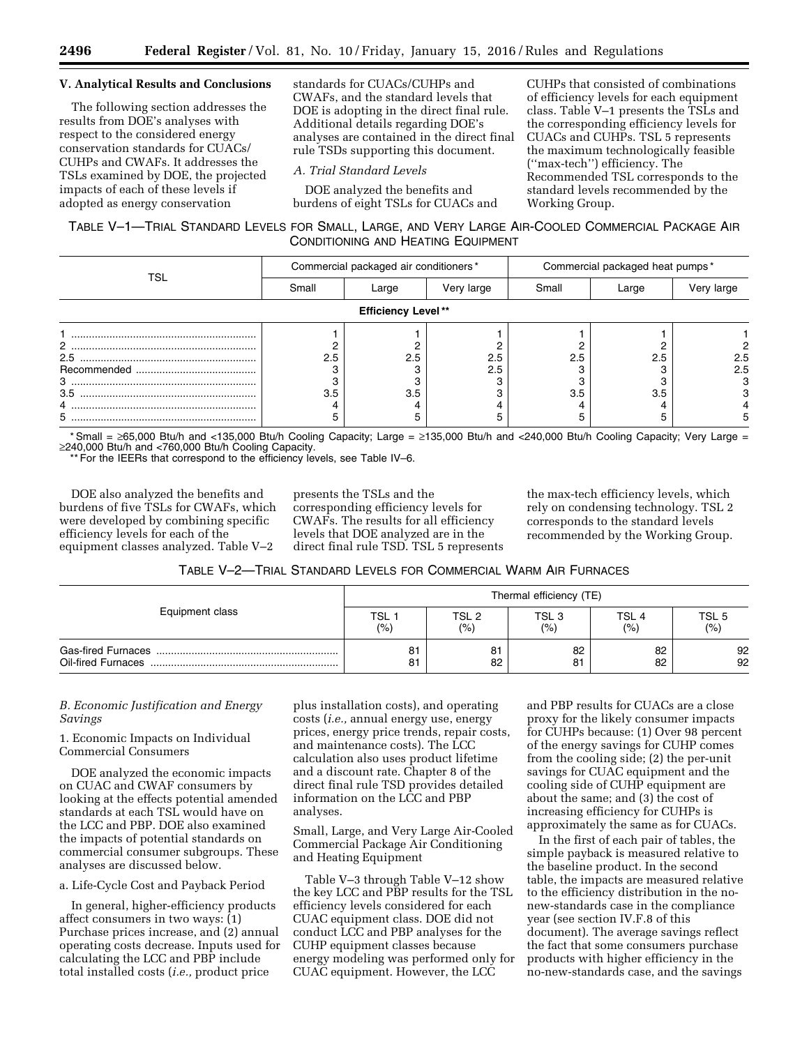## V. Analytical Results and Conclusions

The following section addresses the results from DOE's analyses with respect to the considered energy conservation standards for CUACs/CUHPs and CWAFs. It addresses the TSLs examined by DOE, the projected impacts of each of these levels if adopted as energy conservation standards for CUACs/CUHPs and CWAFs, and the standard levels that DOE is adopting in the direct final rule. Additional details regarding DOE's analyses are contained in the direct final rule TSDs supporting this document.

### A. Trial Standard Levels

DOE analyzed the benefits and burdens of eight TSLs for CUACs and CUHPs that consisted of combinations of efficiency levels for each equipment class. Table V–1 presents the TSLs and the corresponding efficiency levels for CUACs and CUHPs. TSL 5 represents the maximum technologically feasible (''max-tech'') efficiency. The Recommended TSL corresponds to the standard levels recommended by the Working Group.

TABLE V–1—TRIAL STANDARD LEVELS FOR SMALL, LARGE, AND VERY LARGE AIR-COOLED COMMERCIAL PACKAGE AIR CONDITIONING AND HEATING EQUIPMENT

| TSL | Commercial packaged air conditioners* | | | Commercial packaged heat pumps* | | |
|---|---|---|---|---|---|---|
| | Small | Large | Very large | Small | Large | Very large |
| | | | Efficiency Level** | | | |
| 1 | 1 | 1 | 1 | 1 | 1 | 1 |
| 2 | 2 | 2 | 2 | 2 | 2 | 2 |
| 2.5 | 2.5 | 2.5 | 2.5 | 2.5 | 2.5 | 2.5 |
| Recommended | 3 | 3 | 2.5 | 3 | 3 | 2.5 |
| 3 | 3 | 3 | 3 | 3 | 3 | 3 |
| 3.5 | 3.5 | 3.5 | 3 | 3.5 | 3.5 | 3 |
| 4 | 4 | 4 | 4 | 4 | 4 | 4 |
| 5 | 5 | 5 | 5 | 5 | 5 | 5 |

\* Small = ≥65,000 Btu/h and <135,000 Btu/h Cooling Capacity; Large = ≥135,000 Btu/h and <240,000 Btu/h Cooling Capacity; Very Large = ≥240,000 Btu/h and <760,000 Btu/h Cooling Capacity.

\*\* For the IEERs that correspond to the efficiency levels, see Table IV–6.

DOE also analyzed the benefits and burdens of five TSLs for CWAFs, which were developed by combining specific efficiency levels for each of the equipment classes analyzed. Table V–2 presents the TSLs and the corresponding efficiency levels for CWAFs. The results for all efficiency levels that DOE analyzed are in the direct final rule TSD. TSL 5 represents the max-tech efficiency levels, which rely on condensing technology. TSL 2 corresponds to the standard levels recommended by the Working Group.

TABLE V–2—TRIAL STANDARD LEVELS FOR COMMERCIAL WARM AIR FURNACES

| Equipment class | Thermal efficiency (TE) | | | | |
|---|---|---|---|---|---|
| | TSL 1 (%) | TSL 2 (%) | TSL 3 (%) | TSL 4 (%) | TSL 5 (%) |
| Gas-fired Furnaces | 81 | 81 | 82 | 82 | 92 |
| Oil-fired Furnaces | 81 | 82 | 81 | 82 | 92 |

### B. Economic Justification and Energy Savings

#### 1. Economic Impacts on Individual Commercial Consumers

DOE analyzed the economic impacts on CUAC and CWAF consumers by looking at the effects potential amended standards at each TSL would have on the LCC and PBP. DOE also examined the impacts of potential standards on commercial consumer subgroups. These analyses are discussed below.

a. Life-Cycle Cost and Payback Period

In general, higher-efficiency products affect consumers in two ways: (1) Purchase prices increase, and (2) annual operating costs decrease. Inputs used for calculating the LCC and PBP include total installed costs (*i.e.,* product price plus installation costs), and operating costs (*i.e.,* annual energy use, energy prices, energy price trends, repair costs, and maintenance costs). The LCC calculation also uses product lifetime and a discount rate. Chapter 8 of the direct final rule TSD provides detailed information on the LCC and PBP analyses.

Small, Large, and Very Large Air-Cooled Commercial Package Air Conditioning and Heating Equipment

Table V–3 through Table V–12 show the key LCC and PBP results for the TSL efficiency levels considered for each CUAC equipment class. DOE did not conduct LCC and PBP analyses for the CUHP equipment classes because energy modeling was performed only for CUAC equipment. However, the LCC and PBP results for CUACs are a close proxy for the likely consumer impacts for CUHPs because: (1) Over 98 percent of the energy savings for CUHP comes from the cooling side; (2) the per-unit savings for CUAC equipment and the cooling side of CUHP equipment are about the same; and (3) the cost of increasing efficiency for CUHPs is approximately the same as for CUACs.

In the first of each pair of tables, the simple payback is measured relative to the baseline product. In the second table, the impacts are measured relative to the efficiency distribution in the no-new-standards case in the compliance year (see section IV.F.8 of this document). The average savings reflect the fact that some consumers purchase products with higher efficiency in the no-new-standards case, and the savings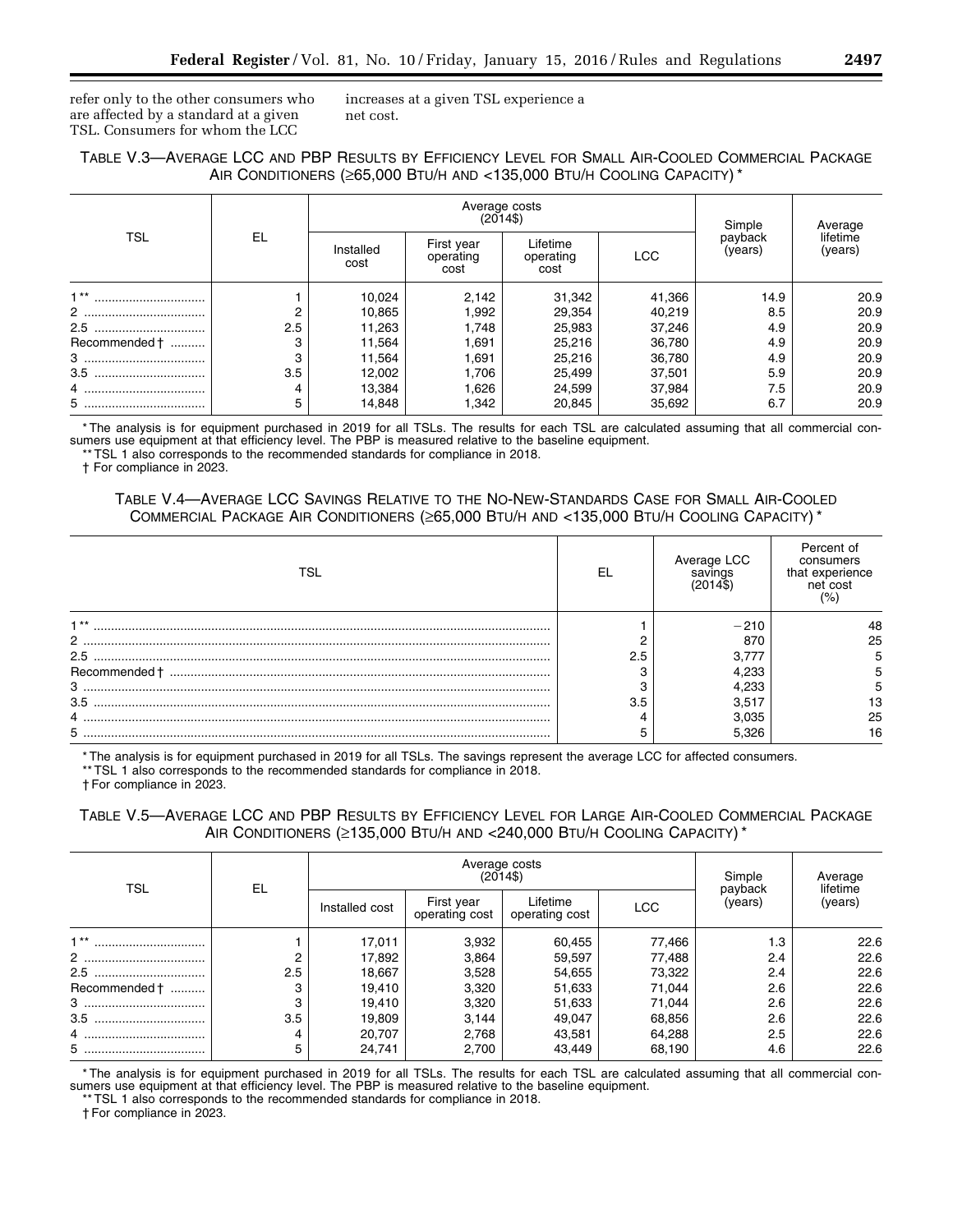refer only to the other consumers who are affected by a standard at a given TSL. Consumers for whom the LCC increases at a given TSL experience a net cost.

TABLE V.3—AVERAGE LCC AND PBP RESULTS BY EFFICIENCY LEVEL FOR SMALL AIR-COOLED COMMERCIAL PACKAGE AIR CONDITIONERS (≥65,000 BTU/H AND <135,000 BTU/H COOLING CAPACITY) *

| TSL | EL | Average costs (2014$) | | | | Simple payback (years) | Average lifetime (years) |
|---|---|---|---|---|---|---|---|
| | | Installed cost | First year operating cost | Lifetime operating cost | LCC | | |
| 1 ** | 1 | 10,024 | 2,142 | 31,342 | 41,366 | 14.9 | 20.9 |
| 2 | 2 | 10,865 | 1,992 | 29,354 | 40,219 | 8.5 | 20.9 |
| 2.5 | 2.5 | 11,263 | 1,748 | 25,983 | 37,246 | 4.9 | 20.9 |
| Recommended † | 3 | 11,564 | 1,691 | 25,216 | 36,780 | 4.9 | 20.9 |
| 3 | 3 | 11,564 | 1,691 | 25,216 | 36,780 | 4.9 | 20.9 |
| 3.5 | 3.5 | 12,002 | 1,706 | 25,499 | 37,501 | 5.9 | 20.9 |
| 4 | 4 | 13,384 | 1,626 | 24,599 | 37,984 | 7.5 | 20.9 |
| 5 | 5 | 14,848 | 1,342 | 20,845 | 35,692 | 6.7 | 20.9 |

* The analysis is for equipment purchased in 2019 for all TSLs. The results for each TSL are calculated assuming that all commercial consumers use equipment at that efficiency level. The PBP is measured relative to the baseline equipment.
** TSL 1 also corresponds to the recommended standards for compliance in 2018.
† For compliance in 2023.

TABLE V.4—AVERAGE LCC SAVINGS RELATIVE TO THE NO-NEW-STANDARDS CASE FOR SMALL AIR-COOLED COMMERCIAL PACKAGE AIR CONDITIONERS (≥65,000 BTU/H AND <135,000 BTU/H COOLING CAPACITY) *

| TSL | EL | Average LCC savings (2014$) | Percent of consumers that experience net cost (%) |
|---|---|---|---|
| 1 ** | 1 | −210 | 48 |
| 2 | 2 | 870 | 25 |
| 2.5 | 2.5 | 3,777 | 5 |
| Recommended † | 3 | 4,233 | 5 |
| 3 | 3 | 4,233 | 5 |
| 3.5 | 3.5 | 3,517 | 13 |
| 4 | 4 | 3,035 | 25 |
| 5 | 5 | 5,326 | 16 |

* The analysis is for equipment purchased in 2019 for all TSLs. The savings represent the average LCC for affected consumers.
** TSL 1 also corresponds to the recommended standards for compliance in 2018.
† For compliance in 2023.

TABLE V.5—AVERAGE LCC AND PBP RESULTS BY EFFICIENCY LEVEL FOR LARGE AIR-COOLED COMMERCIAL PACKAGE AIR CONDITIONERS (≥135,000 BTU/H AND <240,000 BTU/H COOLING CAPACITY) *

| TSL | EL | Average costs (2014$) | | | | Simple payback (years) | Average lifetime (years) |
|---|---|---|---|---|---|---|---|
| | | Installed cost | First year operating cost | Lifetime operating cost | LCC | | |
| 1 ** | 1 | 17,011 | 3,932 | 60,455 | 77,466 | 1.3 | 22.6 |
| 2 | 2 | 17,892 | 3,864 | 59,597 | 77,488 | 2.4 | 22.6 |
| 2.5 | 2.5 | 18,667 | 3,528 | 54,655 | 73,322 | 2.4 | 22.6 |
| Recommended † | 3 | 19,410 | 3,320 | 51,633 | 71,044 | 2.6 | 22.6 |
| 3 | 3 | 19,410 | 3,320 | 51,633 | 71,044 | 2.6 | 22.6 |
| 3.5 | 3.5 | 19,809 | 3,144 | 49,047 | 68,856 | 2.6 | 22.6 |
| 4 | 4 | 20,707 | 2,768 | 43,581 | 64,288 | 2.5 | 22.6 |
| 5 | 5 | 24,741 | 2,700 | 43,449 | 68,190 | 4.6 | 22.6 |

* The analysis is for equipment purchased in 2019 for all TSLs. The results for each TSL are calculated assuming that all commercial consumers use equipment at that efficiency level. The PBP is measured relative to the baseline equipment.
** TSL 1 also corresponds to the recommended standards for compliance in 2018.
† For compliance in 2023.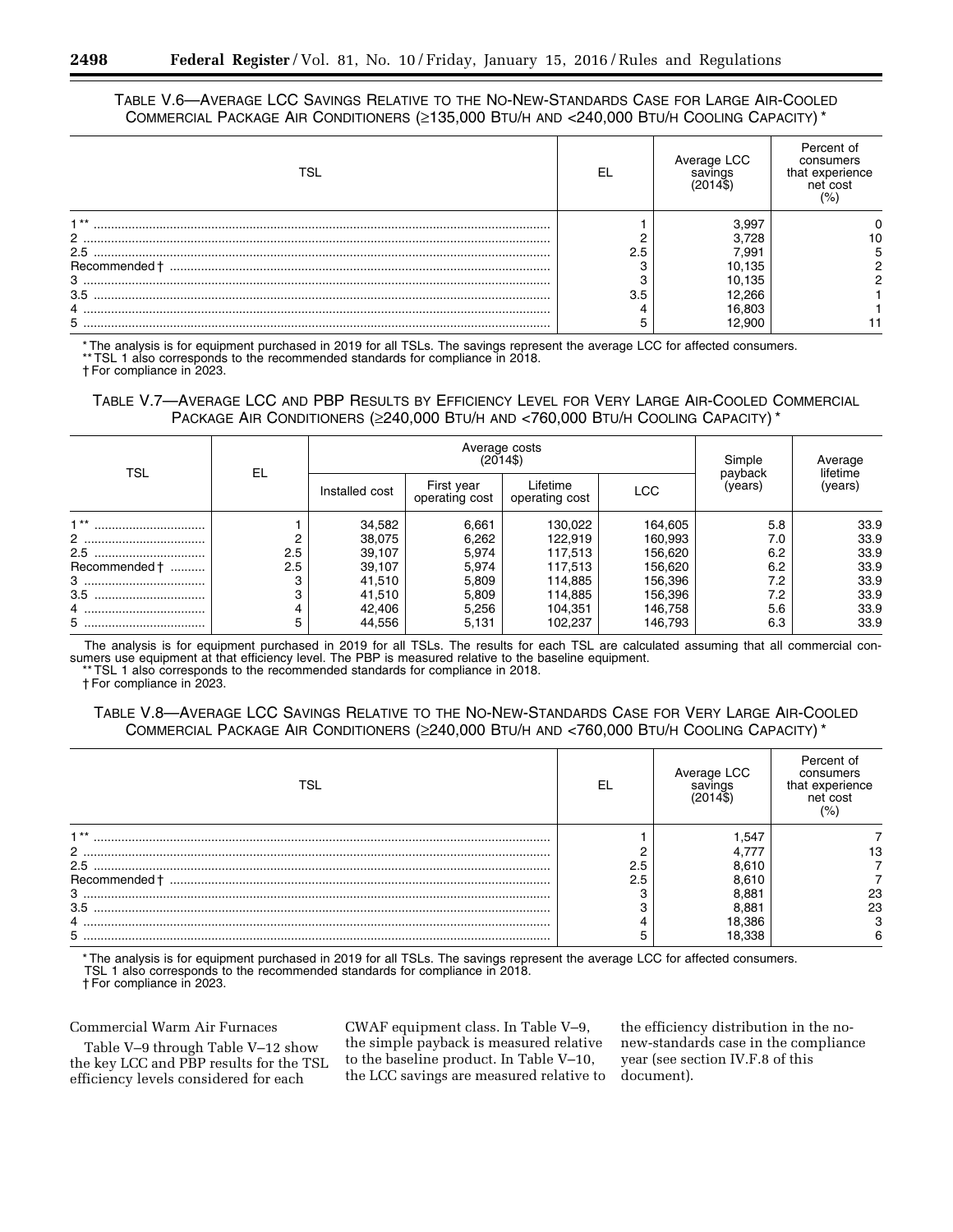TABLE V.6—AVERAGE LCC SAVINGS RELATIVE TO THE NO-NEW-STANDARDS CASE FOR LARGE AIR-COOLED COMMERCIAL PACKAGE AIR CONDITIONERS (≥135,000 BTU/H AND <240,000 BTU/H COOLING CAPACITY) *

| TSL | EL | Average LCC savings (2014$) | Percent of consumers that experience net cost (%) |
|---|---|---|---|
| 1 ** | 1 | 3,997 | 0 |
| 2 | 2 | 3,728 | 10 |
| 2.5 | 2.5 | 7,991 | 5 |
| Recommended † | 3 | 10,135 | 2 |
| 3 | 3 | 10,135 | 2 |
| 3.5 | 3.5 | 12,266 | 1 |
| 4 | 4 | 16,803 | 1 |
| 5 | 5 | 12,900 | 11 |

* The analysis is for equipment purchased in 2019 for all TSLs. The savings represent the average LCC for affected consumers.
** TSL 1 also corresponds to the recommended standards for compliance in 2018.
† For compliance in 2023.

TABLE V.7—AVERAGE LCC AND PBP RESULTS BY EFFICIENCY LEVEL FOR VERY LARGE AIR-COOLED COMMERCIAL PACKAGE AIR CONDITIONERS (≥240,000 BTU/H AND <760,000 BTU/H COOLING CAPACITY) *

| TSL | EL | Average costs (2014$) | | | | Simple payback (years) | Average lifetime (years) |
|---|---|---|---|---|---|---|---|
| | | Installed cost | First year operating cost | Lifetime operating cost | LCC | | |
| 1 ** | 1 | 34,582 | 6,661 | 130,022 | 164,605 | 5.8 | 33.9 |
| 2 | 2 | 38,075 | 6,262 | 122,919 | 160,993 | 7.0 | 33.9 |
| 2.5 | 2.5 | 39,107 | 5,974 | 117,513 | 156,620 | 6.2 | 33.9 |
| Recommended † | 2.5 | 39,107 | 5,974 | 117,513 | 156,620 | 6.2 | 33.9 |
| 3 | 3 | 41,510 | 5,809 | 114,885 | 156,396 | 7.2 | 33.9 |
| 3.5 | 3 | 41,510 | 5,809 | 114,885 | 156,396 | 7.2 | 33.9 |
| 4 | 4 | 42,406 | 5,256 | 104,351 | 146,758 | 5.6 | 33.9 |
| 5 | 5 | 44,556 | 5,131 | 102,237 | 146,793 | 6.3 | 33.9 |

The analysis is for equipment purchased in 2019 for all TSLs. The results for each TSL are calculated assuming that all commercial consumers use equipment at that efficiency level. The PBP is measured relative to the baseline equipment.
** TSL 1 also corresponds to the recommended standards for compliance in 2018.
† For compliance in 2023.

TABLE V.8—AVERAGE LCC SAVINGS RELATIVE TO THE NO-NEW-STANDARDS CASE FOR VERY LARGE AIR-COOLED COMMERCIAL PACKAGE AIR CONDITIONERS (≥240,000 BTU/H AND <760,000 BTU/H COOLING CAPACITY) *

| TSL | EL | Average LCC savings (2014$) | Percent of consumers that experience net cost (%) |
|---|---|---|---|
| 1 ** | 1 | 1,547 | 7 |
| 2 | 2 | 4,777 | 13 |
| 2.5 | 2.5 | 8,610 | 7 |
| Recommended † | 2.5 | 8,610 | 7 |
| 3 | 3 | 8,881 | 23 |
| 3.5 | 3 | 8,881 | 23 |
| 4 | 4 | 18,386 | 3 |
| 5 | 5 | 18,338 | 6 |

* The analysis is for equipment purchased in 2019 for all TSLs. The savings represent the average LCC for affected consumers.
TSL 1 also corresponds to the recommended standards for compliance in 2018.
† For compliance in 2023.

Commercial Warm Air Furnaces

Table V–9 through Table V–12 show the key LCC and PBP results for the TSL efficiency levels considered for each CWAF equipment class. In Table V–9, the simple payback is measured relative to the baseline product. In Table V–10, the LCC savings are measured relative to the efficiency distribution in the no-new-standards case in the compliance year (see section IV.F.8 of this document).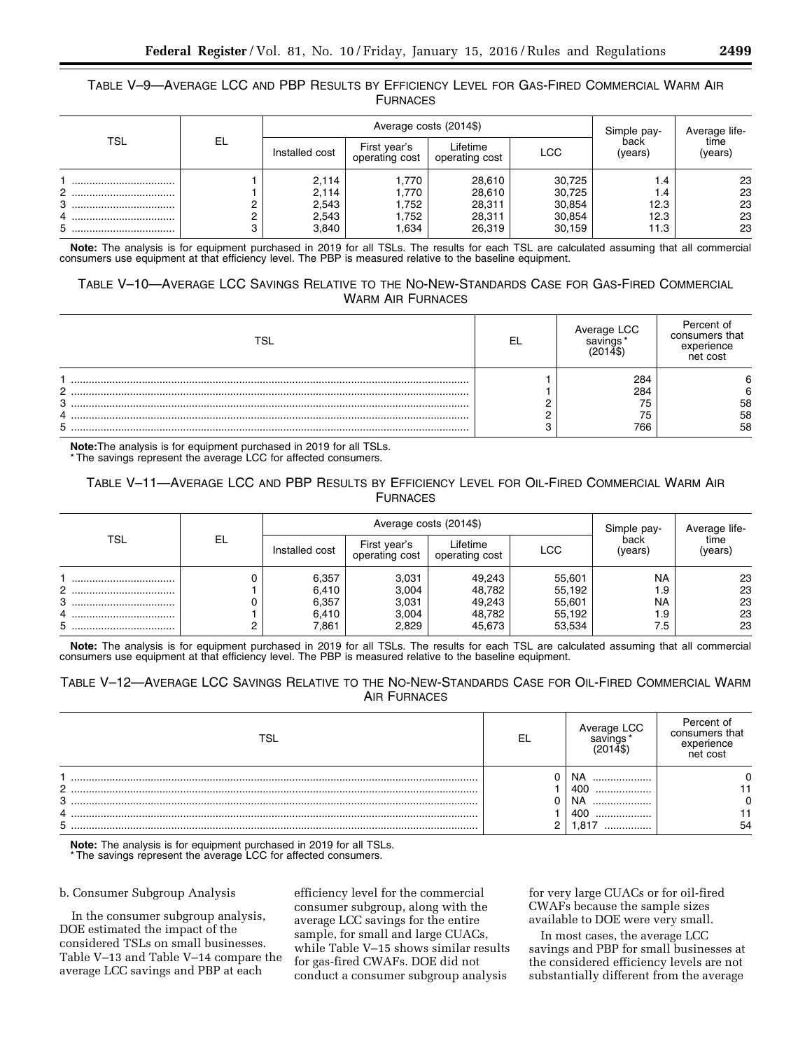TABLE V–9—AVERAGE LCC AND PBP RESULTS BY EFFICIENCY LEVEL FOR GAS-FIRED COMMERCIAL WARM AIR FURNACES

| TSL | EL | Average costs (2014$) | | | | Simple payback (years) | Average lifetime (years) |
|---|---|---|---|---|---|---|---|
| | | Installed cost | First year's operating cost | Lifetime operating cost | LCC | | |
| 1 | 1 | 2,114 | 1,770 | 28,610 | 30,725 | 1.4 | 23 |
| 2 | 1 | 2,114 | 1,770 | 28,610 | 30,725 | 1.4 | 23 |
| 3 | 2 | 2,543 | 1,752 | 28,311 | 30,854 | 12.3 | 23 |
| 4 | 2 | 2,543 | 1,752 | 28,311 | 30,854 | 12.3 | 23 |
| 5 | 3 | 3,840 | 1,634 | 26,319 | 30,159 | 11.3 | 23 |

**Note:** The analysis is for equipment purchased in 2019 for all TSLs. The results for each TSL are calculated assuming that all commercial consumers use equipment at that efficiency level. The PBP is measured relative to the baseline equipment.

TABLE V–10—AVERAGE LCC SAVINGS RELATIVE TO THE NO-NEW-STANDARDS CASE FOR GAS-FIRED COMMERCIAL WARM AIR FURNACES

| TSL | EL | Average LCC savings* (2014$) | Percent of consumers that experience net cost |
|---|---|---|---|
| 1 | 1 | 284 | 6 |
| 2 | 1 | 284 | 6 |
| 3 | 2 | 75 | 58 |
| 4 | 2 | 75 | 58 |
| 5 | 3 | 766 | 58 |

**Note:** The analysis is for equipment purchased in 2019 for all TSLs.
* The savings represent the average LCC for affected consumers.

TABLE V–11—AVERAGE LCC AND PBP RESULTS BY EFFICIENCY LEVEL FOR OIL-FIRED COMMERCIAL WARM AIR FURNACES

| TSL | EL | Average costs (2014$) | | | | Simple payback (years) | Average lifetime (years) |
|---|---|---|---|---|---|---|---|
| | | Installed cost | First year's operating cost | Lifetime operating cost | LCC | | |
| 1 | 0 | 6,357 | 3,031 | 49,243 | 55,601 | NA | 23 |
| 2 | 1 | 6,410 | 3,004 | 48,782 | 55,192 | 1.9 | 23 |
| 3 | 0 | 6,357 | 3,031 | 49,243 | 55,601 | NA | 23 |
| 4 | 1 | 6,410 | 3,004 | 48,782 | 55,192 | 1.9 | 23 |
| 5 | 2 | 7,861 | 2,829 | 45,673 | 53,534 | 7.5 | 23 |

**Note:** The analysis is for equipment purchased in 2019 for all TSLs. The results for each TSL are calculated assuming that all commercial consumers use equipment at that efficiency level. The PBP is measured relative to the baseline equipment.

TABLE V–12—AVERAGE LCC SAVINGS RELATIVE TO THE NO-NEW-STANDARDS CASE FOR OIL-FIRED COMMERCIAL WARM AIR FURNACES

| TSL | EL | Average LCC savings* (2014$) | Percent of consumers that experience net cost |
|---|---|---|---|
| 1 | 0 | NA | 0 |
| 2 | 1 | 400 | 11 |
| 3 | 0 | NA | 0 |
| 4 | 1 | 400 | 11 |
| 5 | 2 | 1,817 | 54 |

**Note:** The analysis is for equipment purchased in 2019 for all TSLs.
* The savings represent the average LCC for affected consumers.

b. Consumer Subgroup Analysis

In the consumer subgroup analysis, DOE estimated the impact of the considered TSLs on small businesses. Table V–13 and Table V–14 compare the average LCC savings and PBP at each efficiency level for the commercial consumer subgroup, along with the average LCC savings for the entire sample, for small and large CUACs, while Table V–15 shows similar results for gas-fired CWAFs. DOE did not conduct a consumer subgroup analysis for very large CUACs or for oil-fired CWAFs because the sample sizes available to DOE were very small.

In most cases, the average LCC savings and PBP for small businesses at the considered efficiency levels are not substantially different from the average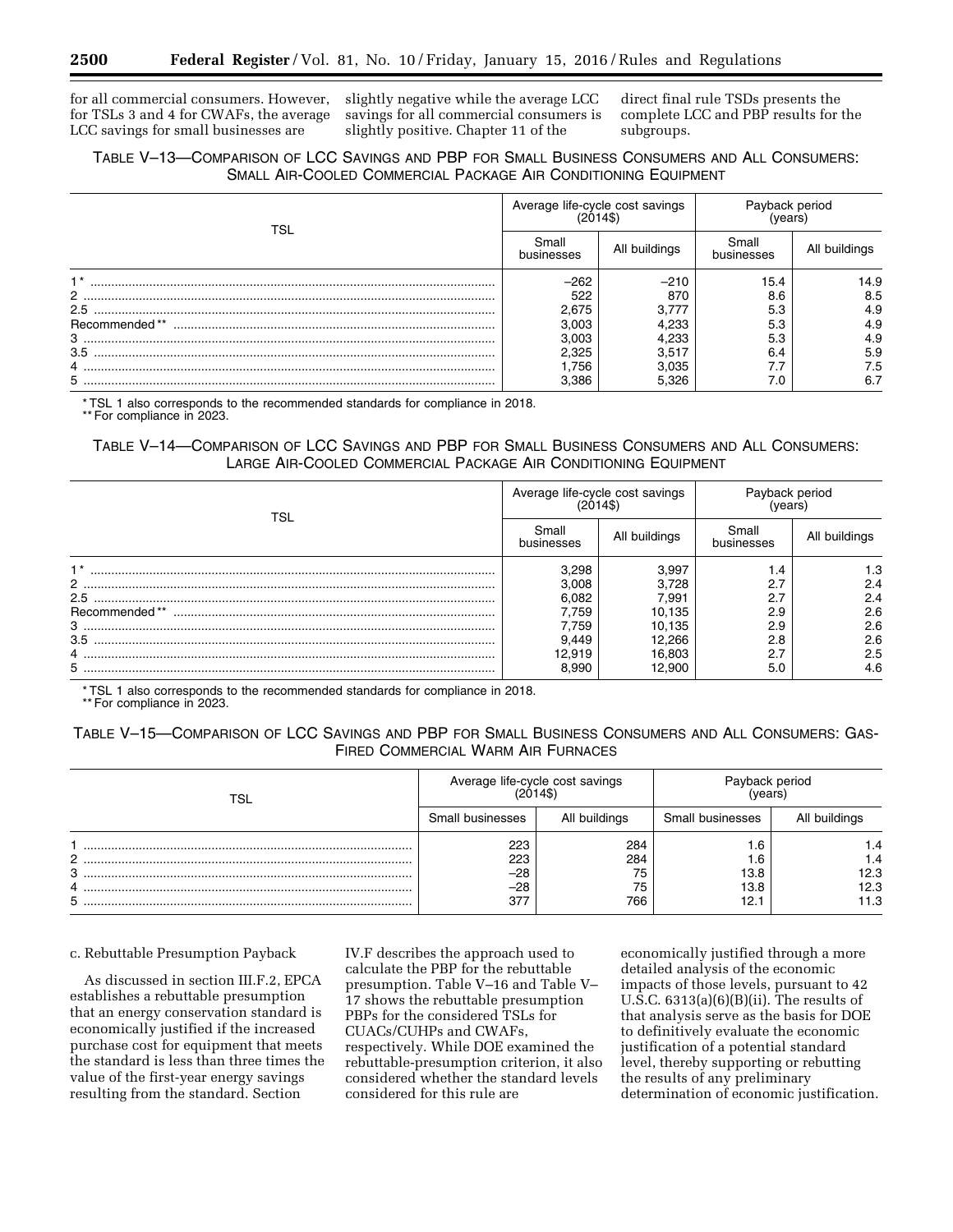for all commercial consumers. However, for TSLs 3 and 4 for CWAFs, the average LCC savings for small businesses are slightly negative while the average LCC savings for all commercial consumers is slightly positive. Chapter 11 of the direct final rule TSDs presents the complete LCC and PBP results for the subgroups.

TABLE V–13—COMPARISON OF LCC SAVINGS AND PBP FOR SMALL BUSINESS CONSUMERS AND ALL CONSUMERS: SMALL AIR-COOLED COMMERCIAL PACKAGE AIR CONDITIONING EQUIPMENT

| TSL | Average life-cycle cost savings (2014$) | | Payback period (years) | |
|---|---|---|---|---|
| | Small businesses | All buildings | Small businesses | All buildings |
| 1* | −262 | −210 | 15.4 | 14.9 |
| 2 | 522 | 870 | 8.6 | 8.5 |
| 2.5 | 2,675 | 3,777 | 5.3 | 4.9 |
| Recommended** | 3,003 | 4,233 | 5.3 | 4.9 |
| 3 | 3,003 | 4,233 | 5.3 | 4.9 |
| 3.5 | 2,325 | 3,517 | 6.4 | 5.9 |
| 4 | 1,756 | 3,035 | 7.7 | 7.5 |
| 5 | 3,386 | 5,326 | 7.0 | 6.7 |

\* TSL 1 also corresponds to the recommended standards for compliance in 2018.
\*\* For compliance in 2023.

TABLE V–14—COMPARISON OF LCC SAVINGS AND PBP FOR SMALL BUSINESS CONSUMERS AND ALL CONSUMERS: LARGE AIR-COOLED COMMERCIAL PACKAGE AIR CONDITIONING EQUIPMENT

| TSL | Average life-cycle cost savings (2014$) | | Payback period (years) | |
|---|---|---|---|---|
| | Small businesses | All buildings | Small businesses | All buildings |
| 1* | 3,298 | 3,997 | 1.4 | 1.3 |
| 2 | 3,008 | 3,728 | 2.7 | 2.4 |
| 2.5 | 6,082 | 7,991 | 2.7 | 2.4 |
| Recommended** | 7,759 | 10,135 | 2.9 | 2.6 |
| 3 | 7,759 | 10,135 | 2.9 | 2.6 |
| 3.5 | 9,449 | 12,266 | 2.8 | 2.6 |
| 4 | 12,919 | 16,803 | 2.7 | 2.5 |
| 5 | 8,990 | 12,900 | 5.0 | 4.6 |

\* TSL 1 also corresponds to the recommended standards for compliance in 2018.
\*\* For compliance in 2023.

TABLE V–15—COMPARISON OF LCC SAVINGS AND PBP FOR SMALL BUSINESS CONSUMERS AND ALL CONSUMERS: GAS-FIRED COMMERCIAL WARM AIR FURNACES

| TSL | Average life-cycle cost savings (2014$) | | Payback period (years) | |
|---|---|---|---|---|
| | Small businesses | All buildings | Small businesses | All buildings |
| 1 | 223 | 284 | 1.6 | 1.4 |
| 2 | 223 | 284 | 1.6 | 1.4 |
| 3 | −28 | 75 | 13.8 | 12.3 |
| 4 | −28 | 75 | 13.8 | 12.3 |
| 5 | 377 | 766 | 12.1 | 11.3 |

c. Rebuttable Presumption Payback

As discussed in section III.F.2, EPCA establishes a rebuttable presumption that an energy conservation standard is economically justified if the increased purchase cost for equipment that meets the standard is less than three times the value of the first-year energy savings resulting from the standard. Section IV.F describes the approach used to calculate the PBP for the rebuttable presumption. Table V–16 and Table V–17 shows the rebuttable presumption PBPs for the considered TSLs for CUACs/CUHPs and CWAFs, respectively. While DOE examined the rebuttable-presumption criterion, it also considered whether the standard levels considered for this rule are economically justified through a more detailed analysis of the economic impacts of those levels, pursuant to 42 U.S.C. 6313(a)(6)(B)(ii). The results of that analysis serve as the basis for DOE to definitively evaluate the economic justification of a potential standard level, thereby supporting or rebutting the results of any preliminary determination of economic justification.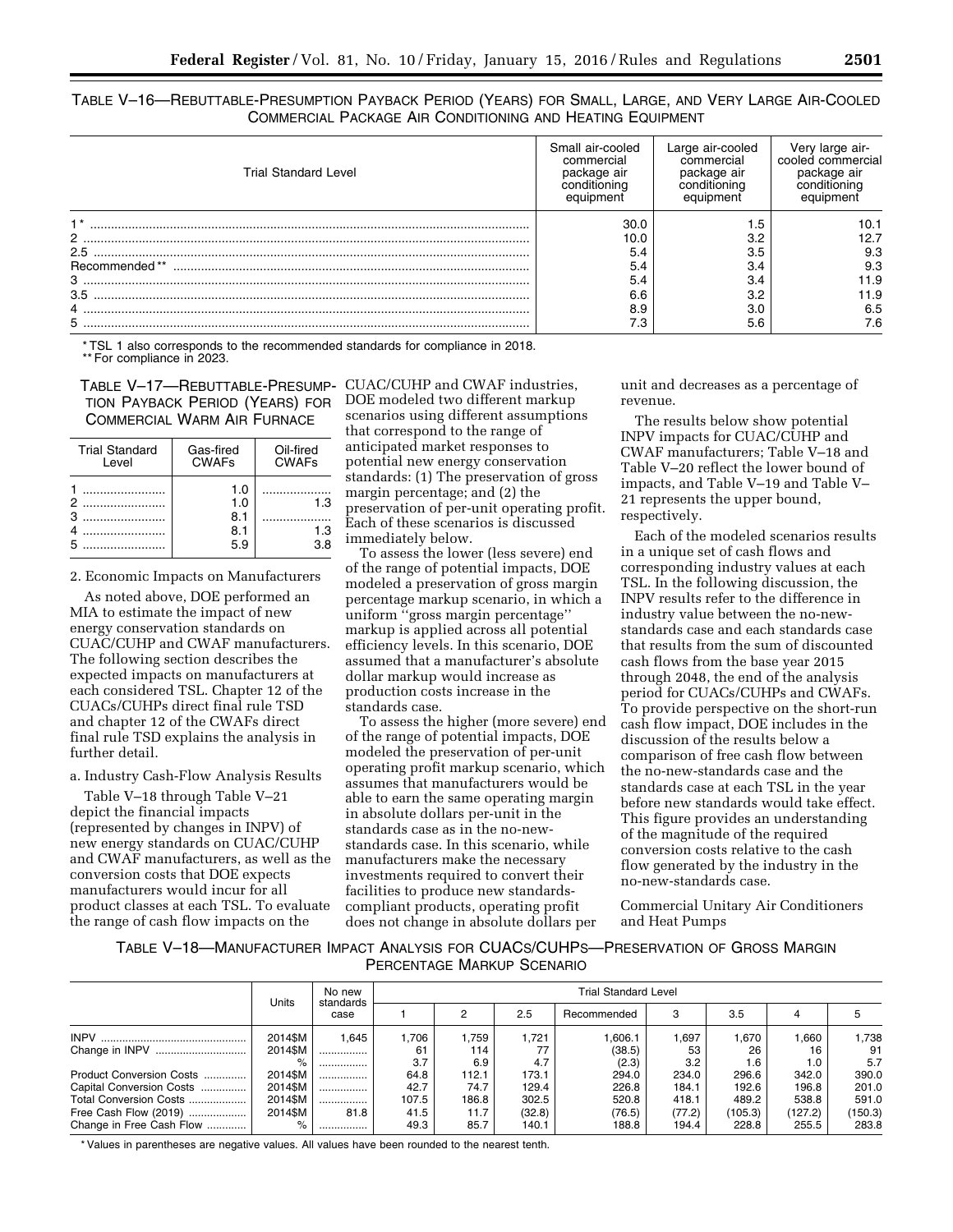TABLE V–16—REBUTTABLE-PRESUMPTION PAYBACK PERIOD (YEARS) FOR SMALL, LARGE, AND VERY LARGE AIR-COOLED COMMERCIAL PACKAGE AIR CONDITIONING AND HEATING EQUIPMENT

| Trial Standard Level | Small air-cooled commercial package air conditioning equipment | Large air-cooled commercial package air conditioning equipment | Very large air-cooled commercial package air conditioning equipment |
|---|---|---|---|
| 1 * | 30.0 | 1.5 | 10.1 |
| 2 | 10.0 | 3.2 | 12.7 |
| 2.5 | 5.4 | 3.5 | 9.3 |
| Recommended ** | 5.4 | 3.4 | 9.3 |
| 3 | 5.4 | 3.4 | 11.9 |
| 3.5 | 6.6 | 3.2 | 11.9 |
| 4 | 8.9 | 3.0 | 6.5 |
| 5 | 7.3 | 5.6 | 7.6 |

* TSL 1 also corresponds to the recommended standards for compliance in 2018.
** For compliance in 2023.

TABLE V–17—REBUTTABLE-PRESUMPTION PAYBACK PERIOD (YEARS) FOR COMMERCIAL WARM AIR FURNACE

| Trial Standard Level | Gas-fired CWAFs | Oil-fired CWAFs |
|---|---|---|
| 1 | 1.0 | |
| 2 | 1.0 | 1.3 |
| 3 | 8.1 | |
| 4 | 8.1 | 1.3 |
| 5 | 5.9 | 3.8 |

2. Economic Impacts on Manufacturers

As noted above, DOE performed an MIA to estimate the impact of new energy conservation standards on CUAC/CUHP and CWAF manufacturers. The following section describes the expected impacts on manufacturers at each considered TSL. Chapter 12 of the CUACs/CUHPs direct final rule TSD and chapter 12 of the CWAFs direct final rule TSD explains the analysis in further detail.

a. Industry Cash-Flow Analysis Results

Table V–18 through Table V–21 depict the financial impacts (represented by changes in INPV) of new energy standards on CUAC/CUHP and CWAF manufacturers, as well as the conversion costs that DOE expects manufacturers would incur for all product classes at each TSL. To evaluate the range of cash flow impacts on the CUAC/CUHP and CWAF industries, DOE modeled two different markup scenarios using different assumptions that correspond to the range of anticipated market responses to potential new energy conservation standards: (1) The preservation of gross margin percentage; and (2) the preservation of per-unit operating profit. Each of these scenarios is discussed immediately below.

To assess the lower (less severe) end of the range of potential impacts, DOE modeled a preservation of gross margin percentage markup scenario, in which a uniform "gross margin percentage" markup is applied across all potential efficiency levels. In this scenario, DOE assumed that a manufacturer's absolute dollar markup would increase as production costs increase in the standards case.

To assess the higher (more severe) end of the range of potential impacts, DOE modeled the preservation of per-unit operating profit markup scenario, which assumes that manufacturers would be able to earn the same operating margin in absolute dollars per-unit in the standards case as in the no-new-standards case. In this scenario, while manufacturers make the necessary investments required to convert their facilities to produce new standards-compliant products, operating profit does not change in absolute dollars per unit and decreases as a percentage of revenue.

The results below show potential INPV impacts for CUAC/CUHP and CWAF manufacturers; Table V–18 and Table V–20 reflect the lower bound of impacts, and Table V–19 and Table V–21 represents the upper bound, respectively.

Each of the modeled scenarios results in a unique set of cash flows and corresponding industry values at each TSL. In the following discussion, the INPV results refer to the difference in industry value between the no-new-standards case and each standards case that results from the sum of discounted cash flows from the base year 2015 through 2048, the end of the analysis period for CUACs/CUHPs and CWAFs. To provide perspective on the short-run cash flow impact, DOE includes in the discussion of the results below a comparison of free cash flow between the no-new-standards case and the standards case at each TSL in the year before new standards would take effect. This figure provides an understanding of the magnitude of the required conversion costs relative to the cash flow generated by the industry in the no-new-standards case.

Commercial Unitary Air Conditioners and Heat Pumps

TABLE V–18—MANUFACTURER IMPACT ANALYSIS FOR CUACS/CUHPS—PRESERVATION OF GROSS MARGIN PERCENTAGE MARKUP SCENARIO

| | Units | No new standards case | Trial Standard Level | | | | | | | |
|---|---|---|---|---|---|---|---|---|---|---|
| | | | 1 | 2 | 2.5 | Recommended | 3 | 3.5 | 4 | 5 |
| INPV | 2014$M | 1,645 | 1,706 | 1,759 | 1,721 | 1,606.1 | 1,697 | 1,670 | 1,660 | 1,738 |
| Change in INPV | 2014$M | | 61 | 114 | 77 | (38.5) | 53 | 26 | 16 | 91 |
| | % | | 3.7 | 6.9 | 4.7 | (2.3) | 3.2 | 1.6 | 1.0 | 5.7 |
| Product Conversion Costs | 2014$M | | 64.8 | 112.1 | 173.1 | 294.0 | 234.0 | 296.6 | 342.0 | 390.0 |
| Capital Conversion Costs | 2014$M | | 42.7 | 74.7 | 129.4 | 226.8 | 184.1 | 192.6 | 196.8 | 201.0 |
| Total Conversion Costs | 2014$M | | 107.5 | 186.8 | 302.5 | 520.8 | 418.1 | 489.2 | 538.8 | 591.0 |
| Free Cash Flow (2019) | 2014$M | 81.8 | 41.5 | 11.7 | (32.8) | (76.5) | (77.2) | (105.3) | (127.2) | (150.3) |
| Change in Free Cash Flow | % | | 49.3 | 85.7 | 140.1 | 188.8 | 194.4 | 228.8 | 255.5 | 283.8 |

* Values in parentheses are negative values. All values have been rounded to the nearest tenth.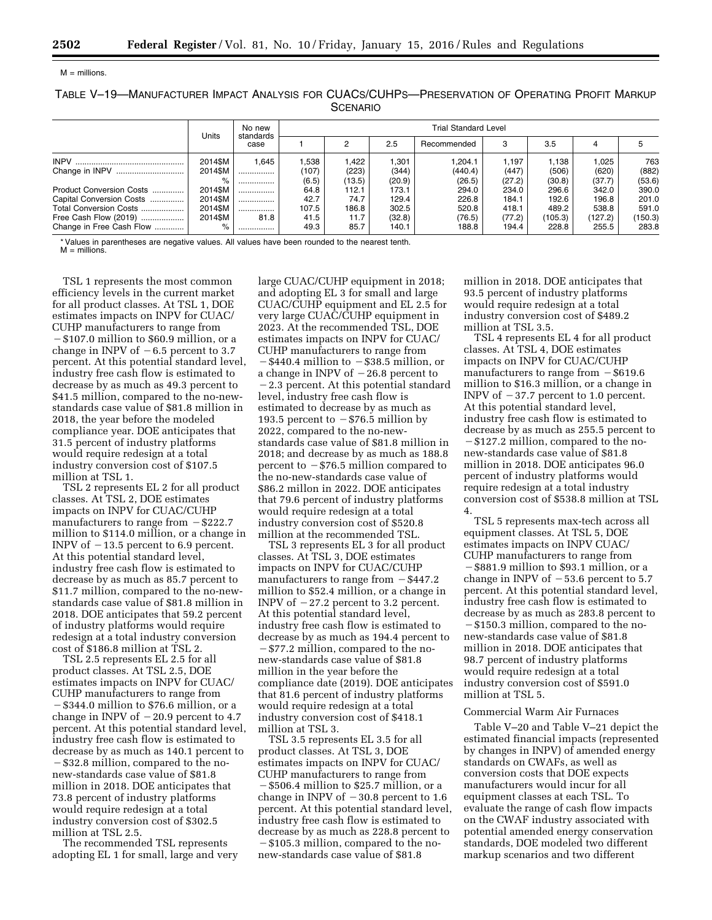M = millions.

TABLE V–19—MANUFACTURER IMPACT ANALYSIS FOR CUACS/CUHPS—PRESERVATION OF OPERATING PROFIT MARKUP SCENARIO

| | Units | No new standards case | Trial Standard Level | | | | | | | |
|---|---|---|---|---|---|---|---|---|---|---|
| | | | 1 | 2 | 2.5 | Recommended | 3 | 3.5 | 4 | 5 |
| INPV | 2014$M | 1,645 | 1,538 | 1,422 | 1,301 | 1,204.1 | 1,197 | 1,138 | 1,025 | 763 |
| Change in INPV | 2014$M | ................ | (107) | (223) | (344) | (440.4) | (447) | (506) | (620) | (882) |
| | % | ................ | (6.5) | (13.5) | (20.9) | (26.5) | (27.2) | (30.8) | (37.7) | (53.6) |
| Product Conversion Costs | 2014$M | ................ | 64.8 | 112.1 | 173.1 | 294.0 | 234.0 | 296.6 | 342.0 | 390.0 |
| Capital Conversion Costs | 2014$M | ................ | 42.7 | 74.7 | 129.4 | 226.8 | 184.1 | 192.6 | 196.8 | 201.0 |
| Total Conversion Costs | 2014$M | ................ | 107.5 | 186.8 | 302.5 | 520.8 | 418.1 | 489.2 | 538.8 | 591.0 |
| Free Cash Flow (2019) | 2014$M | 81.8 | 41.5 | 11.7 | (32.8) | (76.5) | (77.2) | (105.3) | (127.2) | (150.3) |
| Change in Free Cash Flow | % | ................ | 49.3 | 85.7 | 140.1 | 188.8 | 194.4 | 228.8 | 255.5 | 283.8 |

* Values in parentheses are negative values. All values have been rounded to the nearest tenth.
M = millions.

TSL 1 represents the most common efficiency levels in the current market for all product classes. At TSL 1, DOE estimates impacts on INPV for CUAC/CUHP manufacturers to range from −$107.0 million to $60.9 million, or a change in INPV of −6.5 percent to 3.7 percent. At this potential standard level, industry free cash flow is estimated to decrease by as much as 49.3 percent to $41.5 million, compared to the no-new-standards case value of $81.8 million in 2018, the year before the modeled compliance year. DOE anticipates that 31.5 percent of industry platforms would require redesign at a total industry conversion cost of $107.5 million at TSL 1.

TSL 2 represents EL 2 for all product classes. At TSL 2, DOE estimates impacts on INPV for CUAC/CUHP manufacturers to range from −$222.7 million to $114.0 million, or a change in INPV of −13.5 percent to 6.9 percent. At this potential standard level, industry free cash flow is estimated to decrease by as much as 85.7 percent to $11.7 million, compared to the no-new-standards case value of $81.8 million in 2018. DOE anticipates that 59.2 percent of industry platforms would require redesign at a total industry conversion cost of $186.8 million at TSL 2.

TSL 2.5 represents EL 2.5 for all product classes. At TSL 2.5, DOE estimates impacts on INPV for CUAC/CUHP manufacturers to range from −$344.0 million to $76.6 million, or a change in INPV of −20.9 percent to 4.7 percent. At this potential standard level, industry free cash flow is estimated to decrease by as much as 140.1 percent to −$32.8 million, compared to the no-new-standards case value of $81.8 million in 2018. DOE anticipates that 73.8 percent of industry platforms would require redesign at a total industry conversion cost of $302.5 million at TSL 2.5.

The recommended TSL represents adopting EL 1 for small, large and very large CUAC/CUHP equipment in 2018; and adopting EL 3 for small and large CUAC/CUHP equipment and EL 2.5 for very large CUAC/CUHP equipment in 2023. At the recommended TSL, DOE estimates impacts on INPV for CUAC/CUHP manufacturers to range from −$440.4 million to −$38.5 million, or a change in INPV of −26.8 percent to −2.3 percent. At this potential standard level, industry free cash flow is estimated to decrease by as much as 193.5 percent to −$76.5 million by 2022, compared to the no-new-standards case value of $81.8 million in 2018; and decrease by as much as 188.8 percent to −$76.5 million compared to the no-new-standards case value of $86.2 millon in 2022. DOE anticipates that 79.6 percent of industry platforms would require redesign at a total industry conversion cost of $520.8 million at the recommended TSL.

TSL 3 represents EL 3 for all product classes. At TSL 3, DOE estimates impacts on INPV for CUAC/CUHP manufacturers to range from −$447.2 million to $52.4 million, or a change in INPV of −27.2 percent to 3.2 percent. At this potential standard level, industry free cash flow is estimated to decrease by as much as 194.4 percent to −$77.2 million, compared to the no-new-standards case value of $81.8 million in the year before the compliance date (2019). DOE anticipates that 81.6 percent of industry platforms would require redesign at a total industry conversion cost of $418.1 million at TSL 3.

TSL 3.5 represents EL 3.5 for all product classes. At TSL 3, DOE estimates impacts on INPV for CUAC/CUHP manufacturers to range from −$506.4 million to $25.7 million, or a change in INPV of −30.8 percent to 1.6 percent. At this potential standard level, industry free cash flow is estimated to decrease by as much as 228.8 percent to −$105.3 million, compared to the no-new-standards case value of $81.8 million in 2018. DOE anticipates that 93.5 percent of industry platforms would require redesign at a total industry conversion cost of $489.2 million at TSL 3.5.

TSL 4 represents EL 4 for all product classes. At TSL 4, DOE estimates impacts on INPV for CUAC/CUHP manufacturers to range from −$619.6 million to $16.3 million, or a change in INPV of −37.7 percent to 1.0 percent. At this potential standard level, industry free cash flow is estimated to decrease by as much as 255.5 percent to −$127.2 million, compared to the no-new-standards case value of $81.8 million in 2018. DOE anticipates 96.0 percent of industry platforms would require redesign at a total industry conversion cost of $538.8 million at TSL 4.

TSL 5 represents max-tech across all equipment classes. At TSL 5, DOE estimates impacts on INPV CUAC/CUHP manufacturers to range from −$881.9 million to $93.1 million, or a change in INPV of −53.6 percent to 5.7 percent. At this potential standard level, industry free cash flow is estimated to decrease by as much as 283.8 percent to −$150.3 million, compared to the no-new-standards case value of $81.8 million in 2018. DOE anticipates that 98.7 percent of industry platforms would require redesign at a total industry conversion cost of $591.0 million at TSL 5.

Commercial Warm Air Furnaces

Table V–20 and Table V–21 depict the estimated financial impacts (represented by changes in INPV) of amended energy standards on CWAFs, as well as conversion costs that DOE expects manufacturers would incur for all equipment classes at each TSL. To evaluate the range of cash flow impacts on the CWAF industry associated with potential amended energy conservation standards, DOE modeled two different markup scenarios and two different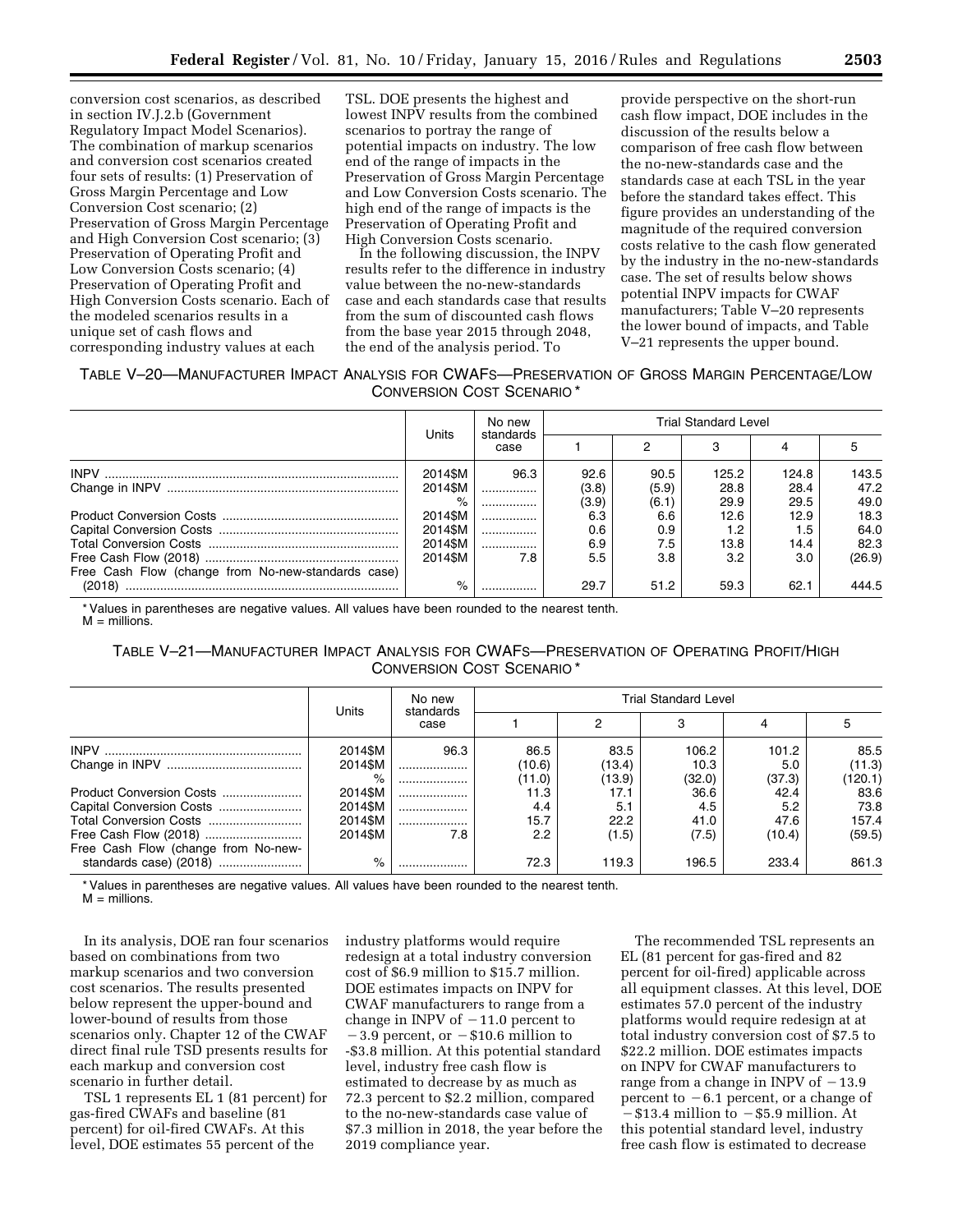conversion cost scenarios, as described in section IV.J.2.b (Government Regulatory Impact Model Scenarios). The combination of markup scenarios and conversion cost scenarios created four sets of results: (1) Preservation of Gross Margin Percentage and Low Conversion Cost scenario; (2) Preservation of Gross Margin Percentage and High Conversion Cost scenario; (3) Preservation of Operating Profit and Low Conversion Costs scenario; (4) Preservation of Operating Profit and High Conversion Costs scenario. Each of the modeled scenarios results in a unique set of cash flows and corresponding industry values at each TSL. DOE presents the highest and lowest INPV results from the combined scenarios to portray the range of potential impacts on industry. The low end of the range of impacts in the Preservation of Gross Margin Percentage and Low Conversion Costs scenario. The high end of the range of impacts is the Preservation of Operating Profit and High Conversion Costs scenario.

In the following discussion, the INPV results refer to the difference in industry value between the no-new-standards case and each standards case that results from the sum of discounted cash flows from the base year 2015 through 2048, the end of the analysis period. To provide perspective on the short-run cash flow impact, DOE includes in the discussion of the results below a comparison of free cash flow between the no-new-standards case and the standards case at each TSL in the year before the standard takes effect. This figure provides an understanding of the magnitude of the required conversion costs relative to the cash flow generated by the industry in the no-new-standards case. The set of results below shows potential INPV impacts for CWAF manufacturers; Table V–20 represents the lower bound of impacts, and Table V–21 represents the upper bound.

TABLE V–20—MANUFACTURER IMPACT ANALYSIS FOR CWAFS—PRESERVATION OF GROSS MARGIN PERCENTAGE/LOW CONVERSION COST SCENARIO *

| | Units | No new standards case | Trial Standard Level | | | | |
|---|---|---|---|---|---|---|---|
| | | | 1 | 2 | 3 | 4 | 5 |
| INPV | 2014$M | 96.3 | 92.6 | 90.5 | 125.2 | 124.8 | 143.5 |
| Change in INPV | 2014$M | | (3.8) | (5.9) | 28.8 | 28.4 | 47.2 |
| | % | | (3.9) | (6.1) | 29.9 | 29.5 | 49.0 |
| Product Conversion Costs | 2014$M | | 6.3 | 6.6 | 12.6 | 12.9 | 18.3 |
| Capital Conversion Costs | 2014$M | | 0.6 | 0.9 | 1.2 | 1.5 | 64.0 |
| Total Conversion Costs | 2014$M | | 6.9 | 7.5 | 13.8 | 14.4 | 82.3 |
| Free Cash Flow (2018) | 2014$M | 7.8 | 5.5 | 3.8 | 3.2 | 3.0 | (26.9) |
| Free Cash Flow (change from No-new-standards case) (2018) | % | | 29.7 | 51.2 | 59.3 | 62.1 | 444.5 |

* Values in parentheses are negative values. All values have been rounded to the nearest tenth.
M = millions.

TABLE V–21—MANUFACTURER IMPACT ANALYSIS FOR CWAFS—PRESERVATION OF OPERATING PROFIT/HIGH CONVERSION COST SCENARIO *

| | Units | No new standards case | Trial Standard Level | | | | |
|---|---|---|---|---|---|---|---|
| | | | 1 | 2 | 3 | 4 | 5 |
| INPV | 2014$M | 96.3 | 86.5 | 83.5 | 106.2 | 101.2 | 85.5 |
| Change in INPV | 2014$M | | (10.6) | (13.4) | 10.3 | 5.0 | (11.3) |
| | % | | (11.0) | (13.9) | (32.0) | (37.3) | (120.1) |
| Product Conversion Costs | 2014$M | | 11.3 | 17.1 | 36.6 | 42.4 | 83.6 |
| Capital Conversion Costs | 2014$M | | 4.4 | 5.1 | 4.5 | 5.2 | 73.8 |
| Total Conversion Costs | 2014$M | | 15.7 | 22.2 | 41.0 | 47.6 | 157.4 |
| Free Cash Flow (2018) | 2014$M | 7.8 | 2.2 | (1.5) | (7.5) | (10.4) | (59.5) |
| Free Cash Flow (change from No-new-standards case) (2018) | % | | 72.3 | 119.3 | 196.5 | 233.4 | 861.3 |

* Values in parentheses are negative values. All values have been rounded to the nearest tenth.
M = millions.

In its analysis, DOE ran four scenarios based on combinations from two markup scenarios and two conversion cost scenarios. The results presented below represent the upper-bound and lower-bound of results from those scenarios only. Chapter 12 of the CWAF direct final rule TSD presents results for each markup and conversion cost scenario in further detail.

TSL 1 represents EL 1 (81 percent) for gas-fired CWAFs and baseline (81 percent) for oil-fired CWAFs. At this level, DOE estimates 55 percent of the industry platforms would require redesign at a total industry conversion cost of $6.9 million to $15.7 million. DOE estimates impacts on INPV for CWAF manufacturers to range from a change in INPV of −11.0 percent to −3.9 percent, or −$10.6 million to -$3.8 million. At this potential standard level, industry free cash flow is estimated to decrease by as much as 72.3 percent to $2.2 million, compared to the no-new-standards case value of $7.3 million in 2018, the year before the 2019 compliance year.

The recommended TSL represents an EL (81 percent for gas-fired and 82 percent for oil-fired) applicable across all equipment classes. At this level, DOE estimates 57.0 percent of the industry platforms would require redesign at at total industry conversion cost of $7.5 to $22.2 million. DOE estimates impacts on INPV for CWAF manufacturers to range from a change in INPV of −13.9 percent to −6.1 percent, or a change of −$13.4 million to −$5.9 million. At this potential standard level, industry free cash flow is estimated to decrease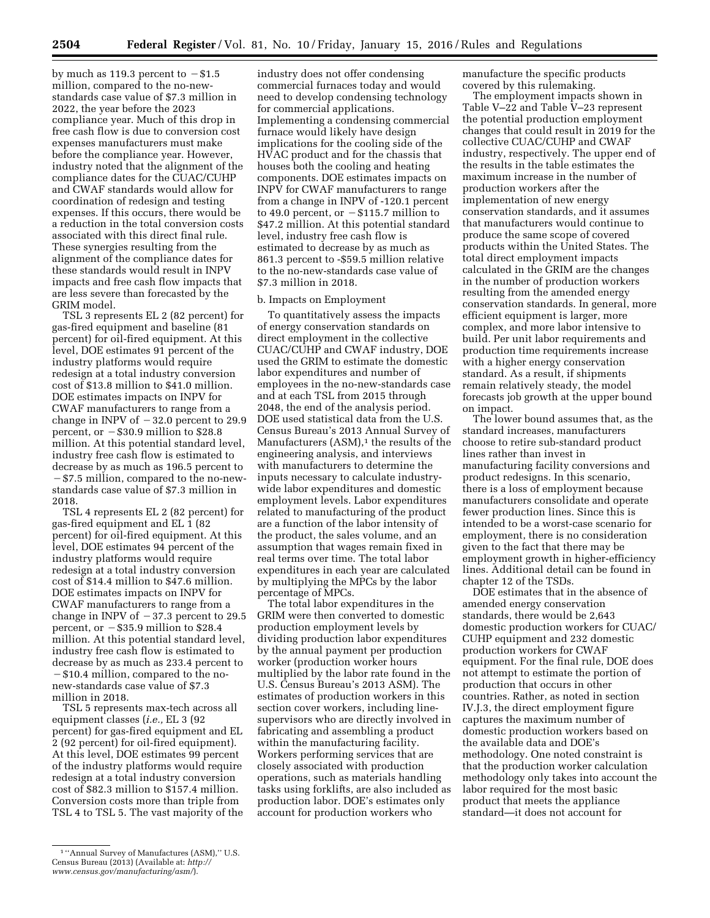by much as 119.3 percent to −$1.5 million, compared to the no-new-standards case value of $7.3 million in 2022, the year before the 2023 compliance year. Much of this drop in free cash flow is due to conversion cost expenses manufacturers must make before the compliance year. However, industry noted that the alignment of the compliance dates for the CUAC/CUHP and CWAF standards would allow for coordination of redesign and testing expenses. If this occurs, there would be a reduction in the total conversion costs associated with this direct final rule. These synergies resulting from the alignment of the compliance dates for these standards would result in INPV impacts and free cash flow impacts that are less severe than forecasted by the GRIM model.

TSL 3 represents EL 2 (82 percent) for gas-fired equipment and baseline (81 percent) for oil-fired equipment. At this level, DOE estimates 91 percent of the industry platforms would require redesign at a total industry conversion cost of $13.8 million to $41.0 million. DOE estimates impacts on INPV for CWAF manufacturers to range from a change in INPV of −32.0 percent to 29.9 percent, or −$30.9 million to $28.8 million. At this potential standard level, industry free cash flow is estimated to decrease by as much as 196.5 percent to −$7.5 million, compared to the no-new-standards case value of $7.3 million in 2018.

TSL 4 represents EL 2 (82 percent) for gas-fired equipment and EL 1 (82 percent) for oil-fired equipment. At this level, DOE estimates 94 percent of the industry platforms would require redesign at a total industry conversion cost of $14.4 million to $47.6 million. DOE estimates impacts on INPV for CWAF manufacturers to range from a change in INPV of −37.3 percent to 29.5 percent, or −$35.9 million to $28.4 million. At this potential standard level, industry free cash flow is estimated to decrease by as much as 233.4 percent to −$10.4 million, compared to the no-new-standards case value of $7.3 million in 2018.

TSL 5 represents max-tech across all equipment classes (*i.e.,* EL 3 (92 percent) for gas-fired equipment and EL 2 (92 percent) for oil-fired equipment). At this level, DOE estimates 99 percent of the industry platforms would require redesign at a total industry conversion cost of $82.3 million to $157.4 million. Conversion costs more than triple from TSL 4 to TSL 5. The vast majority of the industry does not offer condensing commercial furnaces today and would need to develop condensing technology for commercial applications. Implementing a condensing commercial furnace would likely have design implications for the cooling side of the HVAC product and for the chassis that houses both the cooling and heating components. DOE estimates impacts on INPV for CWAF manufacturers to range from a change in INPV of -120.1 percent to 49.0 percent, or −$115.7 million to $47.2 million. At this potential standard level, industry free cash flow is estimated to decrease by as much as 861.3 percent to -$59.5 million relative to the no-new-standards case value of $7.3 million in 2018.

b. Impacts on Employment

To quantitatively assess the impacts of energy conservation standards on direct employment in the collective CUAC/CUHP and CWAF industry, DOE used the GRIM to estimate the domestic labor expenditures and number of employees in the no-new-standards case and at each TSL from 2015 through 2048, the end of the analysis period. DOE used statistical data from the U.S. Census Bureau's 2013 Annual Survey of Manufacturers (ASM),[1] the results of the engineering analysis, and interviews with manufacturers to determine the inputs necessary to calculate industry-wide labor expenditures and domestic employment levels. Labor expenditures related to manufacturing of the product are a function of the labor intensity of the product, the sales volume, and an assumption that wages remain fixed in real terms over time. The total labor expenditures in each year are calculated by multiplying the MPCs by the labor percentage of MPCs.

The total labor expenditures in the GRIM were then converted to domestic production employment levels by dividing production labor expenditures by the annual payment per production worker (production worker hours multiplied by the labor rate found in the U.S. Census Bureau's 2013 ASM). The estimates of production workers in this section cover workers, including line-supervisors who are directly involved in fabricating and assembling a product within the manufacturing facility. Workers performing services that are closely associated with production operations, such as materials handling tasks using forklifts, are also included as production labor. DOE's estimates only account for production workers who manufacture the specific products covered by this rulemaking.

The employment impacts shown in Table V–22 and Table V–23 represent the potential production employment changes that could result in 2019 for the collective CUAC/CUHP and CWAF industry, respectively. The upper end of the results in the table estimates the maximum increase in the number of production workers after the implementation of new energy conservation standards, and it assumes that manufacturers would continue to produce the same scope of covered products within the United States. The total direct employment impacts calculated in the GRIM are the changes in the number of production workers resulting from the amended energy conservation standards. In general, more efficient equipment is larger, more complex, and more labor intensive to build. Per unit labor requirements and production time requirements increase with a higher energy conservation standard. As a result, if shipments remain relatively steady, the model forecasts job growth at the upper bound on impact.

The lower bound assumes that, as the standard increases, manufacturers choose to retire sub-standard product lines rather than invest in manufacturing facility conversions and product redesigns. In this scenario, there is a loss of employment because manufacturers consolidate and operate fewer production lines. Since this is intended to be a worst-case scenario for employment, there is no consideration given to the fact that there may be employment growth in higher-efficiency lines. Additional detail can be found in chapter 12 of the TSDs.

DOE estimates that in the absence of amended energy conservation standards, there would be 2,643 domestic production workers for CUAC/CUHP equipment and 232 domestic production workers for CWAF equipment. For the final rule, DOE does not attempt to estimate the portion of production that occurs in other countries. Rather, as noted in section IV.J.3, the direct employment figure captures the maximum number of domestic production workers based on the available data and DOE's methodology. One noted constraint is that the production worker calculation methodology only takes into account the labor required for the most basic product that meets the appliance standard—it does not account for

[1] "Annual Survey of Manufactures (ASM)," U.S. Census Bureau (2013) (Available at: *http://www.census.gov/manufacturing/asm/*).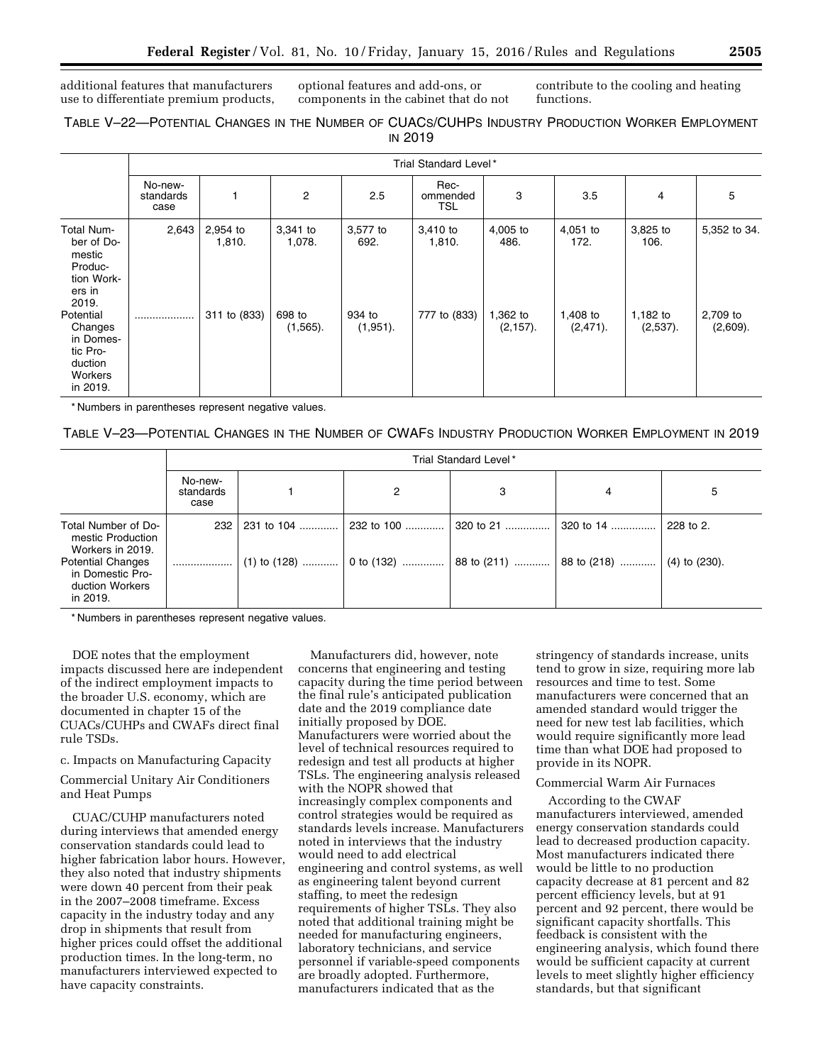additional features that manufacturers use to differentiate premium products, optional features and add-ons, or components in the cabinet that do not contribute to the cooling and heating functions.

TABLE V–22—POTENTIAL CHANGES IN THE NUMBER OF CUACS/CUHPS INDUSTRY PRODUCTION WORKER EMPLOYMENT IN 2019

| | Trial Standard Level* | | | | | | | | |
|---|---|---|---|---|---|---|---|---|---|
| | No-new-standards case | 1 | 2 | 2.5 | Recommended TSL | 3 | 3.5 | 4 | 5 |
| Total Number of Domestic Production Workers in 2019. | 2,643 | 2,954 to 1,810. | 3,341 to 1,078. | 3,577 to 692. | 3,410 to 1,810. | 4,005 to 486. | 4,051 to 172. | 3,825 to 106. | 5,352 to 34. |
| Potential Changes in Domestic Production Workers in 2019. | .................... | 311 to (833) | 698 to (1,565). | 934 to (1,951). | 777 to (833) | 1,362 to (2,157). | 1,408 to (2,471). | 1,182 to (2,537). | 2,709 to (2,609). |

* Numbers in parentheses represent negative values.

TABLE V–23—POTENTIAL CHANGES IN THE NUMBER OF CWAFS INDUSTRY PRODUCTION WORKER EMPLOYMENT IN 2019

| | Trial Standard Level* | | | | | |
|---|---|---|---|---|---|---|
| | No-new-standards case | 1 | 2 | 3 | 4 | 5 |
| Total Number of Domestic Production Workers in 2019. | 232 | 231 to 104 ............ | 232 to 100 ............ | 320 to 21 ............... | 320 to 14 ............... | 228 to 2. |
| Potential Changes in Domestic Production Workers in 2019. | .................... | (1) to (128) ........... | 0 to (132) ............. | 88 to (211) ........... | 88 to (218) ........... | (4) to (230). |

* Numbers in parentheses represent negative values.

DOE notes that the employment impacts discussed here are independent of the indirect employment impacts to the broader U.S. economy, which are documented in chapter 15 of the CUACs/CUHPs and CWAFs direct final rule TSDs.

c. Impacts on Manufacturing Capacity

Commercial Unitary Air Conditioners and Heat Pumps

CUAC/CUHP manufacturers noted during interviews that amended energy conservation standards could lead to higher fabrication labor hours. However, they also noted that industry shipments were down 40 percent from their peak in the 2007–2008 timeframe. Excess capacity in the industry today and any drop in shipments that result from higher prices could offset the additional production times. In the long-term, no manufacturers interviewed expected to have capacity constraints.

Manufacturers did, however, note concerns that engineering and testing capacity during the time period between the final rule's anticipated publication date and the 2019 compliance date initially proposed by DOE. Manufacturers were worried about the level of technical resources required to redesign and test all products at higher TSLs. The engineering analysis released with the NOPR showed that increasingly complex components and control strategies would be required as standards levels increase. Manufacturers noted in interviews that the industry would need to add electrical engineering and control systems, as well as engineering talent beyond current staffing, to meet the redesign requirements of higher TSLs. They also noted that additional training might be needed for manufacturing engineers, laboratory technicians, and service personnel if variable-speed components are broadly adopted. Furthermore, manufacturers indicated that as the stringency of standards increase, units tend to grow in size, requiring more lab resources and time to test. Some manufacturers were concerned that an amended standard would trigger the need for new test lab facilities, which would require significantly more lead time than what DOE had proposed to provide in its NOPR.

Commercial Warm Air Furnaces

According to the CWAF manufacturers interviewed, amended energy conservation standards could lead to decreased production capacity. Most manufacturers indicated there would be little to no production capacity decrease at 81 percent and 82 percent efficiency levels, but at 91 percent and 92 percent, there would be significant capacity shortfalls. This feedback is consistent with the engineering analysis, which found there would be sufficient capacity at current levels to meet slightly higher efficiency standards, but that significant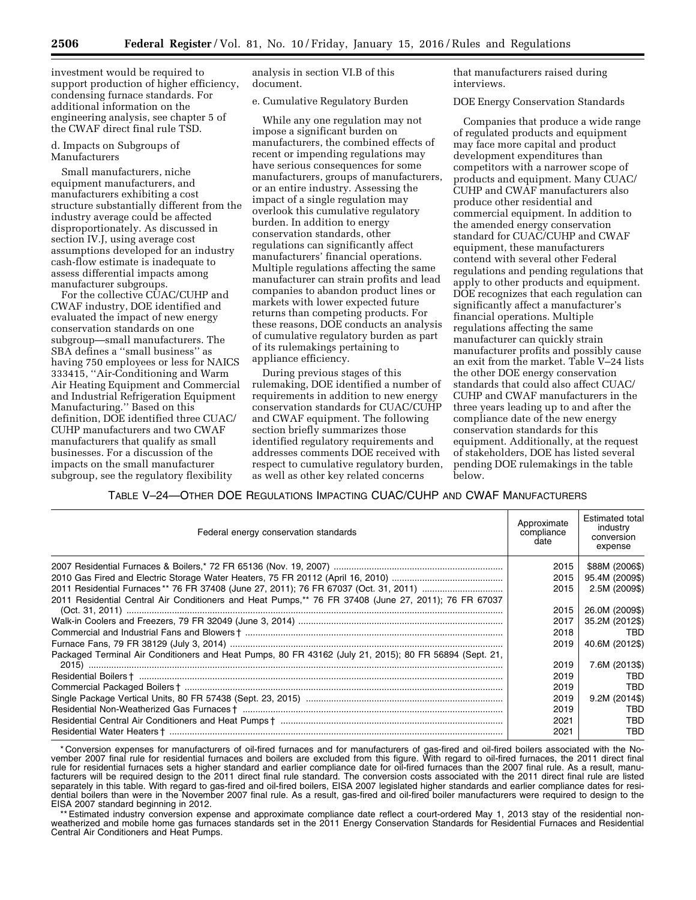investment would be required to support production of higher efficiency, condensing furnace standards. For additional information on the engineering analysis, see chapter 5 of the CWAF direct final rule TSD.

d. Impacts on Subgroups of Manufacturers

Small manufacturers, niche equipment manufacturers, and manufacturers exhibiting a cost structure substantially different from the industry average could be affected disproportionately. As discussed in section IV.J, using average cost assumptions developed for an industry cash-flow estimate is inadequate to assess differential impacts among manufacturer subgroups.

For the collective CUAC/CUHP and CWAF industry, DOE identified and evaluated the impact of new energy conservation standards on one subgroup—small manufacturers. The SBA defines a ''small business'' as having 750 employees or less for NAICS 333415, ''Air-Conditioning and Warm Air Heating Equipment and Commercial and Industrial Refrigeration Equipment Manufacturing.'' Based on this definition, DOE identified three CUAC/CUHP manufacturers and two CWAF manufacturers that qualify as small businesses. For a discussion of the impacts on the small manufacturer subgroup, see the regulatory flexibility analysis in section VI.B of this document.

e. Cumulative Regulatory Burden

While any one regulation may not impose a significant burden on manufacturers, the combined effects of recent or impending regulations may have serious consequences for some manufacturers, groups of manufacturers, or an entire industry. Assessing the impact of a single regulation may overlook this cumulative regulatory burden. In addition to energy conservation standards, other regulations can significantly affect manufacturers' financial operations. Multiple regulations affecting the same manufacturer can strain profits and lead companies to abandon product lines or markets with lower expected future returns than competing products. For these reasons, DOE conducts an analysis of cumulative regulatory burden as part of its rulemakings pertaining to appliance efficiency.

During previous stages of this rulemaking, DOE identified a number of requirements in addition to new energy conservation standards for CUAC/CUHP and CWAF equipment. The following section briefly summarizes those identified regulatory requirements and addresses comments DOE received with respect to cumulative regulatory burden, as well as other key related concerns that manufacturers raised during interviews.

DOE Energy Conservation Standards

Companies that produce a wide range of regulated products and equipment may face more capital and product development expenditures than competitors with a narrower scope of products and equipment. Many CUAC/CUHP and CWAF manufacturers also produce other residential and commercial equipment. In addition to the amended energy conservation standard for CUAC/CUHP and CWAF equipment, these manufacturers contend with several other Federal regulations and pending regulations that apply to other products and equipment. DOE recognizes that each regulation can significantly affect a manufacturer's financial operations. Multiple regulations affecting the same manufacturer can quickly strain manufacturer profits and possibly cause an exit from the market. Table V–24 lists the other DOE energy conservation standards that could also affect CUAC/CUHP and CWAF manufacturers in the three years leading up to and after the compliance date of the new energy conservation standards for this equipment. Additionally, at the request of stakeholders, DOE has listed several pending DOE rulemakings in the table below.

TABLE V–24—OTHER DOE REGULATIONS IMPACTING CUAC/CUHP AND CWAF MANUFACTURERS

| Federal energy conservation standards | Approximate compliance date | Estimated total industry conversion expense |
|---|---|---|
| 2007 Residential Furnaces & Boilers,* 72 FR 65136 (Nov. 19, 2007) | 2015 | $88M (2006$) |
| 2010 Gas Fired and Electric Storage Water Heaters, 75 FR 20112 (April 16, 2010) | 2015 | 95.4M (2009$) |
| 2011 Residential Furnaces** 76 FR 37408 (June 27, 2011); 76 FR 67037 (Oct. 31, 2011) | 2015 | 2.5M (2009$) |
| 2011 Residential Central Air Conditioners and Heat Pumps,** 76 FR 37408 (June 27, 2011); 76 FR 67037 (Oct. 31, 2011) | 2015 | 26.0M (2009$) |
| Walk-in Coolers and Freezers, 79 FR 32049 (June 3, 2014) | 2017 | 35.2M (2012$) |
| Commercial and Industrial Fans and Blowers † | 2018 | TBD |
| Furnace Fans, 79 FR 38129 (July 3, 2014) | 2019 | 40.6M (2012$) |
| Packaged Terminal Air Conditioners and Heat Pumps, 80 FR 43162 (July 21, 2015); 80 FR 56894 (Sept. 21, 2015) | 2019 | 7.6M (2013$) |
| Residential Boilers † | 2019 | TBD |
| Commercial Packaged Boilers † | 2019 | TBD |
| Single Package Vertical Units, 80 FR 57438 (Sept. 23, 2015) | 2019 | 9.2M (2014$) |
| Residential Non-Weatherized Gas Furnaces † | 2019 | TBD |
| Residential Central Air Conditioners and Heat Pumps † | 2021 | TBD |
| Residential Water Heaters † | 2021 | TBD |

\* Conversion expenses for manufacturers of oil-fired furnaces and for manufacturers of gas-fired and oil-fired boilers associated with the November 2007 final rule for residential furnaces and boilers are excluded from this figure. With regard to oil-fired furnaces, the 2011 direct final rule for residential furnaces sets a higher standard and earlier compliance date for oil-fired furnaces than the 2007 final rule. As a result, manufacturers will be required design to the 2011 direct final rule standard. The conversion costs associated with the 2011 direct final rule are listed separately in this table. With regard to gas-fired and oil-fired boilers, EISA 2007 legislated higher standards and earlier compliance dates for residential boilers than were in the November 2007 final rule. As a result, gas-fired and oil-fired boiler manufacturers were required to design to the EISA 2007 standard beginning in 2012.

\*\* Estimated industry conversion expense and approximate compliance date reflect a court-ordered May 1, 2013 stay of the residential non-weatherized and mobile home gas furnaces standards set in the 2011 Energy Conservation Standards for Residential Furnaces and Residential Central Air Conditioners and Heat Pumps.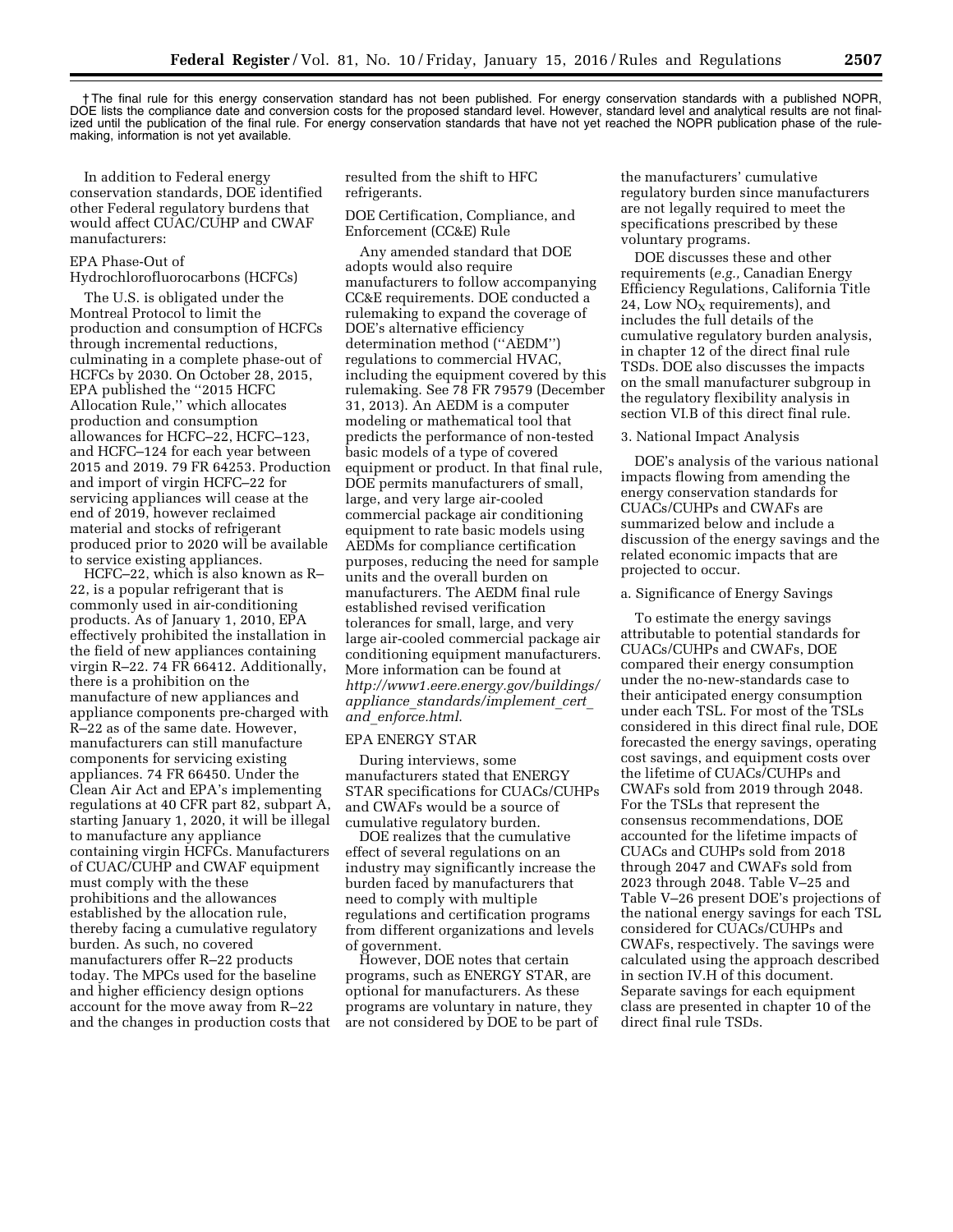† The final rule for this energy conservation standard has not been published. For energy conservation standards with a published NOPR, DOE lists the compliance date and conversion costs for the proposed standard level. However, standard level and analytical results are not finalized until the publication of the final rule. For energy conservation standards that have not yet reached the NOPR publication phase of the rulemaking, information is not yet available.

In addition to Federal energy conservation standards, DOE identified other Federal regulatory burdens that would affect CUAC/CUHP and CWAF manufacturers:

EPA Phase-Out of Hydrochlorofluorocarbons (HCFCs)

The U.S. is obligated under the Montreal Protocol to limit the production and consumption of HCFCs through incremental reductions, culminating in a complete phase-out of HCFCs by 2030. On October 28, 2015, EPA published the ''2015 HCFC Allocation Rule,'' which allocates production and consumption allowances for HCFC–22, HCFC–123, and HCFC–124 for each year between 2015 and 2019. 79 FR 64253. Production and import of virgin HCFC–22 for servicing appliances will cease at the end of 2019, however reclaimed material and stocks of refrigerant produced prior to 2020 will be available to service existing appliances.

HCFC–22, which is also known as R–22, is a popular refrigerant that is commonly used in air-conditioning products. As of January 1, 2010, EPA effectively prohibited the installation in the field of new appliances containing virgin R–22. 74 FR 66412. Additionally, there is a prohibition on the manufacture of new appliances and appliance components pre-charged with R–22 as of the same date. However, manufacturers can still manufacture components for servicing existing appliances. 74 FR 66450. Under the Clean Air Act and EPA's implementing regulations at 40 CFR part 82, subpart A, starting January 1, 2020, it will be illegal to manufacture any appliance containing virgin HCFCs. Manufacturers of CUAC/CUHP and CWAF equipment must comply with the these prohibitions and the allowances established by the allocation rule, thereby facing a cumulative regulatory burden. As such, no covered manufacturers offer R–22 products today. The MPCs used for the baseline and higher efficiency design options account for the move away from R–22 and the changes in production costs that resulted from the shift to HFC refrigerants.

DOE Certification, Compliance, and Enforcement (CC&E) Rule

Any amended standard that DOE adopts would also require manufacturers to follow accompanying CC&E requirements. DOE conducted a rulemaking to expand the coverage of DOE's alternative efficiency determination method (''AEDM'') regulations to commercial HVAC, including the equipment covered by this rulemaking. See 78 FR 79579 (December 31, 2013). An AEDM is a computer modeling or mathematical tool that predicts the performance of non-tested basic models of a type of covered equipment or product. In that final rule, DOE permits manufacturers of small, large, and very large air-cooled commercial package air conditioning equipment to rate basic models using AEDMs for compliance certification purposes, reducing the need for sample units and the overall burden on manufacturers. The AEDM final rule established revised verification tolerances for small, large, and very large air-cooled commercial package air conditioning equipment manufacturers. More information can be found at *http://www1.eere.energy.gov/buildings/appliance_standards/implement_cert_and_enforce.html*.

EPA ENERGY STAR

During interviews, some manufacturers stated that ENERGY STAR specifications for CUACs/CUHPs and CWAFs would be a source of cumulative regulatory burden.

DOE realizes that the cumulative effect of several regulations on an industry may significantly increase the burden faced by manufacturers that need to comply with multiple regulations and certification programs from different organizations and levels of government.

However, DOE notes that certain programs, such as ENERGY STAR, are optional for manufacturers. As these programs are voluntary in nature, they are not considered by DOE to be part of the manufacturers' cumulative regulatory burden since manufacturers are not legally required to meet the specifications prescribed by these voluntary programs.

DOE discusses these and other requirements (*e.g.,* Canadian Energy Efficiency Regulations, California Title 24, Low $NO_X$ requirements), and includes the full details of the cumulative regulatory burden analysis, in chapter 12 of the direct final rule TSDs. DOE also discusses the impacts on the small manufacturer subgroup in the regulatory flexibility analysis in section VI.B of this direct final rule.

3. National Impact Analysis

DOE's analysis of the various national impacts flowing from amending the energy conservation standards for CUACs/CUHPs and CWAFs are summarized below and include a discussion of the energy savings and the related economic impacts that are projected to occur.

a. Significance of Energy Savings

To estimate the energy savings attributable to potential standards for CUACs/CUHPs and CWAFs, DOE compared their energy consumption under the no-new-standards case to their anticipated energy consumption under each TSL. For most of the TSLs considered in this direct final rule, DOE forecasted the energy savings, operating cost savings, and equipment costs over the lifetime of CUACs/CUHPs and CWAFs sold from 2019 through 2048. For the TSLs that represent the consensus recommendations, DOE accounted for the lifetime impacts of CUACs and CUHPs sold from 2018 through 2047 and CWAFs sold from 2023 through 2048. Table V–25 and Table V–26 present DOE's projections of the national energy savings for each TSL considered for CUACs/CUHPs and CWAFs, respectively. The savings were calculated using the approach described in section IV.H of this document. Separate savings for each equipment class are presented in chapter 10 of the direct final rule TSDs.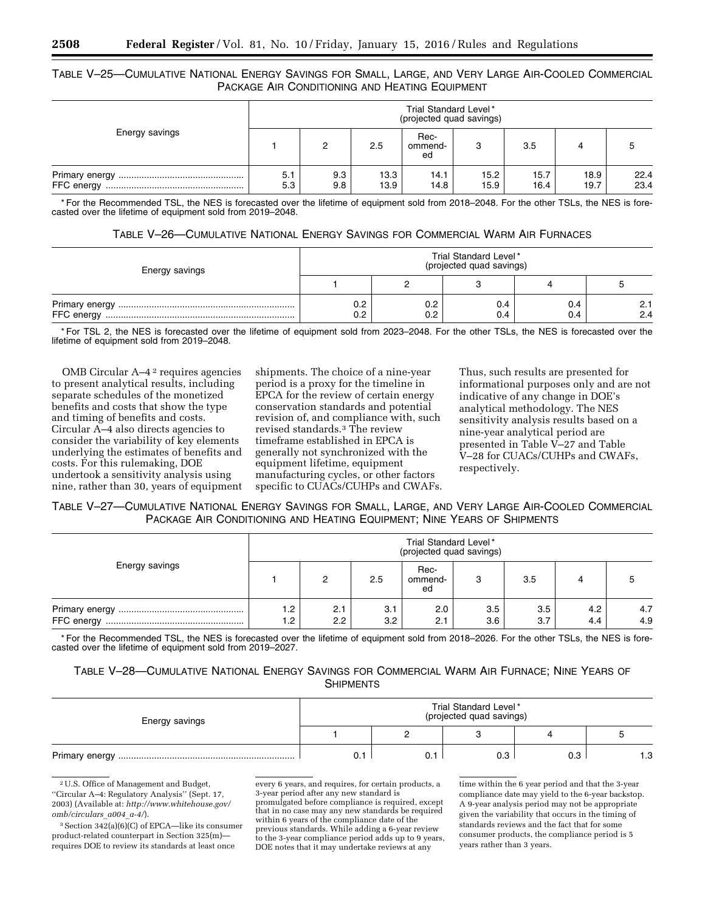TABLE V–25—CUMULATIVE NATIONAL ENERGY SAVINGS FOR SMALL, LARGE, AND VERY LARGE AIR-COOLED COMMERCIAL PACKAGE AIR CONDITIONING AND HEATING EQUIPMENT

| Energy savings | Trial Standard Level* (projected quad savings) | | | | | | | |
|---|---|---|---|---|---|---|---|---|
| | 1 | 2 | 2.5 | Recommended | 3 | 3.5 | 4 | 5 |
| Primary energy | 5.1 | 9.3 | 13.3 | 14.1 | 15.2 | 15.7 | 18.9 | 22.4 |
| FFC energy | 5.3 | 9.8 | 13.9 | 14.8 | 15.9 | 16.4 | 19.7 | 23.4 |

* For the Recommended TSL, the NES is forecasted over the lifetime of equipment sold from 2018–2048. For the other TSLs, the NES is forecasted over the lifetime of equipment sold from 2019–2048.

TABLE V–26—CUMULATIVE NATIONAL ENERGY SAVINGS FOR COMMERCIAL WARM AIR FURNACES

| Energy savings | Trial Standard Level* (projected quad savings) | | | | |
|---|---|---|---|---|---|
| | 1 | 2 | 3 | 4 | 5 |
| Primary energy | 0.2 | 0.2 | 0.4 | 0.4 | 2.1 |
| FFC energy | 0.2 | 0.2 | 0.4 | 0.4 | 2.4 |

* For TSL 2, the NES is forecasted over the lifetime of equipment sold from 2023–2048. For the other TSLs, the NES is forecasted over the lifetime of equipment sold from 2019–2048.

OMB Circular A–4 [2] requires agencies to present analytical results, including separate schedules of the monetized benefits and costs that show the type and timing of benefits and costs. Circular A–4 also directs agencies to consider the variability of key elements underlying the estimates of benefits and costs. For this rulemaking, DOE undertook a sensitivity analysis using nine, rather than 30, years of equipment shipments. The choice of a nine-year period is a proxy for the timeline in EPCA for the review of certain energy conservation standards and potential revision of, and compliance with, such revised standards.[3] The review timeframe established in EPCA is generally not synchronized with the equipment lifetime, equipment manufacturing cycles, or other factors specific to CUACs/CUHPs and CWAFs. Thus, such results are presented for informational purposes only and are not indicative of any change in DOE's analytical methodology. The NES sensitivity analysis results based on a nine-year analytical period are presented in Table V–27 and Table V–28 for CUACs/CUHPs and CWAFs, respectively.

TABLE V–27—CUMULATIVE NATIONAL ENERGY SAVINGS FOR SMALL, LARGE, AND VERY LARGE AIR-COOLED COMMERCIAL PACKAGE AIR CONDITIONING AND HEATING EQUIPMENT; NINE YEARS OF SHIPMENTS

| Energy savings | Trial Standard Level* (projected quad savings) | | | | | | | |
|---|---|---|---|---|---|---|---|---|
| | 1 | 2 | 2.5 | Recommended | 3 | 3.5 | 4 | 5 |
| Primary energy | 1.2 | 2.1 | 3.1 | 2.0 | 3.5 | 3.5 | 4.2 | 4.7 |
| FFC energy | 1.2 | 2.2 | 3.2 | 2.1 | 3.6 | 3.7 | 4.4 | 4.9 |

* For the Recommended TSL, the NES is forecasted over the lifetime of equipment sold from 2018–2026. For the other TSLs, the NES is forecasted over the lifetime of equipment sold from 2019–2027.

TABLE V–28—CUMULATIVE NATIONAL ENERGY SAVINGS FOR COMMERCIAL WARM AIR FURNACE; NINE YEARS OF SHIPMENTS

| Energy savings | Trial Standard Level* (projected quad savings) | | | | |
|---|---|---|---|---|---|
| | 1 | 2 | 3 | 4 | 5 |
| Primary energy | 0.1 | 0.1 | 0.3 | 0.3 | 1.3 |

[2] U.S. Office of Management and Budget, "Circular A–4: Regulatory Analysis" (Sept. 17, 2003) (Available at: *http://www.whitehouse.gov/omb/circulars_a004_a-4/*).

[3] Section 342(a)(6)(C) of EPCA—like its consumer product-related counterpart in Section 325(m)—requires DOE to review its standards at least once every 6 years, and requires, for certain products, a 3-year period after any new standard is promulgated before compliance is required, except that in no case may any new standards be required within 6 years of the compliance date of the previous standards. While adding a 6-year review to the 3-year compliance period adds up to 9 years, DOE notes that it may undertake reviews at any time within the 6 year period and that the 3-year compliance date may yield to the 6-year backstop. A 9-year analysis period may not be appropriate given the variability that occurs in the timing of standards reviews and the fact that for some consumer products, the compliance period is 5 years rather than 3 years.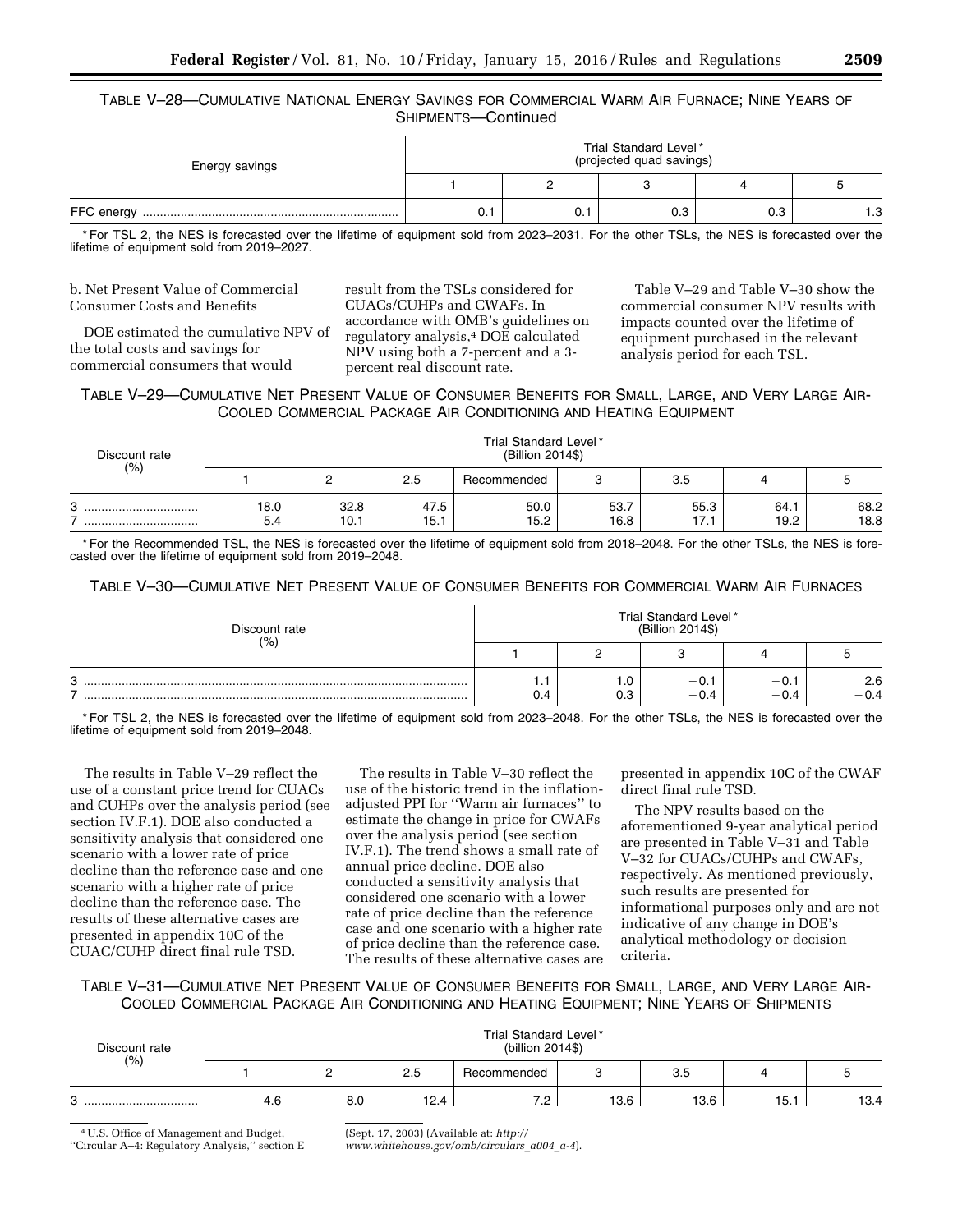TABLE V–28—CUMULATIVE NATIONAL ENERGY SAVINGS FOR COMMERCIAL WARM AIR FURNACE; NINE YEARS OF SHIPMENTS—Continued

| Energy savings | Trial Standard Level* (projected quad savings) | | | | |
|---|---|---|---|---|---|
| | 1 | 2 | 3 | 4 | 5 |
| FFC energy | 0.1 | 0.1 | 0.3 | 0.3 | 1.3 |

* For TSL 2, the NES is forecasted over the lifetime of equipment sold from 2023–2031. For the other TSLs, the NES is forecasted over the lifetime of equipment sold from 2019–2027.

b. Net Present Value of Commercial Consumer Costs and Benefits

DOE estimated the cumulative NPV of the total costs and savings for commercial consumers that would result from the TSLs considered for CUACs/CUHPs and CWAFs. In accordance with OMB's guidelines on regulatory analysis,[4] DOE calculated NPV using both a 7-percent and a 3-percent real discount rate.

Table V–29 and Table V–30 show the commercial consumer NPV results with impacts counted over the lifetime of equipment purchased in the relevant analysis period for each TSL.

TABLE V–29—CUMULATIVE NET PRESENT VALUE OF CONSUMER BENEFITS FOR SMALL, LARGE, AND VERY LARGE AIR-COOLED COMMERCIAL PACKAGE AIR CONDITIONING AND HEATING EQUIPMENT

| Discount rate (%) | Trial Standard Level* (Billion 2014$) | | | | | | | |
|---|---|---|---|---|---|---|---|---|
| | 1 | 2 | 2.5 | Recommended | 3 | 3.5 | 4 | 5 |
| 3 | 18.0 | 32.8 | 47.5 | 50.0 | 53.7 | 55.3 | 64.1 | 68.2 |
| 7 | 5.4 | 10.1 | 15.1 | 15.2 | 16.8 | 17.1 | 19.2 | 18.8 |

* For the Recommended TSL, the NES is forecasted over the lifetime of equipment sold from 2018–2048. For the other TSLs, the NES is forecasted over the lifetime of equipment sold from 2019–2048.

TABLE V–30—CUMULATIVE NET PRESENT VALUE OF CONSUMER BENEFITS FOR COMMERCIAL WARM AIR FURNACES

| Discount rate (%) | Trial Standard Level* (Billion 2014$) | | | | |
|---|---|---|---|---|---|
| | 1 | 2 | 3 | 4 | 5 |
| 3 | 1.1 | 1.0 | −0.1 | −0.1 | 2.6 |
| 7 | 0.4 | 0.3 | −0.4 | −0.4 | −0.4 |

* For TSL 2, the NES is forecasted over the lifetime of equipment sold from 2023–2048. For the other TSLs, the NES is forecasted over the lifetime of equipment sold from 2019–2048.

The results in Table V–29 reflect the use of a constant price trend for CUACs and CUHPs over the analysis period (see section IV.F.1). DOE also conducted a sensitivity analysis that considered one scenario with a lower rate of price decline than the reference case and one scenario with a higher rate of price decline than the reference case. The results of these alternative cases are presented in appendix 10C of the CUAC/CUHP direct final rule TSD.

The results in Table V–30 reflect the use of the historic trend in the inflation-adjusted PPI for ''Warm air furnaces'' to estimate the change in price for CWAFs over the analysis period (see section IV.F.1). The trend shows a small rate of annual price decline. DOE also conducted a sensitivity analysis that considered one scenario with a lower rate of price decline than the reference case and one scenario with a higher rate of price decline than the reference case. The results of these alternative cases are presented in appendix 10C of the CWAF direct final rule TSD.

The NPV results based on the aforementioned 9-year analytical period are presented in Table V–31 and Table V–32 for CUACs/CUHPs and CWAFs, respectively. As mentioned previously, such results are presented for informational purposes only and are not indicative of any change in DOE's analytical methodology or decision criteria.

TABLE V–31—CUMULATIVE NET PRESENT VALUE OF CONSUMER BENEFITS FOR SMALL, LARGE, AND VERY LARGE AIR-COOLED COMMERCIAL PACKAGE AIR CONDITIONING AND HEATING EQUIPMENT; NINE YEARS OF SHIPMENTS

| Discount rate (%) | Trial Standard Level* (billion 2014$) | | | | | | | |
|---|---|---|---|---|---|---|---|---|
| | 1 | 2 | 2.5 | Recommended | 3 | 3.5 | 4 | 5 |
| 3 | 4.6 | 8.0 | 12.4 | 7.2 | 13.6 | 13.6 | 15.1 | 13.4 |

[4] U.S. Office of Management and Budget, ''Circular A–4: Regulatory Analysis,'' section E (Sept. 17, 2003) (Available at: *http://www.whitehouse.gov/omb/circulars_a004_a-4*).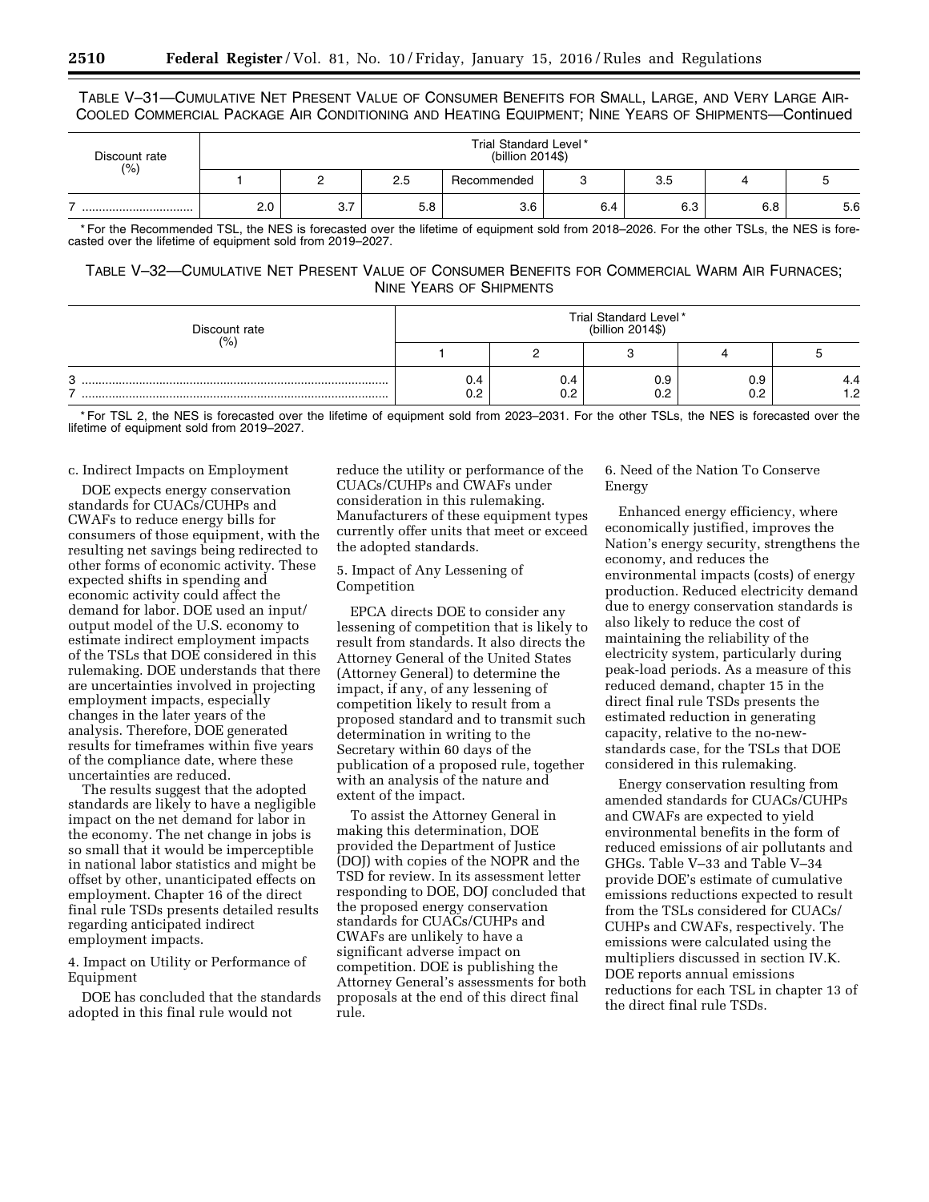TABLE V–31—CUMULATIVE NET PRESENT VALUE OF CONSUMER BENEFITS FOR SMALL, LARGE, AND VERY LARGE AIR-COOLED COMMERCIAL PACKAGE AIR CONDITIONING AND HEATING EQUIPMENT; NINE YEARS OF SHIPMENTS—Continued

| Discount rate (%) | Trial Standard Level* (billion 2014$) | | | | | | | |
|---|---|---|---|---|---|---|---|---|
| | 1 | 2 | 2.5 | Recommended | 3 | 3.5 | 4 | 5 |
| 7 | 2.0 | 3.7 | 5.8 | 3.6 | 6.4 | 6.3 | 6.8 | 5.6 |

* For the Recommended TSL, the NES is forecasted over the lifetime of equipment sold from 2018–2026. For the other TSLs, the NES is forecasted over the lifetime of equipment sold from 2019–2027.

TABLE V–32—CUMULATIVE NET PRESENT VALUE OF CONSUMER BENEFITS FOR COMMERCIAL WARM AIR FURNACES; NINE YEARS OF SHIPMENTS

| Discount rate (%) | Trial Standard Level* (billion 2014$) | | | | |
|---|---|---|---|---|---|
| | 1 | 2 | 3 | 4 | 5 |
| 3 | 0.4 | 0.4 | 0.9 | 0.9 | 4.4 |
| 7 | 0.2 | 0.2 | 0.2 | 0.2 | 1.2 |

* For TSL 2, the NES is forecasted over the lifetime of equipment sold from 2023–2031. For the other TSLs, the NES is forecasted over the lifetime of equipment sold from 2019–2027.

c. Indirect Impacts on Employment

DOE expects energy conservation standards for CUACs/CUHPs and CWAFs to reduce energy bills for consumers of those equipment, with the resulting net savings being redirected to other forms of economic activity. These expected shifts in spending and economic activity could affect the demand for labor. DOE used an input/output model of the U.S. economy to estimate indirect employment impacts of the TSLs that DOE considered in this rulemaking. DOE understands that there are uncertainties involved in projecting employment impacts, especially changes in the later years of the analysis. Therefore, DOE generated results for timeframes within five years of the compliance date, where these uncertainties are reduced.

The results suggest that the adopted standards are likely to have a negligible impact on the net demand for labor in the economy. The net change in jobs is so small that it would be imperceptible in national labor statistics and might be offset by other, unanticipated effects on employment. Chapter 16 of the direct final rule TSDs presents detailed results regarding anticipated indirect employment impacts.

4. Impact on Utility or Performance of Equipment

DOE has concluded that the standards adopted in this final rule would not reduce the utility or performance of the CUACs/CUHPs and CWAFs under consideration in this rulemaking. Manufacturers of these equipment types currently offer units that meet or exceed the adopted standards.

5. Impact of Any Lessening of Competition

EPCA directs DOE to consider any lessening of competition that is likely to result from standards. It also directs the Attorney General of the United States (Attorney General) to determine the impact, if any, of any lessening of competition likely to result from a proposed standard and to transmit such determination in writing to the Secretary within 60 days of the publication of a proposed rule, together with an analysis of the nature and extent of the impact.

To assist the Attorney General in making this determination, DOE provided the Department of Justice (DOJ) with copies of the NOPR and the TSD for review. In its assessment letter responding to DOE, DOJ concluded that the proposed energy conservation standards for CUACs/CUHPs and CWAFs are unlikely to have a significant adverse impact on competition. DOE is publishing the Attorney General's assessments for both proposals at the end of this direct final rule.

6. Need of the Nation To Conserve Energy

Enhanced energy efficiency, where economically justified, improves the Nation's energy security, strengthens the economy, and reduces the environmental impacts (costs) of energy production. Reduced electricity demand due to energy conservation standards is also likely to reduce the cost of maintaining the reliability of the electricity system, particularly during peak-load periods. As a measure of this reduced demand, chapter 15 in the direct final rule TSDs presents the estimated reduction in generating capacity, relative to the no-new-standards case, for the TSLs that DOE considered in this rulemaking.

Energy conservation resulting from amended standards for CUACs/CUHPs and CWAFs are expected to yield environmental benefits in the form of reduced emissions of air pollutants and GHGs. Table V–33 and Table V–34 provide DOE's estimate of cumulative emissions reductions expected to result from the TSLs considered for CUACs/CUHPs and CWAFs, respectively. The emissions were calculated using the multipliers discussed in section IV.K. DOE reports annual emissions reductions for each TSL in chapter 13 of the direct final rule TSDs.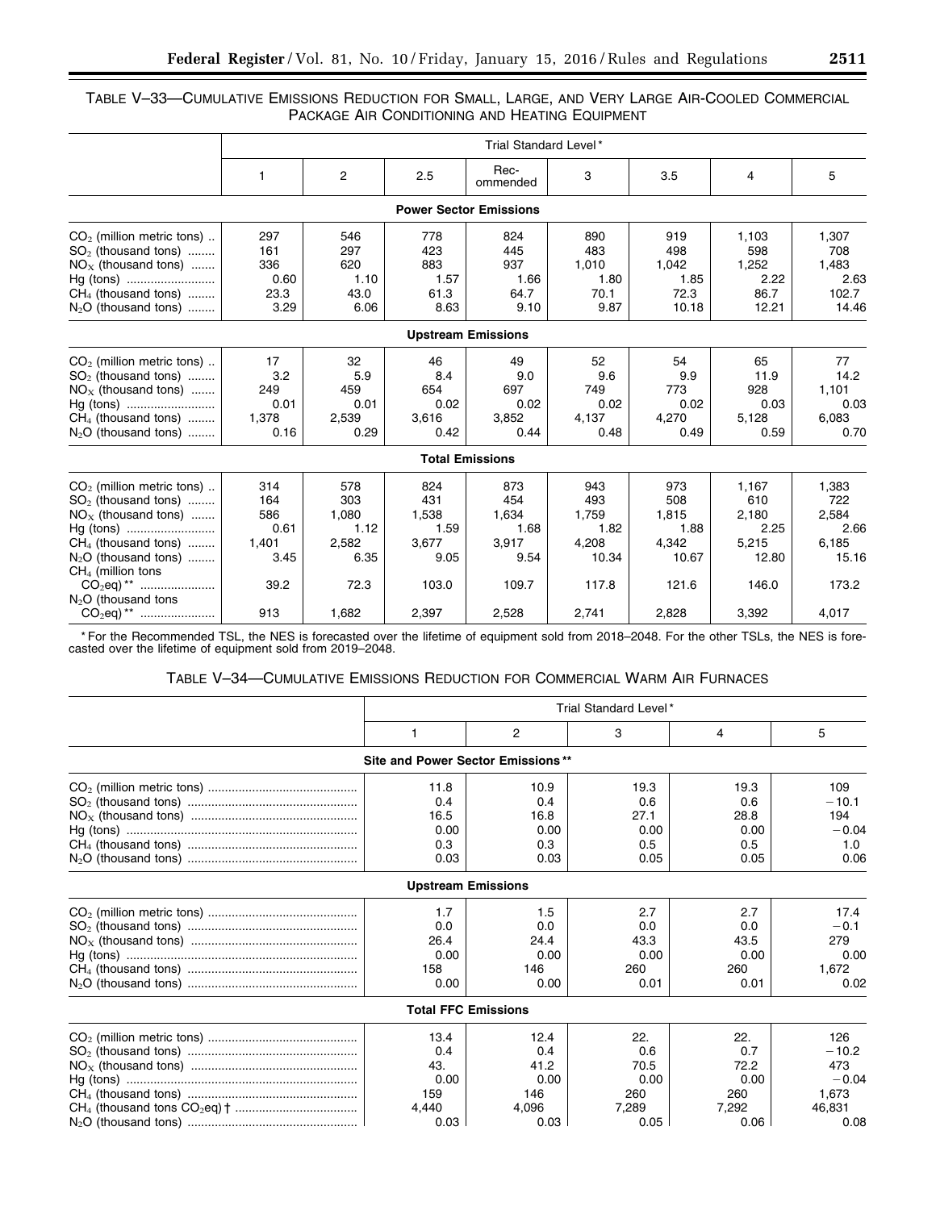TABLE V–33—CUMULATIVE EMISSIONS REDUCTION FOR SMALL, LARGE, AND VERY LARGE AIR-COOLED COMMERCIAL PACKAGE AIR CONDITIONING AND HEATING EQUIPMENT

| | Trial Standard Level* | | | | | | | |
|---|---|---|---|---|---|---|---|---|
| | 1 | 2 | 2.5 | Rec-ommended | 3 | 3.5 | 4 | 5 |
| **Power Sector Emissions** | | | | | | | | |
| $CO_2$ (million metric tons) | 297 | 546 | 778 | 824 | 890 | 919 | 1,103 | 1,307 |
| $SO_2$ (thousand tons) | 161 | 297 | 423 | 445 | 483 | 498 | 598 | 708 |
| $NO_X$ (thousand tons) | 336 | 620 | 883 | 937 | 1,010 | 1,042 | 1,252 | 1,483 |
| Hg (tons) | 0.60 | 1.10 | 1.57 | 1.66 | 1.80 | 1.85 | 2.22 | 2.63 |
| $CH_4$ (thousand tons) | 23.3 | 43.0 | 61.3 | 64.7 | 70.1 | 72.3 | 86.7 | 102.7 |
| $N_2O$ (thousand tons) | 3.29 | 6.06 | 8.63 | 9.10 | 9.87 | 10.18 | 12.21 | 14.46 |
| **Upstream Emissions** | | | | | | | | |
| $CO_2$ (million metric tons) | 17 | 32 | 46 | 49 | 52 | 54 | 65 | 77 |
| $SO_2$ (thousand tons) | 3.2 | 5.9 | 8.4 | 9.0 | 9.6 | 9.9 | 11.9 | 14.2 |
| $NO_X$ (thousand tons) | 249 | 459 | 654 | 697 | 749 | 773 | 928 | 1,101 |
| Hg (tons) | 0.01 | 0.01 | 0.02 | 0.02 | 0.02 | 0.02 | 0.03 | 0.03 |
| $CH_4$ (thousand tons) | 1,378 | 2,539 | 3,616 | 3,852 | 4,137 | 4,270 | 5,128 | 6,083 |
| $N_2O$ (thousand tons) | 0.16 | 0.29 | 0.42 | 0.44 | 0.48 | 0.49 | 0.59 | 0.70 |
| **Total Emissions** | | | | | | | | |
| $CO_2$ (million metric tons) | 314 | 578 | 824 | 873 | 943 | 973 | 1,167 | 1,383 |
| $SO_2$ (thousand tons) | 164 | 303 | 431 | 454 | 493 | 508 | 610 | 722 |
| $NO_X$ (thousand tons) | 586 | 1,080 | 1,538 | 1,634 | 1,759 | 1,815 | 2,180 | 2,584 |
| Hg (tons) | 0.61 | 1.12 | 1.59 | 1.68 | 1.82 | 1.88 | 2.25 | 2.66 |
| $CH_4$ (thousand tons) | 1,401 | 2,582 | 3,677 | 3,917 | 4,208 | 4,342 | 5,215 | 6,185 |
| $N_2O$ (thousand tons) | 3.45 | 6.35 | 9.05 | 9.54 | 10.34 | 10.67 | 12.80 | 15.16 |
| $CH_4$ (million tons $CO_2$eq)** | 39.2 | 72.3 | 103.0 | 109.7 | 117.8 | 121.6 | 146.0 | 173.2 |
| $N_2O$ (thousand tons $CO_2$eq)** | 913 | 1,682 | 2,397 | 2,528 | 2,741 | 2,828 | 3,392 | 4,017 |

* For the Recommended TSL, the NES is forecasted over the lifetime of equipment sold from 2018–2048. For the other TSLs, the NES is forecasted over the lifetime of equipment sold from 2019–2048.

TABLE V–34—CUMULATIVE EMISSIONS REDUCTION FOR COMMERCIAL WARM AIR FURNACES

| | Trial Standard Level* | | | | |
|---|---|---|---|---|---|
| | 1 | 2 | 3 | 4 | 5 |
| **Site and Power Sector Emissions**** | | | | | |
| $CO_2$ (million metric tons) | 11.8 | 10.9 | 19.3 | 19.3 | 109 |
| $SO_2$ (thousand tons) | 0.4 | 0.4 | 0.6 | 0.6 | −10.1 |
| $NO_X$ (thousand tons) | 16.5 | 16.8 | 27.1 | 28.8 | 194 |
| Hg (tons) | 0.00 | 0.00 | 0.00 | 0.00 | −0.04 |
| $CH_4$ (thousand tons) | 0.3 | 0.3 | 0.5 | 0.5 | 1.0 |
| $N_2O$ (thousand tons) | 0.03 | 0.03 | 0.05 | 0.05 | 0.06 |
| **Upstream Emissions** | | | | | |
| $CO_2$ (million metric tons) | 1.7 | 1.5 | 2.7 | 2.7 | 17.4 |
| $SO_2$ (thousand tons) | 0.0 | 0.0 | 0.0 | 0.0 | −0.1 |
| $NO_X$ (thousand tons) | 26.4 | 24.4 | 43.3 | 43.5 | 279 |
| Hg (tons) | 0.00 | 0.00 | 0.00 | 0.00 | 0.00 |
| $CH_4$ (thousand tons) | 158 | 146 | 260 | 260 | 1,672 |
| $N_2O$ (thousand tons) | 0.00 | 0.00 | 0.01 | 0.01 | 0.02 |
| **Total FFC Emissions** | | | | | |
| $CO_2$ (million metric tons) | 13.4 | 12.4 | 22. | 22. | 126 |
| $SO_2$ (thousand tons) | 0.4 | 0.4 | 0.6 | 0.7 | −10.2 |
| $NO_X$ (thousand tons) | 43. | 41.2 | 70.5 | 72.2 | 473 |
| Hg (tons) | 0.00 | 0.00 | 0.00 | 0.00 | −0.04 |
| $CH_4$ (thousand tons) | 159 | 146 | 260 | 260 | 1,673 |
| $CH_4$ (thousand tons $CO_2$eq) † | 4,440 | 4,096 | 7,289 | 7,292 | 46,831 |
| $N_2O$ (thousand tons) | 0.03 | 0.03 | 0.05 | 0.06 | 0.08 |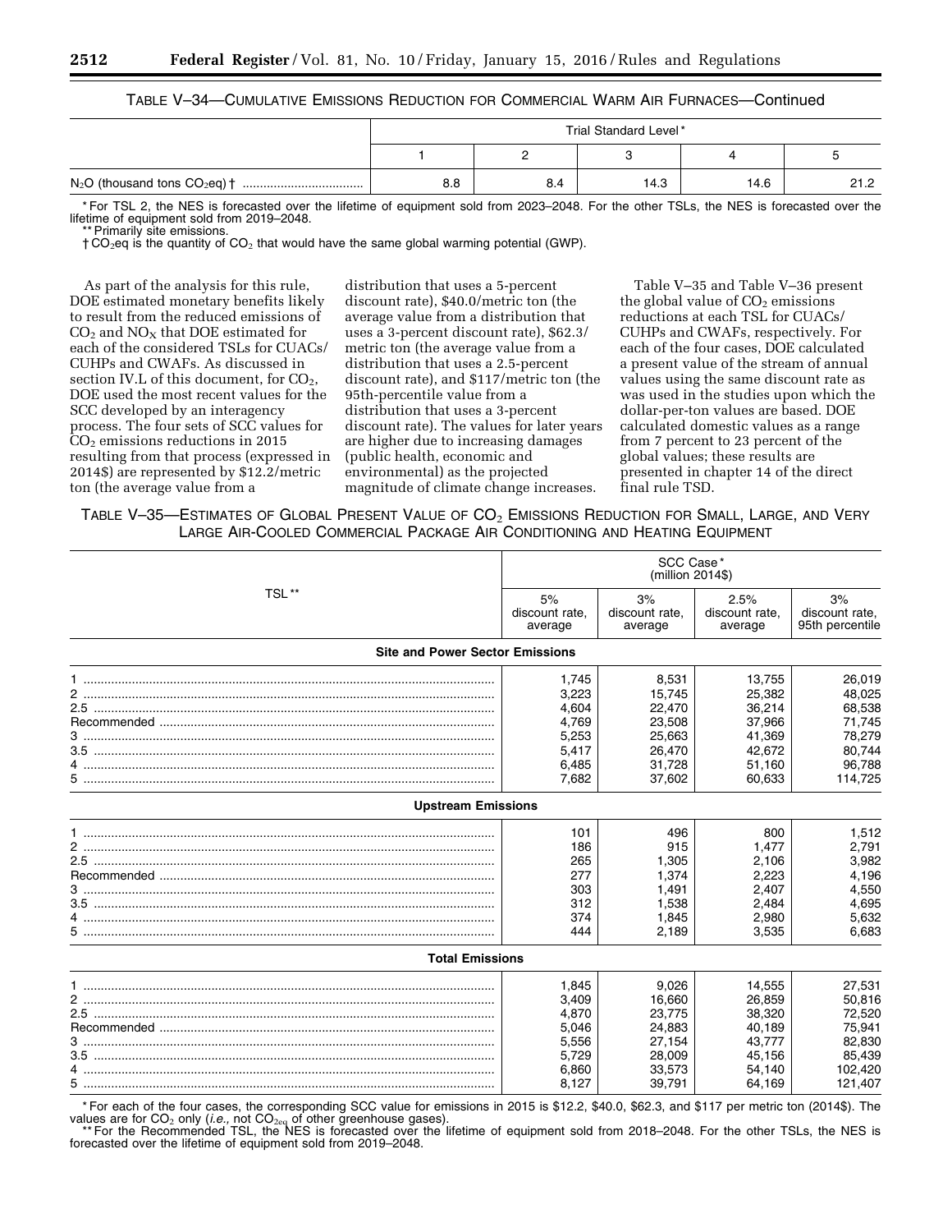TABLE V–34—CUMULATIVE EMISSIONS REDUCTION FOR COMMERCIAL WARM AIR FURNACES—Continued

| | Trial Standard Level* | | | | |
|---|---|---|---|---|---|
| | 1 | 2 | 3 | 4 | 5 |
| $N_2O$ (thousand tons $CO_2eq$) † | 8.8 | 8.4 | 14.3 | 14.6 | 21.2 |

* For TSL 2, the NES is forecasted over the lifetime of equipment sold from 2023–2048. For the other TSLs, the NES is forecasted over the lifetime of equipment sold from 2019–2048.
** Primarily site emissions.
† $CO_2eq$ is the quantity of $CO_2$ that would have the same global warming potential (GWP).

As part of the analysis for this rule, DOE estimated monetary benefits likely to result from the reduced emissions of $CO_2$ and $NO_X$ that DOE estimated for each of the considered TSLs for CUACs/CUHPs and CWAFs. As discussed in section IV.L of this document, for $CO_2$, DOE used the most recent values for the SCC developed by an interagency process. The four sets of SCC values for $CO_2$ emissions reductions in 2015 resulting from that process (expressed in 2014$) are represented by $12.2/metric ton (the average value from a distribution that uses a 5-percent discount rate), $40.0/metric ton (the average value from a distribution that uses a 3-percent discount rate), $62.3/metric ton (the average value from a distribution that uses a 2.5-percent discount rate), and $117/metric ton (the 95th-percentile value from a distribution that uses a 3-percent discount rate). The values for later years are higher due to increasing damages (public health, economic and environmental) as the projected magnitude of climate change increases.

Table V–35 and Table V–36 present the global value of $CO_2$ emissions reductions at each TSL for CUACs/CUHPs and CWAFs, respectively. For each of the four cases, DOE calculated a present value of the stream of annual values using the same discount rate as was used in the studies upon which the dollar-per-ton values are based. DOE calculated domestic values as a range from 7 percent to 23 percent of the global values; these results are presented in chapter 14 of the direct final rule TSD.

TABLE V–35—ESTIMATES OF GLOBAL PRESENT VALUE OF $CO_2$ EMISSIONS REDUCTION FOR SMALL, LARGE, AND VERY LARGE AIR-COOLED COMMERCIAL PACKAGE AIR CONDITIONING AND HEATING EQUIPMENT

| TSL ** | SCC Case* (million 2014$) | | | |
|---|---|---|---|---|
| | 5% discount rate, average | 3% discount rate, average | 2.5% discount rate, average | 3% discount rate, 95th percentile |
| **Site and Power Sector Emissions** | | | | |
| 1 | 1,745 | 8,531 | 13,755 | 26,019 |
| 2 | 3,223 | 15,745 | 25,382 | 48,025 |
| 2.5 | 4,604 | 22,470 | 36,214 | 68,538 |
| Recommended | 4,769 | 23,508 | 37,966 | 71,745 |
| 3 | 5,253 | 25,663 | 41,369 | 78,279 |
| 3.5 | 5,417 | 26,470 | 42,672 | 80,744 |
| 4 | 6,485 | 31,728 | 51,160 | 96,788 |
| 5 | 7,682 | 37,602 | 60,633 | 114,725 |
| **Upstream Emissions** | | | | |
| 1 | 101 | 496 | 800 | 1,512 |
| 2 | 186 | 915 | 1,477 | 2,791 |
| 2.5 | 265 | 1,305 | 2,106 | 3,982 |
| Recommended | 277 | 1,374 | 2,223 | 4,196 |
| 3 | 303 | 1,491 | 2,407 | 4,550 |
| 3.5 | 312 | 1,538 | 2,484 | 4,695 |
| 4 | 374 | 1,845 | 2,980 | 5,632 |
| 5 | 444 | 2,189 | 3,535 | 6,683 |
| **Total Emissions** | | | | |
| 1 | 1,845 | 9,026 | 14,555 | 27,531 |
| 2 | 3,409 | 16,660 | 26,859 | 50,816 |
| 2.5 | 4,870 | 23,775 | 38,320 | 72,520 |
| Recommended | 5,046 | 24,883 | 40,189 | 75,941 |
| 3 | 5,556 | 27,154 | 43,777 | 82,830 |
| 3.5 | 5,729 | 28,009 | 45,156 | 85,439 |
| 4 | 6,860 | 33,573 | 54,140 | 102,420 |
| 5 | 8,127 | 39,791 | 64,169 | 121,407 |

* For each of the four cases, the corresponding SCC value for emissions in 2015 is $12.2, $40.0, $62.3, and $117 per metric ton (2014$). The values are for $CO_2$ only (*i.e.,* not $CO_{2eq}$ of other greenhouse gases).
** For the Recommended TSL, the NES is forecasted over the lifetime of equipment sold from 2018–2048. For the other TSLs, the NES is forecasted over the lifetime of equipment sold from 2019–2048.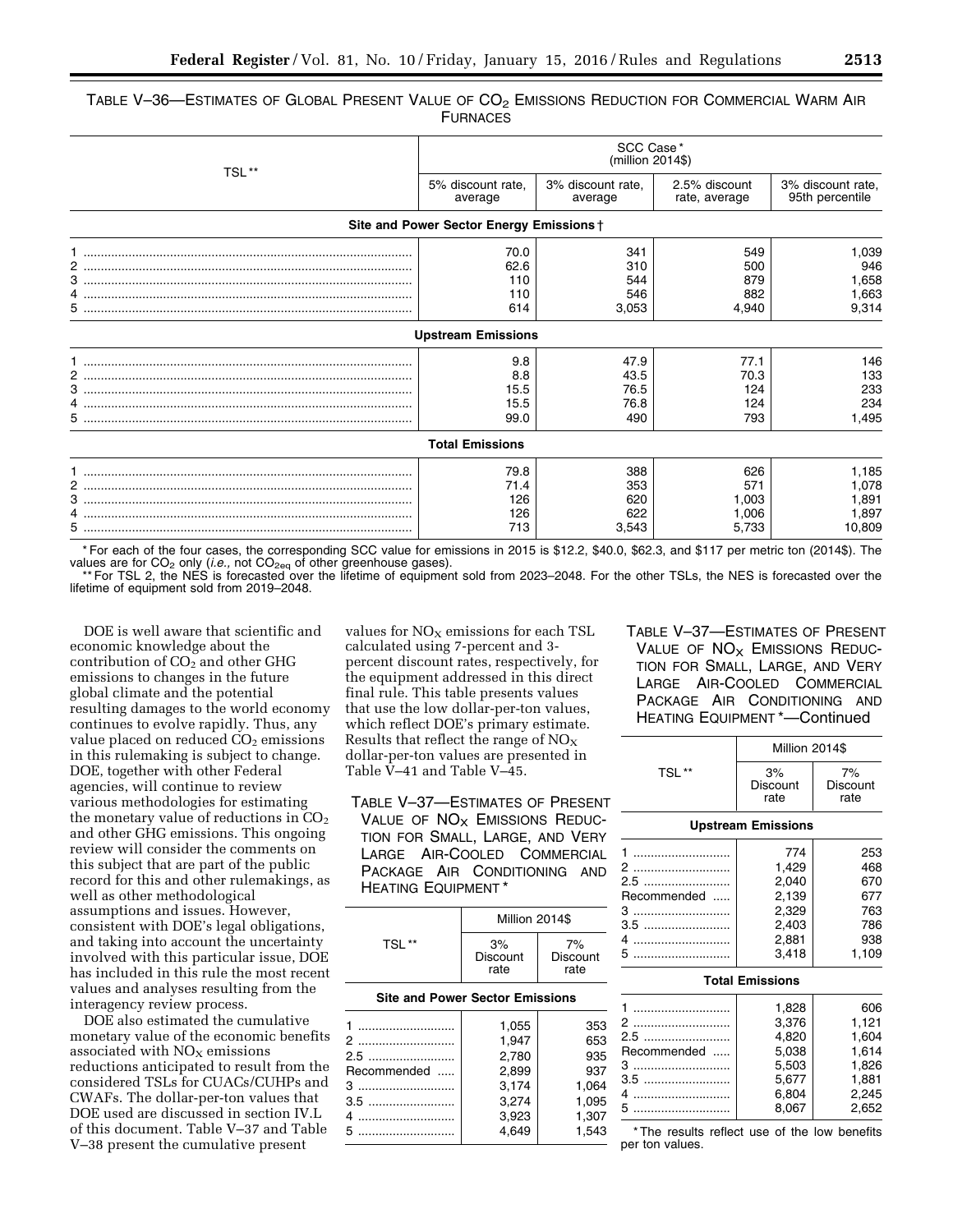TABLE V–36—ESTIMATES OF GLOBAL PRESENT VALUE OF $CO_2$ EMISSIONS REDUCTION FOR COMMERCIAL WARM AIR FURNACES

| TSL** | SCC Case* (million 2014$) | | | |
|---|---|---|---|---|
| | 5% discount rate, average | 3% discount rate, average | 2.5% discount rate, average | 3% discount rate, 95th percentile |
| **Site and Power Sector Energy Emissions †** | | | | |
| 1 | 70.0 | 341 | 549 | 1,039 |
| 2 | 62.6 | 310 | 500 | 946 |
| 3 | 110 | 544 | 879 | 1,658 |
| 4 | 110 | 546 | 882 | 1,663 |
| 5 | 614 | 3,053 | 4,940 | 9,314 |
| **Upstream Emissions** | | | | |
| 1 | 9.8 | 47.9 | 77.1 | 146 |
| 2 | 8.8 | 43.5 | 70.3 | 133 |
| 3 | 15.5 | 76.5 | 124 | 233 |
| 4 | 15.5 | 76.8 | 124 | 234 |
| 5 | 99.0 | 490 | 793 | 1,495 |
| **Total Emissions** | | | | |
| 1 | 79.8 | 388 | 626 | 1,185 |
| 2 | 71.4 | 353 | 571 | 1,078 |
| 3 | 126 | 620 | 1,003 | 1,891 |
| 4 | 126 | 622 | 1,006 | 1,897 |
| 5 | 713 | 3,543 | 5,733 | 10,809 |

\* For each of the four cases, the corresponding SCC value for emissions in 2015 is $12.2, $40.0, $62.3, and $117 per metric ton (2014$). The values are for $CO_2$ only (*i.e.,* not $CO_{2eq}$ of other greenhouse gases).

\*\* For TSL 2, the NES is forecasted over the lifetime of equipment sold from 2023–2048. For the other TSLs, the NES is forecasted over the lifetime of equipment sold from 2019–2048.

DOE is well aware that scientific and economic knowledge about the contribution of $CO_2$ and other GHG emissions to changes in the future global climate and the potential resulting damages to the world economy continues to evolve rapidly. Thus, any value placed on reduced $CO_2$ emissions in this rulemaking is subject to change. DOE, together with other Federal agencies, will continue to review various methodologies for estimating the monetary value of reductions in $CO_2$ and other GHG emissions. This ongoing review will consider the comments on this subject that are part of the public record for this and other rulemakings, as well as other methodological assumptions and issues. However, consistent with DOE's legal obligations, and taking into account the uncertainty involved with this particular issue, DOE has included in this rule the most recent values and analyses resulting from the interagency review process.

DOE also estimated the cumulative monetary value of the economic benefits associated with $NO_X$ emissions reductions anticipated to result from the considered TSLs for CUACs/CUHPs and CWAFs. The dollar-per-ton values that DOE used are discussed in section IV.L of this document. Table V–37 and Table V–38 present the cumulative present values for $NO_X$ emissions for each TSL calculated using 7-percent and 3-percent discount rates, respectively, for the equipment addressed in this direct final rule. This table presents values that use the low dollar-per-ton values, which reflect DOE's primary estimate. Results that reflect the range of $NO_X$ dollar-per-ton values are presented in Table V–41 and Table V–45.

TABLE V–37—ESTIMATES OF PRESENT VALUE OF $NO_X$ EMISSIONS REDUCTION FOR SMALL, LARGE, AND VERY LARGE AIR-COOLED COMMERCIAL PACKAGE AIR CONDITIONING AND HEATING EQUIPMENT *

| TSL** | Million 2014$ | |
|---|---|---|
| | 3% Discount rate | 7% Discount rate |
| **Site and Power Sector Emissions** | | |
| 1 | 1,055 | 353 |
| 2 | 1,947 | 653 |
| 2.5 | 2,780 | 935 |
| Recommended | 2,899 | 937 |
| 3 | 3,174 | 1,064 |
| 3.5 | 3,274 | 1,095 |
| 4 | 3,923 | 1,307 |
| 5 | 4,649 | 1,543 |
| **Upstream Emissions** | | |
| 1 | 774 | 253 |
| 2 | 1,429 | 468 |
| 2.5 | 2,040 | 670 |
| Recommended | 2,139 | 677 |
| 3 | 2,329 | 763 |
| 3.5 | 2,403 | 786 |
| 4 | 2,881 | 938 |
| 5 | 3,418 | 1,109 |
| **Total Emissions** | | |
| 1 | 1,828 | 606 |
| 2 | 3,376 | 1,121 |
| 2.5 | 4,820 | 1,604 |
| Recommended | 5,038 | 1,614 |
| 3 | 5,503 | 1,826 |
| 3.5 | 5,677 | 1,881 |
| 4 | 6,804 | 2,245 |
| 5 | 8,067 | 2,652 |

\* The results reflect use of the low benefits per ton values.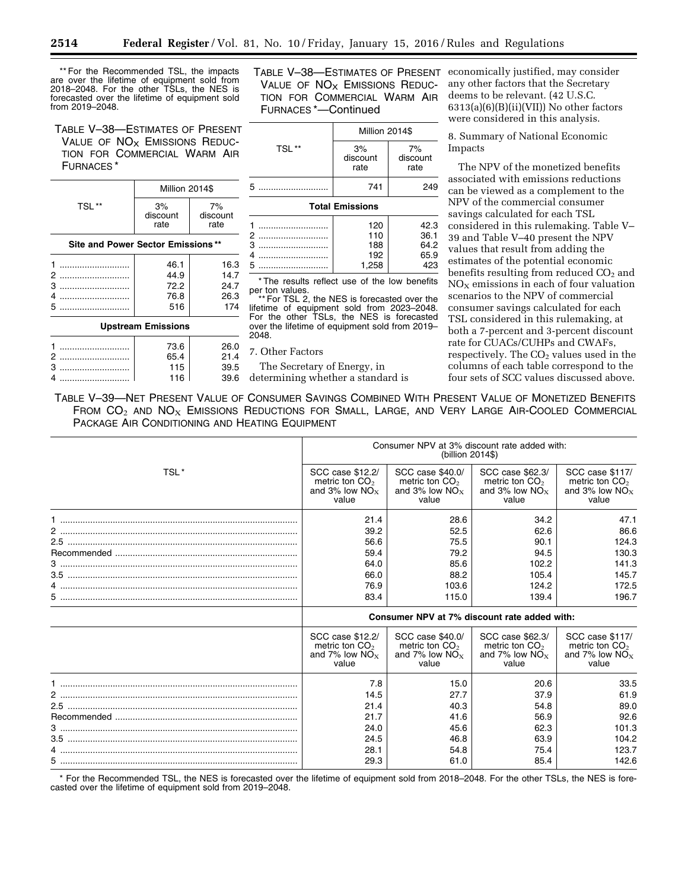** For the Recommended TSL, the impacts are over the lifetime of equipment sold from 2018–2048. For the other TSLs, the NES is forecasted over the lifetime of equipment sold from 2019–2048.

TABLE V–38—ESTIMATES OF PRESENT VALUE OF $NO_X$ EMISSIONS REDUCTION FOR COMMERCIAL WARM AIR FURNACES *

| TSL ** | Million 2014$ | |
|---|---|---|
| | 3% discount rate | 7% discount rate |
| **Site and Power Sector Emissions ** ** | | |
| 1 | 46.1 | 16.3 |
| 2 | 44.9 | 14.7 |
| 3 | 72.2 | 24.7 |
| 4 | 76.8 | 26.3 |
| 5 | 516 | 174 |
| **Upstream Emissions** | | |
| 1 | 73.6 | 26.0 |
| 2 | 65.4 | 21.4 |
| 3 | 115 | 39.5 |
| 4 | 116 | 39.6 |
| 5 | 741 | 249 |
| **Total Emissions** | | |
| 1 | 120 | 42.3 |
| 2 | 110 | 36.1 |
| 3 | 188 | 64.2 |
| 4 | 192 | 65.9 |
| 5 | 1,258 | 423 |

* The results reflect use of the low benefits per ton values.

** For TSL 2, the NES is forecasted over the lifetime of equipment sold from 2023–2048. For the other TSLs, the NES is forecasted over the lifetime of equipment sold from 2019–2048.

7. Other Factors

The Secretary of Energy, in determining whether a standard is economically justified, may consider any other factors that the Secretary deems to be relevant. (42 U.S.C. 6313(a)(6)(B)(ii)(VII)) No other factors were considered in this analysis.

8. Summary of National Economic Impacts

The NPV of the monetized benefits associated with emissions reductions can be viewed as a complement to the NPV of the commercial consumer savings calculated for each TSL considered in this rulemaking. Table V–39 and Table V–40 present the NPV values that result from adding the estimates of the potential economic benefits resulting from reduced $CO_2$ and $NO_X$ emissions in each of four valuation scenarios to the NPV of commercial consumer savings calculated for each TSL considered in this rulemaking, at both a 7-percent and 3-percent discount rate for CUACs/CUHPs and CWAFs, respectively. The $CO_2$ values used in the columns of each table correspond to the four sets of SCC values discussed above.

TABLE V–39—NET PRESENT VALUE OF CONSUMER SAVINGS COMBINED WITH PRESENT VALUE OF MONETIZED BENEFITS FROM $CO_2$ AND $NO_X$ EMISSIONS REDUCTIONS FOR SMALL, LARGE, AND VERY LARGE AIR-COOLED COMMERCIAL PACKAGE AIR CONDITIONING AND HEATING EQUIPMENT

| TSL * | Consumer NPV at 3% discount rate added with: (billion 2014$) | | | |
|---|---|---|---|---|
| | SCC case $12.2/metric ton $CO_2$ and 3% low $NO_X$ value | SCC case $40.0/metric ton $CO_2$ and 3% low $NO_X$ value | SCC case $62.3/metric ton $CO_2$ and 3% low $NO_X$ value | SCC case $117/metric ton $CO_2$ and 3% low $NO_X$ value |
| 1 | 21.4 | 28.6 | 34.2 | 47.1 |
| 2 | 39.2 | 52.5 | 62.6 | 86.6 |
| 2.5 | 56.6 | 75.5 | 90.1 | 124.3 |
| Recommended | 59.4 | 79.2 | 94.5 | 130.3 |
| 3 | 64.0 | 85.6 | 102.2 | 141.3 |
| 3.5 | 66.0 | 88.2 | 105.4 | 145.7 |
| 4 | 76.9 | 103.6 | 124.2 | 172.5 |
| 5 | 83.4 | 115.0 | 139.4 | 196.7 |
| | **Consumer NPV at 7% discount rate added with:** | | | |
| | SCC case $12.2/metric ton $CO_2$ and 7% low $NO_X$ value | SCC case $40.0/metric ton $CO_2$ and 7% low $NO_X$ value | SCC case $62.3/metric ton $CO_2$ and 7% low $NO_X$ value | SCC case $117/metric ton $CO_2$ and 7% low $NO_X$ value |
| 1 | 7.8 | 15.0 | 20.6 | 33.5 |
| 2 | 14.5 | 27.7 | 37.9 | 61.9 |
| 2.5 | 21.4 | 40.3 | 54.8 | 89.0 |
| Recommended | 21.7 | 41.6 | 56.9 | 92.6 |
| 3 | 24.0 | 45.6 | 62.3 | 101.3 |
| 3.5 | 24.5 | 46.8 | 63.9 | 104.2 |
| 4 | 28.1 | 54.8 | 75.4 | 123.7 |
| 5 | 29.3 | 61.0 | 85.4 | 142.6 |

* For the Recommended TSL, the NES is forecasted over the lifetime of equipment sold from 2018–2048. For the other TSLs, the NES is forecasted over the lifetime of equipment sold from 2019–2048.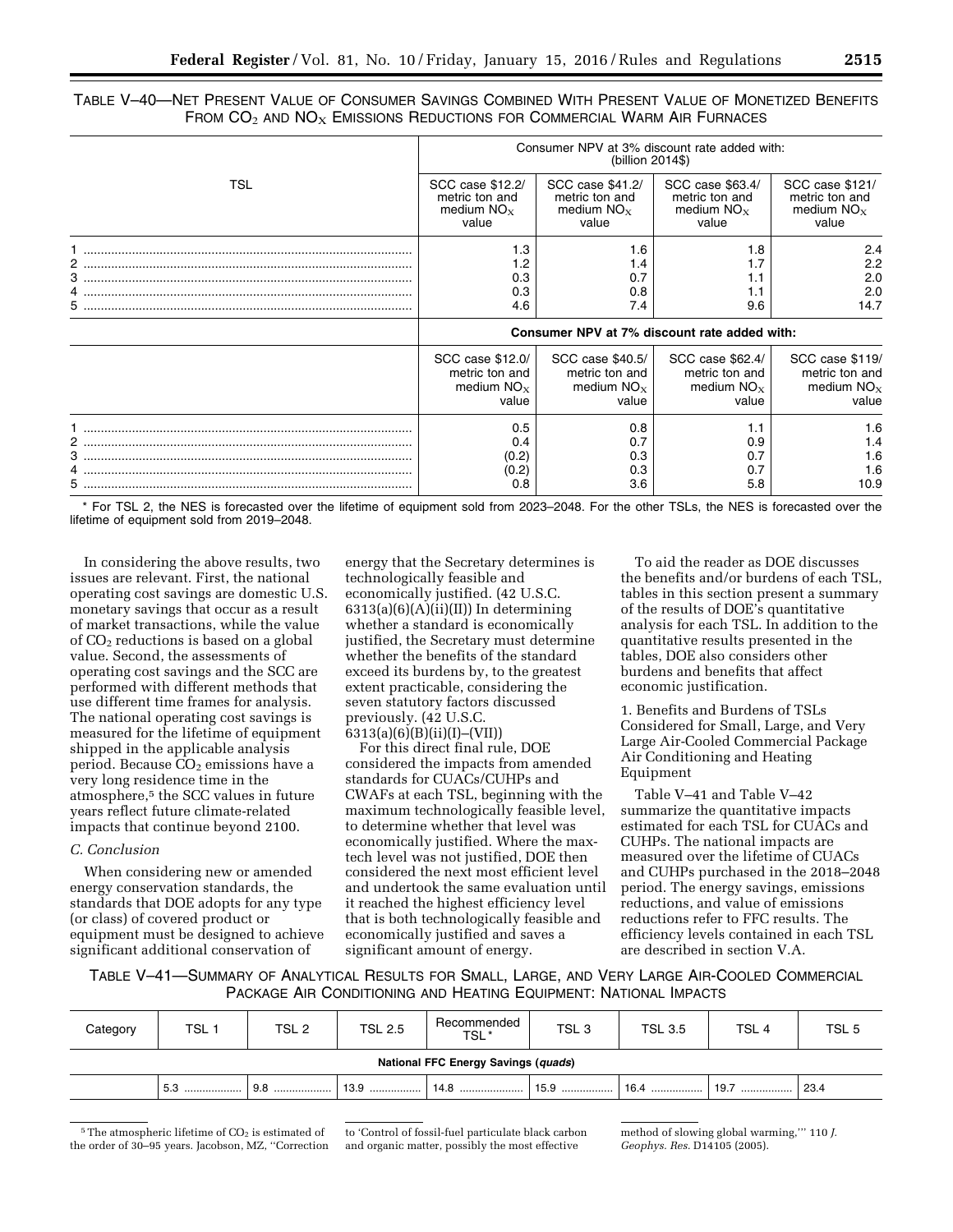TABLE V–40—NET PRESENT VALUE OF CONSUMER SAVINGS COMBINED WITH PRESENT VALUE OF MONETIZED BENEFITS FROM $CO_2$ AND $NO_X$ EMISSIONS REDUCTIONS FOR COMMERCIAL WARM AIR FURNACES

| TSL | Consumer NPV at 3% discount rate added with: (billion 2014$) | | | |
|---|---|---|---|---|
| | SCC case $12.2/metric ton and medium $NO_X$ value | SCC case $41.2/metric ton and medium $NO_X$ value | SCC case $63.4/metric ton and medium $NO_X$ value | SCC case $121/metric ton and medium $NO_X$ value |
| 1 | 1.3 | 1.6 | 1.8 | 2.4 |
| 2 | 1.2 | 1.4 | 1.7 | 2.2 |
| 3 | 0.3 | 0.7 | 1.1 | 2.0 |
| 4 | 0.3 | 0.8 | 1.1 | 2.0 |
| 5 | 4.6 | 7.4 | 9.6 | 14.7 |
| | **Consumer NPV at 7% discount rate added with:** | | | |
| | SCC case $12.0/metric ton and medium $NO_X$ value | SCC case $40.5/metric ton and medium $NO_X$ value | SCC case $62.4/metric ton and medium $NO_X$ value | SCC case $119/metric ton and medium $NO_X$ value |
| 1 | 0.5 | 0.8 | 1.1 | 1.6 |
| 2 | 0.4 | 0.7 | 0.9 | 1.4 |
| 3 | (0.2) | 0.3 | 0.7 | 1.6 |
| 4 | (0.2) | 0.3 | 0.7 | 1.6 |
| 5 | 0.8 | 3.6 | 5.8 | 10.9 |

\* For TSL 2, the NES is forecasted over the lifetime of equipment sold from 2023–2048. For the other TSLs, the NES is forecasted over the lifetime of equipment sold from 2019–2048.

In considering the above results, two issues are relevant. First, the national operating cost savings are domestic U.S. monetary savings that occur as a result of market transactions, while the value of $CO_2$ reductions is based on a global value. Second, the assessments of operating cost savings and the SCC are performed with different methods that use different time frames for analysis. The national operating cost savings is measured for the lifetime of equipment shipped in the applicable analysis period. Because $CO_2$ emissions have a very long residence time in the atmosphere,[5] the SCC values in future years reflect future climate-related impacts that continue beyond 2100.

### C. Conclusion

When considering new or amended energy conservation standards, the standards that DOE adopts for any type (or class) of covered product or equipment must be designed to achieve significant additional conservation of energy that the Secretary determines is technologically feasible and economically justified. (42 U.S.C. 6313(a)(6)(A)(ii)(II)) In determining whether a standard is economically justified, the Secretary must determine whether the benefits of the standard exceed its burdens by, to the greatest extent practicable, considering the seven statutory factors discussed previously. (42 U.S.C. 6313(a)(6)(B)(ii)(I)–(VII))

For this direct final rule, DOE considered the impacts from amended standards for CUACs/CUHPs and CWAFs at each TSL, beginning with the maximum technologically feasible level, to determine whether that level was economically justified. Where the max-tech level was not justified, DOE then considered the next most efficient level and undertook the same evaluation until it reached the highest efficiency level that is both technologically feasible and economically justified and saves a significant amount of energy.

To aid the reader as DOE discusses the benefits and/or burdens of each TSL, tables in this section present a summary of the results of DOE's quantitative analysis for each TSL. In addition to the quantitative results presented in the tables, DOE also considers other burdens and benefits that affect economic justification.

#### 1. Benefits and Burdens of TSLs Considered for Small, Large, and Very Large Air-Cooled Commercial Package Air Conditioning and Heating Equipment

Table V–41 and Table V–42 summarize the quantitative impacts estimated for each TSL for CUACs and CUHPs. The national impacts are measured over the lifetime of CUACs and CUHPs purchased in the 2018–2048 period. The energy savings, emissions reductions, and value of emissions reductions refer to FFC results. The efficiency levels contained in each TSL are described in section V.A.

TABLE V–41—SUMMARY OF ANALYTICAL RESULTS FOR SMALL, LARGE, AND VERY LARGE AIR-COOLED COMMERCIAL PACKAGE AIR CONDITIONING AND HEATING EQUIPMENT: NATIONAL IMPACTS

| Category | TSL 1 | TSL 2 | TSL 2.5 | Recommended TSL * | TSL 3 | TSL 3.5 | TSL 4 | TSL 5 |
|---|---|---|---|---|---|---|---|---|
| **National FFC Energy Savings (*quads*)** | | | | | | | | |
| | 5.3 | 9.8 | 13.9 | 14.8 | 15.9 | 16.4 | 19.7 | 23.4 |

[5] The atmospheric lifetime of $CO_2$ is estimated of the order of 30–95 years. Jacobson, MZ, "Correction to 'Control of fossil-fuel particulate black carbon and organic matter, possibly the most effective method of slowing global warming,'" 110 *J. Geophys. Res.* D14105 (2005).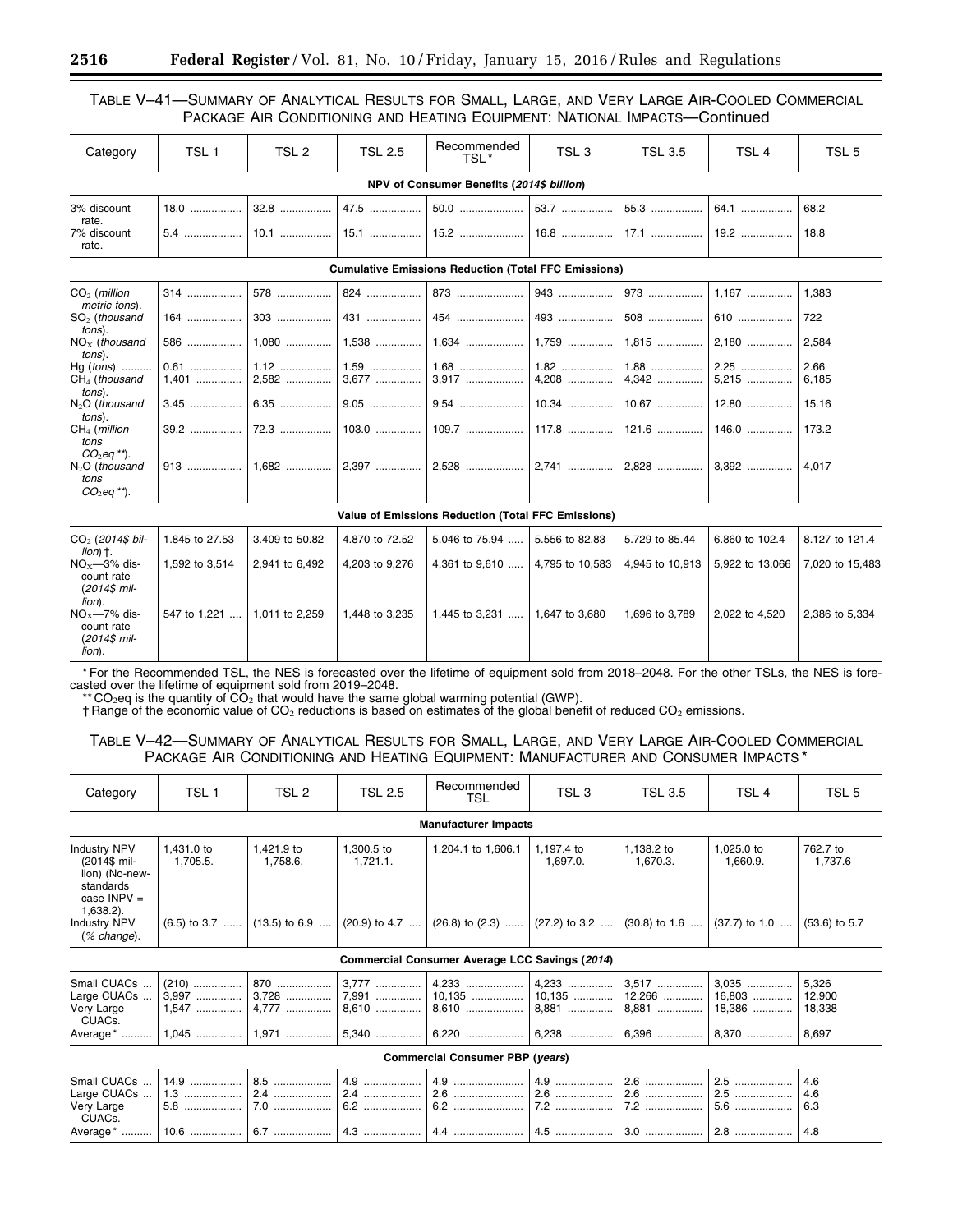TABLE V–41—SUMMARY OF ANALYTICAL RESULTS FOR SMALL, LARGE, AND VERY LARGE AIR-COOLED COMMERCIAL PACKAGE AIR CONDITIONING AND HEATING EQUIPMENT: NATIONAL IMPACTS—Continued

| Category | TSL 1 | TSL 2 | TSL 2.5 | Recommended TSL* | TSL 3 | TSL 3.5 | TSL 4 | TSL 5 |
|---|---|---|---|---|---|---|---|---|
| **NPV of Consumer Benefits (*2014$ billion*)** | | | | | | | | |
| 3% discount rate. | 18.0 | 32.8 | 47.5 | 50.0 | 53.7 | 55.3 | 64.1 | 68.2 |
| 7% discount rate. | 5.4 | 10.1 | 15.1 | 15.2 | 16.8 | 17.1 | 19.2 | 18.8 |
| **Cumulative Emissions Reduction (Total FFC Emissions)** | | | | | | | | |
| $CO_2$ (*million metric tons*). | 314 | 578 | 824 | 873 | 943 | 973 | 1,167 | 1,383 |
| $SO_2$ (*thousand tons*). | 164 | 303 | 431 | 454 | 493 | 508 | 610 | 722 |
| $NO_X$ (*thousand tons*). | 586 | 1,080 | 1,538 | 1,634 | 1,759 | 1,815 | 2,180 | 2,584 |
| Hg (*tons*) | 0.61 | 1.12 | 1.59 | 1.68 | 1.82 | 1.88 | 2.25 | 2.66 |
| $CH_4$ (*thousand tons*). | 1,401 | 2,582 | 3,677 | 3,917 | 4,208 | 4,342 | 5,215 | 6,185 |
| $N_2O$ (*thousand tons*). | 3.45 | 6.35 | 9.05 | 9.54 | 10.34 | 10.67 | 12.80 | 15.16 |
| $CH_4$ (*million tons $CO_2eq$***). | 39.2 | 72.3 | 103.0 | 109.7 | 117.8 | 121.6 | 146.0 | 173.2 |
| $N_2O$ (*thousand tons $CO_2eq$***). | 913 | 1,682 | 2,397 | 2,528 | 2,741 | 2,828 | 3,392 | 4,017 |
| **Value of Emissions Reduction (Total FFC Emissions)** | | | | | | | | |
| $CO_2$ (*2014$ billion*)†. | 1.845 to 27.53 | 3.409 to 50.82 | 4.870 to 72.52 | 5.046 to 75.94 | 5.556 to 82.83 | 5.729 to 85.44 | 6.860 to 102.4 | 8.127 to 121.4 |
| $NO_X$—3% discount rate (*2014$ million*). | 1,592 to 3,514 | 2,941 to 6,492 | 4,203 to 9,276 | 4,361 to 9,610 | 4,795 to 10,583 | 4,945 to 10,913 | 5,922 to 13,066 | 7,020 to 15,483 |
| $NO_X$—7% discount rate (*2014$ million*). | 547 to 1,221 | 1,011 to 2,259 | 1,448 to 3,235 | 1,445 to 3,231 | 1,647 to 3,680 | 1,696 to 3,789 | 2,022 to 4,520 | 2,386 to 5,334 |

* For the Recommended TSL, the NES is forecasted over the lifetime of equipment sold from 2018–2048. For the other TSLs, the NES is forecasted over the lifetime of equipment sold from 2019–2048.

** $CO_2eq$ is the quantity of $CO_2$ that would have the same global warming potential (GWP).

† Range of the economic value of $CO_2$ reductions is based on estimates of the global benefit of reduced $CO_2$ emissions.

TABLE V–42—SUMMARY OF ANALYTICAL RESULTS FOR SMALL, LARGE, AND VERY LARGE AIR-COOLED COMMERCIAL PACKAGE AIR CONDITIONING AND HEATING EQUIPMENT: MANUFACTURER AND CONSUMER IMPACTS*

| Category | TSL 1 | TSL 2 | TSL 2.5 | Recommended TSL | TSL 3 | TSL 3.5 | TSL 4 | TSL 5 |
|---|---|---|---|---|---|---|---|---|
| **Manufacturer Impacts** | | | | | | | | |
| Industry NPV (2014$ million) (No-new-standards case INPV = 1,638.2). | 1,431.0 to 1,705.5. | 1,421.9 to 1,758.6. | 1,300.5 to 1,721.1. | 1,204.1 to 1,606.1 | 1,197.4 to 1,697.0. | 1,138.2 to 1,670.3. | 1,025.0 to 1,660.9. | 762.7 to 1,737.6 |
| Industry NPV (*% change*). | (6.5) to 3.7 | (13.5) to 6.9 | (20.9) to 4.7 | (26.8) to (2.3) | (27.2) to 3.2 | (30.8) to 1.6 | (37.7) to 1.0 | (53.6) to 5.7 |
| **Commercial Consumer Average LCC Savings (*2014*)** | | | | | | | | |
| Small CUACs | (210) | 870 | 3,777 | 4,233 | 4,233 | 3,517 | 3,035 | 5,326 |
| Large CUACs | 3,997 | 3,728 | 7,991 | 10,135 | 10,135 | 12,266 | 16,803 | 12,900 |
| Very Large CUACs. | 1,547 | 4,777 | 8,610 | 8,610 | 8,881 | 8,881 | 18,386 | 18,338 |
| Average* | 1,045 | 1,971 | 5,340 | 6,220 | 6,238 | 6,396 | 8,370 | 8,697 |
| **Commercial Consumer PBP (*years*)** | | | | | | | | |
| Small CUACs | 14.9 | 8.5 | 4.9 | 4.9 | 4.9 | 2.6 | 2.5 | 4.6 |
| Large CUACs | 1.3 | 2.4 | 2.4 | 2.6 | 2.6 | 2.6 | 2.5 | 4.6 |
| Very Large CUACs. | 5.8 | 7.0 | 6.2 | 6.2 | 7.2 | 7.2 | 5.6 | 6.3 |
| Average* | 10.6 | 6.7 | 4.3 | 4.4 | 4.5 | 3.0 | 2.8 | 4.8 |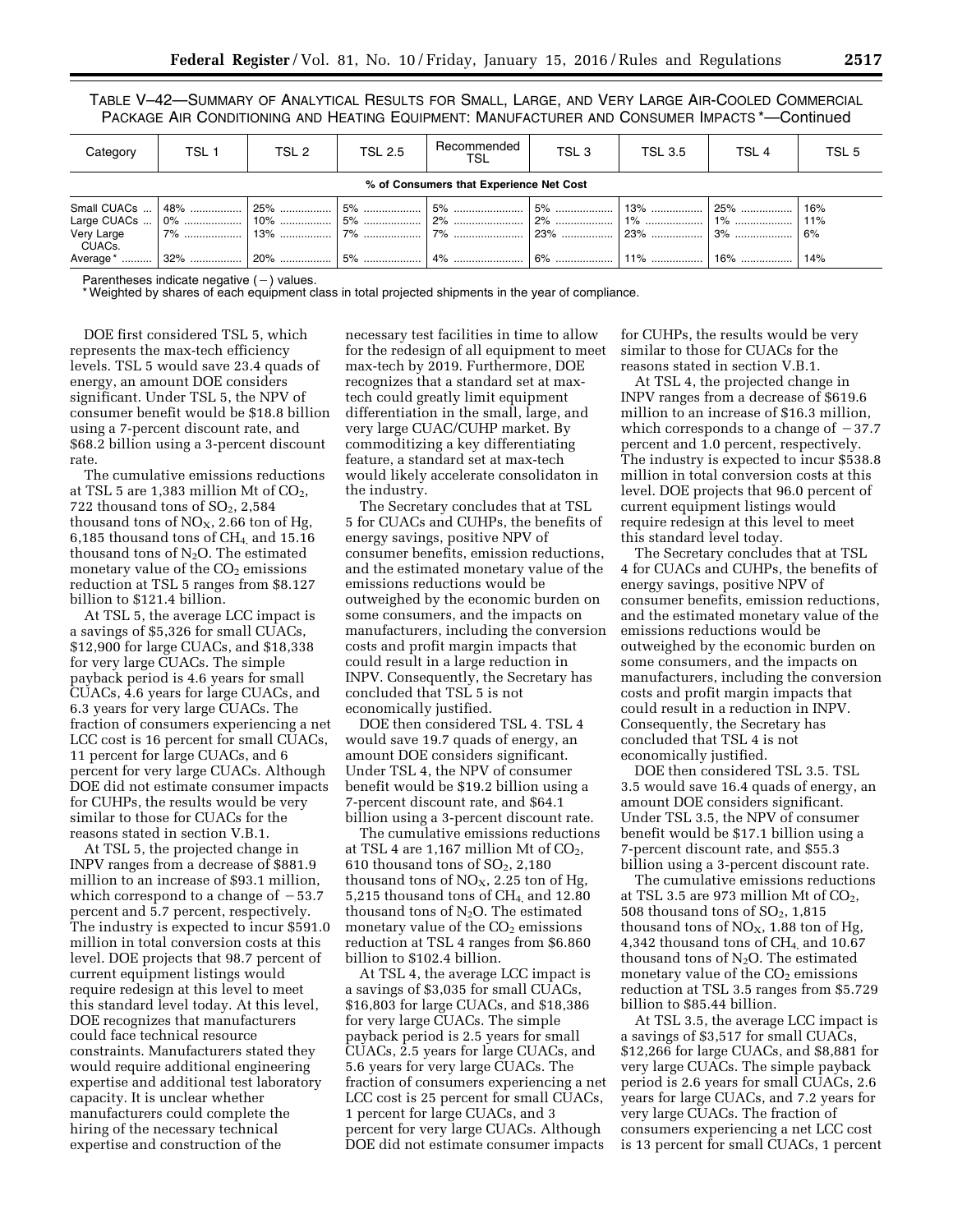TABLE V–42—SUMMARY OF ANALYTICAL RESULTS FOR SMALL, LARGE, AND VERY LARGE AIR-COOLED COMMERCIAL PACKAGE AIR CONDITIONING AND HEATING EQUIPMENT: MANUFACTURER AND CONSUMER IMPACTS *—Continued

| Category | TSL 1 | TSL 2 | TSL 2.5 | Recommended TSL | TSL 3 | TSL 3.5 | TSL 4 | TSL 5 |
|---|---|---|---|---|---|---|---|---|
| **% of Consumers that Experience Net Cost** | | | | | | | | |
| Small CUACs | 48% | 25% | 5% | 5% | 5% | 13% | 25% | 16% |
| Large CUACs | 0% | 10% | 5% | 2% | 2% | 1% | 1% | 11% |
| Very Large CUACs. | 7% | 13% | 7% | 7% | 23% | 23% | 3% | 6% |
| Average * | 32% | 20% | 5% | 4% | 6% | 11% | 16% | 14% |

Parentheses indicate negative (−) values.
* Weighted by shares of each equipment class in total projected shipments in the year of compliance.

DOE first considered TSL 5, which represents the max-tech efficiency levels. TSL 5 would save 23.4 quads of energy, an amount DOE considers significant. Under TSL 5, the NPV of consumer benefit would be $18.8 billion using a 7-percent discount rate, and $68.2 billion using a 3-percent discount rate.

The cumulative emissions reductions at TSL 5 are 1,383 million Mt of $CO_2$, 722 thousand tons of $SO_2$, 2,584 thousand tons of $NO_X$, 2.66 ton of Hg, 6,185 thousand tons of $CH_4$ and 15.16 thousand tons of $N_2O$. The estimated monetary value of the $CO_2$ emissions reduction at TSL 5 ranges from $8.127 billion to $121.4 billion.

At TSL 5, the average LCC impact is a savings of $5,326 for small CUACs, $12,900 for large CUACs, and $18,338 for very large CUACs. The simple payback period is 4.6 years for small CUACs, 4.6 years for large CUACs, and 6.3 years for very large CUACs. The fraction of consumers experiencing a net LCC cost is 16 percent for small CUACs, 11 percent for large CUACs, and 6 percent for very large CUACs. Although DOE did not estimate consumer impacts for CUHPs, the results would be very similar to those for CUACs for the reasons stated in section V.B.1.

At TSL 5, the projected change in INPV ranges from a decrease of $881.9 million to an increase of $93.1 million, which correspond to a change of −53.7 percent and 5.7 percent, respectively. The industry is expected to incur $591.0 million in total conversion costs at this level. DOE projects that 98.7 percent of current equipment listings would require redesign at this level to meet this standard level today. At this level, DOE recognizes that manufacturers could face technical resource constraints. Manufacturers stated they would require additional engineering expertise and additional test laboratory capacity. It is unclear whether manufacturers could complete the hiring of the necessary technical expertise and construction of the necessary test facilities in time to allow for the redesign of all equipment to meet max-tech by 2019. Furthermore, DOE recognizes that a standard set at max-tech could greatly limit equipment differentiation in the small, large, and very large CUAC/CUHP market. By commoditizing a key differentiating feature, a standard set at max-tech would likely accelerate consolidaton in the industry.

The Secretary concludes that at TSL 5 for CUACs and CUHPs, the benefits of energy savings, positive NPV of consumer benefits, emission reductions, and the estimated monetary value of the emissions reductions would be outweighed by the economic burden on some consumers, and the impacts on manufacturers, including the conversion costs and profit margin impacts that could result in a large reduction in INPV. Consequently, the Secretary has concluded that TSL 5 is not economically justified.

DOE then considered TSL 4. TSL 4 would save 19.7 quads of energy, an amount DOE considers significant. Under TSL 4, the NPV of consumer benefit would be $19.2 billion using a 7-percent discount rate, and $64.1 billion using a 3-percent discount rate.

The cumulative emissions reductions at TSL 4 are 1,167 million Mt of $CO_2$, 610 thousand tons of $SO_2$, 2,180 thousand tons of $NO_X$, 2.25 ton of Hg, 5,215 thousand tons of $CH_4$ and 12.80 thousand tons of $N_2O$. The estimated monetary value of the $CO_2$ emissions reduction at TSL 4 ranges from $6.860 billion to $102.4 billion.

At TSL 4, the average LCC impact is a savings of $3,035 for small CUACs, $16,803 for large CUACs, and $18,386 for very large CUACs. The simple payback period is 2.5 years for small CUACs, 2.5 years for large CUACs, and 5.6 years for very large CUACs. The fraction of consumers experiencing a net LCC cost is 25 percent for small CUACs, 1 percent for large CUACs, and 3 percent for very large CUACs. Although DOE did not estimate consumer impacts for CUHPs, the results would be very similar to those for CUACs for the reasons stated in section V.B.1.

At TSL 4, the projected change in INPV ranges from a decrease of $619.6 million to an increase of $16.3 million, which corresponds to a change of −37.7 percent and 1.0 percent, respectively. The industry is expected to incur $538.8 million in total conversion costs at this level. DOE projects that 96.0 percent of current equipment listings would require redesign at this level to meet this standard level today.

The Secretary concludes that at TSL 4 for CUACs and CUHPs, the benefits of energy savings, positive NPV of consumer benefits, emission reductions, and the estimated monetary value of the emissions reductions would be outweighed by the economic burden on some consumers, and the impacts on manufacturers, including the conversion costs and profit margin impacts that could result in a reduction in INPV. Consequently, the Secretary has concluded that TSL 4 is not economically justified.

DOE then considered TSL 3.5. TSL 3.5 would save 16.4 quads of energy, an amount DOE considers significant. Under TSL 3.5, the NPV of consumer benefit would be $17.1 billion using a 7-percent discount rate, and $55.3 billion using a 3-percent discount rate.

The cumulative emissions reductions at TSL 3.5 are 973 million Mt of $CO_2$, 508 thousand tons of $SO_2$, 1,815 thousand tons of $NO_X$, 1.88 ton of Hg, 4,342 thousand tons of $CH_4$ and 10.67 thousand tons of $N_2O$. The estimated monetary value of the $CO_2$ emissions reduction at TSL 3.5 ranges from $5.729 billion to $85.44 billion.

At TSL 3.5, the average LCC impact is a savings of $3,517 for small CUACs, $12,266 for large CUACs, and $8,881 for very large CUACs. The simple payback period is 2.6 years for small CUACs, 2.6 years for large CUACs, and 7.2 years for very large CUACs. The fraction of consumers experiencing a net LCC cost is 13 percent for small CUACs, 1 percent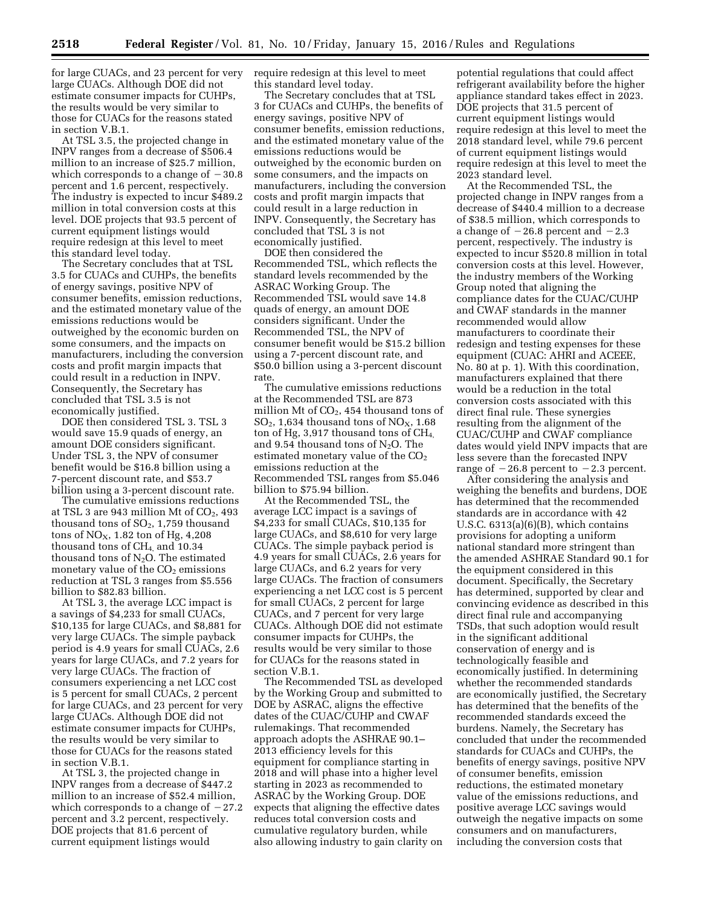for large CUACs, and 23 percent for very large CUACs. Although DOE did not estimate consumer impacts for CUHPs, the results would be very similar to those for CUACs for the reasons stated in section V.B.1.

At TSL 3.5, the projected change in INPV ranges from a decrease of $506.4 million to an increase of $25.7 million, which corresponds to a change of −30.8 percent and 1.6 percent, respectively. The industry is expected to incur $489.2 million in total conversion costs at this level. DOE projects that 93.5 percent of current equipment listings would require redesign at this level to meet this standard level today.

The Secretary concludes that at TSL 3.5 for CUACs and CUHPs, the benefits of energy savings, positive NPV of consumer benefits, emission reductions, and the estimated monetary value of the emissions reductions would be outweighed by the economic burden on some consumers, and the impacts on manufacturers, including the conversion costs and profit margin impacts that could result in a reduction in INPV. Consequently, the Secretary has concluded that TSL 3.5 is not economically justified.

DOE then considered TSL 3. TSL 3 would save 15.9 quads of energy, an amount DOE considers significant. Under TSL 3, the NPV of consumer benefit would be $16.8 billion using a 7-percent discount rate, and $53.7 billion using a 3-percent discount rate.

The cumulative emissions reductions at TSL 3 are 943 million Mt of $CO_2$, 493 thousand tons of $SO_2$, 1,759 thousand tons of $NO_X$, 1.82 ton of Hg, 4,208 thousand tons of $CH_4$, and 10.34 thousand tons of $N_2O$. The estimated monetary value of the $CO_2$ emissions reduction at TSL 3 ranges from $5.556 billion to $82.83 billion.

At TSL 3, the average LCC impact is a savings of $4,233 for small CUACs, $10,135 for large CUACs, and $8,881 for very large CUACs. The simple payback period is 4.9 years for small CUACs, 2.6 years for large CUACs, and 7.2 years for very large CUACs. The fraction of consumers experiencing a net LCC cost is 5 percent for small CUACs, 2 percent for large CUACs, and 23 percent for very large CUACs. Although DOE did not estimate consumer impacts for CUHPs, the results would be very similar to those for CUACs for the reasons stated in section V.B.1.

At TSL 3, the projected change in INPV ranges from a decrease of $447.2 million to an increase of $52.4 million, which corresponds to a change of −27.2 percent and 3.2 percent, respectively. DOE projects that 81.6 percent of current equipment listings would require redesign at this level to meet this standard level today.

The Secretary concludes that at TSL 3 for CUACs and CUHPs, the benefits of energy savings, positive NPV of consumer benefits, emission reductions, and the estimated monetary value of the emissions reductions would be outweighed by the economic burden on some consumers, and the impacts on manufacturers, including the conversion costs and profit margin impacts that could result in a large reduction in INPV. Consequently, the Secretary has concluded that TSL 3 is not economically justified.

DOE then considered the Recommended TSL, which reflects the standard levels recommended by the ASRAC Working Group. The Recommended TSL would save 14.8 quads of energy, an amount DOE considers significant. Under the Recommended TSL, the NPV of consumer benefit would be $15.2 billion using a 7-percent discount rate, and $50.0 billion using a 3-percent discount rate.

The cumulative emissions reductions at the Recommended TSL are 873 million Mt of $CO_2$, 454 thousand tons of $SO_2$, 1,634 thousand tons of $NO_X$, 1.68 ton of Hg, 3,917 thousand tons of $CH_4$, and 9.54 thousand tons of $N_2O$. The estimated monetary value of the $CO_2$ emissions reduction at the Recommended TSL ranges from $5.046 billion to $75.94 billion.

At the Recommended TSL, the average LCC impact is a savings of $4,233 for small CUACs, $10,135 for large CUACs, and $8,610 for very large CUACs. The simple payback period is 4.9 years for small CUACs, 2.6 years for large CUACs, and 6.2 years for very large CUACs. The fraction of consumers experiencing a net LCC cost is 5 percent for small CUACs, 2 percent for large CUACs, and 7 percent for very large CUACs. Although DOE did not estimate consumer impacts for CUHPs, the results would be very similar to those for CUACs for the reasons stated in section V.B.1.

The Recommended TSL as developed by the Working Group and submitted to DOE by ASRAC, aligns the effective dates of the CUAC/CUHP and CWAF rulemakings. That recommended approach adopts the ASHRAE 90.1–2013 efficiency levels for this equipment for compliance starting in 2018 and will phase into a higher level starting in 2023 as recommended to ASRAC by the Working Group. DOE expects that aligning the effective dates reduces total conversion costs and cumulative regulatory burden, while also allowing industry to gain clarity on potential regulations that could affect refrigerant availability before the higher appliance standard takes effect in 2023. DOE projects that 31.5 percent of current equipment listings would require redesign at this level to meet the 2018 standard level, while 79.6 percent of current equipment listings would require redesign at this level to meet the 2023 standard level.

At the Recommended TSL, the projected change in INPV ranges from a decrease of $440.4 million to a decrease of $38.5 million, which corresponds to a change of −26.8 percent and −2.3 percent, respectively. The industry is expected to incur $520.8 million in total conversion costs at this level. However, the industry members of the Working Group noted that aligning the compliance dates for the CUAC/CUHP and CWAF standards in the manner recommended would allow manufacturers to coordinate their redesign and testing expenses for these equipment (CUAC: AHRI and ACEEE, No. 80 at p. 1). With this coordination, manufacturers explained that there would be a reduction in the total conversion costs associated with this direct final rule. These synergies resulting from the alignment of the CUAC/CUHP and CWAF compliance dates would yield INPV impacts that are less severe than the forecasted INPV range of −26.8 percent to −2.3 percent.

After considering the analysis and weighing the benefits and burdens, DOE has determined that the recommended standards are in accordance with 42 U.S.C. 6313(a)(6)(B), which contains provisions for adopting a uniform national standard more stringent than the amended ASHRAE Standard 90.1 for the equipment considered in this document. Specifically, the Secretary has determined, supported by clear and convincing evidence as described in this direct final rule and accompanying TSDs, that such adoption would result in the significant additional conservation of energy and is technologically feasible and economically justified. In determining whether the recommended standards are economically justified, the Secretary has determined that the benefits of the recommended standards exceed the burdens. Namely, the Secretary has concluded that under the recommended standards for CUACs and CUHPs, the benefits of energy savings, positive NPV of consumer benefits, emission reductions, the estimated monetary value of the emissions reductions, and positive average LCC savings would outweigh the negative impacts on some consumers and on manufacturers, including the conversion costs that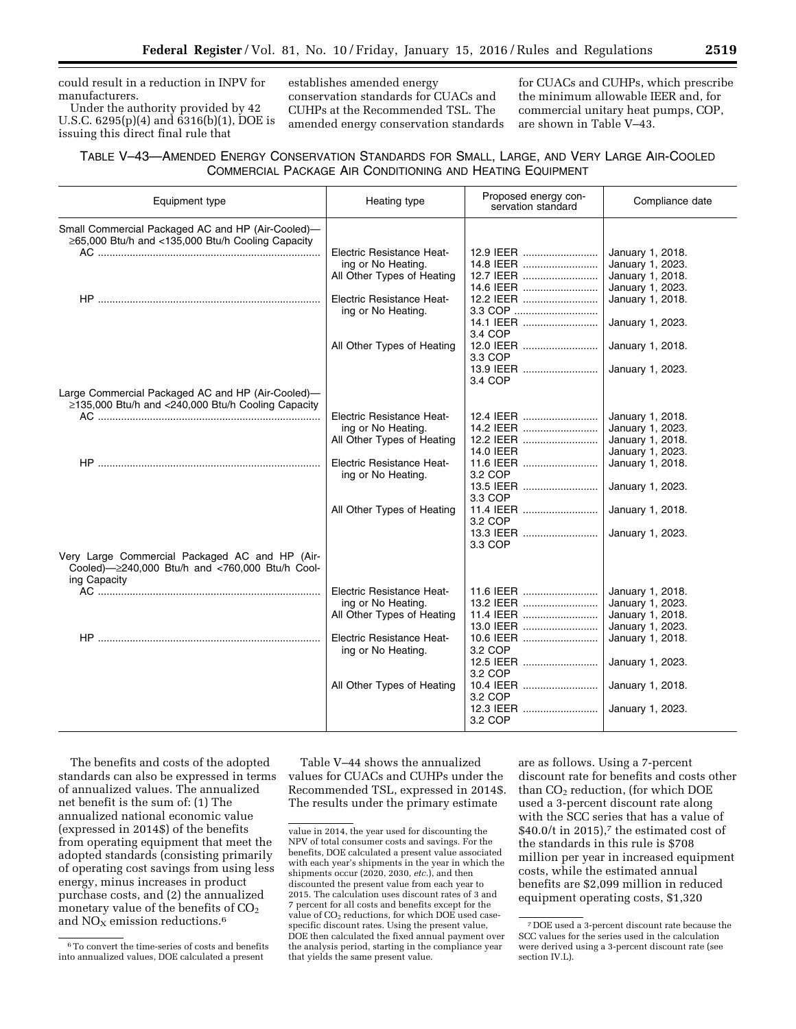could result in a reduction in INPV for manufacturers.

Under the authority provided by 42 U.S.C. 6295(p)(4) and 6316(b)(1), DOE is issuing this direct final rule that establishes amended energy conservation standards for CUACs and CUHPs at the Recommended TSL. The amended energy conservation standards for CUACs and CUHPs, which prescribe the minimum allowable IEER and, for commercial unitary heat pumps, COP, are shown in Table V–43.

TABLE V–43—AMENDED ENERGY CONSERVATION STANDARDS FOR SMALL, LARGE, AND VERY LARGE AIR-COOLED COMMERCIAL PACKAGE AIR CONDITIONING AND HEATING EQUIPMENT

| Equipment type | Heating type | Proposed energy conservation standard | Compliance date |
|---|---|---|---|
| Small Commercial Packaged AC and HP (Air-Cooled)—≥65,000 Btu/h and <135,000 Btu/h Cooling Capacity | | | |
| AC | Electric Resistance Heating or No Heating. | 12.9 IEER | January 1, 2018. |
| | | 14.8 IEER | January 1, 2023. |
| | All Other Types of Heating | 12.7 IEER | January 1, 2018. |
| | | 14.6 IEER | January 1, 2023. |
| HP | Electric Resistance Heating or No Heating. | 12.2 IEER 3.3 COP | January 1, 2018. |
| | | 14.1 IEER 3.4 COP | January 1, 2023. |
| | All Other Types of Heating | 12.0 IEER 3.3 COP | January 1, 2018. |
| | | 13.9 IEER 3.4 COP | January 1, 2023. |
| Large Commercial Packaged AC and HP (Air-Cooled)—≥135,000 Btu/h and <240,000 Btu/h Cooling Capacity | | | |
| AC | Electric Resistance Heating or No Heating. | 12.4 IEER | January 1, 2018. |
| | | 14.2 IEER | January 1, 2023. |
| | All Other Types of Heating | 12.2 IEER | January 1, 2018. |
| | | 14.0 IEER | January 1, 2023. |
| HP | Electric Resistance Heating or No Heating. | 11.6 IEER 3.2 COP | January 1, 2018. |
| | | 13.5 IEER 3.3 COP | January 1, 2023. |
| | All Other Types of Heating | 11.4 IEER 3.2 COP | January 1, 2018. |
| | | 13.3 IEER 3.3 COP | January 1, 2023. |
| Very Large Commercial Packaged AC and HP (Air-Cooled)—≥240,000 Btu/h and <760,000 Btu/h Cooling Capacity | | | |
| AC | Electric Resistance Heating or No Heating. | 11.6 IEER | January 1, 2018. |
| | | 13.2 IEER | January 1, 2023. |
| | All Other Types of Heating | 11.4 IEER | January 1, 2018. |
| | | 13.0 IEER | January 1, 2023. |
| HP | Electric Resistance Heating or No Heating. | 10.6 IEER 3.2 COP | January 1, 2018. |
| | | 12.5 IEER 3.2 COP | January 1, 2023. |
| | All Other Types of Heating | 10.4 IEER 3.2 COP | January 1, 2018. |
| | | 12.3 IEER 3.2 COP | January 1, 2023. |

The benefits and costs of the adopted standards can also be expressed in terms of annualized values. The annualized net benefit is the sum of: (1) The annualized national economic value (expressed in 2014$) of the benefits from operating equipment that meet the adopted standards (consisting primarily of operating cost savings from using less energy, minus increases in product purchase costs, and (2) the annualized monetary value of the benefits of $CO_2$ and $NO_X$ emission reductions.[6]

Table V–44 shows the annualized values for CUACs and CUHPs under the Recommended TSL, expressed in 2014$. The results under the primary estimate are as follows. Using a 7-percent discount rate for benefits and costs other than $CO_2$ reduction, (for which DOE used a 3-percent discount rate along with the SCC series that has a value of $40.0/t in 2015),[7] the estimated cost of the standards in this rule is $708 million per year in increased equipment costs, while the estimated annual benefits are $2,099 million in reduced equipment operating costs, $1,320

[6] To convert the time-series of costs and benefits into annualized values, DOE calculated a present value in 2014, the year used for discounting the NPV of total consumer costs and savings. For the benefits, DOE calculated a present value associated with each year's shipments in the year in which the shipments occur (2020, 2030, *etc.*), and then discounted the present value from each year to 2015. The calculation uses discount rates of 3 and 7 percent for all costs and benefits except for the value of $CO_2$ reductions, for which DOE used case-specific discount rates. Using the present value, DOE then calculated the fixed annual payment over the analysis period, starting in the compliance year that yields the same present value.

[7] DOE used a 3-percent discount rate because the SCC values for the series used in the calculation were derived using a 3-percent discount rate (see section IV.L).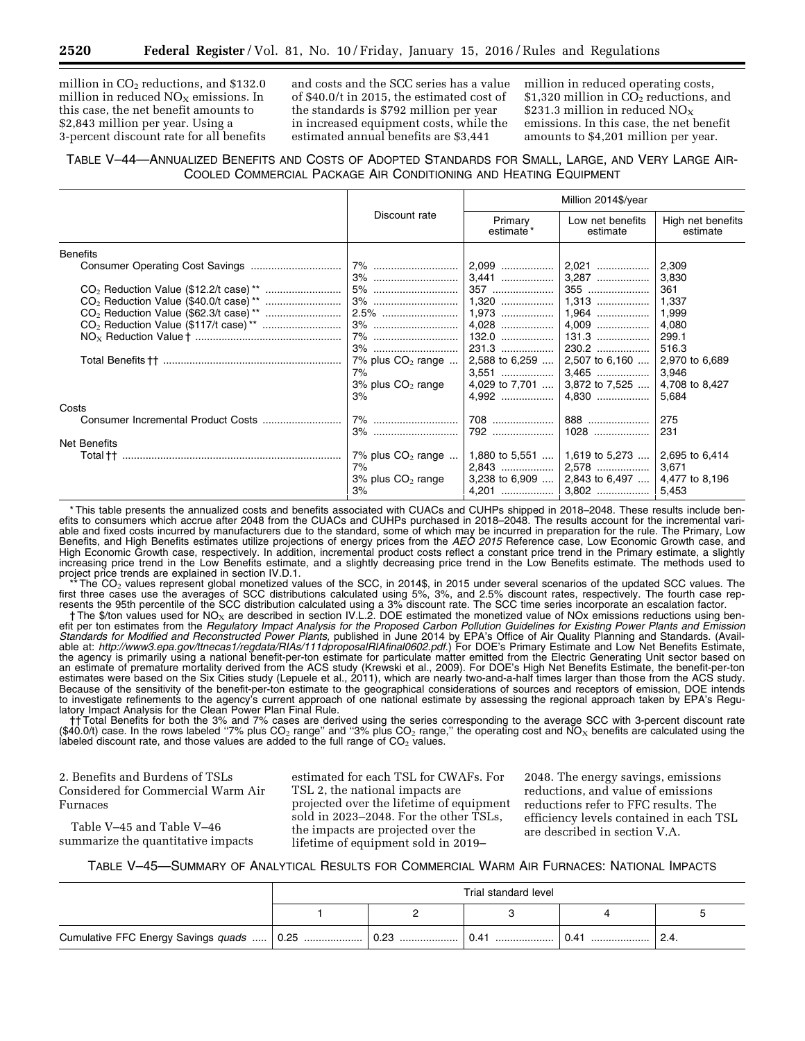million in $CO_2$ reductions, and \$132.0 million in reduced $NO_X$ emissions. In this case, the net benefit amounts to \$2,843 million per year. Using a 3-percent discount rate for all benefits and costs and the SCC series has a value of \$40.0/t in 2015, the estimated cost of the standards is \$792 million per year in increased equipment costs, while the estimated annual benefits are \$3,441 million in reduced operating costs, \$1,320 million in $CO_2$ reductions, and \$231.3 million in reduced $NO_X$ emissions. In this case, the net benefit amounts to \$4,201 million per year.

TABLE V–44—ANNUALIZED BENEFITS AND COSTS OF ADOPTED STANDARDS FOR SMALL, LARGE, AND VERY LARGE AIR-COOLED COMMERCIAL PACKAGE AIR CONDITIONING AND HEATING EQUIPMENT

| | Discount rate | Million 2014$/year | | |
|---|---|---|---|---|
| | | Primary estimate* | Low net benefits estimate | High net benefits estimate |
| **Benefits** | | | | |
| Consumer Operating Cost Savings | 7% | 2,099 | 2,021 | 2,309 |
| | 3% | 3,441 | 3,287 | 3,830 |
| $CO_2$ Reduction Value (\$12.2/t case)** | 5% | 357 | 355 | 361 |
| $CO_2$ Reduction Value (\$40.0/t case)** | 3% | 1,320 | 1,313 | 1,337 |
| $CO_2$ Reduction Value (\$62.3/t case)** | 2.5% | 1,973 | 1,964 | 1,999 |
| $CO_2$ Reduction Value (\$117/t case)** | 3% | 4,028 | 4,009 | 4,080 |
| $NO_X$ Reduction Value† | 7% | 132.0 | 131.3 | 299.1 |
| | 3% | 231.3 | 230.2 | 516.3 |
| Total Benefits†† | 7% plus $CO_2$ range | 2,588 to 6,259 | 2,507 to 6,160 | 2,970 to 6,689 |
| | 7% | 3,551 | 3,465 | 3,946 |
| | 3% plus $CO_2$ range | 4,029 to 7,701 | 3,872 to 7,525 | 4,708 to 8,427 |
| | 3% | 4,992 | 4,830 | 5,684 |
| **Costs** | | | | |
| Consumer Incremental Product Costs | 7% | 708 | 888 | 275 |
| | 3% | 792 | 1028 | 231 |
| **Net Benefits** | | | | |
| Total†† | 7% plus $CO_2$ range | 1,880 to 5,551 | 1,619 to 5,273 | 2,695 to 6,414 |
| | 7% | 2,843 | 2,578 | 3,671 |
| | 3% plus $CO_2$ range | 3,238 to 6,909 | 2,843 to 6,497 | 4,477 to 8,196 |
| | 3% | 4,201 | 3,802 | 5,453 |

* This table presents the annualized costs and benefits associated with CUACs and CUHPs shipped in 2018–2048. These results include benefits to consumers which accrue after 2048 from the CUACs and CUHPs purchased in 2018–2048. The results account for the incremental variable and fixed costs incurred by manufacturers due to the standard, some of which may be incurred in preparation for the rule. The Primary, Low Benefits, and High Benefits estimates utilize projections of energy prices from the *AEO 2015* Reference case, Low Economic Growth case, and High Economic Growth case, respectively. In addition, incremental product costs reflect a constant price trend in the Primary estimate, a slightly increasing price trend in the Low Benefits estimate, and a slightly decreasing price trend in the Low Benefits estimate. The methods used to project price trends are explained in section IV.D.1.

** The $CO_2$ values represent global monetized values of the SCC, in 2014$, in 2015 under several scenarios of the updated SCC values. The first three cases use the averages of SCC distributions calculated using 5%, 3%, and 2.5% discount rates, respectively. The fourth case represents the 95th percentile of the SCC distribution calculated using a 3% discount rate. The SCC time series incorporate an escalation factor.

† The \$/ton values used for $NO_X$ are described in section IV.L.2. DOE estimated the monetized value of NOx emissions reductions using benefit per ton estimates from the *Regulatory Impact Analysis for the Proposed Carbon Pollution Guidelines for Existing Power Plants and Emission Standards for Modified and Reconstructed Power Plants,* published in June 2014 by EPA's Office of Air Quality Planning and Standards. (Available at: *http://www3.epa.gov/ttnecas1/regdata/RIAs/111dproposalRIAfinal0602.pdf.*) For DOE's Primary Estimate and Low Net Benefits Estimate, the agency is primarily using a national benefit-per-ton estimate for particulate matter emitted from the Electric Generating Unit sector based on an estimate of premature mortality derived from the ACS study (Krewski et al., 2009). For DOE's High Net Benefits Estimate, the benefit-per-ton estimates were based on the Six Cities study (Lepuele et al., 2011), which are nearly two-and-a-half times larger than those from the ACS study. Because of the sensitivity of the benefit-per-ton estimate to the geographical considerations of sources and receptors of emission, DOE intends to investigate refinements to the agency's current approach of one national estimate by assessing the regional approach taken by EPA's Regulatory Impact Analysis for the Clean Power Plan Final Rule.

†† Total Benefits for both the 3% and 7% cases are derived using the series corresponding to the average SCC with 3-percent discount rate (\$40.0/t) case. In the rows labeled "7% plus $CO_2$ range" and "3% plus $CO_2$ range," the operating cost and $NO_X$ benefits are calculated using the labeled discount rate, and those values are added to the full range of $CO_2$ values.

2. Benefits and Burdens of TSLs Considered for Commercial Warm Air Furnaces

Table V–45 and Table V–46 summarize the quantitative impacts estimated for each TSL for CWAFs. For TSL 2, the national impacts are projected over the lifetime of equipment sold in 2023–2048. For the other TSLs, the impacts are projected over the lifetime of equipment sold in 2019–2048. The energy savings, emissions reductions, and value of emissions reductions refer to FFC results. The efficiency levels contained in each TSL are described in section V.A.

TABLE V–45—SUMMARY OF ANALYTICAL RESULTS FOR COMMERCIAL WARM AIR FURNACES: NATIONAL IMPACTS

| | Trial standard level | | | | |
|---|---|---|---|---|---|
| | 1 | 2 | 3 | 4 | 5 |
| Cumulative FFC Energy Savings *quads* | 0.25 | 0.23 | 0.41 | 0.41 | 2.4. |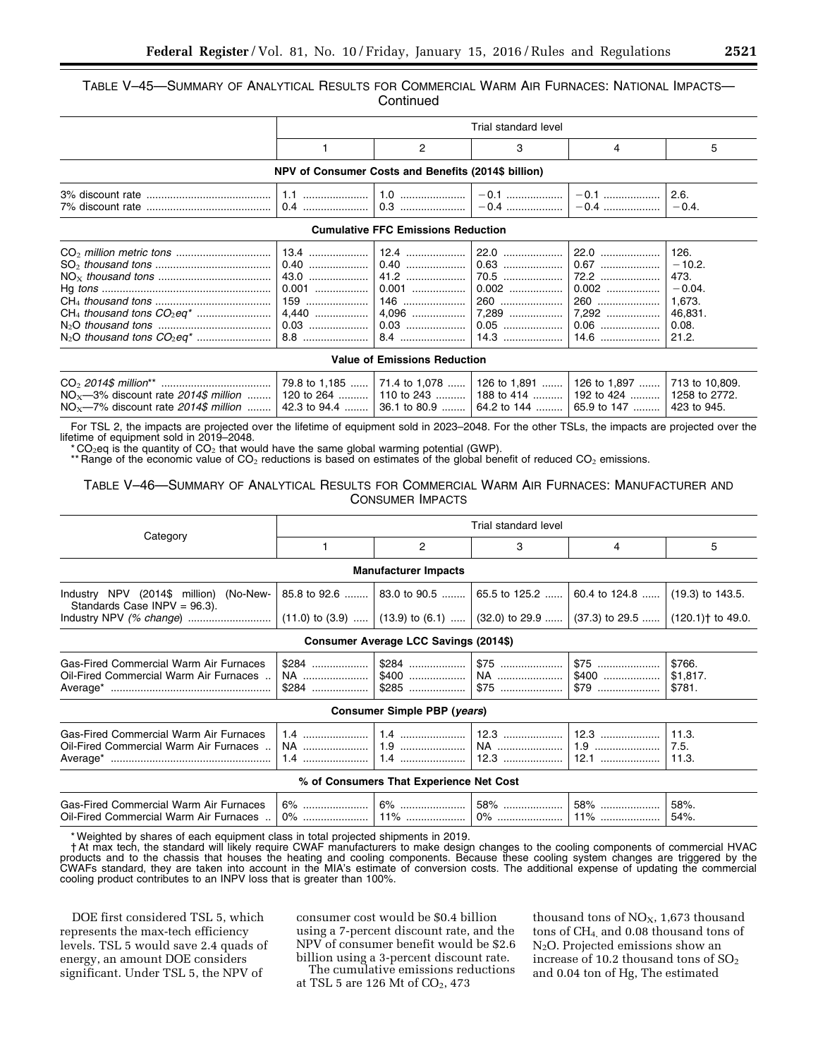TABLE V–45—SUMMARY OF ANALYTICAL RESULTS FOR COMMERCIAL WARM AIR FURNACES: NATIONAL IMPACTS—Continued

| | Trial standard level | | | | |
|---|---|---|---|---|---|
| | 1 | 2 | 3 | 4 | 5 |
| **NPV of Consumer Costs and Benefits (2014$ billion)** | | | | | |
| 3% discount rate | 1.1 | 1.0 | −0.1 | −0.1 | 2.6. |
| 7% discount rate | 0.4 | 0.3 | −0.4 | −0.4 | −0.4. |
| **Cumulative FFC Emissions Reduction** | | | | | |
| $CO_2$ *million metric tons* | 13.4 | 12.4 | 22.0 | 22.0 | 126. |
| $SO_2$ *thousand tons* | 0.40 | 0.40 | 0.63 | 0.67 | −10.2. |
| $NO_X$ *thousand tons* | 43.0 | 41.2 | 70.5 | 72.2 | 473. |
| Hg *tons* | 0.001 | 0.001 | 0.002 | 0.002 | −0.04. |
| $CH_4$ *thousand tons* | 159 | 146 | 260 | 260 | 1,673. |
| $CH_4$ *thousand tons $CO_2eq$\** | 4,440 | 4,096 | 7,289 | 7,292 | 46,831. |
| $N_2O$ *thousand tons* | 0.03 | 0.03 | 0.05 | 0.06 | 0.08. |
| $N_2O$ *thousand tons $CO_2eq$\** | 8.8 | 8.4 | 14.3 | 14.6 | 21.2. |
| **Value of Emissions Reduction** | | | | | |
| $CO_2$ *2014$ million*\*\* | 79.8 to 1,185 | 71.4 to 1,078 | 126 to 1,891 | 126 to 1,897 | 713 to 10,809. |
| $NO_X$—3% discount rate *2014$ million* | 120 to 264 | 110 to 243 | 188 to 414 | 192 to 424 | 1258 to 2772. |
| $NO_X$—7% discount rate *2014$ million* | 42.3 to 94.4 | 36.1 to 80.9 | 64.2 to 144 | 65.9 to 147 | 423 to 945. |

For TSL 2, the impacts are projected over the lifetime of equipment sold in 2023–2048. For the other TSLs, the impacts are projected over the lifetime of equipment sold in 2019–2048.

\* $CO_2eq$ is the quantity of $CO_2$ that would have the same global warming potential (GWP).

\*\* Range of the economic value of $CO_2$ reductions is based on estimates of the global benefit of reduced $CO_2$ emissions.

TABLE V–46—SUMMARY OF ANALYTICAL RESULTS FOR COMMERCIAL WARM AIR FURNACES: MANUFACTURER AND CONSUMER IMPACTS

| Category | Trial standard level | | | | |
|---|---|---|---|---|---|
| | 1 | 2 | 3 | 4 | 5 |
| **Manufacturer Impacts** | | | | | |
| Industry NPV (2014$ million) (No-New-Standards Case INPV = 96.3). | 85.8 to 92.6 | 83.0 to 90.5 | 65.5 to 125.2 | 60.4 to 124.8 | (19.3) to 143.5. |
| Industry NPV *(% change)* | (11.0) to (3.9) | (13.9) to (6.1) | (32.0) to 29.9 | (37.3) to 29.5 | (120.1)† to 49.0. |
| **Consumer Average LCC Savings (2014$)** | | | | | |
| Gas-Fired Commercial Warm Air Furnaces | $284 | $284 | $75 | $75 | $766. |
| Oil-Fired Commercial Warm Air Furnaces | NA | $400 | NA | $400 | $1,817. |
| Average\* | $284 | $285 | $75 | $79 | $781. |
| **Consumer Simple PBP (*years*)** | | | | | |
| Gas-Fired Commercial Warm Air Furnaces | 1.4 | 1.4 | 12.3 | 12.3 | 11.3. |
| Oil-Fired Commercial Warm Air Furnaces | NA | 1.9 | NA | 1.9 | 7.5. |
| Average\* | 1.4 | 1.4 | 12.3 | 12.1 | 11.3. |
| **% of Consumers That Experience Net Cost** | | | | | |
| Gas-Fired Commercial Warm Air Furnaces | 6% | 6% | 58% | 58% | 58%. |
| Oil-Fired Commercial Warm Air Furnaces | 0% | 11% | 0% | 11% | 54%. |

\* Weighted by shares of each equipment class in total projected shipments in 2019.

† At max tech, the standard will likely require CWAF manufacturers to make design changes to the cooling components of commercial HVAC products and to the chassis that houses the heating and cooling components. Because these cooling system changes are triggered by the CWAFs standard, they are taken into account in the MIA's estimate of conversion costs. The additional expense of updating the commercial cooling product contributes to an INPV loss that is greater than 100%.

DOE first considered TSL 5, which represents the max-tech efficiency levels. TSL 5 would save 2.4 quads of energy, an amount DOE considers significant. Under TSL 5, the NPV of consumer cost would be $0.4 billion using a 7-percent discount rate, and the NPV of consumer benefit would be $2.6 billion using a 3-percent discount rate.

The cumulative emissions reductions at TSL 5 are 126 Mt of $CO_2$, 473 thousand tons of $NO_X$, 1,673 thousand tons of $CH_4$, and 0.08 thousand tons of $N_2O$. Projected emissions show an increase of 10.2 thousand tons of $SO_2$ and 0.04 ton of Hg, The estimated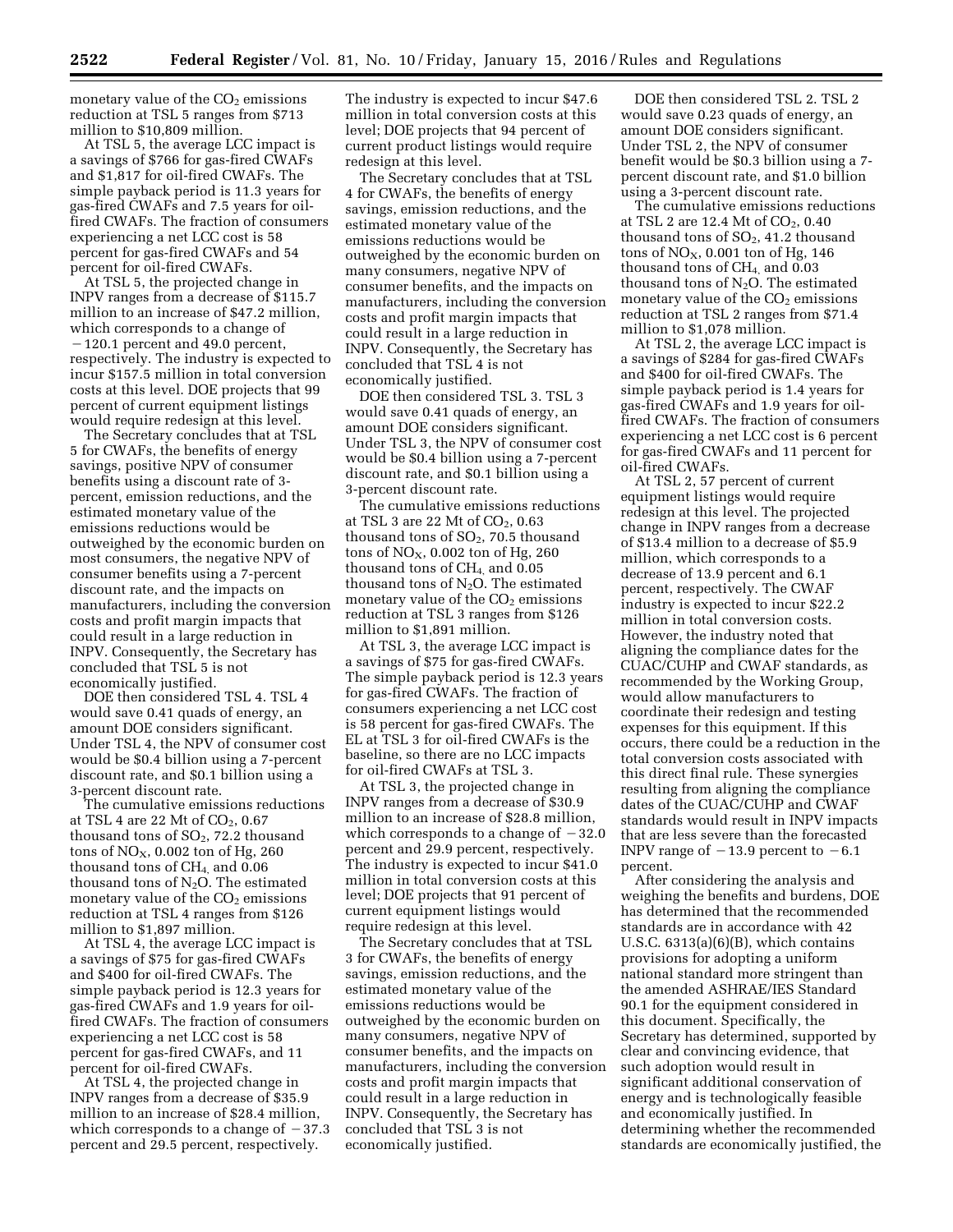monetary value of the $CO_2$ emissions reduction at TSL 5 ranges from $713 million to $10,809 million.

At TSL 5, the average LCC impact is a savings of $766 for gas-fired CWAFs and $1,817 for oil-fired CWAFs. The simple payback period is 11.3 years for gas-fired CWAFs and 7.5 years for oil-fired CWAFs. The fraction of consumers experiencing a net LCC cost is 58 percent for gas-fired CWAFs and 54 percent for oil-fired CWAFs.

At TSL 5, the projected change in INPV ranges from a decrease of $115.7 million to an increase of $47.2 million, which corresponds to a change of −120.1 percent and 49.0 percent, respectively. The industry is expected to incur $157.5 million in total conversion costs at this level. DOE projects that 99 percent of current equipment listings would require redesign at this level.

The Secretary concludes that at TSL 5 for CWAFs, the benefits of energy savings, positive NPV of consumer benefits using a discount rate of 3-percent, emission reductions, and the estimated monetary value of the emissions reductions would be outweighed by the economic burden on most consumers, the negative NPV of consumer benefits using a 7-percent discount rate, and the impacts on manufacturers, including the conversion costs and profit margin impacts that could result in a large reduction in INPV. Consequently, the Secretary has concluded that TSL 5 is not economically justified.

DOE then considered TSL 4. TSL 4 would save 0.41 quads of energy, an amount DOE considers significant. Under TSL 4, the NPV of consumer cost would be $0.4 billion using a 7-percent discount rate, and $0.1 billion using a 3-percent discount rate.

The cumulative emissions reductions at TSL 4 are 22 Mt of $CO_2$, 0.67 thousand tons of $SO_2$, 72.2 thousand tons of $NO_X$, 0.002 ton of Hg, 260 thousand tons of $CH_4$, and 0.06 thousand tons of $N_2O$. The estimated monetary value of the $CO_2$ emissions reduction at TSL 4 ranges from $126 million to $1,897 million.

At TSL 4, the average LCC impact is a savings of $75 for gas-fired CWAFs and $400 for oil-fired CWAFs. The simple payback period is 12.3 years for gas-fired CWAFs and 1.9 years for oil-fired CWAFs. The fraction of consumers experiencing a net LCC cost is 58 percent for gas-fired CWAFs, and 11 percent for oil-fired CWAFs.

At TSL 4, the projected change in INPV ranges from a decrease of $35.9 million to an increase of $28.4 million, which corresponds to a change of −37.3 percent and 29.5 percent, respectively. The industry is expected to incur $47.6 million in total conversion costs at this level; DOE projects that 94 percent of current product listings would require redesign at this level.

The Secretary concludes that at TSL 4 for CWAFs, the benefits of energy savings, emission reductions, and the estimated monetary value of the emissions reductions would be outweighed by the economic burden on many consumers, negative NPV of consumer benefits, and the impacts on manufacturers, including the conversion costs and profit margin impacts that could result in a large reduction in INPV. Consequently, the Secretary has concluded that TSL 4 is not economically justified.

DOE then considered TSL 3. TSL 3 would save 0.41 quads of energy, an amount DOE considers significant. Under TSL 3, the NPV of consumer cost would be $0.4 billion using a 7-percent discount rate, and $0.1 billion using a 3-percent discount rate.

The cumulative emissions reductions at TSL 3 are 22 Mt of $CO_2$, 0.63 thousand tons of $SO_2$, 70.5 thousand tons of $NO_X$, 0.002 ton of Hg, 260 thousand tons of $CH_4$, and 0.05 thousand tons of $N_2O$. The estimated monetary value of the $CO_2$ emissions reduction at TSL 3 ranges from $126 million to $1,891 million.

At TSL 3, the average LCC impact is a savings of $75 for gas-fired CWAFs. The simple payback period is 12.3 years for gas-fired CWAFs. The fraction of consumers experiencing a net LCC cost is 58 percent for gas-fired CWAFs. The EL at TSL 3 for oil-fired CWAFs is the baseline, so there are no LCC impacts for oil-fired CWAFs at TSL 3.

At TSL 3, the projected change in INPV ranges from a decrease of $30.9 million to an increase of $28.8 million, which corresponds to a change of −32.0 percent and 29.9 percent, respectively. The industry is expected to incur $41.0 million in total conversion costs at this level; DOE projects that 91 percent of current equipment listings would require redesign at this level.

The Secretary concludes that at TSL 3 for CWAFs, the benefits of energy savings, emission reductions, and the estimated monetary value of the emissions reductions would be outweighed by the economic burden on many consumers, negative NPV of consumer benefits, and the impacts on manufacturers, including the conversion costs and profit margin impacts that could result in a large reduction in INPV. Consequently, the Secretary has concluded that TSL 3 is not economically justified.

DOE then considered TSL 2. TSL 2 would save 0.23 quads of energy, an amount DOE considers significant. Under TSL 2, the NPV of consumer benefit would be $0.3 billion using a 7-percent discount rate, and $1.0 billion using a 3-percent discount rate.

The cumulative emissions reductions at TSL 2 are 12.4 Mt of $CO_2$, 0.40 thousand tons of $SO_2$, 41.2 thousand tons of $NO_X$, 0.001 ton of Hg, 146 thousand tons of $CH_4$, and 0.03 thousand tons of $N_2O$. The estimated monetary value of the $CO_2$ emissions reduction at TSL 2 ranges from $71.4 million to $1,078 million.

At TSL 2, the average LCC impact is a savings of $284 for gas-fired CWAFs and $400 for oil-fired CWAFs. The simple payback period is 1.4 years for gas-fired CWAFs and 1.9 years for oil-fired CWAFs. The fraction of consumers experiencing a net LCC cost is 6 percent for gas-fired CWAFs and 11 percent for oil-fired CWAFs.

At TSL 2, 57 percent of current equipment listings would require redesign at this level. The projected change in INPV ranges from a decrease of $13.4 million to a decrease of $5.9 million, which corresponds to a decrease of 13.9 percent and 6.1 percent, respectively. The CWAF industry is expected to incur $22.2 million in total conversion costs. However, the industry noted that aligning the compliance dates for the CUAC/CUHP and CWAF standards, as recommended by the Working Group, would allow manufacturers to coordinate their redesign and testing expenses for this equipment. If this occurs, there could be a reduction in the total conversion costs associated with this direct final rule. These synergies resulting from aligning the compliance dates of the CUAC/CUHP and CWAF standards would result in INPV impacts that are less severe than the forecasted INPV range of −13.9 percent to −6.1 percent.

After considering the analysis and weighing the benefits and burdens, DOE has determined that the recommended standards are in accordance with 42 U.S.C. 6313(a)(6)(B), which contains provisions for adopting a uniform national standard more stringent than the amended ASHRAE/IES Standard 90.1 for the equipment considered in this document. Specifically, the Secretary has determined, supported by clear and convincing evidence, that such adoption would result in significant additional conservation of energy and is technologically feasible and economically justified. In determining whether the recommended standards are economically justified, the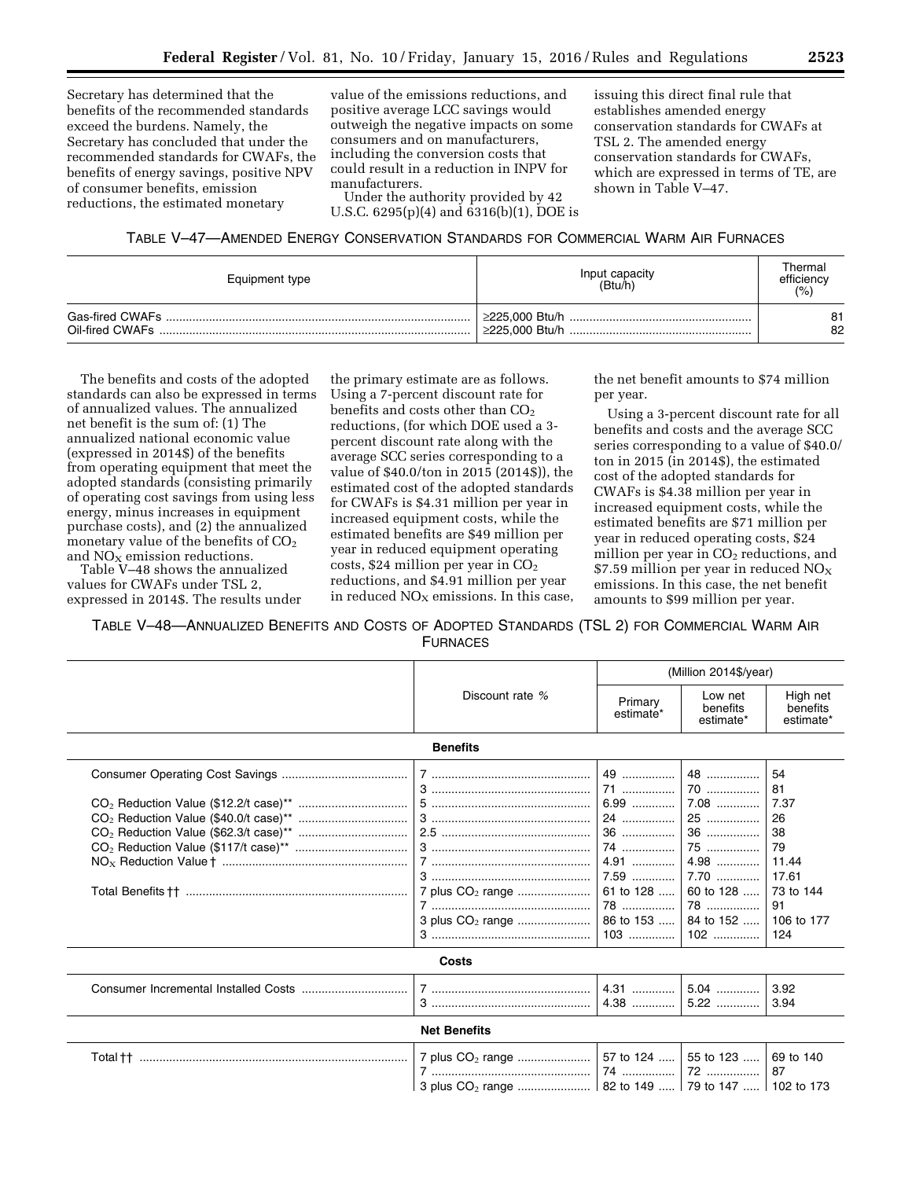Secretary has determined that the benefits of the recommended standards exceed the burdens. Namely, the Secretary has concluded that under the recommended standards for CWAFs, the benefits of energy savings, positive NPV of consumer benefits, emission reductions, the estimated monetary value of the emissions reductions, and positive average LCC savings would outweigh the negative impacts on some consumers and on manufacturers, including the conversion costs that could result in a reduction in INPV for manufacturers.

Under the authority provided by 42 U.S.C. 6295(p)(4) and 6316(b)(1), DOE is issuing this direct final rule that establishes amended energy conservation standards for CWAFs at TSL 2. The amended energy conservation standards for CWAFs, which are expressed in terms of TE, are shown in Table V–47.

TABLE V–47—AMENDED ENERGY CONSERVATION STANDARDS FOR COMMERCIAL WARM AIR FURNACES

| Equipment type | Input capacity (Btu/h) | Thermal efficiency (%) |
|---|---|---|
| Gas-fired CWAFs | ≥225,000 Btu/h | 81 |
| Oil-fired CWAFs | ≥225,000 Btu/h | 82 |

The benefits and costs of the adopted standards can also be expressed in terms of annualized values. The annualized net benefit is the sum of: (1) The annualized national economic value (expressed in 2014$) of the benefits from operating equipment that meet the adopted standards (consisting primarily of operating cost savings from using less energy, minus increases in equipment purchase costs), and (2) the annualized monetary value of the benefits of $CO_2$ and $NO_X$ emission reductions.

Table V–48 shows the annualized values for CWAFs under TSL 2, expressed in 2014$. The results under the primary estimate are as follows. Using a 7-percent discount rate for benefits and costs other than $CO_2$ reductions, (for which DOE used a 3-percent discount rate along with the average SCC series corresponding to a value of $40.0/ton in 2015 (2014$)), the estimated cost of the adopted standards for CWAFs is $4.31 million per year in increased equipment costs, while the estimated benefits are $49 million per year in reduced equipment operating costs, $24 million per year in $CO_2$ reductions, and $4.91 million per year in reduced $NO_X$ emissions. In this case, the net benefit amounts to $74 million per year.

Using a 3-percent discount rate for all benefits and costs and the average SCC series corresponding to a value of $40.0/ton in 2015 (in 2014$), the estimated cost of the adopted standards for CWAFs is $4.38 million per year in increased equipment costs, while the estimated benefits are $71 million per year in reduced operating costs, $24 million per year in $CO_2$ reductions, and $7.59 million per year in reduced $NO_X$ emissions. In this case, the net benefit amounts to $99 million per year.

TABLE V–48—ANNUALIZED BENEFITS AND COSTS OF ADOPTED STANDARDS (TSL 2) FOR COMMERCIAL WARM AIR FURNACES

| | Discount rate % | (Million 2014$/year) | | |
|---|---|---|---|---|
| | | Primary estimate* | Low net benefits estimate* | High net benefits estimate* |
| **Benefits** | | | | |
| Consumer Operating Cost Savings | 7 | 49 | 48 | 54 |
| | 3 | 71 | 70 | 81 |
| $CO_2$ Reduction Value ($12.2/t case)** | 5 | 6.99 | 7.08 | 7.37 |
| $CO_2$ Reduction Value ($40.0/t case)** | 3 | 24 | 25 | 26 |
| $CO_2$ Reduction Value ($62.3/t case)** | 2.5 | 36 | 36 | 38 |
| $CO_2$ Reduction Value ($117/t case)** | 3 | 74 | 75 | 79 |
| $NO_X$ Reduction Value † | 7 | 4.91 | 4.98 | 11.44 |
| | 3 | 7.59 | 7.70 | 17.61 |
| Total Benefits †† | 7 plus $CO_2$ range | 61 to 128 | 60 to 128 | 73 to 144 |
| | 7 | 78 | 78 | 91 |
| | 3 plus $CO_2$ range | 86 to 153 | 84 to 152 | 106 to 177 |
| | 3 | 103 | 102 | 124 |
| **Costs** | | | | |
| Consumer Incremental Installed Costs | 7 | 4.31 | 5.04 | 3.92 |
| | 3 | 4.38 | 5.22 | 3.94 |
| **Net Benefits** | | | | |
| Total †† | 7 plus $CO_2$ range | 57 to 124 | 55 to 123 | 69 to 140 |
| | 7 | 74 | 72 | 87 |
| | 3 plus $CO_2$ range | 82 to 149 | 79 to 147 | 102 to 173 |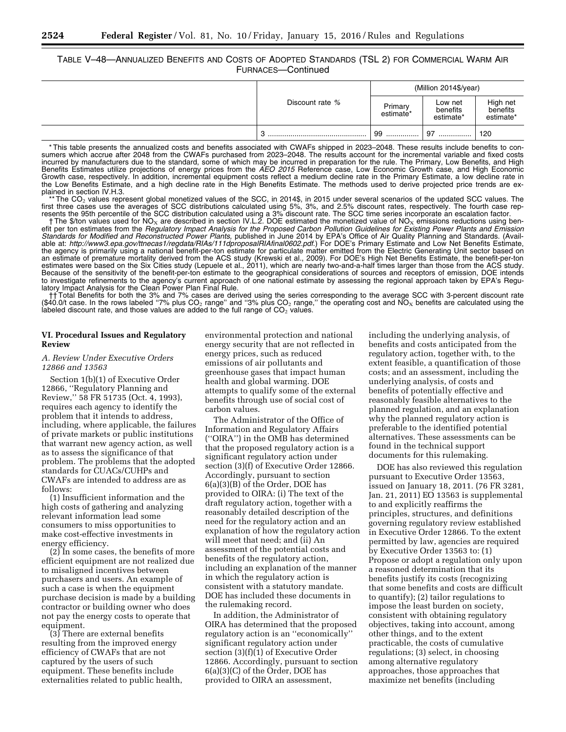TABLE V–48—ANNUALIZED BENEFITS AND COSTS OF ADOPTED STANDARDS (TSL 2) FOR COMMERCIAL WARM AIR FURNACES—Continued

| | Discount rate % | (Million 2014$/year) | | |
|---|---|---|---|---|
| | | Primary estimate* | Low net benefits estimate* | High net benefits estimate* |
| | 3 | 99 | 97 | 120 |

* This table presents the annualized costs and benefits associated with CWAFs shipped in 2023–2048. These results include benefits to consumers which accrue after 2048 from the CWAFs purchased from 2023–2048. The results account for the incremental variable and fixed costs incurred by manufacturers due to the standard, some of which may be incurred in preparation for the rule. The Primary, Low Benefits, and High Benefits Estimates utilize projections of energy prices from the *AEO 2015* Reference case, Low Economic Growth case, and High Economic Growth case, respectively. In addition, incremental equipment costs reflect a medium decline rate in the Primary Estimate, a low decline rate in the Low Benefits Estimate, and a high decline rate in the High Benefits Estimate. The methods used to derive projected price trends are explained in section IV.H.3.

** The $CO_2$ values represent global monetized values of the SCC, in 2014$, in 2015 under several scenarios of the updated SCC values. The first three cases use the averages of SCC distributions calculated using 5%, 3%, and 2.5% discount rates, respectively. The fourth case represents the 95th percentile of the SCC distribution calculated using a 3% discount rate. The SCC time series incorporate an escalation factor.

† The $/ton values used for $NO_X$ are described in section IV.L.2. DOE estimated the monetized value of $NO_X$ emissions reductions using benefit per ton estimates from the *Regulatory Impact Analysis for the Proposed Carbon Pollution Guidelines for Existing Power Plants and Emission Standards for Modified and Reconstructed Power Plants,* published in June 2014 by EPA's Office of Air Quality Planning and Standards. (Available at: *http://www3.epa.gov/ttnecas1/regdata/RIAs/111dproposalRIAfinal0602.pdf.*) For DOE's Primary Estimate and Low Net Benefits Estimate, the agency is primarily using a national benefit-per-ton estimate for particulate matter emitted from the Electric Generating Unit sector based on an estimate of premature mortality derived from the ACS study (Krewski et al., 2009). For DOE's High Net Benefits Estimate, the benefit-per-ton estimates were based on the Six Cities study (Lepuele et al., 2011), which are nearly two-and-a-half times larger than those from the ACS study. Because of the sensitivity of the benefit-per-ton estimate to the geographical considerations of sources and receptors of emission, DOE intends to investigate refinements to the agency's current approach of one national estimate by assessing the regional approach taken by EPA's Regulatory Impact Analysis for the Clean Power Plan Final Rule.

†† Total Benefits for both the 3% and 7% cases are derived using the series corresponding to the average SCC with 3-percent discount rate ($40.0/t case. In the rows labeled "7% plus $CO_2$ range" and "3% plus $CO_2$ range," the operating cost and $NO_X$ benefits are calculated using the labeled discount rate, and those values are added to the full range of $CO_2$ values.

## VI. Procedural Issues and Regulatory Review

### *A. Review Under Executive Orders 12866 and 13563*

Section 1(b)(1) of Executive Order 12866, "Regulatory Planning and Review," 58 FR 51735 (Oct. 4, 1993), requires each agency to identify the problem that it intends to address, including, where applicable, the failures of private markets or public institutions that warrant new agency action, as well as to assess the significance of that problem. The problems that the adopted standards for CUACs/CUHPs and CWAFs are intended to address are as follows:

(1) Insufficient information and the high costs of gathering and analyzing relevant information lead some consumers to miss opportunities to make cost-effective investments in energy efficiency.

(2) In some cases, the benefits of more efficient equipment are not realized due to misaligned incentives between purchasers and users. An example of such a case is when the equipment purchase decision is made by a building contractor or building owner who does not pay the energy costs to operate that equipment.

(3) There are external benefits resulting from the improved energy efficiency of CWAFs that are not captured by the users of such equipment. These benefits include externalities related to public health, environmental protection and national energy security that are not reflected in energy prices, such as reduced emissions of air pollutants and greenhouse gases that impact human health and global warming. DOE attempts to qualify some of the external benefits through use of social cost of carbon values.

The Administrator of the Office of Information and Regulatory Affairs ("OIRA") in the OMB has determined that the proposed regulatory action is a significant regulatory action under section (3)(f) of Executive Order 12866. Accordingly, pursuant to section 6(a)(3)(B) of the Order, DOE has provided to OIRA: (i) The text of the draft regulatory action, together with a reasonably detailed description of the need for the regulatory action and an explanation of how the regulatory action will meet that need; and (ii) An assessment of the potential costs and benefits of the regulatory action, including an explanation of the manner in which the regulatory action is consistent with a statutory mandate. DOE has included these documents in the rulemaking record.

In addition, the Administrator of OIRA has determined that the proposed regulatory action is an "economically" significant regulatory action under section (3)(f)(1) of Executive Order 12866. Accordingly, pursuant to section 6(a)(3)(C) of the Order, DOE has provided to OIRA an assessment, including the underlying analysis, of benefits and costs anticipated from the regulatory action, together with, to the extent feasible, a quantification of those costs; and an assessment, including the underlying analysis, of costs and benefits of potentially effective and reasonably feasible alternatives to the planned regulation, and an explanation why the planned regulatory action is preferable to the identified potential alternatives. These assessments can be found in the technical support documents for this rulemaking.

DOE has also reviewed this regulation pursuant to Executive Order 13563, issued on January 18, 2011. (76 FR 3281, Jan. 21, 2011) EO 13563 is supplemental to and explicitly reaffirms the principles, structures, and definitions governing regulatory review established in Executive Order 12866. To the extent permitted by law, agencies are required by Executive Order 13563 to: (1) Propose or adopt a regulation only upon a reasoned determination that its benefits justify its costs (recognizing that some benefits and costs are difficult to quantify); (2) tailor regulations to impose the least burden on society, consistent with obtaining regulatory objectives, taking into account, among other things, and to the extent practicable, the costs of cumulative regulations; (3) select, in choosing among alternative regulatory approaches, those approaches that maximize net benefits (including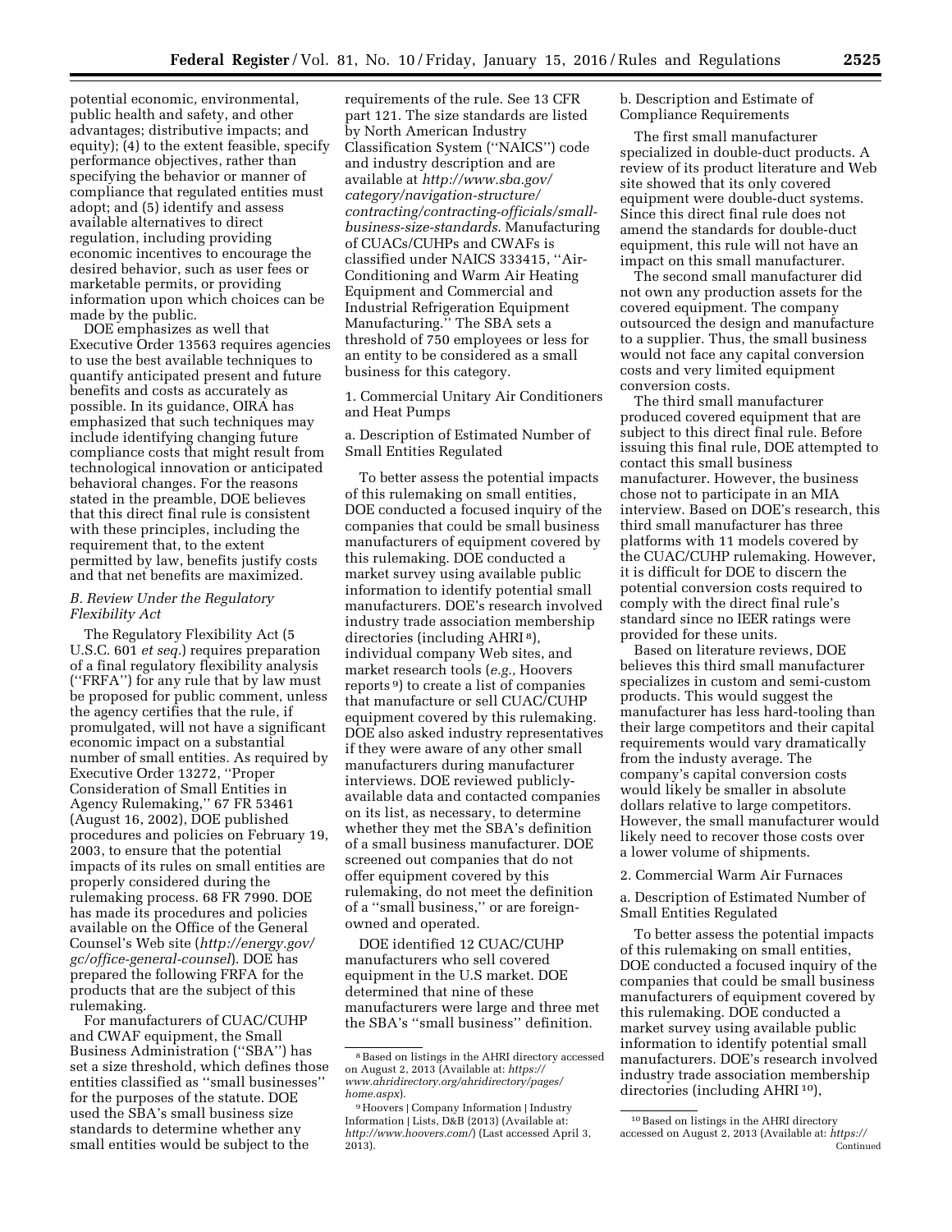potential economic, environmental, public health and safety, and other advantages; distributive impacts; and equity); (4) to the extent feasible, specify performance objectives, rather than specifying the behavior or manner of compliance that regulated entities must adopt; and (5) identify and assess available alternatives to direct regulation, including providing economic incentives to encourage the desired behavior, such as user fees or marketable permits, or providing information upon which choices can be made by the public.

DOE emphasizes as well that Executive Order 13563 requires agencies to use the best available techniques to quantify anticipated present and future benefits and costs as accurately as possible. In its guidance, OIRA has emphasized that such techniques may include identifying changing future compliance costs that might result from technological innovation or anticipated behavioral changes. For the reasons stated in the preamble, DOE believes that this direct final rule is consistent with these principles, including the requirement that, to the extent permitted by law, benefits justify costs and that net benefits are maximized.

### *B. Review Under the Regulatory Flexibility Act*

The Regulatory Flexibility Act (5 U.S.C. 601 *et seq.*) requires preparation of a final regulatory flexibility analysis (''FRFA'') for any rule that by law must be proposed for public comment, unless the agency certifies that the rule, if promulgated, will not have a significant economic impact on a substantial number of small entities. As required by Executive Order 13272, ''Proper Consideration of Small Entities in Agency Rulemaking,'' 67 FR 53461 (August 16, 2002), DOE published procedures and policies on February 19, 2003, to ensure that the potential impacts of its rules on small entities are properly considered during the rulemaking process. 68 FR 7990. DOE has made its procedures and policies available on the Office of the General Counsel's Web site (*http://energy.gov/gc/office-general-counsel*). DOE has prepared the following FRFA for the products that are the subject of this rulemaking.

For manufacturers of CUAC/CUHP and CWAF equipment, the Small Business Administration (''SBA'') has set a size threshold, which defines those entities classified as ''small businesses'' for the purposes of the statute. DOE used the SBA's small business size standards to determine whether any small entities would be subject to the requirements of the rule. See 13 CFR part 121. The size standards are listed by North American Industry Classification System (''NAICS'') code and industry description and are available at *http://www.sba.gov/category/navigation-structure/contracting/contracting-officials/small-business-size-standards*. Manufacturing of CUACs/CUHPs and CWAFs is classified under NAICS 333415, ''Air-Conditioning and Warm Air Heating Equipment and Commercial and Industrial Refrigeration Equipment Manufacturing.'' The SBA sets a threshold of 750 employees or less for an entity to be considered as a small business for this category.

1. Commercial Unitary Air Conditioners and Heat Pumps

a. Description of Estimated Number of Small Entities Regulated

To better assess the potential impacts of this rulemaking on small entities, DOE conducted a focused inquiry of the companies that could be small business manufacturers of equipment covered by this rulemaking. DOE conducted a market survey using available public information to identify potential small manufacturers. DOE's research involved industry trade association membership directories (including AHRI[8]), individual company Web sites, and market research tools (*e.g.,* Hoovers reports[9]) to create a list of companies that manufacture or sell CUAC/CUHP equipment covered by this rulemaking. DOE also asked industry representatives if they were aware of any other small manufacturers during manufacturer interviews. DOE reviewed publicly-available data and contacted companies on its list, as necessary, to determine whether they met the SBA's definition of a small business manufacturer. DOE screened out companies that do not offer equipment covered by this rulemaking, do not meet the definition of a ''small business,'' or are foreign-owned and operated.

DOE identified 12 CUAC/CUHP manufacturers who sell covered equipment in the U.S market. DOE determined that nine of these manufacturers were large and three met the SBA's ''small business'' definition.

b. Description and Estimate of Compliance Requirements

The first small manufacturer specialized in double-duct products. A review of its product literature and Web site showed that its only covered equipment were double-duct systems. Since this direct final rule does not amend the standards for double-duct equipment, this rule will not have an impact on this small manufacturer.

The second small manufacturer did not own any production assets for the covered equipment. The company outsourced the design and manufacture to a supplier. Thus, the small business would not face any capital conversion costs and very limited equipment conversion costs.

The third small manufacturer produced covered equipment that are subject to this direct final rule. Before issuing this final rule, DOE attempted to contact this small business manufacturer. However, the business chose not to participate in an MIA interview. Based on DOE's research, this third small manufacturer has three platforms with 11 models covered by the CUAC/CUHP rulemaking. However, it is difficult for DOE to discern the potential conversion costs required to comply with the direct final rule's standard since no IEER ratings were provided for these units.

Based on literature reviews, DOE believes this third small manufacturer specializes in custom and semi-custom products. This would suggest the manufacturer has less hard-tooling than their large competitors and their capital requirements would vary dramatically from the industy average. The company's capital conversion costs would likely be smaller in absolute dollars relative to large competitors. However, the small manufacturer would likely need to recover those costs over a lower volume of shipments.

2. Commercial Warm Air Furnaces

a. Description of Estimated Number of Small Entities Regulated

To better assess the potential impacts of this rulemaking on small entities, DOE conducted a focused inquiry of the companies that could be small business manufacturers of equipment covered by this rulemaking. DOE conducted a market survey using available public information to identify potential small manufacturers. DOE's research involved industry trade association membership directories (including AHRI[10]),

[8] Based on listings in the AHRI directory accessed on August 2, 2013 (Available at: *https://www.ahridirectory.org/ahridirectory/pages/home.aspx*).

[9] Hoovers | Company Information | Industry Information | Lists, D&B (2013) (Available at: *http://www.hoovers.com/*) (Last accessed April 3, 2013).

[10] Based on listings in the AHRI directory accessed on August 2, 2013 (Available at: *https://* Continued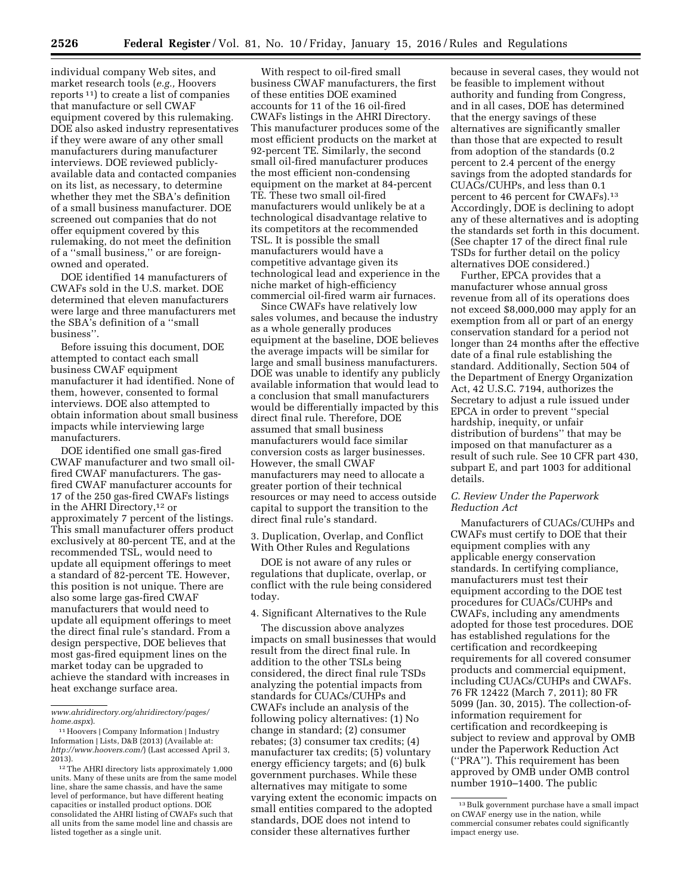individual company Web sites, and market research tools (*e.g.,* Hoovers reports [11]) to create a list of companies that manufacture or sell CWAF equipment covered by this rulemaking. DOE also asked industry representatives if they were aware of any other small manufacturers during manufacturer interviews. DOE reviewed publicly-available data and contacted companies on its list, as necessary, to determine whether they met the SBA's definition of a small business manufacturer. DOE screened out companies that do not offer equipment covered by this rulemaking, do not meet the definition of a ''small business,'' or are foreign-owned and operated.

DOE identified 14 manufacturers of CWAFs sold in the U.S. market. DOE determined that eleven manufacturers were large and three manufacturers met the SBA's definition of a ''small business''.

Before issuing this document, DOE attempted to contact each small business CWAF equipment manufacturer it had identified. None of them, however, consented to formal interviews. DOE also attempted to obtain information about small business impacts while interviewing large manufacturers.

DOE identified one small gas-fired CWAF manufacturer and two small oil-fired CWAF manufacturers. The gas-fired CWAF manufacturer accounts for 17 of the 250 gas-fired CWAFs listings in the AHRI Directory,[12] or approximately 7 percent of the listings. This small manufacturer offers product exclusively at 80-percent TE, and at the recommended TSL, would need to update all equipment offerings to meet a standard of 82-percent TE. However, this position is not unique. There are also some large gas-fired CWAF manufacturers that would need to update all equipment offerings to meet the direct final rule's standard. From a design perspective, DOE believes that most gas-fired equipment lines on the market today can be upgraded to achieve the standard with increases in heat exchange surface area.

With respect to oil-fired small business CWAF manufacturers, the first of these entities DOE examined accounts for 11 of the 16 oil-fired CWAFs listings in the AHRI Directory. This manufacturer produces some of the most efficient products on the market at 92-percent TE. Similarly, the second small oil-fired manufacturer produces the most efficient non-condensing equipment on the market at 84-percent TE. These two small oil-fired manufacturers would unlikely be at a technological disadvantage relative to its competitors at the recommended TSL. It is possible the small manufacturers would have a competitive advantage given its technological lead and experience in the niche market of high-efficiency commercial oil-fired warm air furnaces.

Since CWAFs have relatively low sales volumes, and because the industry as a whole generally produces equipment at the baseline, DOE believes the average impacts will be similar for large and small business manufacturers. DOE was unable to identify any publicly available information that would lead to a conclusion that small manufacturers would be differentially impacted by this direct final rule. Therefore, DOE assumed that small business manufacturers would face similar conversion costs as larger businesses. However, the small CWAF manufacturers may need to allocate a greater portion of their technical resources or may need to access outside capital to support the transition to the direct final rule's standard.

3. Duplication, Overlap, and Conflict With Other Rules and Regulations

DOE is not aware of any rules or regulations that duplicate, overlap, or conflict with the rule being considered today.

4. Significant Alternatives to the Rule

The discussion above analyzes impacts on small businesses that would result from the direct final rule. In addition to the other TSLs being considered, the direct final rule TSDs analyzing the potential impacts from standards for CUACs/CUHPs and CWAFs include an analysis of the following policy alternatives: (1) No change in standard; (2) consumer rebates; (3) consumer tax credits; (4) manufacturer tax credits; (5) voluntary energy efficiency targets; and (6) bulk government purchases. While these alternatives may mitigate to some varying extent the economic impacts on small entities compared to the adopted standards, DOE does not intend to consider these alternatives further because in several cases, they would not be feasible to implement without authority and funding from Congress, and in all cases, DOE has determined that the energy savings of these alternatives are significantly smaller than those that are expected to result from adoption of the standards (0.2 percent to 2.4 percent of the energy savings from the adopted standards for CUACs/CUHPs, and less than 0.1 percent to 46 percent for CWAFs).[13] Accordingly, DOE is declining to adopt any of these alternatives and is adopting the standards set forth in this document. (See chapter 17 of the direct final rule TSDs for further detail on the policy alternatives DOE considered.)

Further, EPCA provides that a manufacturer whose annual gross revenue from all of its operations does not exceed $8,000,000 may apply for an exemption from all or part of an energy conservation standard for a period not longer than 24 months after the effective date of a final rule establishing the standard. Additionally, Section 504 of the Department of Energy Organization Act, 42 U.S.C. 7194, authorizes the Secretary to adjust a rule issued under EPCA in order to prevent ''special hardship, inequity, or unfair distribution of burdens'' that may be imposed on that manufacturer as a result of such rule. See 10 CFR part 430, subpart E, and part 1003 for additional details.

### C. Review Under the Paperwork Reduction Act

Manufacturers of CUACs/CUHPs and CWAFs must certify to DOE that their equipment complies with any applicable energy conservation standards. In certifying compliance, manufacturers must test their equipment according to the DOE test procedures for CUACs/CUHPs and CWAFs, including any amendments adopted for those test procedures. DOE has established regulations for the certification and recordkeeping requirements for all covered consumer products and commercial equipment, including CUACs/CUHPs and CWAFs. 76 FR 12422 (March 7, 2011); 80 FR 5099 (Jan. 30, 2015). The collection-of-information requirement for certification and recordkeeping is subject to review and approval by OMB under the Paperwork Reduction Act (''PRA''). This requirement has been approved by OMB under OMB control number 1910–1400. The public

---

*www.ahridirectory.org/ahridirectory/pages/home.aspx*).

[11] Hoovers | Company Information | Industry Information | Lists, D&B (2013) (Available at: *http://www.hoovers.com/*) (Last accessed April 3, 2013).

[12] The AHRI directory lists approximately 1,000 units. Many of these units are from the same model line, share the same chassis, and have the same level of performance, but have different heating capacities or installed product options. DOE consolidated the AHRI listing of CWAFs such that all units from the same model line and chassis are listed together as a single unit.

[13] Bulk government purchase have a small impact on CWAF energy use in the nation, while commercial consumer rebates could significantly impact energy use.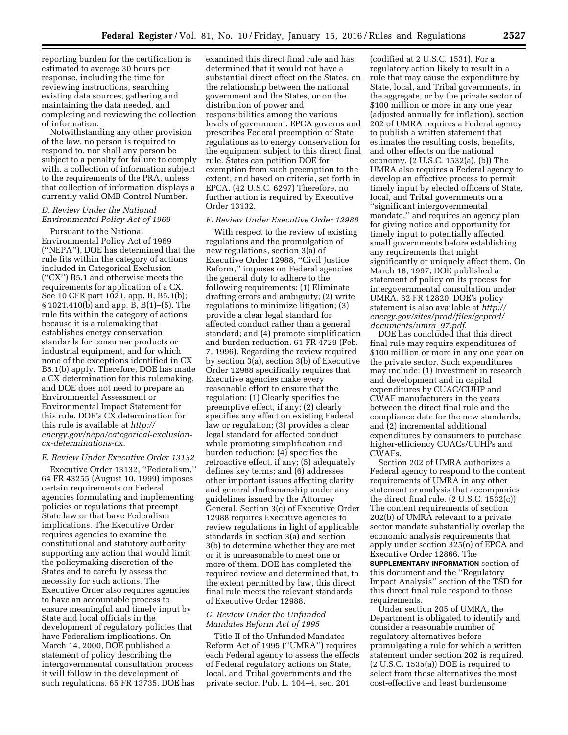reporting burden for the certification is estimated to average 30 hours per response, including the time for reviewing instructions, searching existing data sources, gathering and maintaining the data needed, and completing and reviewing the collection of information.

Notwithstanding any other provision of the law, no person is required to respond to, nor shall any person be subject to a penalty for failure to comply with, a collection of information subject to the requirements of the PRA, unless that collection of information displays a currently valid OMB Control Number.

### *D. Review Under the National Environmental Policy Act of 1969*

Pursuant to the National Environmental Policy Act of 1969 (''NEPA''), DOE has determined that the rule fits within the category of actions included in Categorical Exclusion (''CX'') B5.1 and otherwise meets the requirements for application of a CX. See 10 CFR part 1021, app. B, B5.1(b); § 1021.410(b) and app. B, B(1)–(5). The rule fits within the category of actions because it is a rulemaking that establishes energy conservation standards for consumer products or industrial equipment, and for which none of the exceptions identified in CX B5.1(b) apply. Therefore, DOE has made a CX determination for this rulemaking, and DOE does not need to prepare an Environmental Assessment or Environmental Impact Statement for this rule. DOE's CX determination for this rule is available at *http://energy.gov/nepa/categorical-exclusion-cx-determinations-cx.*

### *E. Review Under Executive Order 13132*

Executive Order 13132, ''Federalism,'' 64 FR 43255 (August 10, 1999) imposes certain requirements on Federal agencies formulating and implementing policies or regulations that preempt State law or that have Federalism implications. The Executive Order requires agencies to examine the constitutional and statutory authority supporting any action that would limit the policymaking discretion of the States and to carefully assess the necessity for such actions. The Executive Order also requires agencies to have an accountable process to ensure meaningful and timely input by State and local officials in the development of regulatory policies that have Federalism implications. On March 14, 2000, DOE published a statement of policy describing the intergovernmental consultation process it will follow in the development of such regulations. 65 FR 13735. DOE has examined this direct final rule and has determined that it would not have a substantial direct effect on the States, on the relationship between the national government and the States, or on the distribution of power and responsibilities among the various levels of government. EPCA governs and prescribes Federal preemption of State regulations as to energy conservation for the equipment subject to this direct final rule. States can petition DOE for exemption from such preemption to the extent, and based on criteria, set forth in EPCA. (42 U.S.C. 6297) Therefore, no further action is required by Executive Order 13132.

### *F. Review Under Executive Order 12988*

With respect to the review of existing regulations and the promulgation of new regulations, section 3(a) of Executive Order 12988, ''Civil Justice Reform,'' imposes on Federal agencies the general duty to adhere to the following requirements: (1) Eliminate drafting errors and ambiguity; (2) write regulations to minimize litigation; (3) provide a clear legal standard for affected conduct rather than a general standard; and (4) promote simplification and burden reduction. 61 FR 4729 (Feb. 7, 1996). Regarding the review required by section 3(a), section 3(b) of Executive Order 12988 specifically requires that Executive agencies make every reasonable effort to ensure that the regulation: (1) Clearly specifies the preemptive effect, if any; (2) clearly specifies any effect on existing Federal law or regulation; (3) provides a clear legal standard for affected conduct while promoting simplification and burden reduction; (4) specifies the retroactive effect, if any; (5) adequately defines key terms; and (6) addresses other important issues affecting clarity and general draftsmanship under any guidelines issued by the Attorney General. Section 3(c) of Executive Order 12988 requires Executive agencies to review regulations in light of applicable standards in section 3(a) and section 3(b) to determine whether they are met or it is unreasonable to meet one or more of them. DOE has completed the required review and determined that, to the extent permitted by law, this direct final rule meets the relevant standards of Executive Order 12988.

### *G. Review Under the Unfunded Mandates Reform Act of 1995*

Title II of the Unfunded Mandates Reform Act of 1995 (''UMRA'') requires each Federal agency to assess the effects of Federal regulatory actions on State, local, and Tribal governments and the private sector. Pub. L. 104–4, sec. 201 (codified at 2 U.S.C. 1531). For a regulatory action likely to result in a rule that may cause the expenditure by State, local, and Tribal governments, in the aggregate, or by the private sector of $100 million or more in any one year (adjusted annually for inflation), section 202 of UMRA requires a Federal agency to publish a written statement that estimates the resulting costs, benefits, and other effects on the national economy. (2 U.S.C. 1532(a), (b)) The UMRA also requires a Federal agency to develop an effective process to permit timely input by elected officers of State, local, and Tribal governments on a ''significant intergovernmental mandate,'' and requires an agency plan for giving notice and opportunity for timely input to potentially affected small governments before establishing any requirements that might significantly or uniquely affect them. On March 18, 1997, DOE published a statement of policy on its process for intergovernmental consultation under UMRA. 62 FR 12820. DOE's policy statement is also available at *http://energy.gov/sites/prod/files/gcprod/documents/umra_97.pdf.*

DOE has concluded that this direct final rule may require expenditures of $100 million or more in any one year on the private sector. Such expenditures may include: (1) Investment in research and development and in capital expenditures by CUAC/CUHP and CWAF manufacturers in the years between the direct final rule and the compliance date for the new standards, and (2) incremental additional expenditures by consumers to purchase higher-efficiency CUACs/CUHPs and CWAFs.

Section 202 of UMRA authorizes a Federal agency to respond to the content requirements of UMRA in any other statement or analysis that accompanies the direct final rule. (2 U.S.C. 1532(c)) The content requirements of section 202(b) of UMRA relevant to a private sector mandate substantially overlap the economic analysis requirements that apply under section 325(o) of EPCA and Executive Order 12866. The **SUPPLEMENTARY INFORMATION** section of this document and the ''Regulatory Impact Analysis'' section of the TSD for this direct final rule respond to those requirements.

Under section 205 of UMRA, the Department is obligated to identify and consider a reasonable number of regulatory alternatives before promulgating a rule for which a written statement under section 202 is required. (2 U.S.C. 1535(a)) DOE is required to select from those alternatives the most cost-effective and least burdensome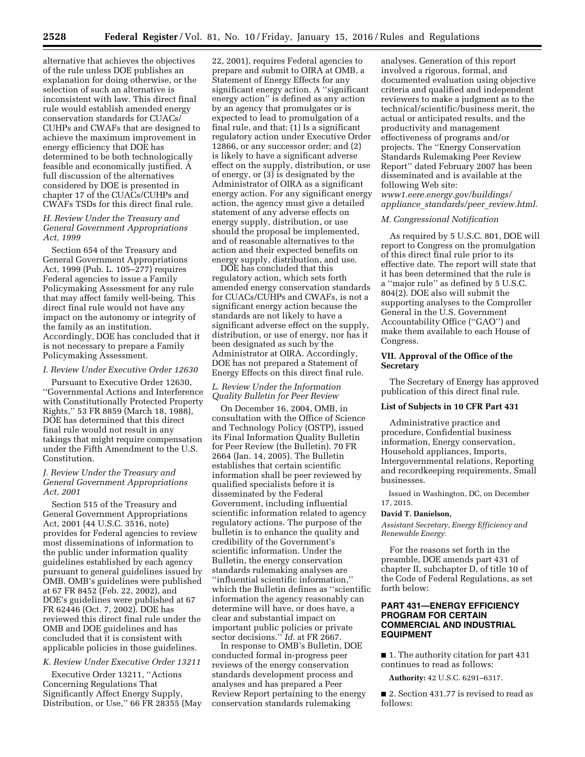alternative that achieves the objectives of the rule unless DOE publishes an explanation for doing otherwise, or the selection of such an alternative is inconsistent with law. This direct final rule would establish amended energy conservation standards for CUACs/CUHPs and CWAFs that are designed to achieve the maximum improvement in energy efficiency that DOE has determined to be both technologically feasible and economically justified. A full discussion of the alternatives considered by DOE is presented in chapter 17 of the CUACs/CUHPs and CWAFs TSDs for this direct final rule.

### *H. Review Under the Treasury and General Government Appropriations Act, 1999*

Section 654 of the Treasury and General Government Appropriations Act, 1999 (Pub. L. 105–277) requires Federal agencies to issue a Family Policymaking Assessment for any rule that may affect family well-being. This direct final rule would not have any impact on the autonomy or integrity of the family as an institution. Accordingly, DOE has concluded that it is not necessary to prepare a Family Policymaking Assessment.

### *I. Review Under Executive Order 12630*

Pursuant to Executive Order 12630, ''Governmental Actions and Interference with Constitutionally Protected Property Rights,'' 53 FR 8859 (March 18, 1988), DOE has determined that this direct final rule would not result in any takings that might require compensation under the Fifth Amendment to the U.S. Constitution.

### *J. Review Under the Treasury and General Government Appropriations Act, 2001*

Section 515 of the Treasury and General Government Appropriations Act, 2001 (44 U.S.C. 3516, note) provides for Federal agencies to review most disseminations of information to the public under information quality guidelines established by each agency pursuant to general guidelines issued by OMB. OMB's guidelines were published at 67 FR 8452 (Feb. 22, 2002), and DOE's guidelines were published at 67 FR 62446 (Oct. 7, 2002). DOE has reviewed this direct final rule under the OMB and DOE guidelines and has concluded that it is consistent with applicable policies in those guidelines.

### *K. Review Under Executive Order 13211*

Executive Order 13211, ''Actions Concerning Regulations That Significantly Affect Energy Supply, Distribution, or Use,'' 66 FR 28355 (May 22, 2001), requires Federal agencies to prepare and submit to OIRA at OMB, a Statement of Energy Effects for any significant energy action. A ''significant energy action'' is defined as any action by an agency that promulgates or is expected to lead to promulgation of a final rule, and that: (1) Is a significant regulatory action under Executive Order 12866, or any successor order; and (2) is likely to have a significant adverse effect on the supply, distribution, or use of energy, or (3) is designated by the Administrator of OIRA as a significant energy action. For any significant energy action, the agency must give a detailed statement of any adverse effects on energy supply, distribution, or use should the proposal be implemented, and of reasonable alternatives to the action and their expected benefits on energy supply, distribution, and use.

DOE has concluded that this regulatory action, which sets forth amended energy conservation standards for CUACs/CUHPs and CWAFs, is not a significant energy action because the standards are not likely to have a significant adverse effect on the supply, distribution, or use of energy, nor has it been designated as such by the Administrator at OIRA. Accordingly, DOE has not prepared a Statement of Energy Effects on this direct final rule.

### *L. Review Under the Information Quality Bulletin for Peer Review*

On December 16, 2004, OMB, in consultation with the Office of Science and Technology Policy (OSTP), issued its Final Information Quality Bulletin for Peer Review (the Bulletin). 70 FR 2664 (Jan. 14, 2005). The Bulletin establishes that certain scientific information shall be peer reviewed by qualified specialists before it is disseminated by the Federal Government, including influential scientific information related to agency regulatory actions. The purpose of the bulletin is to enhance the quality and credibility of the Government's scientific information. Under the Bulletin, the energy conservation standards rulemaking analyses are ''influential scientific information,'' which the Bulletin defines as ''scientific information the agency reasonably can determine will have, or does have, a clear and substantial impact on important public policies or private sector decisions.'' *Id.* at FR 2667.

In response to OMB's Bulletin, DOE conducted formal in-progress peer reviews of the energy conservation standards development process and analyses and has prepared a Peer Review Report pertaining to the energy conservation standards rulemaking analyses. Generation of this report involved a rigorous, formal, and documented evaluation using objective criteria and qualified and independent reviewers to make a judgment as to the technical/scientific/business merit, the actual or anticipated results, and the productivity and management effectiveness of programs and/or projects. The ''Energy Conservation Standards Rulemaking Peer Review Report'' dated February 2007 has been disseminated and is available at the following Web site: *www1.eere.energy.gov/buildings/appliance_standards/peer_review.html.*

### *M. Congressional Notification*

As required by 5 U.S.C. 801, DOE will report to Congress on the promulgation of this direct final rule prior to its effective date. The report will state that it has been determined that the rule is a ''major rule'' as defined by 5 U.S.C. 804(2). DOE also will submit the supporting analyses to the Comptroller General in the U.S. Government Accountability Office (''GAO'') and make them available to each House of Congress.

## VII. Approval of the Office of the Secretary

The Secretary of Energy has approved publication of this direct final rule.

### List of Subjects in 10 CFR Part 431

Administrative practice and procedure, Confidential business information, Energy conservation, Household appliances, Imports, Intergovernmental relations, Reporting and recordkeeping requirements, Small businesses.

Issued in Washington, DC, on December 17, 2015.

**David T. Danielson,**

*Assistant Secretary, Energy Efficiency and Renewable Energy.*

For the reasons set forth in the preamble, DOE amends part 431 of chapter II, subchapter D, of title 10 of the Code of Federal Regulations, as set forth below:

## PART 431—ENERGY EFFICIENCY PROGRAM FOR CERTAIN COMMERCIAL AND INDUSTRIAL EQUIPMENT

■ 1. The authority citation for part 431 continues to read as follows:

**Authority:** 42 U.S.C. 6291–6317.

■ 2. Section 431.77 is revised to read as follows: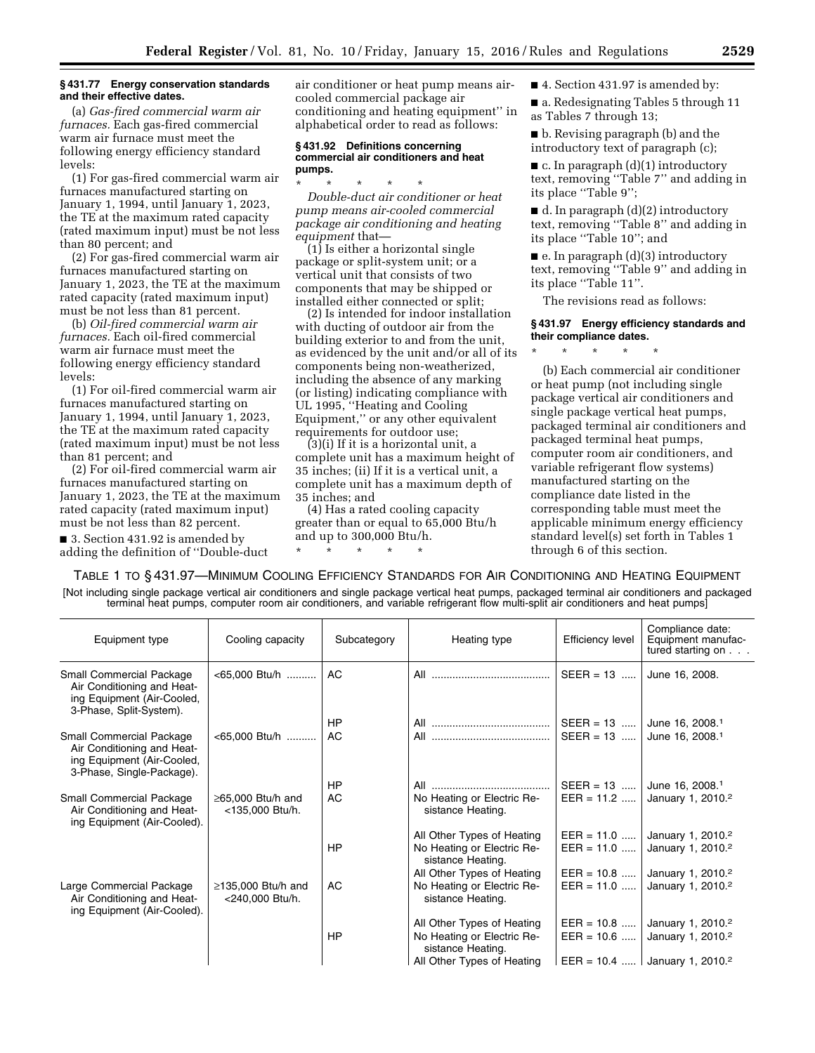### § 431.77 Energy conservation standards and their effective dates.

(a) *Gas-fired commercial warm air furnaces.* Each gas-fired commercial warm air furnace must meet the following energy efficiency standard levels:

(1) For gas-fired commercial warm air furnaces manufactured starting on January 1, 1994, until January 1, 2023, the TE at the maximum rated capacity (rated maximum input) must be not less than 80 percent; and

(2) For gas-fired commercial warm air furnaces manufactured starting on January 1, 2023, the TE at the maximum rated capacity (rated maximum input) must be not less than 81 percent.

(b) *Oil-fired commercial warm air furnaces.* Each oil-fired commercial warm air furnace must meet the following energy efficiency standard levels:

(1) For oil-fired commercial warm air furnaces manufactured starting on January 1, 1994, until January 1, 2023, the TE at the maximum rated capacity (rated maximum input) must be not less than 81 percent; and

(2) For oil-fired commercial warm air furnaces manufactured starting on January 1, 2023, the TE at the maximum rated capacity (rated maximum input) must be not less than 82 percent.

■ 3. Section 431.92 is amended by adding the definition of ''Double-duct air conditioner or heat pump means air-cooled commercial package air conditioning and heating equipment'' in alphabetical order to read as follows:

### § 431.92 Definitions concerning commercial air conditioners and heat pumps.

\* \* \* \* \*

*Double-duct air conditioner or heat pump means air-cooled commercial package air conditioning and heating equipment* that—

(1) Is either a horizontal single package or split-system unit; or a vertical unit that consists of two components that may be shipped or installed either connected or split;

(2) Is intended for indoor installation with ducting of outdoor air from the building exterior to and from the unit, as evidenced by the unit and/or all of its components being non-weatherized, including the absence of any marking (or listing) indicating compliance with UL 1995, ''Heating and Cooling Equipment,'' or any other equivalent requirements for outdoor use;

(3)(i) If it is a horizontal unit, a complete unit has a maximum height of 35 inches; (ii) If it is a vertical unit, a complete unit has a maximum depth of 35 inches; and

(4) Has a rated cooling capacity greater than or equal to 65,000 Btu/h and up to 300,000 Btu/h.

\* \* \* \* \*

■ 4. Section 431.97 is amended by:

■ a. Redesignating Tables 5 through 11 as Tables 7 through 13;

■ b. Revising paragraph (b) and the introductory text of paragraph (c);

■ c. In paragraph (d)(1) introductory text, removing ''Table 7'' and adding in its place ''Table 9'';

■ d. In paragraph (d)(2) introductory text, removing ''Table 8'' and adding in its place ''Table 10''; and

■ e. In paragraph (d)(3) introductory text, removing ''Table 9'' and adding in its place ''Table 11''.

The revisions read as follows:

### § 431.97 Energy efficiency standards and their compliance dates.

\* \* \* \* \*

(b) Each commercial air conditioner or heat pump (not including single package vertical air conditioners and single package vertical heat pumps, packaged terminal air conditioners and packaged terminal heat pumps, computer room air conditioners, and variable refrigerant flow systems) manufactured starting on the compliance date listed in the corresponding table must meet the applicable minimum energy efficiency standard level(s) set forth in Tables 1 through 6 of this section.

TABLE 1 TO § 431.97—MINIMUM COOLING EFFICIENCY STANDARDS FOR AIR CONDITIONING AND HEATING EQUIPMENT

[Not including single package vertical air conditioners and single package vertical heat pumps, packaged terminal air conditioners and packaged terminal heat pumps, computer room air conditioners, and variable refrigerant flow multi-split air conditioners and heat pumps]

| Equipment type | Cooling capacity | Subcategory | Heating type | Efficiency level | Compliance date: Equipment manufactured starting on . . . |
|---|---|---|---|---|---|
| Small Commercial Package Air Conditioning and Heating Equipment (Air-Cooled, 3-Phase, Split-System). | <65,000 Btu/h | AC | All | SEER = 13 | June 16, 2008. |
| | | HP | All | SEER = 13 | June 16, 2008.[1] |
| Small Commercial Package Air Conditioning and Heating Equipment (Air-Cooled, 3-Phase, Single-Package). | <65,000 Btu/h | AC | All | SEER = 13 | June 16, 2008.[1] |
| | | HP | All | SEER = 13 | June 16, 2008.[1] |
| Small Commercial Package Air Conditioning and Heating Equipment (Air-Cooled). | ≥65,000 Btu/h and <135,000 Btu/h. | AC | No Heating or Electric Resistance Heating. | EER = 11.2 | January 1, 2010.[2] |
| | | | All Other Types of Heating | EER = 11.0 | January 1, 2010.[2] |
| | | HP | No Heating or Electric Resistance Heating. | EER = 11.0 | January 1, 2010.[2] |
| | | | All Other Types of Heating | EER = 10.8 | January 1, 2010.[2] |
| Large Commercial Package Air Conditioning and Heating Equipment (Air-Cooled). | ≥135,000 Btu/h and <240,000 Btu/h. | AC | No Heating or Electric Resistance Heating. | EER = 11.0 | January 1, 2010.[2] |
| | | | All Other Types of Heating | EER = 10.8 | January 1, 2010.[2] |
| | | HP | No Heating or Electric Resistance Heating. | EER = 10.6 | January 1, 2010.[2] |
| | | | All Other Types of Heating | EER = 10.4 | January 1, 2010.[2] |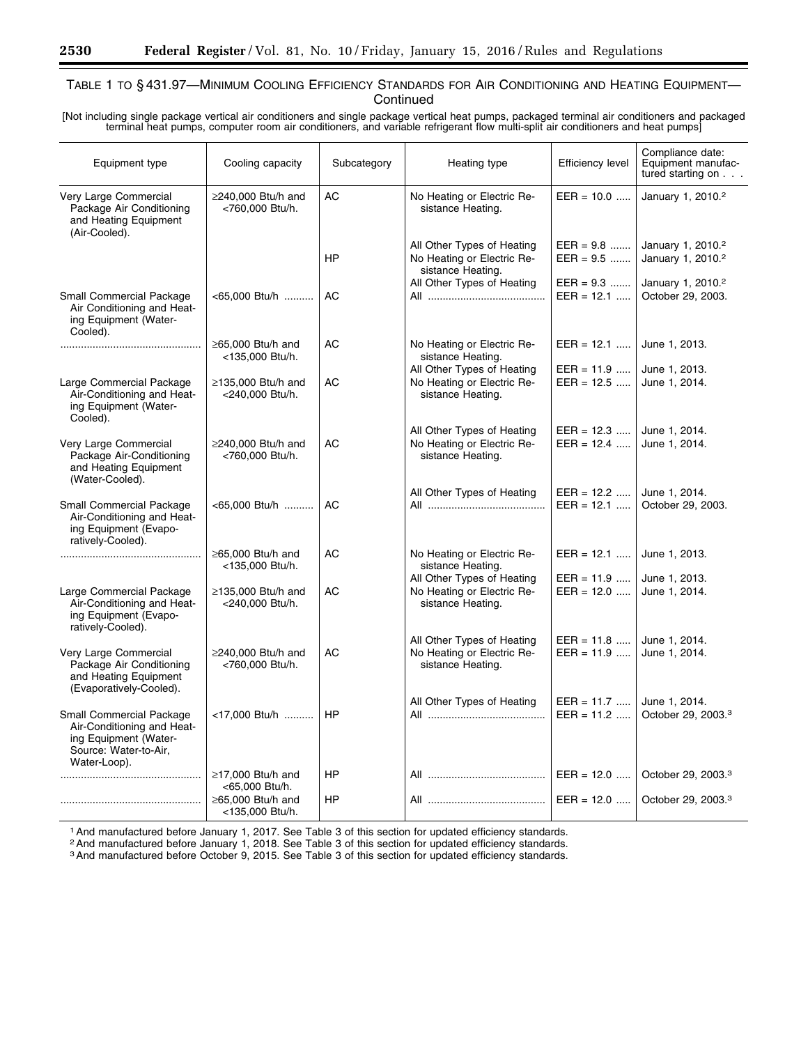TABLE 1 TO § 431.97—MINIMUM COOLING EFFICIENCY STANDARDS FOR AIR CONDITIONING AND HEATING EQUIPMENT—Continued

[Not including single package vertical air conditioners and single package vertical heat pumps, packaged terminal air conditioners and packaged terminal heat pumps, computer room air conditioners, and variable refrigerant flow multi-split air conditioners and heat pumps]

| Equipment type | Cooling capacity | Subcategory | Heating type | Efficiency level | Compliance date: Equipment manufactured starting on . . . |
|---|---|---|---|---|---|
| Very Large Commercial Package Air Conditioning and Heating Equipment (Air-Cooled). | ≥240,000 Btu/h and <760,000 Btu/h. | AC | No Heating or Electric Resistance Heating. | EER = 10.0 | January 1, 2010.[2] |
| | | | All Other Types of Heating | EER = 9.8 | January 1, 2010.[2] |
| | | HP | No Heating or Electric Resistance Heating. | EER = 9.5 | January 1, 2010.[2] |
| | | | All Other Types of Heating | EER = 9.3 | January 1, 2010.[2] |
| Small Commercial Package Air Conditioning and Heating Equipment (Water-Cooled). | <65,000 Btu/h | AC | All | EER = 12.1 | October 29, 2003. |
| ............................................... | ≥65,000 Btu/h and <135,000 Btu/h. | AC | No Heating or Electric Resistance Heating. | EER = 12.1 | June 1, 2013. |
| | | | All Other Types of Heating | EER = 11.9 | June 1, 2013. |
| Large Commercial Package Air-Conditioning and Heating Equipment (Water-Cooled). | ≥135,000 Btu/h and <240,000 Btu/h. | AC | No Heating or Electric Resistance Heating. | EER = 12.5 | June 1, 2014. |
| | | | All Other Types of Heating | EER = 12.3 | June 1, 2014. |
| Very Large Commercial Package Air-Conditioning and Heating Equipment (Water-Cooled). | ≥240,000 Btu/h and <760,000 Btu/h. | AC | No Heating or Electric Resistance Heating. | EER = 12.4 | June 1, 2014. |
| | | | All Other Types of Heating | EER = 12.2 | June 1, 2014. |
| Small Commercial Package Air-Conditioning and Heating Equipment (Evaporatively-Cooled). | <65,000 Btu/h | AC | All | EER = 12.1 | October 29, 2003. |
| ............................................... | ≥65,000 Btu/h and <135,000 Btu/h. | AC | No Heating or Electric Resistance Heating. | EER = 12.1 | June 1, 2013. |
| | | | All Other Types of Heating | EER = 11.9 | June 1, 2013. |
| Large Commercial Package Air-Conditioning and Heating Equipment (Evaporatively-Cooled). | ≥135,000 Btu/h and <240,000 Btu/h. | AC | No Heating or Electric Resistance Heating. | EER = 12.0 | June 1, 2014. |
| | | | All Other Types of Heating | EER = 11.8 | June 1, 2014. |
| Very Large Commercial Package Air Conditioning and Heating Equipment (Evaporatively-Cooled). | ≥240,000 Btu/h and <760,000 Btu/h. | AC | No Heating or Electric Resistance Heating. | EER = 11.9 | June 1, 2014. |
| | | | All Other Types of Heating | EER = 11.7 | June 1, 2014. |
| Small Commercial Package Air-Conditioning and Heating Equipment (Water-Source: Water-to-Air, Water-Loop). | <17,000 Btu/h | HP | All | EER = 11.2 | October 29, 2003.[3] |
| ............................................... | ≥17,000 Btu/h and <65,000 Btu/h. | HP | All | EER = 12.0 | October 29, 2003.[3] |
| ............................................... | ≥65,000 Btu/h and <135,000 Btu/h. | HP | All | EER = 12.0 | October 29, 2003.[3] |

[1] And manufactured before January 1, 2017. See Table 3 of this section for updated efficiency standards.

[2] And manufactured before January 1, 2018. See Table 3 of this section for updated efficiency standards.

[3] And manufactured before October 9, 2015. See Table 3 of this section for updated efficiency standards.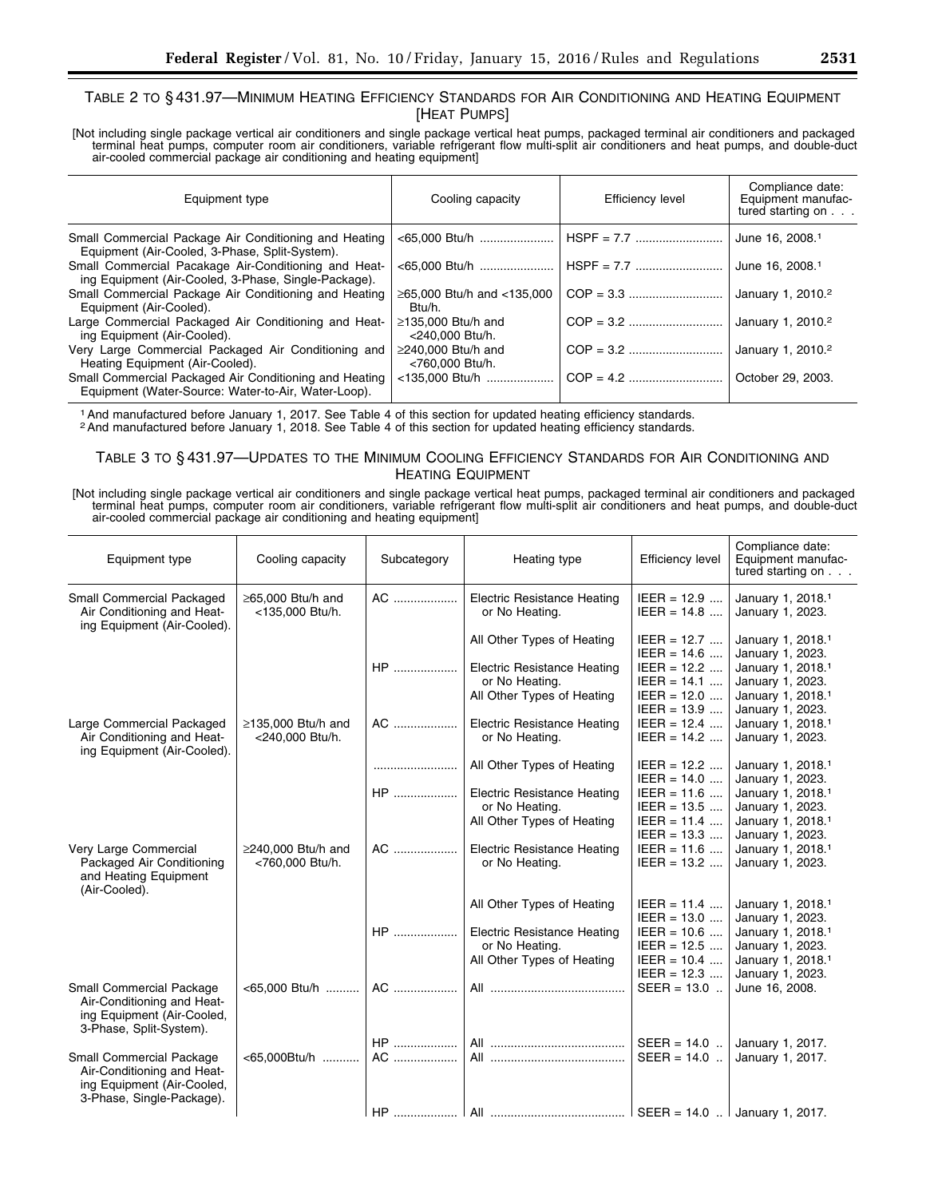TABLE 2 TO § 431.97—MINIMUM HEATING EFFICIENCY STANDARDS FOR AIR CONDITIONING AND HEATING EQUIPMENT [HEAT PUMPS]

[Not including single package vertical air conditioners and single package vertical heat pumps, packaged terminal air conditioners and packaged terminal heat pumps, computer room air conditioners, variable refrigerant flow multi-split air conditioners and heat pumps, and double-duct air-cooled commercial package air conditioning and heating equipment]

| Equipment type | Cooling capacity | Efficiency level | Compliance date: Equipment manufactured starting on . . . |
|---|---|---|---|
| Small Commercial Package Air Conditioning and Heating Equipment (Air-Cooled, 3-Phase, Split-System). | <65,000 Btu/h | HSPF = 7.7 | June 16, 2008.[1] |
| Small Commercial Pacakage Air-Conditioning and Heating Equipment (Air-Cooled, 3-Phase, Single-Package). | <65,000 Btu/h | HSPF = 7.7 | June 16, 2008.[1] |
| Small Commercial Package Air Conditioning and Heating Equipment (Air-Cooled). | ≥65,000 Btu/h and <135,000 Btu/h. | COP = 3.3 | January 1, 2010.[2] |
| Large Commercial Package Air Conditioning and Heating Equipment (Air-Cooled). | ≥135,000 Btu/h and <240,000 Btu/h. | COP = 3.2 | January 1, 2010.[2] |
| Very Large Commercial Packaged Air Conditioning and Heating Equipment (Air-Cooled). | ≥240,000 Btu/h and <760,000 Btu/h. | COP = 3.2 | January 1, 2010.[2] |
| Small Commercial Packaged Air Conditioning and Heating Equipment (Water-Source: Water-to-Air, Water-Loop). | <135,000 Btu/h | COP = 4.2 | October 29, 2003. |

[1] And manufactured before January 1, 2017. See Table 4 of this section for updated heating efficiency standards.
[2] And manufactured before January 1, 2018. See Table 4 of this section for updated heating efficiency standards.

TABLE 3 TO § 431.97—UPDATES TO THE MINIMUM COOLING EFFICIENCY STANDARDS FOR AIR CONDITIONING AND HEATING EQUIPMENT

[Not including single package vertical air conditioners and single package vertical heat pumps, packaged terminal air conditioners and packaged terminal heat pumps, computer room air conditioners, variable refrigerant flow multi-split air conditioners and heat pumps, and double-duct air-cooled commercial package air conditioning and heating equipment]

| Equipment type | Cooling capacity | Subcategory | Heating type | Efficiency level | Compliance date: Equipment manufactured starting on . . . |
|---|---|---|---|---|---|
| Small Commercial Packaged Air Conditioning and Heating Equipment (Air-Cooled). | ≥65,000 Btu/h and <135,000 Btu/h. | AC | Electric Resistance Heating or No Heating. | IEER = 12.9<br>IEER = 14.8 | January 1, 2018.[1]<br>January 1, 2023. |
| | | | All Other Types of Heating | IEER = 12.7<br>IEER = 14.6 | January 1, 2018.[1]<br>January 1, 2023. |
| | | HP | Electric Resistance Heating or No Heating. | IEER = 12.2<br>IEER = 14.1 | January 1, 2018.[1]<br>January 1, 2023. |
| | | | All Other Types of Heating | IEER = 12.0<br>IEER = 13.9 | January 1, 2018.[1]<br>January 1, 2023. |
| Large Commercial Packaged Air Conditioning and Heating Equipment (Air-Cooled). | ≥135,000 Btu/h and <240,000 Btu/h. | AC | Electric Resistance Heating or No Heating. | IEER = 12.4<br>IEER = 14.2 | January 1, 2018.[1]<br>January 1, 2023. |
| | | | All Other Types of Heating | IEER = 12.2<br>IEER = 14.0 | January 1, 2018.[1]<br>January 1, 2023. |
| | | HP | Electric Resistance Heating or No Heating. | IEER = 11.6<br>IEER = 13.5 | January 1, 2018.[1]<br>January 1, 2023. |
| | | | All Other Types of Heating | IEER = 11.4<br>IEER = 13.3 | January 1, 2018.[1]<br>January 1, 2023. |
| Very Large Commercial Packaged Air Conditioning and Heating Equipment (Air-Cooled). | ≥240,000 Btu/h and <760,000 Btu/h. | AC | Electric Resistance Heating or No Heating. | IEER = 11.6<br>IEER = 13.2 | January 1, 2018.[1]<br>January 1, 2023. |
| | | | All Other Types of Heating | IEER = 11.4<br>IEER = 13.0 | January 1, 2018.[1]<br>January 1, 2023. |
| | | HP | Electric Resistance Heating or No Heating. | IEER = 10.6<br>IEER = 12.5 | January 1, 2018.[1]<br>January 1, 2023. |
| | | | All Other Types of Heating | IEER = 10.4<br>IEER = 12.3 | January 1, 2018.[1]<br>January 1, 2023. |
| Small Commercial Package Air-Conditioning and Heating Equipment (Air-Cooled, 3-Phase, Split-System). | <65,000 Btu/h | AC | All | SEER = 13.0 | June 16, 2008. |
| | | HP | All | SEER = 14.0 | January 1, 2017. |
| Small Commercial Package Air-Conditioning and Heating Equipment (Air-Cooled, 3-Phase, Single-Package). | <65,000Btu/h | AC | All | SEER = 14.0 | January 1, 2017. |
| | | HP | All | SEER = 14.0 | January 1, 2017. |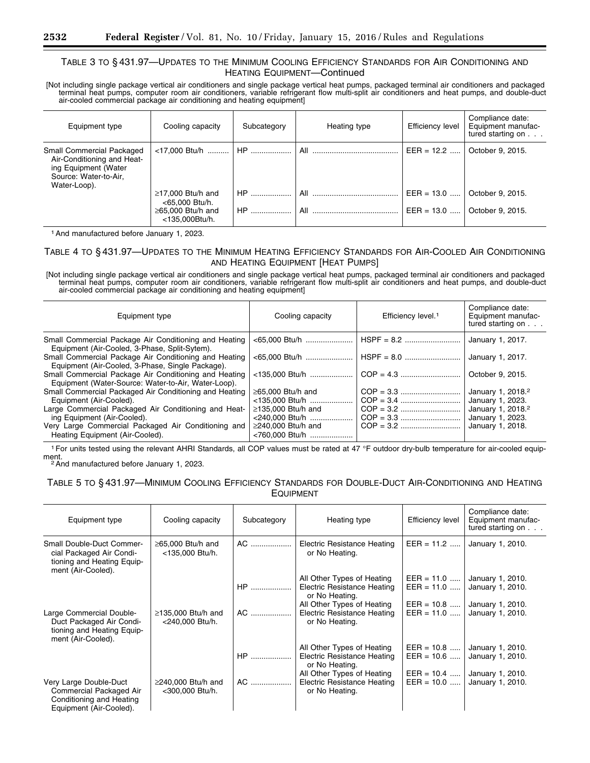TABLE 3 TO § 431.97—UPDATES TO THE MINIMUM COOLING EFFICIENCY STANDARDS FOR AIR CONDITIONING AND HEATING EQUIPMENT—Continued

[Not including single package vertical air conditioners and single package vertical heat pumps, packaged terminal air conditioners and packaged terminal heat pumps, computer room air conditioners, variable refrigerant flow multi-split air conditioners and heat pumps, and double-duct air-cooled commercial package air conditioning and heating equipment]

| Equipment type | Cooling capacity | Subcategory | Heating type | Efficiency level | Compliance date: Equipment manufactured starting on . . . |
|---|---|---|---|---|---|
| Small Commercial Packaged Air-Conditioning and Heating Equipment (Water Source: Water-to-Air, Water-Loop). | <17,000 Btu/h | HP | All | EER = 12.2 | October 9, 2015. |
| | ≥17,000 Btu/h and <65,000 Btu/h. | HP | All | EER = 13.0 | October 9, 2015. |
| | ≥65,000 Btu/h and <135,000Btu/h. | HP | All | EER = 13.0 | October 9, 2015. |

[1] And manufactured before January 1, 2023.

TABLE 4 TO § 431.97—UPDATES TO THE MINIMUM HEATING EFFICIENCY STANDARDS FOR AIR-COOLED AIR CONDITIONING AND HEATING EQUIPMENT [HEAT PUMPS]

[Not including single package vertical air conditioners and single package vertical heat pumps, packaged terminal air conditioners and packaged terminal heat pumps, computer room air conditioners, variable refrigerant flow multi-split air conditioners and heat pumps, and double-duct air-cooled commercial package air conditioning and heating equipment]

| Equipment type | Cooling capacity | Efficiency level.[1] | Compliance date: Equipment manufactured starting on . . . |
|---|---|---|---|
| Small Commercial Package Air Conditioning and Heating Equipment (Air-Cooled, 3-Phase, Split-Sytem). | <65,000 Btu/h | HSPF = 8.2 | January 1, 2017. |
| Small Commercial Package Air Conditioning and Heating Equipment (Air-Cooled, 3-Phase, Single Package). | <65,000 Btu/h | HSPF = 8.0 | January 1, 2017. |
| Small Commercial Package Air Conditioning and Heating Equipment (Water-Source: Water-to-Air, Water-Loop). | <135,000 Btu/h | COP = 4.3 | October 9, 2015. |
| Small Commercial Packaged Air Conditioning and Heating Equipment (Air-Cooled). | ≥65,000 Btu/h and <135,000 Btu/h | COP = 3.3<br>COP = 3.4 | January 1, 2018.[2]<br>January 1, 2023. |
| Large Commercial Packaged Air Conditioning and Heating Equipment (Air-Cooled). | ≥135,000 Btu/h and <240,000 Btu/h | COP = 3.2<br>COP = 3.3 | January 1, 2018.[2]<br>January 1, 2023. |
| Very Large Commercial Packaged Air Conditioning and Heating Equipment (Air-Cooled). | ≥240,000 Btu/h and <760,000 Btu/h | COP = 3.2 | January 1, 2018. |

[1] For units tested using the relevant AHRI Standards, all COP values must be rated at 47 °F outdoor dry-bulb temperature for air-cooled equipment.
[2] And manufactured before January 1, 2023.

TABLE 5 TO § 431.97—MINIMUM COOLING EFFICIENCY STANDARDS FOR DOUBLE-DUCT AIR-CONDITIONING AND HEATING EQUIPMENT

| Equipment type | Cooling capacity | Subcategory | Heating type | Efficiency level | Compliance date: Equipment manufactured starting on . . . |
|---|---|---|---|---|---|
| Small Double-Duct Commercial Packaged Air Conditioning and Heating Equipment (Air-Cooled). | ≥65,000 Btu/h and <135,000 Btu/h. | AC | Electric Resistance Heating or No Heating. | EER = 11.2 | January 1, 2010. |
| | | | All Other Types of Heating | EER = 11.0 | January 1, 2010. |
| | | HP | Electric Resistance Heating or No Heating. | EER = 11.0 | January 1, 2010. |
| | | | All Other Types of Heating | EER = 10.8 | January 1, 2010. |
| Large Commercial Double-Duct Packaged Air Conditioning and Heating Equipment (Air-Cooled). | ≥135,000 Btu/h and <240,000 Btu/h. | AC | Electric Resistance Heating or No Heating. | EER = 11.0 | January 1, 2010. |
| | | | All Other Types of Heating | EER = 10.8 | January 1, 2010. |
| | | HP | Electric Resistance Heating or No Heating. | EER = 10.6 | January 1, 2010. |
| | | | All Other Types of Heating | EER = 10.4 | January 1, 2010. |
| Very Large Double-Duct Commercial Packaged Air Conditioning and Heating Equipment (Air-Cooled). | ≥240,000 Btu/h and <300,000 Btu/h. | AC | Electric Resistance Heating or No Heating. | EER = 10.0 | January 1, 2010. |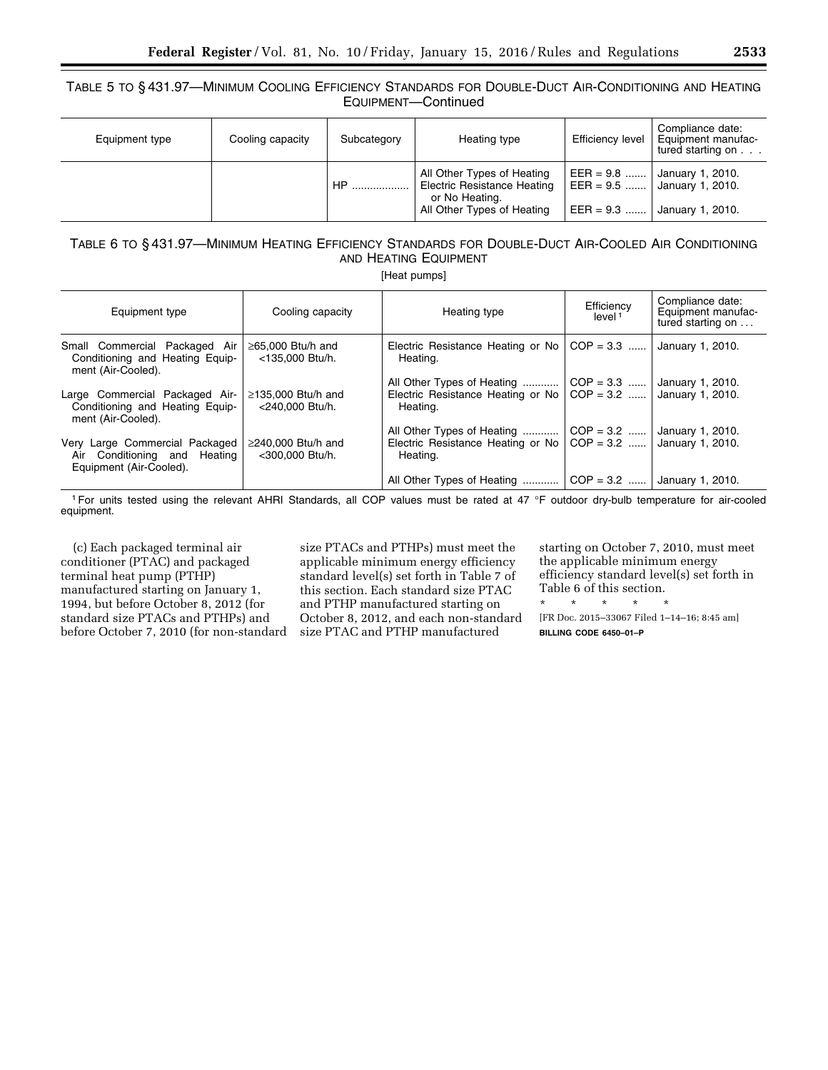TABLE 5 TO § 431.97—MINIMUM COOLING EFFICIENCY STANDARDS FOR DOUBLE-DUCT AIR-CONDITIONING AND HEATING EQUIPMENT—Continued

| Equipment type | Cooling capacity | Subcategory | Heating type | Efficiency level | Compliance date: Equipment manufactured starting on . . . |
|---|---|---|---|---|---|
| | | | All Other Types of Heating | EER = 9.8 | January 1, 2010. |
| | | HP | Electric Resistance Heating or No Heating. | EER = 9.5 | January 1, 2010. |
| | | | All Other Types of Heating | EER = 9.3 | January 1, 2010. |

TABLE 6 TO § 431.97—MINIMUM HEATING EFFICIENCY STANDARDS FOR DOUBLE-DUCT AIR-COOLED AIR CONDITIONING AND HEATING EQUIPMENT

[Heat pumps]

| Equipment type | Cooling capacity | Heating type | Efficiency level [1] | Compliance date: Equipment manufactured starting on . . . |
|---|---|---|---|---|
| Small Commercial Packaged Air Conditioning and Heating Equipment (Air-Cooled). | ≥65,000 Btu/h and <135,000 Btu/h. | Electric Resistance Heating or No Heating. | COP = 3.3 | January 1, 2010. |
| | | All Other Types of Heating | COP = 3.3 | January 1, 2010. |
| Large Commercial Packaged Air-Conditioning and Heating Equipment (Air-Cooled). | ≥135,000 Btu/h and <240,000 Btu/h. | Electric Resistance Heating or No Heating. | COP = 3.2 | January 1, 2010. |
| | | All Other Types of Heating | COP = 3.2 | January 1, 2010. |
| Very Large Commercial Packaged Air Conditioning and Heating Equipment (Air-Cooled). | ≥240,000 Btu/h and <300,000 Btu/h. | Electric Resistance Heating or No Heating. | COP = 3.2 | January 1, 2010. |
| | | All Other Types of Heating | COP = 3.2 | January 1, 2010. |

[1] For units tested using the relevant AHRI Standards, all COP values must be rated at 47 °F outdoor dry-bulb temperature for air-cooled equipment.

(c) Each packaged terminal air conditioner (PTAC) and packaged terminal heat pump (PTHP) manufactured starting on January 1, 1994, but before October 8, 2012 (for standard size PTACs and PTHPs) and before October 7, 2010 (for non-standard size PTACs and PTHPs) must meet the applicable minimum energy efficiency standard level(s) set forth in Table 7 of this section. Each standard size PTAC and PTHP manufactured starting on October 8, 2012, and each non-standard size PTAC and PTHP manufactured starting on October 7, 2010, must meet the applicable minimum energy efficiency standard level(s) set forth in Table 6 of this section.

\* \* \* \* \*

[FR Doc. 2015–33067 Filed 1–14–16; 8:45 am]

**BILLING CODE 6450–01–P**